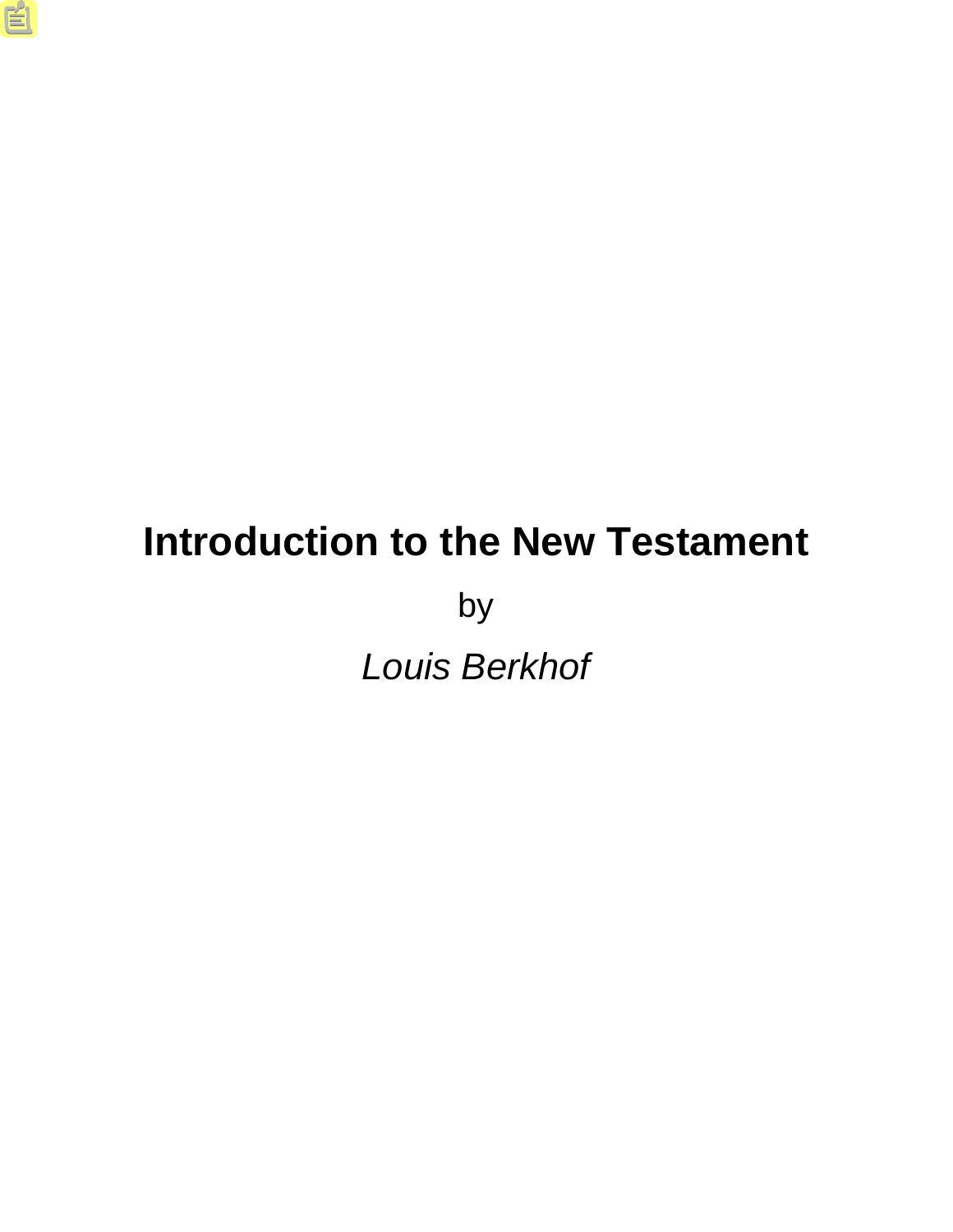# Introduction to the New Testament

by

*Louis Berkhof*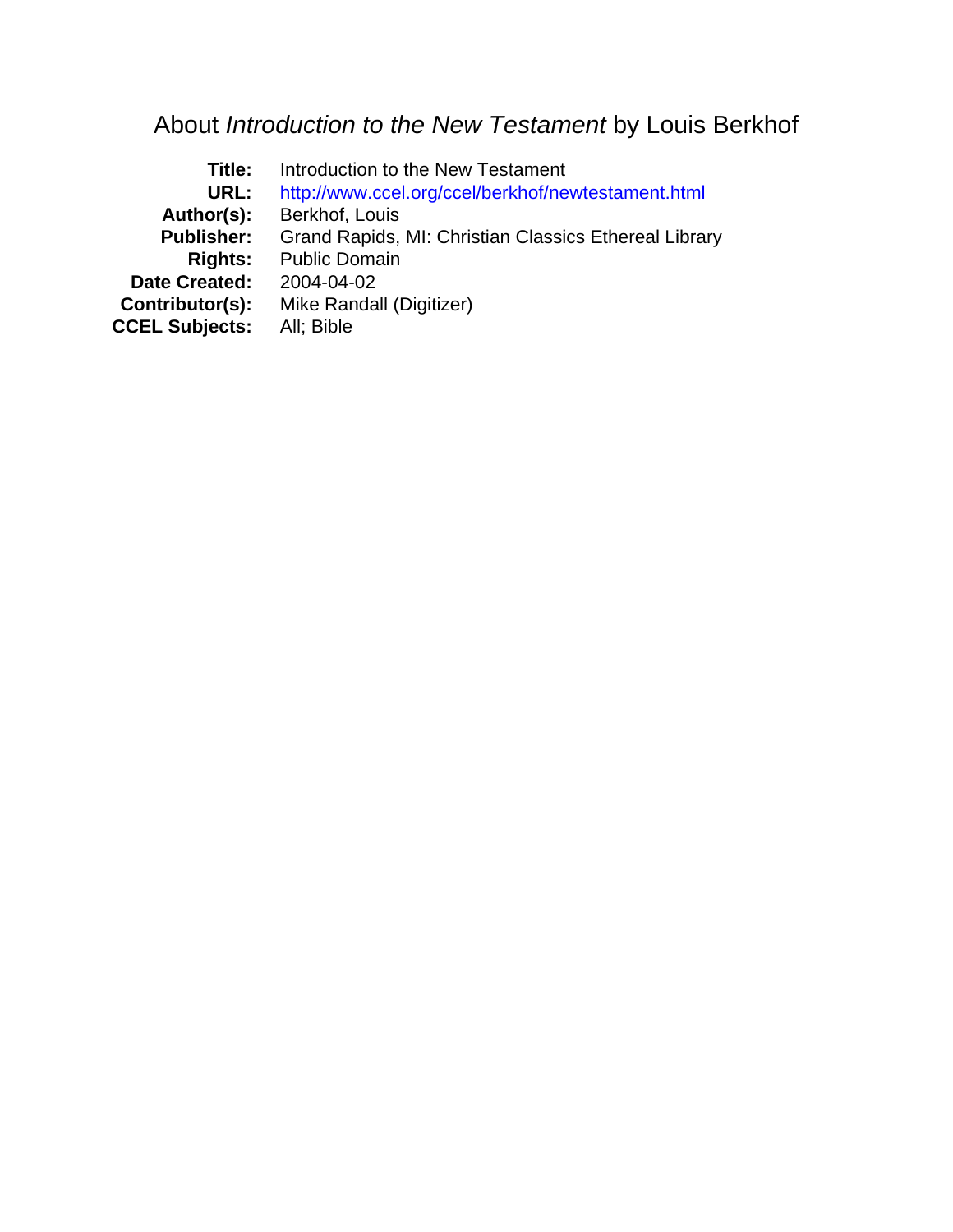# About *Introduction to the New Testament* by Louis Berkhof

| | |
|---|---|
| **Title:** | Introduction to the New Testament |
| **URL:** | http://www.ccel.org/ccel/berkhof/newtestament.html |
| **Author(s):** | Berkhof, Louis |
| **Publisher:** | Grand Rapids, MI: Christian Classics Ethereal Library |
| **Rights:** | Public Domain |
| **Date Created:** | 2004-04-02 |
| **Contributor(s):** | Mike Randall (Digitizer) |
| **CCEL Subjects:** | All; Bible |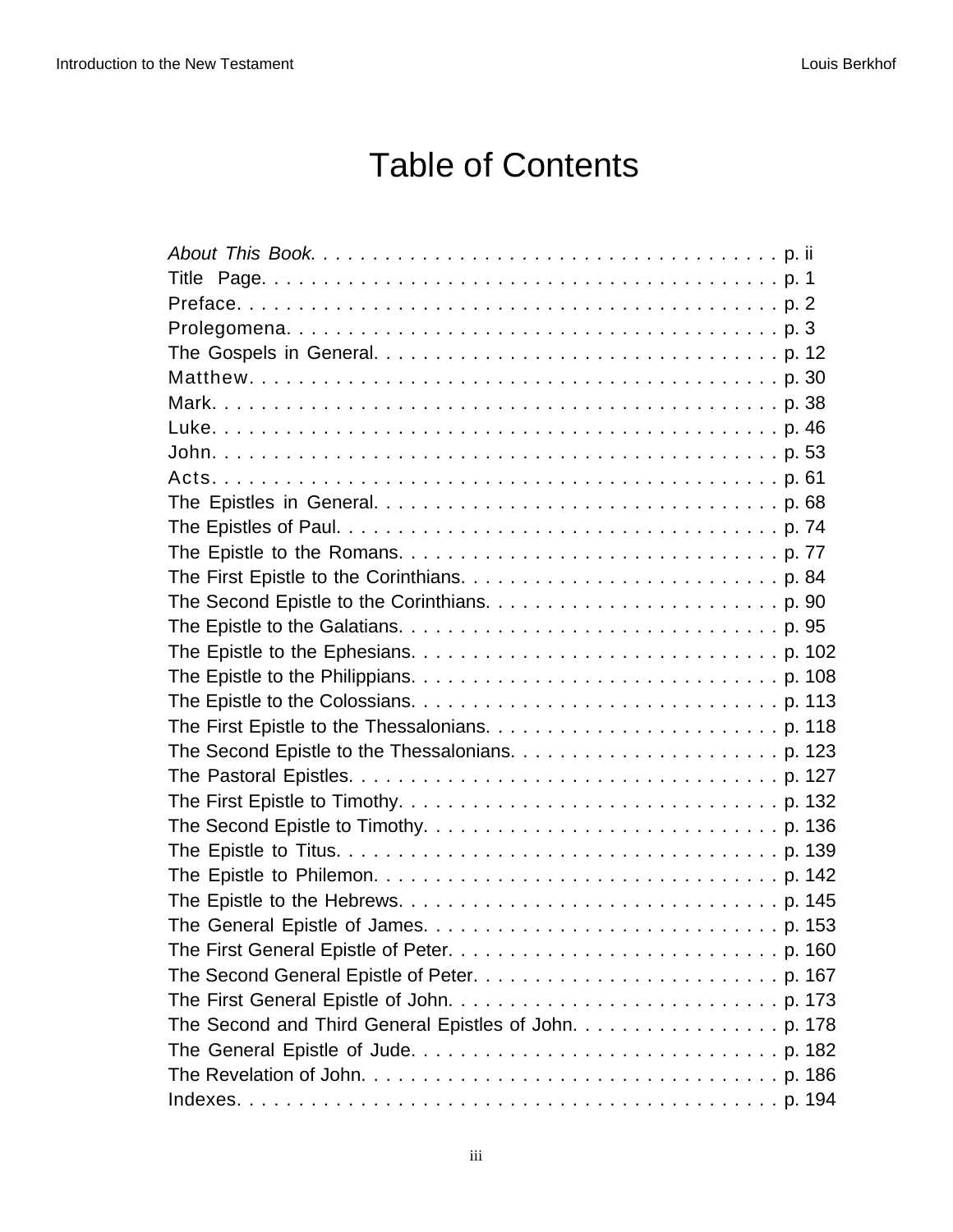# Table of Contents

*About This Book.* . . . . . . . . . . . . . . . . . . . . . . . . . . . . . . . . . . . . . p. ii
Title Page. . . . . . . . . . . . . . . . . . . . . . . . . . . . . . . . . . . . . . . . . . p. 1
Preface. . . . . . . . . . . . . . . . . . . . . . . . . . . . . . . . . . . . . . . . . . . p. 2
Prolegomena. . . . . . . . . . . . . . . . . . . . . . . . . . . . . . . . . . . . . . . p. 3
The Gospels in General. . . . . . . . . . . . . . . . . . . . . . . . . . . . . . . . p. 12
Matthew. . . . . . . . . . . . . . . . . . . . . . . . . . . . . . . . . . . . . . . . . . p. 30
Mark. . . . . . . . . . . . . . . . . . . . . . . . . . . . . . . . . . . . . . . . . . . . p. 38
Luke. . . . . . . . . . . . . . . . . . . . . . . . . . . . . . . . . . . . . . . . . . . . p. 46
John. . . . . . . . . . . . . . . . . . . . . . . . . . . . . . . . . . . . . . . . . . . . p. 53
Acts. . . . . . . . . . . . . . . . . . . . . . . . . . . . . . . . . . . . . . . . . . . . . p. 61
The Epistles in General. . . . . . . . . . . . . . . . . . . . . . . . . . . . . . . . p. 68
The Epistles of Paul. . . . . . . . . . . . . . . . . . . . . . . . . . . . . . . . . . p. 74
The Epistle to the Romans. . . . . . . . . . . . . . . . . . . . . . . . . . . . . . p. 77
The First Epistle to the Corinthians. . . . . . . . . . . . . . . . . . . . . . . . p. 84
The Second Epistle to the Corinthians. . . . . . . . . . . . . . . . . . . . . . p. 90
The Epistle to the Galatians. . . . . . . . . . . . . . . . . . . . . . . . . . . . . p. 95
The Epistle to the Ephesians. . . . . . . . . . . . . . . . . . . . . . . . . . . . p. 102
The Epistle to the Philippians. . . . . . . . . . . . . . . . . . . . . . . . . . . . p. 108
The Epistle to the Colossians. . . . . . . . . . . . . . . . . . . . . . . . . . . . p. 113
The First Epistle to the Thessalonians. . . . . . . . . . . . . . . . . . . . . . p. 118
The Second Epistle to the Thessalonians. . . . . . . . . . . . . . . . . . . . p. 123
The Pastoral Epistles. . . . . . . . . . . . . . . . . . . . . . . . . . . . . . . . . p. 127
The First Epistle to Timothy. . . . . . . . . . . . . . . . . . . . . . . . . . . . . p. 132
The Second Epistle to Timothy. . . . . . . . . . . . . . . . . . . . . . . . . . . p. 136
The Epistle to Titus. . . . . . . . . . . . . . . . . . . . . . . . . . . . . . . . . . p. 139
The Epistle to Philemon. . . . . . . . . . . . . . . . . . . . . . . . . . . . . . . p. 142
The Epistle to the Hebrews. . . . . . . . . . . . . . . . . . . . . . . . . . . . . p. 145
The General Epistle of James. . . . . . . . . . . . . . . . . . . . . . . . . . . p. 153
The First General Epistle of Peter. . . . . . . . . . . . . . . . . . . . . . . . p. 160
The Second General Epistle of Peter. . . . . . . . . . . . . . . . . . . . . . p. 167
The First General Epistle of John. . . . . . . . . . . . . . . . . . . . . . . . . p. 173
The Second and Third General Epistles of John. . . . . . . . . . . . . . . p. 178
The General Epistle of Jude. . . . . . . . . . . . . . . . . . . . . . . . . . . . p. 182
The Revelation of John. . . . . . . . . . . . . . . . . . . . . . . . . . . . . . . . p. 186
Indexes. . . . . . . . . . . . . . . . . . . . . . . . . . . . . . . . . . . . . . . . . . p. 194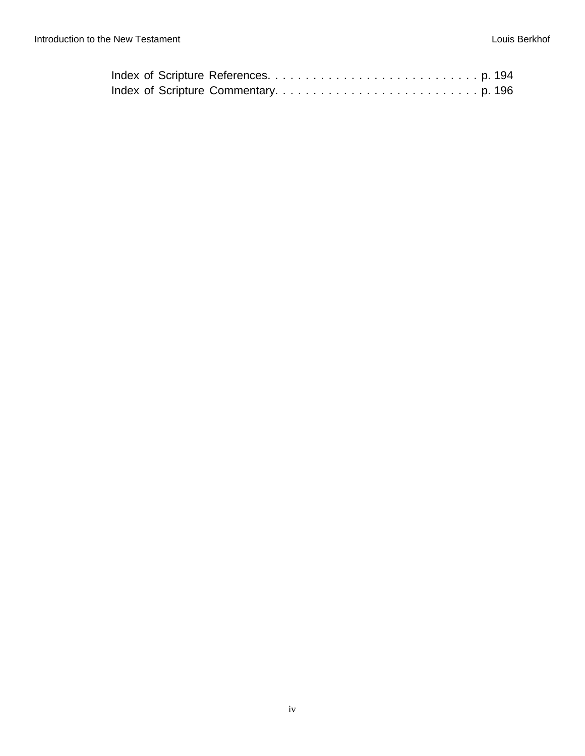Index of Scripture References. . . . . . . . . . . . . . . . . . . . . . . . . . . . p. 194
Index of Scripture Commentary. . . . . . . . . . . . . . . . . . . . . . . . . . . p. 196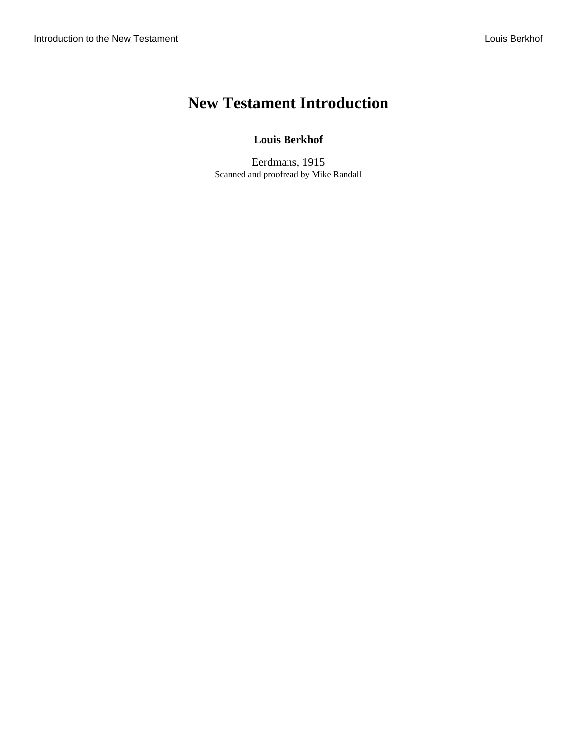# New Testament Introduction

**Louis Berkhof**

Eerdmans, 1915

Scanned and proofread by Mike Randall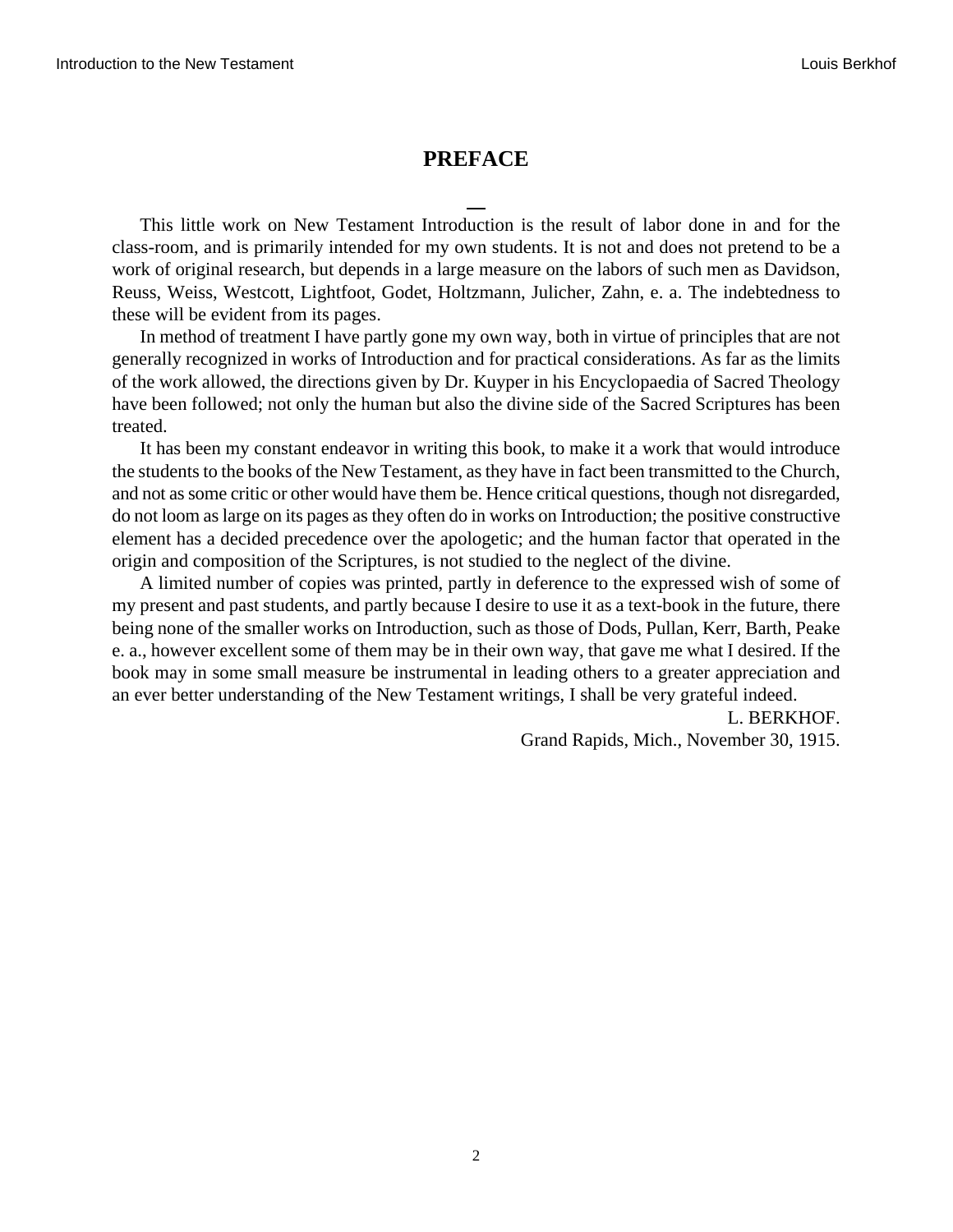# PREFACE

This little work on New Testament Introduction is the result of labor done in and for the class-room, and is primarily intended for my own students. It is not and does not pretend to be a work of original research, but depends in a large measure on the labors of such men as Davidson, Reuss, Weiss, Westcott, Lightfoot, Godet, Holtzmann, Julicher, Zahn, e. a. The indebtedness to these will be evident from its pages.

In method of treatment I have partly gone my own way, both in virtue of principles that are not generally recognized in works of Introduction and for practical considerations. As far as the limits of the work allowed, the directions given by Dr. Kuyper in his Encyclopaedia of Sacred Theology have been followed; not only the human but also the divine side of the Sacred Scriptures has been treated.

It has been my constant endeavor in writing this book, to make it a work that would introduce the students to the books of the New Testament, as they have in fact been transmitted to the Church, and not as some critic or other would have them be. Hence critical questions, though not disregarded, do not loom as large on its pages as they often do in works on Introduction; the positive constructive element has a decided precedence over the apologetic; and the human factor that operated in the origin and composition of the Scriptures, is not studied to the neglect of the divine.

A limited number of copies was printed, partly in deference to the expressed wish of some of my present and past students, and partly because I desire to use it as a text-book in the future, there being none of the smaller works on Introduction, such as those of Dods, Pullan, Kerr, Barth, Peake e. a., however excellent some of them may be in their own way, that gave me what I desired. If the book may in some small measure be instrumental in leading others to a greater appreciation and an ever better understanding of the New Testament writings, I shall be very grateful indeed.

L. BERKHOF.

Grand Rapids, Mich., November 30, 1915.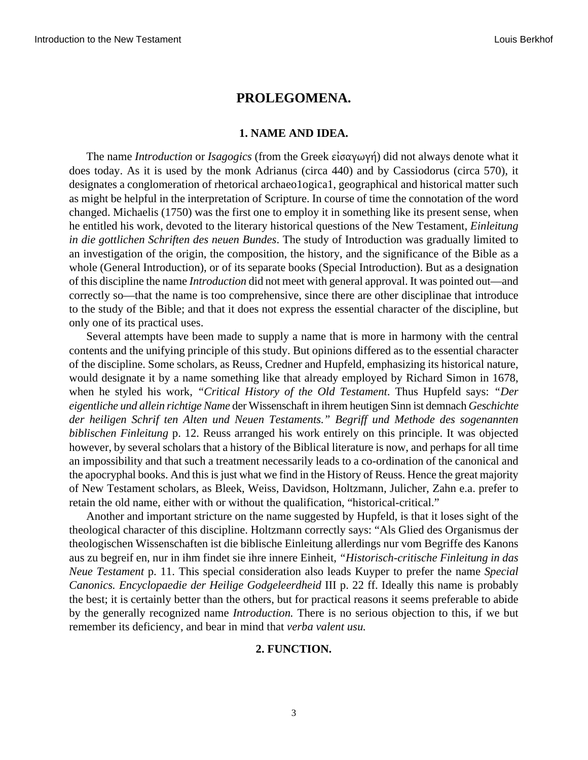# PROLEGOMENA.

## 1. NAME AND IDEA.

The name *Introduction* or *Isagogics* (from the Greek εἰσαγωγή) did not always denote what it does today. As it is used by the monk Adrianus (circa 440) and by Cassiodorus (circa 570), it designates a conglomeration of rhetorical archaeo1ogica1, geographical and historical matter such as might be helpful in the interpretation of Scripture. In course of time the connotation of the word changed. Michaelis (1750) was the first one to employ it in something like its present sense, when he entitled his work, devoted to the literary historical questions of the New Testament, *Einleitung in die gottlichen Schriften des neuen Bundes*. The study of Introduction was gradually limited to an investigation of the origin, the composition, the history, and the significance of the Bible as a whole (General Introduction), or of its separate books (Special Introduction). But as a designation of this discipline the name *Introduction* did not meet with general approval. It was pointed out—and correctly so—that the name is too comprehensive, since there are other disciplinae that introduce to the study of the Bible; and that it does not express the essential character of the discipline, but only one of its practical uses.

Several attempts have been made to supply a name that is more in harmony with the central contents and the unifying principle of this study. But opinions differed as to the essential character of the discipline. Some scholars, as Reuss, Credner and Hupfeld, emphasizing its historical nature, would designate it by a name something like that already employed by Richard Simon in 1678, when he styled his work, *"Critical History of the Old Testament*. Thus Hupfeld says: *"Der eigentliche und allein richtige Name* der Wissenschaft in ihrem heutigen Sinn ist demnach *Geschichte der heiligen Schrif ten Alten und Neuen Testaments." Begriff und Methode des sogenannten biblischen Finleitung* p. 12. Reuss arranged his work entirely on this principle. It was objected however, by several scholars that a history of the Biblical literature is now, and perhaps for all time an impossibility and that such a treatment necessarily leads to a co-ordination of the canonical and the apocryphal books. And this is just what we find in the History of Reuss. Hence the great majority of New Testament scholars, as Bleek, Weiss, Davidson, Holtzmann, Julicher, Zahn e.a. prefer to retain the old name, either with or without the qualification, "historical-critical."

Another and important stricture on the name suggested by Hupfeld, is that it loses sight of the theological character of this discipline. Holtzmann correctly says: "Als Glied des Organismus der theologischen Wissenschaften ist die biblische Einleitung allerdings nur vom Begriffe des Kanons aus zu begreif en, nur in ihm findet sie ihre innere Einheit, *"Historisch-critische Finleitung in das Neue Testament* p. 11. This special consideration also leads Kuyper to prefer the name *Special Canonics. Encyclopaedie der Heilige Godgeleerdheid* III p. 22 ff. Ideally this name is probably the best; it is certainly better than the others, but for practical reasons it seems preferable to abide by the generally recognized name *Introduction.* There is no serious objection to this, if we but remember its deficiency, and bear in mind that *verba valent usu.*

## 2. FUNCTION.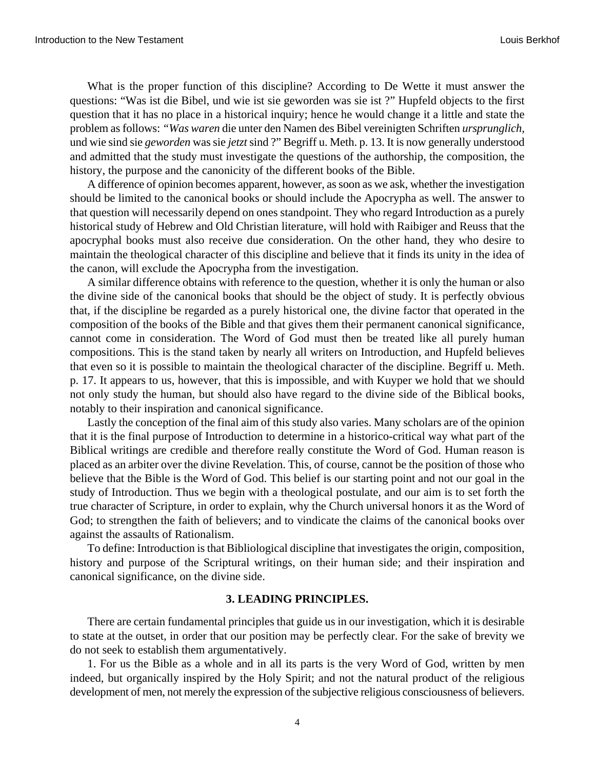What is the proper function of this discipline? According to De Wette it must answer the questions: “Was ist die Bibel, und wie ist sie geworden was sie ist ?” Hupfeld objects to the first question that it has no place in a historical inquiry; hence he would change it a little and state the problem as follows: *“Was waren* die unter den Namen des Bibel vereinigten Schriften *ursprunglich,* und wie sind sie *geworden* was sie *jetzt* sind ?” Begriff u. Meth. p. 13. It is now generally understood and admitted that the study must investigate the questions of the authorship, the composition, the history, the purpose and the canonicity of the different books of the Bible.

A difference of opinion becomes apparent, however, as soon as we ask, whether the investigation should be limited to the canonical books or should include the Apocrypha as well. The answer to that question will necessarily depend on ones standpoint. They who regard Introduction as a purely historical study of Hebrew and Old Christian literature, will hold with Raibiger and Reuss that the apocryphal books must also receive due consideration. On the other hand, they who desire to maintain the theological character of this discipline and believe that it finds its unity in the idea of the canon, will exclude the Apocrypha from the investigation.

A similar difference obtains with reference to the question, whether it is only the human or also the divine side of the canonical books that should be the object of study. It is perfectly obvious that, if the discipline be regarded as a purely historical one, the divine factor that operated in the composition of the books of the Bible and that gives them their permanent canonical significance, cannot come in consideration. The Word of God must then be treated like all purely human compositions. This is the stand taken by nearly all writers on Introduction, and Hupfeld believes that even so it is possible to maintain the theological character of the discipline. Begriff u. Meth. p. 17. It appears to us, however, that this is impossible, and with Kuyper we hold that we should not only study the human, but should also have regard to the divine side of the Biblical books, notably to their inspiration and canonical significance.

Lastly the conception of the final aim of this study also varies. Many scholars are of the opinion that it is the final purpose of Introduction to determine in a historico-critical way what part of the Biblical writings are credible and therefore really constitute the Word of God. Human reason is placed as an arbiter over the divine Revelation. This, of course, cannot be the position of those who believe that the Bible is the Word of God. This belief is our starting point and not our goal in the study of Introduction. Thus we begin with a theological postulate, and our aim is to set forth the true character of Scripture, in order to explain, why the Church universal honors it as the Word of God; to strengthen the faith of believers; and to vindicate the claims of the canonical books over against the assaults of Rationalism.

To define: Introduction is that Bibliological discipline that investigates the origin, composition, history and purpose of the Scriptural writings, on their human side; and their inspiration and canonical significance, on the divine side.

### 3. LEADING PRINCIPLES.

There are certain fundamental principles that guide us in our investigation, which it is desirable to state at the outset, in order that our position may be perfectly clear. For the sake of brevity we do not seek to establish them argumentatively.

1. For us the Bible as a whole and in all its parts is the very Word of God, written by men indeed, but organically inspired by the Holy Spirit; and not the natural product of the religious development of men, not merely the expression of the subjective religious consciousness of believers.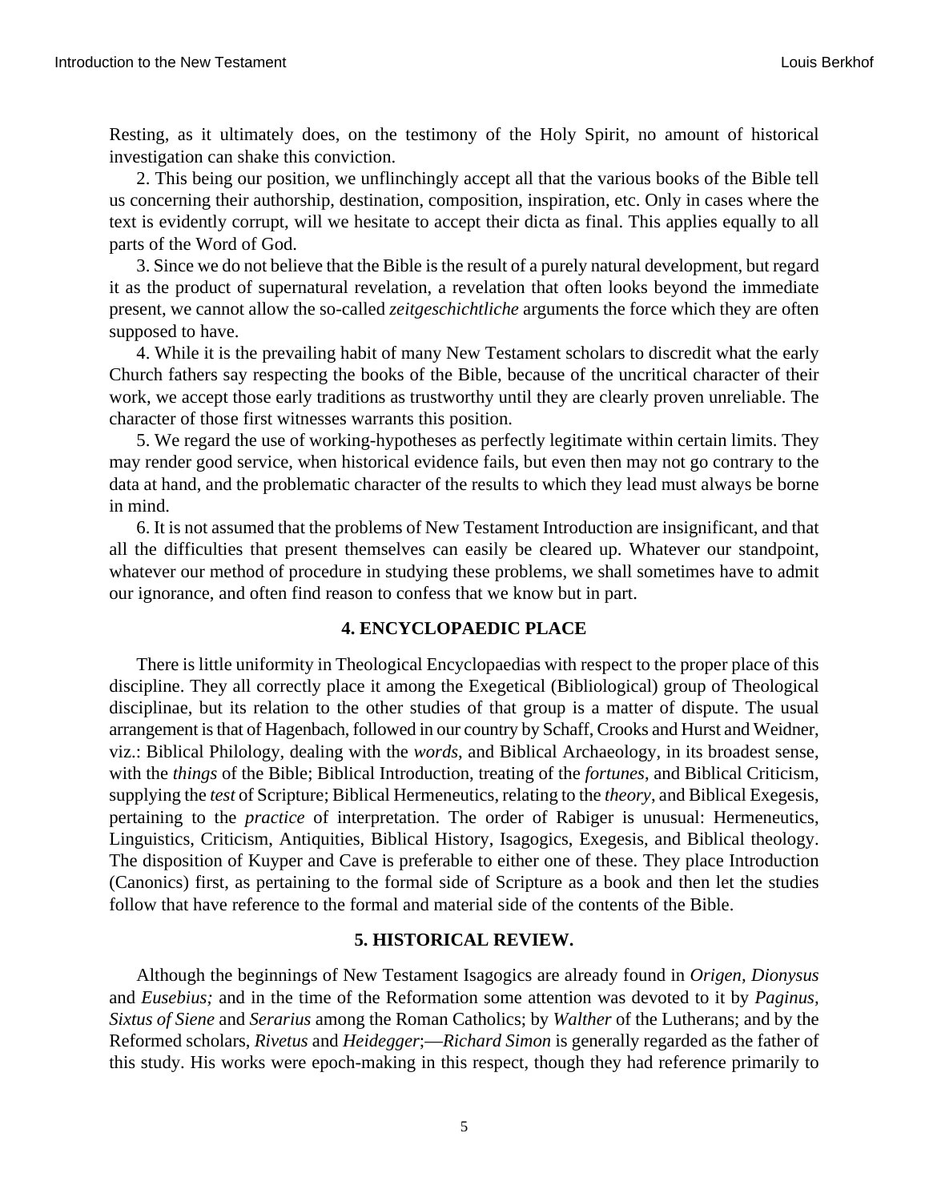Resting, as it ultimately does, on the testimony of the Holy Spirit, no amount of historical investigation can shake this conviction.

2. This being our position, we unflinchingly accept all that the various books of the Bible tell us concerning their authorship, destination, composition, inspiration, etc. Only in cases where the text is evidently corrupt, will we hesitate to accept their dicta as final. This applies equally to all parts of the Word of God.

3. Since we do not believe that the Bible is the result of a purely natural development, but regard it as the product of supernatural revelation, a revelation that often looks beyond the immediate present, we cannot allow the so-called *zeitgeschichtliche* arguments the force which they are often supposed to have.

4. While it is the prevailing habit of many New Testament scholars to discredit what the early Church fathers say respecting the books of the Bible, because of the uncritical character of their work, we accept those early traditions as trustworthy until they are clearly proven unreliable. The character of those first witnesses warrants this position.

5. We regard the use of working-hypotheses as perfectly legitimate within certain limits. They may render good service, when historical evidence fails, but even then may not go contrary to the data at hand, and the problematic character of the results to which they lead must always be borne in mind.

6. It is not assumed that the problems of New Testament Introduction are insignificant, and that all the difficulties that present themselves can easily be cleared up. Whatever our standpoint, whatever our method of procedure in studying these problems, we shall sometimes have to admit our ignorance, and often find reason to confess that we know but in part.

## 4. ENCYCLOPAEDIC PLACE

There is little uniformity in Theological Encyclopaedias with respect to the proper place of this discipline. They all correctly place it among the Exegetical (Bibliological) group of Theological disciplinae, but its relation to the other studies of that group is a matter of dispute. The usual arrangement is that of Hagenbach, followed in our country by Schaff, Crooks and Hurst and Weidner, viz.: Biblical Philology, dealing with the *words*, and Biblical Archaeology, in its broadest sense, with the *things* of the Bible; Biblical Introduction, treating of the *fortunes*, and Biblical Criticism, supplying the *test* of Scripture; Biblical Hermeneutics, relating to the *theory*, and Biblical Exegesis, pertaining to the *practice* of interpretation. The order of Rabiger is unusual: Hermeneutics, Linguistics, Criticism, Antiquities, Biblical History, Isagogics, Exegesis, and Biblical theology. The disposition of Kuyper and Cave is preferable to either one of these. They place Introduction (Canonics) first, as pertaining to the formal side of Scripture as a book and then let the studies follow that have reference to the formal and material side of the contents of the Bible.

## 5. HISTORICAL REVIEW.

Although the beginnings of New Testament Isagogics are already found in *Origen, Dionysus* and *Eusebius;* and in the time of the Reformation some attention was devoted to it by *Paginus, Sixtus of Siene* and *Serarius* among the Roman Catholics; by *Walther* of the Lutherans; and by the Reformed scholars, *Rivetus* and *Heidegger*;—*Richard Simon* is generally regarded as the father of this study. His works were epoch-making in this respect, though they had reference primarily to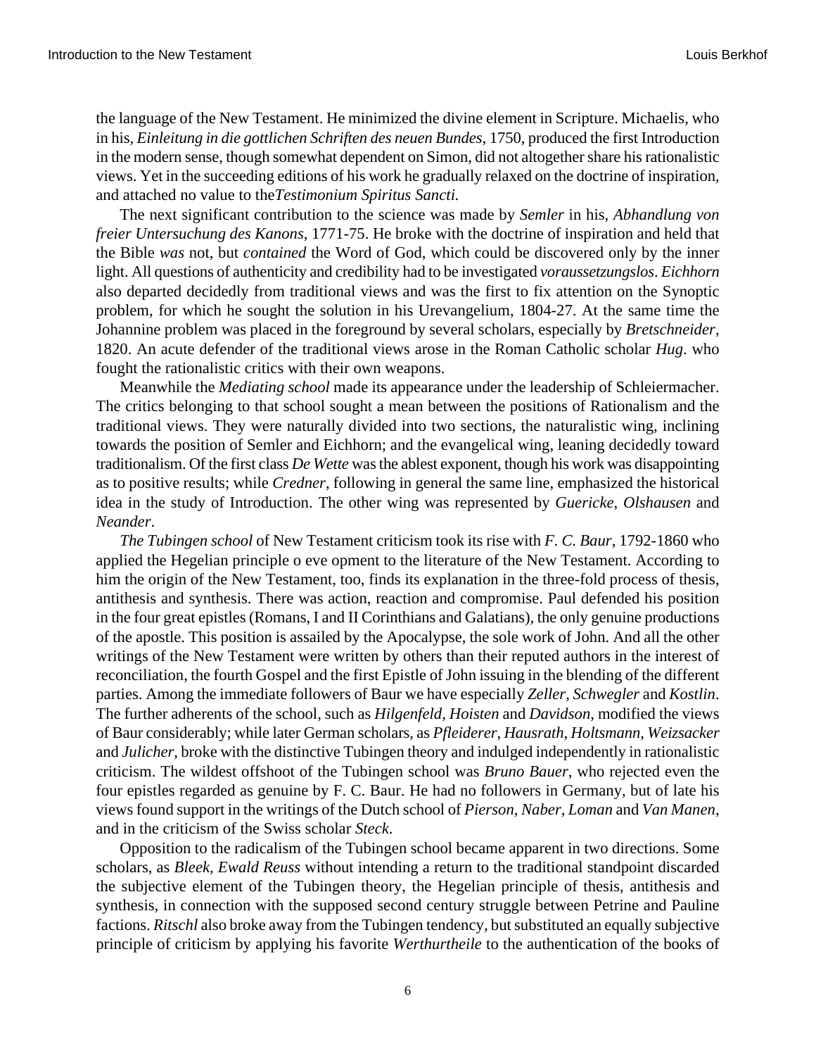the language of the New Testament. He minimized the divine element in Scripture. Michaelis, who in his, *Einleitung in die gottlichen Schriften des neuen Bundes*, 1750, produced the first Introduction in the modern sense, though somewhat dependent on Simon, did not altogether share his rationalistic views. Yet in the succeeding editions of his work he gradually relaxed on the doctrine of inspiration, and attached no value to the*Testimonium Spiritus Sancti.*

The next significant contribution to the science was made by *Semler* in his, *Abhandlung von freier Untersuchung des Kanons*, 1771-75. He broke with the doctrine of inspiration and held that the Bible *was* not, but *contained* the Word of God, which could be discovered only by the inner light. All questions of authenticity and credibility had to be investigated *voraussetzungslos*. *Eichhorn* also departed decidedly from traditional views and was the first to fix attention on the Synoptic problem, for which he sought the solution in his Urevangelium, 1804-27. At the same time the Johannine problem was placed in the foreground by several scholars, especially by *Bretschneider*, 1820. An acute defender of the traditional views arose in the Roman Catholic scholar *Hug*. who fought the rationalistic critics with their own weapons.

Meanwhile the *Mediating school* made its appearance under the leadership of Schleiermacher. The critics belonging to that school sought a mean between the positions of Rationalism and the traditional views. They were naturally divided into two sections, the naturalistic wing, inclining towards the position of Semler and Eichhorn; and the evangelical wing, leaning decidedly toward traditionalism. Of the first class *De Wette* was the ablest exponent, though his work was disappointing as to positive results; while *Credner*, following in general the same line, emphasized the historical idea in the study of Introduction. The other wing was represented by *Guericke*, *Olshausen* and *Neander*.

*The Tubingen school* of New Testament criticism took its rise with *F. C. Baur*, 1792-1860 who applied the Hegelian principle o eve opment to the literature of the New Testament. According to him the origin of the New Testament, too, finds its explanation in the three-fold process of thesis, antithesis and synthesis. There was action, reaction and compromise. Paul defended his position in the four great epistles (Romans, I and II Corinthians and Galatians), the only genuine productions of the apostle. This position is assailed by the Apocalypse, the sole work of John. And all the other writings of the New Testament were written by others than their reputed authors in the interest of reconciliation, the fourth Gospel and the first Epistle of John issuing in the blending of the different parties. Among the immediate followers of Baur we have especially *Zeller*, *Schwegler* and *Kostlin*. The further adherents of the school, such as *Hilgenfeld*, *Hoisten* and *Davidson*, modified the views of Baur considerably; while later German scholars, as *Pfleiderer*, *Hausrath*, *Holtsmann*, *Weizsacker* and *Julicher*, broke with the distinctive Tubingen theory and indulged independently in rationalistic criticism. The wildest offshoot of the Tubingen school was *Bruno Bauer*, who rejected even the four epistles regarded as genuine by F. C. Baur. He had no followers in Germany, but of late his views found support in the writings of the Dutch school of *Pierson*, *Naber*, *Loman* and *Van Manen*, and in the criticism of the Swiss scholar *Steck*.

Opposition to the radicalism of the Tubingen school became apparent in two directions. Some scholars, as *Bleek*, *Ewald Reuss* without intending a return to the traditional standpoint discarded the subjective element of the Tubingen theory, the Hegelian principle of thesis, antithesis and synthesis, in connection with the supposed second century struggle between Petrine and Pauline factions. *Ritschl* also broke away from the Tubingen tendency, but substituted an equally subjective principle of criticism by applying his favorite *Werthurtheile* to the authentication of the books of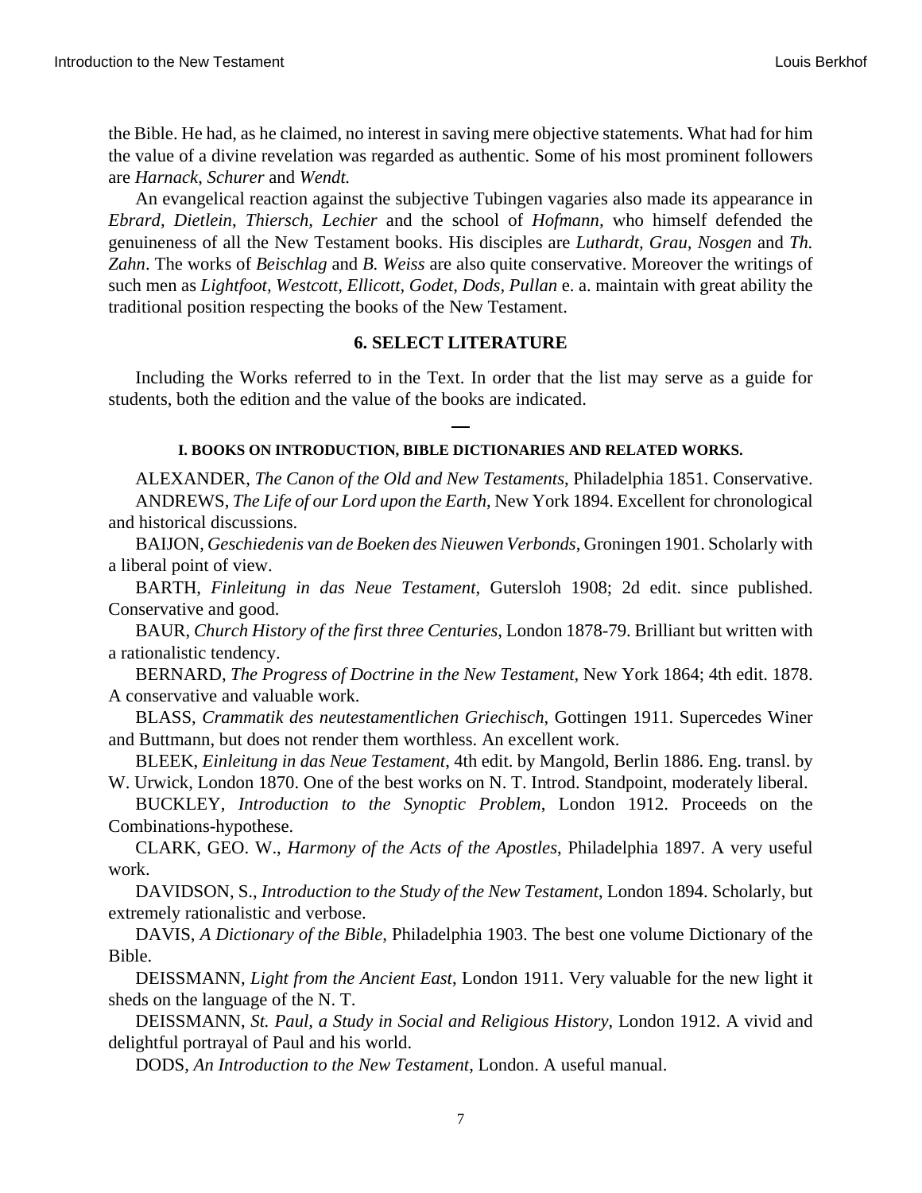the Bible. He had, as he claimed, no interest in saving mere objective statements. What had for him the value of a divine revelation was regarded as authentic. Some of his most prominent followers are *Harnack, Schurer* and *Wendt.*

An evangelical reaction against the subjective Tubingen vagaries also made its appearance in *Ebrard, Dietlein, Thiersch, Lechier* and the school of *Hofmann,* who himself defended the genuineness of all the New Testament books. His disciples are *Luthardt, Grau, Nosgen* and *Th. Zahn*. The works of *Beischlag* and *B. Weiss* are also quite conservative. Moreover the writings of such men as *Lightfoot, Westcott, Ellicott, Godet, Dods, Pullan* e. a. maintain with great ability the traditional position respecting the books of the New Testament.

## 6. SELECT LITERATURE

Including the Works referred to in the Text. In order that the list may serve as a guide for students, both the edition and the value of the books are indicated.

—

#### I. BOOKS ON INTRODUCTION, BIBLE DICTIONARIES AND RELATED WORKS.

ALEXANDER, *The Canon of the Old and New Testaments*, Philadelphia 1851. Conservative.

ANDREWS, *The Life of our Lord upon the Earth*, New York 1894. Excellent for chronological and historical discussions.

BAIJON, *Geschiedenis van de Boeken des Nieuwen Verbonds*, Groningen 1901. Scholarly with a liberal point of view.

BARTH, *Finleitung in das Neue Testament*, Gutersloh 1908; 2d edit. since published. Conservative and good.

BAUR, *Church History of the first three Centuries*, London 1878-79. Brilliant but written with a rationalistic tendency.

BERNARD, *The Progress of Doctrine in the New Testament*, New York 1864; 4th edit. 1878. A conservative and valuable work.

BLASS, *Crammatik des neutestamentlichen Griechisch*, Gottingen 1911. Supercedes Winer and Buttmann, but does not render them worthless. An excellent work.

BLEEK, *Einleitung in das Neue Testament*, 4th edit. by Mangold, Berlin 1886. Eng. transl. by W. Urwick, London 1870. One of the best works on N. T. Introd. Standpoint, moderately liberal.

BUCKLEY, *Introduction to the Synoptic Problem*, London 1912. Proceeds on the Combinations-hypothese.

CLARK, GEO. W., *Harmony of the Acts of the Apostles*, Philadelphia 1897. A very useful work.

DAVIDSON, S., *Introduction to the Study of the New Testament*, London 1894. Scholarly, but extremely rationalistic and verbose.

DAVIS, *A Dictionary of the Bible*, Philadelphia 1903. The best one volume Dictionary of the Bible.

DEISSMANN, *Light from the Ancient East*, London 1911. Very valuable for the new light it sheds on the language of the N. T.

DEISSMANN, *St. Paul, a Study in Social and Religious History*, London 1912. A vivid and delightful portrayal of Paul and his world.

DODS, *An Introduction to the New Testament*, London. A useful manual.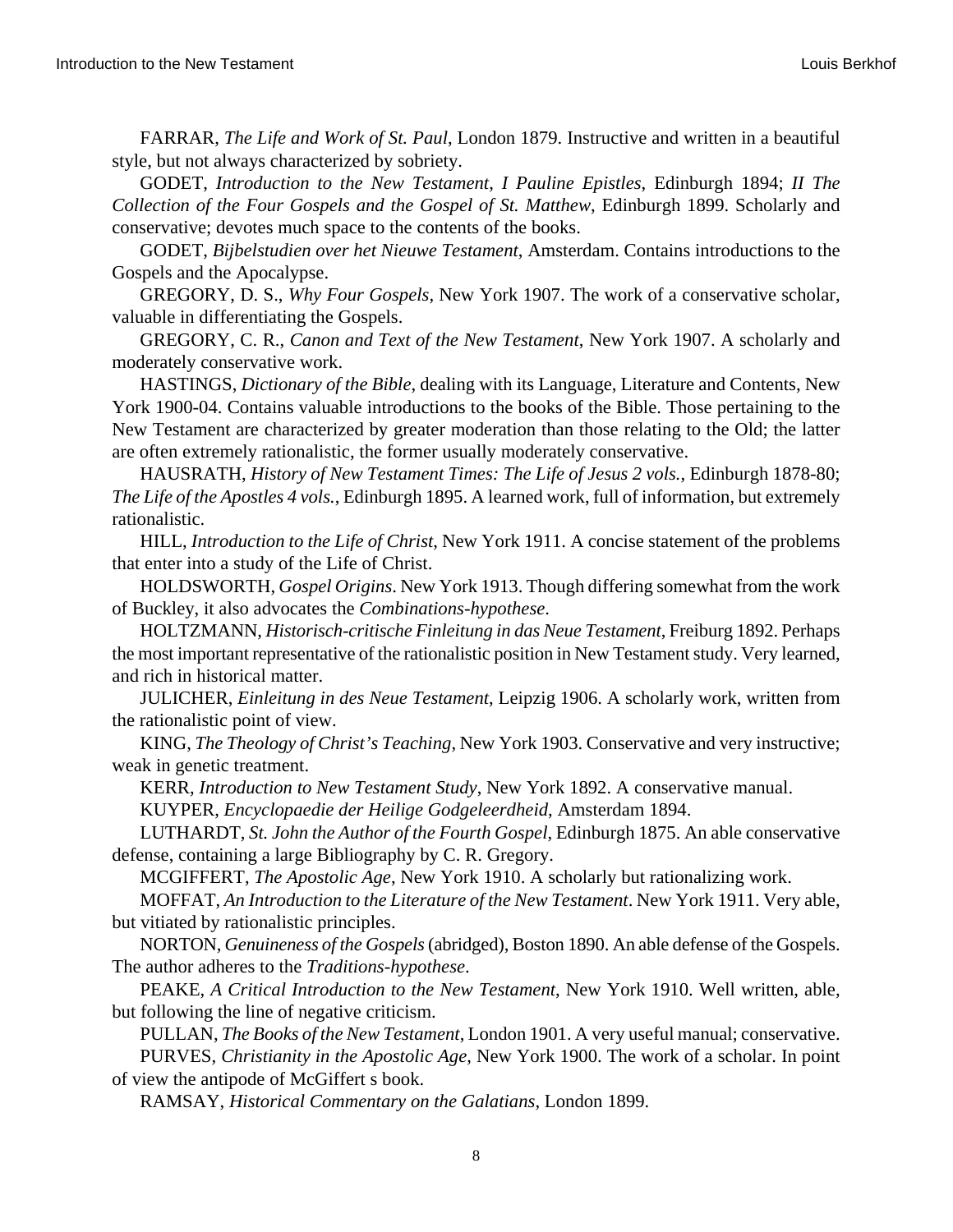FARRAR, *The Life and Work of St. Paul*, London 1879. Instructive and written in a beautiful style, but not always characterized by sobriety.

GODET, *Introduction to the New Testament*, *I Pauline Epistles*, Edinburgh 1894; *II The Collection of the Four Gospels and the Gospel of St. Matthew*, Edinburgh 1899. Scholarly and conservative; devotes much space to the contents of the books.

GODET, *Bijbelstudien over het Nieuwe Testament*, Amsterdam. Contains introductions to the Gospels and the Apocalypse.

GREGORY, D. S., *Why Four Gospels*, New York 1907. The work of a conservative scholar, valuable in differentiating the Gospels.

GREGORY, C. R., *Canon and Text of the New Testament*, New York 1907. A scholarly and moderately conservative work.

HASTINGS, *Dictionary of the Bible*, dealing with its Language, Literature and Contents, New York 1900-04. Contains valuable introductions to the books of the Bible. Those pertaining to the New Testament are characterized by greater moderation than those relating to the Old; the latter are often extremely rationalistic, the former usually moderately conservative.

HAUSRATH, *History of New Testament Times: The Life of Jesus 2 vols.*, Edinburgh 1878-80; *The Life of the Apostles 4 vols.*, Edinburgh 1895. A learned work, full of information, but extremely rationalistic.

HILL, *Introduction to the Life of Christ*, New York 1911. A concise statement of the problems that enter into a study of the Life of Christ.

HOLDSWORTH, *Gospel Origins*. New York 1913. Though differing somewhat from the work of Buckley, it also advocates the *Combinations-hypothese*.

HOLTZMANN, *Historisch-critische Finleitung in das Neue Testament*, Freiburg 1892. Perhaps the most important representative of the rationalistic position in New Testament study. Very learned, and rich in historical matter.

JULICHER, *Einleitung in des Neue Testament*, Leipzig 1906. A scholarly work, written from the rationalistic point of view.

KING, *The Theology of Christ's Teaching*, New York 1903. Conservative and very instructive; weak in genetic treatment.

KERR, *Introduction to New Testament Study*, New York 1892. A conservative manual.

KUYPER, *Encyclopaedie der Heilige Godgeleerdheid*, Amsterdam 1894.

LUTHARDT, *St. John the Author of the Fourth Gospel*, Edinburgh 1875. An able conservative defense, containing a large Bibliography by C. R. Gregory.

MCGIFFERT, *The Apostolic Age*, New York 1910. A scholarly but rationalizing work.

MOFFAT, *An Introduction to the Literature of the New Testament*. New York 1911. Very able, but vitiated by rationalistic principles.

NORTON, *Genuineness of the Gospels* (abridged), Boston 1890. An able defense of the Gospels. The author adheres to the *Traditions-hypothese*.

PEAKE, *A Critical Introduction to the New Testament*, New York 1910. Well written, able, but following the line of negative criticism.

PULLAN, *The Books of the New Testament*, London 1901. A very useful manual; conservative.

PURVES, *Christianity in the Apostolic Age*, New York 1900. The work of a scholar. In point of view the antipode of McGiffert s book.

RAMSAY, *Historical Commentary on the Galatians*, London 1899.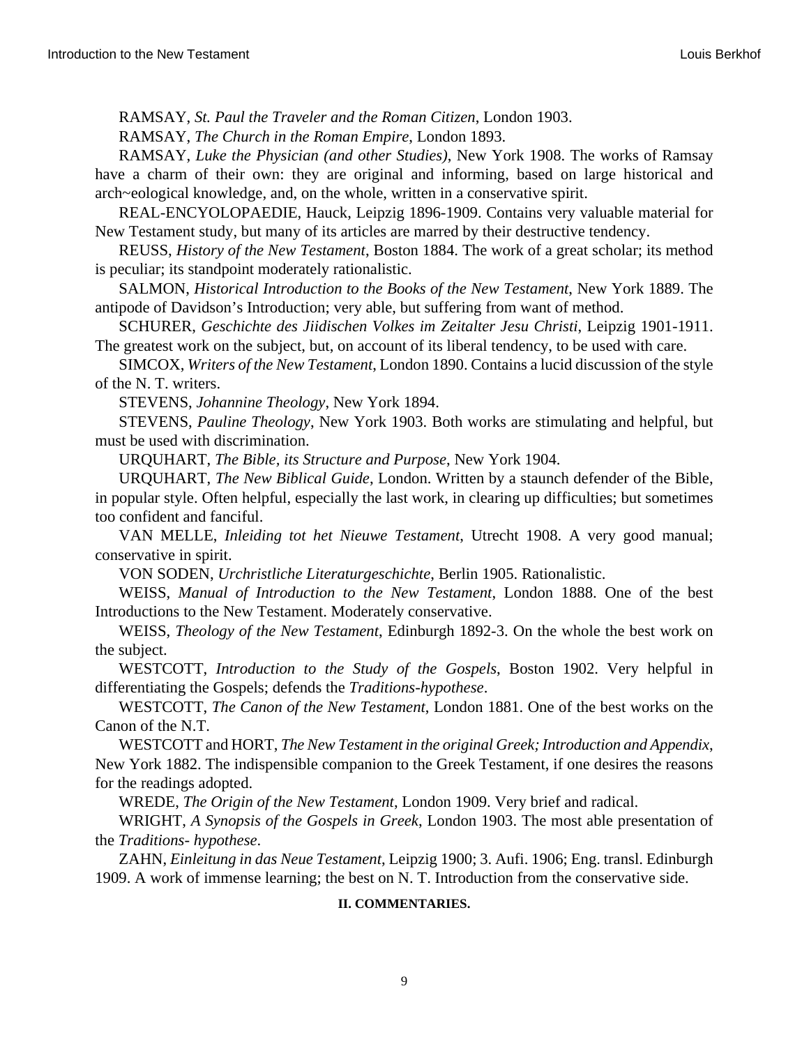RAMSAY, *St. Paul the Traveler and the Roman Citizen*, London 1903.

RAMSAY, *The Church in the Roman Empire*, London 1893.

RAMSAY, *Luke the Physician (and other Studies)*, New York 1908. The works of Ramsay have a charm of their own: they are original and informing, based on large historical and arch~eological knowledge, and, on the whole, written in a conservative spirit.

REAL-ENCYOLOPAEDIE, Hauck, Leipzig 1896-1909. Contains very valuable material for New Testament study, but many of its articles are marred by their destructive tendency.

REUSS, *History of the New Testament*, Boston 1884. The work of a great scholar; its method is peculiar; its standpoint moderately rationalistic.

SALMON, *Historical Introduction to the Books of the New Testament*, New York 1889. The antipode of Davidson's Introduction; very able, but suffering from want of method.

SCHURER, *Geschichte des Jiidischen Volkes im Zeitalter Jesu Christi*, Leipzig 1901-1911. The greatest work on the subject, but, on account of its liberal tendency, to be used with care.

SIMCOX, *Writers of the New Testament*, London 1890. Contains a lucid discussion of the style of the N. T. writers.

STEVENS, *Johannine Theology*, New York 1894.

STEVENS, *Pauline Theology*, New York 1903. Both works are stimulating and helpful, but must be used with discrimination.

URQUHART, *The Bible, its Structure and Purpose*, New York 1904.

URQUHART, *The New Biblical Guide*, London. Written by a staunch defender of the Bible, in popular style. Often helpful, especially the last work, in clearing up difficulties; but sometimes too confident and fanciful.

VAN MELLE, *Inleiding tot het Nieuwe Testament*, Utrecht 1908. A very good manual; conservative in spirit.

VON SODEN, *Urchristliche Literaturgeschichte*, Berlin 1905. Rationalistic.

WEISS, *Manual of Introduction to the New Testament*, London 1888. One of the best Introductions to the New Testament. Moderately conservative.

WEISS, *Theology of the New Testament*, Edinburgh 1892-3. On the whole the best work on the subject.

WESTCOTT, *Introduction to the Study of the Gospels*, Boston 1902. Very helpful in differentiating the Gospels; defends the *Traditions-hypothese*.

WESTCOTT, *The Canon of the New Testament*, London 1881. One of the best works on the Canon of the N.T.

WESTCOTT and HORT, *The New Testament in the original Greek; Introduction and Appendix*, New York 1882. The indispensible companion to the Greek Testament, if one desires the reasons for the readings adopted.

WREDE, *The Origin of the New Testament*, London 1909. Very brief and radical.

WRIGHT, *A Synopsis of the Gospels in Greek*, London 1903. The most able presentation of the *Traditions- hypothese*.

ZAHN, *Einleitung in das Neue Testament*, Leipzig 1900; 3. Aufi. 1906; Eng. transl. Edinburgh 1909. A work of immense learning; the best on N. T. Introduction from the conservative side.

**II. COMMENTARIES.**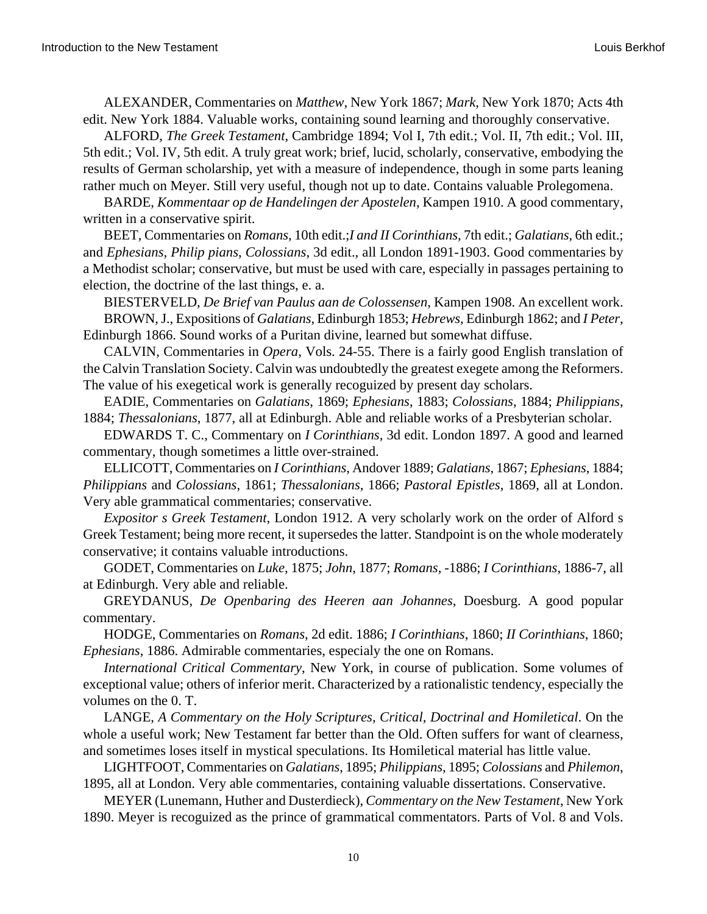ALEXANDER, Commentaries on *Matthew*, New York 1867; *Mark*, New York 1870; Acts 4th edit. New York 1884. Valuable works, containing sound learning and thoroughly conservative.

ALFORD, *The Greek Testament*, Cambridge 1894; Vol I, 7th edit.; Vol. II, 7th edit.; Vol. III, 5th edit.; Vol. IV, 5th edit. A truly great work; brief, lucid, scholarly, conservative, embodying the results of German scholarship, yet with a measure of independence, though in some parts leaning rather much on Meyer. Still very useful, though not up to date. Contains valuable Prolegomena.

BARDE, *Kommentaar op de Handelingen der Apostelen*, Kampen 1910. A good commentary, written in a conservative spirit.

BEET, Commentaries on *Romans*, 10th edit.;*I and II Corinthians*, 7th edit.; *Galatians*, 6th edit.; and *Ephesians*, *Philip pians*, *Colossians*, 3d edit., all London 1891-1903. Good commentaries by a Methodist scholar; conservative, but must be used with care, especially in passages pertaining to election, the doctrine of the last things, e. a.

BIESTERVELD, *De Brief van Paulus aan de Colossensen*, Kampen 1908. An excellent work.

BROWN, J., Expositions of *Galatians*, Edinburgh 1853; *Hebrews*, Edinburgh 1862; and *I Peter*, Edinburgh 1866. Sound works of a Puritan divine, learned but somewhat diffuse.

CALVIN, Commentaries in *Opera*, Vols. 24-55. There is a fairly good English translation of the Calvin Translation Society. Calvin was undoubtedly the greatest exegete among the Reformers. The value of his exegetical work is generally recoguized by present day scholars.

EADIE, Commentaries on *Galatians*, 1869; *Ephesians*, 1883; *Colossians*, 1884; *Philippians*, 1884; *Thessalonians*, 1877, all at Edinburgh. Able and reliable works of a Presbyterian scholar.

EDWARDS T. C., Commentary on *I Corinthians*, 3d edit. London 1897. A good and learned commentary, though sometimes a little over-strained.

ELLICOTT, Commentaries on *I Corinthians*, Andover 1889; *Galatians*, 1867; *Ephesians*, 1884; *Philippians* and *Colossians*, 1861; *Thessalonians*, 1866; *Pastoral Epistles*, 1869, all at London. Very able grammatical commentaries; conservative.

*Expositor s Greek Testament*, London 1912. A very scholarly work on the order of Alford s Greek Testament; being more recent, it supersedes the latter. Standpoint is on the whole moderately conservative; it contains valuable introductions.

GODET, Commentaries on *Luke*, 1875; *John*, 1877; *Romans*, -1886; *I Corinthians*, 1886-7, all at Edinburgh. Very able and reliable.

GREYDANUS, *De Openbaring des Heeren aan Johannes*, Doesburg. A good popular commentary.

HODGE, Commentaries on *Romans*, 2d edit. 1886; *I Corinthians*, 1860; *II Corinthians*, 1860; *Ephesians*, 1886. Admirable commentaries, especialy the one on Romans.

*International Critical Commentary*, New York, in course of publication. Some volumes of exceptional value; others of inferior merit. Characterized by a rationalistic tendency, especially the volumes on the 0. T.

LANGE, *A Commentary on the Holy Scriptures, Critical, Doctrinal and Homiletical*. On the whole a useful work; New Testament far better than the Old. Often suffers for want of clearness, and sometimes loses itself in mystical speculations. Its Homiletical material has little value.

LIGHTFOOT, Commentaries on *Galatians*, 1895; *Philippians*, 1895; *Colossians* and *Philemon*, 1895, all at London. Very able commentaries, containing valuable dissertations. Conservative.

MEYER (Lunemann, Huther and Dusterdieck), *Commentary on the New Testament*, New York 1890. Meyer is recoguized as the prince of grammatical commentators. Parts of Vol. 8 and Vols.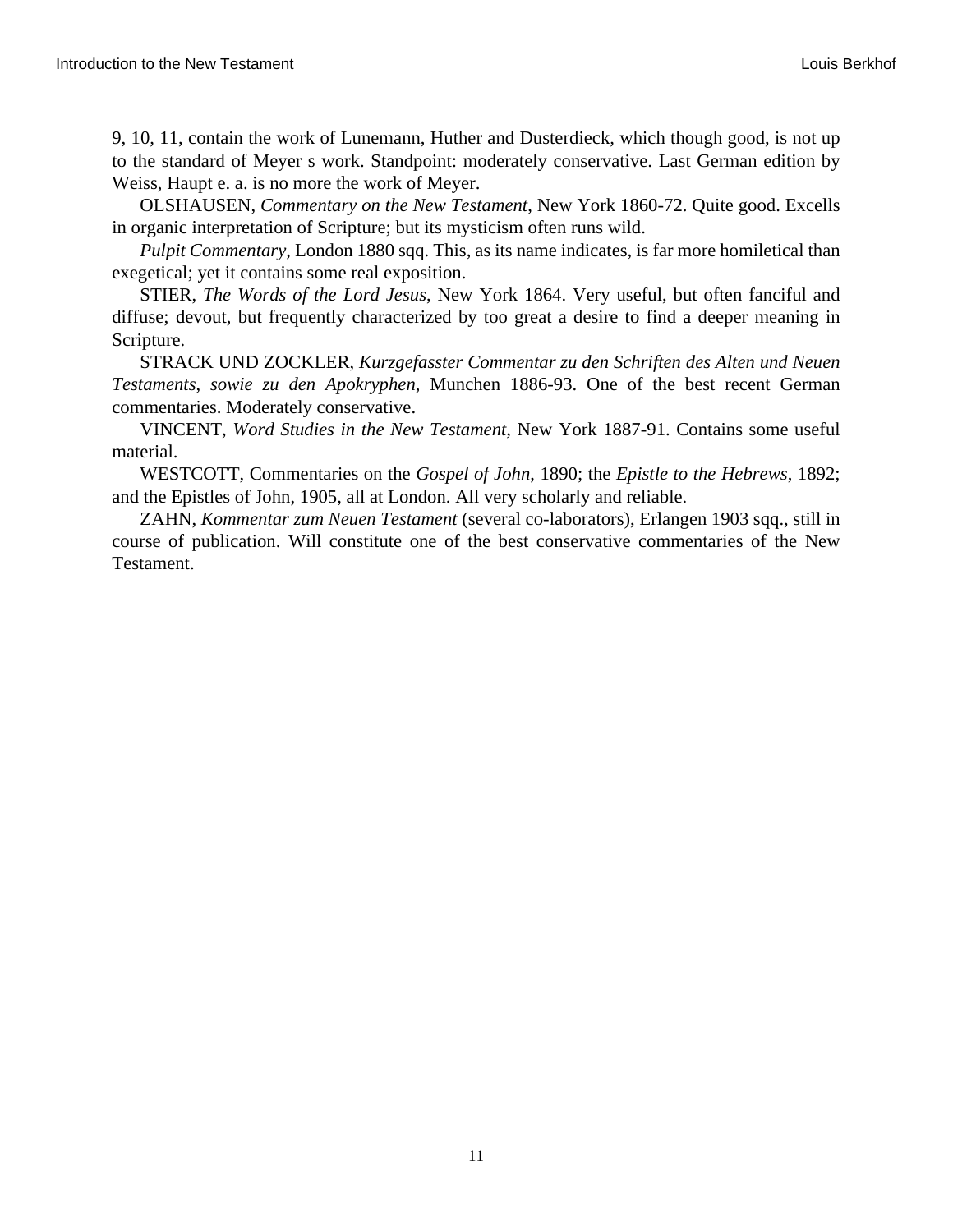9, 10, 11, contain the work of Lunemann, Huther and Dusterdieck, which though good, is not up to the standard of Meyer s work. Standpoint: moderately conservative. Last German edition by Weiss, Haupt e. a. is no more the work of Meyer.

OLSHAUSEN, *Commentary on the New Testament*, New York 1860-72. Quite good. Excells in organic interpretation of Scripture; but its mysticism often runs wild.

*Pulpit Commentary*, London 1880 sqq. This, as its name indicates, is far more homiletical than exegetical; yet it contains some real exposition.

STIER, *The Words of the Lord Jesus*, New York 1864. Very useful, but often fanciful and diffuse; devout, but frequently characterized by too great a desire to find a deeper meaning in Scripture.

STRACK UND ZOCKLER, *Kurzgefasster Commentar zu den Schriften des Alten und Neuen Testaments, sowie zu den Apokryphen*, Munchen 1886-93. One of the best recent German commentaries. Moderately conservative.

VINCENT, *Word Studies in the New Testament*, New York 1887-91. Contains some useful material.

WESTCOTT, Commentaries on the *Gospel of John*, 1890; the *Epistle to the Hebrews*, 1892; and the Epistles of John, 1905, all at London. All very scholarly and reliable.

ZAHN, *Kommentar zum Neuen Testament* (several co-laborators), Erlangen 1903 sqq., still in course of publication. Will constitute one of the best conservative commentaries of the New Testament.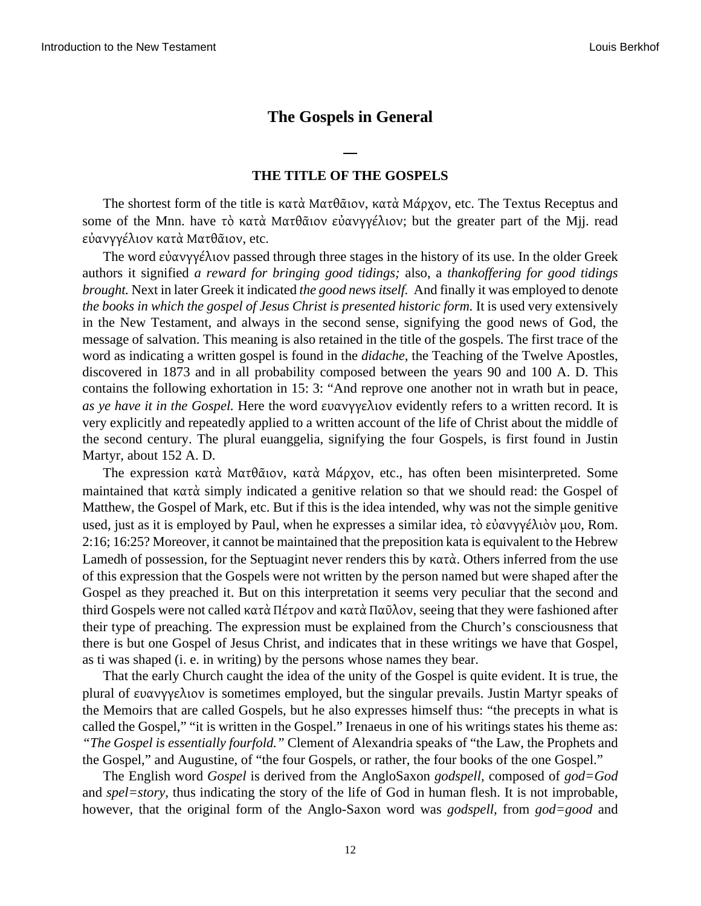## The Gospels in General

—

### THE TITLE OF THE GOSPELS

The shortest form of the title is κατὰ Ματθᾶιον, κατὰ Μάρχον, etc. The Textus Receptus and some of the Mnn. have τὸ κατὰ Ματθᾶιον εὐανγγέλιον; but the greater part of the Mjj. read εὐανγγέλιον κατὰ Ματθᾶιον, etc.

The word εὐανγγέλιον passed through three stages in the history of its use. In the older Greek authors it signified *a reward for bringing good tidings;* also, a *thankoffering for good tidings brought.* Next in later Greek it indicated *the good news itself.* And finally it was employed to denote *the books in which the gospel of Jesus Christ is presented historic form.* It is used very extensively in the New Testament, and always in the second sense, signifying the good news of God, the message of salvation. This meaning is also retained in the title of the gospels. The first trace of the word as indicating a written gospel is found in the *didache,* the Teaching of the Twelve Apostles, discovered in 1873 and in all probability composed between the years 90 and 100 A. D. This contains the following exhortation in 15: 3: "And reprove one another not in wrath but in peace, *as ye have it in the Gospel.* Here the word ευανγγελιον evidently refers to a written record. It is very explicitly and repeatedly applied to a written account of the life of Christ about the middle of the second century. The plural euanggelia, signifying the four Gospels, is first found in Justin Martyr, about 152 A. D.

The expression κατὰ Ματθᾶιον, κατὰ Μάρχον, etc., has often been misinterpreted. Some maintained that κατὰ simply indicated a genitive relation so that we should read: the Gospel of Matthew, the Gospel of Mark, etc. But if this is the idea intended, why was not the simple genitive used, just as it is employed by Paul, when he expresses a similar idea, τὸ εὐανγγέλιὸν μου, Rom. 2:16; 16:25? Moreover, it cannot be maintained that the preposition kata is equivalent to the Hebrew Lamedh of possession, for the Septuagint never renders this by κατὰ. Others inferred from the use of this expression that the Gospels were not written by the person named but were shaped after the Gospel as they preached it. But on this interpretation it seems very peculiar that the second and third Gospels were not called κατὰ Πέτρον and κατὰ Παῦλον, seeing that they were fashioned after their type of preaching. The expression must be explained from the Church's consciousness that there is but one Gospel of Jesus Christ, and indicates that in these writings we have that Gospel, as ti was shaped (i. e. in writing) by the persons whose names they bear.

That the early Church caught the idea of the unity of the Gospel is quite evident. It is true, the plural of ευανγγελιον is sometimes employed, but the singular prevails. Justin Martyr speaks of the Memoirs that are called Gospels, but he also expresses himself thus: "the precepts in what is called the Gospel," "it is written in the Gospel." Irenaeus in one of his writings states his theme as: *"The Gospel is essentially fourfold."* Clement of Alexandria speaks of "the Law, the Prophets and the Gospel," and Augustine, of "the four Gospels, or rather, the four books of the one Gospel."

The English word *Gospel* is derived from the AngloSaxon *godspell,* composed of *god=God* and *spel=story,* thus indicating the story of the life of God in human flesh. It is not improbable, however, that the original form of the Anglo-Saxon word was *godspell,* from *god=good* and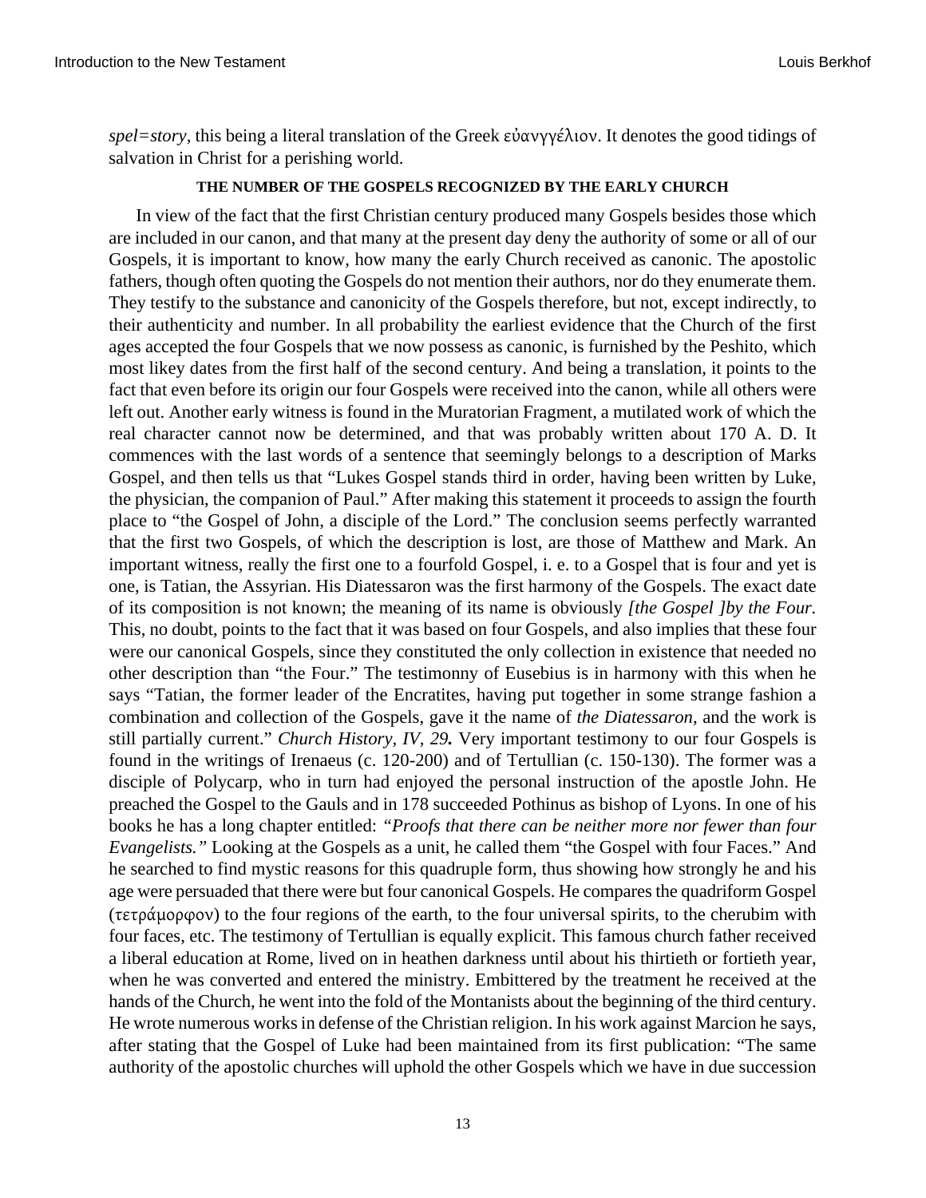*spel=story*, this being a literal translation of the Greek εὐανγγέλιον. It denotes the good tidings of salvation in Christ for a perishing world.

#### THE NUMBER OF THE GOSPELS RECOGNIZED BY THE EARLY CHURCH

In view of the fact that the first Christian century produced many Gospels besides those which are included in our canon, and that many at the present day deny the authority of some or all of our Gospels, it is important to know, how many the early Church received as canonic. The apostolic fathers, though often quoting the Gospels do not mention their authors, nor do they enumerate them. They testify to the substance and canonicity of the Gospels therefore, but not, except indirectly, to their authenticity and number. In all probability the earliest evidence that the Church of the first ages accepted the four Gospels that we now possess as canonic, is furnished by the Peshito, which most likey dates from the first half of the second century. And being a translation, it points to the fact that even before its origin our four Gospels were received into the canon, while all others were left out. Another early witness is found in the Muratorian Fragment, a mutilated work of which the real character cannot now be determined, and that was probably written about 170 A. D. It commences with the last words of a sentence that seemingly belongs to a description of Marks Gospel, and then tells us that "Lukes Gospel stands third in order, having been written by Luke, the physician, the companion of Paul." After making this statement it proceeds to assign the fourth place to "the Gospel of John, a disciple of the Lord." The conclusion seems perfectly warranted that the first two Gospels, of which the description is lost, are those of Matthew and Mark. An important witness, really the first one to a fourfold Gospel, i. e. to a Gospel that is four and yet is one, is Tatian, the Assyrian. His Diatessaron was the first harmony of the Gospels. The exact date of its composition is not known; the meaning of its name is obviously *[the Gospel ]by the Four.* This, no doubt, points to the fact that it was based on four Gospels, and also implies that these four were our canonical Gospels, since they constituted the only collection in existence that needed no other description than "the Four." The testimonny of Eusebius is in harmony with this when he says "Tatian, the former leader of the Encratites, having put together in some strange fashion a combination and collection of the Gospels, gave it the name of *the Diatessaron,* and the work is still partially current." *Church History, IV, 29.* Very important testimony to our four Gospels is found in the writings of Irenaeus (c. 120-200) and of Tertullian (c. 150-130). The former was a disciple of Polycarp, who in turn had enjoyed the personal instruction of the apostle John. He preached the Gospel to the Gauls and in 178 succeeded Pothinus as bishop of Lyons. In one of his books he has a long chapter entitled: *"Proofs that there can be neither more nor fewer than four Evangelists."* Looking at the Gospels as a unit, he called them "the Gospel with four Faces." And he searched to find mystic reasons for this quadruple form, thus showing how strongly he and his age were persuaded that there were but four canonical Gospels. He compares the quadriform Gospel (τετράμορφον) to the four regions of the earth, to the four universal spirits, to the cherubim with four faces, etc. The testimony of Tertullian is equally explicit. This famous church father received a liberal education at Rome, lived on in heathen darkness until about his thirtieth or fortieth year, when he was converted and entered the ministry. Embittered by the treatment he received at the hands of the Church, he went into the fold of the Montanists about the beginning of the third century. He wrote numerous works in defense of the Christian religion. In his work against Marcion he says, after stating that the Gospel of Luke had been maintained from its first publication: "The same authority of the apostolic churches will uphold the other Gospels which we have in due succession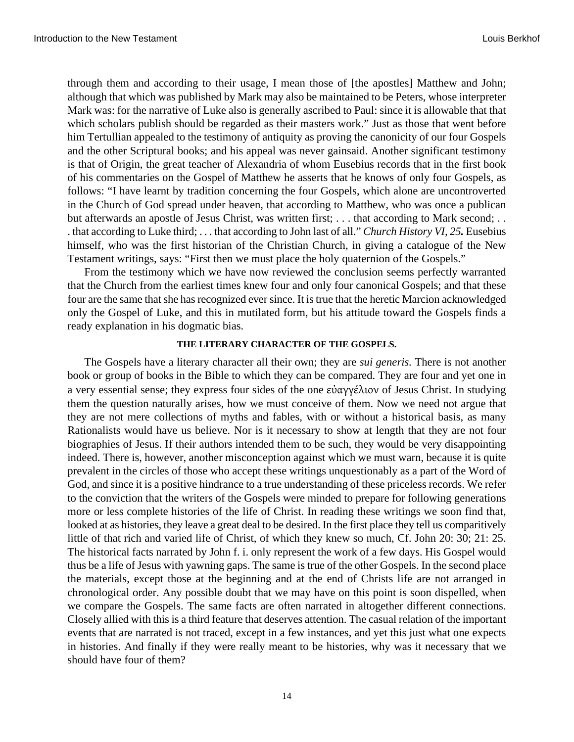through them and according to their usage, I mean those of [the apostles] Matthew and John; although that which was published by Mark may also be maintained to be Peters, whose interpreter Mark was: for the narrative of Luke also is generally ascribed to Paul: since it is allowable that that which scholars publish should be regarded as their masters work." Just as those that went before him Tertullian appealed to the testimony of antiquity as proving the canonicity of our four Gospels and the other Scriptural books; and his appeal was never gainsaid. Another significant testimony is that of Origin, the great teacher of Alexandria of whom Eusebius records that in the first book of his commentaries on the Gospel of Matthew he asserts that he knows of only four Gospels, as follows: "I have learnt by tradition concerning the four Gospels, which alone are uncontroverted in the Church of God spread under heaven, that according to Matthew, who was once a publican but afterwards an apostle of Jesus Christ, was written first; . . . that according to Mark second; . . . that according to Luke third; . . . that according to John last of all." *Church History VI, 25.* Eusebius himself, who was the first historian of the Christian Church, in giving a catalogue of the New Testament writings, says: "First then we must place the holy quaternion of the Gospels."

From the testimony which we have now reviewed the conclusion seems perfectly warranted that the Church from the earliest times knew four and only four canonical Gospels; and that these four are the same that she has recognized ever since. It is true that the heretic Marcion acknowledged only the Gospel of Luke, and this in mutilated form, but his attitude toward the Gospels finds a ready explanation in his dogmatic bias.

### THE LITERARY CHARACTER OF THE GOSPELS.

The Gospels have a literary character all their own; they are *sui generis.* There is not another book or group of books in the Bible to which they can be compared. They are four and yet one in a very essential sense; they express four sides of the one εὐαγγέλιον of Jesus Christ. In studying them the question naturally arises, how we must conceive of them. Now we need not argue that they are not mere collections of myths and fables, with or without a historical basis, as many Rationalists would have us believe. Nor is it necessary to show at length that they are not four biographies of Jesus. If their authors intended them to be such, they would be very disappointing indeed. There is, however, another misconception against which we must warn, because it is quite prevalent in the circles of those who accept these writings unquestionably as a part of the Word of God, and since it is a positive hindrance to a true understanding of these priceless records. We refer to the conviction that the writers of the Gospels were minded to prepare for following generations more or less complete histories of the life of Christ. In reading these writings we soon find that, looked at as histories, they leave a great deal to be desired. In the first place they tell us comparitively little of that rich and varied life of Christ, of which they knew so much, Cf. John 20: 30; 21: 25. The historical facts narrated by John f. i. only represent the work of a few days. His Gospel would thus be a life of Jesus with yawning gaps. The same is true of the other Gospels. In the second place the materials, except those at the beginning and at the end of Christs life are not arranged in chronological order. Any possible doubt that we may have on this point is soon dispelled, when we compare the Gospels. The same facts are often narrated in altogether different connections. Closely allied with this is a third feature that deserves attention. The casual relation of the important events that are narrated is not traced, except in a few instances, and yet this just what one expects in histories. And finally if they were really meant to be histories, why was it necessary that we should have four of them?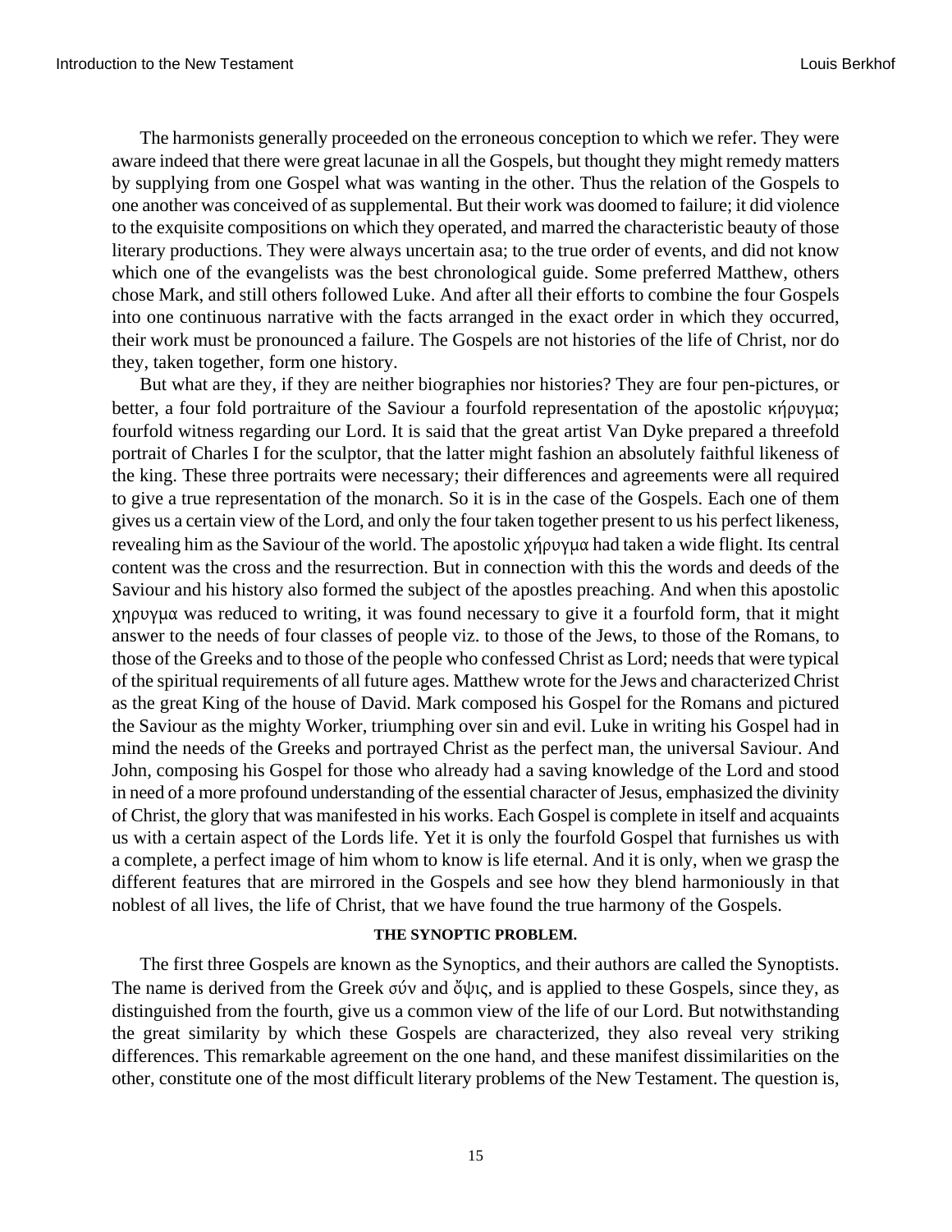The harmonists generally proceeded on the erroneous conception to which we refer. They were aware indeed that there were great lacunae in all the Gospels, but thought they might remedy matters by supplying from one Gospel what was wanting in the other. Thus the relation of the Gospels to one another was conceived of as supplemental. But their work was doomed to failure; it did violence to the exquisite compositions on which they operated, and marred the characteristic beauty of those literary productions. They were always uncertain asa; to the true order of events, and did not know which one of the evangelists was the best chronological guide. Some preferred Matthew, others chose Mark, and still others followed Luke. And after all their efforts to combine the four Gospels into one continuous narrative with the facts arranged in the exact order in which they occurred, their work must be pronounced a failure. The Gospels are not histories of the life of Christ, nor do they, taken together, form one history.

But what are they, if they are neither biographies nor histories? They are four pen-pictures, or better, a four fold portraiture of the Saviour a fourfold representation of the apostolic κήρυγμα; fourfold witness regarding our Lord. It is said that the great artist Van Dyke prepared a threefold portrait of Charles I for the sculptor, that the latter might fashion an absolutely faithful likeness of the king. These three portraits were necessary; their differences and agreements were all required to give a true representation of the monarch. So it is in the case of the Gospels. Each one of them gives us a certain view of the Lord, and only the four taken together present to us his perfect likeness, revealing him as the Saviour of the world. The apostolic χήρυγμα had taken a wide flight. Its central content was the cross and the resurrection. But in connection with this the words and deeds of the Saviour and his history also formed the subject of the apostles preaching. And when this apostolic χηρυγμα was reduced to writing, it was found necessary to give it a fourfold form, that it might answer to the needs of four classes of people viz. to those of the Jews, to those of the Romans, to those of the Greeks and to those of the people who confessed Christ as Lord; needs that were typical of the spiritual requirements of all future ages. Matthew wrote for the Jews and characterized Christ as the great King of the house of David. Mark composed his Gospel for the Romans and pictured the Saviour as the mighty Worker, triumphing over sin and evil. Luke in writing his Gospel had in mind the needs of the Greeks and portrayed Christ as the perfect man, the universal Saviour. And John, composing his Gospel for those who already had a saving knowledge of the Lord and stood in need of a more profound understanding of the essential character of Jesus, emphasized the divinity of Christ, the glory that was manifested in his works. Each Gospel is complete in itself and acquaints us with a certain aspect of the Lords life. Yet it is only the fourfold Gospel that furnishes us with a complete, a perfect image of him whom to know is life eternal. And it is only, when we grasp the different features that are mirrored in the Gospels and see how they blend harmoniously in that noblest of all lives, the life of Christ, that we have found the true harmony of the Gospels.

#### THE SYNOPTIC PROBLEM.

The first three Gospels are known as the Synoptics, and their authors are called the Synoptists. The name is derived from the Greek σύν and ὄψις, and is applied to these Gospels, since they, as distinguished from the fourth, give us a common view of the life of our Lord. But notwithstanding the great similarity by which these Gospels are characterized, they also reveal very striking differences. This remarkable agreement on the one hand, and these manifest dissimilarities on the other, constitute one of the most difficult literary problems of the New Testament. The question is,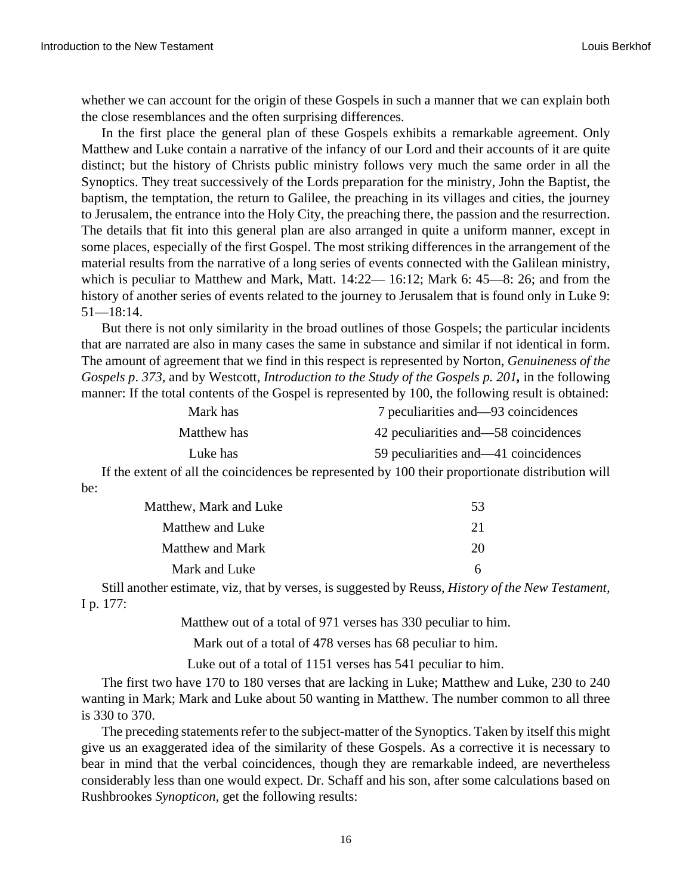whether we can account for the origin of these Gospels in such a manner that we can explain both the close resemblances and the often surprising differences.

In the first place the general plan of these Gospels exhibits a remarkable agreement. Only Matthew and Luke contain a narrative of the infancy of our Lord and their accounts of it are quite distinct; but the history of Christs public ministry follows very much the same order in all the Synoptics. They treat successively of the Lords preparation for the ministry, John the Baptist, the baptism, the temptation, the return to Galilee, the preaching in its villages and cities, the journey to Jerusalem, the entrance into the Holy City, the preaching there, the passion and the resurrection. The details that fit into this general plan are also arranged in quite a uniform manner, except in some places, especially of the first Gospel. The most striking differences in the arrangement of the material results from the narrative of a long series of events connected with the Galilean ministry, which is peculiar to Matthew and Mark, Matt. 14:22— 16:12; Mark 6: 45—8: 26; and from the history of another series of events related to the journey to Jerusalem that is found only in Luke 9: 51—18:14.

But there is not only similarity in the broad outlines of those Gospels; the particular incidents that are narrated are also in many cases the same in substance and similar if not identical in form. The amount of agreement that we find in this respect is represented by Norton, *Genuineness of the Gospels p. 373,* and by Westcott, *Introduction to the Study of the Gospels p. 201***,** in the following manner: If the total contents of the Gospel is represented by 100, the following result is obtained:

| | |
|---|---|
| Mark has | 7 peculiarities and—93 coincidences |
| Matthew has | 42 peculiarities and—58 coincidences |
| Luke has | 59 peculiarities and—41 coincidences |

If the extent of all the coincidences be represented by 100 their proportionate distribution will be:

| | |
|---|---|
| Matthew, Mark and Luke | 53 |
| Matthew and Luke | 21 |
| Matthew and Mark | 20 |
| Mark and Luke | 6 |

Still another estimate, viz, that by verses, is suggested by Reuss, *History of the New Testament,* I p. 177:

Matthew out of a total of 971 verses has 330 peculiar to him.

Mark out of a total of 478 verses has 68 peculiar to him.

Luke out of a total of 1151 verses has 541 peculiar to him.

The first two have 170 to 180 verses that are lacking in Luke; Matthew and Luke, 230 to 240 wanting in Mark; Mark and Luke about 50 wanting in Matthew. The number common to all three is 330 to 370.

The preceding statements refer to the subject-matter of the Synoptics. Taken by itself this might give us an exaggerated idea of the similarity of these Gospels. As a corrective it is necessary to bear in mind that the verbal coincidences, though they are remarkable indeed, are nevertheless considerably less than one would expect. Dr. Schaff and his son, after some calculations based on Rushbrookes *Synopticon,* get the following results: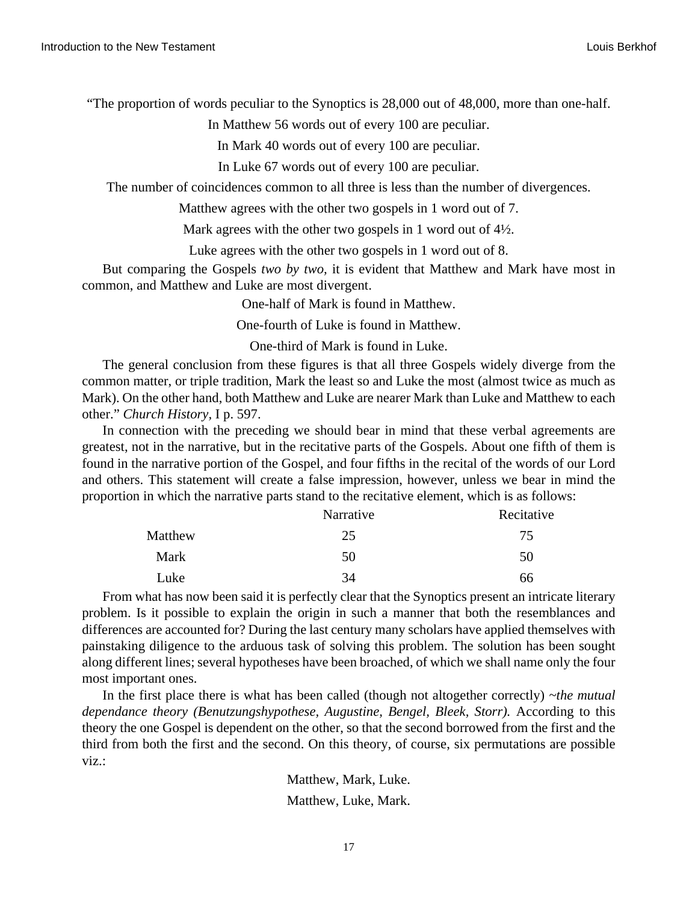"The proportion of words peculiar to the Synoptics is 28,000 out of 48,000, more than one-half.

In Matthew 56 words out of every 100 are peculiar.

In Mark 40 words out of every 100 are peculiar.

In Luke 67 words out of every 100 are peculiar.

The number of coincidences common to all three is less than the number of divergences.

Matthew agrees with the other two gospels in 1 word out of 7.

Mark agrees with the other two gospels in 1 word out of 4½.

Luke agrees with the other two gospels in 1 word out of 8.

But comparing the Gospels *two by two,* it is evident that Matthew and Mark have most in common, and Matthew and Luke are most divergent.

One-half of Mark is found in Matthew.

One-fourth of Luke is found in Matthew.

One-third of Mark is found in Luke.

The general conclusion from these figures is that all three Gospels widely diverge from the common matter, or triple tradition, Mark the least so and Luke the most (almost twice as much as Mark). On the other hand, both Matthew and Luke are nearer Mark than Luke and Matthew to each other." *Church History,* I p. 597.

In connection with the preceding we should bear in mind that these verbal agreements are greatest, not in the narrative, but in the recitative parts of the Gospels. About one fifth of them is found in the narrative portion of the Gospel, and four fifths in the recital of the words of our Lord and others. This statement will create a false impression, however, unless we bear in mind the proportion in which the narrative parts stand to the recitative element, which is as follows:

| | Narrative | Recitative |
|---|---|---|
| Matthew | 25 | 75 |
| Mark | 50 | 50 |
| Luke | 34 | 66 |

From what has now been said it is perfectly clear that the Synoptics present an intricate literary problem. Is it possible to explain the origin in such a manner that both the resemblances and differences are accounted for? During the last century many scholars have applied themselves with painstaking diligence to the arduous task of solving this problem. The solution has been sought along different lines; several hypotheses have been broached, of which we shall name only the four most important ones.

In the first place there is what has been called (though not altogether correctly) ~*the mutual dependance theory (Benutzungshypothese, Augustine, Bengel, Bleek, Storr).* According to this theory the one Gospel is dependent on the other, so that the second borrowed from the first and the third from both the first and the second. On this theory, of course, six permutations are possible viz.:

Matthew, Mark, Luke.

Matthew, Luke, Mark.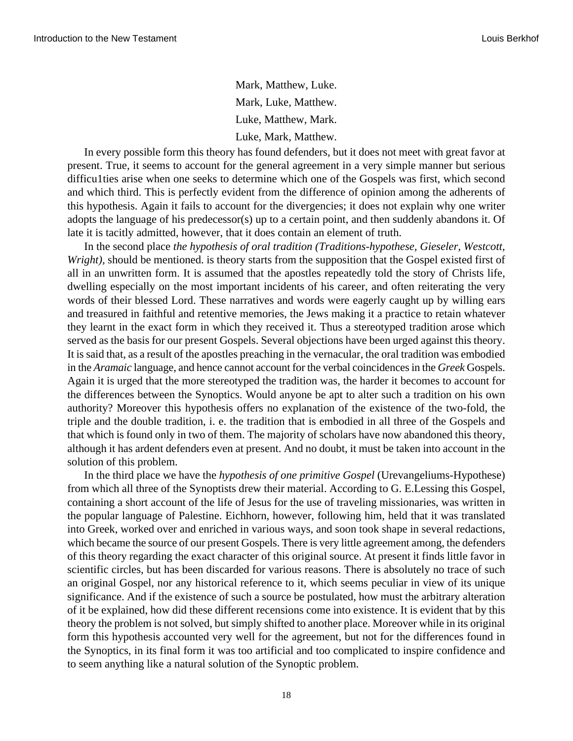Mark, Matthew, Luke.

Mark, Luke, Matthew.

Luke, Matthew, Mark.

Luke, Mark, Matthew.

In every possible form this theory has found defenders, but it does not meet with great favor at present. True, it seems to account for the general agreement in a very simple manner but serious difficu1ties arise when one seeks to determine which one of the Gospels was first, which second and which third. This is perfectly evident from the difference of opinion among the adherents of this hypothesis. Again it fails to account for the divergencies; it does not explain why one writer adopts the language of his predecessor(s) up to a certain point, and then suddenly abandons it. Of late it is tacitly admitted, however, that it does contain an element of truth.

In the second place *the hypothesis of oral tradition (Traditions-hypothese, Gieseler, Westcott, Wright),* should be mentioned. is theory starts from the supposition that the Gospel existed first of all in an unwritten form. It is assumed that the apostles repeatedly told the story of Christs life, dwelling especially on the most important incidents of his career, and often reiterating the very words of their blessed Lord. These narratives and words were eagerly caught up by willing ears and treasured in faithful and retentive memories, the Jews making it a practice to retain whatever they learnt in the exact form in which they received it. Thus a stereotyped tradition arose which served as the basis for our present Gospels. Several objections have been urged against this theory. It is said that, as a result of the apostles preaching in the vernacular, the oral tradition was embodied in the *Aramaic* language, and hence cannot account for the verbal coincidences in the *Greek* Gospels. Again it is urged that the more stereotyped the tradition was, the harder it becomes to account for the differences between the Synoptics. Would anyone be apt to alter such a tradition on his own authority? Moreover this hypothesis offers no explanation of the existence of the two-fold, the triple and the double tradition, i. e. the tradition that is embodied in all three of the Gospels and that which is found only in two of them. The majority of scholars have now abandoned this theory, although it has ardent defenders even at present. And no doubt, it must be taken into account in the solution of this problem.

In the third place we have the *hypothesis of one primitive Gospel* (Urevangeliums-Hypothese) from which all three of the Synoptists drew their material. According to G. E.Lessing this Gospel, containing a short account of the life of Jesus for the use of traveling missionaries, was written in the popular language of Palestine. Eichhorn, however, following him, held that it was translated into Greek, worked over and enriched in various ways, and soon took shape in several redactions, which became the source of our present Gospels. There is very little agreement among, the defenders of this theory regarding the exact character of this original source. At present it finds little favor in scientific circles, but has been discarded for various reasons. There is absolutely no trace of such an original Gospel, nor any historical reference to it, which seems peculiar in view of its unique significance. And if the existence of such a source be postulated, how must the arbitrary alteration of it be explained, how did these different recensions come into existence. It is evident that by this theory the problem is not solved, but simply shifted to another place. Moreover while in its original form this hypothesis accounted very well for the agreement, but not for the differences found in the Synoptics, in its final form it was too artificial and too complicated to inspire confidence and to seem anything like a natural solution of the Synoptic problem.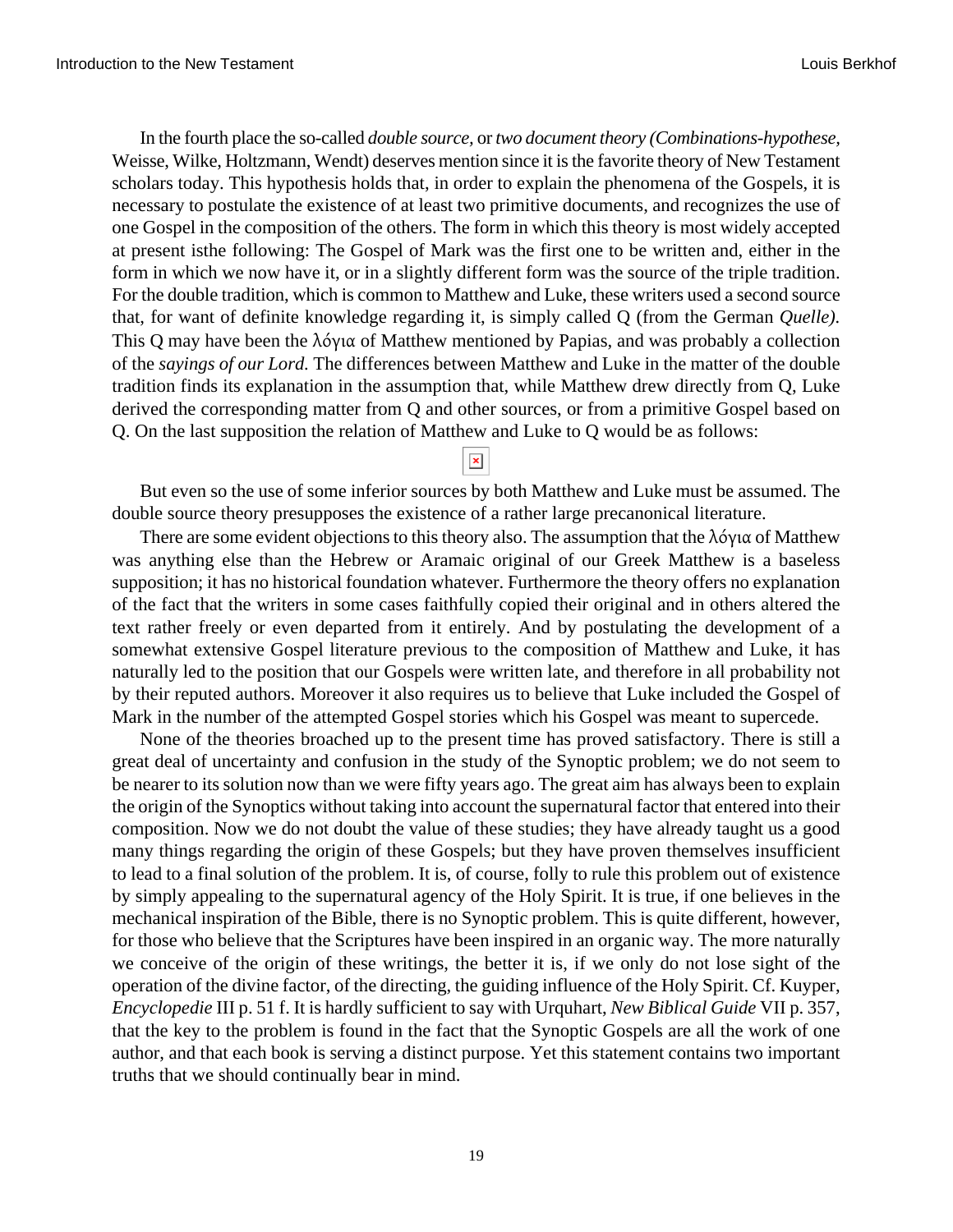In the fourth place the so-called *double source*, or *two document theory (Combinations-hypothese*, Weisse, Wilke, Holtzmann, Wendt) deserves mention since it is the favorite theory of New Testament scholars today. This hypothesis holds that, in order to explain the phenomena of the Gospels, it is necessary to postulate the existence of at least two primitive documents, and recognizes the use of one Gospel in the composition of the others. The form in which this theory is most widely accepted at present isthe following: The Gospel of Mark was the first one to be written and, either in the form in which we now have it, or in a slightly different form was the source of the triple tradition. For the double tradition, which is common to Matthew and Luke, these writers used a second source that, for want of definite knowledge regarding it, is simply called Q (from the German *Quelle)*. This Q may have been the λόγια of Matthew mentioned by Papias, and was probably a collection of the *sayings of our Lord*. The differences between Matthew and Luke in the matter of the double tradition finds its explanation in the assumption that, while Matthew drew directly from Q, Luke derived the corresponding matter from Q and other sources, or from a primitive Gospel based on Q. On the last supposition the relation of Matthew and Luke to Q would be as follows:

But even so the use of some inferior sources by both Matthew and Luke must be assumed. The double source theory presupposes the existence of a rather large precanonical literature.

There are some evident objections to this theory also. The assumption that the λόγια of Matthew was anything else than the Hebrew or Aramaic original of our Greek Matthew is a baseless supposition; it has no historical foundation whatever. Furthermore the theory offers no explanation of the fact that the writers in some cases faithfully copied their original and in others altered the text rather freely or even departed from it entirely. And by postulating the development of a somewhat extensive Gospel literature previous to the composition of Matthew and Luke, it has naturally led to the position that our Gospels were written late, and therefore in all probability not by their reputed authors. Moreover it also requires us to believe that Luke included the Gospel of Mark in the number of the attempted Gospel stories which his Gospel was meant to supercede.

None of the theories broached up to the present time has proved satisfactory. There is still a great deal of uncertainty and confusion in the study of the Synoptic problem; we do not seem to be nearer to its solution now than we were fifty years ago. The great aim has always been to explain the origin of the Synoptics without taking into account the supernatural factor that entered into their composition. Now we do not doubt the value of these studies; they have already taught us a good many things regarding the origin of these Gospels; but they have proven themselves insufficient to lead to a final solution of the problem. It is, of course, folly to rule this problem out of existence by simply appealing to the supernatural agency of the Holy Spirit. It is true, if one believes in the mechanical inspiration of the Bible, there is no Synoptic problem. This is quite different, however, for those who believe that the Scriptures have been inspired in an organic way. The more naturally we conceive of the origin of these writings, the better it is, if we only do not lose sight of the operation of the divine factor, of the directing, the guiding influence of the Holy Spirit. Cf. Kuyper, *Encyclopedie* III p. 51 f. It is hardly sufficient to say with Urquhart, *New Biblical Guide* VII p. 357, that the key to the problem is found in the fact that the Synoptic Gospels are all the work of one author, and that each book is serving a distinct purpose. Yet this statement contains two important truths that we should continually bear in mind.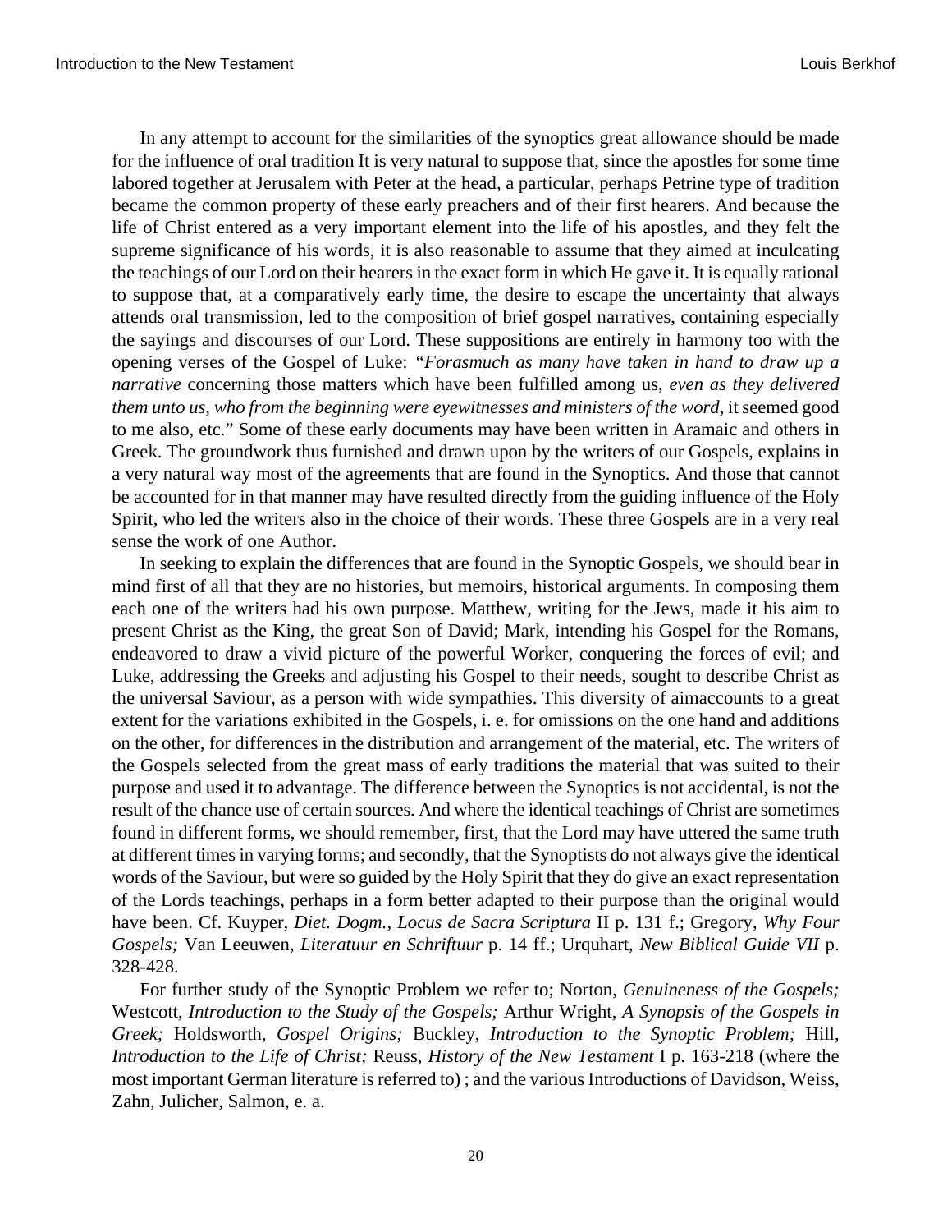In any attempt to account for the similarities of the synoptics great allowance should be made for the influence of oral tradition It is very natural to suppose that, since the apostles for some time labored together at Jerusalem with Peter at the head, a particular, perhaps Petrine type of tradition became the common property of these early preachers and of their first hearers. And because the life of Christ entered as a very important element into the life of his apostles, and they felt the supreme significance of his words, it is also reasonable to assume that they aimed at inculcating the teachings of our Lord on their hearers in the exact form in which He gave it. It is equally rational to suppose that, at a comparatively early time, the desire to escape the uncertainty that always attends oral transmission, led to the composition of brief gospel narratives, containing especially the sayings and discourses of our Lord. These suppositions are entirely in harmony too with the opening verses of the Gospel of Luke: *"Forasmuch as many have taken in hand to draw up a narrative* concerning those matters which have been fulfilled among us, *even as they delivered them unto us, who from the beginning were eyewitnesses and ministers of the word,* it seemed good to me also, etc." Some of these early documents may have been written in Aramaic and others in Greek. The groundwork thus furnished and drawn upon by the writers of our Gospels, explains in a very natural way most of the agreements that are found in the Synoptics. And those that cannot be accounted for in that manner may have resulted directly from the guiding influence of the Holy Spirit, who led the writers also in the choice of their words. These three Gospels are in a very real sense the work of one Author.

In seeking to explain the differences that are found in the Synoptic Gospels, we should bear in mind first of all that they are no histories, but memoirs, historical arguments. In composing them each one of the writers had his own purpose. Matthew, writing for the Jews, made it his aim to present Christ as the King, the great Son of David; Mark, intending his Gospel for the Romans, endeavored to draw a vivid picture of the powerful Worker, conquering the forces of evil; and Luke, addressing the Greeks and adjusting his Gospel to their needs, sought to describe Christ as the universal Saviour, as a person with wide sympathies. This diversity of aimaccounts to a great extent for the variations exhibited in the Gospels, i. e. for omissions on the one hand and additions on the other, for differences in the distribution and arrangement of the material, etc. The writers of the Gospels selected from the great mass of early traditions the material that was suited to their purpose and used it to advantage. The difference between the Synoptics is not accidental, is not the result of the chance use of certain sources. And where the identical teachings of Christ are sometimes found in different forms, we should remember, first, that the Lord may have uttered the same truth at different times in varying forms; and secondly, that the Synoptists do not always give the identical words of the Saviour, but were so guided by the Holy Spirit that they do give an exact representation of the Lords teachings, perhaps in a form better adapted to their purpose than the original would have been. Cf. Kuyper, *Diet. Dogm., Locus de Sacra Scriptura* II p. 131 f.; Gregory, *Why Four Gospels;* Van Leeuwen, *Literatuur en Schriftuur* p. 14 ff.; Urquhart, *New Biblical Guide VII* p. 328-428.

For further study of the Synoptic Problem we refer to; Norton, *Genuineness of the Gospels;* Westcott, *Introduction to the Study of the Gospels;* Arthur Wright, *A Synopsis of the Gospels in Greek;* Holdsworth, *Gospel Origins;* Buckley, *Introduction to the Synoptic Problem;* Hill, *Introduction to the Life of Christ;* Reuss, *History of the New Testament* I p. 163-218 (where the most important German literature is referred to) ; and the various Introductions of Davidson, Weiss, Zahn, Julicher, Salmon, e. a.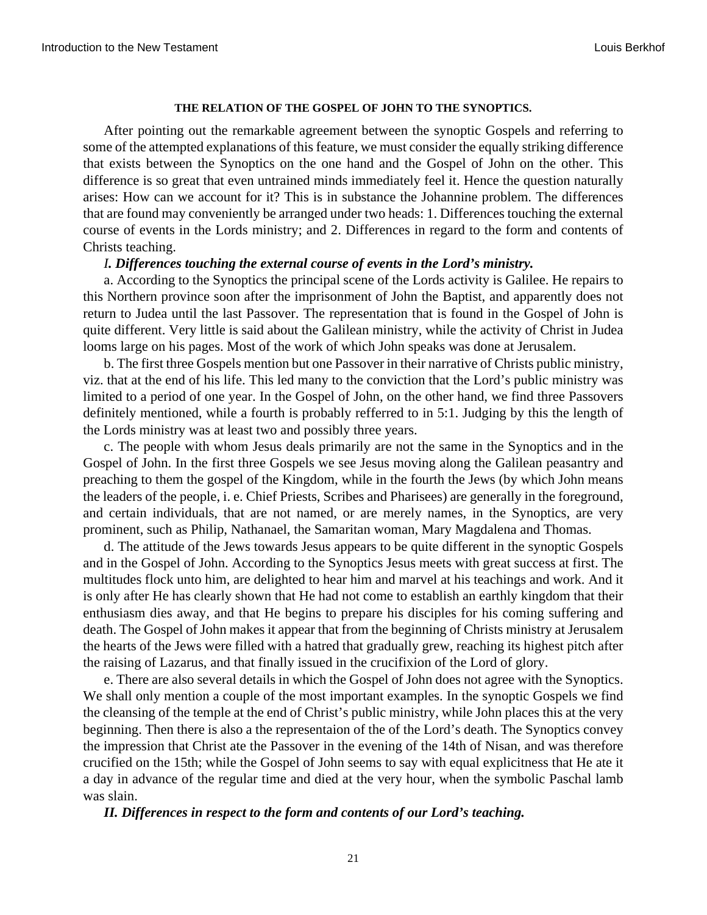**THE RELATION OF THE GOSPEL OF JOHN TO THE SYNOPTICS.**

After pointing out the remarkable agreement between the synoptic Gospels and referring to some of the attempted explanations of this feature, we must consider the equally striking difference that exists between the Synoptics on the one hand and the Gospel of John on the other. This difference is so great that even untrained minds immediately feel it. Hence the question naturally arises: How can we account for it? This is in substance the Johannine problem. The differences that are found may conveniently be arranged under two heads: 1. Differences touching the external course of events in the Lords ministry; and 2. Differences in regard to the form and contents of Christs teaching.

***I. Differences touching the external course of events in the Lord's ministry.***

a. According to the Synoptics the principal scene of the Lords activity is Galilee. He repairs to this Northern province soon after the imprisonment of John the Baptist, and apparently does not return to Judea until the last Passover. The representation that is found in the Gospel of John is quite different. Very little is said about the Galilean ministry, while the activity of Christ in Judea looms large on his pages. Most of the work of which John speaks was done at Jerusalem.

b. The first three Gospels mention but one Passover in their narrative of Christs public ministry, viz. that at the end of his life. This led many to the conviction that the Lord's public ministry was limited to a period of one year. In the Gospel of John, on the other hand, we find three Passovers definitely mentioned, while a fourth is probably refferred to in 5:1. Judging by this the length of the Lords ministry was at least two and possibly three years.

c. The people with whom Jesus deals primarily are not the same in the Synoptics and in the Gospel of John. In the first three Gospels we see Jesus moving along the Galilean peasantry and preaching to them the gospel of the Kingdom, while in the fourth the Jews (by which John means the leaders of the people, i. e. Chief Priests, Scribes and Pharisees) are generally in the foreground, and certain individuals, that are not named, or are merely names, in the Synoptics, are very prominent, such as Philip, Nathanael, the Samaritan woman, Mary Magdalena and Thomas.

d. The attitude of the Jews towards Jesus appears to be quite different in the synoptic Gospels and in the Gospel of John. According to the Synoptics Jesus meets with great success at first. The multitudes flock unto him, are delighted to hear him and marvel at his teachings and work. And it is only after He has clearly shown that He had not come to establish an earthly kingdom that their enthusiasm dies away, and that He begins to prepare his disciples for his coming suffering and death. The Gospel of John makes it appear that from the beginning of Christs ministry at Jerusalem the hearts of the Jews were filled with a hatred that gradually grew, reaching its highest pitch after the raising of Lazarus, and that finally issued in the crucifixion of the Lord of glory.

e. There are also several details in which the Gospel of John does not agree with the Synoptics. We shall only mention a couple of the most important examples. In the synoptic Gospels we find the cleansing of the temple at the end of Christ's public ministry, while John places this at the very beginning. Then there is also a the representaion of the of the Lord's death. The Synoptics convey the impression that Christ ate the Passover in the evening of the 14th of Nisan, and was therefore crucified on the 15th; while the Gospel of John seems to say with equal explicitness that He ate it a day in advance of the regular time and died at the very hour, when the symbolic Paschal lamb was slain.

***II. Differences in respect to the form and contents of our Lord's teaching.***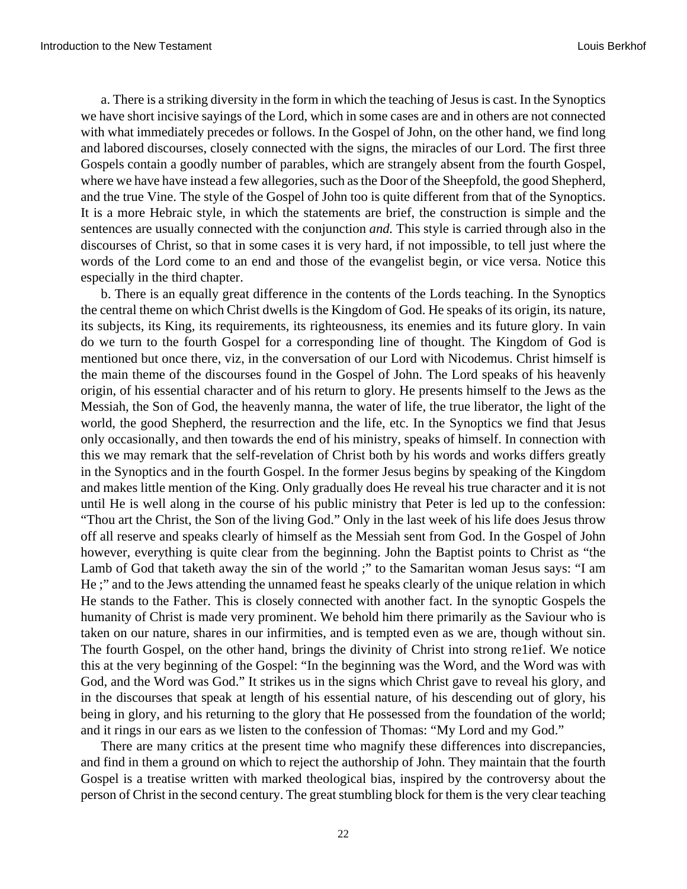a. There is a striking diversity in the form in which the teaching of Jesus is cast. In the Synoptics we have short incisive sayings of the Lord, which in some cases are and in others are not connected with what immediately precedes or follows. In the Gospel of John, on the other hand, we find long and labored discourses, closely connected with the signs, the miracles of our Lord. The first three Gospels contain a goodly number of parables, which are strangely absent from the fourth Gospel, where we have have instead a few allegories, such as the Door of the Sheepfold, the good Shepherd, and the true Vine. The style of the Gospel of John too is quite different from that of the Synoptics. It is a more Hebraic style, in which the statements are brief, the construction is simple and the sentences are usually connected with the conjunction *and.* This style is carried through also in the discourses of Christ, so that in some cases it is very hard, if not impossible, to tell just where the words of the Lord come to an end and those of the evangelist begin, or vice versa. Notice this especially in the third chapter.

b. There is an equally great difference in the contents of the Lords teaching. In the Synoptics the central theme on which Christ dwells is the Kingdom of God. He speaks of its origin, its nature, its subjects, its King, its requirements, its righteousness, its enemies and its future glory. In vain do we turn to the fourth Gospel for a corresponding line of thought. The Kingdom of God is mentioned but once there, viz, in the conversation of our Lord with Nicodemus. Christ himself is the main theme of the discourses found in the Gospel of John. The Lord speaks of his heavenly origin, of his essential character and of his return to glory. He presents himself to the Jews as the Messiah, the Son of God, the heavenly manna, the water of life, the true liberator, the light of the world, the good Shepherd, the resurrection and the life, etc. In the Synoptics we find that Jesus only occasionally, and then towards the end of his ministry, speaks of himself. In connection with this we may remark that the self-revelation of Christ both by his words and works differs greatly in the Synoptics and in the fourth Gospel. In the former Jesus begins by speaking of the Kingdom and makes little mention of the King. Only gradually does He reveal his true character and it is not until He is well along in the course of his public ministry that Peter is led up to the confession: "Thou art the Christ, the Son of the living God." Only in the last week of his life does Jesus throw off all reserve and speaks clearly of himself as the Messiah sent from God. In the Gospel of John however, everything is quite clear from the beginning. John the Baptist points to Christ as "the Lamb of God that taketh away the sin of the world ;" to the Samaritan woman Jesus says: "I am He ;" and to the Jews attending the unnamed feast he speaks clearly of the unique relation in which He stands to the Father. This is closely connected with another fact. In the synoptic Gospels the humanity of Christ is made very prominent. We behold him there primarily as the Saviour who is taken on our nature, shares in our infirmities, and is tempted even as we are, though without sin. The fourth Gospel, on the other hand, brings the divinity of Christ into strong re1ief. We notice this at the very beginning of the Gospel: "In the beginning was the Word, and the Word was with God, and the Word was God." It strikes us in the signs which Christ gave to reveal his glory, and in the discourses that speak at length of his essential nature, of his descending out of glory, his being in glory, and his returning to the glory that He possessed from the foundation of the world; and it rings in our ears as we listen to the confession of Thomas: "My Lord and my God."

There are many critics at the present time who magnify these differences into discrepancies, and find in them a ground on which to reject the authorship of John. They maintain that the fourth Gospel is a treatise written with marked theological bias, inspired by the controversy about the person of Christ in the second century. The great stumbling block for them is the very clear teaching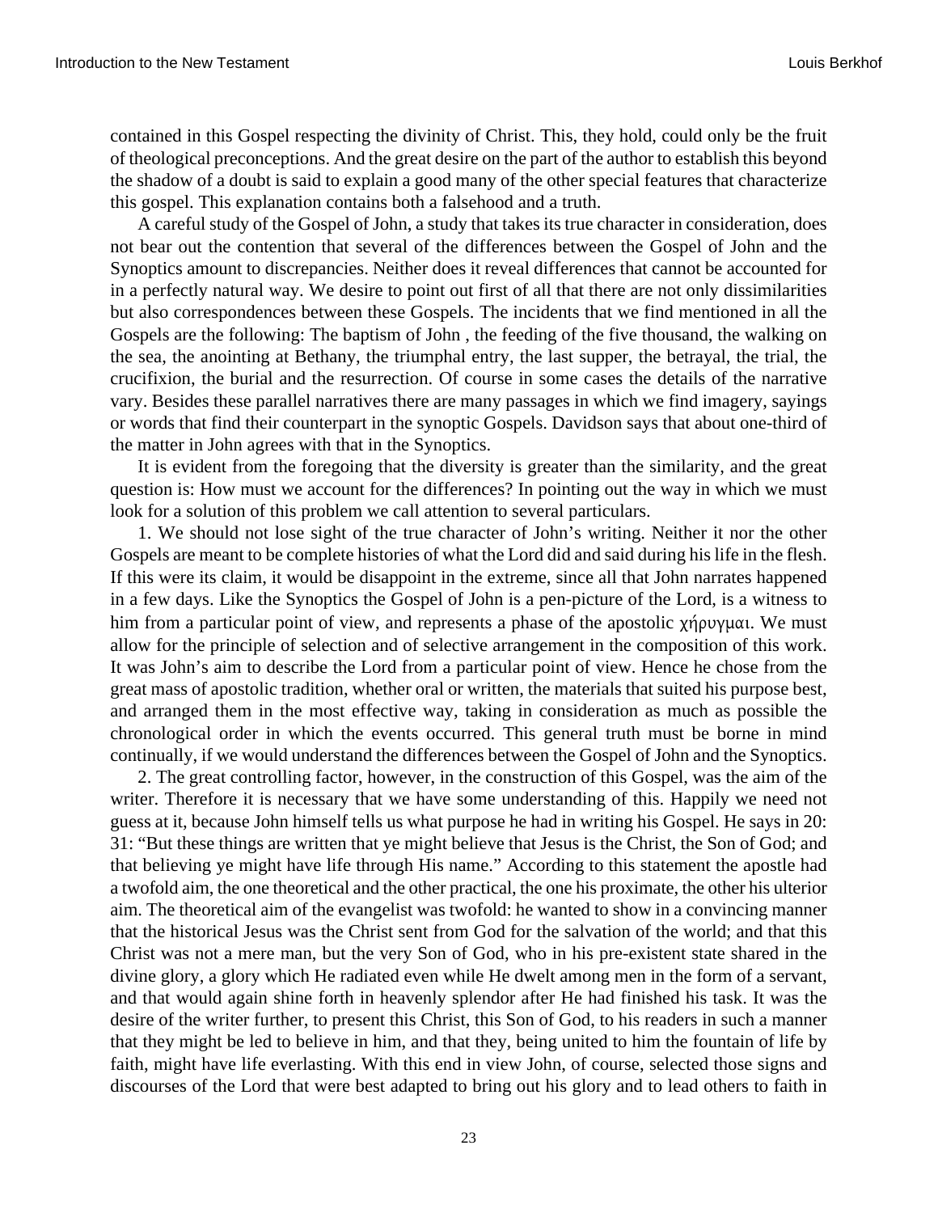contained in this Gospel respecting the divinity of Christ. This, they hold, could only be the fruit of theological preconceptions. And the great desire on the part of the author to establish this beyond the shadow of a doubt is said to explain a good many of the other special features that characterize this gospel. This explanation contains both a falsehood and a truth.

A careful study of the Gospel of John, a study that takes its true character in consideration, does not bear out the contention that several of the differences between the Gospel of John and the Synoptics amount to discrepancies. Neither does it reveal differences that cannot be accounted for in a perfectly natural way. We desire to point out first of all that there are not only dissimilarities but also correspondences between these Gospels. The incidents that we find mentioned in all the Gospels are the following: The baptism of John , the feeding of the five thousand, the walking on the sea, the anointing at Bethany, the triumphal entry, the last supper, the betrayal, the trial, the crucifixion, the burial and the resurrection. Of course in some cases the details of the narrative vary. Besides these parallel narratives there are many passages in which we find imagery, sayings or words that find their counterpart in the synoptic Gospels. Davidson says that about one-third of the matter in John agrees with that in the Synoptics.

It is evident from the foregoing that the diversity is greater than the similarity, and the great question is: How must we account for the differences? In pointing out the way in which we must look for a solution of this problem we call attention to several particulars.

1. We should not lose sight of the true character of John’s writing. Neither it nor the other Gospels are meant to be complete histories of what the Lord did and said during his life in the flesh. If this were its claim, it would be disappoint in the extreme, since all that John narrates happened in a few days. Like the Synoptics the Gospel of John is a pen-picture of the Lord, is a witness to him from a particular point of view, and represents a phase of the apostolic χήρυγμαι. We must allow for the principle of selection and of selective arrangement in the composition of this work. It was John’s aim to describe the Lord from a particular point of view. Hence he chose from the great mass of apostolic tradition, whether oral or written, the materials that suited his purpose best, and arranged them in the most effective way, taking in consideration as much as possible the chronological order in which the events occurred. This general truth must be borne in mind continually, if we would understand the differences between the Gospel of John and the Synoptics.

2. The great controlling factor, however, in the construction of this Gospel, was the aim of the writer. Therefore it is necessary that we have some understanding of this. Happily we need not guess at it, because John himself tells us what purpose he had in writing his Gospel. He says in 20: 31: “But these things are written that ye might believe that Jesus is the Christ, the Son of God; and that believing ye might have life through His name.” According to this statement the apostle had a twofold aim, the one theoretical and the other practical, the one his proximate, the other his ulterior aim. The theoretical aim of the evangelist was twofold: he wanted to show in a convincing manner that the historical Jesus was the Christ sent from God for the salvation of the world; and that this Christ was not a mere man, but the very Son of God, who in his pre-existent state shared in the divine glory, a glory which He radiated even while He dwelt among men in the form of a servant, and that would again shine forth in heavenly splendor after He had finished his task. It was the desire of the writer further, to present this Christ, this Son of God, to his readers in such a manner that they might be led to believe in him, and that they, being united to him the fountain of life by faith, might have life everlasting. With this end in view John, of course, selected those signs and discourses of the Lord that were best adapted to bring out his glory and to lead others to faith in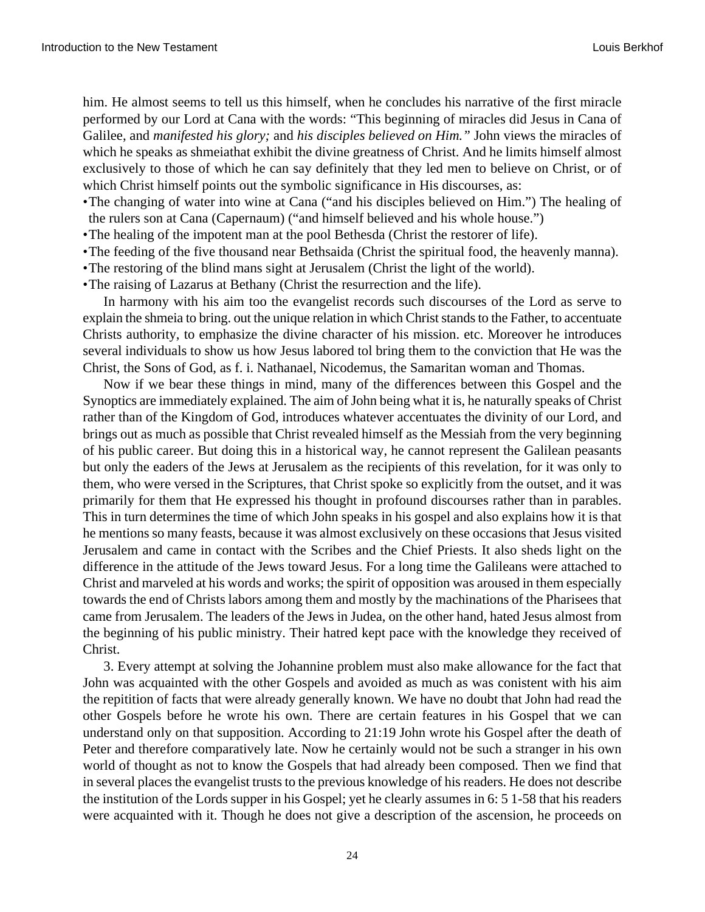him. He almost seems to tell us this himself, when he concludes his narrative of the first miracle performed by our Lord at Cana with the words: "This beginning of miracles did Jesus in Cana of Galilee, and *manifested his glory;* and *his disciples believed on Him."* John views the miracles of which he speaks as shmeiathat exhibit the divine greatness of Christ. And he limits himself almost exclusively to those of which he can say definitely that they led men to believe on Christ, or of which Christ himself points out the symbolic significance in His discourses, as:

- The changing of water into wine at Cana ("and his disciples believed on Him.") The healing of the rulers son at Cana (Capernaum) ("and himself believed and his whole house.")
- The healing of the impotent man at the pool Bethesda (Christ the restorer of life).
- The feeding of the five thousand near Bethsaida (Christ the spiritual food, the heavenly manna).
- The restoring of the blind mans sight at Jerusalem (Christ the light of the world).
- The raising of Lazarus at Bethany (Christ the resurrection and the life).

In harmony with his aim too the evangelist records such discourses of the Lord as serve to explain the shmeia to bring. out the unique relation in which Christ stands to the Father, to accentuate Christs authority, to emphasize the divine character of his mission. etc. Moreover he introduces several individuals to show us how Jesus labored tol bring them to the conviction that He was the Christ, the Sons of God, as f. i. Nathanael, Nicodemus, the Samaritan woman and Thomas.

Now if we bear these things in mind, many of the differences between this Gospel and the Synoptics are immediately explained. The aim of John being what it is, he naturally speaks of Christ rather than of the Kingdom of God, introduces whatever accentuates the divinity of our Lord, and brings out as much as possible that Christ revealed himself as the Messiah from the very beginning of his public career. But doing this in a historical way, he cannot represent the Galilean peasants but only the eaders of the Jews at Jerusalem as the recipients of this revelation, for it was only to them, who were versed in the Scriptures, that Christ spoke so explicitly from the outset, and it was primarily for them that He expressed his thought in profound discourses rather than in parables. This in turn determines the time of which John speaks in his gospel and also explains how it is that he mentions so many feasts, because it was almost exclusively on these occasions that Jesus visited Jerusalem and came in contact with the Scribes and the Chief Priests. It also sheds light on the difference in the attitude of the Jews toward Jesus. For a long time the Galileans were attached to Christ and marveled at his words and works; the spirit of opposition was aroused in them especially towards the end of Christs labors among them and mostly by the machinations of the Pharisees that came from Jerusalem. The leaders of the Jews in Judea, on the other hand, hated Jesus almost from the beginning of his public ministry. Their hatred kept pace with the knowledge they received of Christ.

3. Every attempt at solving the Johannine problem must also make allowance for the fact that John was acquainted with the other Gospels and avoided as much as was conistent with his aim the repitition of facts that were already generally known. We have no doubt that John had read the other Gospels before he wrote his own. There are certain features in his Gospel that we can understand only on that supposition. According to 21:19 John wrote his Gospel after the death of Peter and therefore comparatively late. Now he certainly would not be such a stranger in his own world of thought as not to know the Gospels that had already been composed. Then we find that in several places the evangelist trusts to the previous knowledge of his readers. He does not describe the institution of the Lords supper in his Gospel; yet he clearly assumes in 6: 5 1-58 that his readers were acquainted with it. Though he does not give a description of the ascension, he proceeds on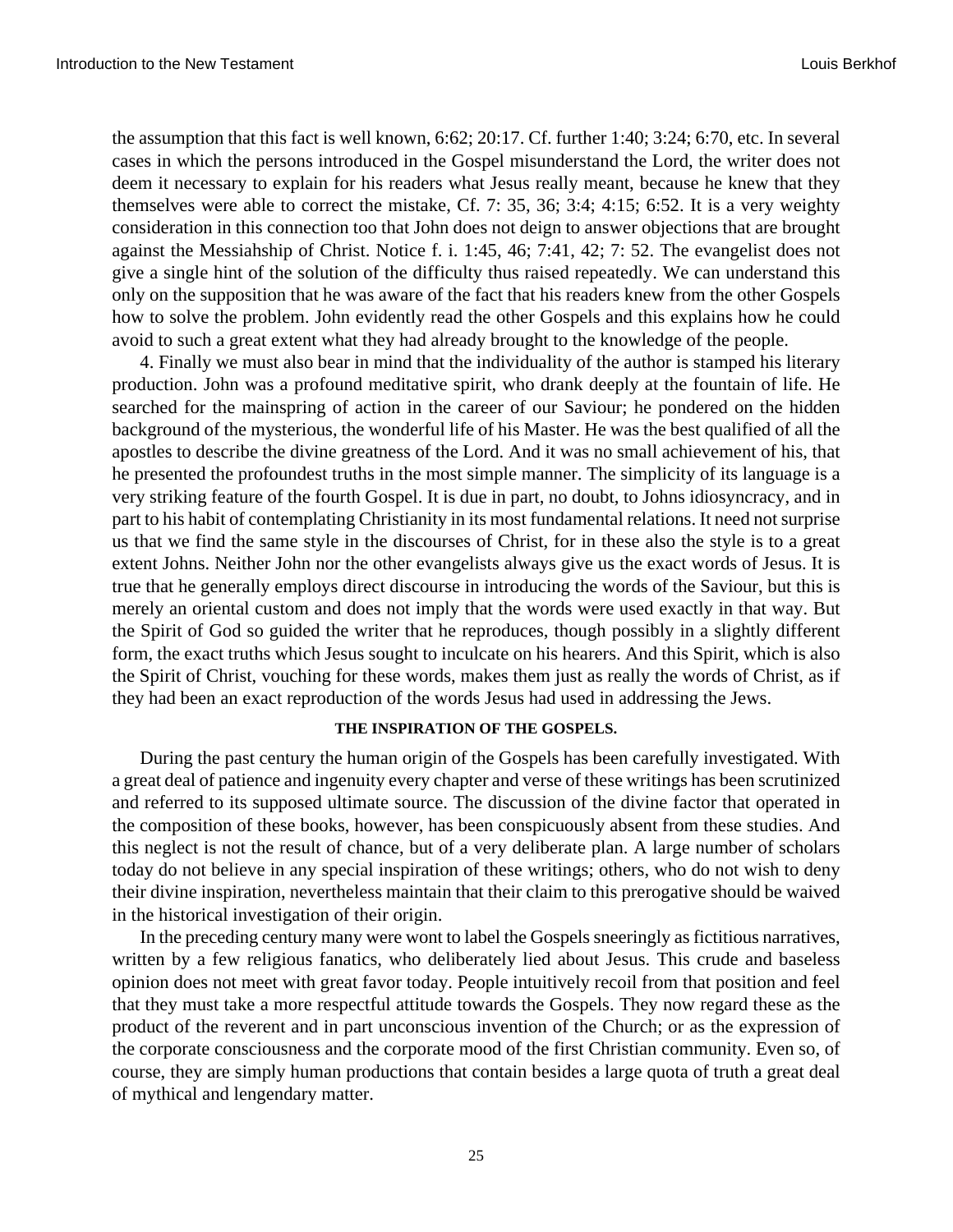the assumption that this fact is well known, 6:62; 20:17. Cf. further 1:40; 3:24; 6:70, etc. In several cases in which the persons introduced in the Gospel misunderstand the Lord, the writer does not deem it necessary to explain for his readers what Jesus really meant, because he knew that they themselves were able to correct the mistake, Cf. 7: 35, 36; 3:4; 4:15; 6:52. It is a very weighty consideration in this connection too that John does not deign to answer objections that are brought against the Messiahship of Christ. Notice f. i. 1:45, 46; 7:41, 42; 7: 52. The evangelist does not give a single hint of the solution of the difficulty thus raised repeatedly. We can understand this only on the supposition that he was aware of the fact that his readers knew from the other Gospels how to solve the problem. John evidently read the other Gospels and this explains how he could avoid to such a great extent what they had already brought to the knowledge of the people.

4. Finally we must also bear in mind that the individuality of the author is stamped his literary production. John was a profound meditative spirit, who drank deeply at the fountain of life. He searched for the mainspring of action in the career of our Saviour; he pondered on the hidden background of the mysterious, the wonderful life of his Master. He was the best qualified of all the apostles to describe the divine greatness of the Lord. And it was no small achievement of his, that he presented the profoundest truths in the most simple manner. The simplicity of its language is a very striking feature of the fourth Gospel. It is due in part, no doubt, to Johns idiosyncracy, and in part to his habit of contemplating Christianity in its most fundamental relations. It need not surprise us that we find the same style in the discourses of Christ, for in these also the style is to a great extent Johns. Neither John nor the other evangelists always give us the exact words of Jesus. It is true that he generally employs direct discourse in introducing the words of the Saviour, but this is merely an oriental custom and does not imply that the words were used exactly in that way. But the Spirit of God so guided the writer that he reproduces, though possibly in a slightly different form, the exact truths which Jesus sought to inculcate on his hearers. And this Spirit, which is also the Spirit of Christ, vouching for these words, makes them just as really the words of Christ, as if they had been an exact reproduction of the words Jesus had used in addressing the Jews.

### THE INSPIRATION OF THE GOSPELS.

During the past century the human origin of the Gospels has been carefully investigated. With a great deal of patience and ingenuity every chapter and verse of these writings has been scrutinized and referred to its supposed ultimate source. The discussion of the divine factor that operated in the composition of these books, however, has been conspicuously absent from these studies. And this neglect is not the result of chance, but of a very deliberate plan. A large number of scholars today do not believe in any special inspiration of these writings; others, who do not wish to deny their divine inspiration, nevertheless maintain that their claim to this prerogative should be waived in the historical investigation of their origin.

In the preceding century many were wont to label the Gospels sneeringly as fictitious narratives, written by a few religious fanatics, who deliberately lied about Jesus. This crude and baseless opinion does not meet with great favor today. People intuitively recoil from that position and feel that they must take a more respectful attitude towards the Gospels. They now regard these as the product of the reverent and in part unconscious invention of the Church; or as the expression of the corporate consciousness and the corporate mood of the first Christian community. Even so, of course, they are simply human productions that contain besides a large quota of truth a great deal of mythical and lengendary matter.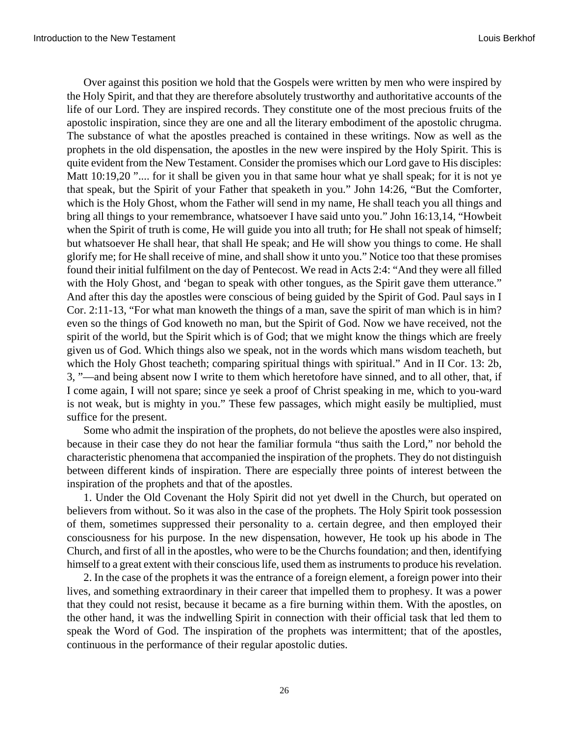Over against this position we hold that the Gospels were written by men who were inspired by the Holy Spirit, and that they are therefore absolutely trustworthy and authoritative accounts of the life of our Lord. They are inspired records. They constitute one of the most precious fruits of the apostolic inspiration, since they are one and all the literary embodiment of the apostolic chrugma. The substance of what the apostles preached is contained in these writings. Now as well as the prophets in the old dispensation, the apostles in the new were inspired by the Holy Spirit. This is quite evident from the New Testament. Consider the promises which our Lord gave to His disciples: Matt 10:19,20 ".... for it shall be given you in that same hour what ye shall speak; for it is not ye that speak, but the Spirit of your Father that speaketh in you." John 14:26, "But the Comforter, which is the Holy Ghost, whom the Father will send in my name, He shall teach you all things and bring all things to your remembrance, whatsoever I have said unto you." John 16:13,14, "Howbeit when the Spirit of truth is come, He will guide you into all truth; for He shall not speak of himself; but whatsoever He shall hear, that shall He speak; and He will show you things to come. He shall glorify me; for He shall receive of mine, and shall show it unto you." Notice too that these promises found their initial fulfilment on the day of Pentecost. We read in Acts 2:4: "And they were all filled with the Holy Ghost, and 'began to speak with other tongues, as the Spirit gave them utterance." And after this day the apostles were conscious of being guided by the Spirit of God. Paul says in I Cor. 2:11-13, "For what man knoweth the things of a man, save the spirit of man which is in him? even so the things of God knoweth no man, but the Spirit of God. Now we have received, not the spirit of the world, but the Spirit which is of God; that we might know the things which are freely given us of God. Which things also we speak, not in the words which mans wisdom teacheth, but which the Holy Ghost teacheth; comparing spiritual things with spiritual." And in II Cor. 13: 2b, 3, "—and being absent now I write to them which heretofore have sinned, and to all other, that, if I come again, I will not spare; since ye seek a proof of Christ speaking in me, which to you-ward is not weak, but is mighty in you." These few passages, which might easily be multiplied, must suffice for the present.

Some who admit the inspiration of the prophets, do not believe the apostles were also inspired, because in their case they do not hear the familiar formula "thus saith the Lord," nor behold the characteristic phenomena that accompanied the inspiration of the prophets. They do not distinguish between different kinds of inspiration. There are especially three points of interest between the inspiration of the prophets and that of the apostles.

1. Under the Old Covenant the Holy Spirit did not yet dwell in the Church, but operated on believers from without. So it was also in the case of the prophets. The Holy Spirit took possession of them, sometimes suppressed their personality to a. certain degree, and then employed their consciousness for his purpose. In the new dispensation, however, He took up his abode in The Church, and first of all in the apostles, who were to be the Churchs foundation; and then, identifying himself to a great extent with their conscious life, used them as instruments to produce his revelation.

2. In the case of the prophets it was the entrance of a foreign element, a foreign power into their lives, and something extraordinary in their career that impelled them to prophesy. It was a power that they could not resist, because it became as a fire burning within them. With the apostles, on the other hand, it was the indwelling Spirit in connection with their official task that led them to speak the Word of God. The inspiration of the prophets was intermittent; that of the apostles, continuous in the performance of their regular apostolic duties.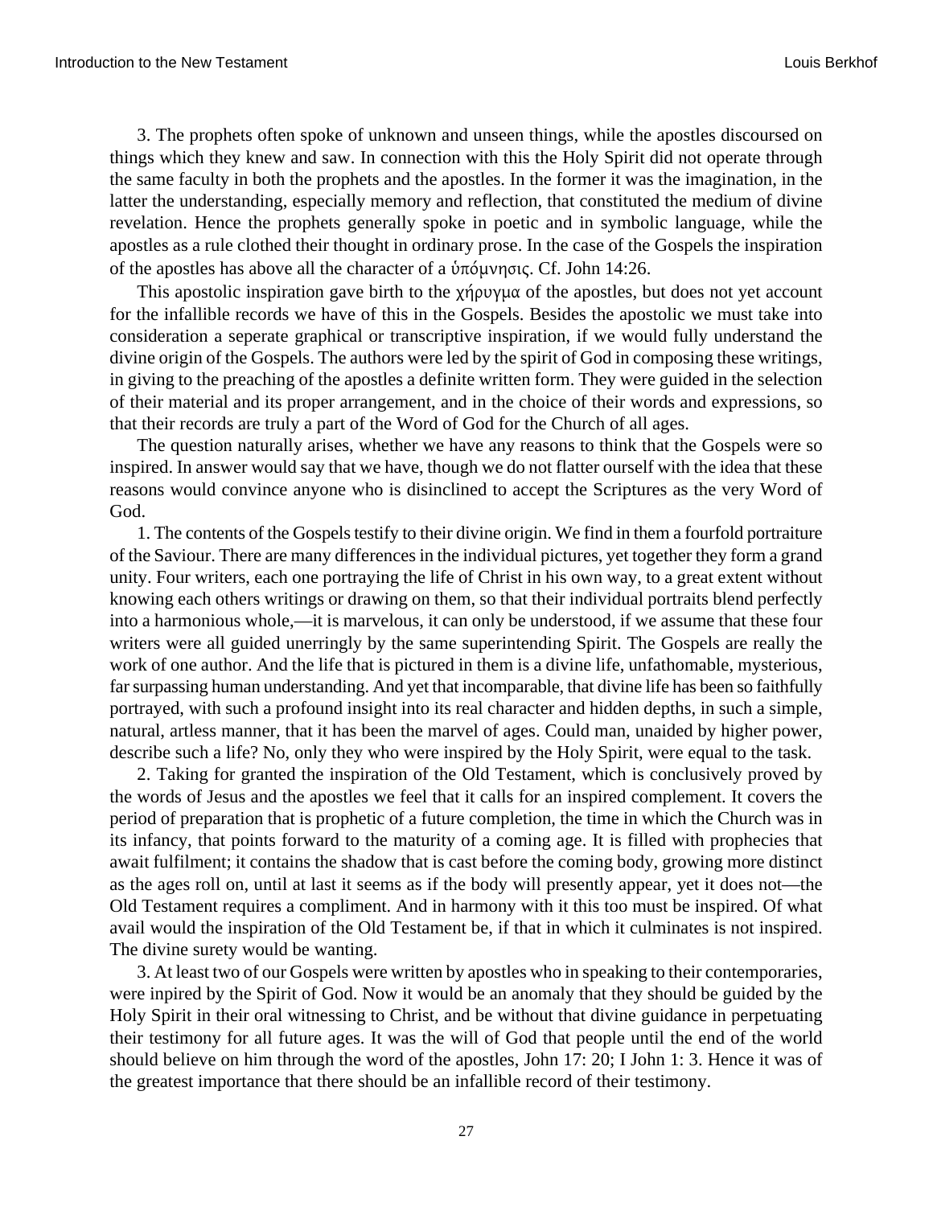3. The prophets often spoke of unknown and unseen things, while the apostles discoursed on things which they knew and saw. In connection with this the Holy Spirit did not operate through the same faculty in both the prophets and the apostles. In the former it was the imagination, in the latter the understanding, especially memory and reflection, that constituted the medium of divine revelation. Hence the prophets generally spoke in poetic and in symbolic language, while the apostles as a rule clothed their thought in ordinary prose. In the case of the Gospels the inspiration of the apostles has above all the character of a ὑπόμνησις. Cf. John 14:26.

This apostolic inspiration gave birth to the χήρυγμα of the apostles, but does not yet account for the infallible records we have of this in the Gospels. Besides the apostolic we must take into consideration a seperate graphical or transcriptive inspiration, if we would fully understand the divine origin of the Gospels. The authors were led by the spirit of God in composing these writings, in giving to the preaching of the apostles a definite written form. They were guided in the selection of their material and its proper arrangement, and in the choice of their words and expressions, so that their records are truly a part of the Word of God for the Church of all ages.

The question naturally arises, whether we have any reasons to think that the Gospels were so inspired. In answer would say that we have, though we do not flatter ourself with the idea that these reasons would convince anyone who is disinclined to accept the Scriptures as the very Word of God.

1. The contents of the Gospels testify to their divine origin. We find in them a fourfold portraiture of the Saviour. There are many differences in the individual pictures, yet together they form a grand unity. Four writers, each one portraying the life of Christ in his own way, to a great extent without knowing each others writings or drawing on them, so that their individual portraits blend perfectly into a harmonious whole,—it is marvelous, it can only be understood, if we assume that these four writers were all guided unerringly by the same superintending Spirit. The Gospels are really the work of one author. And the life that is pictured in them is a divine life, unfathomable, mysterious, far surpassing human understanding. And yet that incomparable, that divine life has been so faithfully portrayed, with such a profound insight into its real character and hidden depths, in such a simple, natural, artless manner, that it has been the marvel of ages. Could man, unaided by higher power, describe such a life? No, only they who were inspired by the Holy Spirit, were equal to the task.

2. Taking for granted the inspiration of the Old Testament, which is conclusively proved by the words of Jesus and the apostles we feel that it calls for an inspired complement. It covers the period of preparation that is prophetic of a future completion, the time in which the Church was in its infancy, that points forward to the maturity of a coming age. It is filled with prophecies that await fulfilment; it contains the shadow that is cast before the coming body, growing more distinct as the ages roll on, until at last it seems as if the body will presently appear, yet it does not—the Old Testament requires a compliment. And in harmony with it this too must be inspired. Of what avail would the inspiration of the Old Testament be, if that in which it culminates is not inspired. The divine surety would be wanting.

3. At least two of our Gospels were written by apostles who in speaking to their contemporaries, were inpired by the Spirit of God. Now it would be an anomaly that they should be guided by the Holy Spirit in their oral witnessing to Christ, and be without that divine guidance in perpetuating their testimony for all future ages. It was the will of God that people until the end of the world should believe on him through the word of the apostles, John 17: 20; I John 1: 3. Hence it was of the greatest importance that there should be an infallible record of their testimony.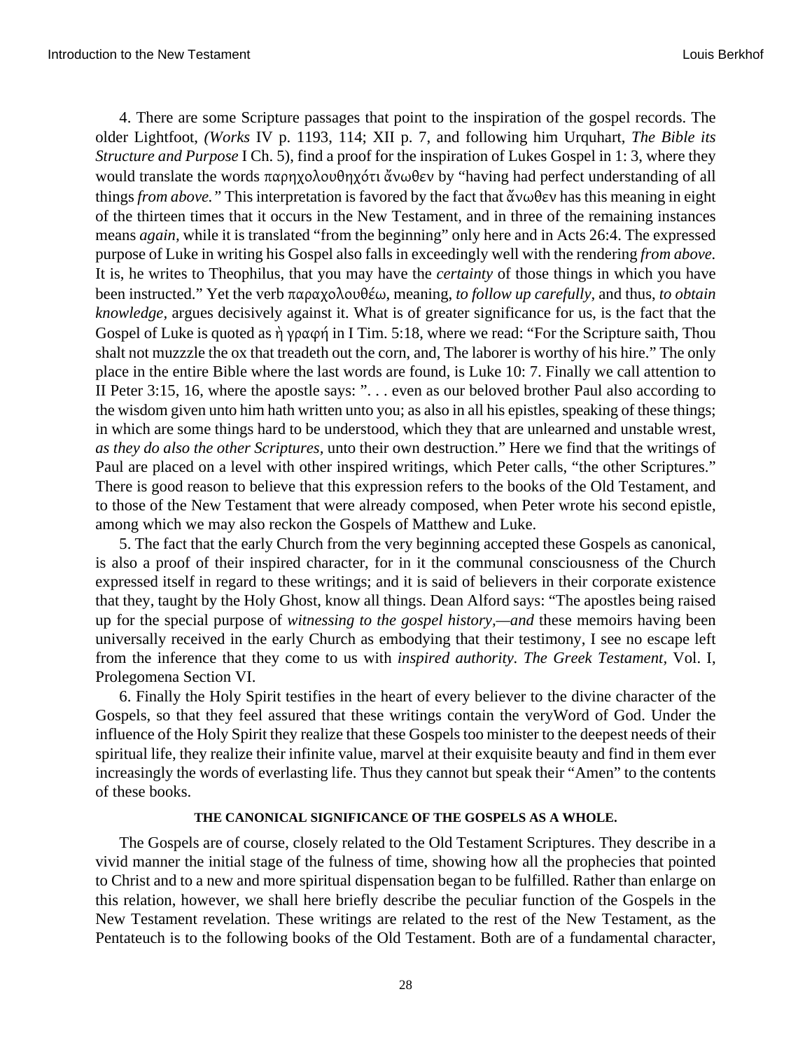4. There are some Scripture passages that point to the inspiration of the gospel records. The older Lightfoot, *(Works* IV p. 1193, 114; XII p. 7, and following him Urquhart, *The Bible its Structure and Purpose* I Ch. 5), find a proof for the inspiration of Lukes Gospel in 1: 3, where they would translate the words παρηχολουθηχότι ἄνωθεν by "having had perfect understanding of all things *from above."* This interpretation is favored by the fact that ἄνωθεν has this meaning in eight of the thirteen times that it occurs in the New Testament, and in three of the remaining instances means *again*, while it is translated "from the beginning" only here and in Acts 26:4. The expressed purpose of Luke in writing his Gospel also falls in exceedingly well with the rendering *from above*. It is, he writes to Theophilus, that you may have the *certainty* of those things in which you have been instructed." Yet the verb παραχολουθέω, meaning, *to follow up carefully,* and thus, *to obtain knowledge,* argues decisively against it. What is of greater significance for us, is the fact that the Gospel of Luke is quoted as ἡ γραφή in I Tim. 5:18, where we read: "For the Scripture saith, Thou shalt not muzzzle the ox that treadeth out the corn, and, The laborer is worthy of his hire." The only place in the entire Bible where the last words are found, is Luke 10: 7. Finally we call attention to II Peter 3:15, 16, where the apostle says: ". . . even as our beloved brother Paul also according to the wisdom given unto him hath written unto you; as also in all his epistles, speaking of these things; in which are some things hard to be understood, which they that are unlearned and unstable wrest, *as they do also the other Scriptures*, unto their own destruction." Here we find that the writings of Paul are placed on a level with other inspired writings, which Peter calls, "the other Scriptures." There is good reason to believe that this expression refers to the books of the Old Testament, and to those of the New Testament that were already composed, when Peter wrote his second epistle, among which we may also reckon the Gospels of Matthew and Luke.

5. The fact that the early Church from the very beginning accepted these Gospels as canonical, is also a proof of their inspired character, for in it the communal consciousness of the Church expressed itself in regard to these writings; and it is said of believers in their corporate existence that they, taught by the Holy Ghost, know all things. Dean Alford says: "The apostles being raised up for the special purpose of *witnessing to the gospel history,—and* these memoirs having been universally received in the early Church as embodying that their testimony, I see no escape left from the inference that they come to us with *inspired authority. The Greek Testament,* Vol. I, Prolegomena Section VI.

6. Finally the Holy Spirit testifies in the heart of every believer to the divine character of the Gospels, so that they feel assured that these writings contain the veryWord of God. Under the influence of the Holy Spirit they realize that these Gospels too minister to the deepest needs of their spiritual life, they realize their infinite value, marvel at their exquisite beauty and find in them ever increasingly the words of everlasting life. Thus they cannot but speak their "Amen" to the contents of these books.

### THE CANONICAL SIGNIFICANCE OF THE GOSPELS AS A WHOLE.

The Gospels are of course, closely related to the Old Testament Scriptures. They describe in a vivid manner the initial stage of the fulness of time, showing how all the prophecies that pointed to Christ and to a new and more spiritual dispensation began to be fulfilled. Rather than enlarge on this relation, however, we shall here briefly describe the peculiar function of the Gospels in the New Testament revelation. These writings are related to the rest of the New Testament, as the Pentateuch is to the following books of the Old Testament. Both are of a fundamental character,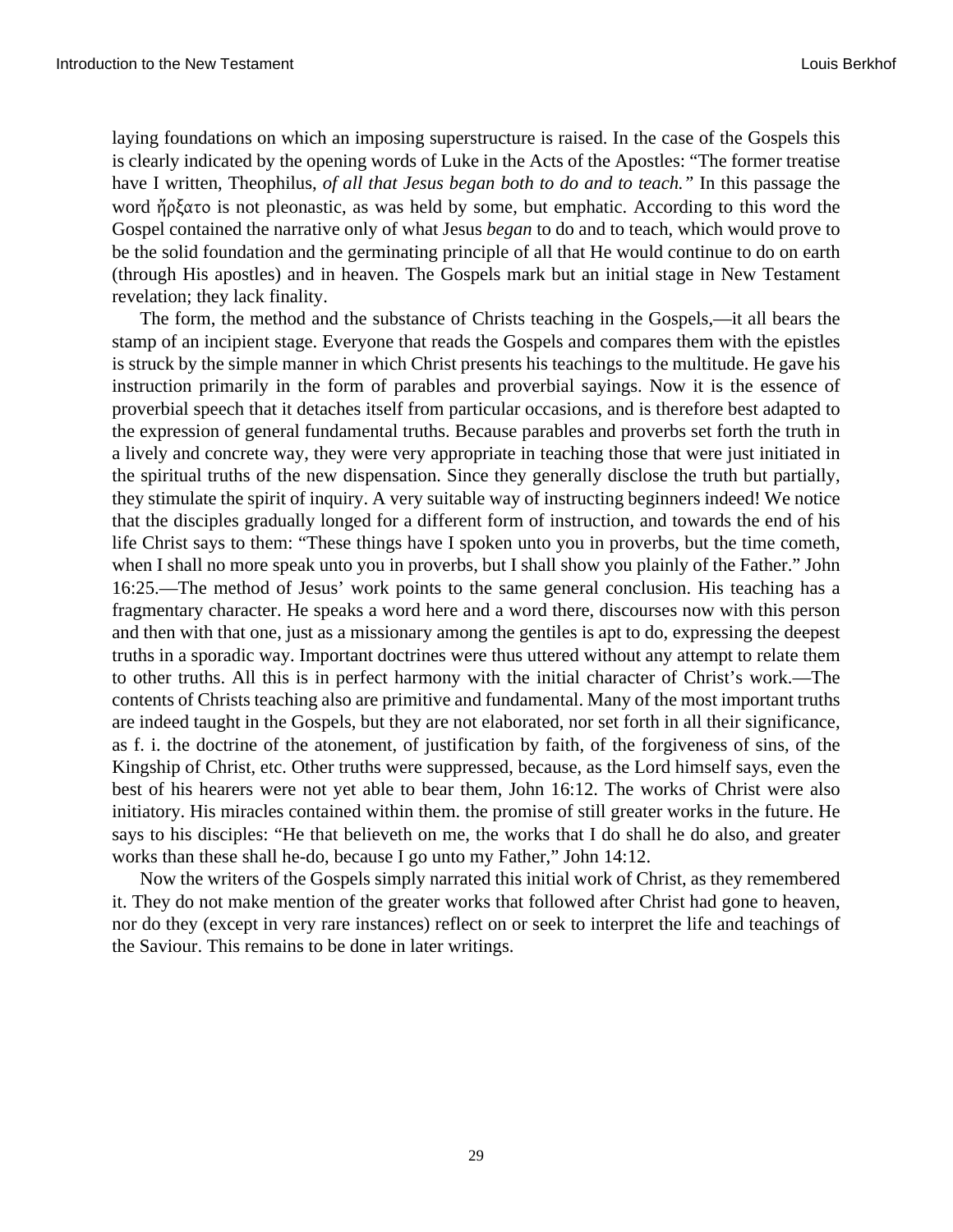laying foundations on which an imposing superstructure is raised. In the case of the Gospels this is clearly indicated by the opening words of Luke in the Acts of the Apostles: "The former treatise have I written, Theophilus, *of all that Jesus began both to do and to teach."* In this passage the word ἤρξατο is not pleonastic, as was held by some, but emphatic. According to this word the Gospel contained the narrative only of what Jesus *began* to do and to teach, which would prove to be the solid foundation and the germinating principle of all that He would continue to do on earth (through His apostles) and in heaven. The Gospels mark but an initial stage in New Testament revelation; they lack finality.

The form, the method and the substance of Christs teaching in the Gospels,—it all bears the stamp of an incipient stage. Everyone that reads the Gospels and compares them with the epistles is struck by the simple manner in which Christ presents his teachings to the multitude. He gave his instruction primarily in the form of parables and proverbial sayings. Now it is the essence of proverbial speech that it detaches itself from particular occasions, and is therefore best adapted to the expression of general fundamental truths. Because parables and proverbs set forth the truth in a lively and concrete way, they were very appropriate in teaching those that were just initiated in the spiritual truths of the new dispensation. Since they generally disclose the truth but partially, they stimulate the spirit of inquiry. A very suitable way of instructing beginners indeed! We notice that the disciples gradually longed for a different form of instruction, and towards the end of his life Christ says to them: "These things have I spoken unto you in proverbs, but the time cometh, when I shall no more speak unto you in proverbs, but I shall show you plainly of the Father." John 16:25.—The method of Jesus' work points to the same general conclusion. His teaching has a fragmentary character. He speaks a word here and a word there, discourses now with this person and then with that one, just as a missionary among the gentiles is apt to do, expressing the deepest truths in a sporadic way. Important doctrines were thus uttered without any attempt to relate them to other truths. All this is in perfect harmony with the initial character of Christ's work.—The contents of Christs teaching also are primitive and fundamental. Many of the most important truths are indeed taught in the Gospels, but they are not elaborated, nor set forth in all their significance, as f. i. the doctrine of the atonement, of justification by faith, of the forgiveness of sins, of the Kingship of Christ, etc. Other truths were suppressed, because, as the Lord himself says, even the best of his hearers were not yet able to bear them, John 16:12. The works of Christ were also initiatory. His miracles contained within them. the promise of still greater works in the future. He says to his disciples: "He that believeth on me, the works that I do shall he do also, and greater works than these shall he-do, because I go unto my Father," John 14:12.

Now the writers of the Gospels simply narrated this initial work of Christ, as they remembered it. They do not make mention of the greater works that followed after Christ had gone to heaven, nor do they (except in very rare instances) reflect on or seek to interpret the life and teachings of the Saviour. This remains to be done in later writings.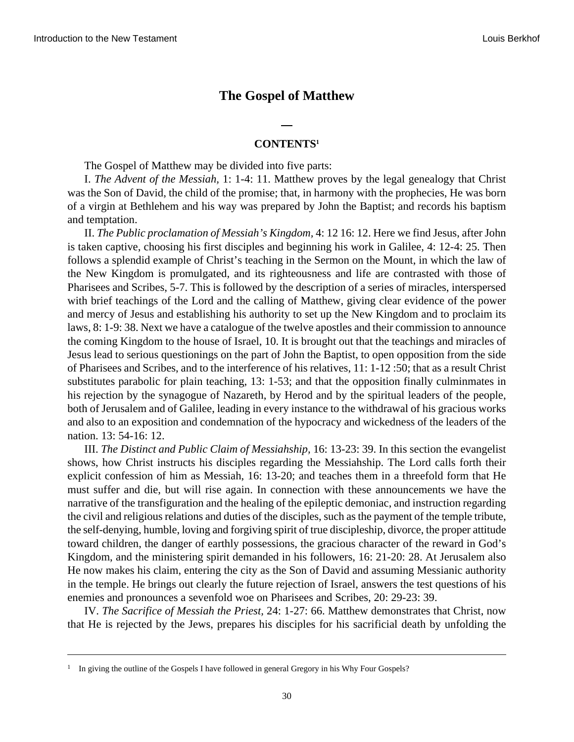# The Gospel of Matthew

—

### CONTENTS[1]

The Gospel of Matthew may be divided into five parts:

I. *The Advent of the Messiah,* 1: 1-4: 11. Matthew proves by the legal genealogy that Christ was the Son of David, the child of the promise; that, in harmony with the prophecies, He was born of a virgin at Bethlehem and his way was prepared by John the Baptist; and records his baptism and temptation.

II. *The Public proclamation of Messiah's Kingdom,* 4: 12 16: 12. Here we find Jesus, after John is taken captive, choosing his first disciples and beginning his work in Galilee, 4: 12-4: 25. Then follows a splendid example of Christ's teaching in the Sermon on the Mount, in which the law of the New Kingdom is promulgated, and its righteousness and life are contrasted with those of Pharisees and Scribes, 5-7. This is followed by the description of a series of miracles, interspersed with brief teachings of the Lord and the calling of Matthew, giving clear evidence of the power and mercy of Jesus and establishing his authority to set up the New Kingdom and to proclaim its laws, 8: 1-9: 38. Next we have a catalogue of the twelve apostles and their commission to announce the coming Kingdom to the house of Israel, 10. It is brought out that the teachings and miracles of Jesus lead to serious questionings on the part of John the Baptist, to open opposition from the side of Pharisees and Scribes, and to the interference of his relatives, 11: 1-12 :50; that as a result Christ substitutes parabolic for plain teaching, 13: 1-53; and that the opposition finally culminmates in his rejection by the synagogue of Nazareth, by Herod and by the spiritual leaders of the people, both of Jerusalem and of Galilee, leading in every instance to the withdrawal of his gracious works and also to an exposition and condemnation of the hypocracy and wickedness of the leaders of the nation. 13: 54-16: 12.

III. *The Distinct and Public Claim of Messiahship,* 16: 13-23: 39. In this section the evangelist shows, how Christ instructs his disciples regarding the Messiahship. The Lord calls forth their explicit confession of him as Messiah, 16: 13-20; and teaches them in a threefold form that He must suffer and die, but will rise again. In connection with these announcements we have the narrative of the transfiguration and the healing of the epileptic demoniac, and instruction regarding the civil and religious relations and duties of the disciples, such as the payment of the temple tribute, the self-denying, humble, loving and forgiving spirit of true discipleship, divorce, the proper attitude toward children, the danger of earthly possessions, the gracious character of the reward in God's Kingdom, and the ministering spirit demanded in his followers, 16: 21-20: 28. At Jerusalem also He now makes his claim, entering the city as the Son of David and assuming Messianic authority in the temple. He brings out clearly the future rejection of Israel, answers the test questions of his enemies and pronounces a sevenfold woe on Pharisees and Scribes, 20: 29-23: 39.

IV. *The Sacrifice of Messiah the Priest,* 24: 1-27: 66. Matthew demonstrates that Christ, now that He is rejected by the Jews, prepares his disciples for his sacrificial death by unfolding the

---

[1] In giving the outline of the Gospels I have followed in general Gregory in his Why Four Gospels?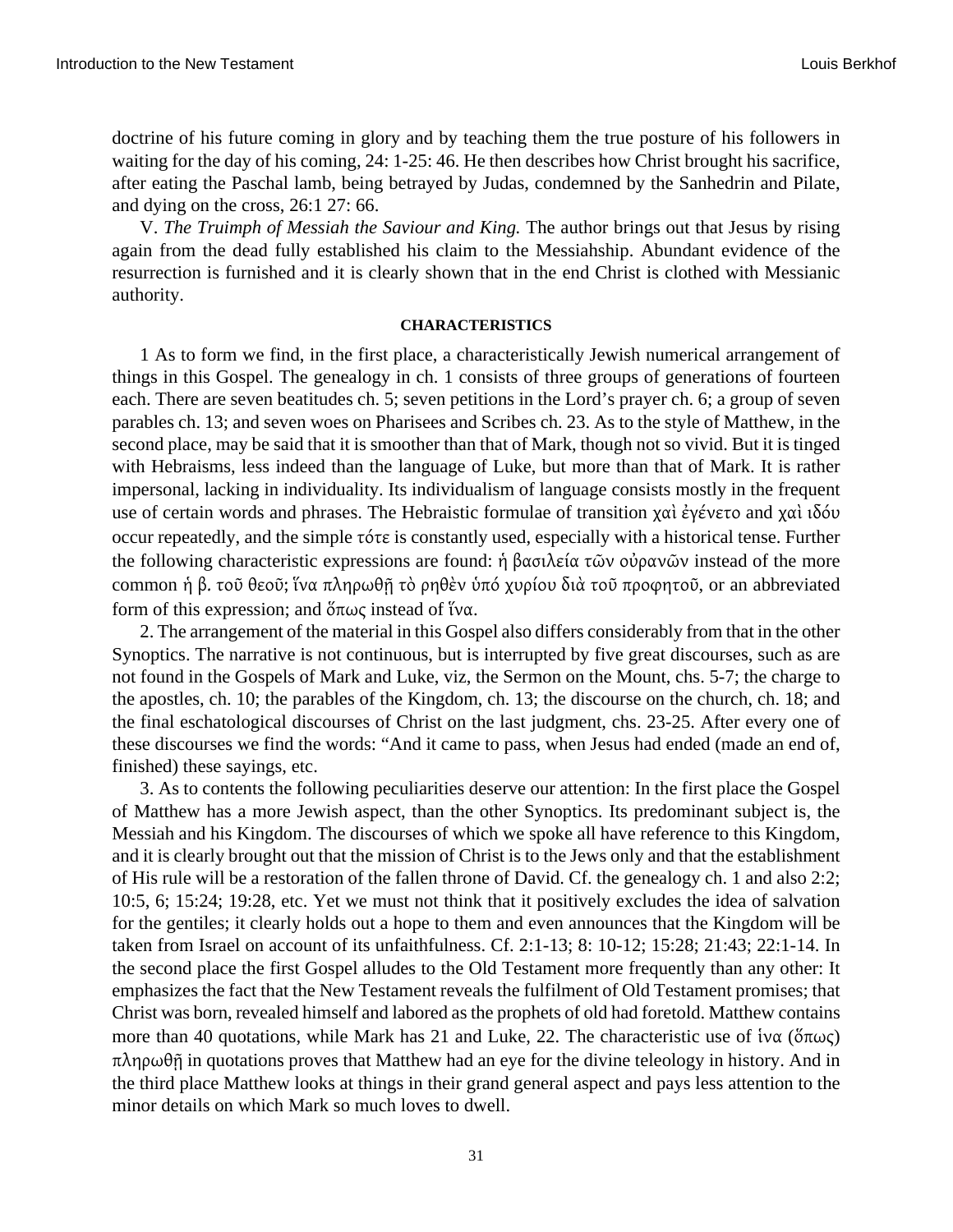doctrine of his future coming in glory and by teaching them the true posture of his followers in waiting for the day of his coming, 24: 1-25: 46. He then describes how Christ brought his sacrifice, after eating the Paschal lamb, being betrayed by Judas, condemned by the Sanhedrin and Pilate, and dying on the cross, 26:1 27: 66.

V. *The Truimph of Messiah the Saviour and King.* The author brings out that Jesus by rising again from the dead fully established his claim to the Messiahship. Abundant evidence of the resurrection is furnished and it is clearly shown that in the end Christ is clothed with Messianic authority.

#### CHARACTERISTICS

1 As to form we find, in the first place, a characteristically Jewish numerical arrangement of things in this Gospel. The genealogy in ch. 1 consists of three groups of generations of fourteen each. There are seven beatitudes ch. 5; seven petitions in the Lord's prayer ch. 6; a group of seven parables ch. 13; and seven woes on Pharisees and Scribes ch. 23. As to the style of Matthew, in the second place, may be said that it is smoother than that of Mark, though not so vivid. But it is tinged with Hebraisms, less indeed than the language of Luke, but more than that of Mark. It is rather impersonal, lacking in individuality. Its individualism of language consists mostly in the frequent use of certain words and phrases. The Hebraistic formulae of transition χαὶ ἐγένετο and χαὶ ιδόυ occur repeatedly, and the simple τότε is constantly used, especially with a historical tense. Further the following characteristic expressions are found: ἡ βασιλεία τῶν οὐρανῶν instead of the more common ἡ β. τοῦ θεοῦ; ἵνα πληρωθῆ τὸ ρηθὲν ὑπό χυρίου διὰ τοῦ προφητοῦ, or an abbreviated form of this expression; and ὅπως instead of ἵνα.

2. The arrangement of the material in this Gospel also differs considerably from that in the other Synoptics. The narrative is not continuous, but is interrupted by five great discourses, such as are not found in the Gospels of Mark and Luke, viz, the Sermon on the Mount, chs. 5-7; the charge to the apostles, ch. 10; the parables of the Kingdom, ch. 13; the discourse on the church, ch. 18; and the final eschatological discourses of Christ on the last judgment, chs. 23-25. After every one of these discourses we find the words: "And it came to pass, when Jesus had ended (made an end of, finished) these sayings, etc.

3. As to contents the following peculiarities deserve our attention: In the first place the Gospel of Matthew has a more Jewish aspect, than the other Synoptics. Its predominant subject is, the Messiah and his Kingdom. The discourses of which we spoke all have reference to this Kingdom, and it is clearly brought out that the mission of Christ is to the Jews only and that the establishment of His rule will be a restoration of the fallen throne of David. Cf. the genealogy ch. 1 and also 2:2; 10:5, 6; 15:24; 19:28, etc. Yet we must not think that it positively excludes the idea of salvation for the gentiles; it clearly holds out a hope to them and even announces that the Kingdom will be taken from Israel on account of its unfaithfulness. Cf. 2:1-13; 8: 10-12; 15:28; 21:43; 22:1-14. In the second place the first Gospel alludes to the Old Testament more frequently than any other: It emphasizes the fact that the New Testament reveals the fulfilment of Old Testament promises; that Christ was born, revealed himself and labored as the prophets of old had foretold. Matthew contains more than 40 quotations, while Mark has 21 and Luke, 22. The characteristic use of ἱνα (ὅπως) πληρωθῆ in quotations proves that Matthew had an eye for the divine teleology in history. And in the third place Matthew looks at things in their grand general aspect and pays less attention to the minor details on which Mark so much loves to dwell.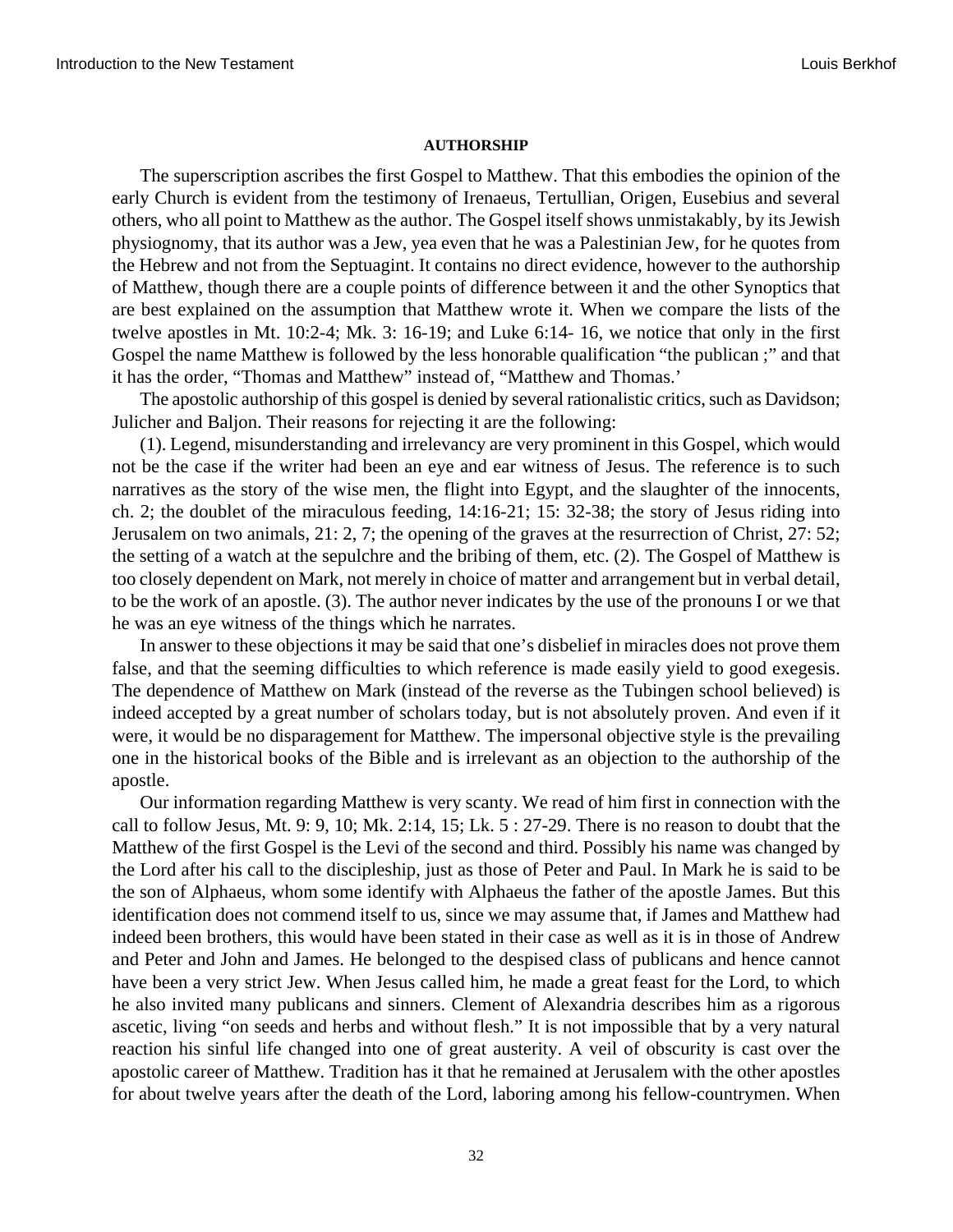### AUTHORSHIP

The superscription ascribes the first Gospel to Matthew. That this embodies the opinion of the early Church is evident from the testimony of Irenaeus, Tertullian, Origen, Eusebius and several others, who all point to Matthew as the author. The Gospel itself shows unmistakably, by its Jewish physiognomy, that its author was a Jew, yea even that he was a Palestinian Jew, for he quotes from the Hebrew and not from the Septuagint. It contains no direct evidence, however to the authorship of Matthew, though there are a couple points of difference between it and the other Synoptics that are best explained on the assumption that Matthew wrote it. When we compare the lists of the twelve apostles in Mt. 10:2-4; Mk. 3: 16-19; and Luke 6:14- 16, we notice that only in the first Gospel the name Matthew is followed by the less honorable qualification "the publican ;" and that it has the order, "Thomas and Matthew" instead of, "Matthew and Thomas.'

The apostolic authorship of this gospel is denied by several rationalistic critics, such as Davidson; Julicher and Baljon. Their reasons for rejecting it are the following:

(1). Legend, misunderstanding and irrelevancy are very prominent in this Gospel, which would not be the case if the writer had been an eye and ear witness of Jesus. The reference is to such narratives as the story of the wise men, the flight into Egypt, and the slaughter of the innocents, ch. 2; the doublet of the miraculous feeding, 14:16-21; 15: 32-38; the story of Jesus riding into Jerusalem on two animals, 21: 2, 7; the opening of the graves at the resurrection of Christ, 27: 52; the setting of a watch at the sepulchre and the bribing of them, etc. (2). The Gospel of Matthew is too closely dependent on Mark, not merely in choice of matter and arrangement but in verbal detail, to be the work of an apostle. (3). The author never indicates by the use of the pronouns I or we that he was an eye witness of the things which he narrates.

In answer to these objections it may be said that one's disbelief in miracles does not prove them false, and that the seeming difficulties to which reference is made easily yield to good exegesis. The dependence of Matthew on Mark (instead of the reverse as the Tubingen school believed) is indeed accepted by a great number of scholars today, but is not absolutely proven. And even if it were, it would be no disparagement for Matthew. The impersonal objective style is the prevailing one in the historical books of the Bible and is irrelevant as an objection to the authorship of the apostle.

Our information regarding Matthew is very scanty. We read of him first in connection with the call to follow Jesus, Mt. 9: 9, 10; Mk. 2:14, 15; Lk. 5 : 27-29. There is no reason to doubt that the Matthew of the first Gospel is the Levi of the second and third. Possibly his name was changed by the Lord after his call to the discipleship, just as those of Peter and Paul. In Mark he is said to be the son of Alphaeus, whom some identify with Alphaeus the father of the apostle James. But this identification does not commend itself to us, since we may assume that, if James and Matthew had indeed been brothers, this would have been stated in their case as well as it is in those of Andrew and Peter and John and James. He belonged to the despised class of publicans and hence cannot have been a very strict Jew. When Jesus called him, he made a great feast for the Lord, to which he also invited many publicans and sinners. Clement of Alexandria describes him as a rigorous ascetic, living "on seeds and herbs and without flesh." It is not impossible that by a very natural reaction his sinful life changed into one of great austerity. A veil of obscurity is cast over the apostolic career of Matthew. Tradition has it that he remained at Jerusalem with the other apostles for about twelve years after the death of the Lord, laboring among his fellow-countrymen. When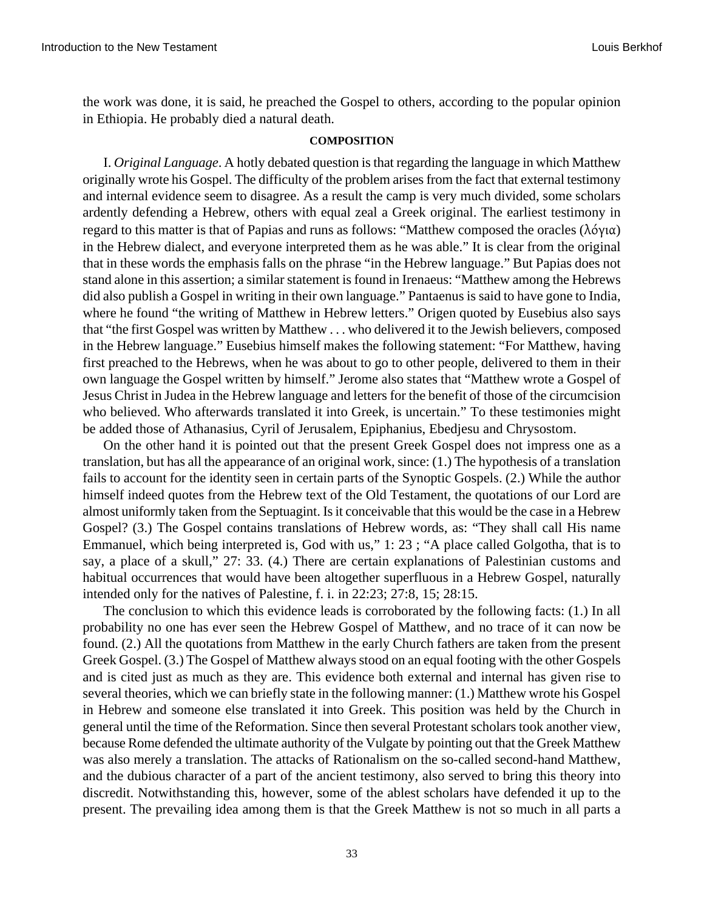the work was done, it is said, he preached the Gospel to others, according to the popular opinion in Ethiopia. He probably died a natural death.

#### COMPOSITION

I. *Original Language*. A hotly debated question is that regarding the language in which Matthew originally wrote his Gospel. The difficulty of the problem arises from the fact that external testimony and internal evidence seem to disagree. As a result the camp is very much divided, some scholars ardently defending a Hebrew, others with equal zeal a Greek original. The earliest testimony in regard to this matter is that of Papias and runs as follows: "Matthew composed the oracles (λόγια) in the Hebrew dialect, and everyone interpreted them as he was able." It is clear from the original that in these words the emphasis falls on the phrase "in the Hebrew language." But Papias does not stand alone in this assertion; a similar statement is found in Irenaeus: "Matthew among the Hebrews did also publish a Gospel in writing in their own language." Pantaenus is said to have gone to India, where he found "the writing of Matthew in Hebrew letters." Origen quoted by Eusebius also says that "the first Gospel was written by Matthew . . . who delivered it to the Jewish believers, composed in the Hebrew language." Eusebius himself makes the following statement: "For Matthew, having first preached to the Hebrews, when he was about to go to other people, delivered to them in their own language the Gospel written by himself." Jerome also states that "Matthew wrote a Gospel of Jesus Christ in Judea in the Hebrew language and letters for the benefit of those of the circumcision who believed. Who afterwards translated it into Greek, is uncertain." To these testimonies might be added those of Athanasius, Cyril of Jerusalem, Epiphanius, Ebedjesu and Chrysostom.

On the other hand it is pointed out that the present Greek Gospel does not impress one as a translation, but has all the appearance of an original work, since: (1.) The hypothesis of a translation fails to account for the identity seen in certain parts of the Synoptic Gospels. (2.) While the author himself indeed quotes from the Hebrew text of the Old Testament, the quotations of our Lord are almost uniformly taken from the Septuagint. Is it conceivable that this would be the case in a Hebrew Gospel? (3.) The Gospel contains translations of Hebrew words, as: "They shall call His name Emmanuel, which being interpreted is, God with us," 1: 23 ; "A place called Golgotha, that is to say, a place of a skull," 27: 33. (4.) There are certain explanations of Palestinian customs and habitual occurrences that would have been altogether superfluous in a Hebrew Gospel, naturally intended only for the natives of Palestine, f. i. in 22:23; 27:8, 15; 28:15.

The conclusion to which this evidence leads is corroborated by the following facts: (1.) In all probability no one has ever seen the Hebrew Gospel of Matthew, and no trace of it can now be found. (2.) All the quotations from Matthew in the early Church fathers are taken from the present Greek Gospel. (3.) The Gospel of Matthew always stood on an equal footing with the other Gospels and is cited just as much as they are. This evidence both external and internal has given rise to several theories, which we can briefly state in the following manner: (1.) Matthew wrote his Gospel in Hebrew and someone else translated it into Greek. This position was held by the Church in general until the time of the Reformation. Since then several Protestant scholars took another view, because Rome defended the ultimate authority of the Vulgate by pointing out that the Greek Matthew was also merely a translation. The attacks of Rationalism on the so-called second-hand Matthew, and the dubious character of a part of the ancient testimony, also served to bring this theory into discredit. Notwithstanding this, however, some of the ablest scholars have defended it up to the present. The prevailing idea among them is that the Greek Matthew is not so much in all parts a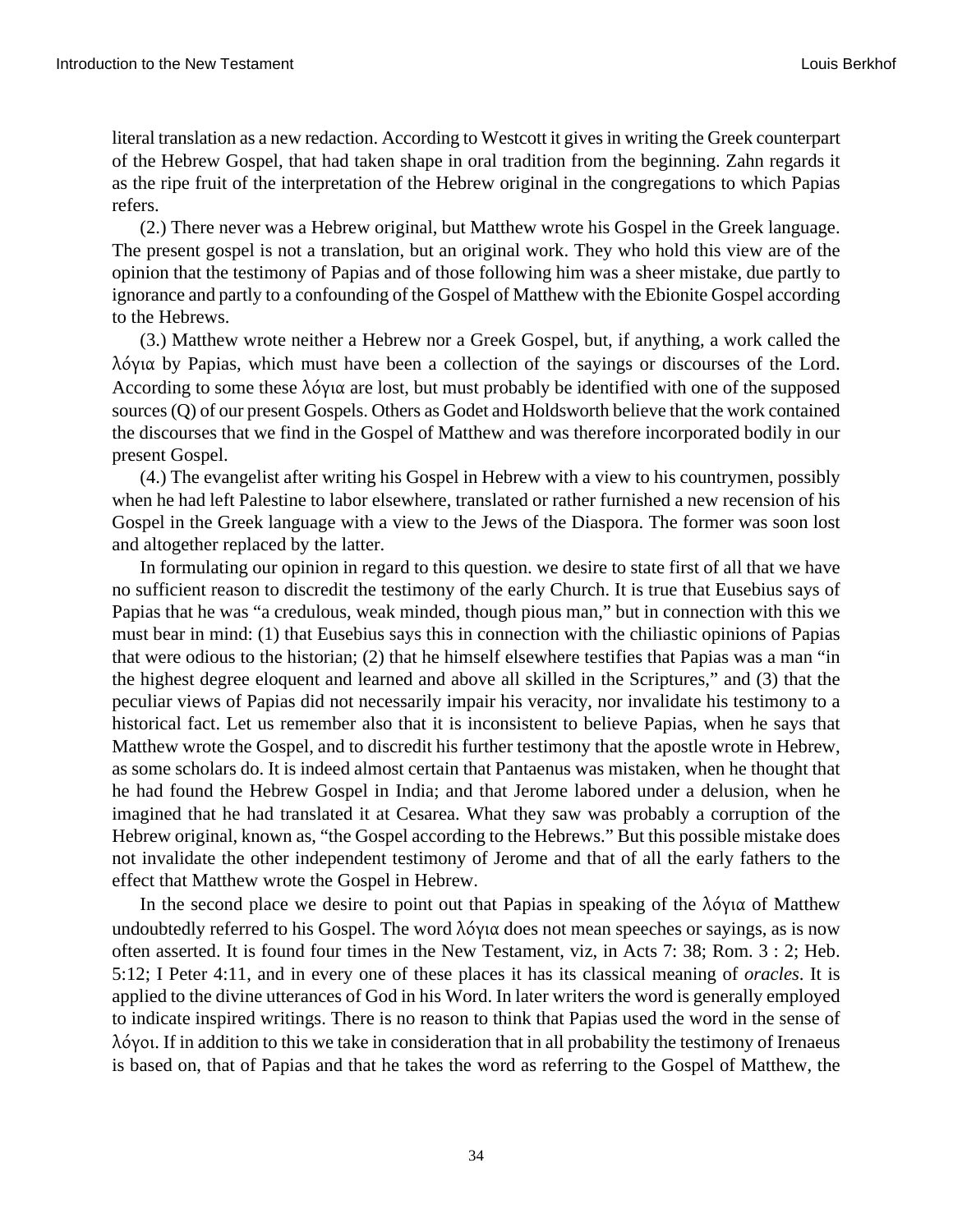literal translation as a new redaction. According to Westcott it gives in writing the Greek counterpart of the Hebrew Gospel, that had taken shape in oral tradition from the beginning. Zahn regards it as the ripe fruit of the interpretation of the Hebrew original in the congregations to which Papias refers.

(2.) There never was a Hebrew original, but Matthew wrote his Gospel in the Greek language. The present gospel is not a translation, but an original work. They who hold this view are of the opinion that the testimony of Papias and of those following him was a sheer mistake, due partly to ignorance and partly to a confounding of the Gospel of Matthew with the Ebionite Gospel according to the Hebrews.

(3.) Matthew wrote neither a Hebrew nor a Greek Gospel, but, if anything, a work called the λόγια by Papias, which must have been a collection of the sayings or discourses of the Lord. According to some these λόγια are lost, but must probably be identified with one of the supposed sources (Q) of our present Gospels. Others as Godet and Holdsworth believe that the work contained the discourses that we find in the Gospel of Matthew and was therefore incorporated bodily in our present Gospel.

(4.) The evangelist after writing his Gospel in Hebrew with a view to his countrymen, possibly when he had left Palestine to labor elsewhere, translated or rather furnished a new recension of his Gospel in the Greek language with a view to the Jews of the Diaspora. The former was soon lost and altogether replaced by the latter.

In formulating our opinion in regard to this question. we desire to state first of all that we have no sufficient reason to discredit the testimony of the early Church. It is true that Eusebius says of Papias that he was "a credulous, weak minded, though pious man," but in connection with this we must bear in mind: (1) that Eusebius says this in connection with the chiliastic opinions of Papias that were odious to the historian; (2) that he himself elsewhere testifies that Papias was a man "in the highest degree eloquent and learned and above all skilled in the Scriptures," and (3) that the peculiar views of Papias did not necessarily impair his veracity, nor invalidate his testimony to a historical fact. Let us remember also that it is inconsistent to believe Papias, when he says that Matthew wrote the Gospel, and to discredit his further testimony that the apostle wrote in Hebrew, as some scholars do. It is indeed almost certain that Pantaenus was mistaken, when he thought that he had found the Hebrew Gospel in India; and that Jerome labored under a delusion, when he imagined that he had translated it at Cesarea. What they saw was probably a corruption of the Hebrew original, known as, "the Gospel according to the Hebrews." But this possible mistake does not invalidate the other independent testimony of Jerome and that of all the early fathers to the effect that Matthew wrote the Gospel in Hebrew.

In the second place we desire to point out that Papias in speaking of the λόγια of Matthew undoubtedly referred to his Gospel. The word λόγια does not mean speeches or sayings, as is now often asserted. It is found four times in the New Testament, viz, in Acts 7: 38; Rom. 3 : 2; Heb. 5:12; I Peter 4:11, and in every one of these places it has its classical meaning of *oracles*. It is applied to the divine utterances of God in his Word. In later writers the word is generally employed to indicate inspired writings. There is no reason to think that Papias used the word in the sense of λόγοι. If in addition to this we take in consideration that in all probability the testimony of Irenaeus is based on, that of Papias and that he takes the word as referring to the Gospel of Matthew, the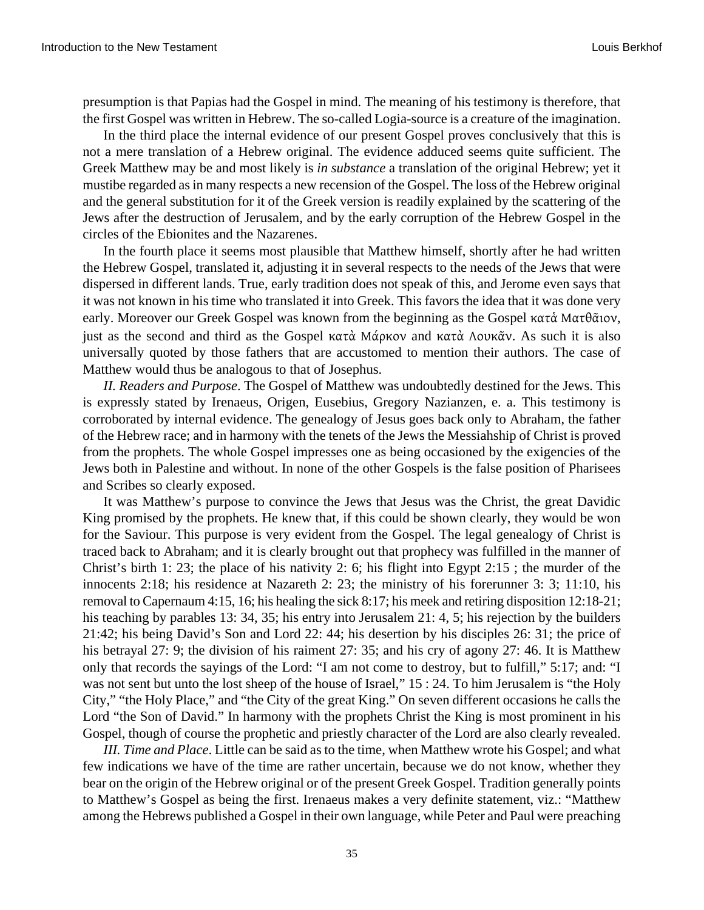presumption is that Papias had the Gospel in mind. The meaning of his testimony is therefore, that the first Gospel was written in Hebrew. The so-called Logia-source is a creature of the imagination.

In the third place the internal evidence of our present Gospel proves conclusively that this is not a mere translation of a Hebrew original. The evidence adduced seems quite sufficient. The Greek Matthew may be and most likely is *in substance* a translation of the original Hebrew; yet it mustibe regarded as in many respects a new recension of the Gospel. The loss of the Hebrew original and the general substitution for it of the Greek version is readily explained by the scattering of the Jews after the destruction of Jerusalem, and by the early corruption of the Hebrew Gospel in the circles of the Ebionites and the Nazarenes.

In the fourth place it seems most plausible that Matthew himself, shortly after he had written the Hebrew Gospel, translated it, adjusting it in several respects to the needs of the Jews that were dispersed in different lands. True, early tradition does not speak of this, and Jerome even says that it was not known in his time who translated it into Greek. This favors the idea that it was done very early. Moreover our Greek Gospel was known from the beginning as the Gospel κατά Ματθᾶιον, just as the second and third as the Gospel κατὰ Μάρκον and κατὰ Λουκᾶν. As such it is also universally quoted by those fathers that are accustomed to mention their authors. The case of Matthew would thus be analogous to that of Josephus.

*II. Readers and Purpose*. The Gospel of Matthew was undoubtedly destined for the Jews. This is expressly stated by Irenaeus, Origen, Eusebius, Gregory Nazianzen, e. a. This testimony is corroborated by internal evidence. The genealogy of Jesus goes back only to Abraham, the father of the Hebrew race; and in harmony with the tenets of the Jews the Messiahship of Christ is proved from the prophets. The whole Gospel impresses one as being occasioned by the exigencies of the Jews both in Palestine and without. In none of the other Gospels is the false position of Pharisees and Scribes so clearly exposed.

It was Matthew's purpose to convince the Jews that Jesus was the Christ, the great Davidic King promised by the prophets. He knew that, if this could be shown clearly, they would be won for the Saviour. This purpose is very evident from the Gospel. The legal genealogy of Christ is traced back to Abraham; and it is clearly brought out that prophecy was fulfilled in the manner of Christ's birth 1: 23; the place of his nativity 2: 6; his flight into Egypt 2:15 ; the murder of the innocents 2:18; his residence at Nazareth 2: 23; the ministry of his forerunner 3: 3; 11:10, his removal to Capernaum 4:15, 16; his healing the sick 8:17; his meek and retiring disposition 12:18-21; his teaching by parables 13: 34, 35; his entry into Jerusalem 21: 4, 5; his rejection by the builders 21:42; his being David's Son and Lord 22: 44; his desertion by his disciples 26: 31; the price of his betrayal 27: 9; the division of his raiment 27: 35; and his cry of agony 27: 46. It is Matthew only that records the sayings of the Lord: "I am not come to destroy, but to fulfill," 5:17; and: "I was not sent but unto the lost sheep of the house of Israel," 15 : 24. To him Jerusalem is "the Holy City," "the Holy Place," and "the City of the great King." On seven different occasions he calls the Lord "the Son of David." In harmony with the prophets Christ the King is most prominent in his Gospel, though of course the prophetic and priestly character of the Lord are also clearly revealed.

*III. Time and Place*. Little can be said as to the time, when Matthew wrote his Gospel; and what few indications we have of the time are rather uncertain, because we do not know, whether they bear on the origin of the Hebrew original or of the present Greek Gospel. Tradition generally points to Matthew's Gospel as being the first. Irenaeus makes a very definite statement, viz.: "Matthew among the Hebrews published a Gospel in their own language, while Peter and Paul were preaching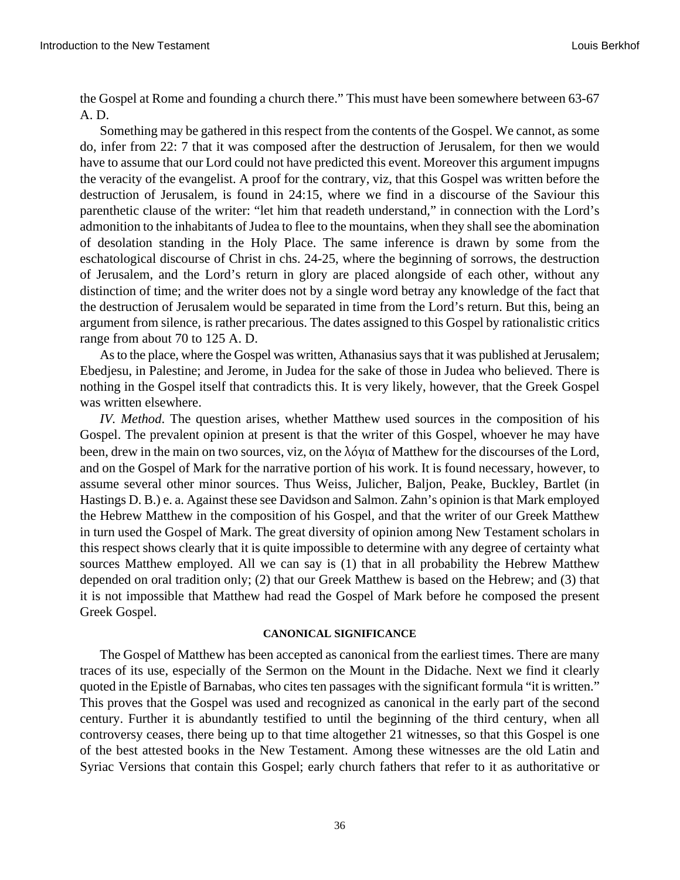the Gospel at Rome and founding a church there." This must have been somewhere between 63-67 A. D.

Something may be gathered in this respect from the contents of the Gospel. We cannot, as some do, infer from 22: 7 that it was composed after the destruction of Jerusalem, for then we would have to assume that our Lord could not have predicted this event. Moreover this argument impugns the veracity of the evangelist. A proof for the contrary, viz, that this Gospel was written before the destruction of Jerusalem, is found in 24:15, where we find in a discourse of the Saviour this parenthetic clause of the writer: "let him that readeth understand," in connection with the Lord's admonition to the inhabitants of Judea to flee to the mountains, when they shall see the abomination of desolation standing in the Holy Place. The same inference is drawn by some from the eschatological discourse of Christ in chs. 24-25, where the beginning of sorrows, the destruction of Jerusalem, and the Lord's return in glory are placed alongside of each other, without any distinction of time; and the writer does not by a single word betray any knowledge of the fact that the destruction of Jerusalem would be separated in time from the Lord's return. But this, being an argument from silence, is rather precarious. The dates assigned to this Gospel by rationalistic critics range from about 70 to 125 A. D.

As to the place, where the Gospel was written, Athanasius says that it was published at Jerusalem; Ebedjesu, in Palestine; and Jerome, in Judea for the sake of those in Judea who believed. There is nothing in the Gospel itself that contradicts this. It is very likely, however, that the Greek Gospel was written elsewhere.

*IV. Method*. The question arises, whether Matthew used sources in the composition of his Gospel. The prevalent opinion at present is that the writer of this Gospel, whoever he may have been, drew in the main on two sources, viz, on the λόγια of Matthew for the discourses of the Lord, and on the Gospel of Mark for the narrative portion of his work. It is found necessary, however, to assume several other minor sources. Thus Weiss, Julicher, Baljon, Peake, Buckley, Bartlet (in Hastings D. B.) e. a. Against these see Davidson and Salmon. Zahn's opinion is that Mark employed the Hebrew Matthew in the composition of his Gospel, and that the writer of our Greek Matthew in turn used the Gospel of Mark. The great diversity of opinion among New Testament scholars in this respect shows clearly that it is quite impossible to determine with any degree of certainty what sources Matthew employed. All we can say is (1) that in all probability the Hebrew Matthew depended on oral tradition only; (2) that our Greek Matthew is based on the Hebrew; and (3) that it is not impossible that Matthew had read the Gospel of Mark before he composed the present Greek Gospel.

#### CANONICAL SIGNIFICANCE

The Gospel of Matthew has been accepted as canonical from the earliest times. There are many traces of its use, especially of the Sermon on the Mount in the Didache. Next we find it clearly quoted in the Epistle of Barnabas, who cites ten passages with the significant formula "it is written." This proves that the Gospel was used and recognized as canonical in the early part of the second century. Further it is abundantly testified to until the beginning of the third century, when all controversy ceases, there being up to that time altogether 21 witnesses, so that this Gospel is one of the best attested books in the New Testament. Among these witnesses are the old Latin and Syriac Versions that contain this Gospel; early church fathers that refer to it as authoritative or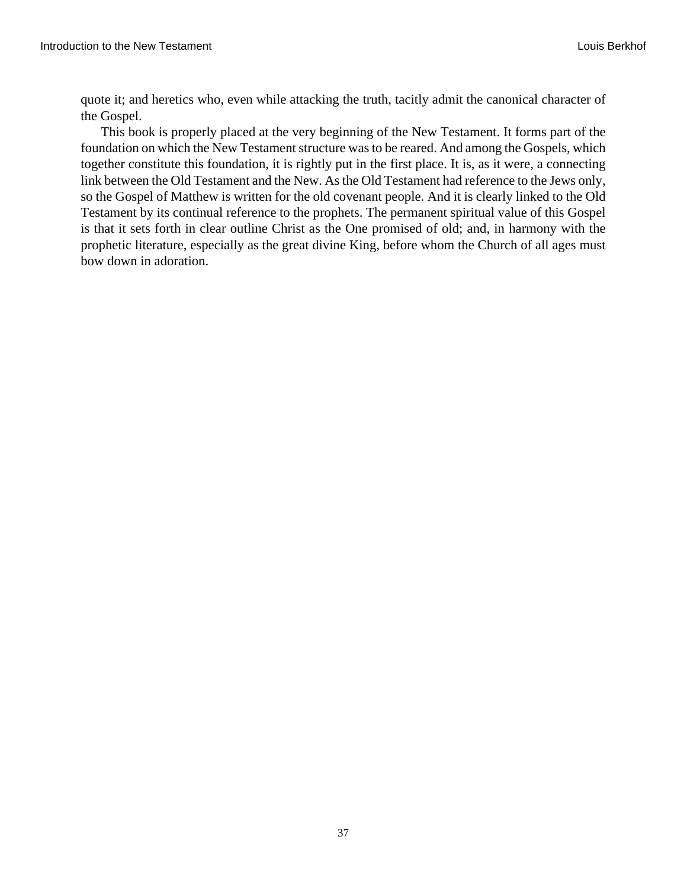quote it; and heretics who, even while attacking the truth, tacitly admit the canonical character of the Gospel.

This book is properly placed at the very beginning of the New Testament. It forms part of the foundation on which the New Testament structure was to be reared. And among the Gospels, which together constitute this foundation, it is rightly put in the first place. It is, as it were, a connecting link between the Old Testament and the New. As the Old Testament had reference to the Jews only, so the Gospel of Matthew is written for the old covenant people. And it is clearly linked to the Old Testament by its continual reference to the prophets. The permanent spiritual value of this Gospel is that it sets forth in clear outline Christ as the One promised of old; and, in harmony with the prophetic literature, especially as the great divine King, before whom the Church of all ages must bow down in adoration.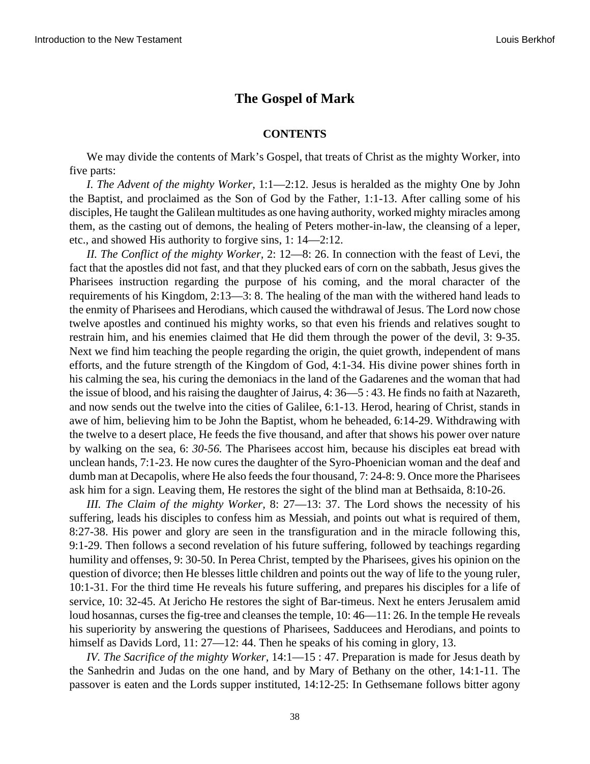## The Gospel of Mark

### CONTENTS

We may divide the contents of Mark's Gospel, that treats of Christ as the mighty Worker, into five parts:

*I. The Advent of the mighty Worker,* 1:1—2:12. Jesus is heralded as the mighty One by John the Baptist, and proclaimed as the Son of God by the Father, 1:1-13. After calling some of his disciples, He taught the Galilean multitudes as one having authority, worked mighty miracles among them, as the casting out of demons, the healing of Peters mother-in-law, the cleansing of a leper, etc., and showed His authority to forgive sins, 1: 14—2:12.

*II. The Conflict of the mighty Worker,* 2: 12—8: 26. In connection with the feast of Levi, the fact that the apostles did not fast, and that they plucked ears of corn on the sabbath, Jesus gives the Pharisees instruction regarding the purpose of his coming, and the moral character of the requirements of his Kingdom, 2:13—3: 8. The healing of the man with the withered hand leads to the enmity of Pharisees and Herodians, which caused the withdrawal of Jesus. The Lord now chose twelve apostles and continued his mighty works, so that even his friends and relatives sought to restrain him, and his enemies claimed that He did them through the power of the devil, 3: 9-35. Next we find him teaching the people regarding the origin, the quiet growth, independent of mans efforts, and the future strength of the Kingdom of God, 4:1-34. His divine power shines forth in his calming the sea, his curing the demoniacs in the land of the Gadarenes and the woman that had the issue of blood, and his raising the daughter of Jairus, 4: 36—5 : 43. He finds no faith at Nazareth, and now sends out the twelve into the cities of Galilee, 6:1-13. Herod, hearing of Christ, stands in awe of him, believing him to be John the Baptist, whom he beheaded, 6:14-29. Withdrawing with the twelve to a desert place, He feeds the five thousand, and after that shows his power over nature by walking on the sea, 6: *30-56.* The Pharisees accost him, because his disciples eat bread with unclean hands, 7:1-23. He now cures the daughter of the Syro-Phoenician woman and the deaf and dumb man at Decapolis, where He also feeds the four thousand, 7: 24-8: 9. Once more the Pharisees ask him for a sign. Leaving them, He restores the sight of the blind man at Bethsaida, 8:10-26.

*III. The Claim of the mighty Worker,* 8: 27—13: 37. The Lord shows the necessity of his suffering, leads his disciples to confess him as Messiah, and points out what is required of them, 8:27-38. His power and glory are seen in the transfiguration and in the miracle following this, 9:1-29. Then follows a second revelation of his future suffering, followed by teachings regarding humility and offenses, 9: 30-50. In Perea Christ, tempted by the Pharisees, gives his opinion on the question of divorce; then He blesses little children and points out the way of life to the young ruler, 10:1-31. For the third time He reveals his future suffering, and prepares his disciples for a life of service, 10: 32-45. At Jericho He restores the sight of Bar-timeus. Next he enters Jerusalem amid loud hosannas, curses the fig-tree and cleanses the temple, 10: 46—11: 26. In the temple He reveals his superiority by answering the questions of Pharisees, Sadducees and Herodians, and points to himself as Davids Lord, 11: 27—12: 44. Then he speaks of his coming in glory, 13.

*IV. The Sacrifice of the mighty Worker,* 14:1—15 : 47. Preparation is made for Jesus death by the Sanhedrin and Judas on the one hand, and by Mary of Bethany on the other, 14:1-11. The passover is eaten and the Lords supper instituted, 14:12-25: In Gethsemane follows bitter agony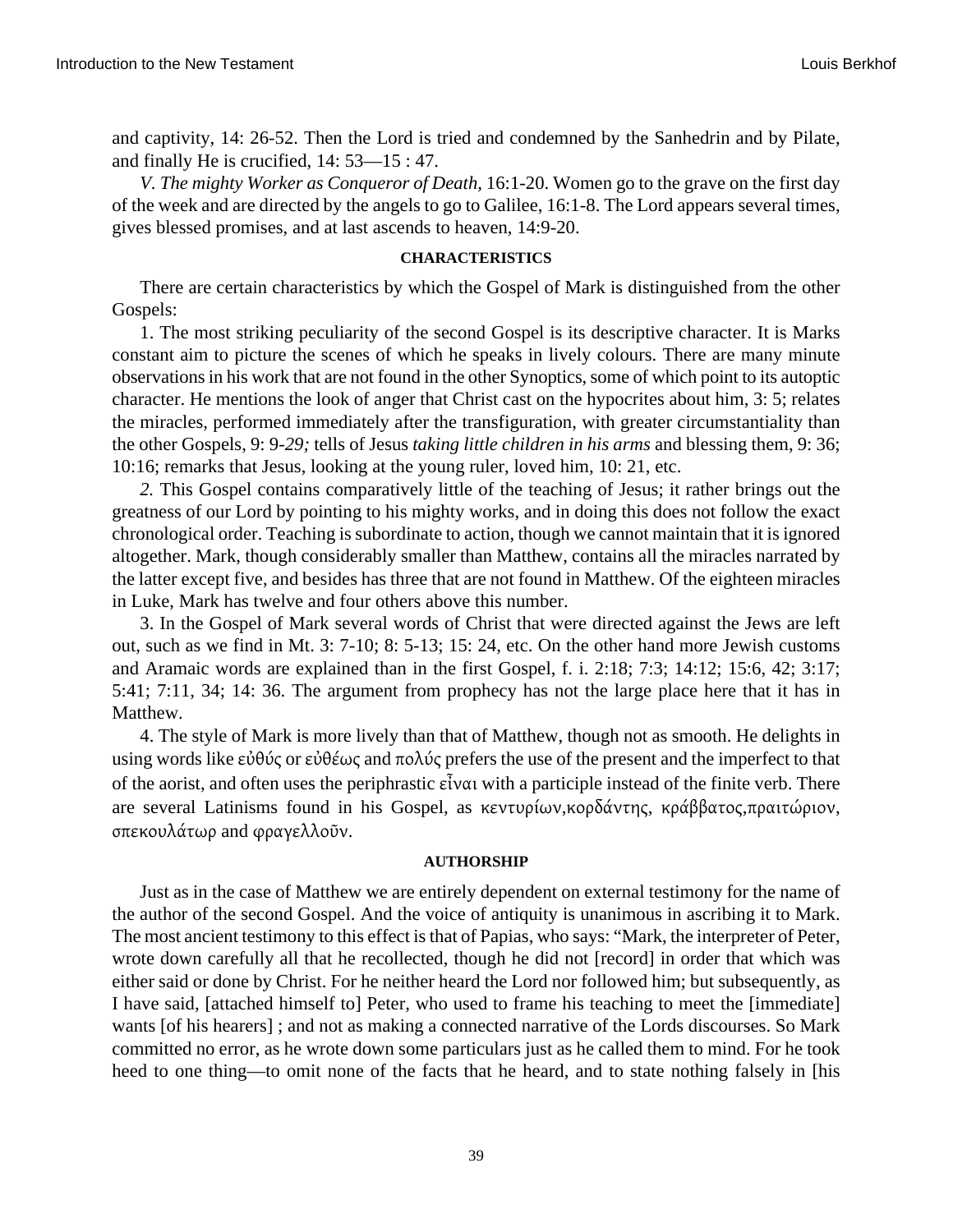and captivity, 14: 26-52. Then the Lord is tried and condemned by the Sanhedrin and by Pilate, and finally He is crucified, 14: 53—15 : 47.

*V. The mighty Worker as Conqueror of Death*, 16:1-20. Women go to the grave on the first day of the week and are directed by the angels to go to Galilee, 16:1-8. The Lord appears several times, gives blessed promises, and at last ascends to heaven, 14:9-20.

#### CHARACTERISTICS

There are certain characteristics by which the Gospel of Mark is distinguished from the other Gospels:

1. The most striking peculiarity of the second Gospel is its descriptive character. It is Marks constant aim to picture the scenes of which he speaks in lively colours. There are many minute observations in his work that are not found in the other Synoptics, some of which point to its autoptic character. He mentions the look of anger that Christ cast on the hypocrites about him, 3: 5; relates the miracles, performed immediately after the transfiguration, with greater circumstantiality than the other Gospels, 9: 9-*29;* tells of Jesus *taking little children in his arms* and blessing them, 9: 36; 10:16; remarks that Jesus, looking at the young ruler, loved him, 10: 21, etc.

*2.* This Gospel contains comparatively little of the teaching of Jesus; it rather brings out the greatness of our Lord by pointing to his mighty works, and in doing this does not follow the exact chronological order. Teaching is subordinate to action, though we cannot maintain that it is ignored altogether. Mark, though considerably smaller than Matthew, contains all the miracles narrated by the latter except five, and besides has three that are not found in Matthew. Of the eighteen miracles in Luke, Mark has twelve and four others above this number.

3. In the Gospel of Mark several words of Christ that were directed against the Jews are left out, such as we find in Mt. 3: 7-10; 8: 5-13; 15: 24, etc. On the other hand more Jewish customs and Aramaic words are explained than in the first Gospel, f. i. 2:18; 7:3; 14:12; 15:6, 42; 3:17; 5:41; 7:11, 34; 14: 36. The argument from prophecy has not the large place here that it has in Matthew.

4. The style of Mark is more lively than that of Matthew, though not as smooth. He delights in using words like εὐθύς or εὐθέως and πολύς prefers the use of the present and the imperfect to that of the aorist, and often uses the periphrastic εἶναι with a participle instead of the finite verb. There are several Latinisms found in his Gospel, as κεντυρίων,κορδάντης, κράββατος,πραιτώριον, σπεκουλάτωρ and φραγελλοῦν.

#### AUTHORSHIP

Just as in the case of Matthew we are entirely dependent on external testimony for the name of the author of the second Gospel. And the voice of antiquity is unanimous in ascribing it to Mark. The most ancient testimony to this effect is that of Papias, who says: "Mark, the interpreter of Peter, wrote down carefully all that he recollected, though he did not [record] in order that which was either said or done by Christ. For he neither heard the Lord nor followed him; but subsequently, as I have said, [attached himself to] Peter, who used to frame his teaching to meet the [immediate] wants [of his hearers] ; and not as making a connected narrative of the Lords discourses. So Mark committed no error, as he wrote down some particulars just as he called them to mind. For he took heed to one thing—to omit none of the facts that he heard, and to state nothing falsely in [his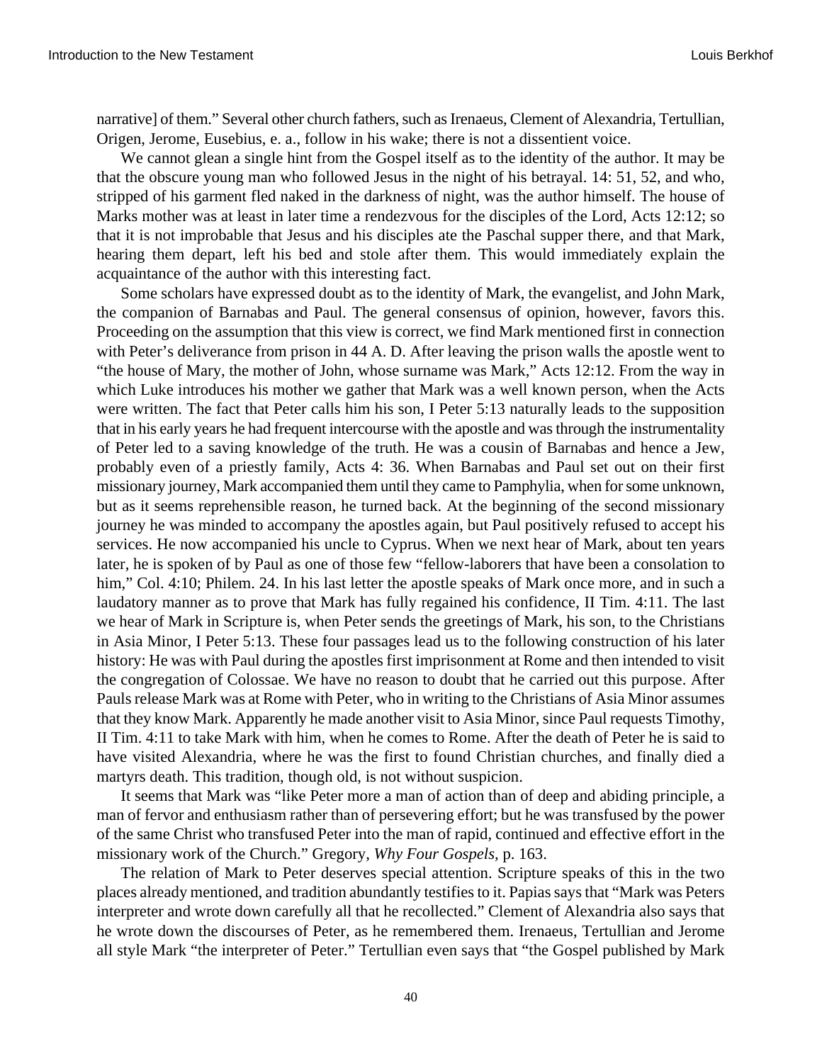narrative] of them." Several other church fathers, such as Irenaeus, Clement of Alexandria, Tertullian, Origen, Jerome, Eusebius, e. a., follow in his wake; there is not a dissentient voice.

We cannot glean a single hint from the Gospel itself as to the identity of the author. It may be that the obscure young man who followed Jesus in the night of his betrayal. 14: 51, 52, and who, stripped of his garment fled naked in the darkness of night, was the author himself. The house of Marks mother was at least in later time a rendezvous for the disciples of the Lord, Acts 12:12; so that it is not improbable that Jesus and his disciples ate the Paschal supper there, and that Mark, hearing them depart, left his bed and stole after them. This would immediately explain the acquaintance of the author with this interesting fact.

Some scholars have expressed doubt as to the identity of Mark, the evangelist, and John Mark, the companion of Barnabas and Paul. The general consensus of opinion, however, favors this. Proceeding on the assumption that this view is correct, we find Mark mentioned first in connection with Peter's deliverance from prison in 44 A. D. After leaving the prison walls the apostle went to "the house of Mary, the mother of John, whose surname was Mark," Acts 12:12. From the way in which Luke introduces his mother we gather that Mark was a well known person, when the Acts were written. The fact that Peter calls him his son, I Peter 5:13 naturally leads to the supposition that in his early years he had frequent intercourse with the apostle and was through the instrumentality of Peter led to a saving knowledge of the truth. He was a cousin of Barnabas and hence a Jew, probably even of a priestly family, Acts 4: 36. When Barnabas and Paul set out on their first missionary journey, Mark accompanied them until they came to Pamphylia, when for some unknown, but as it seems reprehensible reason, he turned back. At the beginning of the second missionary journey he was minded to accompany the apostles again, but Paul positively refused to accept his services. He now accompanied his uncle to Cyprus. When we next hear of Mark, about ten years later, he is spoken of by Paul as one of those few "fellow-laborers that have been a consolation to him," Col. 4:10; Philem. 24. In his last letter the apostle speaks of Mark once more, and in such a laudatory manner as to prove that Mark has fully regained his confidence, II Tim. 4:11. The last we hear of Mark in Scripture is, when Peter sends the greetings of Mark, his son, to the Christians in Asia Minor, I Peter 5:13. These four passages lead us to the following construction of his later history: He was with Paul during the apostles first imprisonment at Rome and then intended to visit the congregation of Colossae. We have no reason to doubt that he carried out this purpose. After Pauls release Mark was at Rome with Peter, who in writing to the Christians of Asia Minor assumes that they know Mark. Apparently he made another visit to Asia Minor, since Paul requests Timothy, II Tim. 4:11 to take Mark with him, when he comes to Rome. After the death of Peter he is said to have visited Alexandria, where he was the first to found Christian churches, and finally died a martyrs death. This tradition, though old, is not without suspicion.

It seems that Mark was "like Peter more a man of action than of deep and abiding principle, a man of fervor and enthusiasm rather than of persevering effort; but he was transfused by the power of the same Christ who transfused Peter into the man of rapid, continued and effective effort in the missionary work of the Church." Gregory, *Why Four Gospels,* p. 163.

The relation of Mark to Peter deserves special attention. Scripture speaks of this in the two places already mentioned, and tradition abundantly testifies to it. Papias says that "Mark was Peters interpreter and wrote down carefully all that he recollected." Clement of Alexandria also says that he wrote down the discourses of Peter, as he remembered them. Irenaeus, Tertullian and Jerome all style Mark "the interpreter of Peter." Tertullian even says that "the Gospel published by Mark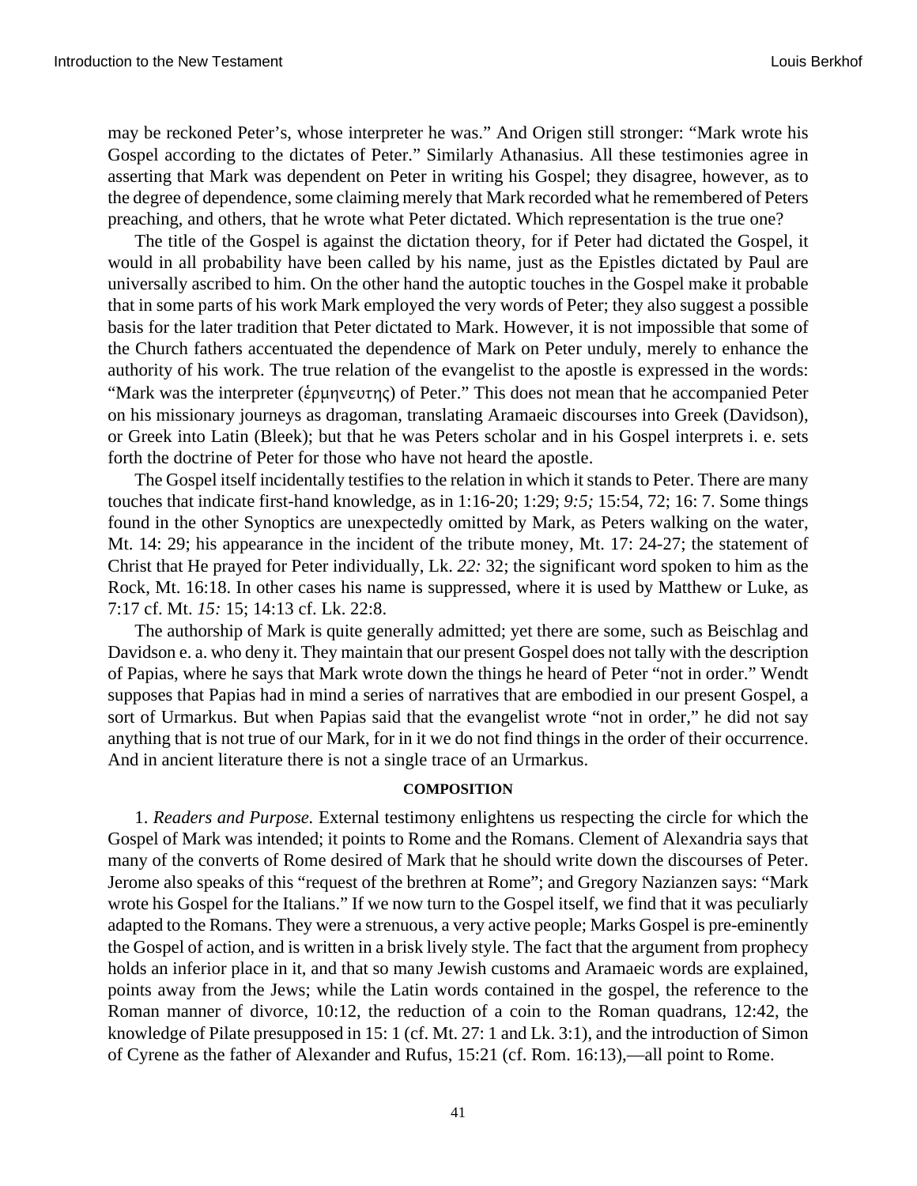may be reckoned Peter's, whose interpreter he was." And Origen still stronger: "Mark wrote his Gospel according to the dictates of Peter." Similarly Athanasius. All these testimonies agree in asserting that Mark was dependent on Peter in writing his Gospel; they disagree, however, as to the degree of dependence, some claiming merely that Mark recorded what he remembered of Peters preaching, and others, that he wrote what Peter dictated. Which representation is the true one?

The title of the Gospel is against the dictation theory, for if Peter had dictated the Gospel, it would in all probability have been called by his name, just as the Epistles dictated by Paul are universally ascribed to him. On the other hand the autoptic touches in the Gospel make it probable that in some parts of his work Mark employed the very words of Peter; they also suggest a possible basis for the later tradition that Peter dictated to Mark. However, it is not impossible that some of the Church fathers accentuated the dependence of Mark on Peter unduly, merely to enhance the authority of his work. The true relation of the evangelist to the apostle is expressed in the words: "Mark was the interpreter (ἑρμηνευτης) of Peter." This does not mean that he accompanied Peter on his missionary journeys as dragoman, translating Aramaeic discourses into Greek (Davidson), or Greek into Latin (Bleek); but that he was Peters scholar and in his Gospel interprets i. e. sets forth the doctrine of Peter for those who have not heard the apostle.

The Gospel itself incidentally testifies to the relation in which it stands to Peter. There are many touches that indicate first-hand knowledge, as in 1:16-20; 1:29; *9:5;* 15:54, 72; 16: 7. Some things found in the other Synoptics are unexpectedly omitted by Mark, as Peters walking on the water, Mt. 14: 29; his appearance in the incident of the tribute money, Mt. 17: 24-27; the statement of Christ that He prayed for Peter individually, Lk. *22:* 32; the significant word spoken to him as the Rock, Mt. 16:18. In other cases his name is suppressed, where it is used by Matthew or Luke, as 7:17 cf. Mt. *15:* 15; 14:13 cf. Lk. 22:8.

The authorship of Mark is quite generally admitted; yet there are some, such as Beischlag and Davidson e. a. who deny it. They maintain that our present Gospel does not tally with the description of Papias, where he says that Mark wrote down the things he heard of Peter "not in order." Wendt supposes that Papias had in mind a series of narratives that are embodied in our present Gospel, a sort of Urmarkus. But when Papias said that the evangelist wrote "not in order," he did not say anything that is not true of our Mark, for in it we do not find things in the order of their occurrence. And in ancient literature there is not a single trace of an Urmarkus.

### COMPOSITION

1. *Readers and Purpose.* External testimony enlightens us respecting the circle for which the Gospel of Mark was intended; it points to Rome and the Romans. Clement of Alexandria says that many of the converts of Rome desired of Mark that he should write down the discourses of Peter. Jerome also speaks of this "request of the brethren at Rome"; and Gregory Nazianzen says: "Mark wrote his Gospel for the Italians." If we now turn to the Gospel itself, we find that it was peculiarly adapted to the Romans. They were a strenuous, a very active people; Marks Gospel is pre-eminently the Gospel of action, and is written in a brisk lively style. The fact that the argument from prophecy holds an inferior place in it, and that so many Jewish customs and Aramaeic words are explained, points away from the Jews; while the Latin words contained in the gospel, the reference to the Roman manner of divorce, 10:12, the reduction of a coin to the Roman quadrans, 12:42, the knowledge of Pilate presupposed in 15: 1 (cf. Mt. 27: 1 and Lk. 3:1), and the introduction of Simon of Cyrene as the father of Alexander and Rufus, 15:21 (cf. Rom. 16:13),—all point to Rome.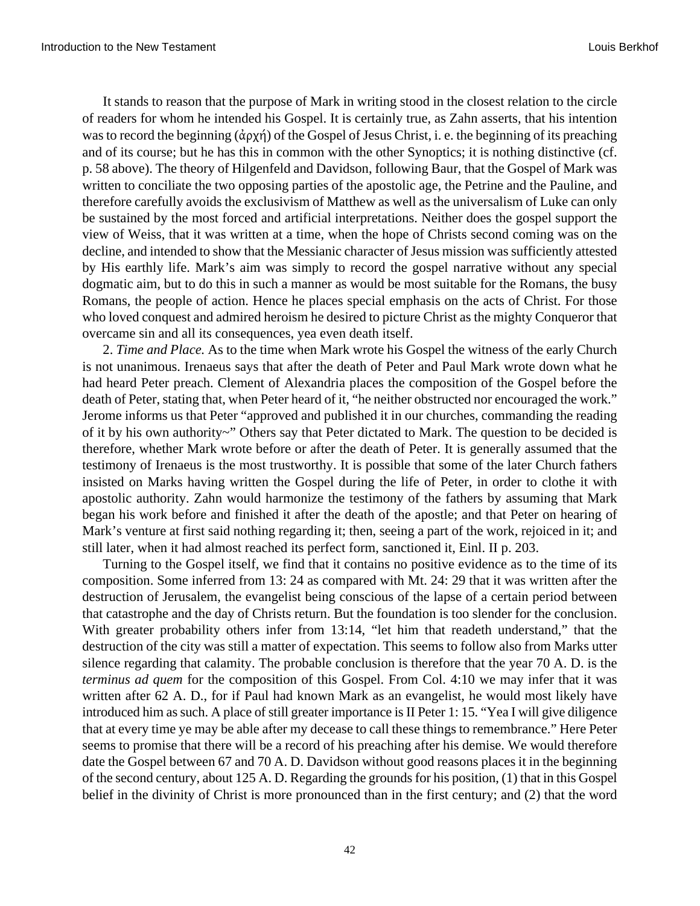It stands to reason that the purpose of Mark in writing stood in the closest relation to the circle of readers for whom he intended his Gospel. It is certainly true, as Zahn asserts, that his intention was to record the beginning (ἀρχή) of the Gospel of Jesus Christ, i. e. the beginning of its preaching and of its course; but he has this in common with the other Synoptics; it is nothing distinctive (cf. p. 58 above). The theory of Hilgenfeld and Davidson, following Baur, that the Gospel of Mark was written to conciliate the two opposing parties of the apostolic age, the Petrine and the Pauline, and therefore carefully avoids the exclusivism of Matthew as well as the universalism of Luke can only be sustained by the most forced and artificial interpretations. Neither does the gospel support the view of Weiss, that it was written at a time, when the hope of Christs second coming was on the decline, and intended to show that the Messianic character of Jesus mission was sufficiently attested by His earthly life. Mark's aim was simply to record the gospel narrative without any special dogmatic aim, but to do this in such a manner as would be most suitable for the Romans, the busy Romans, the people of action. Hence he places special emphasis on the acts of Christ. For those who loved conquest and admired heroism he desired to picture Christ as the mighty Conqueror that overcame sin and all its consequences, yea even death itself.

2. *Time and Place.* As to the time when Mark wrote his Gospel the witness of the early Church is not unanimous. Irenaeus says that after the death of Peter and Paul Mark wrote down what he had heard Peter preach. Clement of Alexandria places the composition of the Gospel before the death of Peter, stating that, when Peter heard of it, "he neither obstructed nor encouraged the work." Jerome informs us that Peter "approved and published it in our churches, commanding the reading of it by his own authority~" Others say that Peter dictated to Mark. The question to be decided is therefore, whether Mark wrote before or after the death of Peter. It is generally assumed that the testimony of Irenaeus is the most trustworthy. It is possible that some of the later Church fathers insisted on Marks having written the Gospel during the life of Peter, in order to clothe it with apostolic authority. Zahn would harmonize the testimony of the fathers by assuming that Mark began his work before and finished it after the death of the apostle; and that Peter on hearing of Mark's venture at first said nothing regarding it; then, seeing a part of the work, rejoiced in it; and still later, when it had almost reached its perfect form, sanctioned it, Einl. II p. 203.

Turning to the Gospel itself, we find that it contains no positive evidence as to the time of its composition. Some inferred from 13: 24 as compared with Mt. 24: 29 that it was written after the destruction of Jerusalem, the evangelist being conscious of the lapse of a certain period between that catastrophe and the day of Christs return. But the foundation is too slender for the conclusion. With greater probability others infer from 13:14, "let him that readeth understand," that the destruction of the city was still a matter of expectation. This seems to follow also from Marks utter silence regarding that calamity. The probable conclusion is therefore that the year 70 A. D. is the *terminus ad quem* for the composition of this Gospel. From Col. 4:10 we may infer that it was written after 62 A. D., for if Paul had known Mark as an evangelist, he would most likely have introduced him as such. A place of still greater importance is II Peter 1: 15. "Yea I will give diligence that at every time ye may be able after my decease to call these things to remembrance." Here Peter seems to promise that there will be a record of his preaching after his demise. We would therefore date the Gospel between 67 and 70 A. D. Davidson without good reasons places it in the beginning of the second century, about 125 A. D. Regarding the grounds for his position, (1) that in this Gospel belief in the divinity of Christ is more pronounced than in the first century; and (2) that the word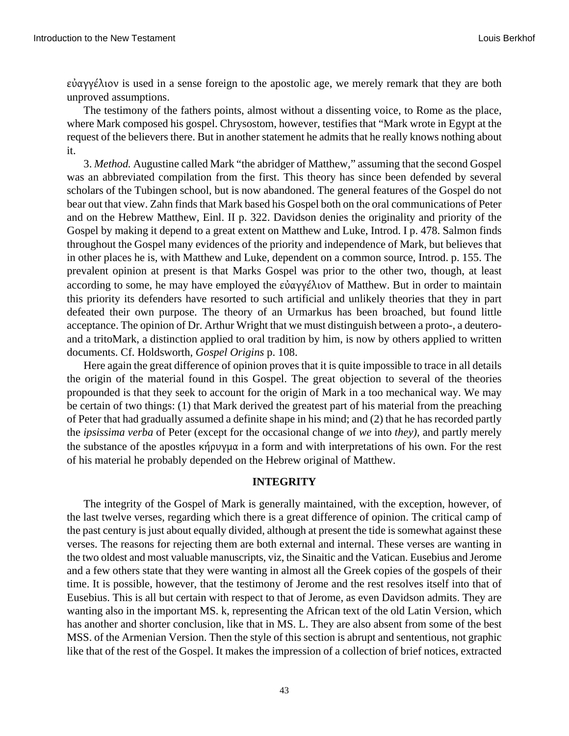εὐαγγέλιον is used in a sense foreign to the apostolic age, we merely remark that they are both unproved assumptions.

The testimony of the fathers points, almost without a dissenting voice, to Rome as the place, where Mark composed his gospel. Chrysostom, however, testifies that "Mark wrote in Egypt at the request of the believers there. But in another statement he admits that he really knows nothing about it.

3. *Method.* Augustine called Mark "the abridger of Matthew," assuming that the second Gospel was an abbreviated compilation from the first. This theory has since been defended by several scholars of the Tubingen school, but is now abandoned. The general features of the Gospel do not bear out that view. Zahn finds that Mark based his Gospel both on the oral communications of Peter and on the Hebrew Matthew, Einl. II p. 322. Davidson denies the originality and priority of the Gospel by making it depend to a great extent on Matthew and Luke, Introd. I p. 478. Salmon finds throughout the Gospel many evidences of the priority and independence of Mark, but believes that in other places he is, with Matthew and Luke, dependent on a common source, Introd. p. 155. The prevalent opinion at present is that Marks Gospel was prior to the other two, though, at least according to some, he may have employed the εὐαγγέλιον of Matthew. But in order to maintain this priority its defenders have resorted to such artificial and unlikely theories that they in part defeated their own purpose. The theory of an Urmarkus has been broached, but found little acceptance. The opinion of Dr. Arthur Wright that we must distinguish between a proto-, a deutero- and a tritoMark, a distinction applied to oral tradition by him, is now by others applied to written documents. Cf. Holdsworth, *Gospel Origins* p. 108.

Here again the great difference of opinion proves that it is quite impossible to trace in all details the origin of the material found in this Gospel. The great objection to several of the theories propounded is that they seek to account for the origin of Mark in a too mechanical way. We may be certain of two things: (1) that Mark derived the greatest part of his material from the preaching of Peter that had gradually assumed a definite shape in his mind; and (2) that he has recorded partly the *ipsissima verba* of Peter (except for the occasional change of *we* into *they),* and partly merely the substance of the apostles κήρυγμα in a form and with interpretations of his own. For the rest of his material he probably depended on the Hebrew original of Matthew.

## INTEGRITY

The integrity of the Gospel of Mark is generally maintained, with the exception, however, of the last twelve verses, regarding which there is a great difference of opinion. The critical camp of the past century is just about equally divided, although at present the tide is somewhat against these verses. The reasons for rejecting them are both external and internal. These verses are wanting in the two oldest and most valuable manuscripts, viz, the Sinaitic and the Vatican. Eusebius and Jerome and a few others state that they were wanting in almost all the Greek copies of the gospels of their time. It is possible, however, that the testimony of Jerome and the rest resolves itself into that of Eusebius. This is all but certain with respect to that of Jerome, as even Davidson admits. They are wanting also in the important MS. k, representing the African text of the old Latin Version, which has another and shorter conclusion, like that in MS. L. They are also absent from some of the best MSS. of the Armenian Version. Then the style of this section is abrupt and sententious, not graphic like that of the rest of the Gospel. It makes the impression of a collection of brief notices, extracted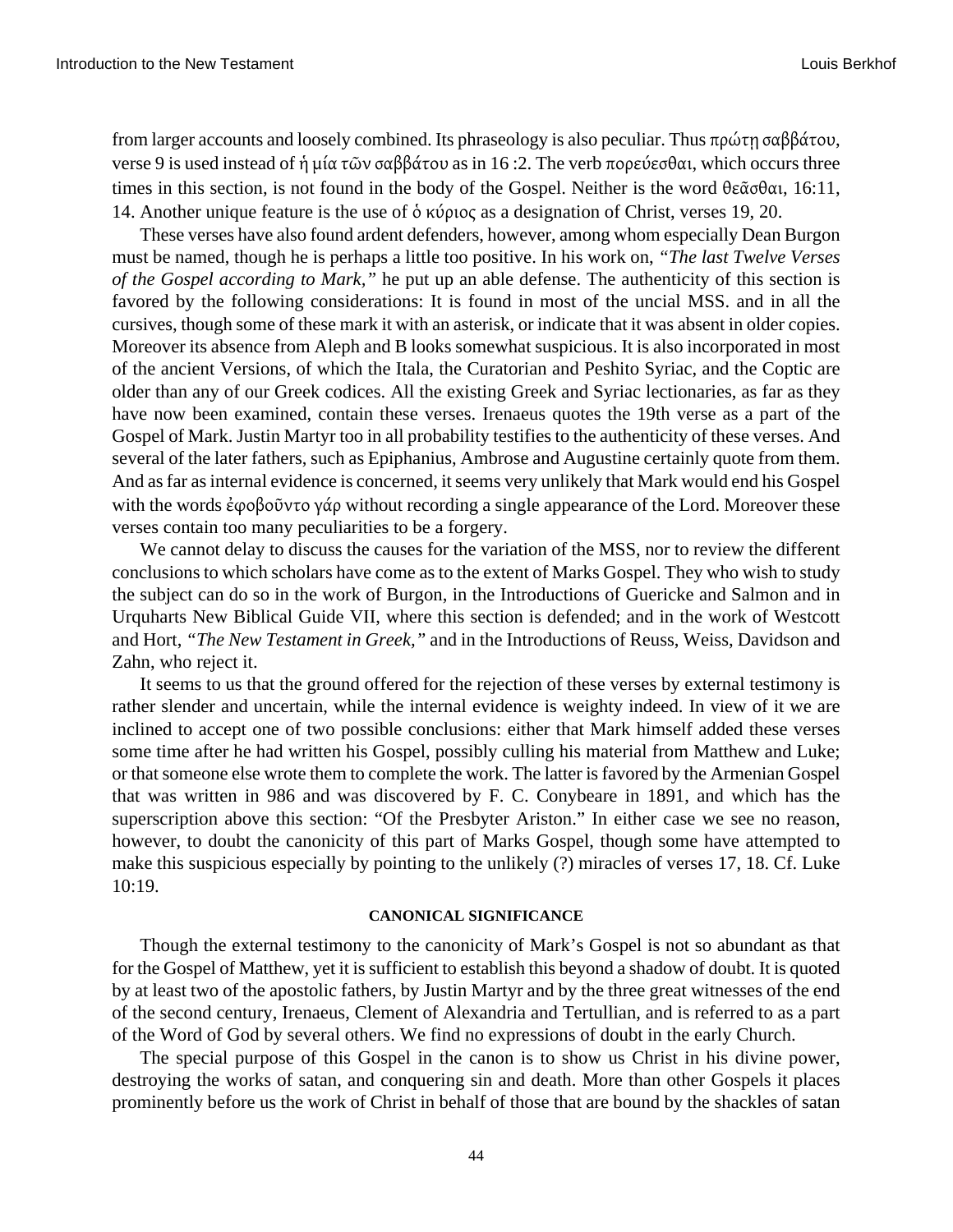from larger accounts and loosely combined. Its phraseology is also peculiar. Thus πρώτη σαββάτου, verse 9 is used instead of ἡ μία τῶν σαββάτου as in 16 :2. The verb πορεύεσθαι, which occurs three times in this section, is not found in the body of the Gospel. Neither is the word θεᾶσθαι, 16:11, 14. Another unique feature is the use of ὁ κύριος as a designation of Christ, verses 19, 20.

These verses have also found ardent defenders, however, among whom especially Dean Burgon must be named, though he is perhaps a little too positive. In his work on, *"The last Twelve Verses of the Gospel according to Mark,"* he put up an able defense. The authenticity of this section is favored by the following considerations: It is found in most of the uncial MSS. and in all the cursives, though some of these mark it with an asterisk, or indicate that it was absent in older copies. Moreover its absence from Aleph and B looks somewhat suspicious. It is also incorporated in most of the ancient Versions, of which the Itala, the Curatorian and Peshito Syriac, and the Coptic are older than any of our Greek codices. All the existing Greek and Syriac lectionaries, as far as they have now been examined, contain these verses. Irenaeus quotes the 19th verse as a part of the Gospel of Mark. Justin Martyr too in all probability testifies to the authenticity of these verses. And several of the later fathers, such as Epiphanius, Ambrose and Augustine certainly quote from them. And as far as internal evidence is concerned, it seems very unlikely that Mark would end his Gospel with the words ἐφοβοῦντο γάρ without recording a single appearance of the Lord. Moreover these verses contain too many peculiarities to be a forgery.

We cannot delay to discuss the causes for the variation of the MSS, nor to review the different conclusions to which scholars have come as to the extent of Marks Gospel. They who wish to study the subject can do so in the work of Burgon, in the Introductions of Guericke and Salmon and in Urquharts New Biblical Guide VII, where this section is defended; and in the work of Westcott and Hort, *"The New Testament in Greek,"* and in the Introductions of Reuss, Weiss, Davidson and Zahn, who reject it.

It seems to us that the ground offered for the rejection of these verses by external testimony is rather slender and uncertain, while the internal evidence is weighty indeed. In view of it we are inclined to accept one of two possible conclusions: either that Mark himself added these verses some time after he had written his Gospel, possibly culling his material from Matthew and Luke; or that someone else wrote them to complete the work. The latter is favored by the Armenian Gospel that was written in 986 and was discovered by F. C. Conybeare in 1891, and which has the superscription above this section: "Of the Presbyter Ariston." In either case we see no reason, however, to doubt the canonicity of this part of Marks Gospel, though some have attempted to make this suspicious especially by pointing to the unlikely (?) miracles of verses 17, 18. Cf. Luke 10:19.

#### CANONICAL SIGNIFICANCE

Though the external testimony to the canonicity of Mark's Gospel is not so abundant as that for the Gospel of Matthew, yet it is sufficient to establish this beyond a shadow of doubt. It is quoted by at least two of the apostolic fathers, by Justin Martyr and by the three great witnesses of the end of the second century, Irenaeus, Clement of Alexandria and Tertullian, and is referred to as a part of the Word of God by several others. We find no expressions of doubt in the early Church.

The special purpose of this Gospel in the canon is to show us Christ in his divine power, destroying the works of satan, and conquering sin and death. More than other Gospels it places prominently before us the work of Christ in behalf of those that are bound by the shackles of satan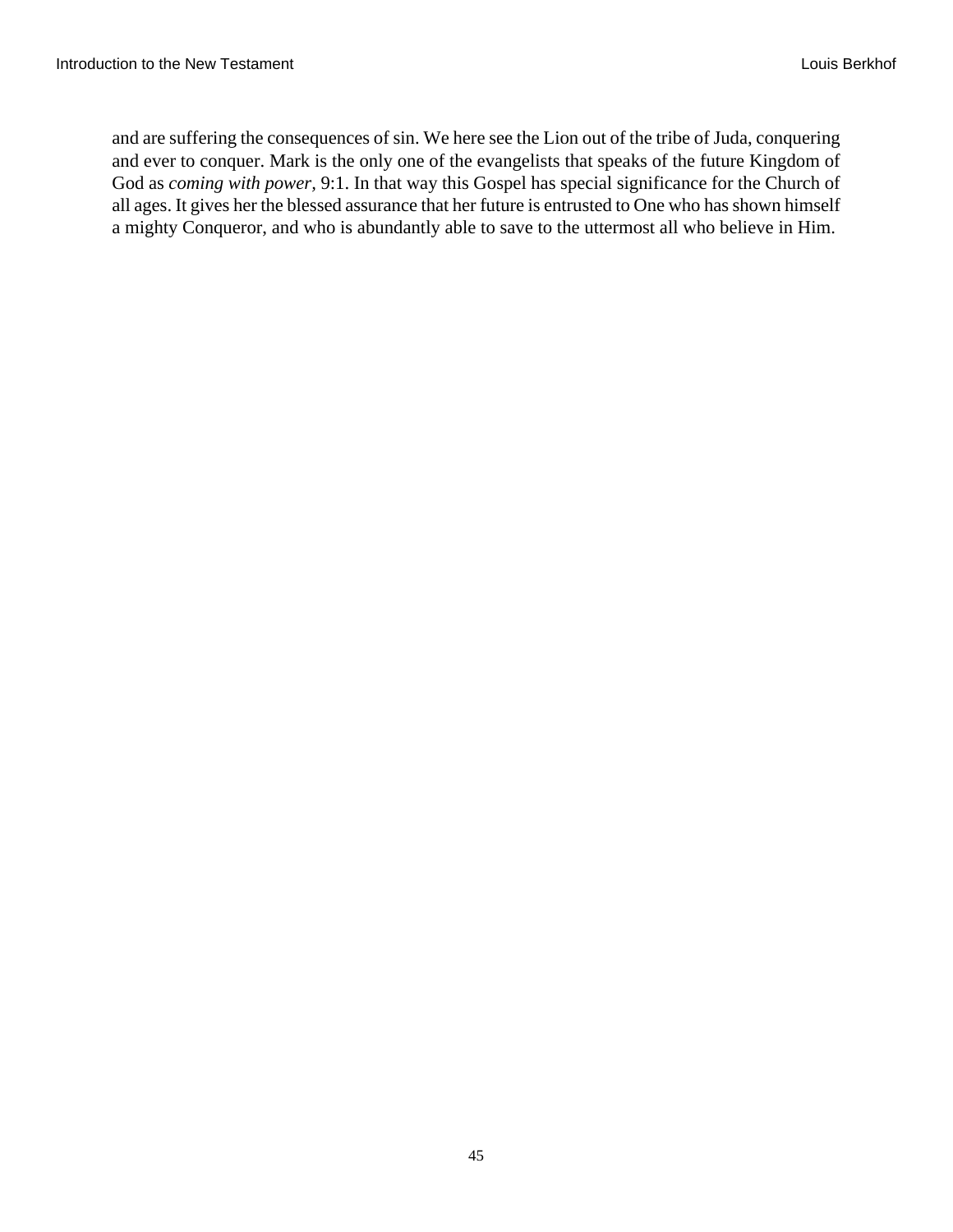and are suffering the consequences of sin. We here see the Lion out of the tribe of Juda, conquering and ever to conquer. Mark is the only one of the evangelists that speaks of the future Kingdom of God as *coming with power,* 9:1. In that way this Gospel has special significance for the Church of all ages. It gives her the blessed assurance that her future is entrusted to One who has shown himself a mighty Conqueror, and who is abundantly able to save to the uttermost all who believe in Him.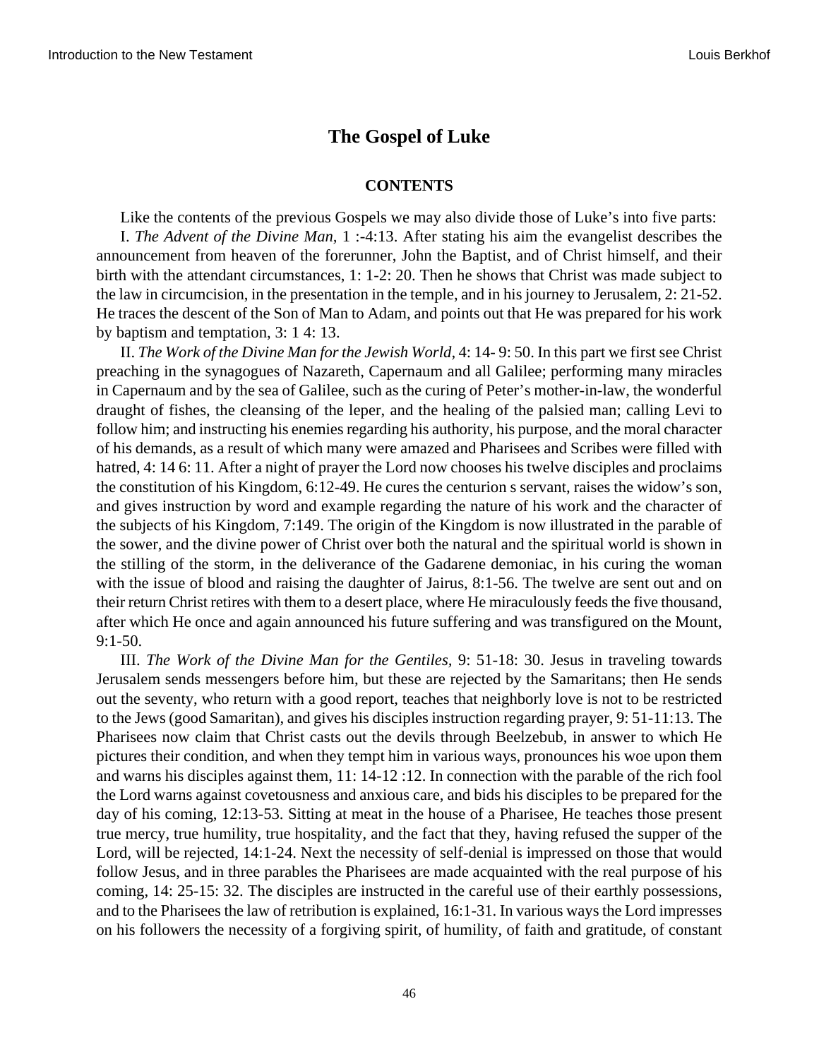## The Gospel of Luke

### CONTENTS

Like the contents of the previous Gospels we may also divide those of Luke's into five parts:

I. *The Advent of the Divine Man,* 1 :-4:13. After stating his aim the evangelist describes the announcement from heaven of the forerunner, John the Baptist, and of Christ himself, and their birth with the attendant circumstances, 1: 1-2: 20. Then he shows that Christ was made subject to the law in circumcision, in the presentation in the temple, and in his journey to Jerusalem, 2: 21-52. He traces the descent of the Son of Man to Adam, and points out that He was prepared for his work by baptism and temptation, 3: 1 4: 13.

II. *The Work of the Divine Man for the Jewish World,* 4: 14- 9: 50. In this part we first see Christ preaching in the synagogues of Nazareth, Capernaum and all Galilee; performing many miracles in Capernaum and by the sea of Galilee, such as the curing of Peter's mother-in-law, the wonderful draught of fishes, the cleansing of the leper, and the healing of the palsied man; calling Levi to follow him; and instructing his enemies regarding his authority, his purpose, and the moral character of his demands, as a result of which many were amazed and Pharisees and Scribes were filled with hatred, 4: 14 6: 11. After a night of prayer the Lord now chooses his twelve disciples and proclaims the constitution of his Kingdom, 6:12-49. He cures the centurion s servant, raises the widow's son, and gives instruction by word and example regarding the nature of his work and the character of the subjects of his Kingdom, 7:149. The origin of the Kingdom is now illustrated in the parable of the sower, and the divine power of Christ over both the natural and the spiritual world is shown in the stilling of the storm, in the deliverance of the Gadarene demoniac, in his curing the woman with the issue of blood and raising the daughter of Jairus, 8:1-56. The twelve are sent out and on their return Christ retires with them to a desert place, where He miraculously feeds the five thousand, after which He once and again announced his future suffering and was transfigured on the Mount, 9:1-50.

III. *The Work of the Divine Man for the Gentiles,* 9: 51-18: 30. Jesus in traveling towards Jerusalem sends messengers before him, but these are rejected by the Samaritans; then He sends out the seventy, who return with a good report, teaches that neighborly love is not to be restricted to the Jews (good Samaritan), and gives his disciples instruction regarding prayer, 9: 51-11:13. The Pharisees now claim that Christ casts out the devils through Beelzebub, in answer to which He pictures their condition, and when they tempt him in various ways, pronounces his woe upon them and warns his disciples against them, 11: 14-12 :12. In connection with the parable of the rich fool the Lord warns against covetousness and anxious care, and bids his disciples to be prepared for the day of his coming, 12:13-53. Sitting at meat in the house of a Pharisee, He teaches those present true mercy, true humility, true hospitality, and the fact that they, having refused the supper of the Lord, will be rejected, 14:1-24. Next the necessity of self-denial is impressed on those that would follow Jesus, and in three parables the Pharisees are made acquainted with the real purpose of his coming, 14: 25-15: 32. The disciples are instructed in the careful use of their earthly possessions, and to the Pharisees the law of retribution is explained, 16:1-31. In various ways the Lord impresses on his followers the necessity of a forgiving spirit, of humility, of faith and gratitude, of constant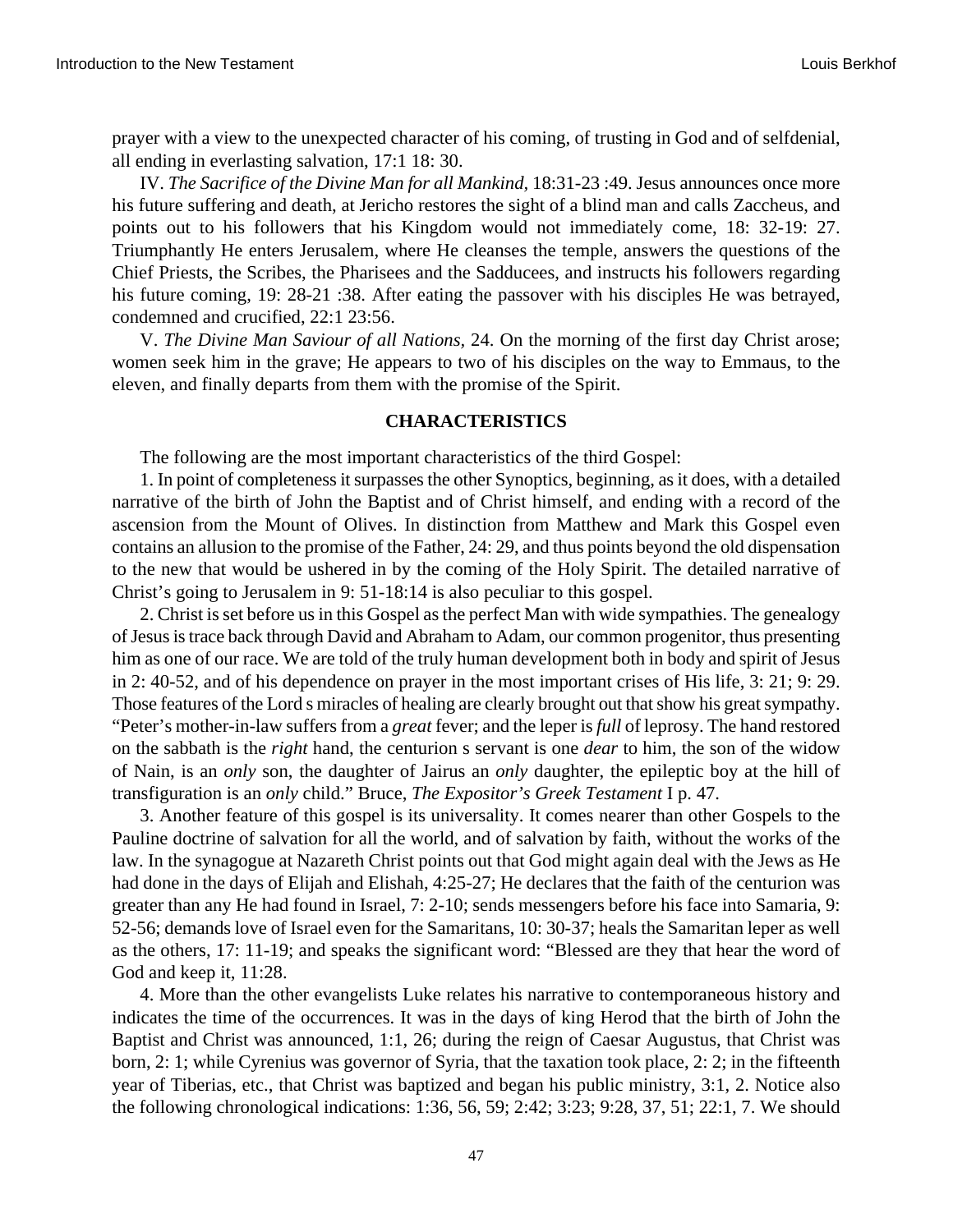prayer with a view to the unexpected character of his coming, of trusting in God and of selfdenial, all ending in everlasting salvation, 17:1 18: 30.

IV. *The Sacrifice of the Divine Man for all Mankind,* 18:31-23 :49. Jesus announces once more his future suffering and death, at Jericho restores the sight of a blind man and calls Zaccheus, and points out to his followers that his Kingdom would not immediately come, 18: 32-19: 27. Triumphantly He enters Jerusalem, where He cleanses the temple, answers the questions of the Chief Priests, the Scribes, the Pharisees and the Sadducees, and instructs his followers regarding his future coming, 19: 28-21 :38. After eating the passover with his disciples He was betrayed, condemned and crucified, 22:1 23:56.

V. *The Divine Man Saviour of all Nations,* 24. On the morning of the first day Christ arose; women seek him in the grave; He appears to two of his disciples on the way to Emmaus, to the eleven, and finally departs from them with the promise of the Spirit.

### CHARACTERISTICS

The following are the most important characteristics of the third Gospel:

1. In point of completeness it surpasses the other Synoptics, beginning, as it does, with a detailed narrative of the birth of John the Baptist and of Christ himself, and ending with a record of the ascension from the Mount of Olives. In distinction from Matthew and Mark this Gospel even contains an allusion to the promise of the Father, 24: 29, and thus points beyond the old dispensation to the new that would be ushered in by the coming of the Holy Spirit. The detailed narrative of Christ's going to Jerusalem in 9: 51-18:14 is also peculiar to this gospel.

2. Christ is set before us in this Gospel as the perfect Man with wide sympathies. The genealogy of Jesus is trace back through David and Abraham to Adam, our common progenitor, thus presenting him as one of our race. We are told of the truly human development both in body and spirit of Jesus in 2: 40-52, and of his dependence on prayer in the most important crises of His life, 3: 21; 9: 29. Those features of the Lord s miracles of healing are clearly brought out that show his great sympathy. "Peter's mother-in-law suffers from a *great* fever; and the leper is *full* of leprosy. The hand restored on the sabbath is the *right* hand, the centurion s servant is one *dear* to him, the son of the widow of Nain, is an *only* son, the daughter of Jairus an *only* daughter, the epileptic boy at the hill of transfiguration is an *only* child." Bruce, *The Expositor's Greek Testament* I p. 47.

3. Another feature of this gospel is its universality. It comes nearer than other Gospels to the Pauline doctrine of salvation for all the world, and of salvation by faith, without the works of the law. In the synagogue at Nazareth Christ points out that God might again deal with the Jews as He had done in the days of Elijah and Elishah, 4:25-27; He declares that the faith of the centurion was greater than any He had found in Israel, 7: 2-10; sends messengers before his face into Samaria, 9: 52-56; demands love of Israel even for the Samaritans, 10: 30-37; heals the Samaritan leper as well as the others, 17: 11-19; and speaks the significant word: "Blessed are they that hear the word of God and keep it, 11:28.

4. More than the other evangelists Luke relates his narrative to contemporaneous history and indicates the time of the occurrences. It was in the days of king Herod that the birth of John the Baptist and Christ was announced, 1:1, 26; during the reign of Caesar Augustus, that Christ was born, 2: 1; while Cyrenius was governor of Syria, that the taxation took place, 2: 2; in the fifteenth year of Tiberias, etc., that Christ was baptized and began his public ministry, 3:1, 2. Notice also the following chronological indications: 1:36, 56, 59; 2:42; 3:23; 9:28, 37, 51; 22:1, 7. We should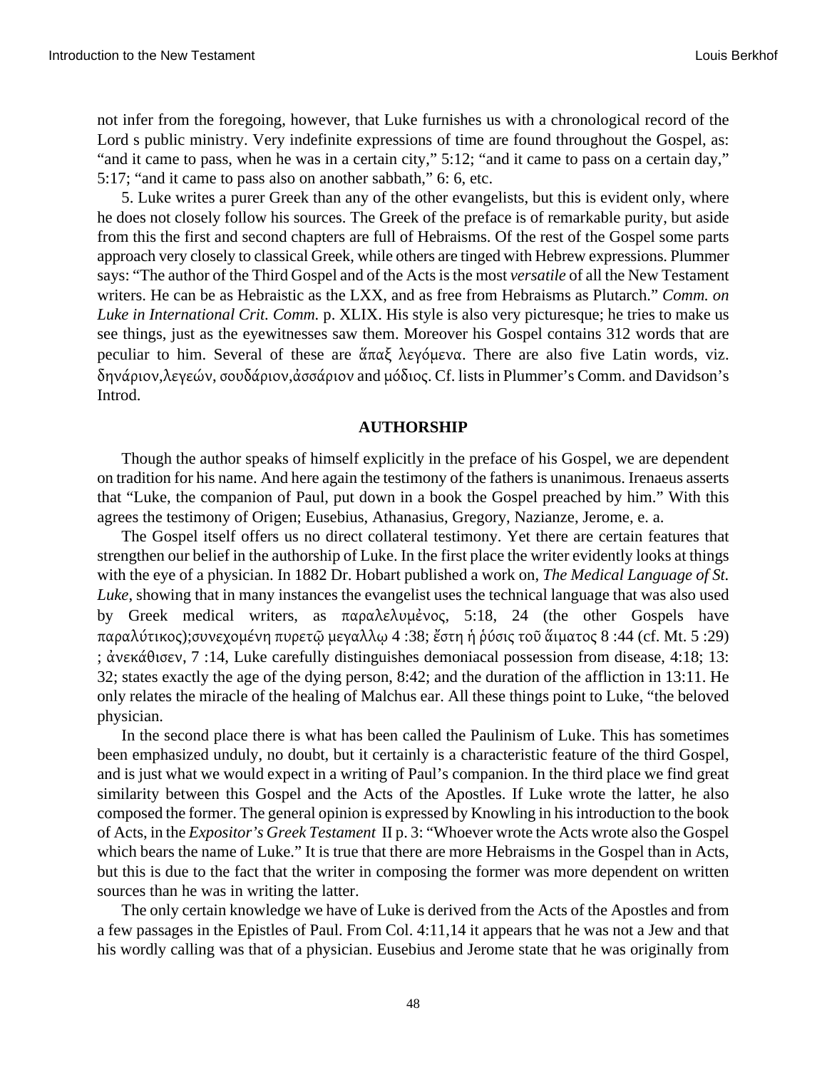not infer from the foregoing, however, that Luke furnishes us with a chronological record of the Lord s public ministry. Very indefinite expressions of time are found throughout the Gospel, as: "and it came to pass, when he was in a certain city," 5:12; "and it came to pass on a certain day," 5:17; "and it came to pass also on another sabbath," 6: 6, etc.

5. Luke writes a purer Greek than any of the other evangelists, but this is evident only, where he does not closely follow his sources. The Greek of the preface is of remarkable purity, but aside from this the first and second chapters are full of Hebraisms. Of the rest of the Gospel some parts approach very closely to classical Greek, while others are tinged with Hebrew expressions. Plummer says: "The author of the Third Gospel and of the Acts is the most *versatile* of all the New Testament writers. He can be as Hebraistic as the LXX, and as free from Hebraisms as Plutarch." *Comm. on Luke in International Crit. Comm.* p. XLIX. His style is also very picturesque; he tries to make us see things, just as the eyewitnesses saw them. Moreover his Gospel contains 312 words that are peculiar to him. Several of these are ἅπαξ λεγόμενα. There are also five Latin words, viz. δηνάριον,λεγεών, σουδάριον,ἀσσάριον and μόδιος. Cf. lists in Plummer's Comm. and Davidson's Introd.

## AUTHORSHIP

Though the author speaks of himself explicitly in the preface of his Gospel, we are dependent on tradition for his name. And here again the testimony of the fathers is unanimous. Irenaeus asserts that "Luke, the companion of Paul, put down in a book the Gospel preached by him." With this agrees the testimony of Origen; Eusebius, Athanasius, Gregory, Nazianze, Jerome, e. a.

The Gospel itself offers us no direct collateral testimony. Yet there are certain features that strengthen our belief in the authorship of Luke. In the first place the writer evidently looks at things with the eye of a physician. In 1882 Dr. Hobart published a work on, *The Medical Language of St. Luke*, showing that in many instances the evangelist uses the technical language that was also used by Greek medical writers, as παραλελυμὲνος, 5:18, 24 (the other Gospels have παραλύτικος);συνεχομένη πυρετῷ μεγαλλῳ 4 :38; ἔστη ἡ ῥύσις τοῦ ἅιματος 8 :44 (cf. Mt. 5 :29) ; ἀνεκάθισεν, 7 :14, Luke carefully distinguishes demoniacal possession from disease, 4:18; 13: 32; states exactly the age of the dying person, 8:42; and the duration of the affliction in 13:11. He only relates the miracle of the healing of Malchus ear. All these things point to Luke, "the beloved physician.

In the second place there is what has been called the Paulinism of Luke. This has sometimes been emphasized unduly, no doubt, but it certainly is a characteristic feature of the third Gospel, and is just what we would expect in a writing of Paul's companion. In the third place we find great similarity between this Gospel and the Acts of the Apostles. If Luke wrote the latter, he also composed the former. The general opinion is expressed by Knowling in his introduction to the book of Acts, in the *Expositor's Greek Testament* II p. 3: "Whoever wrote the Acts wrote also the Gospel which bears the name of Luke." It is true that there are more Hebraisms in the Gospel than in Acts, but this is due to the fact that the writer in composing the former was more dependent on written sources than he was in writing the latter.

The only certain knowledge we have of Luke is derived from the Acts of the Apostles and from a few passages in the Epistles of Paul. From Col. 4:11,14 it appears that he was not a Jew and that his wordly calling was that of a physician. Eusebius and Jerome state that he was originally from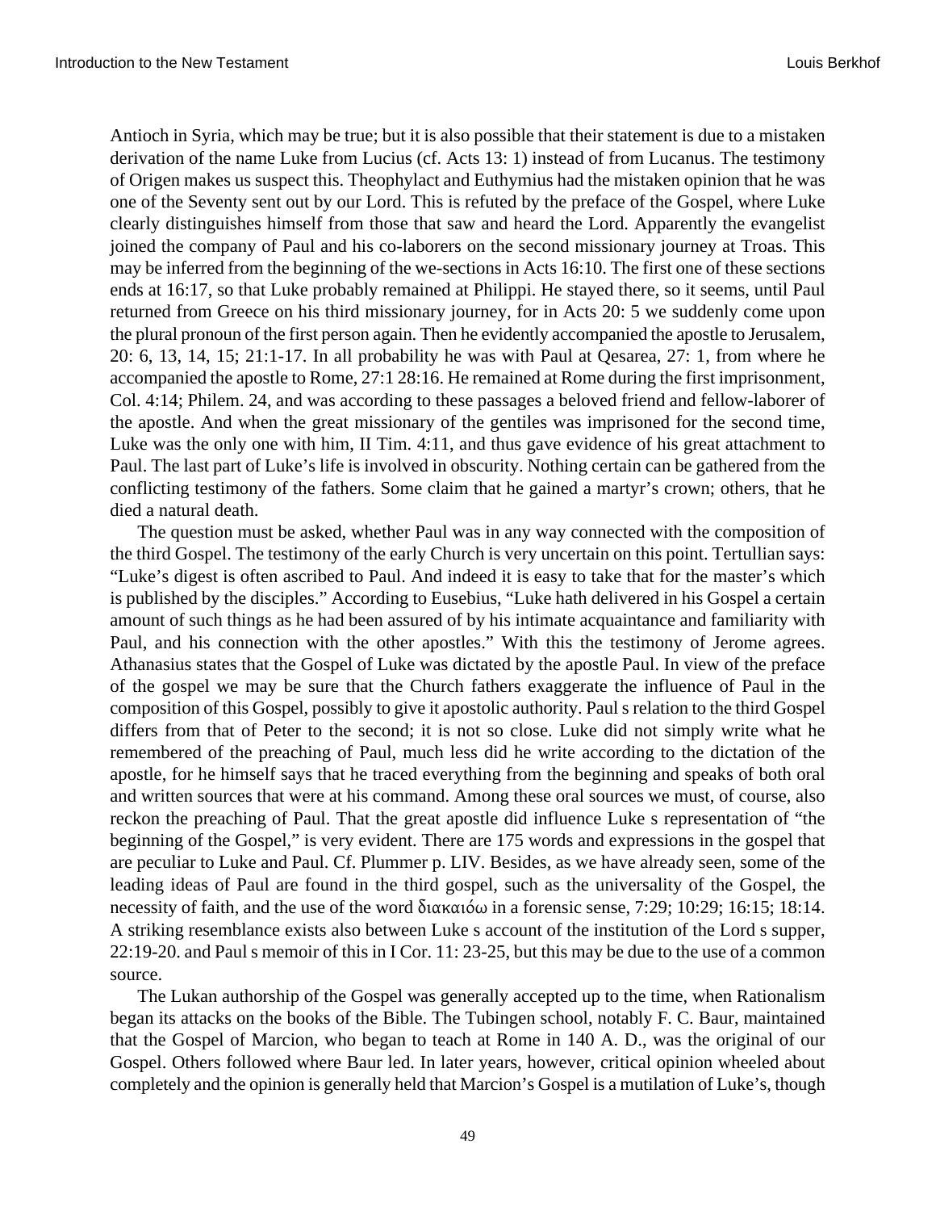Antioch in Syria, which may be true; but it is also possible that their statement is due to a mistaken derivation of the name Luke from Lucius (cf. Acts 13: 1) instead of from Lucanus. The testimony of Origen makes us suspect this. Theophylact and Euthymius had the mistaken opinion that he was one of the Seventy sent out by our Lord. This is refuted by the preface of the Gospel, where Luke clearly distinguishes himself from those that saw and heard the Lord. Apparently the evangelist joined the company of Paul and his co-laborers on the second missionary journey at Troas. This may be inferred from the beginning of the we-sections in Acts 16:10. The first one of these sections ends at 16:17, so that Luke probably remained at Philippi. He stayed there, so it seems, until Paul returned from Greece on his third missionary journey, for in Acts 20: 5 we suddenly come upon the plural pronoun of the first person again. Then he evidently accompanied the apostle to Jerusalem, 20: 6, 13, 14, 15; 21:1-17. In all probability he was with Paul at Qesarea, 27: 1, from where he accompanied the apostle to Rome, 27:1 28:16. He remained at Rome during the first imprisonment, Col. 4:14; Philem. 24, and was according to these passages a beloved friend and fellow-laborer of the apostle. And when the great missionary of the gentiles was imprisoned for the second time, Luke was the only one with him, II Tim. 4:11, and thus gave evidence of his great attachment to Paul. The last part of Luke's life is involved in obscurity. Nothing certain can be gathered from the conflicting testimony of the fathers. Some claim that he gained a martyr's crown; others, that he died a natural death.

The question must be asked, whether Paul was in any way connected with the composition of the third Gospel. The testimony of the early Church is very uncertain on this point. Tertullian says: "Luke's digest is often ascribed to Paul. And indeed it is easy to take that for the master's which is published by the disciples." According to Eusebius, "Luke hath delivered in his Gospel a certain amount of such things as he had been assured of by his intimate acquaintance and familiarity with Paul, and his connection with the other apostles." With this the testimony of Jerome agrees. Athanasius states that the Gospel of Luke was dictated by the apostle Paul. In view of the preface of the gospel we may be sure that the Church fathers exaggerate the influence of Paul in the composition of this Gospel, possibly to give it apostolic authority. Paul s relation to the third Gospel differs from that of Peter to the second; it is not so close. Luke did not simply write what he remembered of the preaching of Paul, much less did he write according to the dictation of the apostle, for he himself says that he traced everything from the beginning and speaks of both oral and written sources that were at his command. Among these oral sources we must, of course, also reckon the preaching of Paul. That the great apostle did influence Luke s representation of "the beginning of the Gospel," is very evident. There are 175 words and expressions in the gospel that are peculiar to Luke and Paul. Cf. Plummer p. LIV. Besides, as we have already seen, some of the leading ideas of Paul are found in the third gospel, such as the universality of the Gospel, the necessity of faith, and the use of the word διακαιόω in a forensic sense, 7:29; 10:29; 16:15; 18:14. A striking resemblance exists also between Luke s account of the institution of the Lord s supper, 22:19-20. and Paul s memoir of this in I Cor. 11: 23-25, but this may be due to the use of a common source.

The Lukan authorship of the Gospel was generally accepted up to the time, when Rationalism began its attacks on the books of the Bible. The Tubingen school, notably F. C. Baur, maintained that the Gospel of Marcion, who began to teach at Rome in 140 A. D., was the original of our Gospel. Others followed where Baur led. In later years, however, critical opinion wheeled about completely and the opinion is generally held that Marcion's Gospel is a mutilation of Luke's, though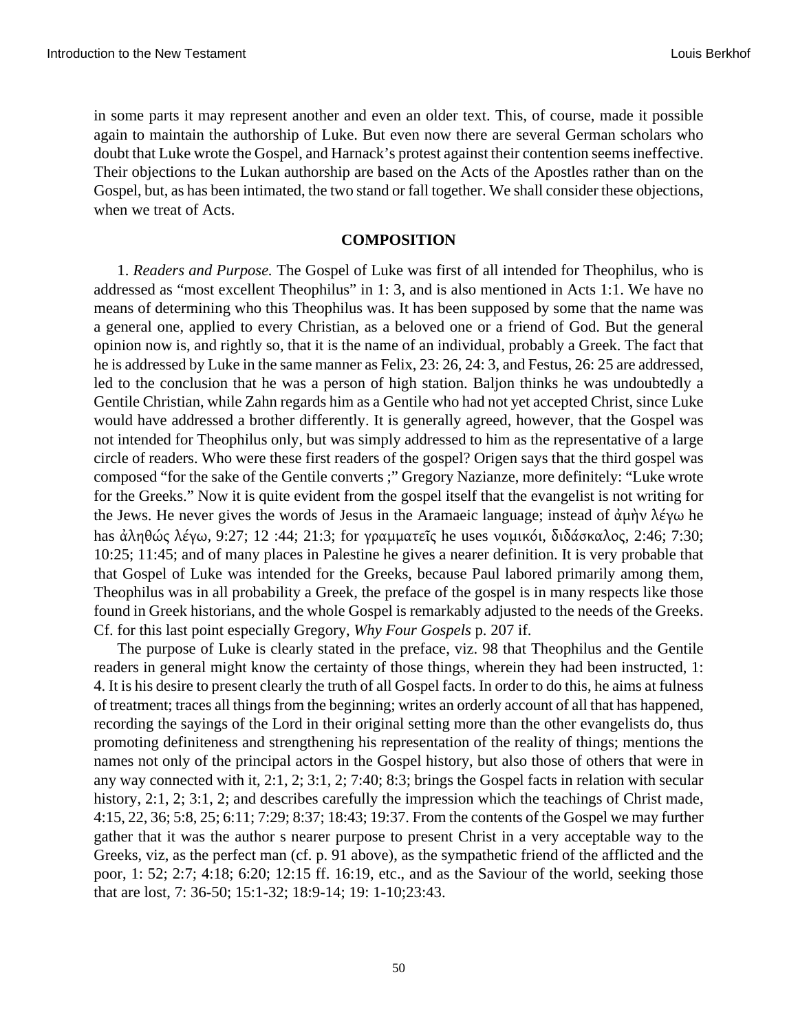in some parts it may represent another and even an older text. This, of course, made it possible again to maintain the authorship of Luke. But even now there are several German scholars who doubt that Luke wrote the Gospel, and Harnack's protest against their contention seems ineffective. Their objections to the Lukan authorship are based on the Acts of the Apostles rather than on the Gospel, but, as has been intimated, the two stand or fall together. We shall consider these objections, when we treat of Acts.

## COMPOSITION

1. *Readers and Purpose.* The Gospel of Luke was first of all intended for Theophilus, who is addressed as "most excellent Theophilus" in 1: 3, and is also mentioned in Acts 1:1. We have no means of determining who this Theophilus was. It has been supposed by some that the name was a general one, applied to every Christian, as a beloved one or a friend of God. But the general opinion now is, and rightly so, that it is the name of an individual, probably a Greek. The fact that he is addressed by Luke in the same manner as Felix, 23: 26, 24: 3, and Festus, 26: 25 are addressed, led to the conclusion that he was a person of high station. Baljon thinks he was undoubtedly a Gentile Christian, while Zahn regards him as a Gentile who had not yet accepted Christ, since Luke would have addressed a brother differently. It is generally agreed, however, that the Gospel was not intended for Theophilus only, but was simply addressed to him as the representative of a large circle of readers. Who were these first readers of the gospel? Origen says that the third gospel was composed "for the sake of the Gentile converts ;" Gregory Nazianze, more definitely: "Luke wrote for the Greeks." Now it is quite evident from the gospel itself that the evangelist is not writing for the Jews. He never gives the words of Jesus in the Aramaeic language; instead of ἀμὴν λέγω he has ἀληθώς λέγω, 9:27; 12 :44; 21:3; for γραμματεῖς he uses νομικόι, διδάσκαλος, 2:46; 7:30; 10:25; 11:45; and of many places in Palestine he gives a nearer definition. It is very probable that that Gospel of Luke was intended for the Greeks, because Paul labored primarily among them, Theophilus was in all probability a Greek, the preface of the gospel is in many respects like those found in Greek historians, and the whole Gospel is remarkably adjusted to the needs of the Greeks. Cf. for this last point especially Gregory, *Why Four Gospels* p. 207 if.

The purpose of Luke is clearly stated in the preface, viz. 98 that Theophilus and the Gentile readers in general might know the certainty of those things, wherein they had been instructed, 1: 4. It is his desire to present clearly the truth of all Gospel facts. In order to do this, he aims at fulness of treatment; traces all things from the beginning; writes an orderly account of all that has happened, recording the sayings of the Lord in their original setting more than the other evangelists do, thus promoting definiteness and strengthening his representation of the reality of things; mentions the names not only of the principal actors in the Gospel history, but also those of others that were in any way connected with it, 2:1, 2; 3:1, 2; 7:40; 8:3; brings the Gospel facts in relation with secular history, 2:1, 2; 3:1, 2; and describes carefully the impression which the teachings of Christ made, 4:15, 22, 36; 5:8, 25; 6:11; 7:29; 8:37; 18:43; 19:37. From the contents of the Gospel we may further gather that it was the author s nearer purpose to present Christ in a very acceptable way to the Greeks, viz, as the perfect man (cf. p. 91 above), as the sympathetic friend of the afflicted and the poor, 1: 52; 2:7; 4:18; 6:20; 12:15 ff. 16:19, etc., and as the Saviour of the world, seeking those that are lost, 7: 36-50; 15:1-32; 18:9-14; 19: 1-10;23:43.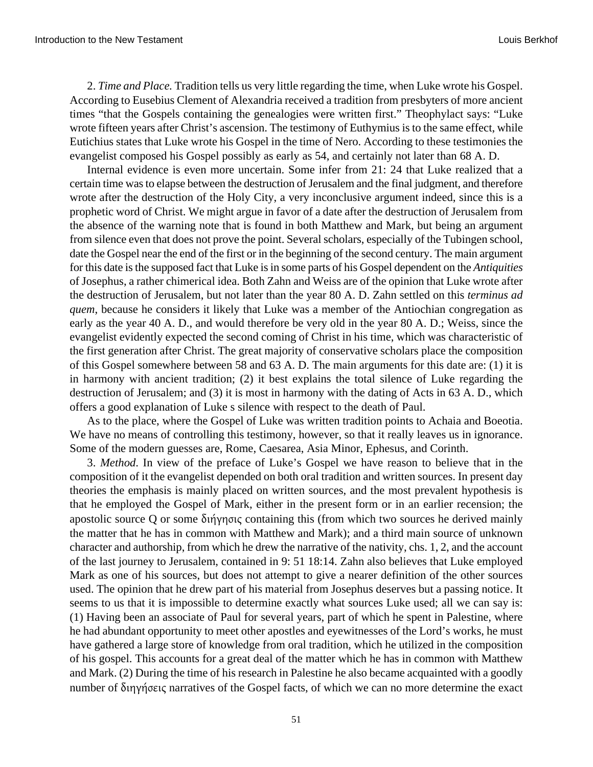2. *Time and Place.* Tradition tells us very little regarding the time, when Luke wrote his Gospel. According to Eusebius Clement of Alexandria received a tradition from presbyters of more ancient times "that the Gospels containing the genealogies were written first." Theophylact says: "Luke wrote fifteen years after Christ's ascension. The testimony of Euthymius is to the same effect, while Eutichius states that Luke wrote his Gospel in the time of Nero. According to these testimonies the evangelist composed his Gospel possibly as early as 54, and certainly not later than 68 A. D.

Internal evidence is even more uncertain. Some infer from 21: 24 that Luke realized that a certain time was to elapse between the destruction of Jerusalem and the final judgment, and therefore wrote after the destruction of the Holy City, a very inconclusive argument indeed, since this is a prophetic word of Christ. We might argue in favor of a date after the destruction of Jerusalem from the absence of the warning note that is found in both Matthew and Mark, but being an argument from silence even that does not prove the point. Several scholars, especially of the Tubingen school, date the Gospel near the end of the first or in the beginning of the second century. The main argument for this date is the supposed fact that Luke is in some parts of his Gospel dependent on the *Antiquities* of Josephus, a rather chimerical idea. Both Zahn and Weiss are of the opinion that Luke wrote after the destruction of Jerusalem, but not later than the year 80 A. D. Zahn settled on this *terminus ad quem*, because he considers it likely that Luke was a member of the Antiochian congregation as early as the year 40 A. D., and would therefore be very old in the year 80 A. D.; Weiss, since the evangelist evidently expected the second coming of Christ in his time, which was characteristic of the first generation after Christ. The great majority of conservative scholars place the composition of this Gospel somewhere between 58 and 63 A. D. The main arguments for this date are: (1) it is in harmony with ancient tradition; (2) it best explains the total silence of Luke regarding the destruction of Jerusalem; and (3) it is most in harmony with the dating of Acts in 63 A. D., which offers a good explanation of Luke s silence with respect to the death of Paul.

As to the place, where the Gospel of Luke was written tradition points to Achaia and Boeotia. We have no means of controlling this testimony, however, so that it really leaves us in ignorance. Some of the modern guesses are, Rome, Caesarea, Asia Minor, Ephesus, and Corinth.

3. *Method.* In view of the preface of Luke's Gospel we have reason to believe that in the composition of it the evangelist depended on both oral tradition and written sources. In present day theories the emphasis is mainly placed on written sources, and the most prevalent hypothesis is that he employed the Gospel of Mark, either in the present form or in an earlier recension; the apostolic source Q or some διήγησις containing this (from which two sources he derived mainly the matter that he has in common with Matthew and Mark); and a third main source of unknown character and authorship, from which he drew the narrative of the nativity, chs. 1, 2, and the account of the last journey to Jerusalem, contained in 9: 51 18:14. Zahn also believes that Luke employed Mark as one of his sources, but does not attempt to give a nearer definition of the other sources used. The opinion that he drew part of his material from Josephus deserves but a passing notice. It seems to us that it is impossible to determine exactly what sources Luke used; all we can say is: (1) Having been an associate of Paul for several years, part of which he spent in Palestine, where he had abundant opportunity to meet other apostles and eyewitnesses of the Lord's works, he must have gathered a large store of knowledge from oral tradition, which he utilized in the composition of his gospel. This accounts for a great deal of the matter which he has in common with Matthew and Mark. (2) During the time of his research in Palestine he also became acquainted with a goodly number of διηγήσεις narratives of the Gospel facts, of which we can no more determine the exact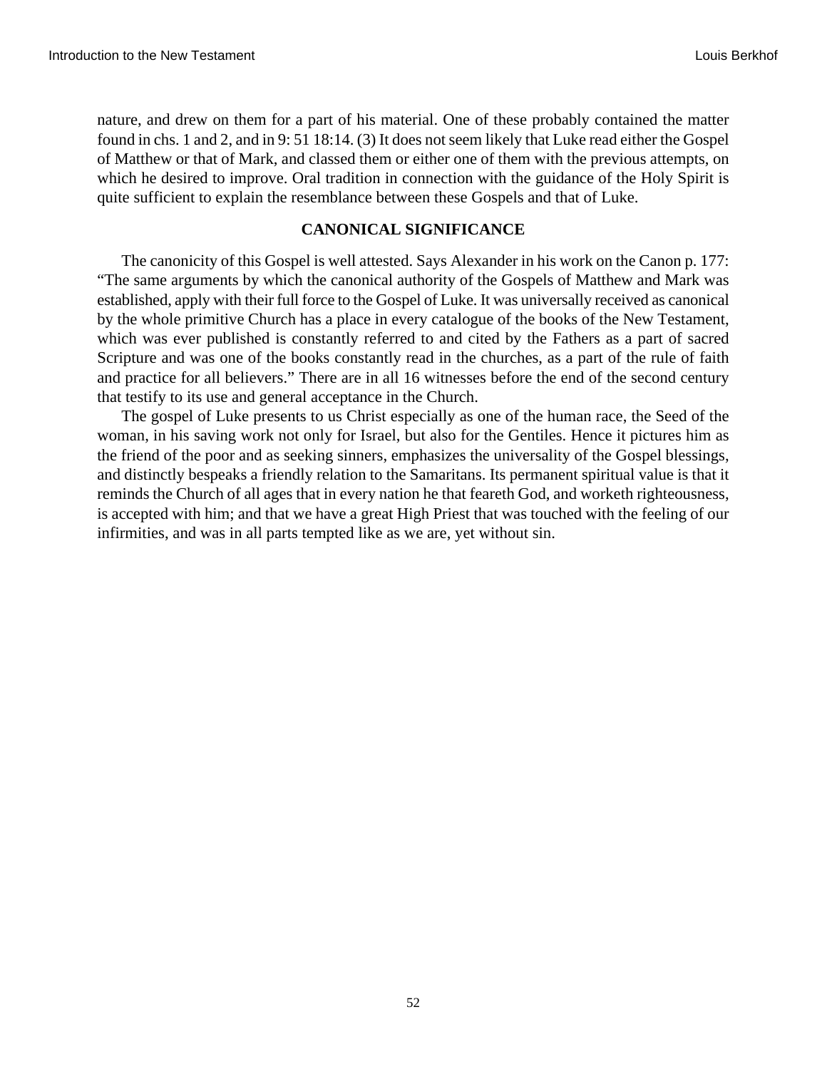nature, and drew on them for a part of his material. One of these probably contained the matter found in chs. 1 and 2, and in 9: 51 18:14. (3) It does not seem likely that Luke read either the Gospel of Matthew or that of Mark, and classed them or either one of them with the previous attempts, on which he desired to improve. Oral tradition in connection with the guidance of the Holy Spirit is quite sufficient to explain the resemblance between these Gospels and that of Luke.

## CANONICAL SIGNIFICANCE

The canonicity of this Gospel is well attested. Says Alexander in his work on the Canon p. 177: "The same arguments by which the canonical authority of the Gospels of Matthew and Mark was established, apply with their full force to the Gospel of Luke. It was universally received as canonical by the whole primitive Church has a place in every catalogue of the books of the New Testament, which was ever published is constantly referred to and cited by the Fathers as a part of sacred Scripture and was one of the books constantly read in the churches, as a part of the rule of faith and practice for all believers." There are in all 16 witnesses before the end of the second century that testify to its use and general acceptance in the Church.

The gospel of Luke presents to us Christ especially as one of the human race, the Seed of the woman, in his saving work not only for Israel, but also for the Gentiles. Hence it pictures him as the friend of the poor and as seeking sinners, emphasizes the universality of the Gospel blessings, and distinctly bespeaks a friendly relation to the Samaritans. Its permanent spiritual value is that it reminds the Church of all ages that in every nation he that feareth God, and worketh righteousness, is accepted with him; and that we have a great High Priest that was touched with the feeling of our infirmities, and was in all parts tempted like as we are, yet without sin.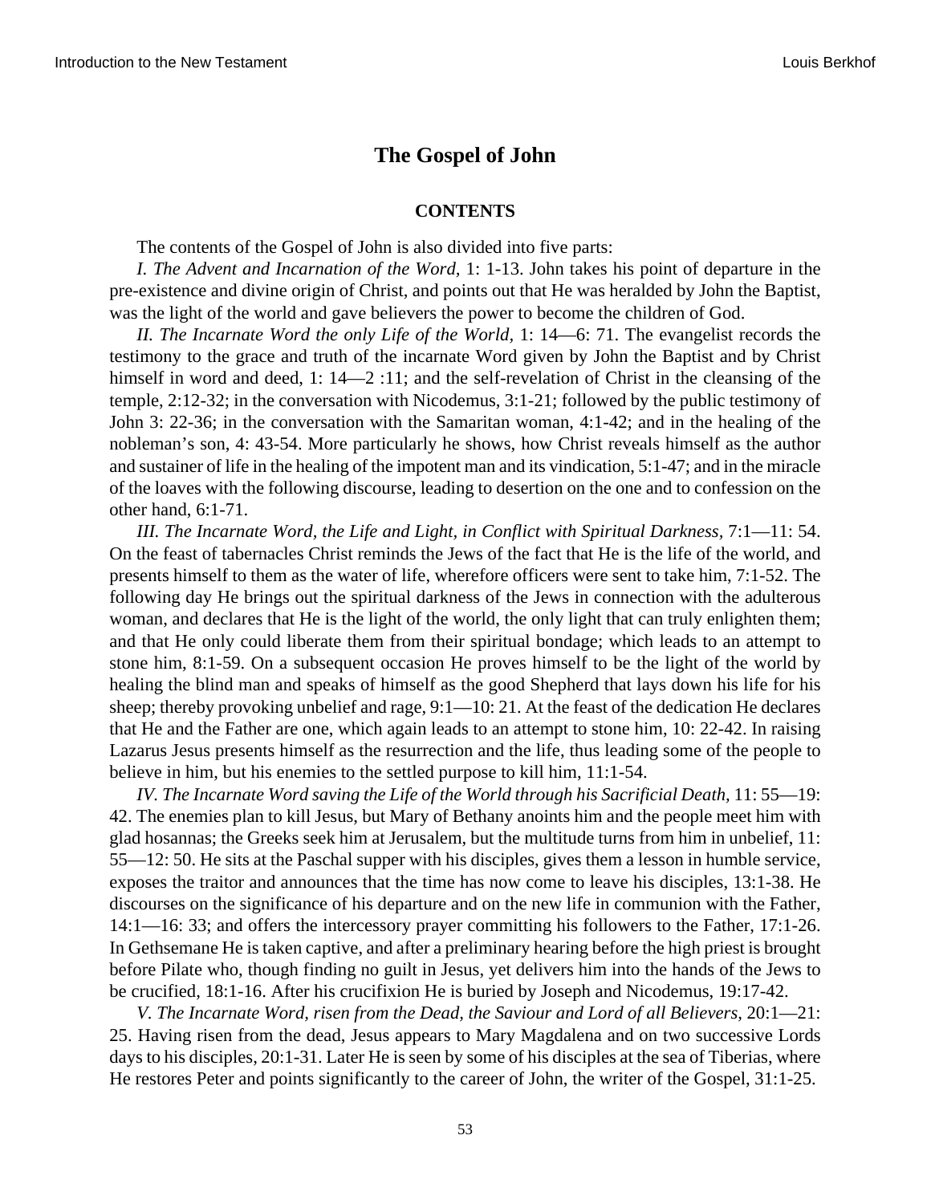## The Gospel of John

### CONTENTS

The contents of the Gospel of John is also divided into five parts:

*I. The Advent and Incarnation of the Word,* 1: 1-13. John takes his point of departure in the pre-existence and divine origin of Christ, and points out that He was heralded by John the Baptist, was the light of the world and gave believers the power to become the children of God.

*II. The Incarnate Word the only Life of the World,* 1: 14—6: 71. The evangelist records the testimony to the grace and truth of the incarnate Word given by John the Baptist and by Christ himself in word and deed, 1: 14—2 :11; and the self-revelation of Christ in the cleansing of the temple, 2:12-32; in the conversation with Nicodemus, 3:1-21; followed by the public testimony of John 3: 22-36; in the conversation with the Samaritan woman, 4:1-42; and in the healing of the nobleman's son, 4: 43-54. More particularly he shows, how Christ reveals himself as the author and sustainer of life in the healing of the impotent man and its vindication, 5:1-47; and in the miracle of the loaves with the following discourse, leading to desertion on the one and to confession on the other hand, 6:1-71.

*III. The Incarnate Word, the Life and Light, in Conflict with Spiritual Darkness,* 7:1—11: 54. On the feast of tabernacles Christ reminds the Jews of the fact that He is the life of the world, and presents himself to them as the water of life, wherefore officers were sent to take him, 7:1-52. The following day He brings out the spiritual darkness of the Jews in connection with the adulterous woman, and declares that He is the light of the world, the only light that can truly enlighten them; and that He only could liberate them from their spiritual bondage; which leads to an attempt to stone him, 8:1-59. On a subsequent occasion He proves himself to be the light of the world by healing the blind man and speaks of himself as the good Shepherd that lays down his life for his sheep; thereby provoking unbelief and rage, 9:1—10: 21. At the feast of the dedication He declares that He and the Father are one, which again leads to an attempt to stone him, 10: 22-42. In raising Lazarus Jesus presents himself as the resurrection and the life, thus leading some of the people to believe in him, but his enemies to the settled purpose to kill him, 11:1-54.

*IV. The Incarnate Word saving the Life of the World through his Sacrificial Death,* 11: 55—19: 42. The enemies plan to kill Jesus, but Mary of Bethany anoints him and the people meet him with glad hosannas; the Greeks seek him at Jerusalem, but the multitude turns from him in unbelief, 11: 55—12: 50. He sits at the Paschal supper with his disciples, gives them a lesson in humble service, exposes the traitor and announces that the time has now come to leave his disciples, 13:1-38. He discourses on the significance of his departure and on the new life in communion with the Father, 14:1—16: 33; and offers the intercessory prayer committing his followers to the Father, 17:1-26. In Gethsemane He is taken captive, and after a preliminary hearing before the high priest is brought before Pilate who, though finding no guilt in Jesus, yet delivers him into the hands of the Jews to be crucified, 18:1-16. After his crucifixion He is buried by Joseph and Nicodemus, 19:17-42.

*V. The Incarnate Word, risen from the Dead, the Saviour and Lord of all Believers,* 20:1—21: 25. Having risen from the dead, Jesus appears to Mary Magdalena and on two successive Lords days to his disciples, 20:1-31. Later He is seen by some of his disciples at the sea of Tiberias, where He restores Peter and points significantly to the career of John, the writer of the Gospel, 31:1-25.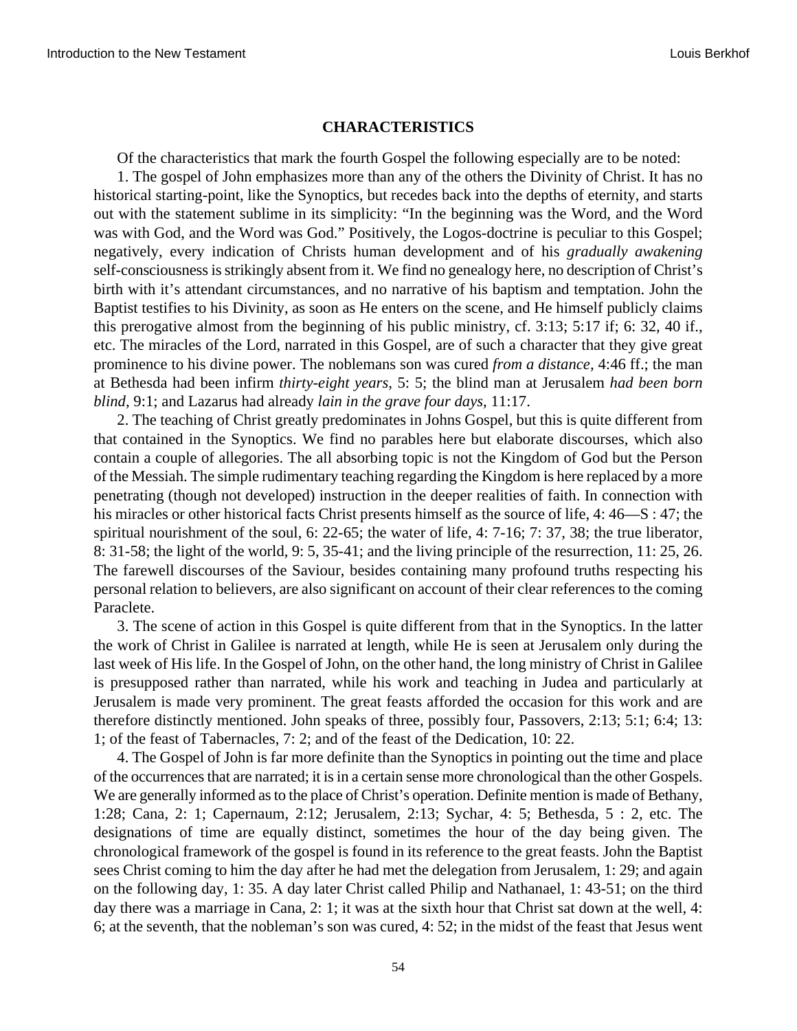## CHARACTERISTICS

Of the characteristics that mark the fourth Gospel the following especially are to be noted:

1. The gospel of John emphasizes more than any of the others the Divinity of Christ. It has no historical starting-point, like the Synoptics, but recedes back into the depths of eternity, and starts out with the statement sublime in its simplicity: "In the beginning was the Word, and the Word was with God, and the Word was God." Positively, the Logos-doctrine is peculiar to this Gospel; negatively, every indication of Christs human development and of his *gradually awakening* self-consciousness is strikingly absent from it. We find no genealogy here, no description of Christ's birth with it's attendant circumstances, and no narrative of his baptism and temptation. John the Baptist testifies to his Divinity, as soon as He enters on the scene, and He himself publicly claims this prerogative almost from the beginning of his public ministry, cf. 3:13; 5:17 if; 6: 32, 40 if., etc. The miracles of the Lord, narrated in this Gospel, are of such a character that they give great prominence to his divine power. The noblemans son was cured *from a distance,* 4:46 ff.; the man at Bethesda had been infirm *thirty-eight years,* 5: 5; the blind man at Jerusalem *had been born blind,* 9:1; and Lazarus had already *lain in the grave four days,* 11:17.

2. The teaching of Christ greatly predominates in Johns Gospel, but this is quite different from that contained in the Synoptics. We find no parables here but elaborate discourses, which also contain a couple of allegories. The all absorbing topic is not the Kingdom of God but the Person of the Messiah. The simple rudimentary teaching regarding the Kingdom is here replaced by a more penetrating (though not developed) instruction in the deeper realities of faith. In connection with his miracles or other historical facts Christ presents himself as the source of life, 4: 46—S : 47; the spiritual nourishment of the soul, 6: 22-65; the water of life, 4: 7-16; 7: 37, 38; the true liberator, 8: 31-58; the light of the world, 9: 5, 35-41; and the living principle of the resurrection, 11: 25, 26. The farewell discourses of the Saviour, besides containing many profound truths respecting his personal relation to believers, are also significant on account of their clear references to the coming Paraclete.

3. The scene of action in this Gospel is quite different from that in the Synoptics. In the latter the work of Christ in Galilee is narrated at length, while He is seen at Jerusalem only during the last week of His life. In the Gospel of John, on the other hand, the long ministry of Christ in Galilee is presupposed rather than narrated, while his work and teaching in Judea and particularly at Jerusalem is made very prominent. The great feasts afforded the occasion for this work and are therefore distinctly mentioned. John speaks of three, possibly four, Passovers, 2:13; 5:1; 6:4; 13: 1; of the feast of Tabernacles, 7: 2; and of the feast of the Dedication, 10: 22.

4. The Gospel of John is far more definite than the Synoptics in pointing out the time and place of the occurrences that are narrated; it is in a certain sense more chronological than the other Gospels. We are generally informed as to the place of Christ's operation. Definite mention is made of Bethany, 1:28; Cana, 2: 1; Capernaum, 2:12; Jerusalem, 2:13; Sychar, 4: 5; Bethesda, 5 : 2, etc. The designations of time are equally distinct, sometimes the hour of the day being given. The chronological framework of the gospel is found in its reference to the great feasts. John the Baptist sees Christ coming to him the day after he had met the delegation from Jerusalem, 1: 29; and again on the following day, 1: 35. A day later Christ called Philip and Nathanael, 1: 43-51; on the third day there was a marriage in Cana, 2: 1; it was at the sixth hour that Christ sat down at the well, 4: 6; at the seventh, that the nobleman's son was cured, 4: 52; in the midst of the feast that Jesus went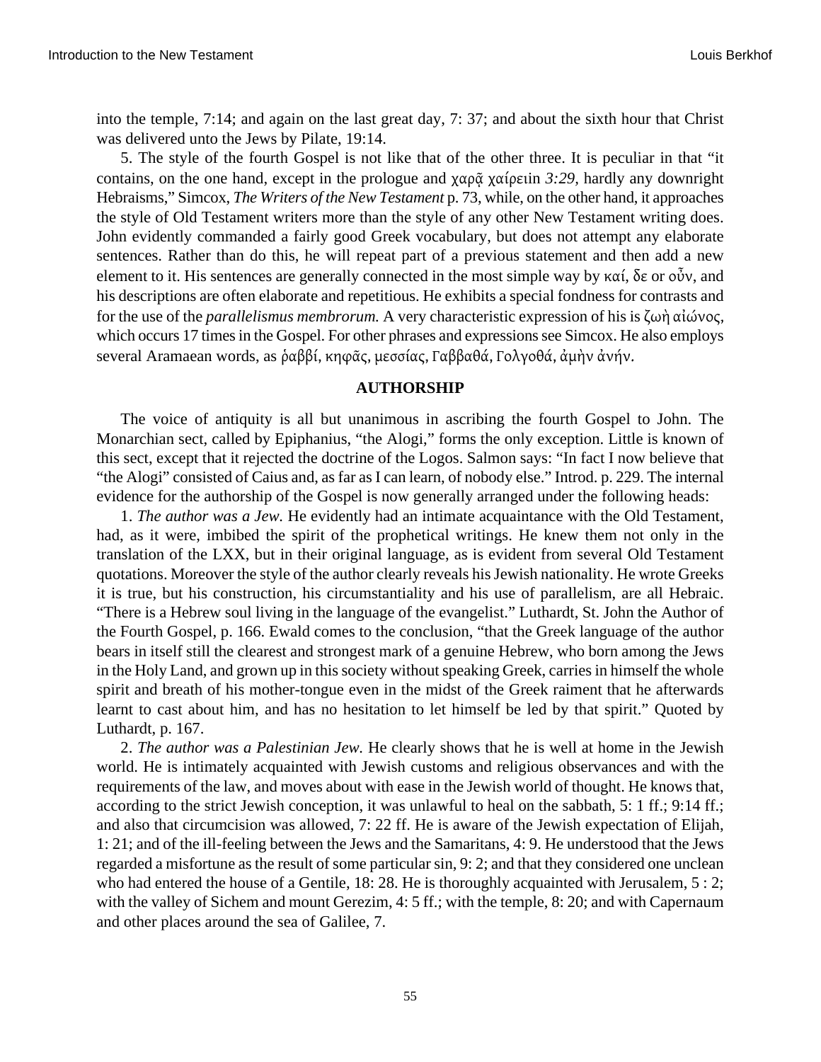into the temple, 7:14; and again on the last great day, 7: 37; and about the sixth hour that Christ was delivered unto the Jews by Pilate, 19:14.

5. The style of the fourth Gospel is not like that of the other three. It is peculiar in that "it contains, on the one hand, except in the prologue and χαρᾷ χαίρειin *3:29*, hardly any downright Hebraisms," Simcox, *The Writers of the New Testament* p. 73, while, on the other hand, it approaches the style of Old Testament writers more than the style of any other New Testament writing does. John evidently commanded a fairly good Greek vocabulary, but does not attempt any elaborate sentences. Rather than do this, he will repeat part of a previous statement and then add a new element to it. His sentences are generally connected in the most simple way by καί, δε or οὖν, and his descriptions are often elaborate and repetitious. He exhibits a special fondness for contrasts and for the use of the *parallelismus membrorum.* A very characteristic expression of his is ζωὴ αἰώνος, which occurs 17 times in the Gospel. For other phrases and expressions see Simcox. He also employs several Aramaean words, as ῥαββί, κηφᾶς, μεσσίας, Γαββαθά, Γολγοθά, ἀμὴν ἀνήν.

## AUTHORSHIP

The voice of antiquity is all but unanimous in ascribing the fourth Gospel to John. The Monarchian sect, called by Epiphanius, "the Alogi," forms the only exception. Little is known of this sect, except that it rejected the doctrine of the Logos. Salmon says: "In fact I now believe that "the Alogi" consisted of Caius and, as far as I can learn, of nobody else." Introd. p. 229. The internal evidence for the authorship of the Gospel is now generally arranged under the following heads:

1. *The author was a Jew.* He evidently had an intimate acquaintance with the Old Testament, had, as it were, imbibed the spirit of the prophetical writings. He knew them not only in the translation of the LXX, but in their original language, as is evident from several Old Testament quotations. Moreover the style of the author clearly reveals his Jewish nationality. He wrote Greeks it is true, but his construction, his circumstantiality and his use of parallelism, are all Hebraic. "There is a Hebrew soul living in the language of the evangelist." Luthardt, St. John the Author of the Fourth Gospel, p. 166. Ewald comes to the conclusion, "that the Greek language of the author bears in itself still the clearest and strongest mark of a genuine Hebrew, who born among the Jews in the Holy Land, and grown up in this society without speaking Greek, carries in himself the whole spirit and breath of his mother-tongue even in the midst of the Greek raiment that he afterwards learnt to cast about him, and has no hesitation to let himself be led by that spirit." Quoted by Luthardt, p. 167.

2. *The author was a Palestinian Jew.* He clearly shows that he is well at home in the Jewish world. He is intimately acquainted with Jewish customs and religious observances and with the requirements of the law, and moves about with ease in the Jewish world of thought. He knows that, according to the strict Jewish conception, it was unlawful to heal on the sabbath, 5: 1 ff.; 9:14 ff.; and also that circumcision was allowed, 7: 22 ff. He is aware of the Jewish expectation of Elijah, 1: 21; and of the ill-feeling between the Jews and the Samaritans, 4: 9. He understood that the Jews regarded a misfortune as the result of some particular sin, 9: 2; and that they considered one unclean who had entered the house of a Gentile, 18: 28. He is thoroughly acquainted with Jerusalem, 5 : 2; with the valley of Sichem and mount Gerezim, 4: 5 ff.; with the temple, 8: 20; and with Capernaum and other places around the sea of Galilee, 7.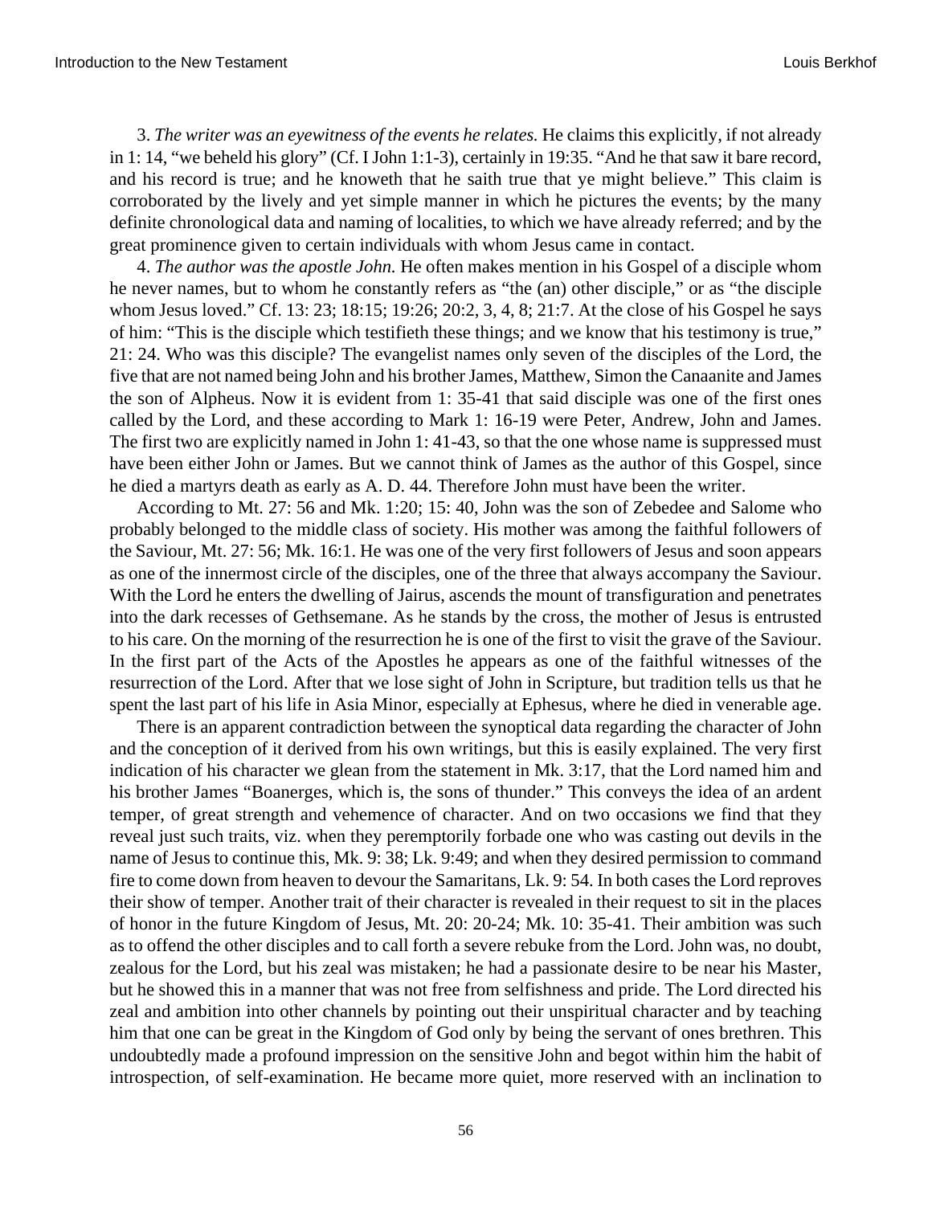3. *The writer was an eyewitness of the events he relates.* He claims this explicitly, if not already in 1: 14, "we beheld his glory" (Cf. I John 1:1-3), certainly in 19:35. "And he that saw it bare record, and his record is true; and he knoweth that he saith true that ye might believe." This claim is corroborated by the lively and yet simple manner in which he pictures the events; by the many definite chronological data and naming of localities, to which we have already referred; and by the great prominence given to certain individuals with whom Jesus came in contact.

4. *The author was the apostle John.* He often makes mention in his Gospel of a disciple whom he never names, but to whom he constantly refers as "the (an) other disciple," or as "the disciple whom Jesus loved." Cf. 13: 23; 18:15; 19:26; 20:2, 3, 4, 8; 21:7. At the close of his Gospel he says of him: "This is the disciple which testifieth these things; and we know that his testimony is true," 21: 24. Who was this disciple? The evangelist names only seven of the disciples of the Lord, the five that are not named being John and his brother James, Matthew, Simon the Canaanite and James the son of Alpheus. Now it is evident from 1: 35-41 that said disciple was one of the first ones called by the Lord, and these according to Mark 1: 16-19 were Peter, Andrew, John and James. The first two are explicitly named in John 1: 41-43, so that the one whose name is suppressed must have been either John or James. But we cannot think of James as the author of this Gospel, since he died a martyrs death as early as A. D. 44. Therefore John must have been the writer.

According to Mt. 27: 56 and Mk. 1:20; 15: 40, John was the son of Zebedee and Salome who probably belonged to the middle class of society. His mother was among the faithful followers of the Saviour, Mt. 27: 56; Mk. 16:1. He was one of the very first followers of Jesus and soon appears as one of the innermost circle of the disciples, one of the three that always accompany the Saviour. With the Lord he enters the dwelling of Jairus, ascends the mount of transfiguration and penetrates into the dark recesses of Gethsemane. As he stands by the cross, the mother of Jesus is entrusted to his care. On the morning of the resurrection he is one of the first to visit the grave of the Saviour. In the first part of the Acts of the Apostles he appears as one of the faithful witnesses of the resurrection of the Lord. After that we lose sight of John in Scripture, but tradition tells us that he spent the last part of his life in Asia Minor, especially at Ephesus, where he died in venerable age.

There is an apparent contradiction between the synoptical data regarding the character of John and the conception of it derived from his own writings, but this is easily explained. The very first indication of his character we glean from the statement in Mk. 3:17, that the Lord named him and his brother James "Boanerges, which is, the sons of thunder." This conveys the idea of an ardent temper, of great strength and vehemence of character. And on two occasions we find that they reveal just such traits, viz. when they peremptorily forbade one who was casting out devils in the name of Jesus to continue this, Mk. 9: 38; Lk. 9:49; and when they desired permission to command fire to come down from heaven to devour the Samaritans, Lk. 9: 54. In both cases the Lord reproves their show of temper. Another trait of their character is revealed in their request to sit in the places of honor in the future Kingdom of Jesus, Mt. 20: 20-24; Mk. 10: 35-41. Their ambition was such as to offend the other disciples and to call forth a severe rebuke from the Lord. John was, no doubt, zealous for the Lord, but his zeal was mistaken; he had a passionate desire to be near his Master, but he showed this in a manner that was not free from selfishness and pride. The Lord directed his zeal and ambition into other channels by pointing out their unspiritual character and by teaching him that one can be great in the Kingdom of God only by being the servant of ones brethren. This undoubtedly made a profound impression on the sensitive John and begot within him the habit of introspection, of self-examination. He became more quiet, more reserved with an inclination to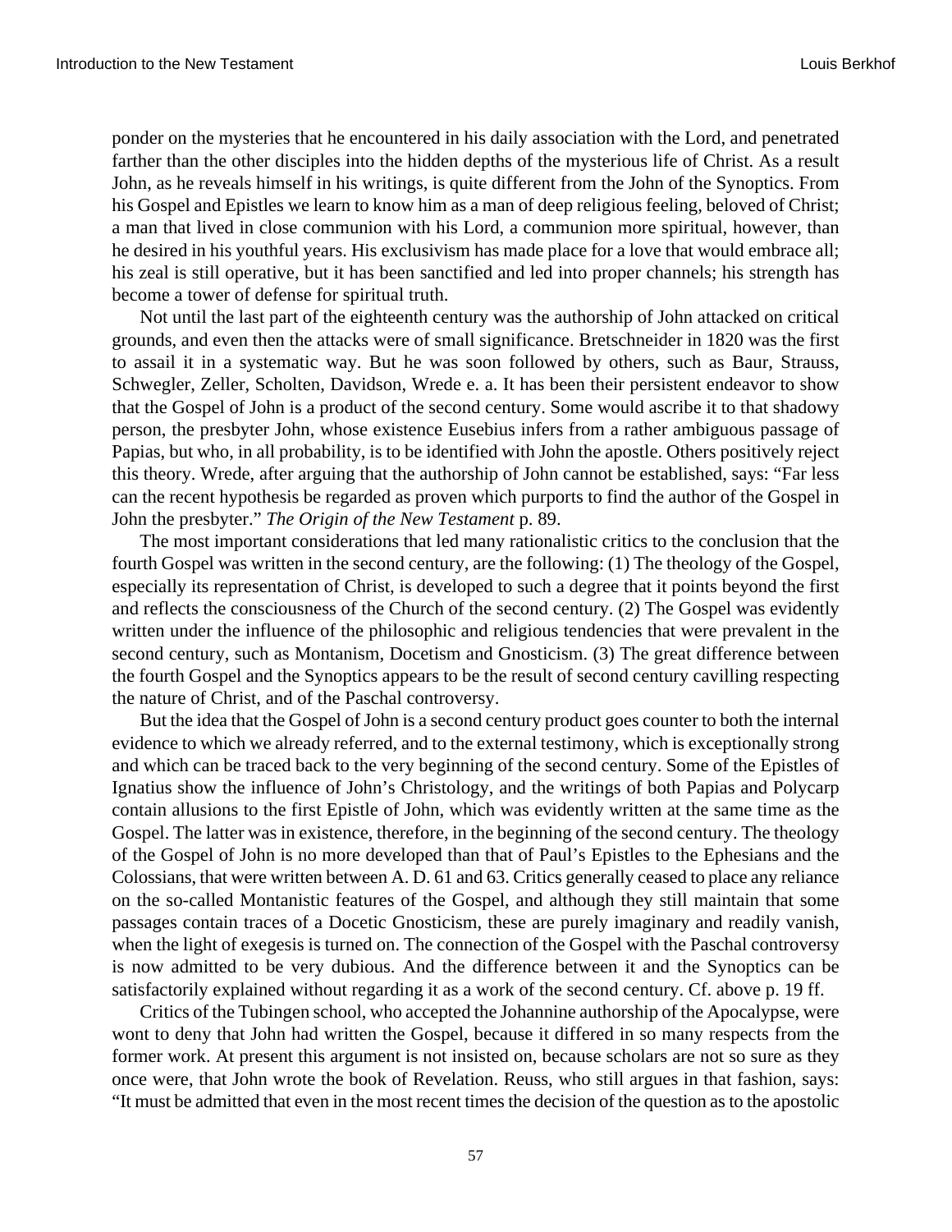ponder on the mysteries that he encountered in his daily association with the Lord, and penetrated farther than the other disciples into the hidden depths of the mysterious life of Christ. As a result John, as he reveals himself in his writings, is quite different from the John of the Synoptics. From his Gospel and Epistles we learn to know him as a man of deep religious feeling, beloved of Christ; a man that lived in close communion with his Lord, a communion more spiritual, however, than he desired in his youthful years. His exclusivism has made place for a love that would embrace all; his zeal is still operative, but it has been sanctified and led into proper channels; his strength has become a tower of defense for spiritual truth.

Not until the last part of the eighteenth century was the authorship of John attacked on critical grounds, and even then the attacks were of small significance. Bretschneider in 1820 was the first to assail it in a systematic way. But he was soon followed by others, such as Baur, Strauss, Schwegler, Zeller, Scholten, Davidson, Wrede e. a. It has been their persistent endeavor to show that the Gospel of John is a product of the second century. Some would ascribe it to that shadowy person, the presbyter John, whose existence Eusebius infers from a rather ambiguous passage of Papias, but who, in all probability, is to be identified with John the apostle. Others positively reject this theory. Wrede, after arguing that the authorship of John cannot be established, says: "Far less can the recent hypothesis be regarded as proven which purports to find the author of the Gospel in John the presbyter." *The Origin of the New Testament* p. 89.

The most important considerations that led many rationalistic critics to the conclusion that the fourth Gospel was written in the second century, are the following: (1) The theology of the Gospel, especially its representation of Christ, is developed to such a degree that it points beyond the first and reflects the consciousness of the Church of the second century. (2) The Gospel was evidently written under the influence of the philosophic and religious tendencies that were prevalent in the second century, such as Montanism, Docetism and Gnosticism. (3) The great difference between the fourth Gospel and the Synoptics appears to be the result of second century cavilling respecting the nature of Christ, and of the Paschal controversy.

But the idea that the Gospel of John is a second century product goes counter to both the internal evidence to which we already referred, and to the external testimony, which is exceptionally strong and which can be traced back to the very beginning of the second century. Some of the Epistles of Ignatius show the influence of John's Christology, and the writings of both Papias and Polycarp contain allusions to the first Epistle of John, which was evidently written at the same time as the Gospel. The latter was in existence, therefore, in the beginning of the second century. The theology of the Gospel of John is no more developed than that of Paul's Epistles to the Ephesians and the Colossians, that were written between A. D. 61 and 63. Critics generally ceased to place any reliance on the so-called Montanistic features of the Gospel, and although they still maintain that some passages contain traces of a Docetic Gnosticism, these are purely imaginary and readily vanish, when the light of exegesis is turned on. The connection of the Gospel with the Paschal controversy is now admitted to be very dubious. And the difference between it and the Synoptics can be satisfactorily explained without regarding it as a work of the second century. Cf. above p. 19 ff.

Critics of the Tubingen school, who accepted the Johannine authorship of the Apocalypse, were wont to deny that John had written the Gospel, because it differed in so many respects from the former work. At present this argument is not insisted on, because scholars are not so sure as they once were, that John wrote the book of Revelation. Reuss, who still argues in that fashion, says: "It must be admitted that even in the most recent times the decision of the question as to the apostolic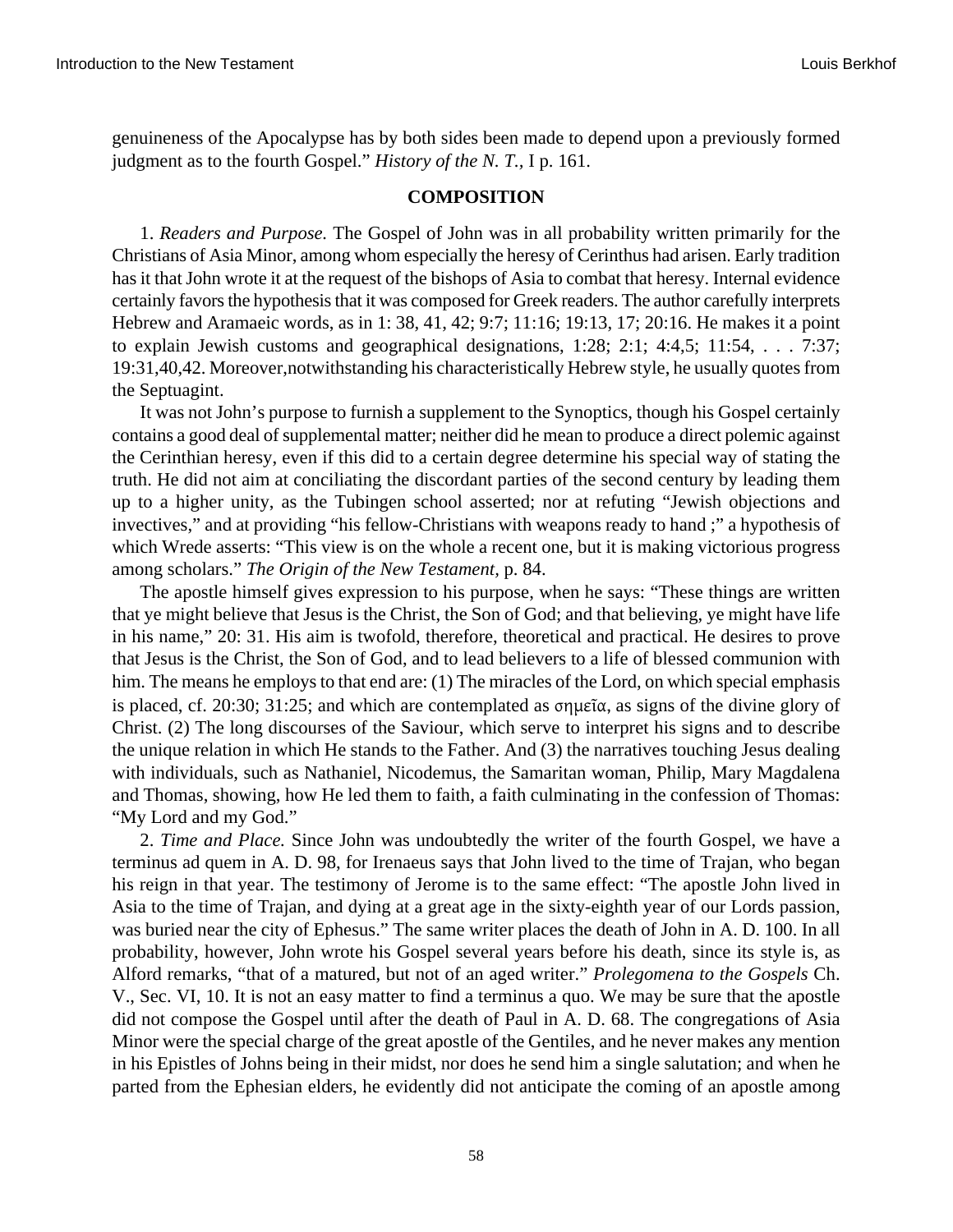genuineness of the Apocalypse has by both sides been made to depend upon a previously formed judgment as to the fourth Gospel." *History of the N. T.,* I p. 161.

## COMPOSITION

1. *Readers and Purpose.* The Gospel of John was in all probability written primarily for the Christians of Asia Minor, among whom especially the heresy of Cerinthus had arisen. Early tradition has it that John wrote it at the request of the bishops of Asia to combat that heresy. Internal evidence certainly favors the hypothesis that it was composed for Greek readers. The author carefully interprets Hebrew and Aramaeic words, as in 1: 38, 41, 42; 9:7; 11:16; 19:13, 17; 20:16. He makes it a point to explain Jewish customs and geographical designations, 1:28; 2:1; 4:4,5; 11:54, . . . 7:37; 19:31,40,42. Moreover,notwithstanding his characteristically Hebrew style, he usually quotes from the Septuagint.

It was not John's purpose to furnish a supplement to the Synoptics, though his Gospel certainly contains a good deal of supplemental matter; neither did he mean to produce a direct polemic against the Cerinthian heresy, even if this did to a certain degree determine his special way of stating the truth. He did not aim at conciliating the discordant parties of the second century by leading them up to a higher unity, as the Tubingen school asserted; nor at refuting "Jewish objections and invectives," and at providing "his fellow-Christians with weapons ready to hand ;" a hypothesis of which Wrede asserts: "This view is on the whole a recent one, but it is making victorious progress among scholars." *The Origin of the New Testament*, p. 84.

The apostle himself gives expression to his purpose, when he says: "These things are written that ye might believe that Jesus is the Christ, the Son of God; and that believing, ye might have life in his name," 20: 31. His aim is twofold, therefore, theoretical and practical. He desires to prove that Jesus is the Christ, the Son of God, and to lead believers to a life of blessed communion with him. The means he employs to that end are: (1) The miracles of the Lord, on which special emphasis is placed, cf. 20:30; 31:25; and which are contemplated as σημεῖα, as signs of the divine glory of Christ. (2) The long discourses of the Saviour, which serve to interpret his signs and to describe the unique relation in which He stands to the Father. And (3) the narratives touching Jesus dealing with individuals, such as Nathaniel, Nicodemus, the Samaritan woman, Philip, Mary Magdalena and Thomas, showing, how He led them to faith, a faith culminating in the confession of Thomas: "My Lord and my God."

2. *Time and Place.* Since John was undoubtedly the writer of the fourth Gospel, we have a terminus ad quem in A. D. 98, for Irenaeus says that John lived to the time of Trajan, who began his reign in that year. The testimony of Jerome is to the same effect: "The apostle John lived in Asia to the time of Trajan, and dying at a great age in the sixty-eighth year of our Lords passion, was buried near the city of Ephesus." The same writer places the death of John in A. D. 100. In all probability, however, John wrote his Gospel several years before his death, since its style is, as Alford remarks, "that of a matured, but not of an aged writer." *Prolegomena to the Gospels* Ch. V., Sec. VI, 10. It is not an easy matter to find a terminus a quo. We may be sure that the apostle did not compose the Gospel until after the death of Paul in A. D. 68. The congregations of Asia Minor were the special charge of the great apostle of the Gentiles, and he never makes any mention in his Epistles of Johns being in their midst, nor does he send him a single salutation; and when he parted from the Ephesian elders, he evidently did not anticipate the coming of an apostle among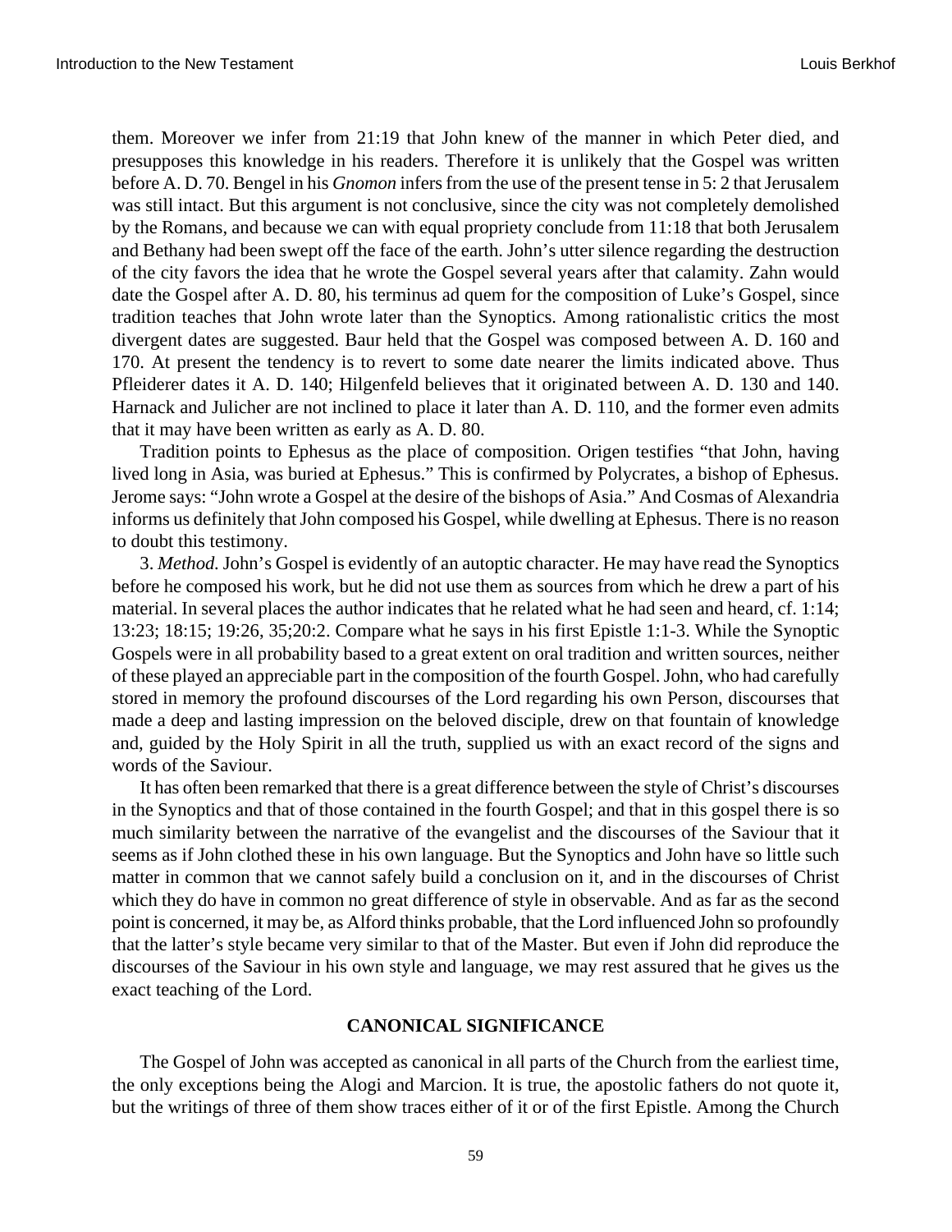them. Moreover we infer from 21:19 that John knew of the manner in which Peter died, and presupposes this knowledge in his readers. Therefore it is unlikely that the Gospel was written before A. D. 70. Bengel in his *Gnomon* infers from the use of the present tense in 5: 2 that Jerusalem was still intact. But this argument is not conclusive, since the city was not completely demolished by the Romans, and because we can with equal propriety conclude from 11:18 that both Jerusalem and Bethany had been swept off the face of the earth. John's utter silence regarding the destruction of the city favors the idea that he wrote the Gospel several years after that calamity. Zahn would date the Gospel after A. D. 80, his terminus ad quem for the composition of Luke's Gospel, since tradition teaches that John wrote later than the Synoptics. Among rationalistic critics the most divergent dates are suggested. Baur held that the Gospel was composed between A. D. 160 and 170. At present the tendency is to revert to some date nearer the limits indicated above. Thus Pfleiderer dates it A. D. 140; Hilgenfeld believes that it originated between A. D. 130 and 140. Harnack and Julicher are not inclined to place it later than A. D. 110, and the former even admits that it may have been written as early as A. D. 80.

Tradition points to Ephesus as the place of composition. Origen testifies "that John, having lived long in Asia, was buried at Ephesus." This is confirmed by Polycrates, a bishop of Ephesus. Jerome says: "John wrote a Gospel at the desire of the bishops of Asia." And Cosmas of Alexandria informs us definitely that John composed his Gospel, while dwelling at Ephesus. There is no reason to doubt this testimony.

3. *Method.* John's Gospel is evidently of an autoptic character. He may have read the Synoptics before he composed his work, but he did not use them as sources from which he drew a part of his material. In several places the author indicates that he related what he had seen and heard, cf. 1:14; 13:23; 18:15; 19:26, 35;20:2. Compare what he says in his first Epistle 1:1-3. While the Synoptic Gospels were in all probability based to a great extent on oral tradition and written sources, neither of these played an appreciable part in the composition of the fourth Gospel. John, who had carefully stored in memory the profound discourses of the Lord regarding his own Person, discourses that made a deep and lasting impression on the beloved disciple, drew on that fountain of knowledge and, guided by the Holy Spirit in all the truth, supplied us with an exact record of the signs and words of the Saviour.

It has often been remarked that there is a great difference between the style of Christ's discourses in the Synoptics and that of those contained in the fourth Gospel; and that in this gospel there is so much similarity between the narrative of the evangelist and the discourses of the Saviour that it seems as if John clothed these in his own language. But the Synoptics and John have so little such matter in common that we cannot safely build a conclusion on it, and in the discourses of Christ which they do have in common no great difference of style in observable. And as far as the second point is concerned, it may be, as Alford thinks probable, that the Lord influenced John so profoundly that the latter's style became very similar to that of the Master. But even if John did reproduce the discourses of the Saviour in his own style and language, we may rest assured that he gives us the exact teaching of the Lord.

## CANONICAL SIGNIFICANCE

The Gospel of John was accepted as canonical in all parts of the Church from the earliest time, the only exceptions being the Alogi and Marcion. It is true, the apostolic fathers do not quote it, but the writings of three of them show traces either of it or of the first Epistle. Among the Church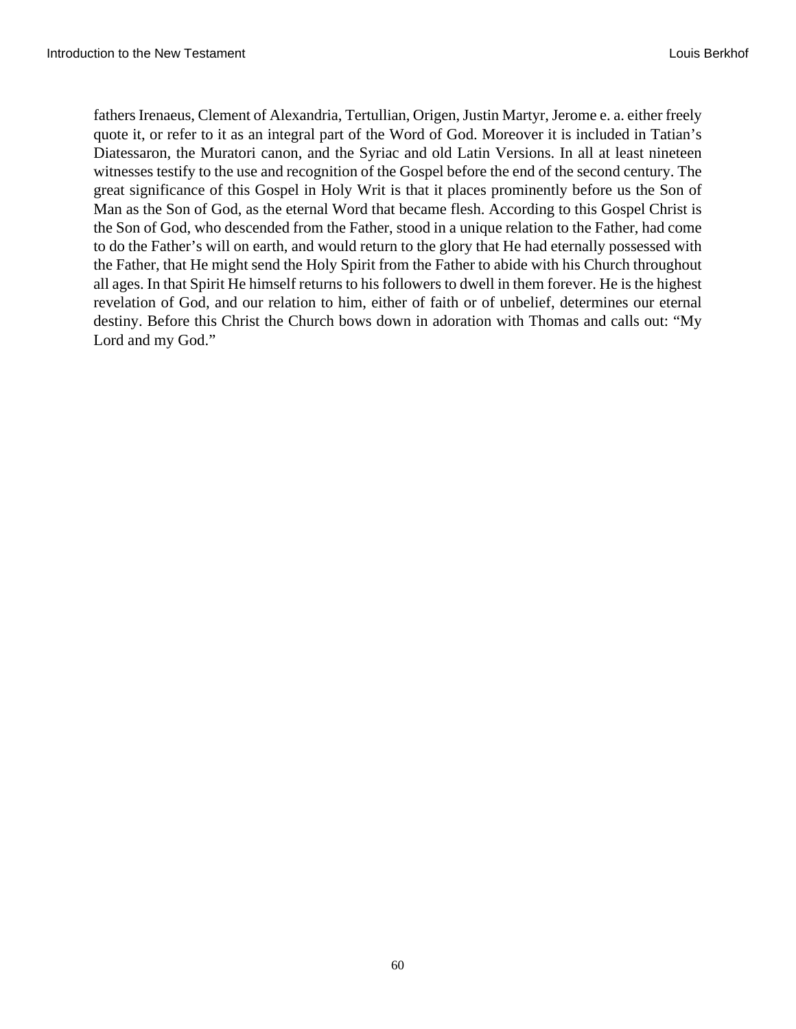fathers Irenaeus, Clement of Alexandria, Tertullian, Origen, Justin Martyr, Jerome e. a. either freely quote it, or refer to it as an integral part of the Word of God. Moreover it is included in Tatian's Diatessaron, the Muratori canon, and the Syriac and old Latin Versions. In all at least nineteen witnesses testify to the use and recognition of the Gospel before the end of the second century. The great significance of this Gospel in Holy Writ is that it places prominently before us the Son of Man as the Son of God, as the eternal Word that became flesh. According to this Gospel Christ is the Son of God, who descended from the Father, stood in a unique relation to the Father, had come to do the Father's will on earth, and would return to the glory that He had eternally possessed with the Father, that He might send the Holy Spirit from the Father to abide with his Church throughout all ages. In that Spirit He himself returns to his followers to dwell in them forever. He is the highest revelation of God, and our relation to him, either of faith or of unbelief, determines our eternal destiny. Before this Christ the Church bows down in adoration with Thomas and calls out: "My Lord and my God."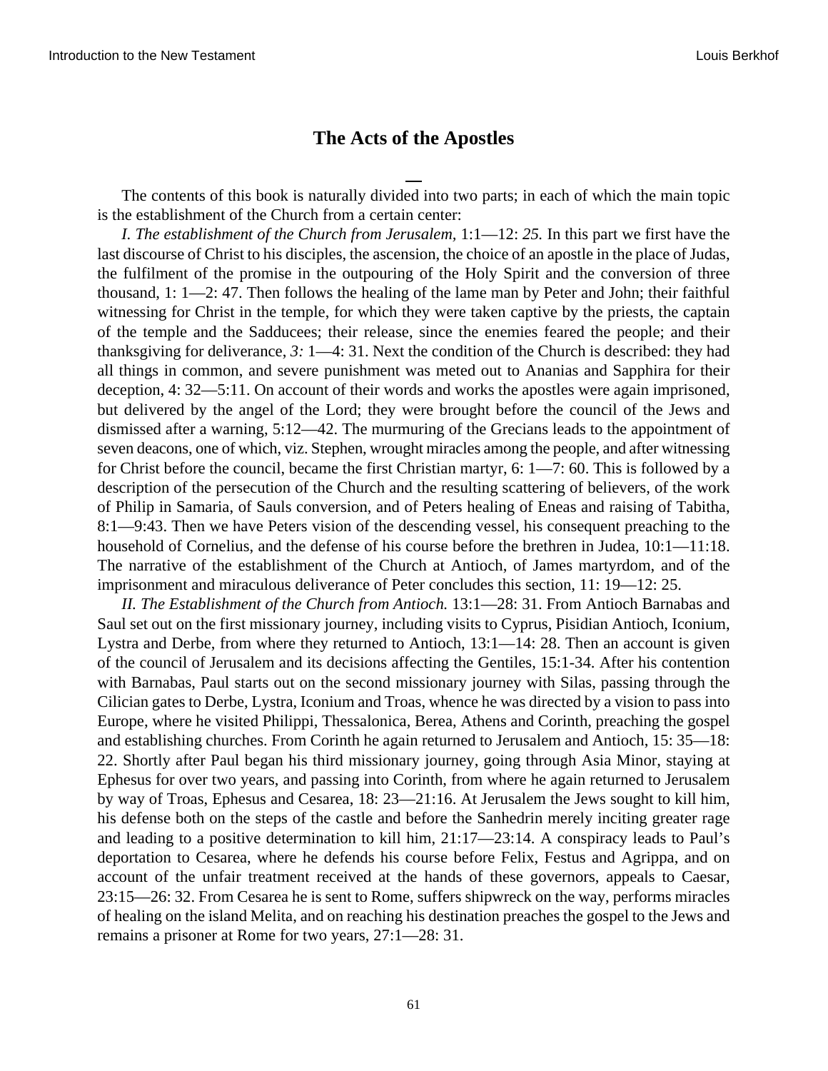# The Acts of the Apostles

The contents of this book is naturally divided into two parts; in each of which the main topic is the establishment of the Church from a certain center:

*I. The establishment of the Church from Jerusalem,* 1:1—12: *25.* In this part we first have the last discourse of Christ to his disciples, the ascension, the choice of an apostle in the place of Judas, the fulfilment of the promise in the outpouring of the Holy Spirit and the conversion of three thousand, 1: 1—2: 47. Then follows the healing of the lame man by Peter and John; their faithful witnessing for Christ in the temple, for which they were taken captive by the priests, the captain of the temple and the Sadducees; their release, since the enemies feared the people; and their thanksgiving for deliverance, *3:* 1—4: 31. Next the condition of the Church is described: they had all things in common, and severe punishment was meted out to Ananias and Sapphira for their deception, 4: 32—5:11. On account of their words and works the apostles were again imprisoned, but delivered by the angel of the Lord; they were brought before the council of the Jews and dismissed after a warning, 5:12—42. The murmuring of the Grecians leads to the appointment of seven deacons, one of which, viz. Stephen, wrought miracles among the people, and after witnessing for Christ before the council, became the first Christian martyr, 6: 1—7: 60. This is followed by a description of the persecution of the Church and the resulting scattering of believers, of the work of Philip in Samaria, of Sauls conversion, and of Peters healing of Eneas and raising of Tabitha, 8:1—9:43. Then we have Peters vision of the descending vessel, his consequent preaching to the household of Cornelius, and the defense of his course before the brethren in Judea, 10:1—11:18. The narrative of the establishment of the Church at Antioch, of James martyrdom, and of the imprisonment and miraculous deliverance of Peter concludes this section, 11: 19—12: 25.

*II. The Establishment of the Church from Antioch.* 13:1—28: 31. From Antioch Barnabas and Saul set out on the first missionary journey, including visits to Cyprus, Pisidian Antioch, Iconium, Lystra and Derbe, from where they returned to Antioch, 13:1—14: 28. Then an account is given of the council of Jerusalem and its decisions affecting the Gentiles, 15:1-34. After his contention with Barnabas, Paul starts out on the second missionary journey with Silas, passing through the Cilician gates to Derbe, Lystra, Iconium and Troas, whence he was directed by a vision to pass into Europe, where he visited Philippi, Thessalonica, Berea, Athens and Corinth, preaching the gospel and establishing churches. From Corinth he again returned to Jerusalem and Antioch, 15: 35—18: 22. Shortly after Paul began his third missionary journey, going through Asia Minor, staying at Ephesus for over two years, and passing into Corinth, from where he again returned to Jerusalem by way of Troas, Ephesus and Cesarea, 18: 23—21:16. At Jerusalem the Jews sought to kill him, his defense both on the steps of the castle and before the Sanhedrin merely inciting greater rage and leading to a positive determination to kill him, 21:17—23:14. A conspiracy leads to Paul's deportation to Cesarea, where he defends his course before Felix, Festus and Agrippa, and on account of the unfair treatment received at the hands of these governors, appeals to Caesar, 23:15—26: 32. From Cesarea he is sent to Rome, suffers shipwreck on the way, performs miracles of healing on the island Melita, and on reaching his destination preaches the gospel to the Jews and remains a prisoner at Rome for two years, 27:1—28: 31.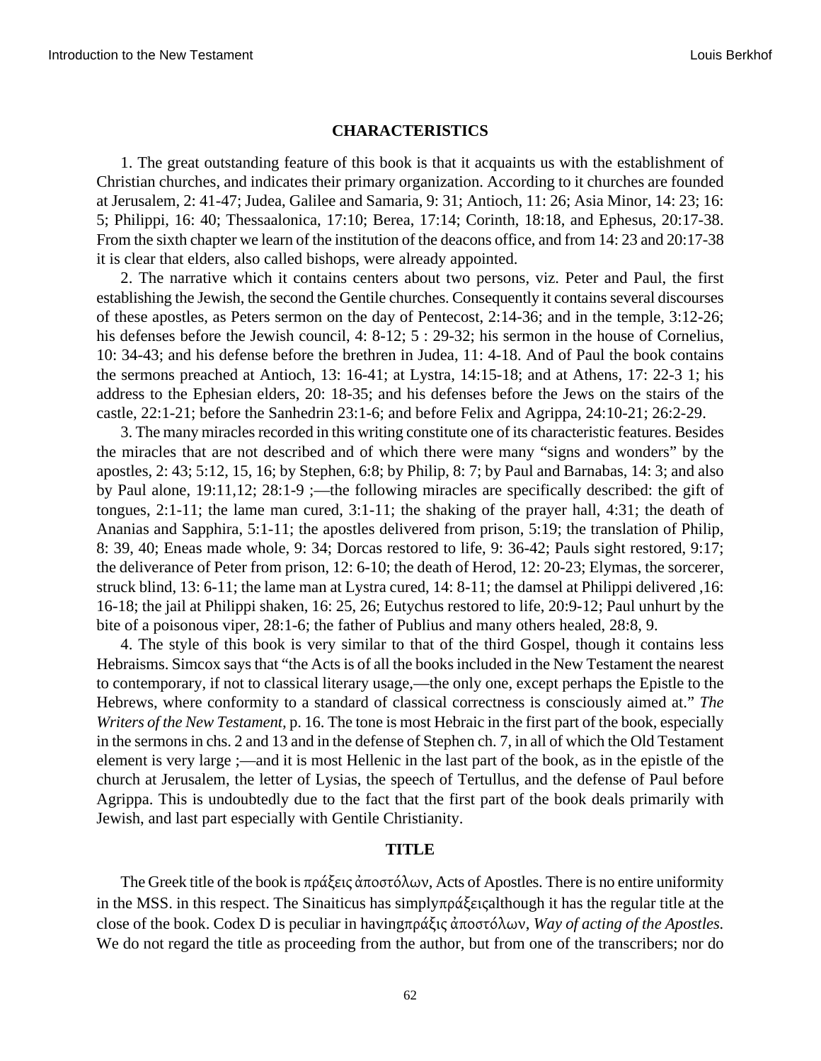## CHARACTERISTICS

1. The great outstanding feature of this book is that it acquaints us with the establishment of Christian churches, and indicates their primary organization. According to it churches are founded at Jerusalem, 2: 41-47; Judea, Galilee and Samaria, 9: 31; Antioch, 11: 26; Asia Minor, 14: 23; 16: 5; Philippi, 16: 40; Thessaalonica, 17:10; Berea, 17:14; Corinth, 18:18, and Ephesus, 20:17-38. From the sixth chapter we learn of the institution of the deacons office, and from 14: 23 and 20:17-38 it is clear that elders, also called bishops, were already appointed.

2. The narrative which it contains centers about two persons, viz. Peter and Paul, the first establishing the Jewish, the second the Gentile churches. Consequently it contains several discourses of these apostles, as Peters sermon on the day of Pentecost, 2:14-36; and in the temple, 3:12-26; his defenses before the Jewish council, 4: 8-12; 5 : 29-32; his sermon in the house of Cornelius, 10: 34-43; and his defense before the brethren in Judea, 11: 4-18. And of Paul the book contains the sermons preached at Antioch, 13: 16-41; at Lystra, 14:15-18; and at Athens, 17: 22-3 1; his address to the Ephesian elders, 20: 18-35; and his defenses before the Jews on the stairs of the castle, 22:1-21; before the Sanhedrin 23:1-6; and before Felix and Agrippa, 24:10-21; 26:2-29.

3. The many miracles recorded in this writing constitute one of its characteristic features. Besides the miracles that are not described and of which there were many "signs and wonders" by the apostles, 2: 43; 5:12, 15, 16; by Stephen, 6:8; by Philip, 8: 7; by Paul and Barnabas, 14: 3; and also by Paul alone, 19:11,12; 28:1-9 ;—the following miracles are specifically described: the gift of tongues, 2:1-11; the lame man cured, 3:1-11; the shaking of the prayer hall, 4:31; the death of Ananias and Sapphira, 5:1-11; the apostles delivered from prison, 5:19; the translation of Philip, 8: 39, 40; Eneas made whole, 9: 34; Dorcas restored to life, 9: 36-42; Pauls sight restored, 9:17; the deliverance of Peter from prison, 12: 6-10; the death of Herod, 12: 20-23; Elymas, the sorcerer, struck blind, 13: 6-11; the lame man at Lystra cured, 14: 8-11; the damsel at Philippi delivered ,16: 16-18; the jail at Philippi shaken, 16: 25, 26; Eutychus restored to life, 20:9-12; Paul unhurt by the bite of a poisonous viper, 28:1-6; the father of Publius and many others healed, 28:8, 9.

4. The style of this book is very similar to that of the third Gospel, though it contains less Hebraisms. Simcox says that "the Acts is of all the books included in the New Testament the nearest to contemporary, if not to classical literary usage,—the only one, except perhaps the Epistle to the Hebrews, where conformity to a standard of classical correctness is consciously aimed at." *The Writers of the New Testament,* p. 16. The tone is most Hebraic in the first part of the book, especially in the sermons in chs. 2 and 13 and in the defense of Stephen ch. 7, in all of which the Old Testament element is very large ;—and it is most Hellenic in the last part of the book, as in the epistle of the church at Jerusalem, the letter of Lysias, the speech of Tertullus, and the defense of Paul before Agrippa. This is undoubtedly due to the fact that the first part of the book deals primarily with Jewish, and last part especially with Gentile Christianity.

## TITLE

The Greek title of the book is πράξεις ἀποστόλων, Acts of Apostles. There is no entire uniformity in the MSS. in this respect. The Sinaiticus has simplyπράξειςalthough it has the regular title at the close of the book. Codex D is peculiar in havingπράξις ἀποστόλων, *Way of acting of the Apostles.* We do not regard the title as proceeding from the author, but from one of the transcribers; nor do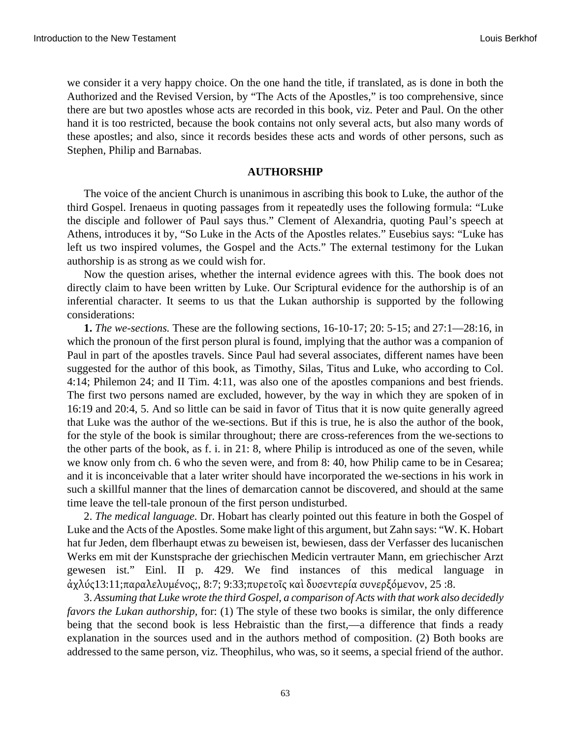we consider it a very happy choice. On the one hand the title, if translated, as is done in both the Authorized and the Revised Version, by "The Acts of the Apostles," is too comprehensive, since there are but two apostles whose acts are recorded in this book, viz. Peter and Paul. On the other hand it is too restricted, because the book contains not only several acts, but also many words of these apostles; and also, since it records besides these acts and words of other persons, such as Stephen, Philip and Barnabas.

**AUTHORSHIP**

The voice of the ancient Church is unanimous in ascribing this book to Luke, the author of the third Gospel. Irenaeus in quoting passages from it repeatedly uses the following formula: "Luke the disciple and follower of Paul says thus." Clement of Alexandria, quoting Paul's speech at Athens, introduces it by, "So Luke in the Acts of the Apostles relates." Eusebius says: "Luke has left us two inspired volumes, the Gospel and the Acts." The external testimony for the Lukan authorship is as strong as we could wish for.

Now the question arises, whether the internal evidence agrees with this. The book does not directly claim to have been written by Luke. Our Scriptural evidence for the authorship is of an inferential character. It seems to us that the Lukan authorship is supported by the following considerations:

**1.** *The we-sections.* These are the following sections, 16-10-17; 20: 5-15; and 27:1—28:16, in which the pronoun of the first person plural is found, implying that the author was a companion of Paul in part of the apostles travels. Since Paul had several associates, different names have been suggested for the author of this book, as Timothy, Silas, Titus and Luke, who according to Col. 4:14; Philemon 24; and II Tim. 4:11, was also one of the apostles companions and best friends. The first two persons named are excluded, however, by the way in which they are spoken of in 16:19 and 20:4, 5. And so little can be said in favor of Titus that it is now quite generally agreed that Luke was the author of the we-sections. But if this is true, he is also the author of the book, for the style of the book is similar throughout; there are cross-references from the we-sections to the other parts of the book, as f. i. in 21: 8, where Philip is introduced as one of the seven, while we know only from ch. 6 who the seven were, and from 8: 40, how Philip came to be in Cesarea; and it is inconceivable that a later writer should have incorporated the we-sections in his work in such a skillful manner that the lines of demarcation cannot be discovered, and should at the same time leave the tell-tale pronoun of the first person undisturbed.

2. *The medical language.* Dr. Hobart has clearly pointed out this feature in both the Gospel of Luke and the Acts of the Apostles. Some make light of this argument, but Zahn says: "W. K. Hobart hat fur Jeden, dem flberhaupt etwas zu beweisen ist, bewiesen, dass der Verfasser des lucanischen Werks em mit der Kunstsprache der griechischen Medicin vertrauter Mann, em griechischer Arzt gewesen ist." Einl. II p. 429. We find instances of this medical language in ἀχλύς13:11;παραλελυμένος;, 8:7; 9:33;πυρετοῖς καὶ δυσεντερία συνερξόμενον, 25 :8.

3. *Assuming that Luke wrote the third Gospel, a comparison of Acts with that work also decidedly favors the Lukan authorship,* for: (1) The style of these two books is similar, the only difference being that the second book is less Hebraistic than the first,—a difference that finds a ready explanation in the sources used and in the authors method of composition. (2) Both books are addressed to the same person, viz. Theophilus, who was, so it seems, a special friend of the author.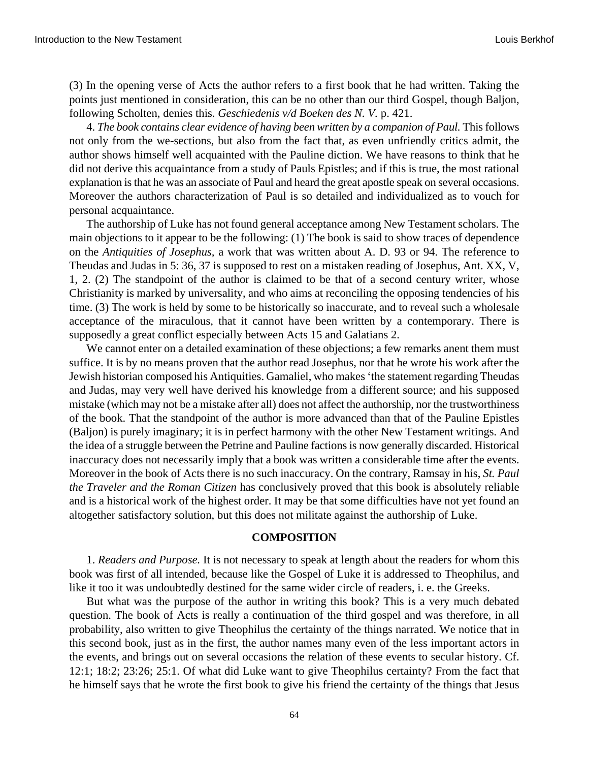(3) In the opening verse of Acts the author refers to a first book that he had written. Taking the points just mentioned in consideration, this can be no other than our third Gospel, though Baljon, following Scholten, denies this. *Geschiedenis v/d Boeken des N. V.* p. 421.

4. *The book contains clear evidence of having been written by a companion of Paul.* This follows not only from the we-sections, but also from the fact that, as even unfriendly critics admit, the author shows himself well acquainted with the Pauline diction. We have reasons to think that he did not derive this acquaintance from a study of Pauls Epistles; and if this is true, the most rational explanation is that he was an associate of Paul and heard the great apostle speak on several occasions. Moreover the authors characterization of Paul is so detailed and individualized as to vouch for personal acquaintance.

The authorship of Luke has not found general acceptance among New Testament scholars. The main objections to it appear to be the following: (1) The book is said to show traces of dependence on the *Antiquities of Josephus,* a work that was written about A. D. 93 or 94. The reference to Theudas and Judas in 5: 36, 37 is supposed to rest on a mistaken reading of Josephus, Ant. XX, V, 1, 2. (2) The standpoint of the author is claimed to be that of a second century writer, whose Christianity is marked by universality, and who aims at reconciling the opposing tendencies of his time. (3) The work is held by some to be historically so inaccurate, and to reveal such a wholesale acceptance of the miraculous, that it cannot have been written by a contemporary. There is supposedly a great conflict especially between Acts 15 and Galatians 2.

We cannot enter on a detailed examination of these objections; a few remarks anent them must suffice. It is by no means proven that the author read Josephus, nor that he wrote his work after the Jewish historian composed his Antiquities. Gamaliel, who makes 'the statement regarding Theudas and Judas, may very well have derived his knowledge from a different source; and his supposed mistake (which may not be a mistake after all) does not affect the authorship, nor the trustworthiness of the book. That the standpoint of the author is more advanced than that of the Pauline Epistles (Baljon) is purely imaginary; it is in perfect harmony with the other New Testament writings. And the idea of a struggle between the Petrine and Pauline factions is now generally discarded. Historical inaccuracy does not necessarily imply that a book was written a considerable time after the events. Moreover in the book of Acts there is no such inaccuracy. On the contrary, Ramsay in his, *St. Paul the Traveler and the Roman Citizen* has conclusively proved that this book is absolutely reliable and is a historical work of the highest order. It may be that some difficulties have not yet found an altogether satisfactory solution, but this does not militate against the authorship of Luke.

## COMPOSITION

1. *Readers and Purpose.* It is not necessary to speak at length about the readers for whom this book was first of all intended, because like the Gospel of Luke it is addressed to Theophilus, and like it too it was undoubtedly destined for the same wider circle of readers, i. e. the Greeks.

But what was the purpose of the author in writing this book? This is a very much debated question. The book of Acts is really a continuation of the third gospel and was therefore, in all probability, also written to give Theophilus the certainty of the things narrated. We notice that in this second book, just as in the first, the author names many even of the less important actors in the events, and brings out on several occasions the relation of these events to secular history. Cf. 12:1; 18:2; 23:26; 25:1. Of what did Luke want to give Theophilus certainty? From the fact that he himself says that he wrote the first book to give his friend the certainty of the things that Jesus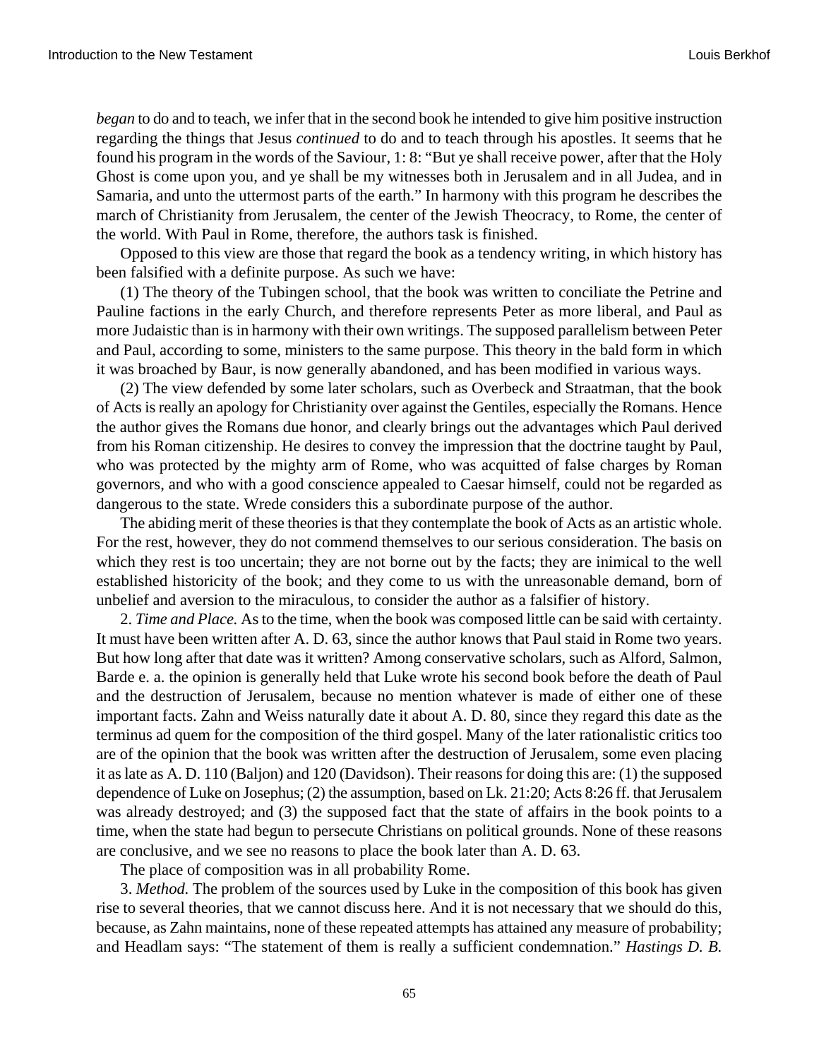*began* to do and to teach, we infer that in the second book he intended to give him positive instruction regarding the things that Jesus *continued* to do and to teach through his apostles. It seems that he found his program in the words of the Saviour, 1: 8: "But ye shall receive power, after that the Holy Ghost is come upon you, and ye shall be my witnesses both in Jerusalem and in all Judea, and in Samaria, and unto the uttermost parts of the earth." In harmony with this program he describes the march of Christianity from Jerusalem, the center of the Jewish Theocracy, to Rome, the center of the world. With Paul in Rome, therefore, the authors task is finished.

Opposed to this view are those that regard the book as a tendency writing, in which history has been falsified with a definite purpose. As such we have:

(1) The theory of the Tubingen school, that the book was written to conciliate the Petrine and Pauline factions in the early Church, and therefore represents Peter as more liberal, and Paul as more Judaistic than is in harmony with their own writings. The supposed parallelism between Peter and Paul, according to some, ministers to the same purpose. This theory in the bald form in which it was broached by Baur, is now generally abandoned, and has been modified in various ways.

(2) The view defended by some later scholars, such as Overbeck and Straatman, that the book of Acts is really an apology for Christianity over against the Gentiles, especially the Romans. Hence the author gives the Romans due honor, and clearly brings out the advantages which Paul derived from his Roman citizenship. He desires to convey the impression that the doctrine taught by Paul, who was protected by the mighty arm of Rome, who was acquitted of false charges by Roman governors, and who with a good conscience appealed to Caesar himself, could not be regarded as dangerous to the state. Wrede considers this a subordinate purpose of the author.

The abiding merit of these theories is that they contemplate the book of Acts as an artistic whole. For the rest, however, they do not commend themselves to our serious consideration. The basis on which they rest is too uncertain; they are not borne out by the facts; they are inimical to the well established historicity of the book; and they come to us with the unreasonable demand, born of unbelief and aversion to the miraculous, to consider the author as a falsifier of history.

2. *Time and Place.* As to the time, when the book was composed little can be said with certainty. It must have been written after A. D. 63, since the author knows that Paul staid in Rome two years. But how long after that date was it written? Among conservative scholars, such as Alford, Salmon, Barde e. a. the opinion is generally held that Luke wrote his second book before the death of Paul and the destruction of Jerusalem, because no mention whatever is made of either one of these important facts. Zahn and Weiss naturally date it about A. D. 80, since they regard this date as the terminus ad quem for the composition of the third gospel. Many of the later rationalistic critics too are of the opinion that the book was written after the destruction of Jerusalem, some even placing it as late as A. D. 110 (Baljon) and 120 (Davidson). Their reasons for doing this are: (1) the supposed dependence of Luke on Josephus; (2) the assumption, based on Lk. 21:20; Acts 8:26 ff. that Jerusalem was already destroyed; and (3) the supposed fact that the state of affairs in the book points to a time, when the state had begun to persecute Christians on political grounds. None of these reasons are conclusive, and we see no reasons to place the book later than A. D. 63.

The place of composition was in all probability Rome.

3. *Method.* The problem of the sources used by Luke in the composition of this book has given rise to several theories, that we cannot discuss here. And it is not necessary that we should do this, because, as Zahn maintains, none of these repeated attempts has attained any measure of probability; and Headlam says: "The statement of them is really a sufficient condemnation." *Hastings D. B.*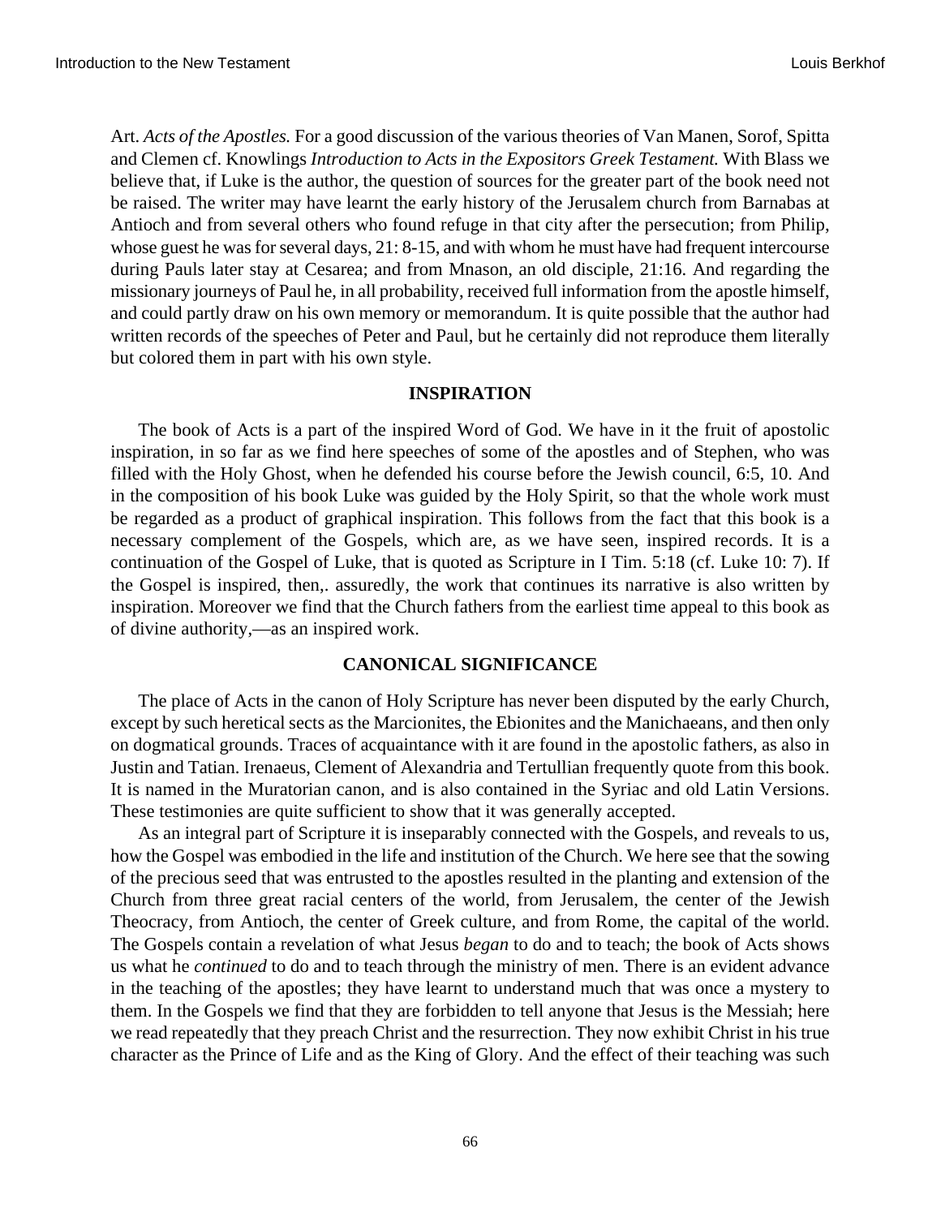Art. *Acts of the Apostles.* For a good discussion of the various theories of Van Manen, Sorof, Spitta and Clemen cf. Knowlings *Introduction to Acts in the Expositors Greek Testament.* With Blass we believe that, if Luke is the author, the question of sources for the greater part of the book need not be raised. The writer may have learnt the early history of the Jerusalem church from Barnabas at Antioch and from several others who found refuge in that city after the persecution; from Philip, whose guest he was for several days, 21: 8-15, and with whom he must have had frequent intercourse during Pauls later stay at Cesarea; and from Mnason, an old disciple, 21:16. And regarding the missionary journeys of Paul he, in all probability, received full information from the apostle himself, and could partly draw on his own memory or memorandum. It is quite possible that the author had written records of the speeches of Peter and Paul, but he certainly did not reproduce them literally but colored them in part with his own style.

### INSPIRATION

The book of Acts is a part of the inspired Word of God. We have in it the fruit of apostolic inspiration, in so far as we find here speeches of some of the apostles and of Stephen, who was filled with the Holy Ghost, when he defended his course before the Jewish council, 6:5, 10. And in the composition of his book Luke was guided by the Holy Spirit, so that the whole work must be regarded as a product of graphical inspiration. This follows from the fact that this book is a necessary complement of the Gospels, which are, as we have seen, inspired records. It is a continuation of the Gospel of Luke, that is quoted as Scripture in I Tim. 5:18 (cf. Luke 10: 7). If the Gospel is inspired, then,. assuredly, the work that continues its narrative is also written by inspiration. Moreover we find that the Church fathers from the earliest time appeal to this book as of divine authority,—as an inspired work.

### CANONICAL SIGNIFICANCE

The place of Acts in the canon of Holy Scripture has never been disputed by the early Church, except by such heretical sects as the Marcionites, the Ebionites and the Manichaeans, and then only on dogmatical grounds. Traces of acquaintance with it are found in the apostolic fathers, as also in Justin and Tatian. Irenaeus, Clement of Alexandria and Tertullian frequently quote from this book. It is named in the Muratorian canon, and is also contained in the Syriac and old Latin Versions. These testimonies are quite sufficient to show that it was generally accepted.

As an integral part of Scripture it is inseparably connected with the Gospels, and reveals to us, how the Gospel was embodied in the life and institution of the Church. We here see that the sowing of the precious seed that was entrusted to the apostles resulted in the planting and extension of the Church from three great racial centers of the world, from Jerusalem, the center of the Jewish Theocracy, from Antioch, the center of Greek culture, and from Rome, the capital of the world. The Gospels contain a revelation of what Jesus *began* to do and to teach; the book of Acts shows us what he *continued* to do and to teach through the ministry of men. There is an evident advance in the teaching of the apostles; they have learnt to understand much that was once a mystery to them. In the Gospels we find that they are forbidden to tell anyone that Jesus is the Messiah; here we read repeatedly that they preach Christ and the resurrection. They now exhibit Christ in his true character as the Prince of Life and as the King of Glory. And the effect of their teaching was such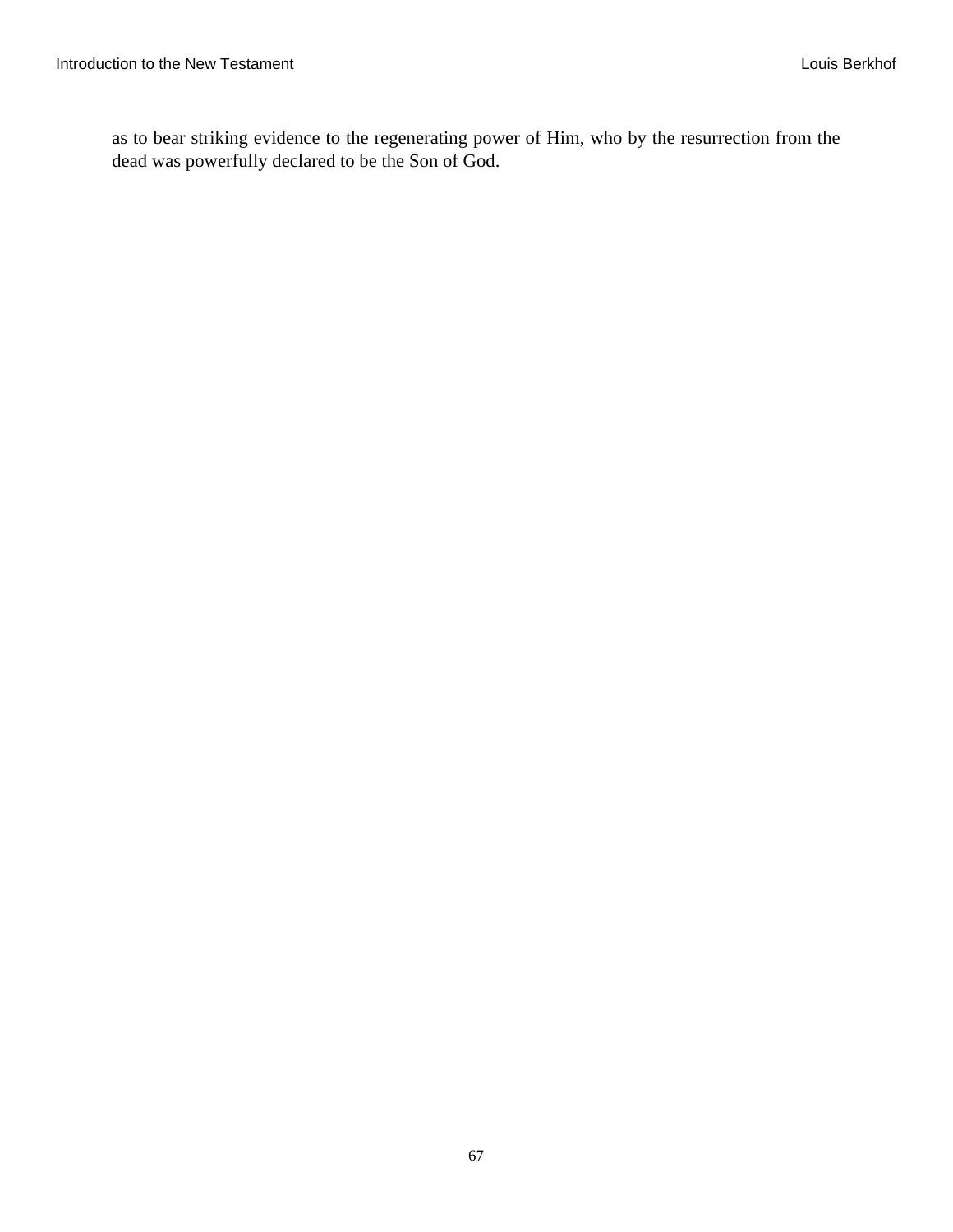as to bear striking evidence to the regenerating power of Him, who by the resurrection from the dead was powerfully declared to be the Son of God.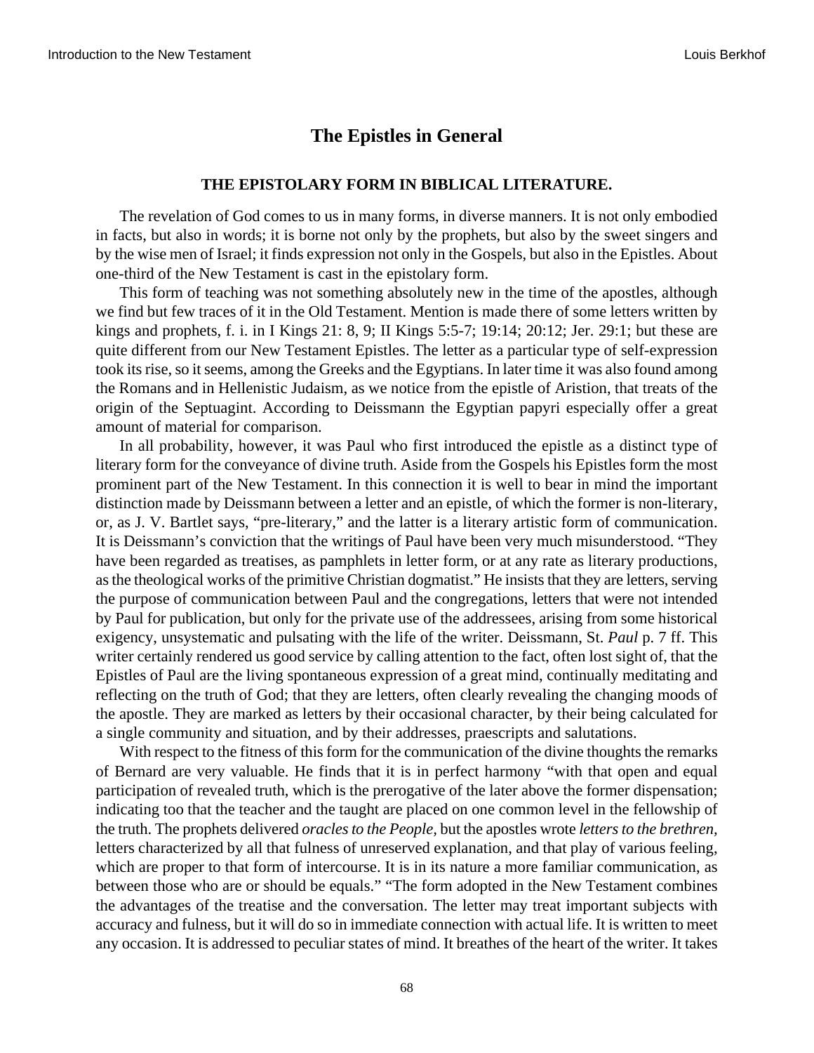## The Epistles in General

### THE EPISTOLARY FORM IN BIBLICAL LITERATURE.

The revelation of God comes to us in many forms, in diverse manners. It is not only embodied in facts, but also in words; it is borne not only by the prophets, but also by the sweet singers and by the wise men of Israel; it finds expression not only in the Gospels, but also in the Epistles. About one-third of the New Testament is cast in the epistolary form.

This form of teaching was not something absolutely new in the time of the apostles, although we find but few traces of it in the Old Testament. Mention is made there of some letters written by kings and prophets, f. i. in I Kings 21: 8, 9; II Kings 5:5-7; 19:14; 20:12; Jer. 29:1; but these are quite different from our New Testament Epistles. The letter as a particular type of self-expression took its rise, so it seems, among the Greeks and the Egyptians. In later time it was also found among the Romans and in Hellenistic Judaism, as we notice from the epistle of Aristion, that treats of the origin of the Septuagint. According to Deissmann the Egyptian papyri especially offer a great amount of material for comparison.

In all probability, however, it was Paul who first introduced the epistle as a distinct type of literary form for the conveyance of divine truth. Aside from the Gospels his Epistles form the most prominent part of the New Testament. In this connection it is well to bear in mind the important distinction made by Deissmann between a letter and an epistle, of which the former is non-literary, or, as J. V. Bartlet says, "pre-literary," and the latter is a literary artistic form of communication. It is Deissmann's conviction that the writings of Paul have been very much misunderstood. "They have been regarded as treatises, as pamphlets in letter form, or at any rate as literary productions, as the theological works of the primitive Christian dogmatist." He insists that they are letters, serving the purpose of communication between Paul and the congregations, letters that were not intended by Paul for publication, but only for the private use of the addressees, arising from some historical exigency, unsystematic and pulsating with the life of the writer. Deissmann, St. *Paul* p. 7 ff. This writer certainly rendered us good service by calling attention to the fact, often lost sight of, that the Epistles of Paul are the living spontaneous expression of a great mind, continually meditating and reflecting on the truth of God; that they are letters, often clearly revealing the changing moods of the apostle. They are marked as letters by their occasional character, by their being calculated for a single community and situation, and by their addresses, praescripts and salutations.

With respect to the fitness of this form for the communication of the divine thoughts the remarks of Bernard are very valuable. He finds that it is in perfect harmony "with that open and equal participation of revealed truth, which is the prerogative of the later above the former dispensation; indicating too that the teacher and the taught are placed on one common level in the fellowship of the truth. The prophets delivered *oracles to the People*, but the apostles wrote *letters to the brethren*, letters characterized by all that fulness of unreserved explanation, and that play of various feeling, which are proper to that form of intercourse. It is in its nature a more familiar communication, as between those who are or should be equals." "The form adopted in the New Testament combines the advantages of the treatise and the conversation. The letter may treat important subjects with accuracy and fulness, but it will do so in immediate connection with actual life. It is written to meet any occasion. It is addressed to peculiar states of mind. It breathes of the heart of the writer. It takes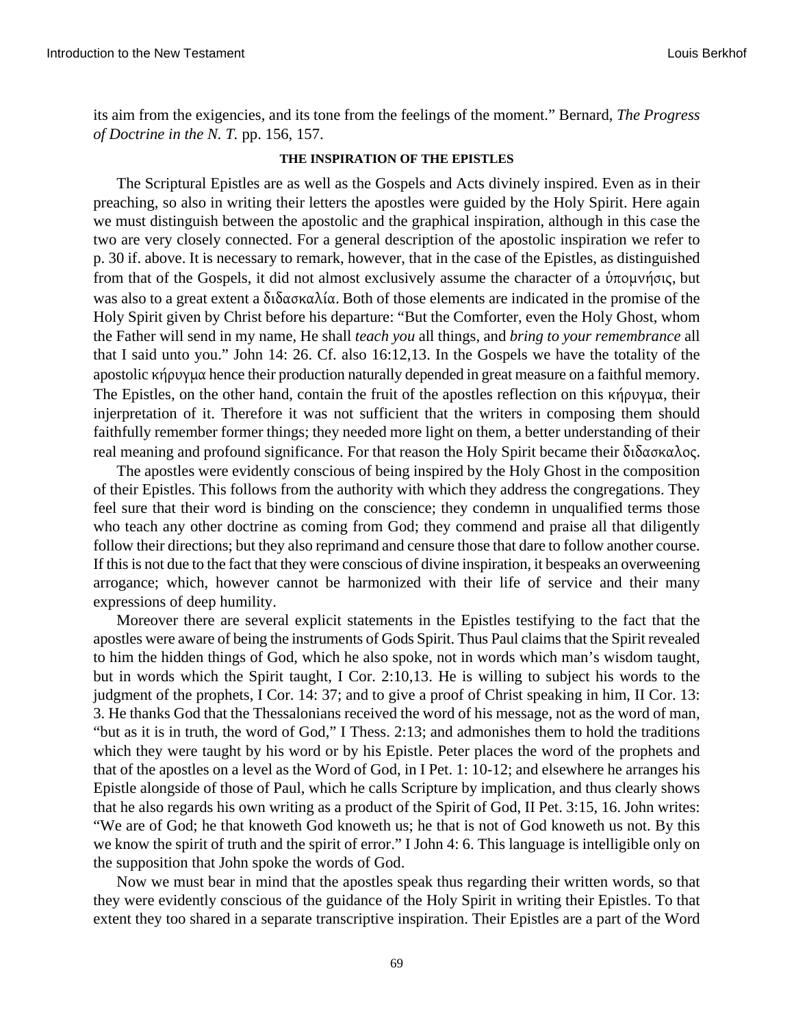its aim from the exigencies, and its tone from the feelings of the moment." Bernard, *The Progress of Doctrine in the N. T.* pp. 156, 157.

**THE INSPIRATION OF THE EPISTLES**

The Scriptural Epistles are as well as the Gospels and Acts divinely inspired. Even as in their preaching, so also in writing their letters the apostles were guided by the Holy Spirit. Here again we must distinguish between the apostolic and the graphical inspiration, although in this case the two are very closely connected. For a general description of the apostolic inspiration we refer to p. 30 if. above. It is necessary to remark, however, that in the case of the Epistles, as distinguished from that of the Gospels, it did not almost exclusively assume the character of a ὑπομνήσις, but was also to a great extent a διδασκαλία. Both of those elements are indicated in the promise of the Holy Spirit given by Christ before his departure: "But the Comforter, even the Holy Ghost, whom the Father will send in my name, He shall *teach you* all things, and *bring to your remembrance* all that I said unto you." John 14: 26. Cf. also 16:12,13. In the Gospels we have the totality of the apostolic κήρυγμα hence their production naturally depended in great measure on a faithful memory. The Epistles, on the other hand, contain the fruit of the apostles reflection on this κήρυγμα, their injerpretation of it. Therefore it was not sufficient that the writers in composing them should faithfully remember former things; they needed more light on them, a better understanding of their real meaning and profound significance. For that reason the Holy Spirit became their διδασκαλος.

The apostles were evidently conscious of being inspired by the Holy Ghost in the composition of their Epistles. This follows from the authority with which they address the congregations. They feel sure that their word is binding on the conscience; they condemn in unqualified terms those who teach any other doctrine as coming from God; they commend and praise all that diligently follow their directions; but they also reprimand and censure those that dare to follow another course. If this is not due to the fact that they were conscious of divine inspiration, it bespeaks an overweening arrogance; which, however cannot be harmonized with their life of service and their many expressions of deep humility.

Moreover there are several explicit statements in the Epistles testifying to the fact that the apostles were aware of being the instruments of Gods Spirit. Thus Paul claims that the Spirit revealed to him the hidden things of God, which he also spoke, not in words which man's wisdom taught, but in words which the Spirit taught, I Cor. 2:10,13. He is willing to subject his words to the judgment of the prophets, I Cor. 14: 37; and to give a proof of Christ speaking in him, II Cor. 13: 3. He thanks God that the Thessalonians received the word of his message, not as the word of man, "but as it is in truth, the word of God," I Thess. 2:13; and admonishes them to hold the traditions which they were taught by his word or by his Epistle. Peter places the word of the prophets and that of the apostles on a level as the Word of God, in I Pet. 1: 10-12; and elsewhere he arranges his Epistle alongside of those of Paul, which he calls Scripture by implication, and thus clearly shows that he also regards his own writing as a product of the Spirit of God, II Pet. 3:15, 16. John writes: "We are of God; he that knoweth God knoweth us; he that is not of God knoweth us not. By this we know the spirit of truth and the spirit of error." I John 4: 6. This language is intelligible only on the supposition that John spoke the words of God.

Now we must bear in mind that the apostles speak thus regarding their written words, so that they were evidently conscious of the guidance of the Holy Spirit in writing their Epistles. To that extent they too shared in a separate transcriptive inspiration. Their Epistles are a part of the Word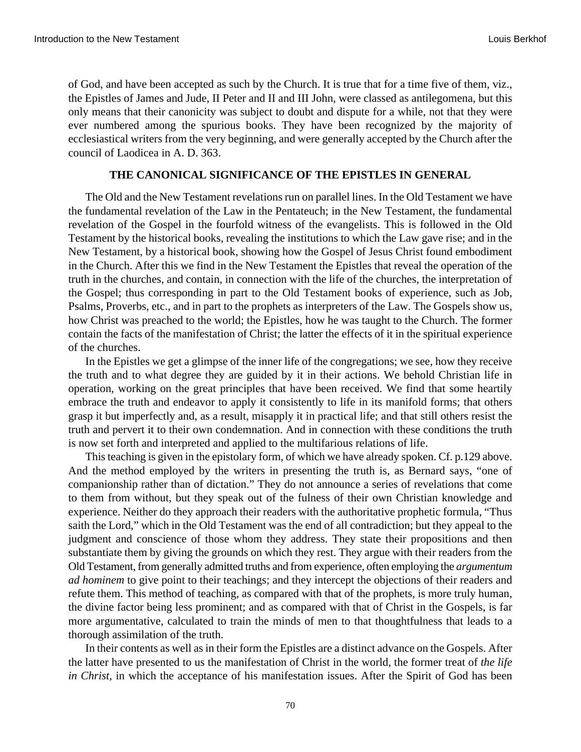of God, and have been accepted as such by the Church. It is true that for a time five of them, viz., the Epistles of James and Jude, II Peter and II and III John, were classed as antilegomena, but this only means that their canonicity was subject to doubt and dispute for a while, not that they were ever numbered among the spurious books. They have been recognized by the majority of ecclesiastical writers from the very beginning, and were generally accepted by the Church after the council of Laodicea in A. D. 363.

### THE CANONICAL SIGNIFICANCE OF THE EPISTLES IN GENERAL

The Old and the New Testament revelations run on parallel lines. In the Old Testament we have the fundamental revelation of the Law in the Pentateuch; in the New Testament, the fundamental revelation of the Gospel in the fourfold witness of the evangelists. This is followed in the Old Testament by the historical books, revealing the institutions to which the Law gave rise; and in the New Testament, by a historical book, showing how the Gospel of Jesus Christ found embodiment in the Church. After this we find in the New Testament the Epistles that reveal the operation of the truth in the churches, and contain, in connection with the life of the churches, the interpretation of the Gospel; thus corresponding in part to the Old Testament books of experience, such as Job, Psalms, Proverbs, etc., and in part to the prophets as interpreters of the Law. The Gospels show us, how Christ was preached to the world; the Epistles, how he was taught to the Church. The former contain the facts of the manifestation of Christ; the latter the effects of it in the spiritual experience of the churches.

In the Epistles we get a glimpse of the inner life of the congregations; we see, how they receive the truth and to what degree they are guided by it in their actions. We behold Christian life in operation, working on the great principles that have been received. We find that some heartily embrace the truth and endeavor to apply it consistently to life in its manifold forms; that others grasp it but imperfectly and, as a result, misapply it in practical life; and that still others resist the truth and pervert it to their own condemnation. And in connection with these conditions the truth is now set forth and interpreted and applied to the multifarious relations of life.

This teaching is given in the epistolary form, of which we have already spoken. Cf. p.129 above. And the method employed by the writers in presenting the truth is, as Bernard says, "one of companionship rather than of dictation." They do not announce a series of revelations that come to them from without, but they speak out of the fulness of their own Christian knowledge and experience. Neither do they approach their readers with the authoritative prophetic formula, "Thus saith the Lord," which in the Old Testament was the end of all contradiction; but they appeal to the judgment and conscience of those whom they address. They state their propositions and then substantiate them by giving the grounds on which they rest. They argue with their readers from the Old Testament, from generally admitted truths and from experience, often employing the *argumentum ad hominem* to give point to their teachings; and they intercept the objections of their readers and refute them. This method of teaching, as compared with that of the prophets, is more truly human, the divine factor being less prominent; and as compared with that of Christ in the Gospels, is far more argumentative, calculated to train the minds of men to that thoughtfulness that leads to a thorough assimilation of the truth.

In their contents as well as in their form the Epistles are a distinct advance on the Gospels. After the latter have presented to us the manifestation of Christ in the world, the former treat of *the life in Christ*, in which the acceptance of his manifestation issues. After the Spirit of God has been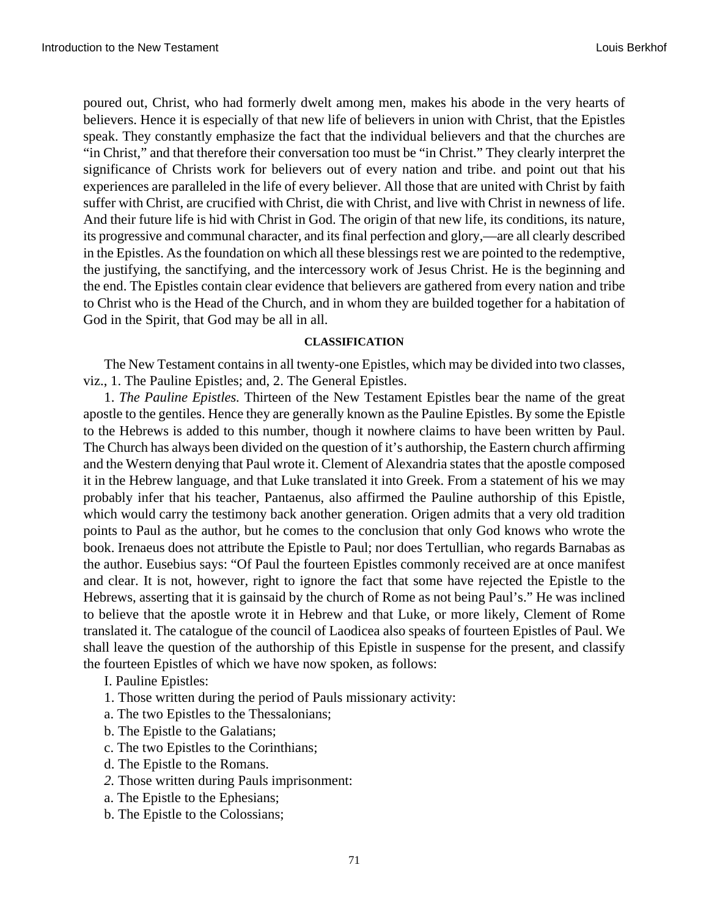poured out, Christ, who had formerly dwelt among men, makes his abode in the very hearts of believers. Hence it is especially of that new life of believers in union with Christ, that the Epistles speak. They constantly emphasize the fact that the individual believers and that the churches are “in Christ,” and that therefore their conversation too must be “in Christ.” They clearly interpret the significance of Christs work for believers out of every nation and tribe. and point out that his experiences are paralleled in the life of every believer. All those that are united with Christ by faith suffer with Christ, are crucified with Christ, die with Christ, and live with Christ in newness of life. And their future life is hid with Christ in God. The origin of that new life, its conditions, its nature, its progressive and communal character, and its final perfection and glory,—are all clearly described in the Epistles. As the foundation on which all these blessings rest we are pointed to the redemptive, the justifying, the sanctifying, and the intercessory work of Jesus Christ. He is the beginning and the end. The Epistles contain clear evidence that believers are gathered from every nation and tribe to Christ who is the Head of the Church, and in whom they are builded together for a habitation of God in the Spirit, that God may be all in all.

#### CLASSIFICATION

The New Testament contains in all twenty-one Epistles, which may be divided into two classes, viz., 1. The Pauline Epistles; and, 2. The General Epistles.

1. *The Pauline Epistles.* Thirteen of the New Testament Epistles bear the name of the great apostle to the gentiles. Hence they are generally known as the Pauline Epistles. By some the Epistle to the Hebrews is added to this number, though it nowhere claims to have been written by Paul. The Church has always been divided on the question of it’s authorship, the Eastern church affirming and the Western denying that Paul wrote it. Clement of Alexandria states that the apostle composed it in the Hebrew language, and that Luke translated it into Greek. From a statement of his we may probably infer that his teacher, Pantaenus, also affirmed the Pauline authorship of this Epistle, which would carry the testimony back another generation. Origen admits that a very old tradition points to Paul as the author, but he comes to the conclusion that only God knows who wrote the book. Irenaeus does not attribute the Epistle to Paul; nor does Tertullian, who regards Barnabas as the author. Eusebius says: “Of Paul the fourteen Epistles commonly received are at once manifest and clear. It is not, however, right to ignore the fact that some have rejected the Epistle to the Hebrews, asserting that it is gainsaid by the church of Rome as not being Paul’s.” He was inclined to believe that the apostle wrote it in Hebrew and that Luke, or more likely, Clement of Rome translated it. The catalogue of the council of Laodicea also speaks of fourteen Epistles of Paul. We shall leave the question of the authorship of this Epistle in suspense for the present, and classify the fourteen Epistles of which we have now spoken, as follows:

I. Pauline Epistles:

1. Those written during the period of Pauls missionary activity:

a. The two Epistles to the Thessalonians;

b. The Epistle to the Galatians;

c. The two Epistles to the Corinthians;

d. The Epistle to the Romans.

*2.* Those written during Pauls imprisonment:

a. The Epistle to the Ephesians;

b. The Epistle to the Colossians;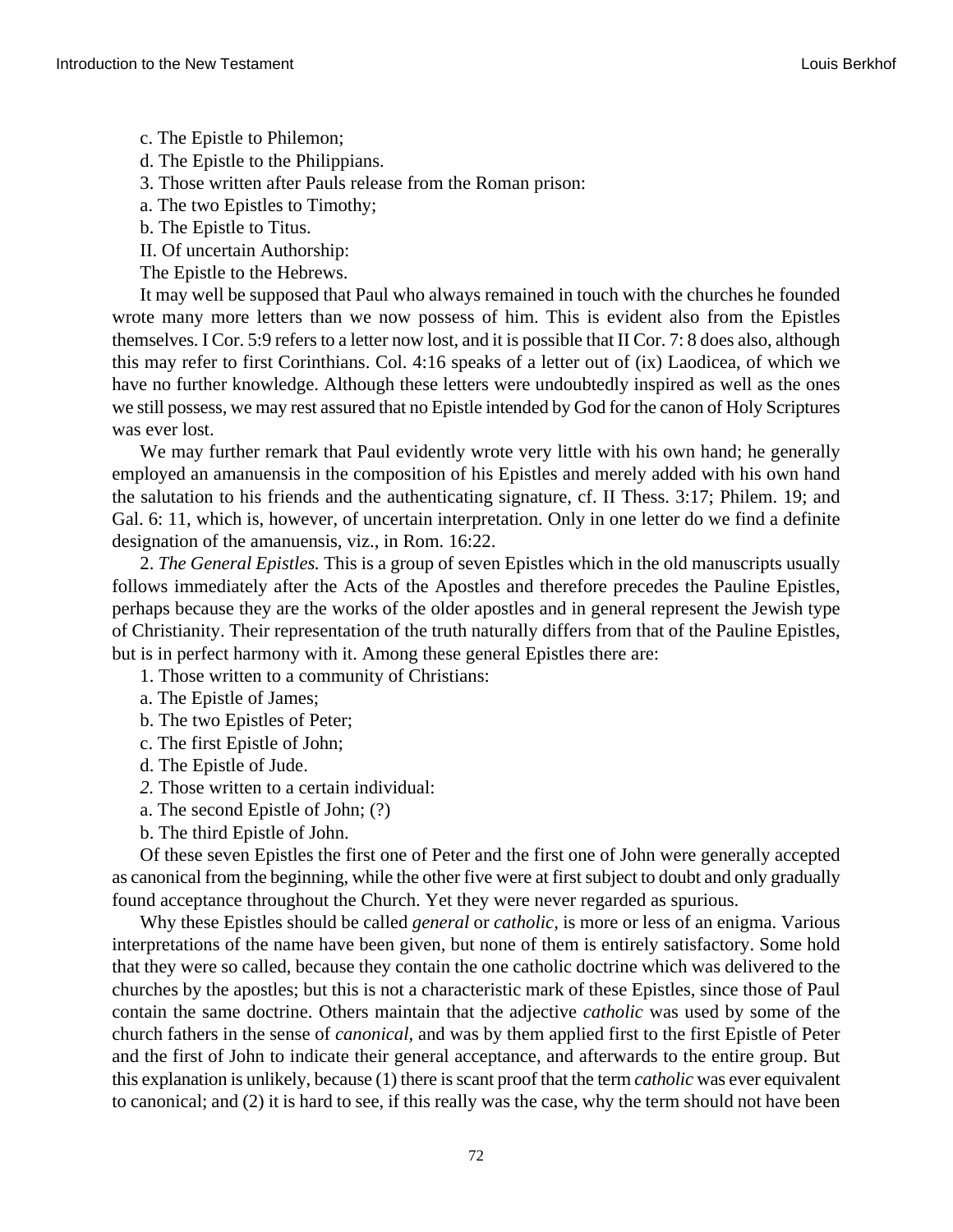c. The Epistle to Philemon;

d. The Epistle to the Philippians.

3. Those written after Pauls release from the Roman prison:

a. The two Epistles to Timothy;

b. The Epistle to Titus.

II. Of uncertain Authorship:

The Epistle to the Hebrews.

It may well be supposed that Paul who always remained in touch with the churches he founded wrote many more letters than we now possess of him. This is evident also from the Epistles themselves. I Cor. 5:9 refers to a letter now lost, and it is possible that II Cor. 7: 8 does also, although this may refer to first Corinthians. Col. 4:16 speaks of a letter out of (ix) Laodicea, of which we have no further knowledge. Although these letters were undoubtedly inspired as well as the ones we still possess, we may rest assured that no Epistle intended by God for the canon of Holy Scriptures was ever lost.

We may further remark that Paul evidently wrote very little with his own hand; he generally employed an amanuensis in the composition of his Epistles and merely added with his own hand the salutation to his friends and the authenticating signature, cf. II Thess. 3:17; Philem. 19; and Gal. 6: 11, which is, however, of uncertain interpretation. Only in one letter do we find a definite designation of the amanuensis, viz., in Rom. 16:22.

2. *The General Epistles.* This is a group of seven Epistles which in the old manuscripts usually follows immediately after the Acts of the Apostles and therefore precedes the Pauline Epistles, perhaps because they are the works of the older apostles and in general represent the Jewish type of Christianity. Their representation of the truth naturally differs from that of the Pauline Epistles, but is in perfect harmony with it. Among these general Epistles there are:

1. Those written to a community of Christians:

a. The Epistle of James;

b. The two Epistles of Peter;

c. The first Epistle of John;

d. The Epistle of Jude.

*2.* Those written to a certain individual:

a. The second Epistle of John; (?)

b. The third Epistle of John.

Of these seven Epistles the first one of Peter and the first one of John were generally accepted as canonical from the beginning, while the other five were at first subject to doubt and only gradually found acceptance throughout the Church. Yet they were never regarded as spurious.

Why these Epistles should be called *general* or *catholic*, is more or less of an enigma. Various interpretations of the name have been given, but none of them is entirely satisfactory. Some hold that they were so called, because they contain the one catholic doctrine which was delivered to the churches by the apostles; but this is not a characteristic mark of these Epistles, since those of Paul contain the same doctrine. Others maintain that the adjective *catholic* was used by some of the church fathers in the sense of *canonical*, and was by them applied first to the first Epistle of Peter and the first of John to indicate their general acceptance, and afterwards to the entire group. But this explanation is unlikely, because (1) there is scant proof that the term *catholic* was ever equivalent to canonical; and (2) it is hard to see, if this really was the case, why the term should not have been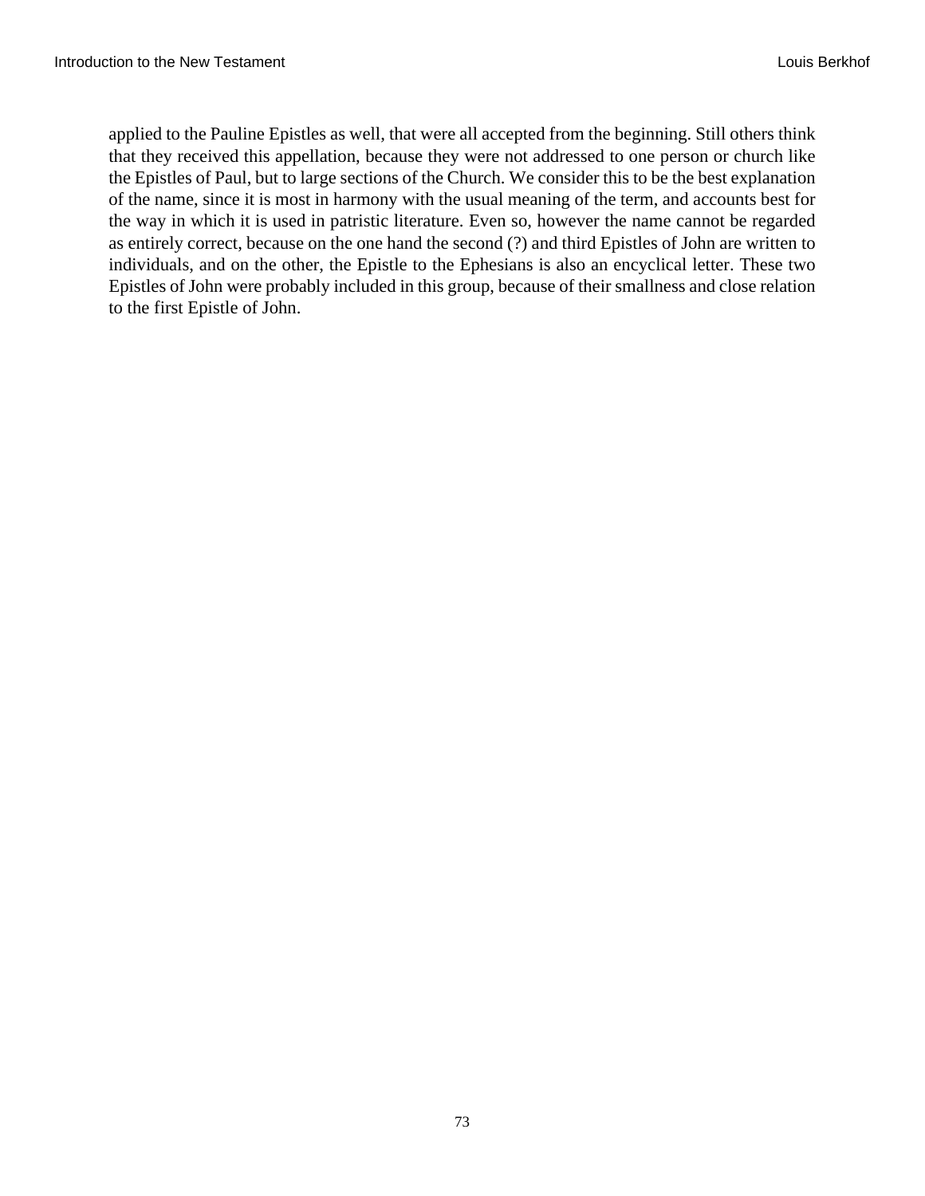applied to the Pauline Epistles as well, that were all accepted from the beginning. Still others think that they received this appellation, because they were not addressed to one person or church like the Epistles of Paul, but to large sections of the Church. We consider this to be the best explanation of the name, since it is most in harmony with the usual meaning of the term, and accounts best for the way in which it is used in patristic literature. Even so, however the name cannot be regarded as entirely correct, because on the one hand the second (?) and third Epistles of John are written to individuals, and on the other, the Epistle to the Ephesians is also an encyclical letter. These two Epistles of John were probably included in this group, because of their smallness and close relation to the first Epistle of John.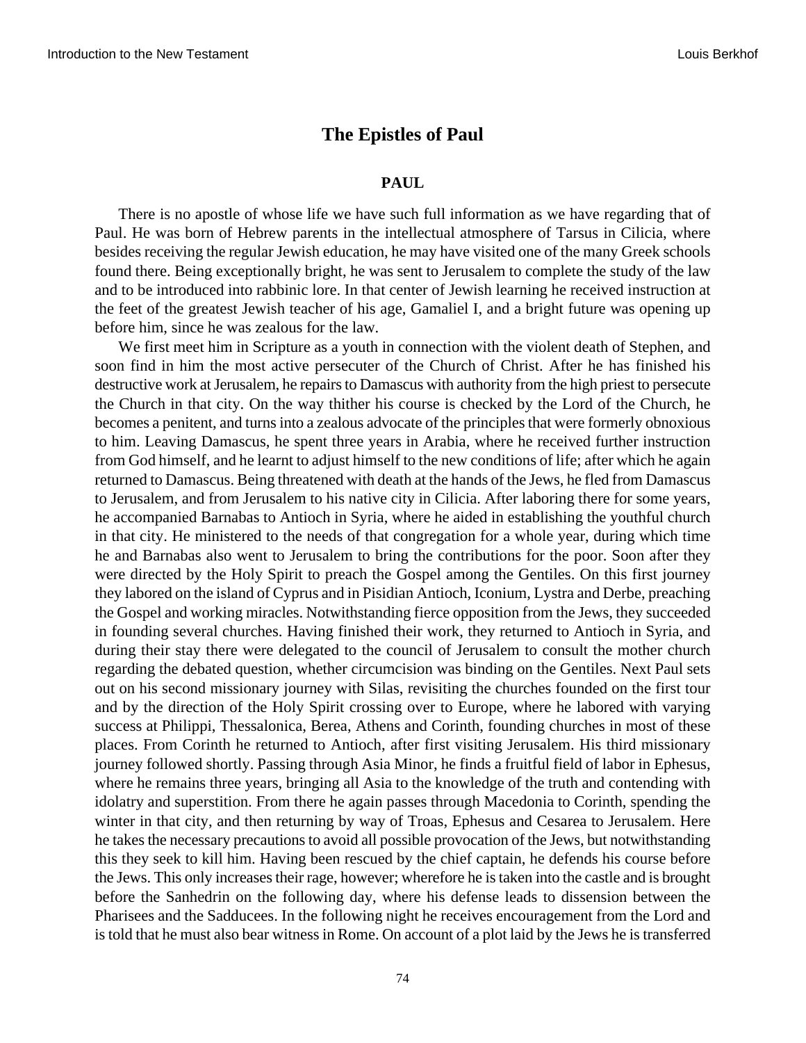## The Epistles of Paul

### PAUL

There is no apostle of whose life we have such full information as we have regarding that of Paul. He was born of Hebrew parents in the intellectual atmosphere of Tarsus in Cilicia, where besides receiving the regular Jewish education, he may have visited one of the many Greek schools found there. Being exceptionally bright, he was sent to Jerusalem to complete the study of the law and to be introduced into rabbinic lore. In that center of Jewish learning he received instruction at the feet of the greatest Jewish teacher of his age, Gamaliel I, and a bright future was opening up before him, since he was zealous for the law.

We first meet him in Scripture as a youth in connection with the violent death of Stephen, and soon find in him the most active persecuter of the Church of Christ. After he has finished his destructive work at Jerusalem, he repairs to Damascus with authority from the high priest to persecute the Church in that city. On the way thither his course is checked by the Lord of the Church, he becomes a penitent, and turns into a zealous advocate of the principles that were formerly obnoxious to him. Leaving Damascus, he spent three years in Arabia, where he received further instruction from God himself, and he learnt to adjust himself to the new conditions of life; after which he again returned to Damascus. Being threatened with death at the hands of the Jews, he fled from Damascus to Jerusalem, and from Jerusalem to his native city in Cilicia. After laboring there for some years, he accompanied Barnabas to Antioch in Syria, where he aided in establishing the youthful church in that city. He ministered to the needs of that congregation for a whole year, during which time he and Barnabas also went to Jerusalem to bring the contributions for the poor. Soon after they were directed by the Holy Spirit to preach the Gospel among the Gentiles. On this first journey they labored on the island of Cyprus and in Pisidian Antioch, Iconium, Lystra and Derbe, preaching the Gospel and working miracles. Notwithstanding fierce opposition from the Jews, they succeeded in founding several churches. Having finished their work, they returned to Antioch in Syria, and during their stay there were delegated to the council of Jerusalem to consult the mother church regarding the debated question, whether circumcision was binding on the Gentiles. Next Paul sets out on his second missionary journey with Silas, revisiting the churches founded on the first tour and by the direction of the Holy Spirit crossing over to Europe, where he labored with varying success at Philippi, Thessalonica, Berea, Athens and Corinth, founding churches in most of these places. From Corinth he returned to Antioch, after first visiting Jerusalem. His third missionary journey followed shortly. Passing through Asia Minor, he finds a fruitful field of labor in Ephesus, where he remains three years, bringing all Asia to the knowledge of the truth and contending with idolatry and superstition. From there he again passes through Macedonia to Corinth, spending the winter in that city, and then returning by way of Troas, Ephesus and Cesarea to Jerusalem. Here he takes the necessary precautions to avoid all possible provocation of the Jews, but notwithstanding this they seek to kill him. Having been rescued by the chief captain, he defends his course before the Jews. This only increases their rage, however; wherefore he is taken into the castle and is brought before the Sanhedrin on the following day, where his defense leads to dissension between the Pharisees and the Sadducees. In the following night he receives encouragement from the Lord and is told that he must also bear witness in Rome. On account of a plot laid by the Jews he is transferred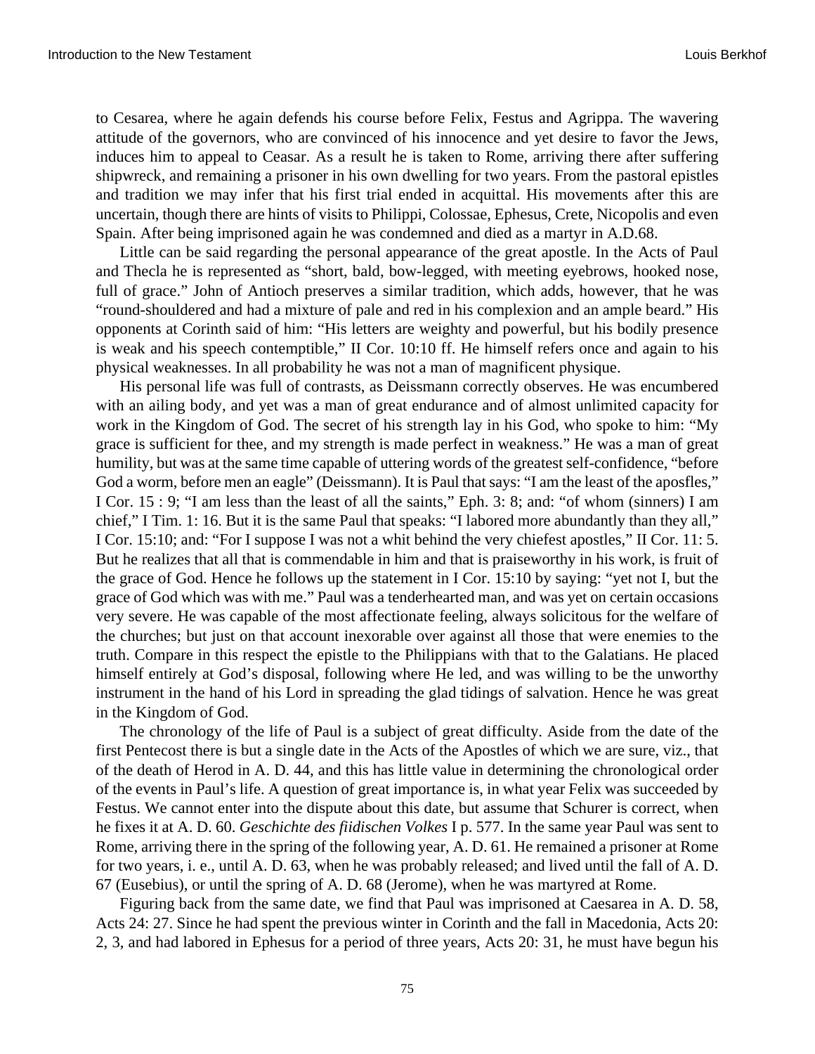to Cesarea, where he again defends his course before Felix, Festus and Agrippa. The wavering attitude of the governors, who are convinced of his innocence and yet desire to favor the Jews, induces him to appeal to Ceasar. As a result he is taken to Rome, arriving there after suffering shipwreck, and remaining a prisoner in his own dwelling for two years. From the pastoral epistles and tradition we may infer that his first trial ended in acquittal. His movements after this are uncertain, though there are hints of visits to Philippi, Colossae, Ephesus, Crete, Nicopolis and even Spain. After being imprisoned again he was condemned and died as a martyr in A.D.68.

Little can be said regarding the personal appearance of the great apostle. In the Acts of Paul and Thecla he is represented as "short, bald, bow-legged, with meeting eyebrows, hooked nose, full of grace." John of Antioch preserves a similar tradition, which adds, however, that he was "round-shouldered and had a mixture of pale and red in his complexion and an ample beard." His opponents at Corinth said of him: "His letters are weighty and powerful, but his bodily presence is weak and his speech contemptible," II Cor. 10:10 ff. He himself refers once and again to his physical weaknesses. In all probability he was not a man of magnificent physique.

His personal life was full of contrasts, as Deissmann correctly observes. He was encumbered with an ailing body, and yet was a man of great endurance and of almost unlimited capacity for work in the Kingdom of God. The secret of his strength lay in his God, who spoke to him: "My grace is sufficient for thee, and my strength is made perfect in weakness." He was a man of great humility, but was at the same time capable of uttering words of the greatest self-confidence, "before God a worm, before men an eagle" (Deissmann). It is Paul that says: "I am the least of the aposfles," I Cor. 15 : 9; "I am less than the least of all the saints," Eph. 3: 8; and: "of whom (sinners) I am chief," I Tim. 1: 16. But it is the same Paul that speaks: "I labored more abundantly than they all," I Cor. 15:10; and: "For I suppose I was not a whit behind the very chiefest apostles," II Cor. 11: 5. But he realizes that all that is commendable in him and that is praiseworthy in his work, is fruit of the grace of God. Hence he follows up the statement in I Cor. 15:10 by saying: "yet not I, but the grace of God which was with me." Paul was a tenderhearted man, and was yet on certain occasions very severe. He was capable of the most affectionate feeling, always solicitous for the welfare of the churches; but just on that account inexorable over against all those that were enemies to the truth. Compare in this respect the epistle to the Philippians with that to the Galatians. He placed himself entirely at God's disposal, following where He led, and was willing to be the unworthy instrument in the hand of his Lord in spreading the glad tidings of salvation. Hence he was great in the Kingdom of God.

The chronology of the life of Paul is a subject of great difficulty. Aside from the date of the first Pentecost there is but a single date in the Acts of the Apostles of which we are sure, viz., that of the death of Herod in A. D. 44, and this has little value in determining the chronological order of the events in Paul's life. A question of great importance is, in what year Felix was succeeded by Festus. We cannot enter into the dispute about this date, but assume that Schurer is correct, when he fixes it at A. D. 60. *Geschichte des fiidischen Volkes* I p. 577. In the same year Paul was sent to Rome, arriving there in the spring of the following year, A. D. 61. He remained a prisoner at Rome for two years, i. e., until A. D. 63, when he was probably released; and lived until the fall of A. D. 67 (Eusebius), or until the spring of A. D. 68 (Jerome), when he was martyred at Rome.

Figuring back from the same date, we find that Paul was imprisoned at Caesarea in A. D. 58, Acts 24: 27. Since he had spent the previous winter in Corinth and the fall in Macedonia, Acts 20: 2, 3, and had labored in Ephesus for a period of three years, Acts 20: 31, he must have begun his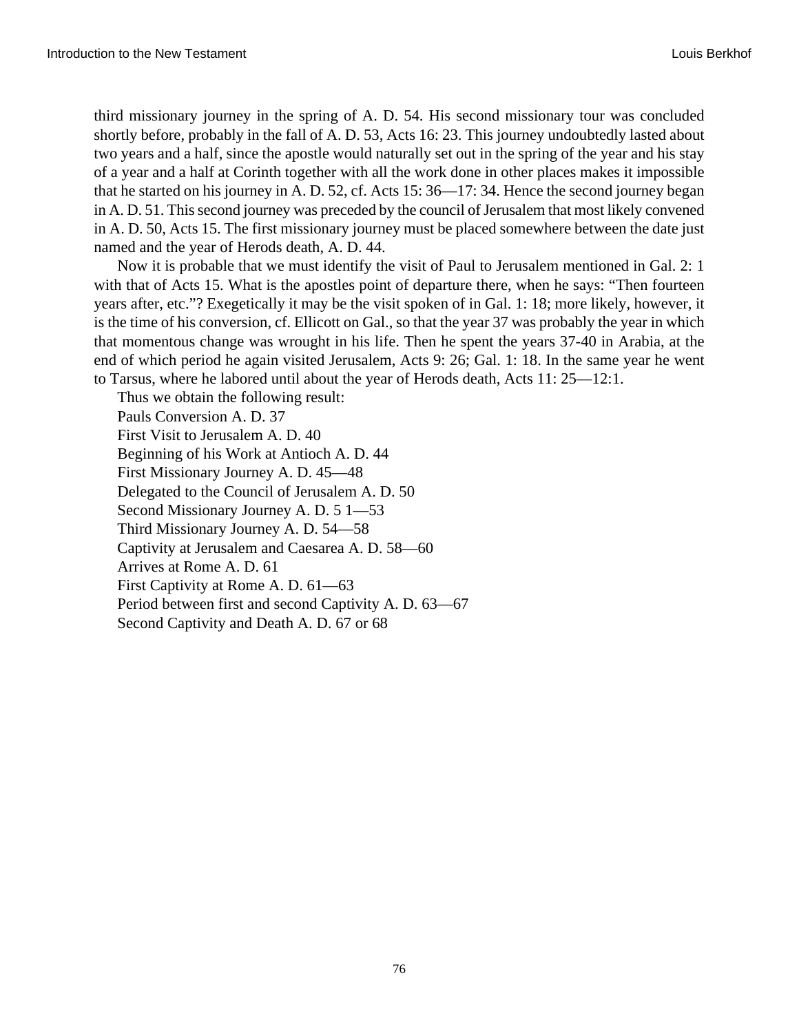third missionary journey in the spring of A. D. 54. His second missionary tour was concluded shortly before, probably in the fall of A. D. 53, Acts 16: 23. This journey undoubtedly lasted about two years and a half, since the apostle would naturally set out in the spring of the year and his stay of a year and a half at Corinth together with all the work done in other places makes it impossible that he started on his journey in A. D. 52, cf. Acts 15: 36—17: 34. Hence the second journey began in A. D. 51. This second journey was preceded by the council of Jerusalem that most likely convened in A. D. 50, Acts 15. The first missionary journey must be placed somewhere between the date just named and the year of Herods death, A. D. 44.

Now it is probable that we must identify the visit of Paul to Jerusalem mentioned in Gal. 2: 1 with that of Acts 15. What is the apostles point of departure there, when he says: "Then fourteen years after, etc."? Exegetically it may be the visit spoken of in Gal. 1: 18; more likely, however, it is the time of his conversion, cf. Ellicott on Gal., so that the year 37 was probably the year in which that momentous change was wrought in his life. Then he spent the years 37-40 in Arabia, at the end of which period he again visited Jerusalem, Acts 9: 26; Gal. 1: 18. In the same year he went to Tarsus, where he labored until about the year of Herods death, Acts 11: 25—12:1.

Thus we obtain the following result:

Pauls Conversion A. D. 37
First Visit to Jerusalem A. D. 40
Beginning of his Work at Antioch A. D. 44
First Missionary Journey A. D. 45—48
Delegated to the Council of Jerusalem A. D. 50
Second Missionary Journey A. D. 5 1—53
Third Missionary Journey A. D. 54—58
Captivity at Jerusalem and Caesarea A. D. 58—60
Arrives at Rome A. D. 61
First Captivity at Rome A. D. 61—63
Period between first and second Captivity A. D. 63—67
Second Captivity and Death A. D. 67 or 68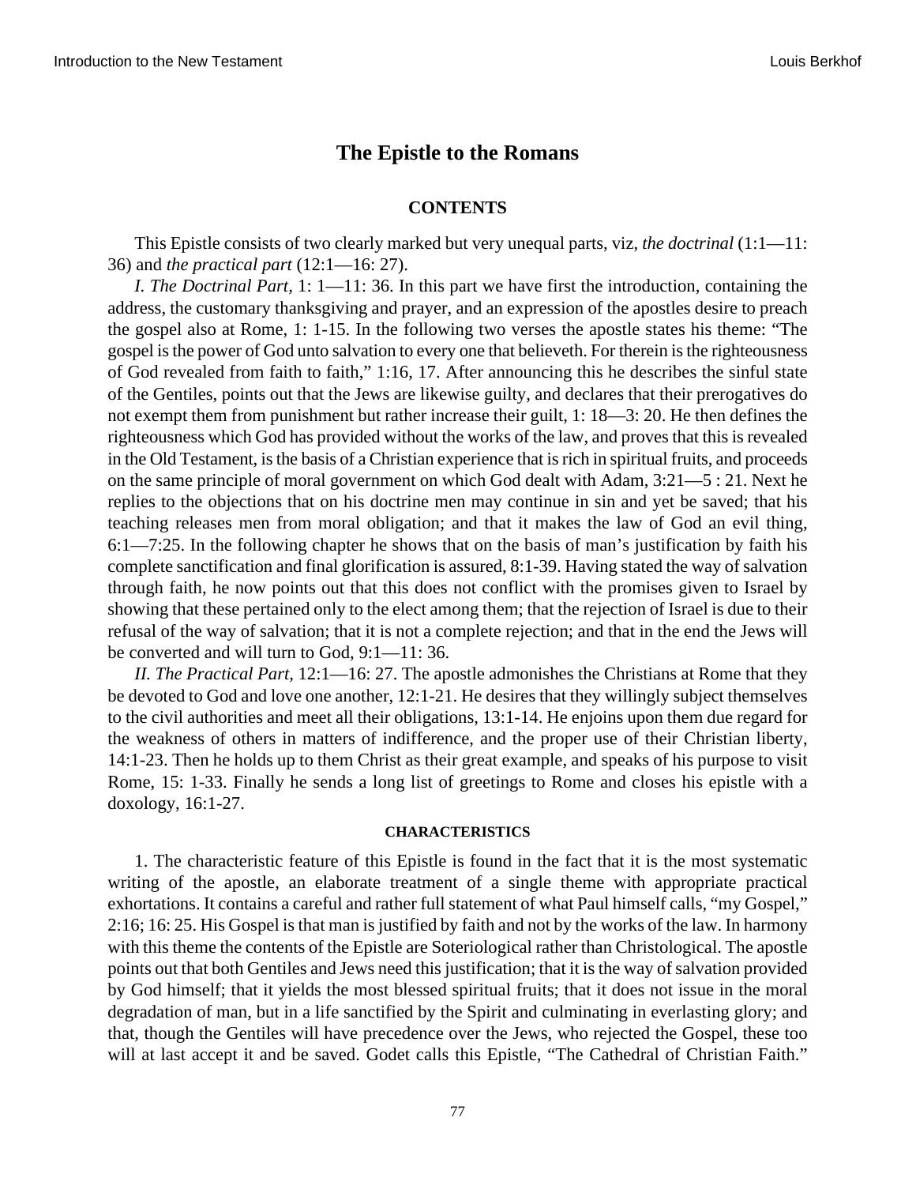# The Epistle to the Romans

## CONTENTS

This Epistle consists of two clearly marked but very unequal parts, viz, *the doctrinal* (1:1—11: 36) and *the practical part* (12:1—16: 27).

*I. The Doctrinal Part,* 1: 1—11: 36. In this part we have first the introduction, containing the address, the customary thanksgiving and prayer, and an expression of the apostles desire to preach the gospel also at Rome, 1: 1-15. In the following two verses the apostle states his theme: "The gospel is the power of God unto salvation to every one that believeth. For therein is the righteousness of God revealed from faith to faith," 1:16, 17. After announcing this he describes the sinful state of the Gentiles, points out that the Jews are likewise guilty, and declares that their prerogatives do not exempt them from punishment but rather increase their guilt, 1: 18—3: 20. He then defines the righteousness which God has provided without the works of the law, and proves that this is revealed in the Old Testament, is the basis of a Christian experience that is rich in spiritual fruits, and proceeds on the same principle of moral government on which God dealt with Adam, 3:21—5 : 21. Next he replies to the objections that on his doctrine men may continue in sin and yet be saved; that his teaching releases men from moral obligation; and that it makes the law of God an evil thing, 6:1—7:25. In the following chapter he shows that on the basis of man's justification by faith his complete sanctification and final glorification is assured, 8:1-39. Having stated the way of salvation through faith, he now points out that this does not conflict with the promises given to Israel by showing that these pertained only to the elect among them; that the rejection of Israel is due to their refusal of the way of salvation; that it is not a complete rejection; and that in the end the Jews will be converted and will turn to God, 9:1—11: 36.

*II. The Practical Part,* 12:1—16: 27. The apostle admonishes the Christians at Rome that they be devoted to God and love one another, 12:1-21. He desires that they willingly subject themselves to the civil authorities and meet all their obligations, 13:1-14. He enjoins upon them due regard for the weakness of others in matters of indifference, and the proper use of their Christian liberty, 14:1-23. Then he holds up to them Christ as their great example, and speaks of his purpose to visit Rome, 15: 1-33. Finally he sends a long list of greetings to Rome and closes his epistle with a doxology, 16:1-27.

### CHARACTERISTICS

1. The characteristic feature of this Epistle is found in the fact that it is the most systematic writing of the apostle, an elaborate treatment of a single theme with appropriate practical exhortations. It contains a careful and rather full statement of what Paul himself calls, "my Gospel," 2:16; 16: 25. His Gospel is that man is justified by faith and not by the works of the law. In harmony with this theme the contents of the Epistle are Soteriological rather than Christological. The apostle points out that both Gentiles and Jews need this justification; that it is the way of salvation provided by God himself; that it yields the most blessed spiritual fruits; that it does not issue in the moral degradation of man, but in a life sanctified by the Spirit and culminating in everlasting glory; and that, though the Gentiles will have precedence over the Jews, who rejected the Gospel, these too will at last accept it and be saved. Godet calls this Epistle, "The Cathedral of Christian Faith."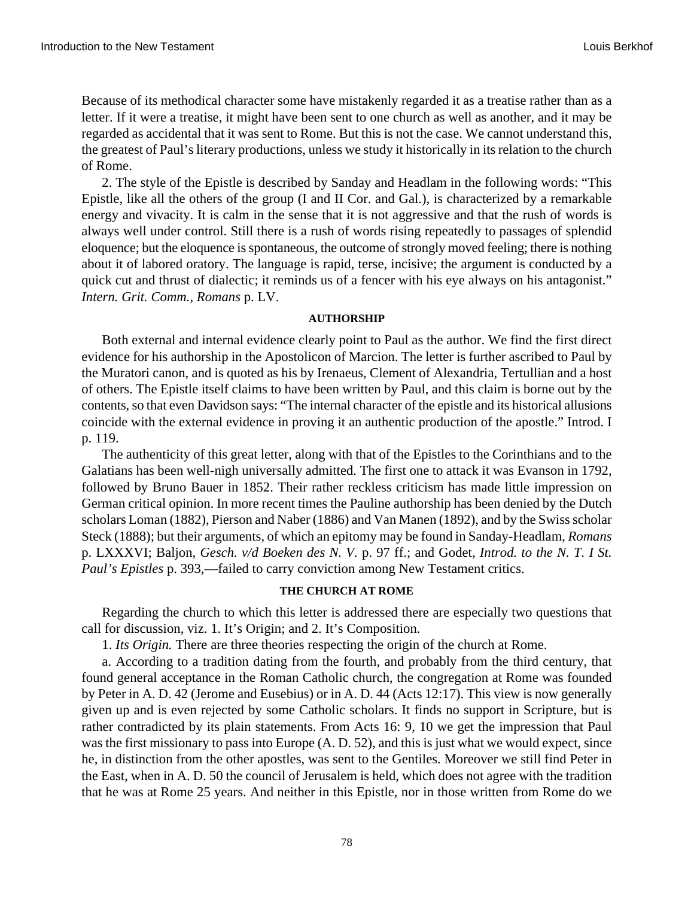Because of its methodical character some have mistakenly regarded it as a treatise rather than as a letter. If it were a treatise, it might have been sent to one church as well as another, and it may be regarded as accidental that it was sent to Rome. But this is not the case. We cannot understand this, the greatest of Paul's literary productions, unless we study it historically in its relation to the church of Rome.

2. The style of the Epistle is described by Sanday and Headlam in the following words: "This Epistle, like all the others of the group (I and II Cor. and Gal.), is characterized by a remarkable energy and vivacity. It is calm in the sense that it is not aggressive and that the rush of words is always well under control. Still there is a rush of words rising repeatedly to passages of splendid eloquence; but the eloquence is spontaneous, the outcome of strongly moved feeling; there is nothing about it of labored oratory. The language is rapid, terse, incisive; the argument is conducted by a quick cut and thrust of dialectic; it reminds us of a fencer with his eye always on his antagonist." *Intern. Grit. Comm., Romans* p. LV.

#### AUTHORSHIP

Both external and internal evidence clearly point to Paul as the author. We find the first direct evidence for his authorship in the Apostolicon of Marcion. The letter is further ascribed to Paul by the Muratori canon, and is quoted as his by Irenaeus, Clement of Alexandria, Tertullian and a host of others. The Epistle itself claims to have been written by Paul, and this claim is borne out by the contents, so that even Davidson says: "The internal character of the epistle and its historical allusions coincide with the external evidence in proving it an authentic production of the apostle." Introd. I p. 119.

The authenticity of this great letter, along with that of the Epistles to the Corinthians and to the Galatians has been well-nigh universally admitted. The first one to attack it was Evanson in 1792, followed by Bruno Bauer in 1852. Their rather reckless criticism has made little impression on German critical opinion. In more recent times the Pauline authorship has been denied by the Dutch scholars Loman (1882), Pierson and Naber (1886) and Van Manen (1892), and by the Swiss scholar Steck (1888); but their arguments, of which an epitomy may be found in Sanday-Headlam, *Romans* p. LXXXVI; Baljon, *Gesch. v/d Boeken des N. V.* p. 97 ff.; and Godet, *Introd. to the N. T. I St. Paul's Epistles* p. 393,—failed to carry conviction among New Testament critics.

#### THE CHURCH AT ROME

Regarding the church to which this letter is addressed there are especially two questions that call for discussion, viz. 1. It's Origin; and 2. It's Composition.

1. *Its Origin.* There are three theories respecting the origin of the church at Rome.

a. According to a tradition dating from the fourth, and probably from the third century, that found general acceptance in the Roman Catholic church, the congregation at Rome was founded by Peter in A. D. 42 (Jerome and Eusebius) or in A. D. 44 (Acts 12:17). This view is now generally given up and is even rejected by some Catholic scholars. It finds no support in Scripture, but is rather contradicted by its plain statements. From Acts 16: 9, 10 we get the impression that Paul was the first missionary to pass into Europe (A. D. 52), and this is just what we would expect, since he, in distinction from the other apostles, was sent to the Gentiles. Moreover we still find Peter in the East, when in A. D. 50 the council of Jerusalem is held, which does not agree with the tradition that he was at Rome 25 years. And neither in this Epistle, nor in those written from Rome do we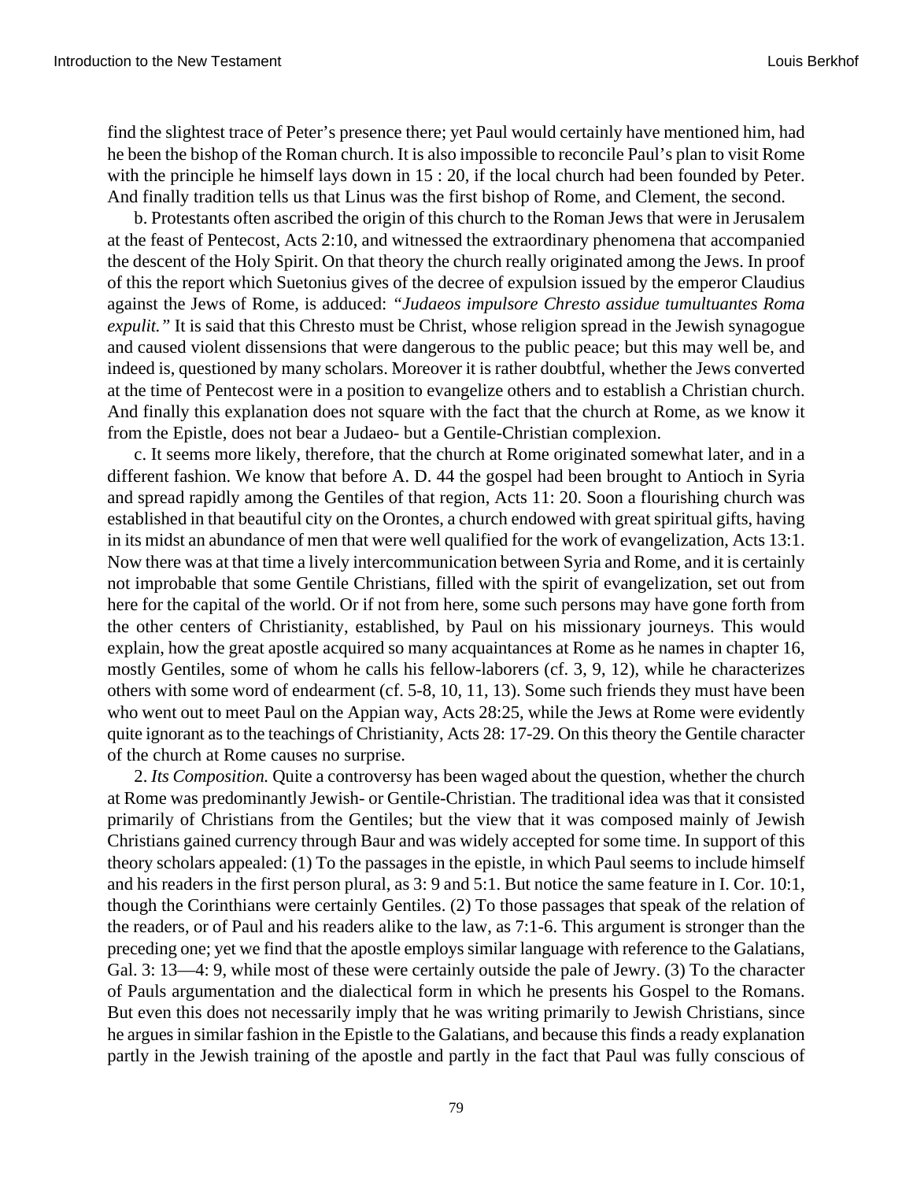find the slightest trace of Peter's presence there; yet Paul would certainly have mentioned him, had he been the bishop of the Roman church. It is also impossible to reconcile Paul's plan to visit Rome with the principle he himself lays down in 15 : 20, if the local church had been founded by Peter. And finally tradition tells us that Linus was the first bishop of Rome, and Clement, the second.

b. Protestants often ascribed the origin of this church to the Roman Jews that were in Jerusalem at the feast of Pentecost, Acts 2:10, and witnessed the extraordinary phenomena that accompanied the descent of the Holy Spirit. On that theory the church really originated among the Jews. In proof of this the report which Suetonius gives of the decree of expulsion issued by the emperor Claudius against the Jews of Rome, is adduced: *"Judaeos impulsore Chresto assidue tumultuantes Roma expulit."* It is said that this Chresto must be Christ, whose religion spread in the Jewish synagogue and caused violent dissensions that were dangerous to the public peace; but this may well be, and indeed is, questioned by many scholars. Moreover it is rather doubtful, whether the Jews converted at the time of Pentecost were in a position to evangelize others and to establish a Christian church. And finally this explanation does not square with the fact that the church at Rome, as we know it from the Epistle, does not bear a Judaeo- but a Gentile-Christian complexion.

c. It seems more likely, therefore, that the church at Rome originated somewhat later, and in a different fashion. We know that before A. D. 44 the gospel had been brought to Antioch in Syria and spread rapidly among the Gentiles of that region, Acts 11: 20. Soon a flourishing church was established in that beautiful city on the Orontes, a church endowed with great spiritual gifts, having in its midst an abundance of men that were well qualified for the work of evangelization, Acts 13:1. Now there was at that time a lively intercommunication between Syria and Rome, and it is certainly not improbable that some Gentile Christians, filled with the spirit of evangelization, set out from here for the capital of the world. Or if not from here, some such persons may have gone forth from the other centers of Christianity, established, by Paul on his missionary journeys. This would explain, how the great apostle acquired so many acquaintances at Rome as he names in chapter 16, mostly Gentiles, some of whom he calls his fellow-laborers (cf. 3, 9, 12), while he characterizes others with some word of endearment (cf. 5-8, 10, 11, 13). Some such friends they must have been who went out to meet Paul on the Appian way, Acts 28:25, while the Jews at Rome were evidently quite ignorant as to the teachings of Christianity, Acts 28: 17-29. On this theory the Gentile character of the church at Rome causes no surprise.

2. *Its Composition.* Quite a controversy has been waged about the question, whether the church at Rome was predominantly Jewish- or Gentile-Christian. The traditional idea was that it consisted primarily of Christians from the Gentiles; but the view that it was composed mainly of Jewish Christians gained currency through Baur and was widely accepted for some time. In support of this theory scholars appealed: (1) To the passages in the epistle, in which Paul seems to include himself and his readers in the first person plural, as 3: 9 and 5:1. But notice the same feature in I. Cor. 10:1, though the Corinthians were certainly Gentiles. (2) To those passages that speak of the relation of the readers, or of Paul and his readers alike to the law, as 7:1-6. This argument is stronger than the preceding one; yet we find that the apostle employs similar language with reference to the Galatians, Gal. 3: 13—4: 9, while most of these were certainly outside the pale of Jewry. (3) To the character of Pauls argumentation and the dialectical form in which he presents his Gospel to the Romans. But even this does not necessarily imply that he was writing primarily to Jewish Christians, since he argues in similar fashion in the Epistle to the Galatians, and because this finds a ready explanation partly in the Jewish training of the apostle and partly in the fact that Paul was fully conscious of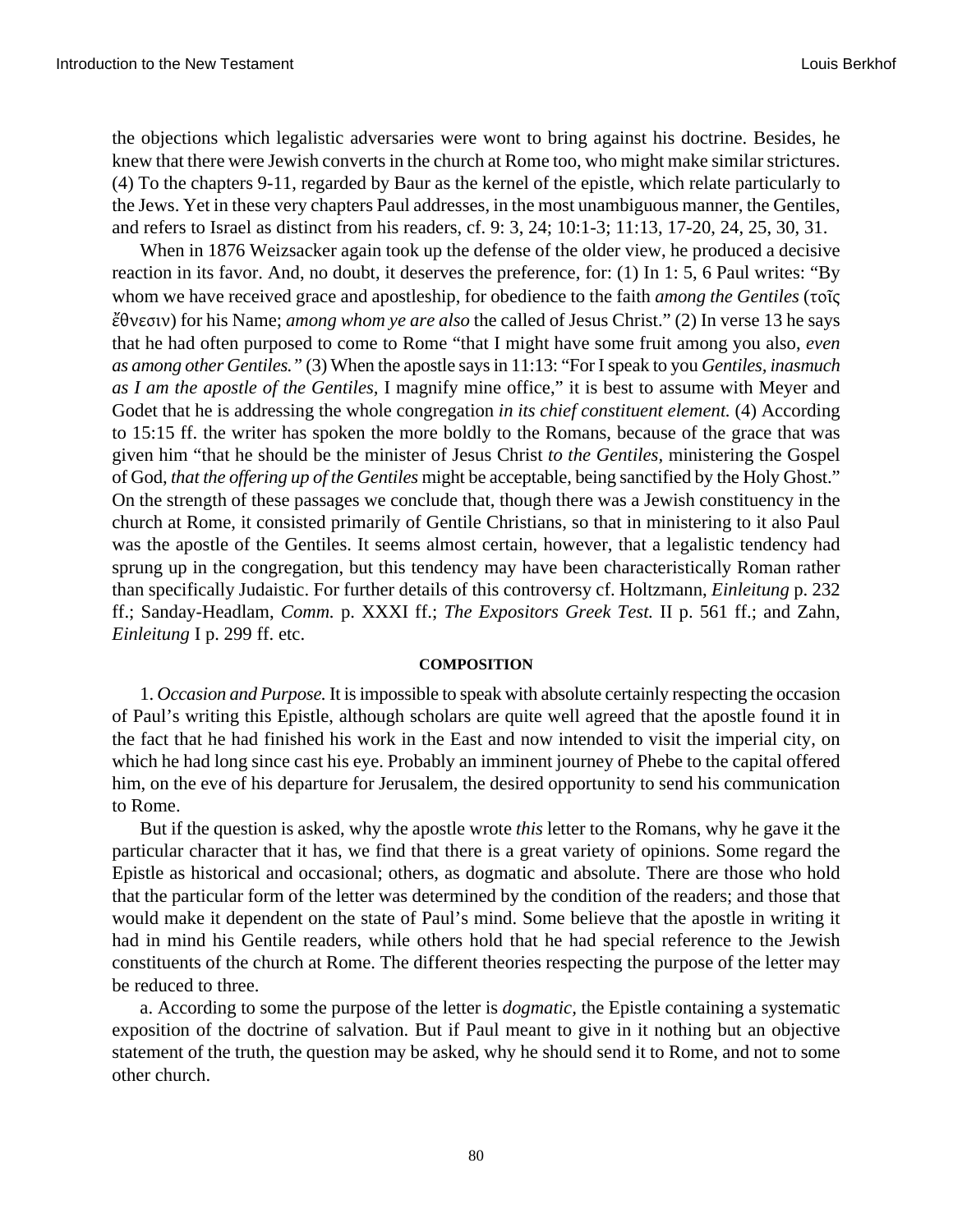the objections which legalistic adversaries were wont to bring against his doctrine. Besides, he knew that there were Jewish converts in the church at Rome too, who might make similar strictures. (4) To the chapters 9-11, regarded by Baur as the kernel of the epistle, which relate particularly to the Jews. Yet in these very chapters Paul addresses, in the most unambiguous manner, the Gentiles, and refers to Israel as distinct from his readers, cf. 9: 3, 24; 10:1-3; 11:13, 17-20, 24, 25, 30, 31.

When in 1876 Weizsacker again took up the defense of the older view, he produced a decisive reaction in its favor. And, no doubt, it deserves the preference, for: (1) In 1: 5, 6 Paul writes: "By whom we have received grace and apostleship, for obedience to the faith *among the Gentiles* (τοῖς ἔθνεσιν) for his Name; *among whom ye are also* the called of Jesus Christ." (2) In verse 13 he says that he had often purposed to come to Rome "that I might have some fruit among you also, *even as among other Gentiles.*" (3) When the apostle says in 11:13: "For I speak to you *Gentiles, inasmuch as I am the apostle of the Gentiles,* I magnify mine office," it is best to assume with Meyer and Godet that he is addressing the whole congregation *in its chief constituent element.* (4) According to 15:15 ff. the writer has spoken the more boldly to the Romans, because of the grace that was given him "that he should be the minister of Jesus Christ *to the Gentiles,* ministering the Gospel of God, *that the offering up of the Gentiles* might be acceptable, being sanctified by the Holy Ghost." On the strength of these passages we conclude that, though there was a Jewish constituency in the church at Rome, it consisted primarily of Gentile Christians, so that in ministering to it also Paul was the apostle of the Gentiles. It seems almost certain, however, that a legalistic tendency had sprung up in the congregation, but this tendency may have been characteristically Roman rather than specifically Judaistic. For further details of this controversy cf. Holtzmann, *Einleitung* p. 232 ff.; Sanday-Headlam, *Comm.* p. XXXI ff.; *The Expositors Greek Test.* II p. 561 ff.; and Zahn, *Einleitung* I p. 299 ff. etc.

#### COMPOSITION

1. *Occasion and Purpose.* It is impossible to speak with absolute certainly respecting the occasion of Paul's writing this Epistle, although scholars are quite well agreed that the apostle found it in the fact that he had finished his work in the East and now intended to visit the imperial city, on which he had long since cast his eye. Probably an imminent journey of Phebe to the capital offered him, on the eve of his departure for Jerusalem, the desired opportunity to send his communication to Rome.

But if the question is asked, why the apostle wrote *this* letter to the Romans, why he gave it the particular character that it has, we find that there is a great variety of opinions. Some regard the Epistle as historical and occasional; others, as dogmatic and absolute. There are those who hold that the particular form of the letter was determined by the condition of the readers; and those that would make it dependent on the state of Paul's mind. Some believe that the apostle in writing it had in mind his Gentile readers, while others hold that he had special reference to the Jewish constituents of the church at Rome. The different theories respecting the purpose of the letter may be reduced to three.

a. According to some the purpose of the letter is *dogmatic,* the Epistle containing a systematic exposition of the doctrine of salvation. But if Paul meant to give in it nothing but an objective statement of the truth, the question may be asked, why he should send it to Rome, and not to some other church.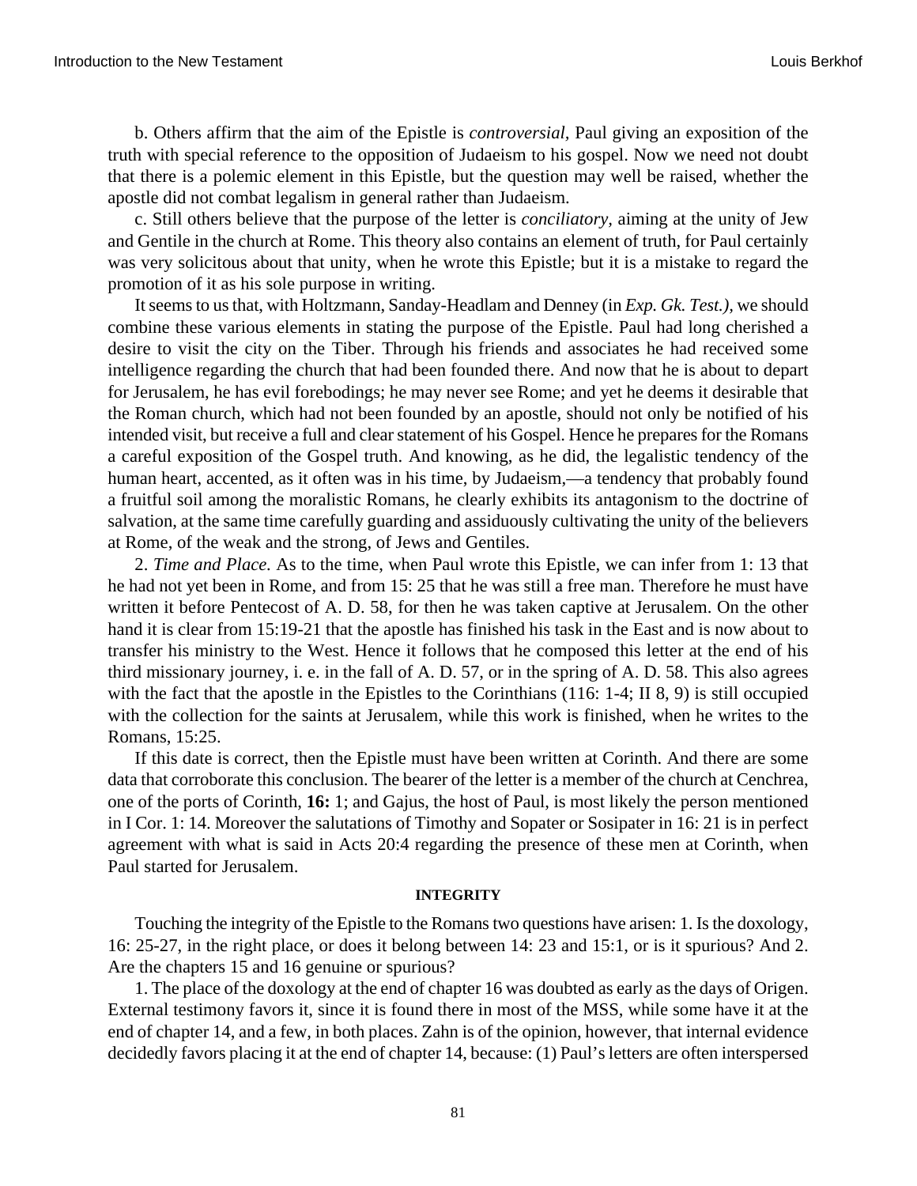b. Others affirm that the aim of the Epistle is *controversial*, Paul giving an exposition of the truth with special reference to the opposition of Judaeism to his gospel. Now we need not doubt that there is a polemic element in this Epistle, but the question may well be raised, whether the apostle did not combat legalism in general rather than Judaeism.

c. Still others believe that the purpose of the letter is *conciliatory*, aiming at the unity of Jew and Gentile in the church at Rome. This theory also contains an element of truth, for Paul certainly was very solicitous about that unity, when he wrote this Epistle; but it is a mistake to regard the promotion of it as his sole purpose in writing.

It seems to us that, with Holtzmann, Sanday-Headlam and Denney (in *Exp. Gk. Test.)*, we should combine these various elements in stating the purpose of the Epistle. Paul had long cherished a desire to visit the city on the Tiber. Through his friends and associates he had received some intelligence regarding the church that had been founded there. And now that he is about to depart for Jerusalem, he has evil forebodings; he may never see Rome; and yet he deems it desirable that the Roman church, which had not been founded by an apostle, should not only be notified of his intended visit, but receive a full and clear statement of his Gospel. Hence he prepares for the Romans a careful exposition of the Gospel truth. And knowing, as he did, the legalistic tendency of the human heart, accented, as it often was in his time, by Judaeism,—a tendency that probably found a fruitful soil among the moralistic Romans, he clearly exhibits its antagonism to the doctrine of salvation, at the same time carefully guarding and assiduously cultivating the unity of the believers at Rome, of the weak and the strong, of Jews and Gentiles.

2. *Time and Place.* As to the time, when Paul wrote this Epistle, we can infer from 1: 13 that he had not yet been in Rome, and from 15: 25 that he was still a free man. Therefore he must have written it before Pentecost of A. D. 58, for then he was taken captive at Jerusalem. On the other hand it is clear from 15:19-21 that the apostle has finished his task in the East and is now about to transfer his ministry to the West. Hence it follows that he composed this letter at the end of his third missionary journey, i. e. in the fall of A. D. 57, or in the spring of A. D. 58. This also agrees with the fact that the apostle in the Epistles to the Corinthians (116: 1-4; II 8, 9) is still occupied with the collection for the saints at Jerusalem, while this work is finished, when he writes to the Romans, 15:25.

If this date is correct, then the Epistle must have been written at Corinth. And there are some data that corroborate this conclusion. The bearer of the letter is a member of the church at Cenchrea, one of the ports of Corinth, **16:** 1; and Gajus, the host of Paul, is most likely the person mentioned in I Cor. 1: 14. Moreover the salutations of Timothy and Sopater or Sosipater in 16: 21 is in perfect agreement with what is said in Acts 20:4 regarding the presence of these men at Corinth, when Paul started for Jerusalem.

### INTEGRITY

Touching the integrity of the Epistle to the Romans two questions have arisen: 1. Is the doxology, 16: 25-27, in the right place, or does it belong between 14: 23 and 15:1, or is it spurious? And 2. Are the chapters 15 and 16 genuine or spurious?

1. The place of the doxology at the end of chapter 16 was doubted as early as the days of Origen. External testimony favors it, since it is found there in most of the MSS, while some have it at the end of chapter 14, and a few, in both places. Zahn is of the opinion, however, that internal evidence decidedly favors placing it at the end of chapter 14, because: (1) Paul's letters are often interspersed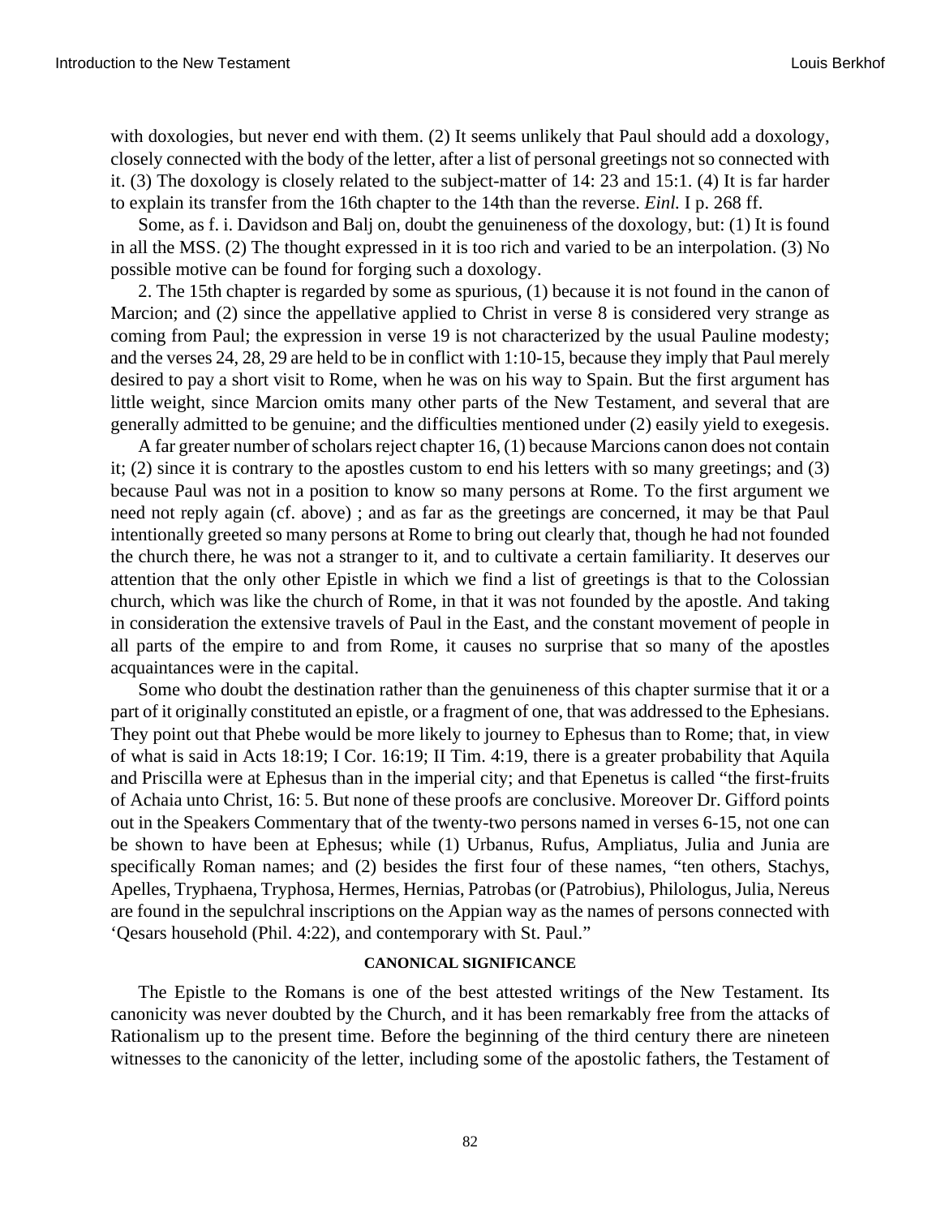with doxologies, but never end with them. (2) It seems unlikely that Paul should add a doxology, closely connected with the body of the letter, after a list of personal greetings not so connected with it. (3) The doxology is closely related to the subject-matter of 14: 23 and 15:1. (4) It is far harder to explain its transfer from the 16th chapter to the 14th than the reverse. *Einl.* I p. 268 ff.

Some, as f. i. Davidson and Balj on, doubt the genuineness of the doxology, but: (1) It is found in all the MSS. (2) The thought expressed in it is too rich and varied to be an interpolation. (3) No possible motive can be found for forging such a doxology.

2. The 15th chapter is regarded by some as spurious, (1) because it is not found in the canon of Marcion; and (2) since the appellative applied to Christ in verse 8 is considered very strange as coming from Paul; the expression in verse 19 is not characterized by the usual Pauline modesty; and the verses 24, 28, 29 are held to be in conflict with 1:10-15, because they imply that Paul merely desired to pay a short visit to Rome, when he was on his way to Spain. But the first argument has little weight, since Marcion omits many other parts of the New Testament, and several that are generally admitted to be genuine; and the difficulties mentioned under (2) easily yield to exegesis.

A far greater number of scholars reject chapter 16, (1) because Marcions canon does not contain it; (2) since it is contrary to the apostles custom to end his letters with so many greetings; and (3) because Paul was not in a position to know so many persons at Rome. To the first argument we need not reply again (cf. above) ; and as far as the greetings are concerned, it may be that Paul intentionally greeted so many persons at Rome to bring out clearly that, though he had not founded the church there, he was not a stranger to it, and to cultivate a certain familiarity. It deserves our attention that the only other Epistle in which we find a list of greetings is that to the Colossian church, which was like the church of Rome, in that it was not founded by the apostle. And taking in consideration the extensive travels of Paul in the East, and the constant movement of people in all parts of the empire to and from Rome, it causes no surprise that so many of the apostles acquaintances were in the capital.

Some who doubt the destination rather than the genuineness of this chapter surmise that it or a part of it originally constituted an epistle, or a fragment of one, that was addressed to the Ephesians. They point out that Phebe would be more likely to journey to Ephesus than to Rome; that, in view of what is said in Acts 18:19; I Cor. 16:19; II Tim. 4:19, there is a greater probability that Aquila and Priscilla were at Ephesus than in the imperial city; and that Epenetus is called "the first-fruits of Achaia unto Christ, 16: 5. But none of these proofs are conclusive. Moreover Dr. Gifford points out in the Speakers Commentary that of the twenty-two persons named in verses 6-15, not one can be shown to have been at Ephesus; while (1) Urbanus, Rufus, Ampliatus, Julia and Junia are specifically Roman names; and (2) besides the first four of these names, "ten others, Stachys, Apelles, Tryphaena, Tryphosa, Hermes, Hernias, Patrobas (or (Patrobius), Philologus, Julia, Nereus are found in the sepulchral inscriptions on the Appian way as the names of persons connected with 'Qesars household (Phil. 4:22), and contemporary with St. Paul."

### CANONICAL SIGNIFICANCE

The Epistle to the Romans is one of the best attested writings of the New Testament. Its canonicity was never doubted by the Church, and it has been remarkably free from the attacks of Rationalism up to the present time. Before the beginning of the third century there are nineteen witnesses to the canonicity of the letter, including some of the apostolic fathers, the Testament of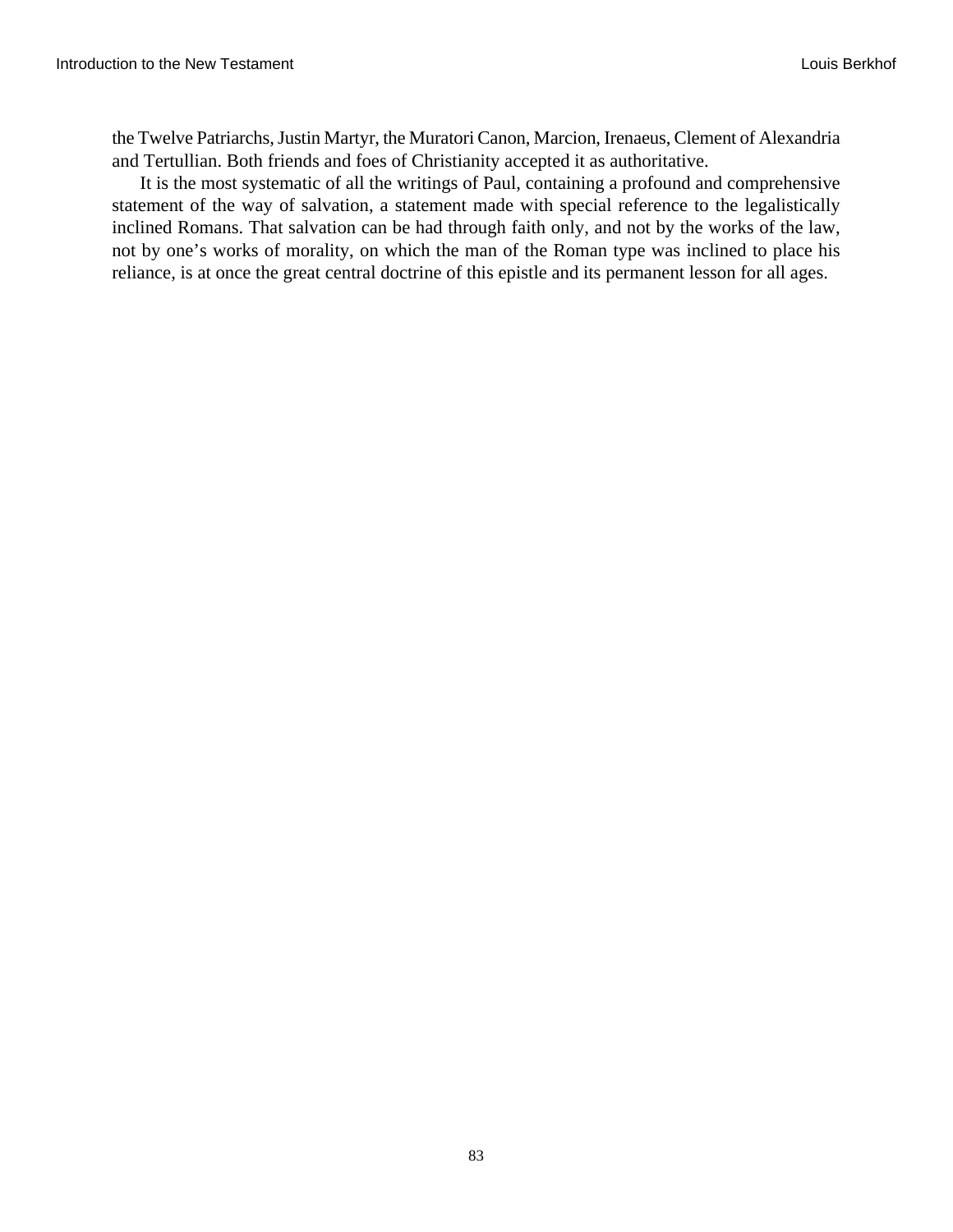the Twelve Patriarchs, Justin Martyr, the Muratori Canon, Marcion, Irenaeus, Clement of Alexandria and Tertullian. Both friends and foes of Christianity accepted it as authoritative.

It is the most systematic of all the writings of Paul, containing a profound and comprehensive statement of the way of salvation, a statement made with special reference to the legalistically inclined Romans. That salvation can be had through faith only, and not by the works of the law, not by one's works of morality, on which the man of the Roman type was inclined to place his reliance, is at once the great central doctrine of this epistle and its permanent lesson for all ages.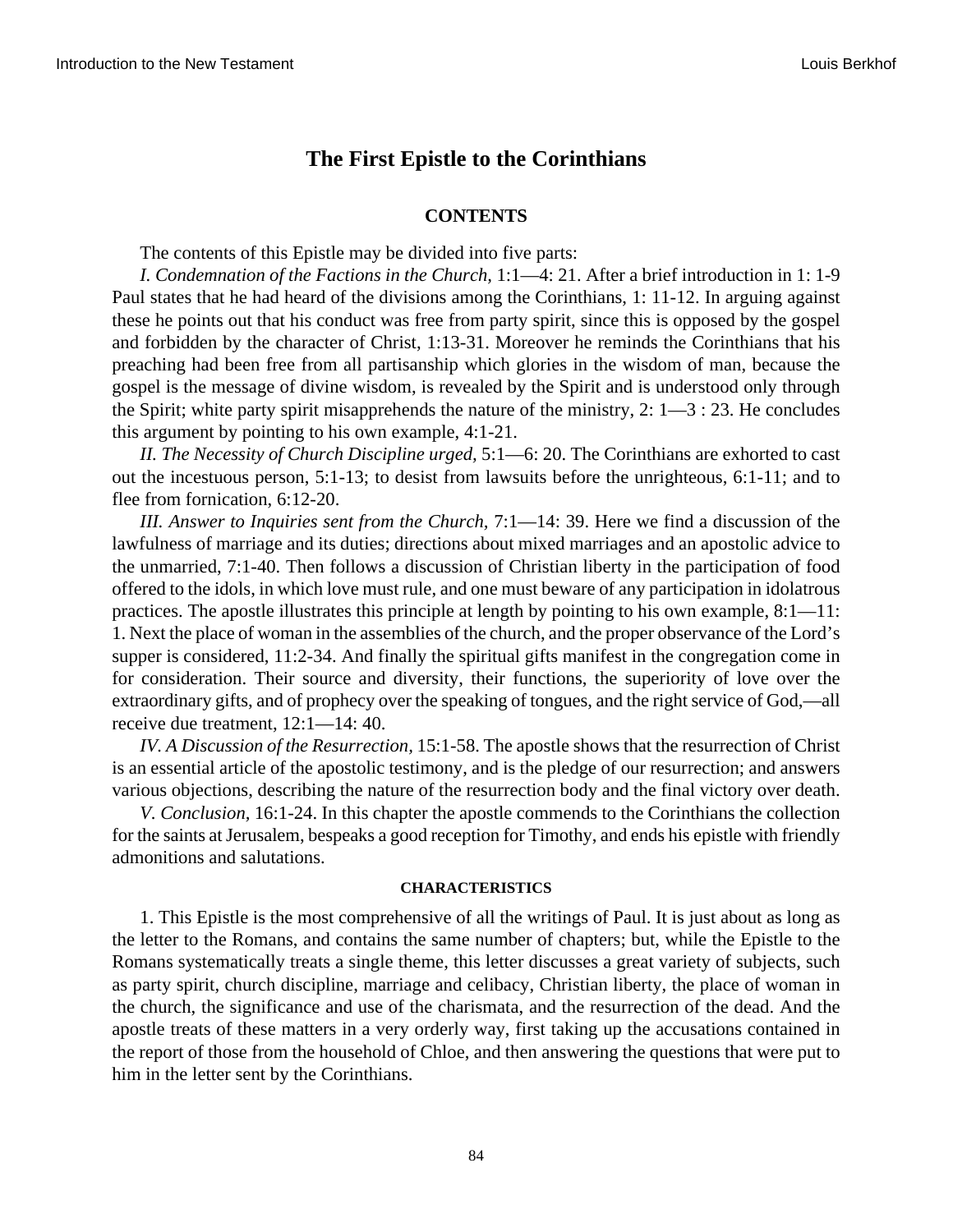## The First Epistle to the Corinthians

### CONTENTS

The contents of this Epistle may be divided into five parts:

*I. Condemnation of the Factions in the Church,* 1:1—4: 21. After a brief introduction in 1: 1-9 Paul states that he had heard of the divisions among the Corinthians, 1: 11-12. In arguing against these he points out that his conduct was free from party spirit, since this is opposed by the gospel and forbidden by the character of Christ, 1:13-31. Moreover he reminds the Corinthians that his preaching had been free from all partisanship which glories in the wisdom of man, because the gospel is the message of divine wisdom, is revealed by the Spirit and is understood only through the Spirit; white party spirit misapprehends the nature of the ministry, 2: 1—3 : 23. He concludes this argument by pointing to his own example, 4:1-21.

*II. The Necessity of Church Discipline urged,* 5:1—6: 20. The Corinthians are exhorted to cast out the incestuous person, 5:1-13; to desist from lawsuits before the unrighteous, 6:1-11; and to flee from fornication, 6:12-20.

*III. Answer to Inquiries sent from the Church,* 7:1—14: 39. Here we find a discussion of the lawfulness of marriage and its duties; directions about mixed marriages and an apostolic advice to the unmarried, 7:1-40. Then follows a discussion of Christian liberty in the participation of food offered to the idols, in which love must rule, and one must beware of any participation in idolatrous practices. The apostle illustrates this principle at length by pointing to his own example, 8:1—11: 1. Next the place of woman in the assemblies of the church, and the proper observance of the Lord's supper is considered, 11:2-34. And finally the spiritual gifts manifest in the congregation come in for consideration. Their source and diversity, their functions, the superiority of love over the extraordinary gifts, and of prophecy over the speaking of tongues, and the right service of God,—all receive due treatment, 12:1—14: 40.

*IV. A Discussion of the Resurrection,* 15:1-58. The apostle shows that the resurrection of Christ is an essential article of the apostolic testimony, and is the pledge of our resurrection; and answers various objections, describing the nature of the resurrection body and the final victory over death.

*V. Conclusion,* 16:1-24. In this chapter the apostle commends to the Corinthians the collection for the saints at Jerusalem, bespeaks a good reception for Timothy, and ends his epistle with friendly admonitions and salutations.

#### CHARACTERISTICS

1. This Epistle is the most comprehensive of all the writings of Paul. It is just about as long as the letter to the Romans, and contains the same number of chapters; but, while the Epistle to the Romans systematically treats a single theme, this letter discusses a great variety of subjects, such as party spirit, church discipline, marriage and celibacy, Christian liberty, the place of woman in the church, the significance and use of the charismata, and the resurrection of the dead. And the apostle treats of these matters in a very orderly way, first taking up the accusations contained in the report of those from the household of Chloe, and then answering the questions that were put to him in the letter sent by the Corinthians.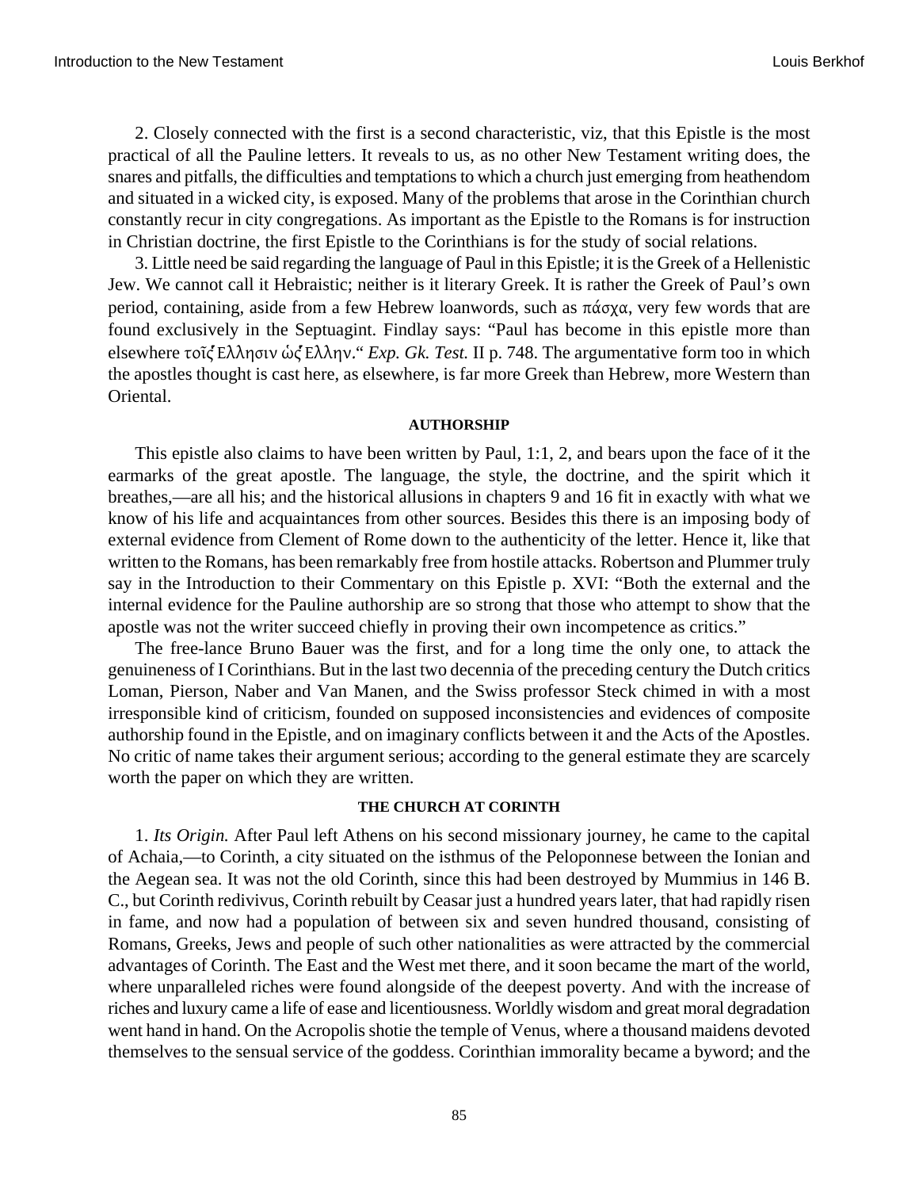2. Closely connected with the first is a second characteristic, viz, that this Epistle is the most practical of all the Pauline letters. It reveals to us, as no other New Testament writing does, the snares and pitfalls, the difficulties and temptations to which a church just emerging from heathendom and situated in a wicked city, is exposed. Many of the problems that arose in the Corinthian church constantly recur in city congregations. As important as the Epistle to the Romans is for instruction in Christian doctrine, the first Epistle to the Corinthians is for the study of social relations.

3. Little need be said regarding the language of Paul in this Epistle; it is the Greek of a Hellenistic Jew. We cannot call it Hebraistic; neither is it literary Greek. It is rather the Greek of Paul's own period, containing, aside from a few Hebrew loanwords, such as πάσχα, very few words that are found exclusively in the Septuagint. Findlay says: "Paul has become in this epistle more than elsewhere τοῖς Ελλησιν ὡς Ελλην." *Exp. Gk. Test.* II p. 748. The argumentative form too in which the apostles thought is cast here, as elsewhere, is far more Greek than Hebrew, more Western than Oriental.

#### AUTHORSHIP

This epistle also claims to have been written by Paul, 1:1, 2, and bears upon the face of it the earmarks of the great apostle. The language, the style, the doctrine, and the spirit which it breathes,—are all his; and the historical allusions in chapters 9 and 16 fit in exactly with what we know of his life and acquaintances from other sources. Besides this there is an imposing body of external evidence from Clement of Rome down to the authenticity of the letter. Hence it, like that written to the Romans, has been remarkably free from hostile attacks. Robertson and Plummer truly say in the Introduction to their Commentary on this Epistle p. XVI: "Both the external and the internal evidence for the Pauline authorship are so strong that those who attempt to show that the apostle was not the writer succeed chiefly in proving their own incompetence as critics."

The free-lance Bruno Bauer was the first, and for a long time the only one, to attack the genuineness of I Corinthians. But in the last two decennia of the preceding century the Dutch critics Loman, Pierson, Naber and Van Manen, and the Swiss professor Steck chimed in with a most irresponsible kind of criticism, founded on supposed inconsistencies and evidences of composite authorship found in the Epistle, and on imaginary conflicts between it and the Acts of the Apostles. No critic of name takes their argument serious; according to the general estimate they are scarcely worth the paper on which they are written.

#### THE CHURCH AT CORINTH

1. *Its Origin.* After Paul left Athens on his second missionary journey, he came to the capital of Achaia,—to Corinth, a city situated on the isthmus of the Peloponnese between the Ionian and the Aegean sea. It was not the old Corinth, since this had been destroyed by Mummius in 146 B. C., but Corinth redivivus, Corinth rebuilt by Ceasar just a hundred years later, that had rapidly risen in fame, and now had a population of between six and seven hundred thousand, consisting of Romans, Greeks, Jews and people of such other nationalities as were attracted by the commercial advantages of Corinth. The East and the West met there, and it soon became the mart of the world, where unparalleled riches were found alongside of the deepest poverty. And with the increase of riches and luxury came a life of ease and licentiousness. Worldly wisdom and great moral degradation went hand in hand. On the Acropolis shotie the temple of Venus, where a thousand maidens devoted themselves to the sensual service of the goddess. Corinthian immorality became a byword; and the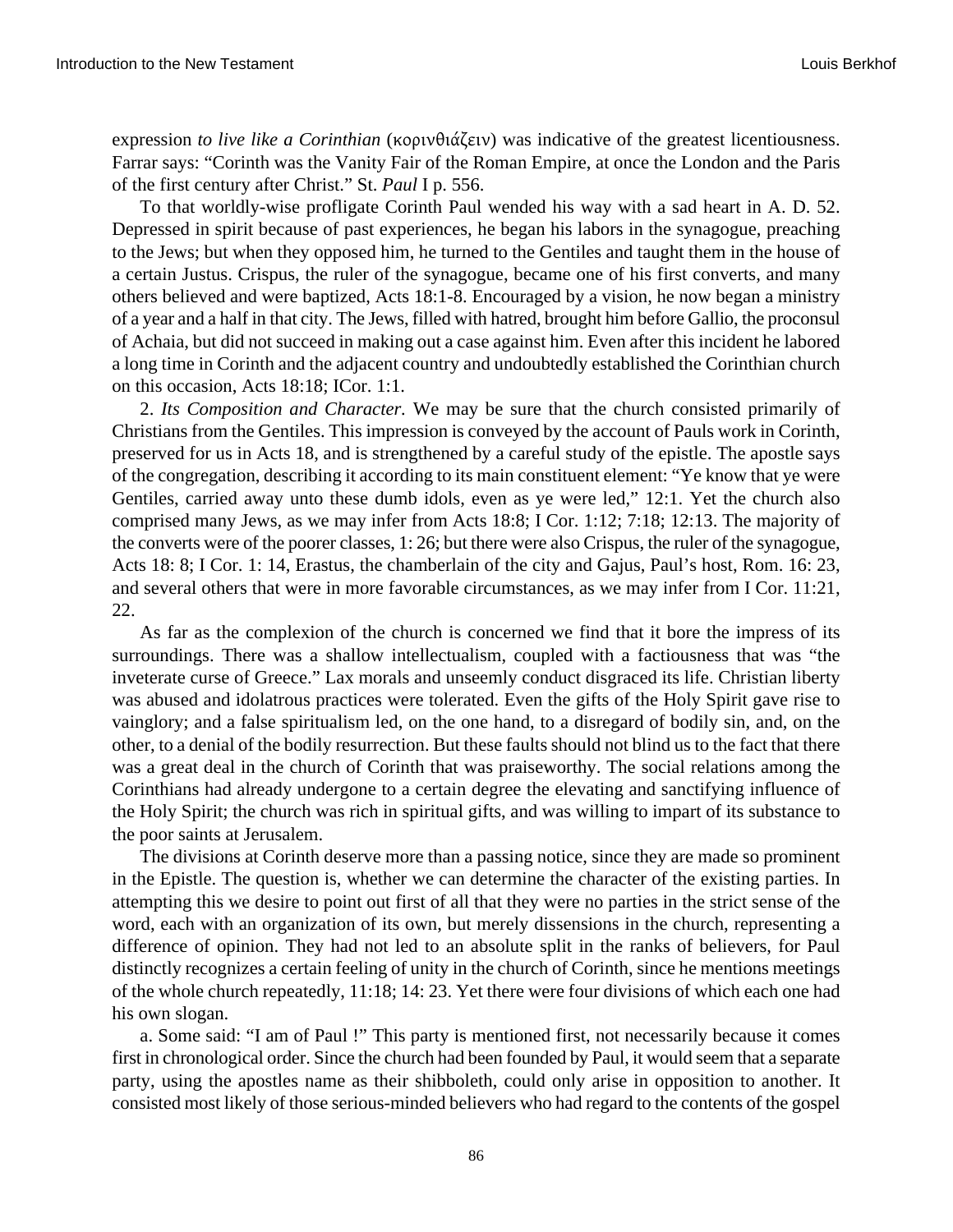expression *to live like a Corinthian* (κορινθιάζειν) was indicative of the greatest licentiousness. Farrar says: "Corinth was the Vanity Fair of the Roman Empire, at once the London and the Paris of the first century after Christ." St. *Paul* I p. 556.

To that worldly-wise profligate Corinth Paul wended his way with a sad heart in A. D. 52. Depressed in spirit because of past experiences, he began his labors in the synagogue, preaching to the Jews; but when they opposed him, he turned to the Gentiles and taught them in the house of a certain Justus. Crispus, the ruler of the synagogue, became one of his first converts, and many others believed and were baptized, Acts 18:1-8. Encouraged by a vision, he now began a ministry of a year and a half in that city. The Jews, filled with hatred, brought him before Gallio, the proconsul of Achaia, but did not succeed in making out a case against him. Even after this incident he labored a long time in Corinth and the adjacent country and undoubtedly established the Corinthian church on this occasion, Acts 18:18; ICor. 1:1.

2. *Its Composition and Character.* We may be sure that the church consisted primarily of Christians from the Gentiles. This impression is conveyed by the account of Pauls work in Corinth, preserved for us in Acts 18, and is strengthened by a careful study of the epistle. The apostle says of the congregation, describing it according to its main constituent element: "Ye know that ye were Gentiles, carried away unto these dumb idols, even as ye were led," 12:1. Yet the church also comprised many Jews, as we may infer from Acts 18:8; I Cor. 1:12; 7:18; 12:13. The majority of the converts were of the poorer classes, 1: 26; but there were also Crispus, the ruler of the synagogue, Acts 18: 8; I Cor. 1: 14, Erastus, the chamberlain of the city and Gajus, Paul's host, Rom. 16: 23, and several others that were in more favorable circumstances, as we may infer from I Cor. 11:21, 22.

As far as the complexion of the church is concerned we find that it bore the impress of its surroundings. There was a shallow intellectualism, coupled with a factiousness that was "the inveterate curse of Greece." Lax morals and unseemly conduct disgraced its life. Christian liberty was abused and idolatrous practices were tolerated. Even the gifts of the Holy Spirit gave rise to vainglory; and a false spiritualism led, on the one hand, to a disregard of bodily sin, and, on the other, to a denial of the bodily resurrection. But these faults should not blind us to the fact that there was a great deal in the church of Corinth that was praiseworthy. The social relations among the Corinthians had already undergone to a certain degree the elevating and sanctifying influence of the Holy Spirit; the church was rich in spiritual gifts, and was willing to impart of its substance to the poor saints at Jerusalem.

The divisions at Corinth deserve more than a passing notice, since they are made so prominent in the Epistle. The question is, whether we can determine the character of the existing parties. In attempting this we desire to point out first of all that they were no parties in the strict sense of the word, each with an organization of its own, but merely dissensions in the church, representing a difference of opinion. They had not led to an absolute split in the ranks of believers, for Paul distinctly recognizes a certain feeling of unity in the church of Corinth, since he mentions meetings of the whole church repeatedly, 11:18; 14: 23. Yet there were four divisions of which each one had his own slogan.

a. Some said: "I am of Paul !" This party is mentioned first, not necessarily because it comes first in chronological order. Since the church had been founded by Paul, it would seem that a separate party, using the apostles name as their shibboleth, could only arise in opposition to another. It consisted most likely of those serious-minded believers who had regard to the contents of the gospel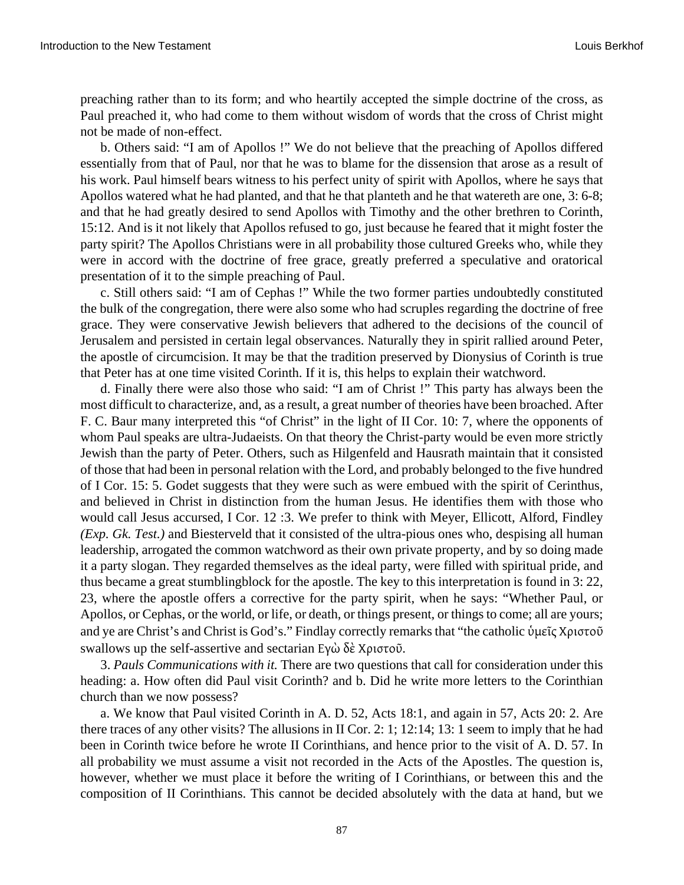preaching rather than to its form; and who heartily accepted the simple doctrine of the cross, as Paul preached it, who had come to them without wisdom of words that the cross of Christ might not be made of non-effect.

b. Others said: “I am of Apollos !” We do not believe that the preaching of Apollos differed essentially from that of Paul, nor that he was to blame for the dissension that arose as a result of his work. Paul himself bears witness to his perfect unity of spirit with Apollos, where he says that Apollos watered what he had planted, and that he that planteth and he that watereth are one, 3: 6-8; and that he had greatly desired to send Apollos with Timothy and the other brethren to Corinth, 15:12. And is it not likely that Apollos refused to go, just because he feared that it might foster the party spirit? The Apollos Christians were in all probability those cultured Greeks who, while they were in accord with the doctrine of free grace, greatly preferred a speculative and oratorical presentation of it to the simple preaching of Paul.

c. Still others said: “I am of Cephas !” While the two former parties undoubtedly constituted the bulk of the congregation, there were also some who had scruples regarding the doctrine of free grace. They were conservative Jewish believers that adhered to the decisions of the council of Jerusalem and persisted in certain legal observances. Naturally they in spirit rallied around Peter, the apostle of circumcision. It may be that the tradition preserved by Dionysius of Corinth is true that Peter has at one time visited Corinth. If it is, this helps to explain their watchword.

d. Finally there were also those who said: “I am of Christ !” This party has always been the most difficult to characterize, and, as a result, a great number of theories have been broached. After F. C. Baur many interpreted this “of Christ” in the light of II Cor. 10: 7, where the opponents of whom Paul speaks are ultra-Judaeists. On that theory the Christ-party would be even more strictly Jewish than the party of Peter. Others, such as Hilgenfeld and Hausrath maintain that it consisted of those that had been in personal relation with the Lord, and probably belonged to the five hundred of I Cor. 15: 5. Godet suggests that they were such as were embued with the spirit of Cerinthus, and believed in Christ in distinction from the human Jesus. He identifies them with those who would call Jesus accursed, I Cor. 12 :3. We prefer to think with Meyer, Ellicott, Alford, Findley *(Exp. Gk. Test.)* and Biesterveld that it consisted of the ultra-pious ones who, despising all human leadership, arrogated the common watchword as their own private property, and by so doing made it a party slogan. They regarded themselves as the ideal party, were filled with spiritual pride, and thus became a great stumblingblock for the apostle. The key to this interpretation is found in 3: 22, 23, where the apostle offers a corrective for the party spirit, when he says: “Whether Paul, or Apollos, or Cephas, or the world, or life, or death, or things present, or things to come; all are yours; and ye are Christ’s and Christ is God’s.” Findlay correctly remarks that “the catholic ὑμεῖς Χριστοῦ swallows up the self-assertive and sectarian Εγὼ δὲ Χριστοῦ.

3. *Pauls Communications with it.* There are two questions that call for consideration under this heading: a. How often did Paul visit Corinth? and b. Did he write more letters to the Corinthian church than we now possess?

a. We know that Paul visited Corinth in A. D. 52, Acts 18:1, and again in 57, Acts 20: 2. Are there traces of any other visits? The allusions in II Cor. 2: 1; 12:14; 13: 1 seem to imply that he had been in Corinth twice before he wrote II Corinthians, and hence prior to the visit of A. D. 57. In all probability we must assume a visit not recorded in the Acts of the Apostles. The question is, however, whether we must place it before the writing of I Corinthians, or between this and the composition of II Corinthians. This cannot be decided absolutely with the data at hand, but we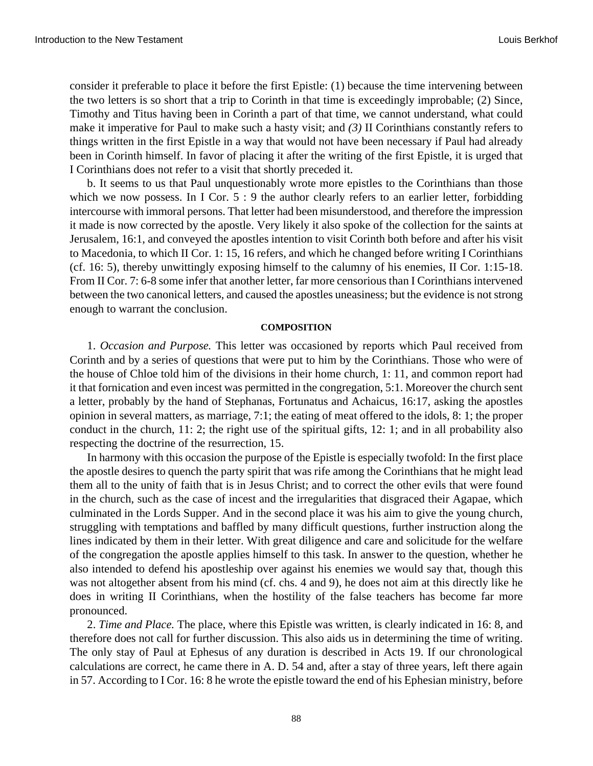consider it preferable to place it before the first Epistle: (1) because the time intervening between the two letters is so short that a trip to Corinth in that time is exceedingly improbable; (2) Since, Timothy and Titus having been in Corinth a part of that time, we cannot understand, what could make it imperative for Paul to make such a hasty visit; and *(3)* II Corinthians constantly refers to things written in the first Epistle in a way that would not have been necessary if Paul had already been in Corinth himself. In favor of placing it after the writing of the first Epistle, it is urged that I Corinthians does not refer to a visit that shortly preceded it.

b. It seems to us that Paul unquestionably wrote more epistles to the Corinthians than those which we now possess. In I Cor. 5 : 9 the author clearly refers to an earlier letter, forbidding intercourse with immoral persons. That letter had been misunderstood, and therefore the impression it made is now corrected by the apostle. Very likely it also spoke of the collection for the saints at Jerusalem, 16:1, and conveyed the apostles intention to visit Corinth both before and after his visit to Macedonia, to which II Cor. 1: 15, 16 refers, and which he changed before writing I Corinthians (cf. 16: 5), thereby unwittingly exposing himself to the calumny of his enemies, II Cor. 1:15-18. From II Cor. 7: 6-8 some infer that another letter, far more censorious than I Corinthians intervened between the two canonical letters, and caused the apostles uneasiness; but the evidence is not strong enough to warrant the conclusion.

#### COMPOSITION

1. *Occasion and Purpose.* This letter was occasioned by reports which Paul received from Corinth and by a series of questions that were put to him by the Corinthians. Those who were of the house of Chloe told him of the divisions in their home church, 1: 11, and common report had it that fornication and even incest was permitted in the congregation, 5:1. Moreover the church sent a letter, probably by the hand of Stephanas, Fortunatus and Achaicus, 16:17, asking the apostles opinion in several matters, as marriage, 7:1; the eating of meat offered to the idols, 8: 1; the proper conduct in the church, 11: 2; the right use of the spiritual gifts, 12: 1; and in all probability also respecting the doctrine of the resurrection, 15.

In harmony with this occasion the purpose of the Epistle is especially twofold: In the first place the apostle desires to quench the party spirit that was rife among the Corinthians that he might lead them all to the unity of faith that is in Jesus Christ; and to correct the other evils that were found in the church, such as the case of incest and the irregularities that disgraced their Agapae, which culminated in the Lords Supper. And in the second place it was his aim to give the young church, struggling with temptations and baffled by many difficult questions, further instruction along the lines indicated by them in their letter. With great diligence and care and solicitude for the welfare of the congregation the apostle applies himself to this task. In answer to the question, whether he also intended to defend his apostleship over against his enemies we would say that, though this was not altogether absent from his mind (cf. chs. 4 and 9), he does not aim at this directly like he does in writing II Corinthians, when the hostility of the false teachers has become far more pronounced.

2. *Time and Place.* The place, where this Epistle was written, is clearly indicated in 16: 8, and therefore does not call for further discussion. This also aids us in determining the time of writing. The only stay of Paul at Ephesus of any duration is described in Acts 19. If our chronological calculations are correct, he came there in A. D. 54 and, after a stay of three years, left there again in 57. According to I Cor. 16: 8 he wrote the epistle toward the end of his Ephesian ministry, before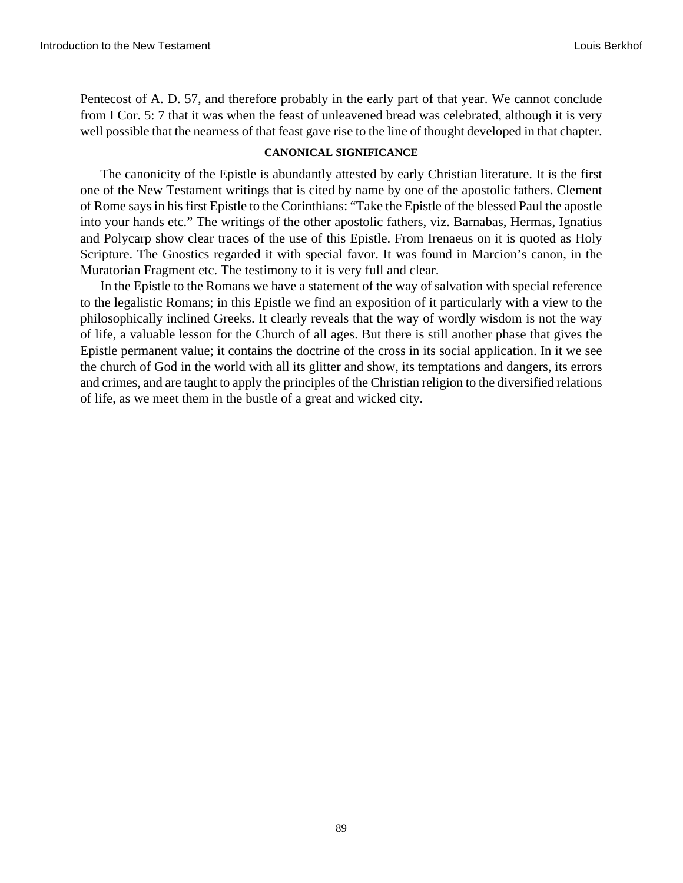Pentecost of A. D. 57, and therefore probably in the early part of that year. We cannot conclude from I Cor. 5: 7 that it was when the feast of unleavened bread was celebrated, although it is very well possible that the nearness of that feast gave rise to the line of thought developed in that chapter.

### CANONICAL SIGNIFICANCE

The canonicity of the Epistle is abundantly attested by early Christian literature. It is the first one of the New Testament writings that is cited by name by one of the apostolic fathers. Clement of Rome says in his first Epistle to the Corinthians: “Take the Epistle of the blessed Paul the apostle into your hands etc.” The writings of the other apostolic fathers, viz. Barnabas, Hermas, Ignatius and Polycarp show clear traces of the use of this Epistle. From Irenaeus on it is quoted as Holy Scripture. The Gnostics regarded it with special favor. It was found in Marcion’s canon, in the Muratorian Fragment etc. The testimony to it is very full and clear.

In the Epistle to the Romans we have a statement of the way of salvation with special reference to the legalistic Romans; in this Epistle we find an exposition of it particularly with a view to the philosophically inclined Greeks. It clearly reveals that the way of wordly wisdom is not the way of life, a valuable lesson for the Church of all ages. But there is still another phase that gives the Epistle permanent value; it contains the doctrine of the cross in its social application. In it we see the church of God in the world with all its glitter and show, its temptations and dangers, its errors and crimes, and are taught to apply the principles of the Christian religion to the diversified relations of life, as we meet them in the bustle of a great and wicked city.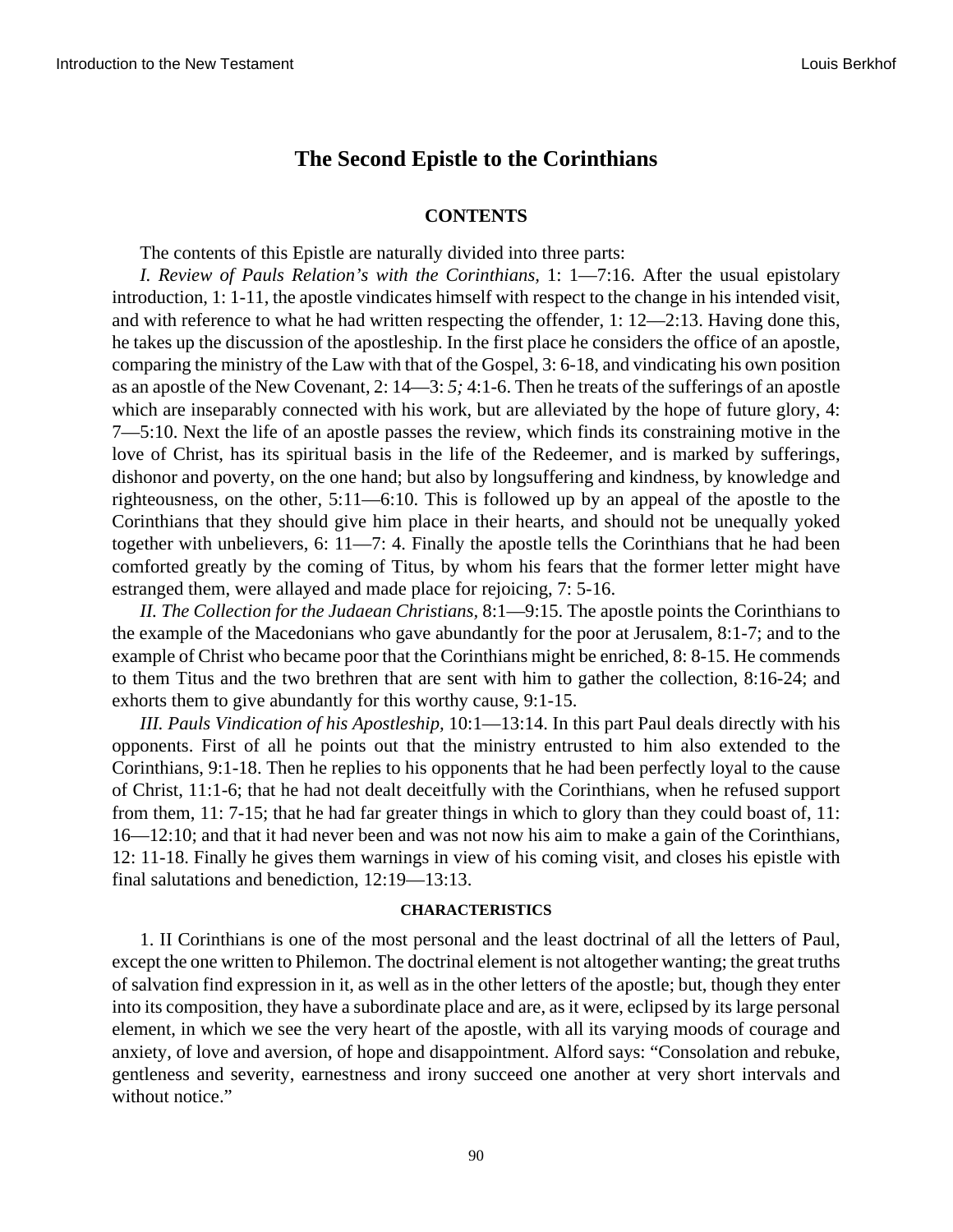## The Second Epistle to the Corinthians

### CONTENTS

The contents of this Epistle are naturally divided into three parts:

*I. Review of Pauls Relation's with the Corinthians,* 1: 1—7:16. After the usual epistolary introduction, 1: 1-11, the apostle vindicates himself with respect to the change in his intended visit, and with reference to what he had written respecting the offender, 1: 12—2:13. Having done this, he takes up the discussion of the apostleship. In the first place he considers the office of an apostle, comparing the ministry of the Law with that of the Gospel, 3: 6-18, and vindicating his own position as an apostle of the New Covenant, 2: 14—3: *5;* 4:1-6. Then he treats of the sufferings of an apostle which are inseparably connected with his work, but are alleviated by the hope of future glory, 4: 7—5:10. Next the life of an apostle passes the review, which finds its constraining motive in the love of Christ, has its spiritual basis in the life of the Redeemer, and is marked by sufferings, dishonor and poverty, on the one hand; but also by longsuffering and kindness, by knowledge and righteousness, on the other, 5:11—6:10. This is followed up by an appeal of the apostle to the Corinthians that they should give him place in their hearts, and should not be unequally yoked together with unbelievers, 6: 11—7: 4. Finally the apostle tells the Corinthians that he had been comforted greatly by the coming of Titus, by whom his fears that the former letter might have estranged them, were allayed and made place for rejoicing, 7: 5-16.

*II. The Collection for the Judaean Christians,* 8:1—9:15. The apostle points the Corinthians to the example of the Macedonians who gave abundantly for the poor at Jerusalem, 8:1-7; and to the example of Christ who became poor that the Corinthians might be enriched, 8: 8-15. He commends to them Titus and the two brethren that are sent with him to gather the collection, 8:16-24; and exhorts them to give abundantly for this worthy cause, 9:1-15.

*III. Pauls Vindication of his Apostleship,* 10:1—13:14. In this part Paul deals directly with his opponents. First of all he points out that the ministry entrusted to him also extended to the Corinthians, 9:1-18. Then he replies to his opponents that he had been perfectly loyal to the cause of Christ, 11:1-6; that he had not dealt deceitfully with the Corinthians, when he refused support from them, 11: 7-15; that he had far greater things in which to glory than they could boast of, 11: 16—12:10; and that it had never been and was not now his aim to make a gain of the Corinthians, 12: 11-18. Finally he gives them warnings in view of his coming visit, and closes his epistle with final salutations and benediction, 12:19—13:13.

#### CHARACTERISTICS

1. II Corinthians is one of the most personal and the least doctrinal of all the letters of Paul, except the one written to Philemon. The doctrinal element is not altogether wanting; the great truths of salvation find expression in it, as well as in the other letters of the apostle; but, though they enter into its composition, they have a subordinate place and are, as it were, eclipsed by its large personal element, in which we see the very heart of the apostle, with all its varying moods of courage and anxiety, of love and aversion, of hope and disappointment. Alford says: "Consolation and rebuke, gentleness and severity, earnestness and irony succeed one another at very short intervals and without notice."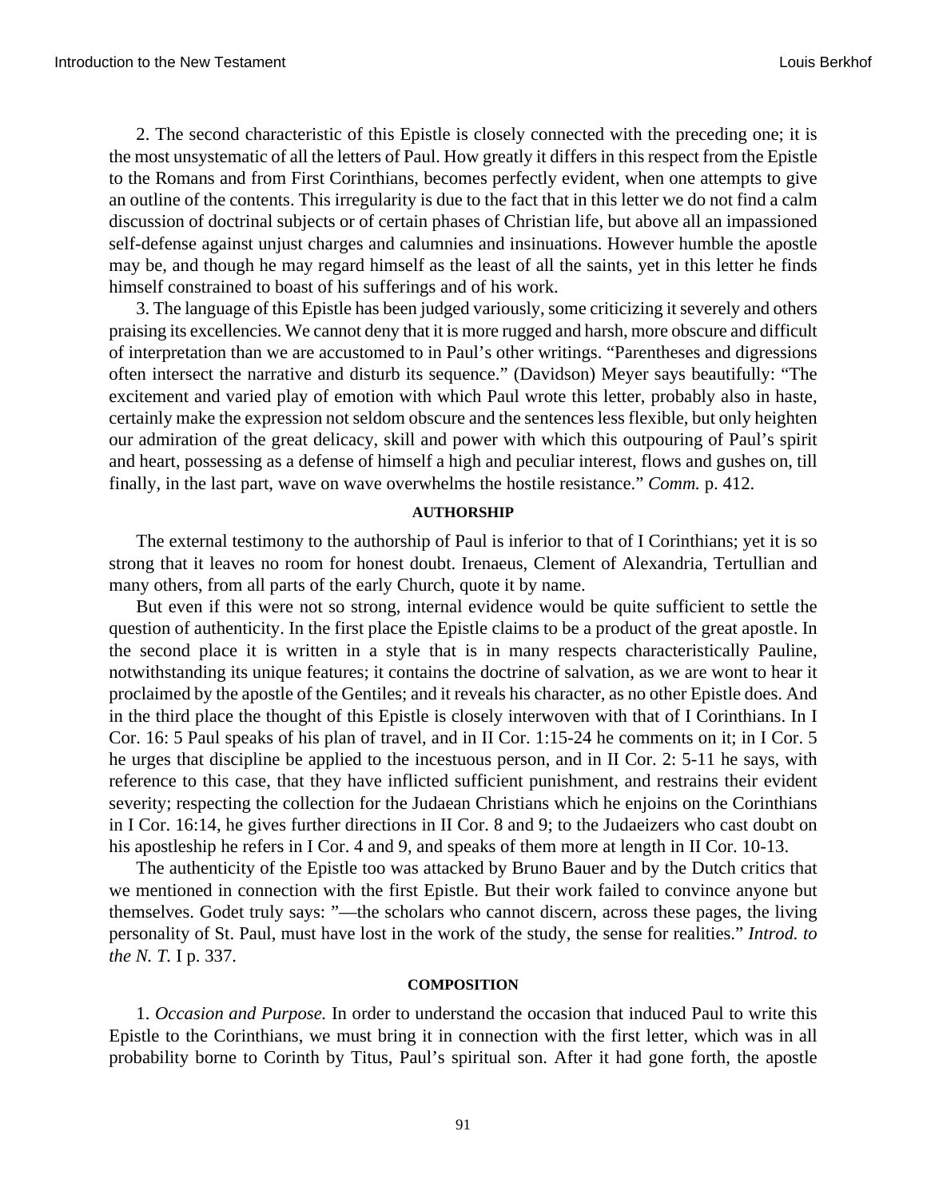2. The second characteristic of this Epistle is closely connected with the preceding one; it is the most unsystematic of all the letters of Paul. How greatly it differs in this respect from the Epistle to the Romans and from First Corinthians, becomes perfectly evident, when one attempts to give an outline of the contents. This irregularity is due to the fact that in this letter we do not find a calm discussion of doctrinal subjects or of certain phases of Christian life, but above all an impassioned self-defense against unjust charges and calumnies and insinuations. However humble the apostle may be, and though he may regard himself as the least of all the saints, yet in this letter he finds himself constrained to boast of his sufferings and of his work.

3. The language of this Epistle has been judged variously, some criticizing it severely and others praising its excellencies. We cannot deny that it is more rugged and harsh, more obscure and difficult of interpretation than we are accustomed to in Paul's other writings. "Parentheses and digressions often intersect the narrative and disturb its sequence." (Davidson) Meyer says beautifully: "The excitement and varied play of emotion with which Paul wrote this letter, probably also in haste, certainly make the expression not seldom obscure and the sentences less flexible, but only heighten our admiration of the great delicacy, skill and power with which this outpouring of Paul's spirit and heart, possessing as a defense of himself a high and peculiar interest, flows and gushes on, till finally, in the last part, wave on wave overwhelms the hostile resistance." *Comm.* p. 412.

#### AUTHORSHIP

The external testimony to the authorship of Paul is inferior to that of I Corinthians; yet it is so strong that it leaves no room for honest doubt. Irenaeus, Clement of Alexandria, Tertullian and many others, from all parts of the early Church, quote it by name.

But even if this were not so strong, internal evidence would be quite sufficient to settle the question of authenticity. In the first place the Epistle claims to be a product of the great apostle. In the second place it is written in a style that is in many respects characteristically Pauline, notwithstanding its unique features; it contains the doctrine of salvation, as we are wont to hear it proclaimed by the apostle of the Gentiles; and it reveals his character, as no other Epistle does. And in the third place the thought of this Epistle is closely interwoven with that of I Corinthians. In I Cor. 16: 5 Paul speaks of his plan of travel, and in II Cor. 1:15-24 he comments on it; in I Cor. 5 he urges that discipline be applied to the incestuous person, and in II Cor. 2: 5-11 he says, with reference to this case, that they have inflicted sufficient punishment, and restrains their evident severity; respecting the collection for the Judaean Christians which he enjoins on the Corinthians in I Cor. 16:14, he gives further directions in II Cor. 8 and 9; to the Judaeizers who cast doubt on his apostleship he refers in I Cor. 4 and 9, and speaks of them more at length in II Cor. 10-13.

The authenticity of the Epistle too was attacked by Bruno Bauer and by the Dutch critics that we mentioned in connection with the first Epistle. But their work failed to convince anyone but themselves. Godet truly says: "—the scholars who cannot discern, across these pages, the living personality of St. Paul, must have lost in the work of the study, the sense for realities." *Introd. to the N. T.* I p. 337.

#### COMPOSITION

1. *Occasion and Purpose.* In order to understand the occasion that induced Paul to write this Epistle to the Corinthians, we must bring it in connection with the first letter, which was in all probability borne to Corinth by Titus, Paul's spiritual son. After it had gone forth, the apostle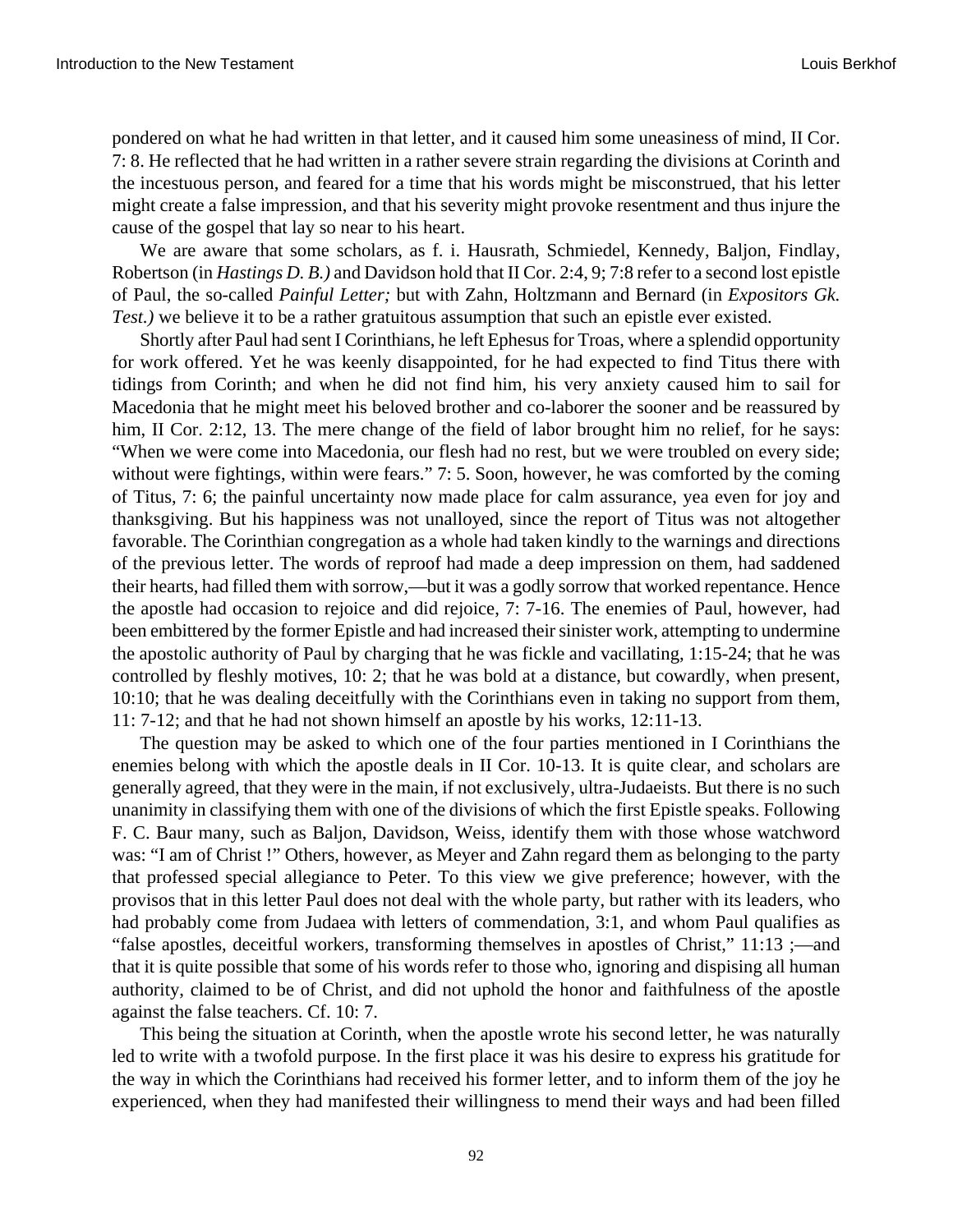pondered on what he had written in that letter, and it caused him some uneasiness of mind, II Cor. 7: 8. He reflected that he had written in a rather severe strain regarding the divisions at Corinth and the incestuous person, and feared for a time that his words might be misconstrued, that his letter might create a false impression, and that his severity might provoke resentment and thus injure the cause of the gospel that lay so near to his heart.

We are aware that some scholars, as f. i. Hausrath, Schmiedel, Kennedy, Baljon, Findlay, Robertson (in *Hastings D. B.)* and Davidson hold that II Cor. 2:4, 9; 7:8 refer to a second lost epistle of Paul, the so-called *Painful Letter;* but with Zahn, Holtzmann and Bernard (in *Expositors Gk. Test.)* we believe it to be a rather gratuitous assumption that such an epistle ever existed.

Shortly after Paul had sent I Corinthians, he left Ephesus for Troas, where a splendid opportunity for work offered. Yet he was keenly disappointed, for he had expected to find Titus there with tidings from Corinth; and when he did not find him, his very anxiety caused him to sail for Macedonia that he might meet his beloved brother and co-laborer the sooner and be reassured by him, II Cor. 2:12, 13. The mere change of the field of labor brought him no relief, for he says: "When we were come into Macedonia, our flesh had no rest, but we were troubled on every side; without were fightings, within were fears." 7: 5. Soon, however, he was comforted by the coming of Titus, 7: 6; the painful uncertainty now made place for calm assurance, yea even for joy and thanksgiving. But his happiness was not unalloyed, since the report of Titus was not altogether favorable. The Corinthian congregation as a whole had taken kindly to the warnings and directions of the previous letter. The words of reproof had made a deep impression on them, had saddened their hearts, had filled them with sorrow,—but it was a godly sorrow that worked repentance. Hence the apostle had occasion to rejoice and did rejoice, 7: 7-16. The enemies of Paul, however, had been embittered by the former Epistle and had increased their sinister work, attempting to undermine the apostolic authority of Paul by charging that he was fickle and vacillating, 1:15-24; that he was controlled by fleshly motives, 10: 2; that he was bold at a distance, but cowardly, when present, 10:10; that he was dealing deceitfully with the Corinthians even in taking no support from them, 11: 7-12; and that he had not shown himself an apostle by his works, 12:11-13.

The question may be asked to which one of the four parties mentioned in I Corinthians the enemies belong with which the apostle deals in II Cor. 10-13. It is quite clear, and scholars are generally agreed, that they were in the main, if not exclusively, ultra-Judaeists. But there is no such unanimity in classifying them with one of the divisions of which the first Epistle speaks. Following F. C. Baur many, such as Baljon, Davidson, Weiss, identify them with those whose watchword was: "I am of Christ !" Others, however, as Meyer and Zahn regard them as belonging to the party that professed special allegiance to Peter. To this view we give preference; however, with the provisos that in this letter Paul does not deal with the whole party, but rather with its leaders, who had probably come from Judaea with letters of commendation, 3:1, and whom Paul qualifies as "false apostles, deceitful workers, transforming themselves in apostles of Christ," 11:13 ;—and that it is quite possible that some of his words refer to those who, ignoring and dispising all human authority, claimed to be of Christ, and did not uphold the honor and faithfulness of the apostle against the false teachers. Cf. 10: 7.

This being the situation at Corinth, when the apostle wrote his second letter, he was naturally led to write with a twofold purpose. In the first place it was his desire to express his gratitude for the way in which the Corinthians had received his former letter, and to inform them of the joy he experienced, when they had manifested their willingness to mend their ways and had been filled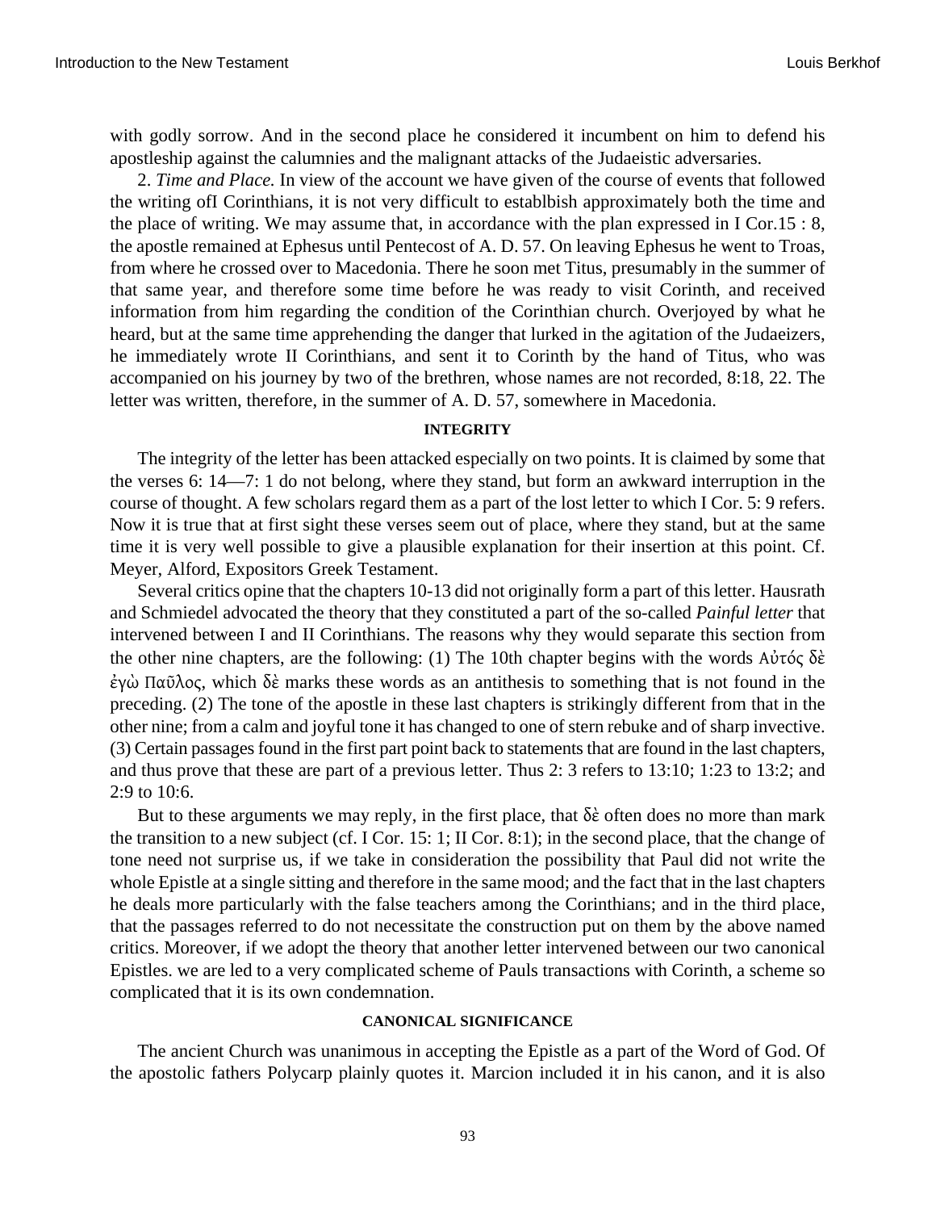with godly sorrow. And in the second place he considered it incumbent on him to defend his apostleship against the calumnies and the malignant attacks of the Judaeistic adversaries.

2. *Time and Place.* In view of the account we have given of the course of events that followed the writing ofI Corinthians, it is not very difficult to establbish approximately both the time and the place of writing. We may assume that, in accordance with the plan expressed in I Cor.15 : 8, the apostle remained at Ephesus until Pentecost of A. D. 57. On leaving Ephesus he went to Troas, from where he crossed over to Macedonia. There he soon met Titus, presumably in the summer of that same year, and therefore some time before he was ready to visit Corinth, and received information from him regarding the condition of the Corinthian church. Overjoyed by what he heard, but at the same time apprehending the danger that lurked in the agitation of the Judaeizers, he immediately wrote II Corinthians, and sent it to Corinth by the hand of Titus, who was accompanied on his journey by two of the brethren, whose names are not recorded, 8:18, 22. The letter was written, therefore, in the summer of A. D. 57, somewhere in Macedonia.

### INTEGRITY

The integrity of the letter has been attacked especially on two points. It is claimed by some that the verses 6: 14—7: 1 do not belong, where they stand, but form an awkward interruption in the course of thought. A few scholars regard them as a part of the lost letter to which I Cor. 5: 9 refers. Now it is true that at first sight these verses seem out of place, where they stand, but at the same time it is very well possible to give a plausible explanation for their insertion at this point. Cf. Meyer, Alford, Expositors Greek Testament.

Several critics opine that the chapters 10-13 did not originally form a part of this letter. Hausrath and Schmiedel advocated the theory that they constituted a part of the so-called *Painful letter* that intervened between I and II Corinthians. The reasons why they would separate this section from the other nine chapters, are the following: (1) The 10th chapter begins with the words Αὐτός δὲ ἐγὼ Παῦλος, which δὲ marks these words as an antithesis to something that is not found in the preceding. (2) The tone of the apostle in these last chapters is strikingly different from that in the other nine; from a calm and joyful tone it has changed to one of stern rebuke and of sharp invective. (3) Certain passages found in the first part point back to statements that are found in the last chapters, and thus prove that these are part of a previous letter. Thus 2: 3 refers to 13:10; 1:23 to 13:2; and 2:9 to 10:6.

But to these arguments we may reply, in the first place, that δὲ often does no more than mark the transition to a new subject (cf. I Cor. 15: 1; II Cor. 8:1); in the second place, that the change of tone need not surprise us, if we take in consideration the possibility that Paul did not write the whole Epistle at a single sitting and therefore in the same mood; and the fact that in the last chapters he deals more particularly with the false teachers among the Corinthians; and in the third place, that the passages referred to do not necessitate the construction put on them by the above named critics. Moreover, if we adopt the theory that another letter intervened between our two canonical Epistles. we are led to a very complicated scheme of Pauls transactions with Corinth, a scheme so complicated that it is its own condemnation.

### CANONICAL SIGNIFICANCE

The ancient Church was unanimous in accepting the Epistle as a part of the Word of God. Of the apostolic fathers Polycarp plainly quotes it. Marcion included it in his canon, and it is also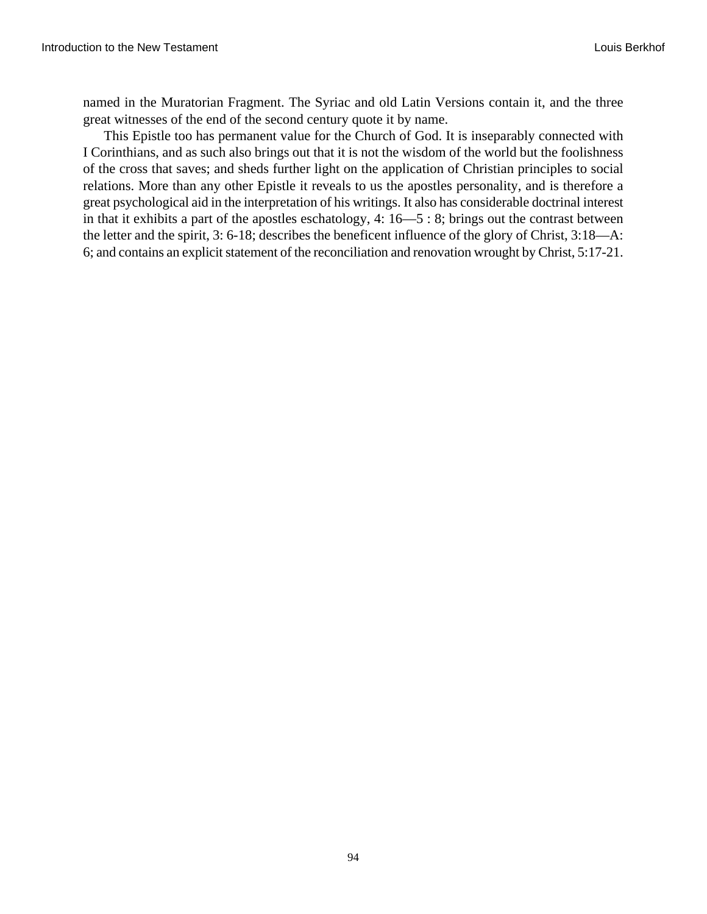named in the Muratorian Fragment. The Syriac and old Latin Versions contain it, and the three great witnesses of the end of the second century quote it by name.

This Epistle too has permanent value for the Church of God. It is inseparably connected with I Corinthians, and as such also brings out that it is not the wisdom of the world but the foolishness of the cross that saves; and sheds further light on the application of Christian principles to social relations. More than any other Epistle it reveals to us the apostles personality, and is therefore a great psychological aid in the interpretation of his writings. It also has considerable doctrinal interest in that it exhibits a part of the apostles eschatology, 4: 16—5 : 8; brings out the contrast between the letter and the spirit, 3: 6-18; describes the beneficent influence of the glory of Christ, 3:18—A: 6; and contains an explicit statement of the reconciliation and renovation wrought by Christ, 5:17-21.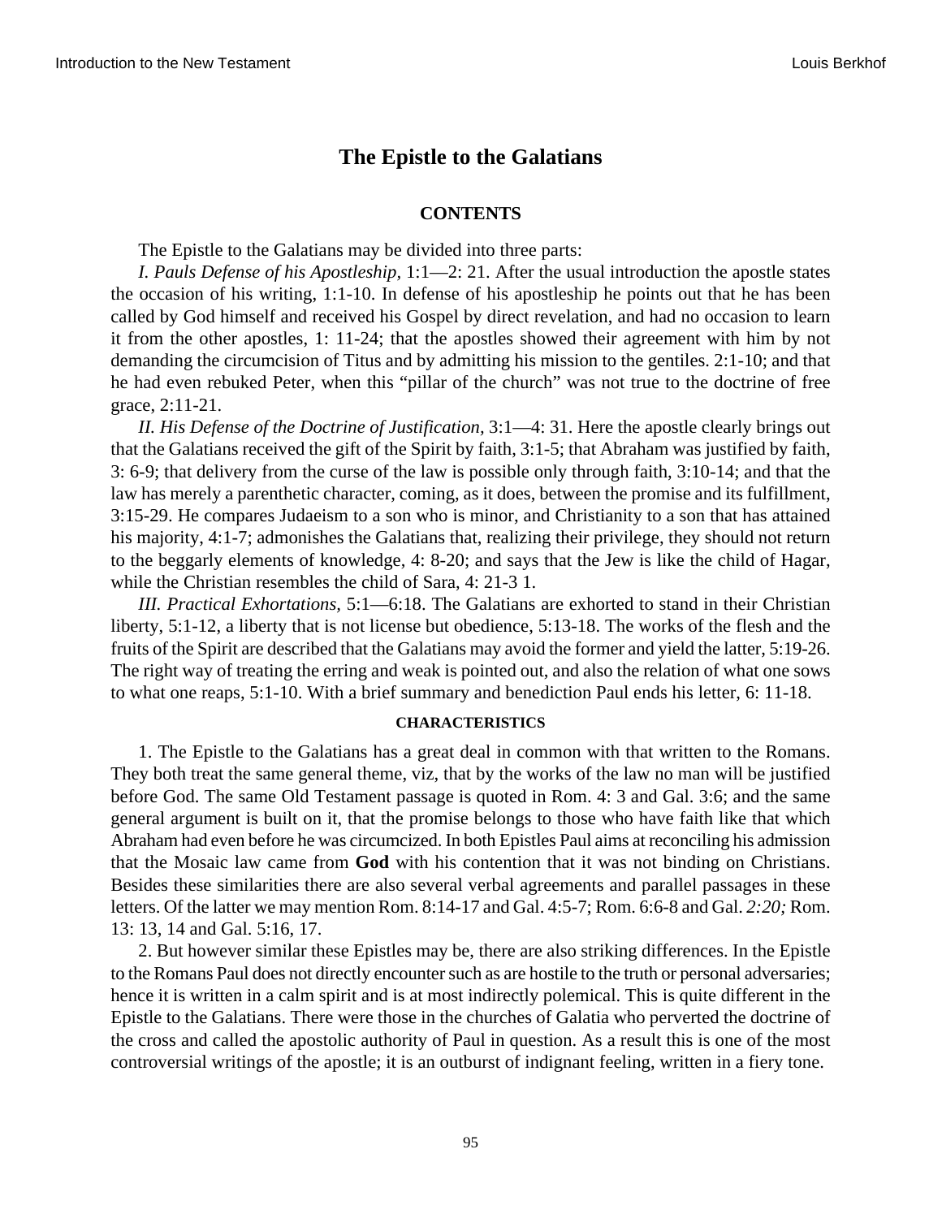## The Epistle to the Galatians

### CONTENTS

The Epistle to the Galatians may be divided into three parts:

*I. Pauls Defense of his Apostleship,* 1:1—2: 21. After the usual introduction the apostle states the occasion of his writing, 1:1-10. In defense of his apostleship he points out that he has been called by God himself and received his Gospel by direct revelation, and had no occasion to learn it from the other apostles, 1: 11-24; that the apostles showed their agreement with him by not demanding the circumcision of Titus and by admitting his mission to the gentiles. 2:1-10; and that he had even rebuked Peter, when this "pillar of the church" was not true to the doctrine of free grace, 2:11-21.

*II. His Defense of the Doctrine of Justification,* 3:1—4: 31. Here the apostle clearly brings out that the Galatians received the gift of the Spirit by faith, 3:1-5; that Abraham was justified by faith, 3: 6-9; that delivery from the curse of the law is possible only through faith, 3:10-14; and that the law has merely a parenthetic character, coming, as it does, between the promise and its fulfillment, 3:15-29. He compares Judaeism to a son who is minor, and Christianity to a son that has attained his majority, 4:1-7; admonishes the Galatians that, realizing their privilege, they should not return to the beggarly elements of knowledge, 4: 8-20; and says that the Jew is like the child of Hagar, while the Christian resembles the child of Sara, 4: 21-3 1.

*III. Practical Exhortations,* 5:1—6:18. The Galatians are exhorted to stand in their Christian liberty, 5:1-12, a liberty that is not license but obedience, 5:13-18. The works of the flesh and the fruits of the Spirit are described that the Galatians may avoid the former and yield the latter, 5:19-26. The right way of treating the erring and weak is pointed out, and also the relation of what one sows to what one reaps, 5:1-10. With a brief summary and benediction Paul ends his letter, 6: 11-18.

#### CHARACTERISTICS

1. The Epistle to the Galatians has a great deal in common with that written to the Romans. They both treat the same general theme, viz, that by the works of the law no man will be justified before God. The same Old Testament passage is quoted in Rom. 4: 3 and Gal. 3:6; and the same general argument is built on it, that the promise belongs to those who have faith like that which Abraham had even before he was circumcized. In both Epistles Paul aims at reconciling his admission that the Mosaic law came from **God** with his contention that it was not binding on Christians. Besides these similarities there are also several verbal agreements and parallel passages in these letters. Of the latter we may mention Rom. 8:14-17 and Gal. 4:5-7; Rom. 6:6-8 and Gal. *2:20;* Rom. 13: 13, 14 and Gal. 5:16, 17.

2. But however similar these Epistles may be, there are also striking differences. In the Epistle to the Romans Paul does not directly encounter such as are hostile to the truth or personal adversaries; hence it is written in a calm spirit and is at most indirectly polemical. This is quite different in the Epistle to the Galatians. There were those in the churches of Galatia who perverted the doctrine of the cross and called the apostolic authority of Paul in question. As a result this is one of the most controversial writings of the apostle; it is an outburst of indignant feeling, written in a fiery tone.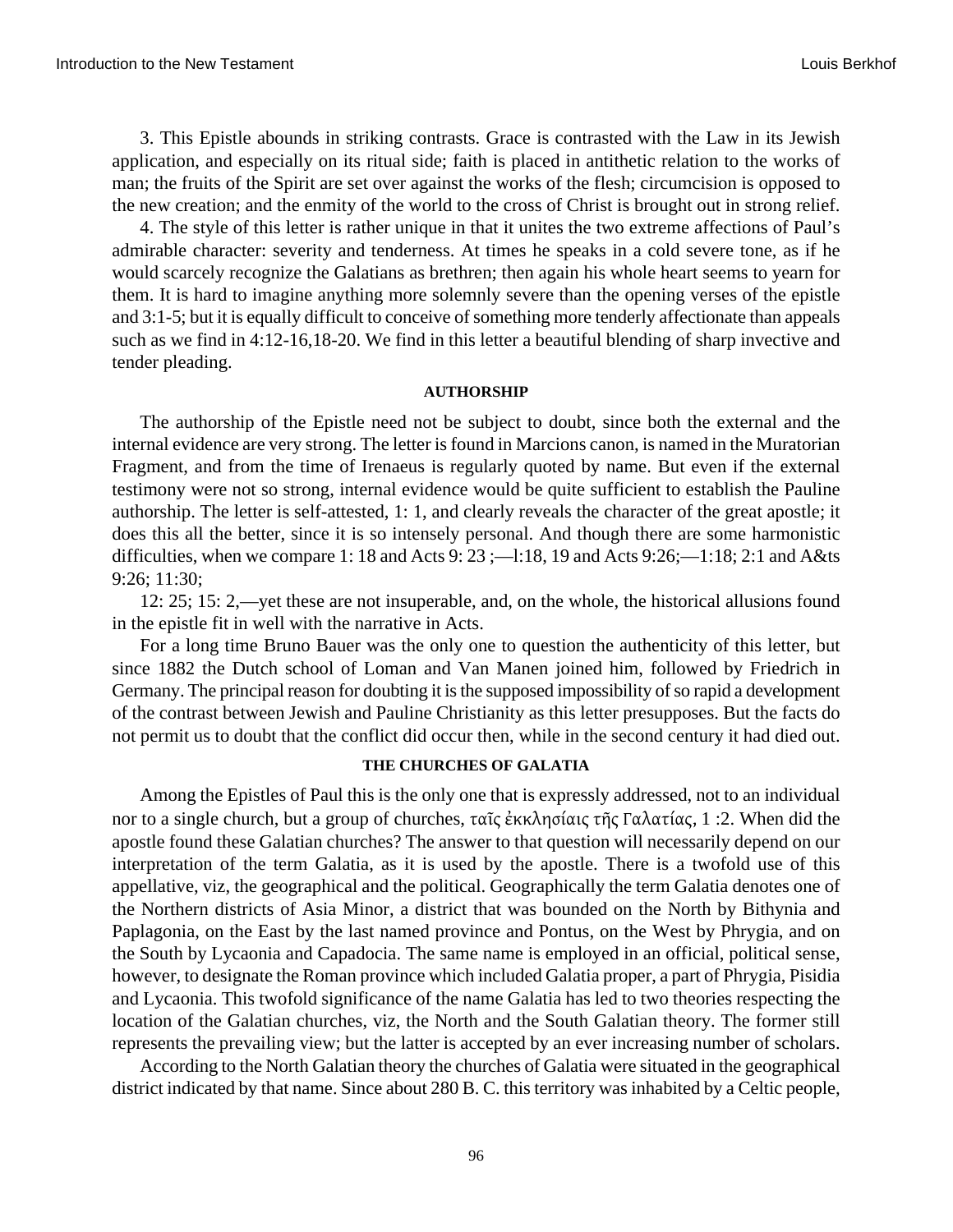3. This Epistle abounds in striking contrasts. Grace is contrasted with the Law in its Jewish application, and especially on its ritual side; faith is placed in antithetic relation to the works of man; the fruits of the Spirit are set over against the works of the flesh; circumcision is opposed to the new creation; and the enmity of the world to the cross of Christ is brought out in strong relief.

4. The style of this letter is rather unique in that it unites the two extreme affections of Paul's admirable character: severity and tenderness. At times he speaks in a cold severe tone, as if he would scarcely recognize the Galatians as brethren; then again his whole heart seems to yearn for them. It is hard to imagine anything more solemnly severe than the opening verses of the epistle and 3:1-5; but it is equally difficult to conceive of something more tenderly affectionate than appeals such as we find in 4:12-16,18-20. We find in this letter a beautiful blending of sharp invective and tender pleading.

#### AUTHORSHIP

The authorship of the Epistle need not be subject to doubt, since both the external and the internal evidence are very strong. The letter is found in Marcions canon, is named in the Muratorian Fragment, and from the time of Irenaeus is regularly quoted by name. But even if the external testimony were not so strong, internal evidence would be quite sufficient to establish the Pauline authorship. The letter is self-attested, 1: 1, and clearly reveals the character of the great apostle; it does this all the better, since it is so intensely personal. And though there are some harmonistic difficulties, when we compare 1: 18 and Acts 9: 23 ;—l:18, 19 and Acts 9:26;—1:18; 2:1 and A&ts 9:26; 11:30;

12: 25; 15: 2,—yet these are not insuperable, and, on the whole, the historical allusions found in the epistle fit in well with the narrative in Acts.

For a long time Bruno Bauer was the only one to question the authenticity of this letter, but since 1882 the Dutch school of Loman and Van Manen joined him, followed by Friedrich in Germany. The principal reason for doubting it is the supposed impossibility of so rapid a development of the contrast between Jewish and Pauline Christianity as this letter presupposes. But the facts do not permit us to doubt that the conflict did occur then, while in the second century it had died out.

#### THE CHURCHES OF GALATIA

Among the Epistles of Paul this is the only one that is expressly addressed, not to an individual nor to a single church, but a group of churches, ταῖς ἐκκλησίαις τῆς Γαλατίας, 1 :2. When did the apostle found these Galatian churches? The answer to that question will necessarily depend on our interpretation of the term Galatia, as it is used by the apostle. There is a twofold use of this appellative, viz, the geographical and the political. Geographically the term Galatia denotes one of the Northern districts of Asia Minor, a district that was bounded on the North by Bithynia and Paplagonia, on the East by the last named province and Pontus, on the West by Phrygia, and on the South by Lycaonia and Capadocia. The same name is employed in an official, political sense, however, to designate the Roman province which included Galatia proper, a part of Phrygia, Pisidia and Lycaonia. This twofold significance of the name Galatia has led to two theories respecting the location of the Galatian churches, viz, the North and the South Galatian theory. The former still represents the prevailing view; but the latter is accepted by an ever increasing number of scholars.

According to the North Galatian theory the churches of Galatia were situated in the geographical district indicated by that name. Since about 280 B. C. this territory was inhabited by a Celtic people,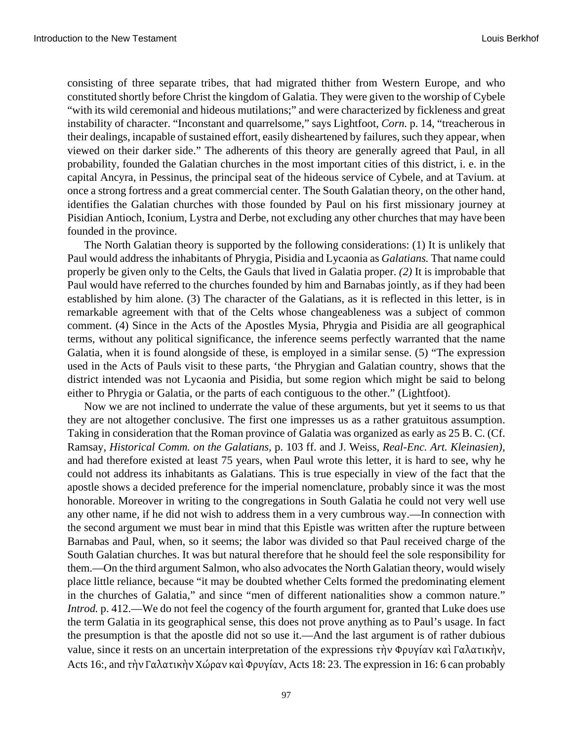consisting of three separate tribes, that had migrated thither from Western Europe, and who constituted shortly before Christ the kingdom of Galatia. They were given to the worship of Cybele "with its wild ceremonial and hideous mutilations;" and were characterized by fickleness and great instability of character. "Inconstant and quarrelsome," says Lightfoot, *Corn.* p. 14, "treacherous in their dealings, incapable of sustained effort, easily disheartened by failures, such they appear, when viewed on their darker side." The adherents of this theory are generally agreed that Paul, in all probability, founded the Galatian churches in the most important cities of this district, i. e. in the capital Ancyra, in Pessinus, the principal seat of the hideous service of Cybele, and at Tavium. at once a strong fortress and a great commercial center. The South Galatian theory, on the other hand, identifies the Galatian churches with those founded by Paul on his first missionary journey at Pisidian Antioch, Iconium, Lystra and Derbe, not excluding any other churches that may have been founded in the province.

The North Galatian theory is supported by the following considerations: (1) It is unlikely that Paul would address the inhabitants of Phrygia, Pisidia and Lycaonia as *Galatians.* That name could properly be given only to the Celts, the Gauls that lived in Galatia proper. *(2)* It is improbable that Paul would have referred to the churches founded by him and Barnabas jointly, as if they had been established by him alone. (3) The character of the Galatians, as it is reflected in this letter, is in remarkable agreement with that of the Celts whose changeableness was a subject of common comment. (4) Since in the Acts of the Apostles Mysia, Phrygia and Pisidia are all geographical terms, without any political significance, the inference seems perfectly warranted that the name Galatia, when it is found alongside of these, is employed in a similar sense. (5) "The expression used in the Acts of Pauls visit to these parts, 'the Phrygian and Galatian country, shows that the district intended was not Lycaonia and Pisidia, but some region which might be said to belong either to Phrygia or Galatia, or the parts of each contiguous to the other." (Lightfoot).

Now we are not inclined to underrate the value of these arguments, but yet it seems to us that they are not altogether conclusive. The first one impresses us as a rather gratuitous assumption. Taking in consideration that the Roman province of Galatia was organized as early as 25 B. C. (Cf. Ramsay, *Historical Comm. on the Galatians,* p. 103 ff. and J. Weiss, *Real-Enc. Art. Kleinasien),* and had therefore existed at least 75 years, when Paul wrote this letter, it is hard to see, why he could not address its inhabitants as Galatians. This is true especially in view of the fact that the apostle shows a decided preference for the imperial nomenclature, probably since it was the most honorable. Moreover in writing to the congregations in South Galatia he could not very well use any other name, if he did not wish to address them in a very cumbrous way.—In connection with the second argument we must bear in mind that this Epistle was written after the rupture between Barnabas and Paul, when, so it seems; the labor was divided so that Paul received charge of the South Galatian churches. It was but natural therefore that he should feel the sole responsibility for them.—On the third argument Salmon, who also advocates the North Galatian theory, would wisely place little reliance, because "it may be doubted whether Celts formed the predominating element in the churches of Galatia," and since "men of different nationalities show a common nature." *Introd.* p. 412.—We do not feel the cogency of the fourth argument for, granted that Luke does use the term Galatia in its geographical sense, this does not prove anything as to Paul's usage. In fact the presumption is that the apostle did not so use it.—And the last argument is of rather dubious value, since it rests on an uncertain interpretation of the expressions τὴν Φρυγίαν καὶ Γαλατικὴν, Acts 16:, and τὴν Γαλατικὴν Χώραν καὶ Φρυγίαν, Acts 18: 23. The expression in 16: 6 can probably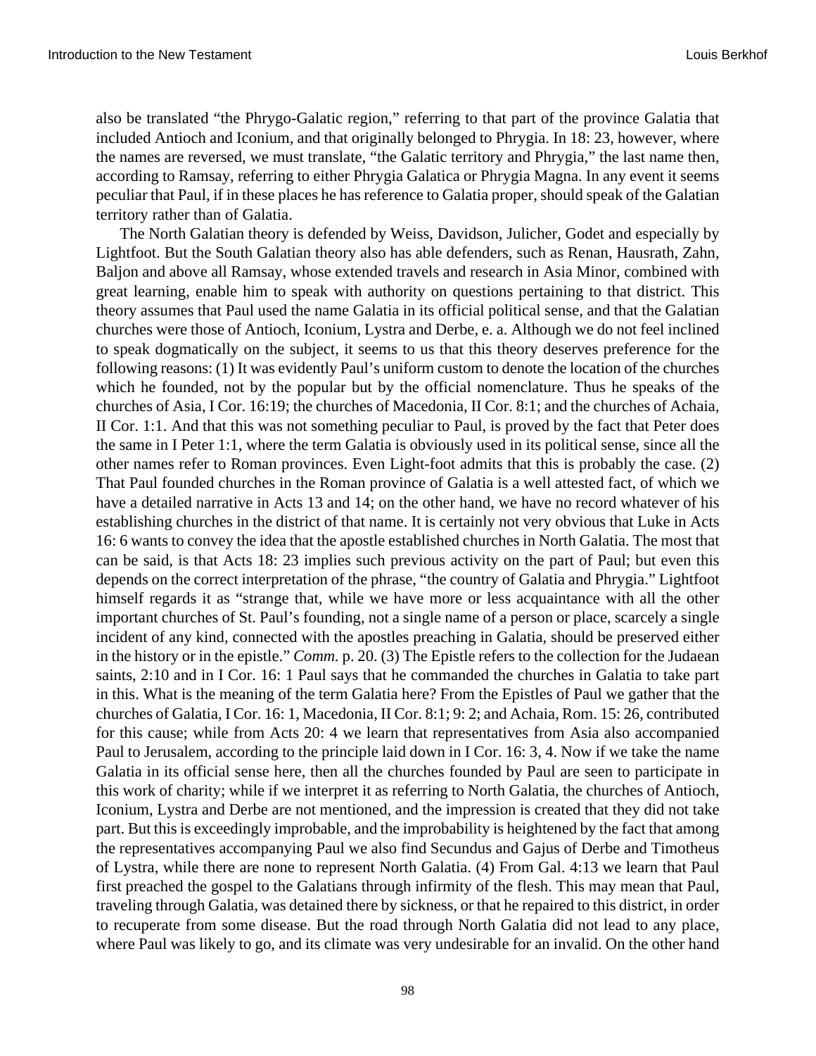also be translated "the Phrygo-Galatic region," referring to that part of the province Galatia that included Antioch and Iconium, and that originally belonged to Phrygia. In 18: 23, however, where the names are reversed, we must translate, "the Galatic territory and Phrygia," the last name then, according to Ramsay, referring to either Phrygia Galatica or Phrygia Magna. In any event it seems peculiar that Paul, if in these places he has reference to Galatia proper, should speak of the Galatian territory rather than of Galatia.

The North Galatian theory is defended by Weiss, Davidson, Julicher, Godet and especially by Lightfoot. But the South Galatian theory also has able defenders, such as Renan, Hausrath, Zahn, Baljon and above all Ramsay, whose extended travels and research in Asia Minor, combined with great learning, enable him to speak with authority on questions pertaining to that district. This theory assumes that Paul used the name Galatia in its official political sense, and that the Galatian churches were those of Antioch, Iconium, Lystra and Derbe, e. a. Although we do not feel inclined to speak dogmatically on the subject, it seems to us that this theory deserves preference for the following reasons: (1) It was evidently Paul's uniform custom to denote the location of the churches which he founded, not by the popular but by the official nomenclature. Thus he speaks of the churches of Asia, I Cor. 16:19; the churches of Macedonia, II Cor. 8:1; and the churches of Achaia, II Cor. 1:1. And that this was not something peculiar to Paul, is proved by the fact that Peter does the same in I Peter 1:1, where the term Galatia is obviously used in its political sense, since all the other names refer to Roman provinces. Even Light-foot admits that this is probably the case. (2) That Paul founded churches in the Roman province of Galatia is a well attested fact, of which we have a detailed narrative in Acts 13 and 14; on the other hand, we have no record whatever of his establishing churches in the district of that name. It is certainly not very obvious that Luke in Acts 16: 6 wants to convey the idea that the apostle established churches in North Galatia. The most that can be said, is that Acts 18: 23 implies such previous activity on the part of Paul; but even this depends on the correct interpretation of the phrase, "the country of Galatia and Phrygia." Lightfoot himself regards it as "strange that, while we have more or less acquaintance with all the other important churches of St. Paul's founding, not a single name of a person or place, scarcely a single incident of any kind, connected with the apostles preaching in Galatia, should be preserved either in the history or in the epistle." *Comm.* p. 20. (3) The Epistle refers to the collection for the Judaean saints, 2:10 and in I Cor. 16: 1 Paul says that he commanded the churches in Galatia to take part in this. What is the meaning of the term Galatia here? From the Epistles of Paul we gather that the churches of Galatia, I Cor. 16: 1, Macedonia, II Cor. 8:1; 9: 2; and Achaia, Rom. 15: 26, contributed for this cause; while from Acts 20: 4 we learn that representatives from Asia also accompanied Paul to Jerusalem, according to the principle laid down in I Cor. 16: 3, 4. Now if we take the name Galatia in its official sense here, then all the churches founded by Paul are seen to participate in this work of charity; while if we interpret it as referring to North Galatia, the churches of Antioch, Iconium, Lystra and Derbe are not mentioned, and the impression is created that they did not take part. But this is exceedingly improbable, and the improbability is heightened by the fact that among the representatives accompanying Paul we also find Secundus and Gajus of Derbe and Timotheus of Lystra, while there are none to represent North Galatia. (4) From Gal. 4:13 we learn that Paul first preached the gospel to the Galatians through infirmity of the flesh. This may mean that Paul, traveling through Galatia, was detained there by sickness, or that he repaired to this district, in order to recuperate from some disease. But the road through North Galatia did not lead to any place, where Paul was likely to go, and its climate was very undesirable for an invalid. On the other hand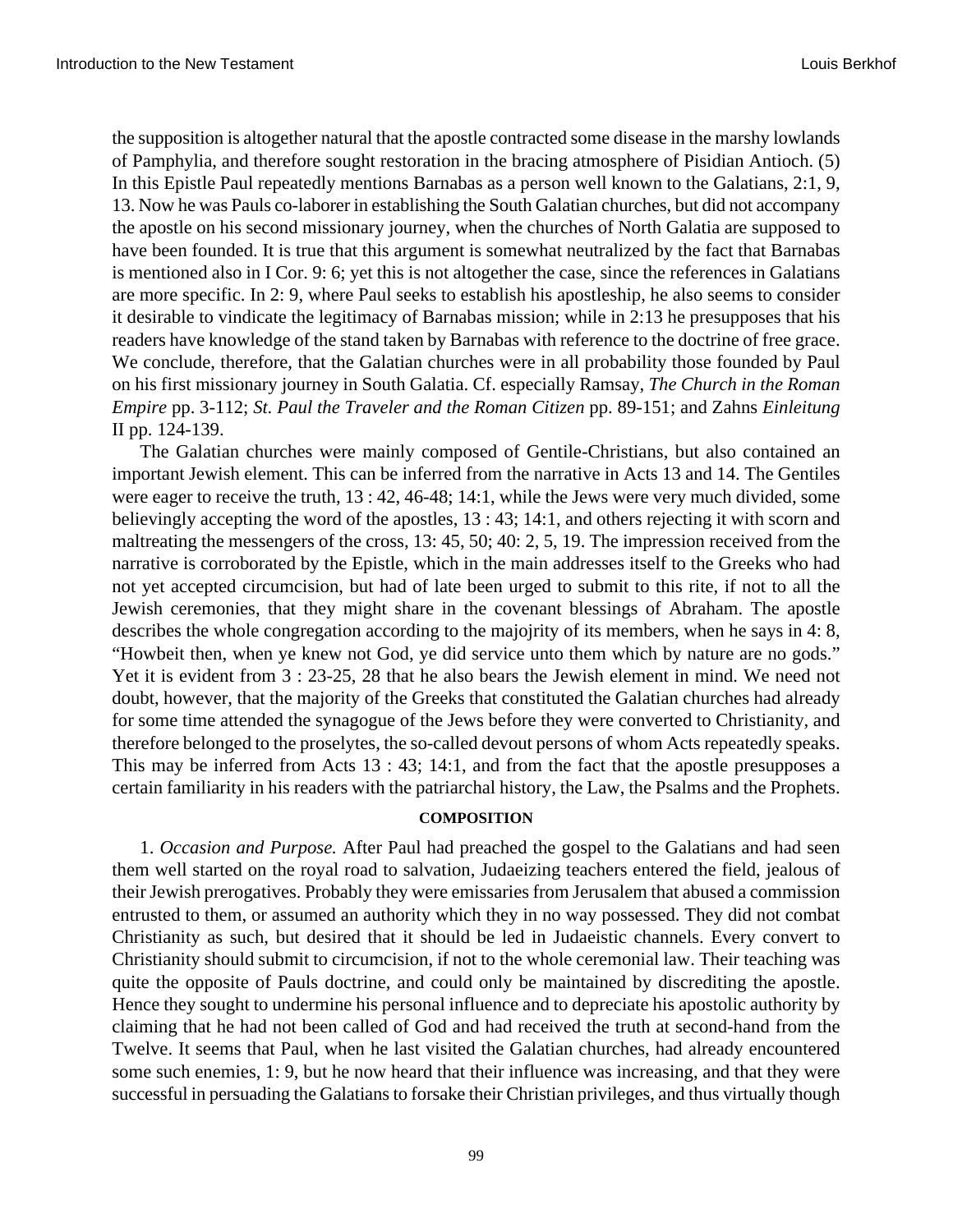the supposition is altogether natural that the apostle contracted some disease in the marshy lowlands of Pamphylia, and therefore sought restoration in the bracing atmosphere of Pisidian Antioch. (5) In this Epistle Paul repeatedly mentions Barnabas as a person well known to the Galatians, 2:1, 9, 13. Now he was Pauls co-laborer in establishing the South Galatian churches, but did not accompany the apostle on his second missionary journey, when the churches of North Galatia are supposed to have been founded. It is true that this argument is somewhat neutralized by the fact that Barnabas is mentioned also in I Cor. 9: 6; yet this is not altogether the case, since the references in Galatians are more specific. In 2: 9, where Paul seeks to establish his apostleship, he also seems to consider it desirable to vindicate the legitimacy of Barnabas mission; while in 2:13 he presupposes that his readers have knowledge of the stand taken by Barnabas with reference to the doctrine of free grace. We conclude, therefore, that the Galatian churches were in all probability those founded by Paul on his first missionary journey in South Galatia. Cf. especially Ramsay, *The Church in the Roman Empire* pp. 3-112; *St. Paul the Traveler and the Roman Citizen* pp. 89-151; and Zahns *Einleitung* II pp. 124-139.

The Galatian churches were mainly composed of Gentile-Christians, but also contained an important Jewish element. This can be inferred from the narrative in Acts 13 and 14. The Gentiles were eager to receive the truth, 13 : 42, 46-48; 14:1, while the Jews were very much divided, some believingly accepting the word of the apostles, 13 : 43; 14:1, and others rejecting it with scorn and maltreating the messengers of the cross, 13: 45, 50; 40: 2, 5, 19. The impression received from the narrative is corroborated by the Epistle, which in the main addresses itself to the Greeks who had not yet accepted circumcision, but had of late been urged to submit to this rite, if not to all the Jewish ceremonies, that they might share in the covenant blessings of Abraham. The apostle describes the whole congregation according to the majojrity of its members, when he says in 4: 8, “Howbeit then, when ye knew not God, ye did service unto them which by nature are no gods.” Yet it is evident from 3 : 23-25, 28 that he also bears the Jewish element in mind. We need not doubt, however, that the majority of the Greeks that constituted the Galatian churches had already for some time attended the synagogue of the Jews before they were converted to Christianity, and therefore belonged to the proselytes, the so-called devout persons of whom Acts repeatedly speaks. This may be inferred from Acts 13 : 43; 14:1, and from the fact that the apostle presupposes a certain familiarity in his readers with the patriarchal history, the Law, the Psalms and the Prophets.

**COMPOSITION**

1. *Occasion and Purpose.* After Paul had preached the gospel to the Galatians and had seen them well started on the royal road to salvation, Judaeizing teachers entered the field, jealous of their Jewish prerogatives. Probably they were emissaries from Jerusalem that abused a commission entrusted to them, or assumed an authority which they in no way possessed. They did not combat Christianity as such, but desired that it should be led in Judaeistic channels. Every convert to Christianity should submit to circumcision, if not to the whole ceremonial law. Their teaching was quite the opposite of Pauls doctrine, and could only be maintained by discrediting the apostle. Hence they sought to undermine his personal influence and to depreciate his apostolic authority by claiming that he had not been called of God and had received the truth at second-hand from the Twelve. It seems that Paul, when he last visited the Galatian churches, had already encountered some such enemies, 1: 9, but he now heard that their influence was increasing, and that they were successful in persuading the Galatians to forsake their Christian privileges, and thus virtually though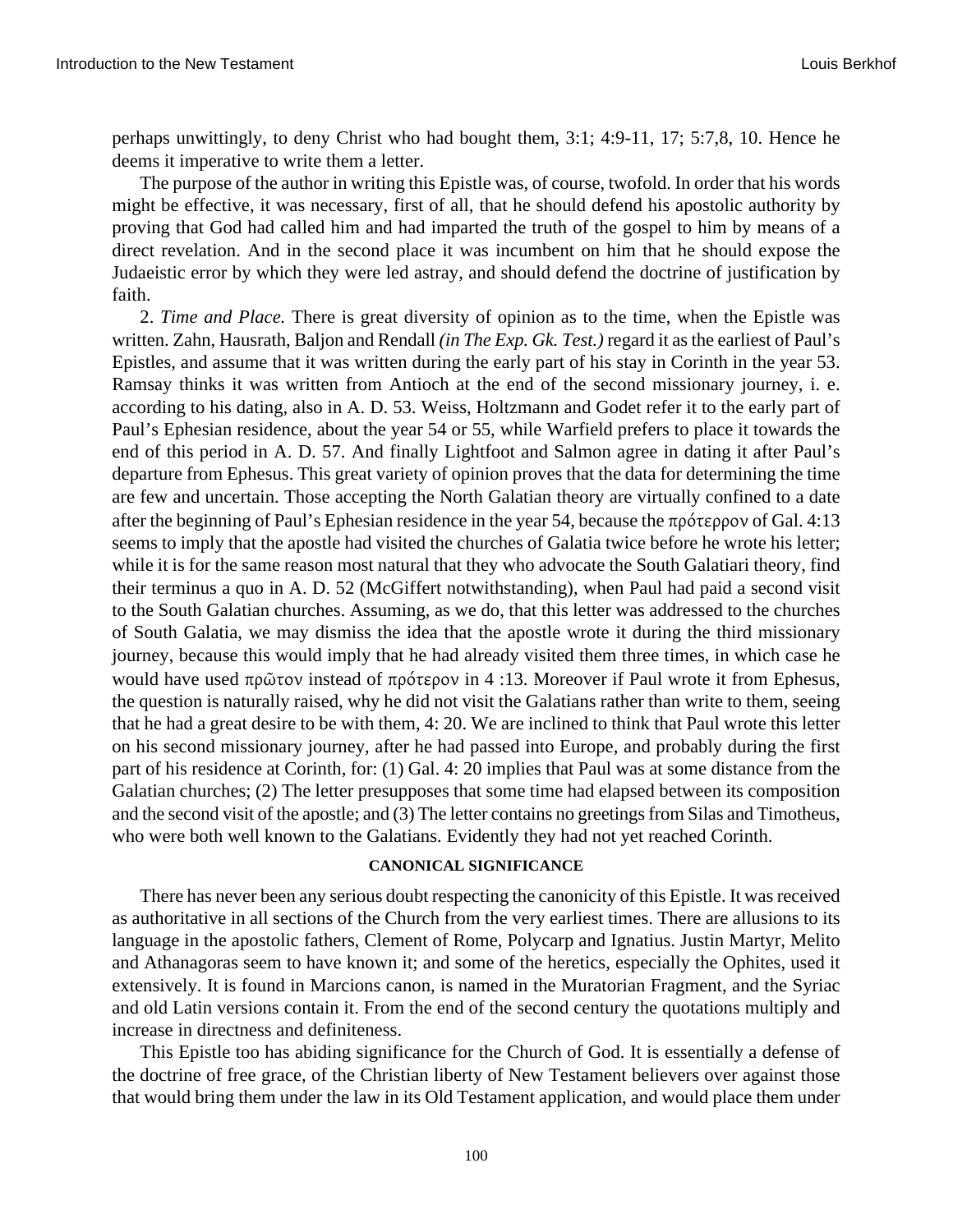perhaps unwittingly, to deny Christ who had bought them, 3:1; 4:9-11, 17; 5:7,8, 10. Hence he deems it imperative to write them a letter.

The purpose of the author in writing this Epistle was, of course, twofold. In order that his words might be effective, it was necessary, first of all, that he should defend his apostolic authority by proving that God had called him and had imparted the truth of the gospel to him by means of a direct revelation. And in the second place it was incumbent on him that he should expose the Judaeistic error by which they were led astray, and should defend the doctrine of justification by faith.

2. *Time and Place.* There is great diversity of opinion as to the time, when the Epistle was written. Zahn, Hausrath, Baljon and Rendall *(in The Exp. Gk. Test.)* regard it as the earliest of Paul's Epistles, and assume that it was written during the early part of his stay in Corinth in the year 53. Ramsay thinks it was written from Antioch at the end of the second missionary journey, i. e. according to his dating, also in A. D. 53. Weiss, Holtzmann and Godet refer it to the early part of Paul's Ephesian residence, about the year 54 or 55, while Warfield prefers to place it towards the end of this period in A. D. 57. And finally Lightfoot and Salmon agree in dating it after Paul's departure from Ephesus. This great variety of opinion proves that the data for determining the time are few and uncertain. Those accepting the North Galatian theory are virtually confined to a date after the beginning of Paul's Ephesian residence in the year 54, because the πρότερρον of Gal. 4:13 seems to imply that the apostle had visited the churches of Galatia twice before he wrote his letter; while it is for the same reason most natural that they who advocate the South Galatiari theory, find their terminus a quo in A. D. 52 (McGiffert notwithstanding), when Paul had paid a second visit to the South Galatian churches. Assuming, as we do, that this letter was addressed to the churches of South Galatia, we may dismiss the idea that the apostle wrote it during the third missionary journey, because this would imply that he had already visited them three times, in which case he would have used πρῶτον instead of πρότερον in 4 :13. Moreover if Paul wrote it from Ephesus, the question is naturally raised, why he did not visit the Galatians rather than write to them, seeing that he had a great desire to be with them, 4: 20. We are inclined to think that Paul wrote this letter on his second missionary journey, after he had passed into Europe, and probably during the first part of his residence at Corinth, for: (1) Gal. 4: 20 implies that Paul was at some distance from the Galatian churches; (2) The letter presupposes that some time had elapsed between its composition and the second visit of the apostle; and (3) The letter contains no greetings from Silas and Timotheus, who were both well known to the Galatians. Evidently they had not yet reached Corinth.

### CANONICAL SIGNIFICANCE

There has never been any serious doubt respecting the canonicity of this Epistle. It was received as authoritative in all sections of the Church from the very earliest times. There are allusions to its language in the apostolic fathers, Clement of Rome, Polycarp and Ignatius. Justin Martyr, Melito and Athanagoras seem to have known it; and some of the heretics, especially the Ophites, used it extensively. It is found in Marcions canon, is named in the Muratorian Fragment, and the Syriac and old Latin versions contain it. From the end of the second century the quotations multiply and increase in directness and definiteness.

This Epistle too has abiding significance for the Church of God. It is essentially a defense of the doctrine of free grace, of the Christian liberty of New Testament believers over against those that would bring them under the law in its Old Testament application, and would place them under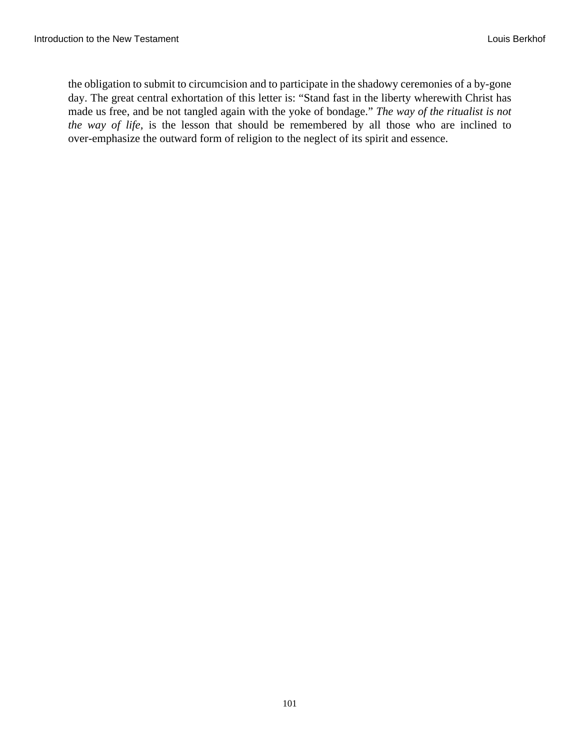the obligation to submit to circumcision and to participate in the shadowy ceremonies of a by-gone day. The great central exhortation of this letter is: “Stand fast in the liberty wherewith Christ has made us free, and be not tangled again with the yoke of bondage.” *The way of the ritualist is not the way of life,* is the lesson that should be remembered by all those who are inclined to over-emphasize the outward form of religion to the neglect of its spirit and essence.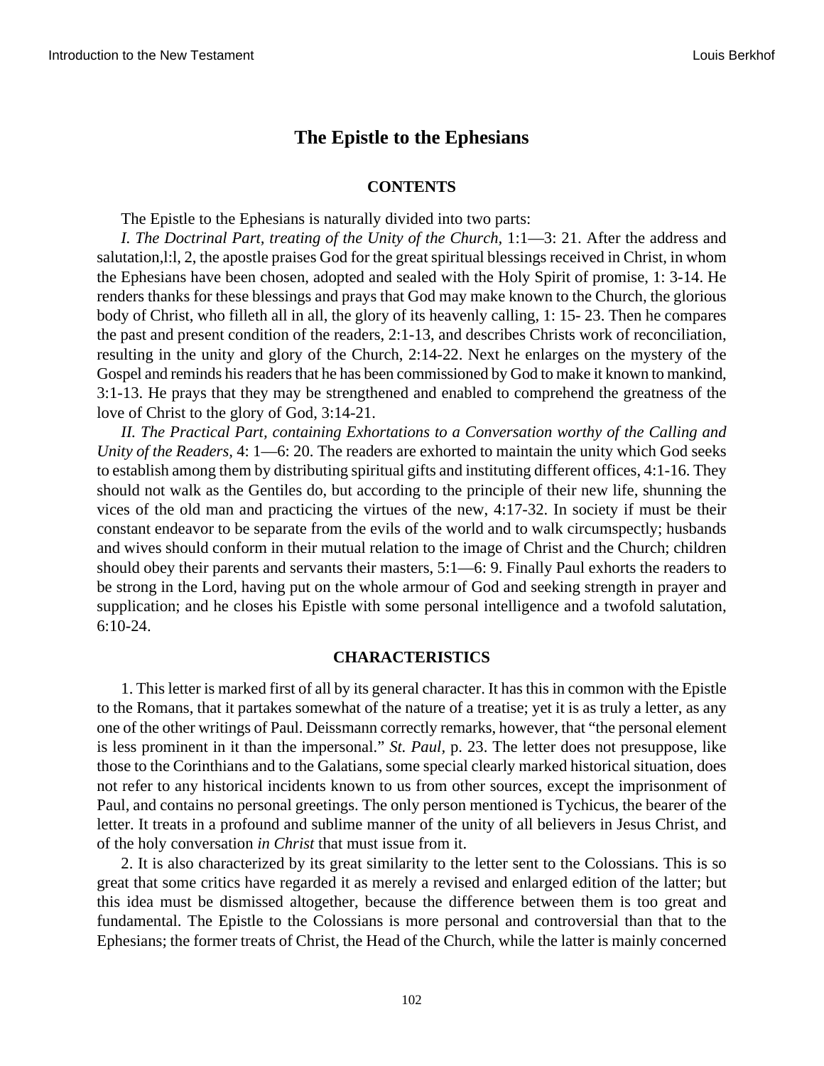## The Epistle to the Ephesians

### CONTENTS

The Epistle to the Ephesians is naturally divided into two parts:

*I. The Doctrinal Part, treating of the Unity of the Church*, 1:1—3: 21. After the address and salutation,l:l, 2, the apostle praises God for the great spiritual blessings received in Christ, in whom the Ephesians have been chosen, adopted and sealed with the Holy Spirit of promise, 1: 3-14. He renders thanks for these blessings and prays that God may make known to the Church, the glorious body of Christ, who filleth all in all, the glory of its heavenly calling, 1: 15- 23. Then he compares the past and present condition of the readers, 2:1-13, and describes Christs work of reconciliation, resulting in the unity and glory of the Church, 2:14-22. Next he enlarges on the mystery of the Gospel and reminds his readers that he has been commissioned by God to make it known to mankind, 3:1-13. He prays that they may be strengthened and enabled to comprehend the greatness of the love of Christ to the glory of God, 3:14-21.

*II. The Practical Part, containing Exhortations to a Conversation worthy of the Calling and Unity of the Readers*, 4: 1—6: 20. The readers are exhorted to maintain the unity which God seeks to establish among them by distributing spiritual gifts and instituting different offices, 4:1-16. They should not walk as the Gentiles do, but according to the principle of their new life, shunning the vices of the old man and practicing the virtues of the new, 4:17-32. In society if must be their constant endeavor to be separate from the evils of the world and to walk circumspectly; husbands and wives should conform in their mutual relation to the image of Christ and the Church; children should obey their parents and servants their masters, 5:1—6: 9. Finally Paul exhorts the readers to be strong in the Lord, having put on the whole armour of God and seeking strength in prayer and supplication; and he closes his Epistle with some personal intelligence and a twofold salutation, 6:10-24.

### CHARACTERISTICS

1. This letter is marked first of all by its general character. It has this in common with the Epistle to the Romans, that it partakes somewhat of the nature of a treatise; yet it is as truly a letter, as any one of the other writings of Paul. Deissmann correctly remarks, however, that “the personal element is less prominent in it than the impersonal.” *St. Paul,* p. 23. The letter does not presuppose, like those to the Corinthians and to the Galatians, some special clearly marked historical situation, does not refer to any historical incidents known to us from other sources, except the imprisonment of Paul, and contains no personal greetings. The only person mentioned is Tychicus, the bearer of the letter. It treats in a profound and sublime manner of the unity of all believers in Jesus Christ, and of the holy conversation *in Christ* that must issue from it.

2. It is also characterized by its great similarity to the letter sent to the Colossians. This is so great that some critics have regarded it as merely a revised and enlarged edition of the latter; but this idea must be dismissed altogether, because the difference between them is too great and fundamental. The Epistle to the Colossians is more personal and controversial than that to the Ephesians; the former treats of Christ, the Head of the Church, while the latter is mainly concerned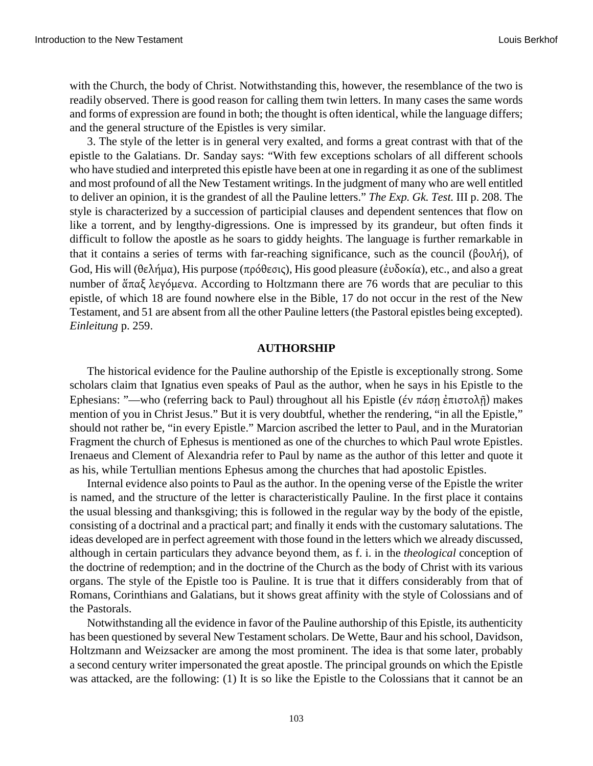with the Church, the body of Christ. Notwithstanding this, however, the resemblance of the two is readily observed. There is good reason for calling them twin letters. In many cases the same words and forms of expression are found in both; the thought is often identical, while the language differs; and the general structure of the Epistles is very similar.

3. The style of the letter is in general very exalted, and forms a great contrast with that of the epistle to the Galatians. Dr. Sanday says: "With few exceptions scholars of all different schools who have studied and interpreted this epistle have been at one in regarding it as one of the sublimest and most profound of all the New Testament writings. In the judgment of many who are well entitled to deliver an opinion, it is the grandest of all the Pauline letters." *The Exp. Gk. Test.* III p. 208. The style is characterized by a succession of participial clauses and dependent sentences that flow on like a torrent, and by lengthy-digressions. One is impressed by its grandeur, but often finds it difficult to follow the apostle as he soars to giddy heights. The language is further remarkable in that it contains a series of terms with far-reaching significance, such as the council (βουλή), of God, His will (θελήμα), His purpose (πρόθεσις), His good pleasure (ἐυδοκία), etc., and also a great number of ἅπαξ λεγόμενα. According to Holtzmann there are 76 words that are peculiar to this epistle, of which 18 are found nowhere else in the Bible, 17 do not occur in the rest of the New Testament, and 51 are absent from all the other Pauline letters (the Pastoral epistles being excepted). *Einleitung* p. 259.

### AUTHORSHIP

The historical evidence for the Pauline authorship of the Epistle is exceptionally strong. Some scholars claim that Ignatius even speaks of Paul as the author, when he says in his Epistle to the Ephesians: "—who (referring back to Paul) throughout all his Epistle (έν πάσῃ ἐπιστολῇ) makes mention of you in Christ Jesus." But it is very doubtful, whether the rendering, "in all the Epistle," should not rather be, "in every Epistle." Marcion ascribed the letter to Paul, and in the Muratorian Fragment the church of Ephesus is mentioned as one of the churches to which Paul wrote Epistles. Irenaeus and Clement of Alexandria refer to Paul by name as the author of this letter and quote it as his, while Tertullian mentions Ephesus among the churches that had apostolic Epistles.

Internal evidence also points to Paul as the author. In the opening verse of the Epistle the writer is named, and the structure of the letter is characteristically Pauline. In the first place it contains the usual blessing and thanksgiving; this is followed in the regular way by the body of the epistle, consisting of a doctrinal and a practical part; and finally it ends with the customary salutations. The ideas developed are in perfect agreement with those found in the letters which we already discussed, although in certain particulars they advance beyond them, as f. i. in the *theological* conception of the doctrine of redemption; and in the doctrine of the Church as the body of Christ with its various organs. The style of the Epistle too is Pauline. It is true that it differs considerably from that of Romans, Corinthians and Galatians, but it shows great affinity with the style of Colossians and of the Pastorals.

Notwithstanding all the evidence in favor of the Pauline authorship of this Epistle, its authenticity has been questioned by several New Testament scholars. De Wette, Baur and his school, Davidson, Holtzmann and Weizsacker are among the most prominent. The idea is that some later, probably a second century writer impersonated the great apostle. The principal grounds on which the Epistle was attacked, are the following: (1) It is so like the Epistle to the Colossians that it cannot be an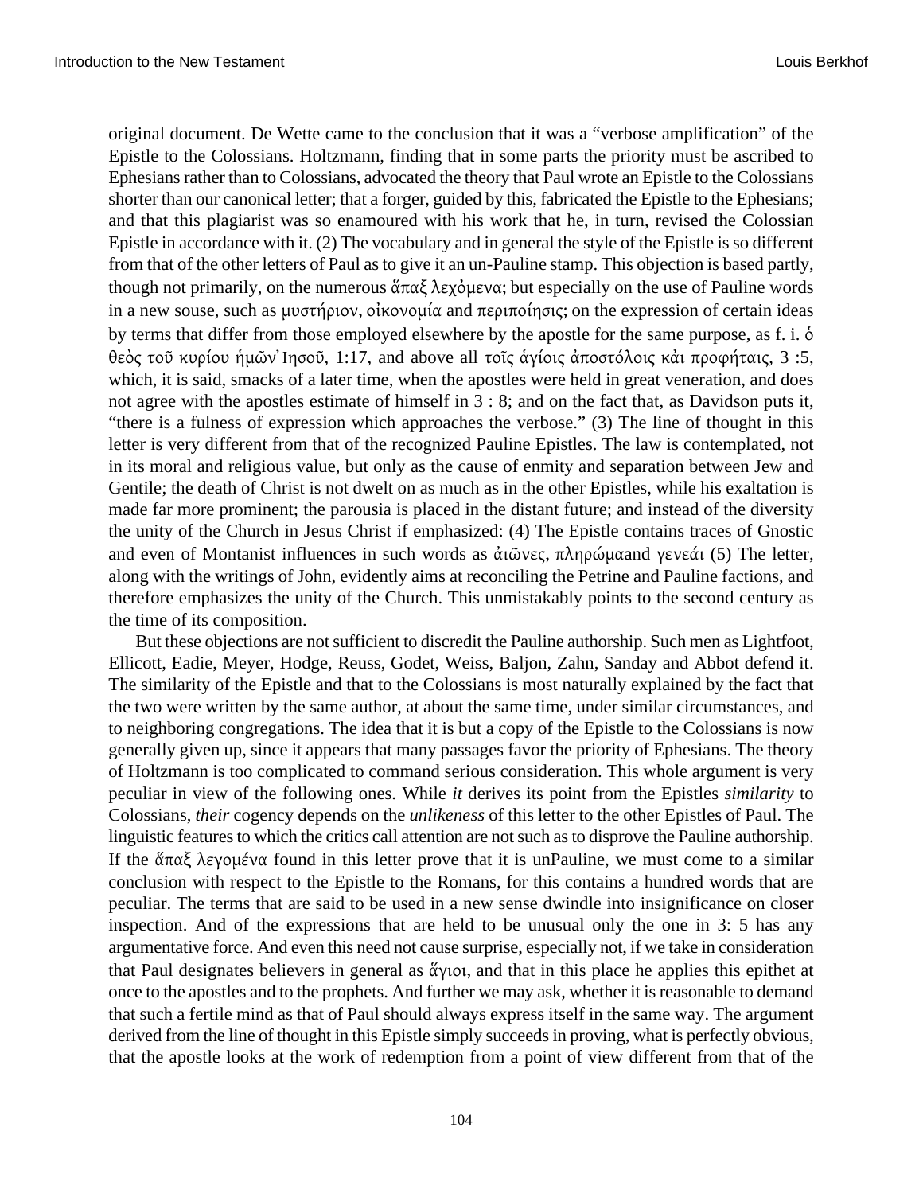original document. De Wette came to the conclusion that it was a "verbose amplification" of the Epistle to the Colossians. Holtzmann, finding that in some parts the priority must be ascribed to Ephesians rather than to Colossians, advocated the theory that Paul wrote an Epistle to the Colossians shorter than our canonical letter; that a forger, guided by this, fabricated the Epistle to the Ephesians; and that this plagiarist was so enamoured with his work that he, in turn, revised the Colossian Epistle in accordance with it. (2) The vocabulary and in general the style of the Epistle is so different from that of the other letters of Paul as to give it an un-Pauline stamp. This objection is based partly, though not primarily, on the numerous ἅπαξ λεχὀμενα; but especially on the use of Pauline words in a new souse, such as μυστήριον, οἰκονομία and περιποίησις; on the expression of certain ideas by terms that differ from those employed elsewhere by the apostle for the same purpose, as f. i. ὁ θεὸς τοῦ κυρίου ἡμῶν᾽Ιησοῦ, 1:17, and above all τοῖς ἁγίοις ἀποστόλοις κἀι προφήταις, 3 :5, which, it is said, smacks of a later time, when the apostles were held in great veneration, and does not agree with the apostles estimate of himself in 3 : 8; and on the fact that, as Davidson puts it, "there is a fulness of expression which approaches the verbose." (3) The line of thought in this letter is very different from that of the recognized Pauline Epistles. The law is contemplated, not in its moral and religious value, but only as the cause of enmity and separation between Jew and Gentile; the death of Christ is not dwelt on as much as in the other Epistles, while his exaltation is made far more prominent; the parousia is placed in the distant future; and instead of the diversity the unity of the Church in Jesus Christ if emphasized: (4) The Epistle contains traces of Gnostic and even of Montanist influences in such words as ἀιῶνες, πληρώμαand γενεάι (5) The letter, along with the writings of John, evidently aims at reconciling the Petrine and Pauline factions, and therefore emphasizes the unity of the Church. This unmistakably points to the second century as the time of its composition.

But these objections are not sufficient to discredit the Pauline authorship. Such men as Lightfoot, Ellicott, Eadie, Meyer, Hodge, Reuss, Godet, Weiss, Baljon, Zahn, Sanday and Abbot defend it. The similarity of the Epistle and that to the Colossians is most naturally explained by the fact that the two were written by the same author, at about the same time, under similar circumstances, and to neighboring congregations. The idea that it is but a copy of the Epistle to the Colossians is now generally given up, since it appears that many passages favor the priority of Ephesians. The theory of Holtzmann is too complicated to command serious consideration. This whole argument is very peculiar in view of the following ones. While *it* derives its point from the Epistles *similarity* to Colossians, *their* cogency depends on the *unlikeness* of this letter to the other Epistles of Paul. The linguistic features to which the critics call attention are not such as to disprove the Pauline authorship. If the ἅπαξ λεγομένα found in this letter prove that it is unPauline, we must come to a similar conclusion with respect to the Epistle to the Romans, for this contains a hundred words that are peculiar. The terms that are said to be used in a new sense dwindle into insignificance on closer inspection. And of the expressions that are held to be unusual only the one in 3: 5 has any argumentative force. And even this need not cause surprise, especially not, if we take in consideration that Paul designates believers in general as ἅγιοι, and that in this place he applies this epithet at once to the apostles and to the prophets. And further we may ask, whether it is reasonable to demand that such a fertile mind as that of Paul should always express itself in the same way. The argument derived from the line of thought in this Epistle simply succeeds in proving, what is perfectly obvious, that the apostle looks at the work of redemption from a point of view different from that of the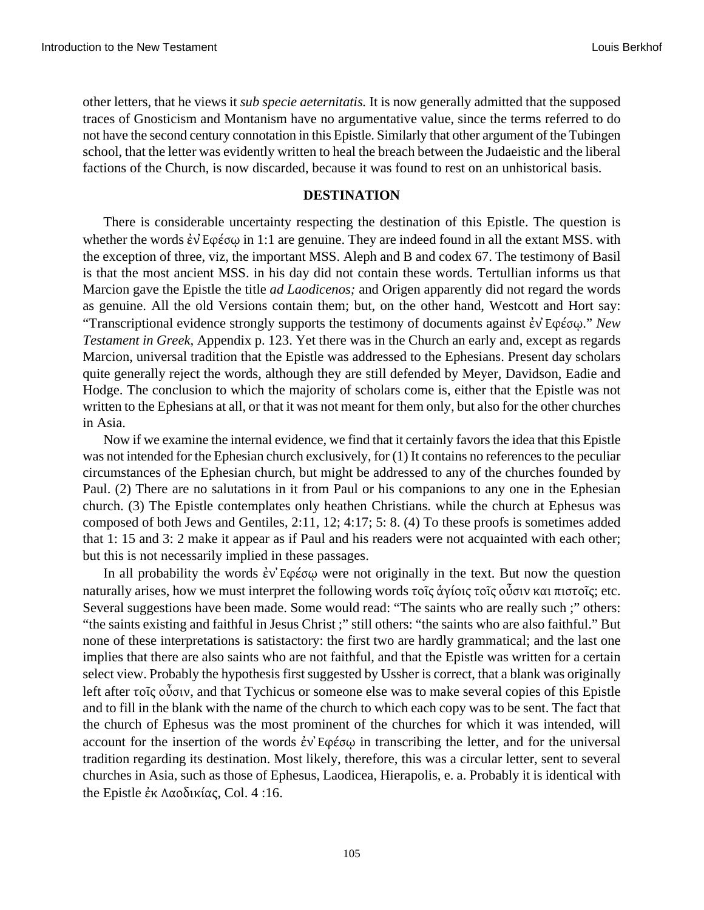other letters, that he views it *sub specie aeternitatis.* It is now generally admitted that the supposed traces of Gnosticism and Montanism have no argumentative value, since the terms referred to do not have the second century connotation in this Epistle. Similarly that other argument of the Tubingen school, that the letter was evidently written to heal the breach between the Judaeistic and the liberal factions of the Church, is now discarded, because it was found to rest on an unhistorical basis.

### DESTINATION

There is considerable uncertainty respecting the destination of this Epistle. The question is whether the words ἐν᾽ Εφέσῳ in 1:1 are genuine. They are indeed found in all the extant MSS. with the exception of three, viz, the important MSS. Aleph and B and codex 67. The testimony of Basil is that the most ancient MSS. in his day did not contain these words. Tertullian informs us that Marcion gave the Epistle the title *ad Laodicenos;* and Origen apparently did not regard the words as genuine. All the old Versions contain them; but, on the other hand, Westcott and Hort say: "Transcriptional evidence strongly supports the testimony of documents against ἐν᾽ Εφέσῳ." *New Testament in Greek,* Appendix p. 123. Yet there was in the Church an early and, except as regards Marcion, universal tradition that the Epistle was addressed to the Ephesians. Present day scholars quite generally reject the words, although they are still defended by Meyer, Davidson, Eadie and Hodge. The conclusion to which the majority of scholars come is, either that the Epistle was not written to the Ephesians at all, or that it was not meant for them only, but also for the other churches in Asia.

Now if we examine the internal evidence, we find that it certainly favors the idea that this Epistle was not intended for the Ephesian church exclusively, for (1) It contains no references to the peculiar circumstances of the Ephesian church, but might be addressed to any of the churches founded by Paul. (2) There are no salutations in it from Paul or his companions to any one in the Ephesian church. (3) The Epistle contemplates only heathen Christians. while the church at Ephesus was composed of both Jews and Gentiles, 2:11, 12; 4:17; 5: 8. (4) To these proofs is sometimes added that 1: 15 and 3: 2 make it appear as if Paul and his readers were not acquainted with each other; but this is not necessarily implied in these passages.

In all probability the words ἐν᾽ Εφέσῳ were not originally in the text. But now the question naturally arises, how we must interpret the following words τοῖς ἁγίοις τοῖς οὖσιν και πιστοῖς; etc. Several suggestions have been made. Some would read: "The saints who are really such ;" others: "the saints existing and faithful in Jesus Christ ;" still others: "the saints who are also faithful." But none of these interpretations is satistactory: the first two are hardly grammatical; and the last one implies that there are also saints who are not faithful, and that the Epistle was written for a certain select view. Probably the hypothesis first suggested by Ussher is correct, that a blank was originally left after τοῖς οὖσιν, and that Tychicus or someone else was to make several copies of this Epistle and to fill in the blank with the name of the church to which each copy was to be sent. The fact that the church of Ephesus was the most prominent of the churches for which it was intended, will account for the insertion of the words ἐν᾽ Εφέσῳ in transcribing the letter, and for the universal tradition regarding its destination. Most likely, therefore, this was a circular letter, sent to several churches in Asia, such as those of Ephesus, Laodicea, Hierapolis, e. a. Probably it is identical with the Epistle ἐκ Λαοδικίας, Col. 4 :16.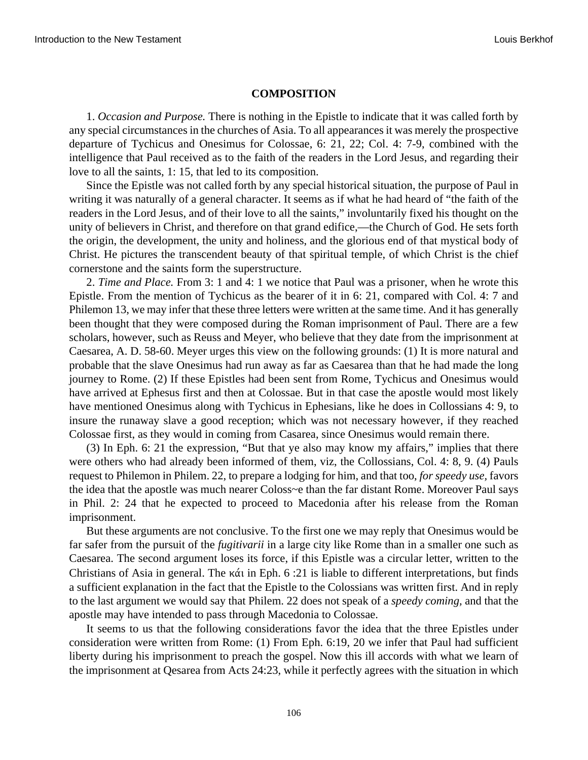## COMPOSITION

1. *Occasion and Purpose.* There is nothing in the Epistle to indicate that it was called forth by any special circumstances in the churches of Asia. To all appearances it was merely the prospective departure of Tychicus and Onesimus for Colossae, 6: 21, 22; Col. 4: 7-9, combined with the intelligence that Paul received as to the faith of the readers in the Lord Jesus, and regarding their love to all the saints, 1: 15, that led to its composition.

Since the Epistle was not called forth by any special historical situation, the purpose of Paul in writing it was naturally of a general character. It seems as if what he had heard of "the faith of the readers in the Lord Jesus, and of their love to all the saints," involuntarily fixed his thought on the unity of believers in Christ, and therefore on that grand edifice,—the Church of God. He sets forth the origin, the development, the unity and holiness, and the glorious end of that mystical body of Christ. He pictures the transcendent beauty of that spiritual temple, of which Christ is the chief cornerstone and the saints form the superstructure.

2. *Time and Place.* From 3: 1 and 4: 1 we notice that Paul was a prisoner, when he wrote this Epistle. From the mention of Tychicus as the bearer of it in 6: 21, compared with Col. 4: 7 and Philemon 13, we may infer that these three letters were written at the same time. And it has generally been thought that they were composed during the Roman imprisonment of Paul. There are a few scholars, however, such as Reuss and Meyer, who believe that they date from the imprisonment at Caesarea, A. D. 58-60. Meyer urges this view on the following grounds: (1) It is more natural and probable that the slave Onesimus had run away as far as Caesarea than that he had made the long journey to Rome. (2) If these Epistles had been sent from Rome, Tychicus and Onesimus would have arrived at Ephesus first and then at Colossae. But in that case the apostle would most likely have mentioned Onesimus along with Tychicus in Ephesians, like he does in Collossians 4: 9, to insure the runaway slave a good reception; which was not necessary however, if they reached Colossae first, as they would in coming from Casarea, since Onesimus would remain there.

(3) In Eph. 6: 21 the expression, "But that ye also may know my affairs," implies that there were others who had already been informed of them, viz, the Collossians, Col. 4: 8, 9. (4) Pauls request to Philemon in Philem. 22, to prepare a lodging for him, and that too, *for speedy use,* favors the idea that the apostle was much nearer Coloss~e than the far distant Rome. Moreover Paul says in Phil. 2: 24 that he expected to proceed to Macedonia after his release from the Roman imprisonment.

But these arguments are not conclusive. To the first one we may reply that Onesimus would be far safer from the pursuit of the *fugitivarii* in a large city like Rome than in a smaller one such as Caesarea. The second argument loses its force, if this Epistle was a circular letter, written to the Christians of Asia in general. The κάι in Eph. 6 :21 is liable to different interpretations, but finds a sufficient explanation in the fact that the Epistle to the Colossians was written first. And in reply to the last argument we would say that Philem. 22 does not speak of a *speedy coming,* and that the apostle may have intended to pass through Macedonia to Colossae.

It seems to us that the following considerations favor the idea that the three Epistles under consideration were written from Rome: (1) From Eph. 6:19, 20 we infer that Paul had sufficient liberty during his imprisonment to preach the gospel. Now this ill accords with what we learn of the imprisonment at Qesarea from Acts 24:23, while it perfectly agrees with the situation in which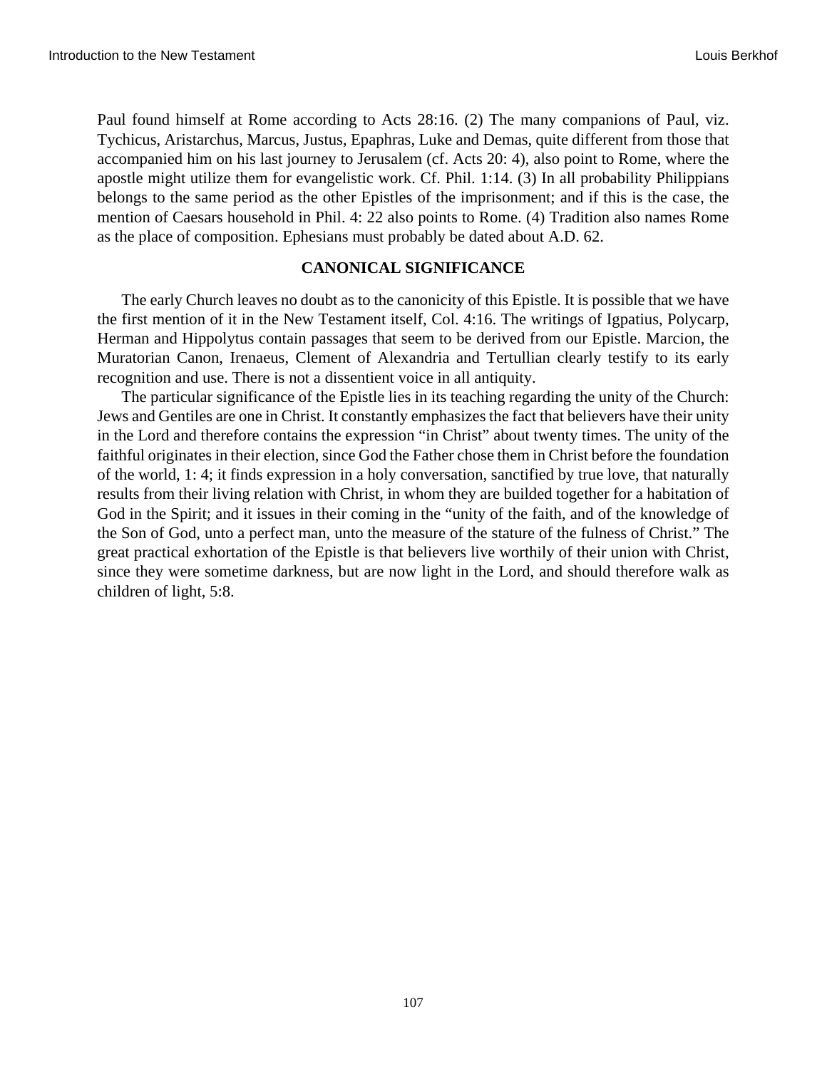Paul found himself at Rome according to Acts 28:16. (2) The many companions of Paul, viz. Tychicus, Aristarchus, Marcus, Justus, Epaphras, Luke and Demas, quite different from those that accompanied him on his last journey to Jerusalem (cf. Acts 20: 4), also point to Rome, where the apostle might utilize them for evangelistic work. Cf. Phil. 1:14. (3) In all probability Philippians belongs to the same period as the other Epistles of the imprisonment; and if this is the case, the mention of Caesars household in Phil. 4: 22 also points to Rome. (4) Tradition also names Rome as the place of composition. Ephesians must probably be dated about A.D. 62.

## CANONICAL SIGNIFICANCE

The early Church leaves no doubt as to the canonicity of this Epistle. It is possible that we have the first mention of it in the New Testament itself, Col. 4:16. The writings of Igpatius, Polycarp, Herman and Hippolytus contain passages that seem to be derived from our Epistle. Marcion, the Muratorian Canon, Irenaeus, Clement of Alexandria and Tertullian clearly testify to its early recognition and use. There is not a dissentient voice in all antiquity.

The particular significance of the Epistle lies in its teaching regarding the unity of the Church: Jews and Gentiles are one in Christ. It constantly emphasizes the fact that believers have their unity in the Lord and therefore contains the expression "in Christ" about twenty times. The unity of the faithful originates in their election, since God the Father chose them in Christ before the foundation of the world, 1: 4; it finds expression in a holy conversation, sanctified by true love, that naturally results from their living relation with Christ, in whom they are builded together for a habitation of God in the Spirit; and it issues in their coming in the "unity of the faith, and of the knowledge of the Son of God, unto a perfect man, unto the measure of the stature of the fulness of Christ." The great practical exhortation of the Epistle is that believers live worthily of their union with Christ, since they were sometime darkness, but are now light in the Lord, and should therefore walk as children of light, 5:8.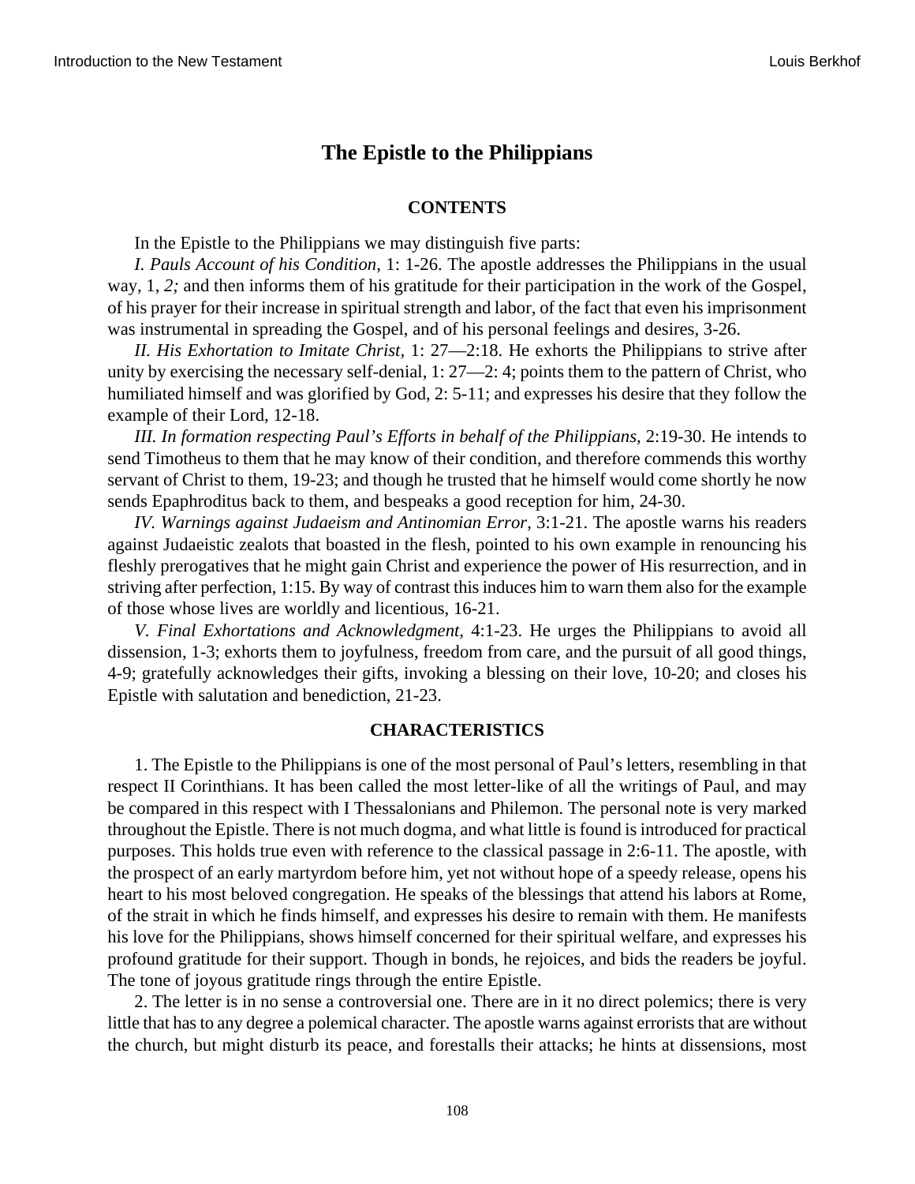# The Epistle to the Philippians

## CONTENTS

In the Epistle to the Philippians we may distinguish five parts:

*I. Pauls Account of his Condition,* 1: 1-26. The apostle addresses the Philippians in the usual way, 1, *2;* and then informs them of his gratitude for their participation in the work of the Gospel, of his prayer for their increase in spiritual strength and labor, of the fact that even his imprisonment was instrumental in spreading the Gospel, and of his personal feelings and desires, 3-26.

*II. His Exhortation to Imitate Christ,* 1: 27—2:18. He exhorts the Philippians to strive after unity by exercising the necessary self-denial, 1: 27—2: 4; points them to the pattern of Christ, who humiliated himself and was glorified by God, 2: 5-11; and expresses his desire that they follow the example of their Lord, 12-18.

*III. In formation respecting Paul's Efforts in behalf of the Philippians,* 2:19-30. He intends to send Timotheus to them that he may know of their condition, and therefore commends this worthy servant of Christ to them, 19-23; and though he trusted that he himself would come shortly he now sends Epaphroditus back to them, and bespeaks a good reception for him, 24-30.

*IV. Warnings against Judaeism and Antinomian Error,* 3:1-21. The apostle warns his readers against Judaeistic zealots that boasted in the flesh, pointed to his own example in renouncing his fleshly prerogatives that he might gain Christ and experience the power of His resurrection, and in striving after perfection, 1:15. By way of contrast this induces him to warn them also for the example of those whose lives are worldly and licentious, 16-21.

*V. Final Exhortations and Acknowledgment,* 4:1-23. He urges the Philippians to avoid all dissension, 1-3; exhorts them to joyfulness, freedom from care, and the pursuit of all good things, 4-9; gratefully acknowledges their gifts, invoking a blessing on their love, 10-20; and closes his Epistle with salutation and benediction, 21-23.

## CHARACTERISTICS

1. The Epistle to the Philippians is one of the most personal of Paul's letters, resembling in that respect II Corinthians. It has been called the most letter-like of all the writings of Paul, and may be compared in this respect with I Thessalonians and Philemon. The personal note is very marked throughout the Epistle. There is not much dogma, and what little is found is introduced for practical purposes. This holds true even with reference to the classical passage in 2:6-11. The apostle, with the prospect of an early martyrdom before him, yet not without hope of a speedy release, opens his heart to his most beloved congregation. He speaks of the blessings that attend his labors at Rome, of the strait in which he finds himself, and expresses his desire to remain with them. He manifests his love for the Philippians, shows himself concerned for their spiritual welfare, and expresses his profound gratitude for their support. Though in bonds, he rejoices, and bids the readers be joyful. The tone of joyous gratitude rings through the entire Epistle.

2. The letter is in no sense a controversial one. There are in it no direct polemics; there is very little that has to any degree a polemical character. The apostle warns against errorists that are without the church, but might disturb its peace, and forestalls their attacks; he hints at dissensions, most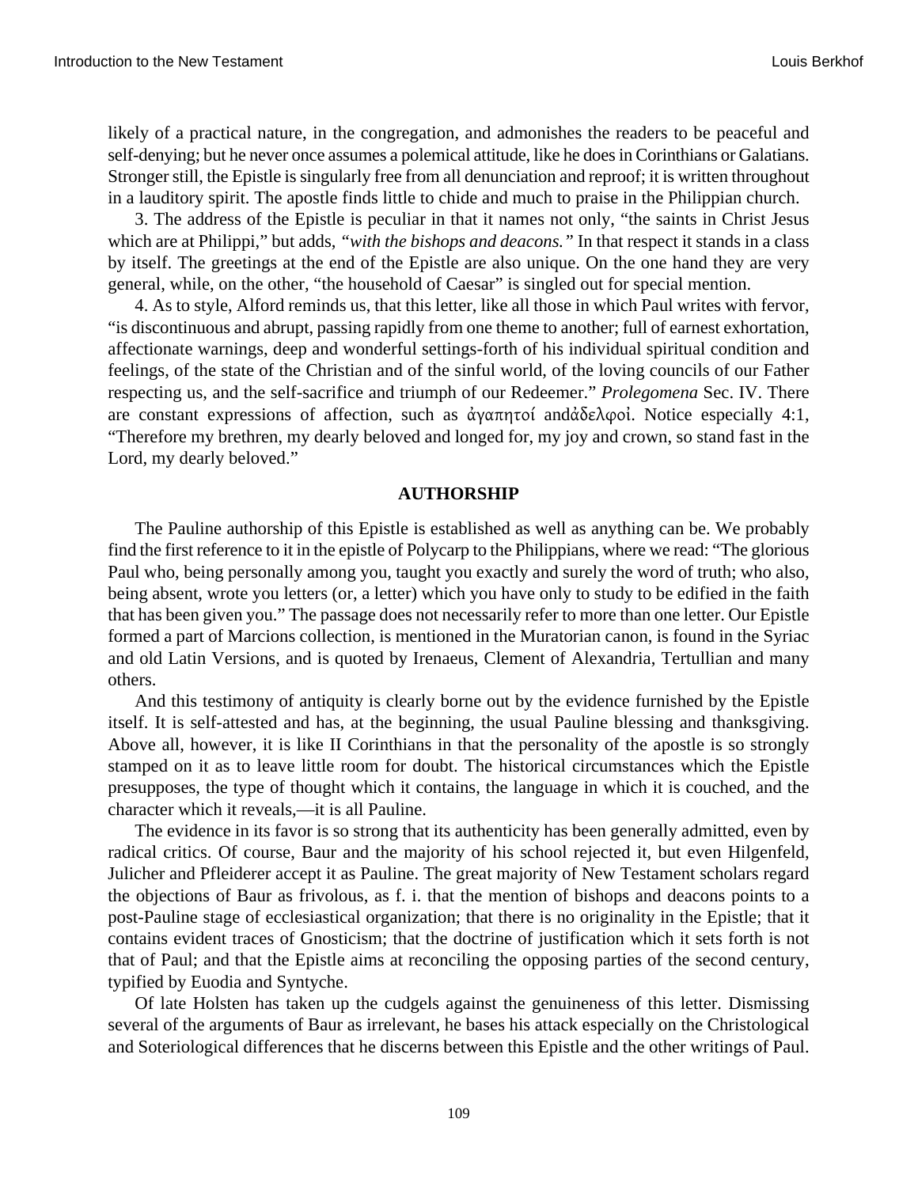likely of a practical nature, in the congregation, and admonishes the readers to be peaceful and self-denying; but he never once assumes a polemical attitude, like he does in Corinthians or Galatians. Stronger still, the Epistle is singularly free from all denunciation and reproof; it is written throughout in a lauditory spirit. The apostle finds little to chide and much to praise in the Philippian church.

3. The address of the Epistle is peculiar in that it names not only, "the saints in Christ Jesus which are at Philippi," but adds, *"with the bishops and deacons."* In that respect it stands in a class by itself. The greetings at the end of the Epistle are also unique. On the one hand they are very general, while, on the other, "the household of Caesar" is singled out for special mention.

4. As to style, Alford reminds us, that this letter, like all those in which Paul writes with fervor, "is discontinuous and abrupt, passing rapidly from one theme to another; full of earnest exhortation, affectionate warnings, deep and wonderful settings-forth of his individual spiritual condition and feelings, of the state of the Christian and of the sinful world, of the loving councils of our Father respecting us, and the self-sacrifice and triumph of our Redeemer." *Prolegomena* Sec. IV. There are constant expressions of affection, such as ἀγαπητοί andἀδελφοὶ. Notice especially 4:1, "Therefore my brethren, my dearly beloved and longed for, my joy and crown, so stand fast in the Lord, my dearly beloved."

## AUTHORSHIP

The Pauline authorship of this Epistle is established as well as anything can be. We probably find the first reference to it in the epistle of Polycarp to the Philippians, where we read: "The glorious Paul who, being personally among you, taught you exactly and surely the word of truth; who also, being absent, wrote you letters (or, a letter) which you have only to study to be edified in the faith that has been given you." The passage does not necessarily refer to more than one letter. Our Epistle formed a part of Marcions collection, is mentioned in the Muratorian canon, is found in the Syriac and old Latin Versions, and is quoted by Irenaeus, Clement of Alexandria, Tertullian and many others.

And this testimony of antiquity is clearly borne out by the evidence furnished by the Epistle itself. It is self-attested and has, at the beginning, the usual Pauline blessing and thanksgiving. Above all, however, it is like II Corinthians in that the personality of the apostle is so strongly stamped on it as to leave little room for doubt. The historical circumstances which the Epistle presupposes, the type of thought which it contains, the language in which it is couched, and the character which it reveals,—it is all Pauline.

The evidence in its favor is so strong that its authenticity has been generally admitted, even by radical critics. Of course, Baur and the majority of his school rejected it, but even Hilgenfeld, Julicher and Pfleiderer accept it as Pauline. The great majority of New Testament scholars regard the objections of Baur as frivolous, as f. i. that the mention of bishops and deacons points to a post-Pauline stage of ecclesiastical organization; that there is no originality in the Epistle; that it contains evident traces of Gnosticism; that the doctrine of justification which it sets forth is not that of Paul; and that the Epistle aims at reconciling the opposing parties of the second century, typified by Euodia and Syntyche.

Of late Holsten has taken up the cudgels against the genuineness of this letter. Dismissing several of the arguments of Baur as irrelevant, he bases his attack especially on the Christological and Soteriological differences that he discerns between this Epistle and the other writings of Paul.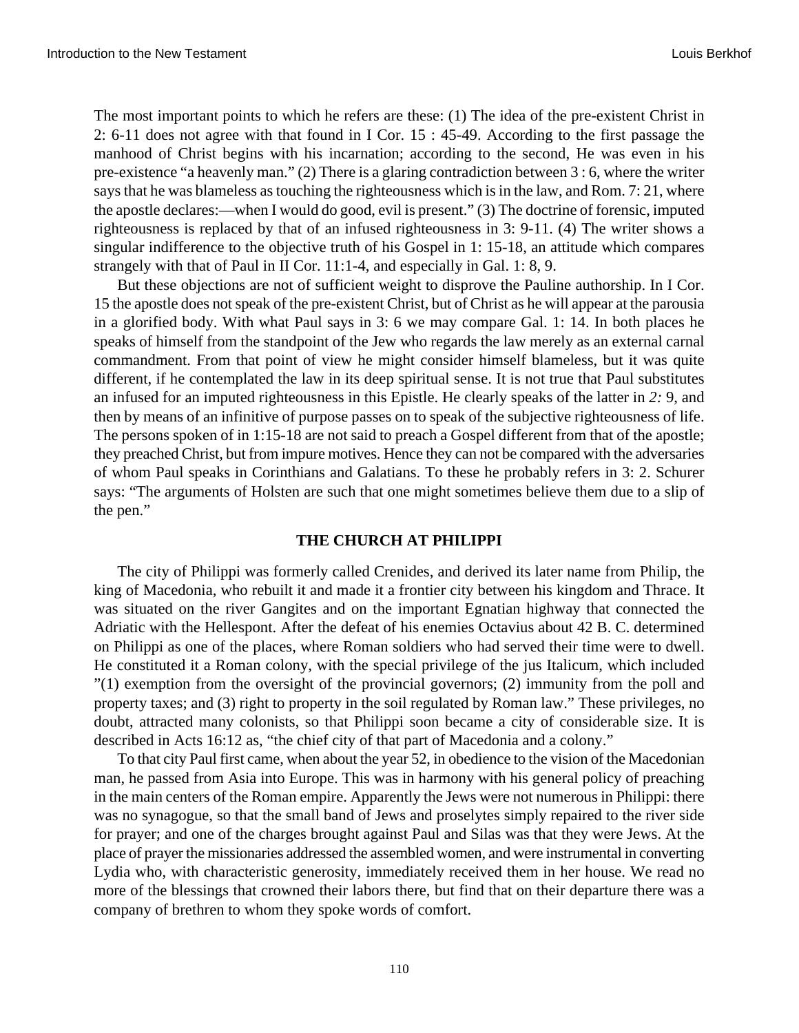The most important points to which he refers are these: (1) The idea of the pre-existent Christ in 2: 6-11 does not agree with that found in I Cor. 15 : 45-49. According to the first passage the manhood of Christ begins with his incarnation; according to the second, He was even in his pre-existence "a heavenly man." (2) There is a glaring contradiction between 3 : 6, where the writer says that he was blameless as touching the righteousness which is in the law, and Rom. 7: 21, where the apostle declares:—when I would do good, evil is present." (3) The doctrine of forensic, imputed righteousness is replaced by that of an infused righteousness in 3: 9-11. (4) The writer shows a singular indifference to the objective truth of his Gospel in 1: 15-18, an attitude which compares strangely with that of Paul in II Cor. 11:1-4, and especially in Gal. 1: 8, 9.

But these objections are not of sufficient weight to disprove the Pauline authorship. In I Cor. 15 the apostle does not speak of the pre-existent Christ, but of Christ as he will appear at the parousia in a glorified body. With what Paul says in 3: 6 we may compare Gal. 1: 14. In both places he speaks of himself from the standpoint of the Jew who regards the law merely as an external carnal commandment. From that point of view he might consider himself blameless, but it was quite different, if he contemplated the law in its deep spiritual sense. It is not true that Paul substitutes an infused for an imputed righteousness in this Epistle. He clearly speaks of the latter in *2:* 9, and then by means of an infinitive of purpose passes on to speak of the subjective righteousness of life. The persons spoken of in 1:15-18 are not said to preach a Gospel different from that of the apostle; they preached Christ, but from impure motives. Hence they can not be compared with the adversaries of whom Paul speaks in Corinthians and Galatians. To these he probably refers in 3: 2. Schurer says: "The arguments of Holsten are such that one might sometimes believe them due to a slip of the pen."

### THE CHURCH AT PHILIPPI

The city of Philippi was formerly called Crenides, and derived its later name from Philip, the king of Macedonia, who rebuilt it and made it a frontier city between his kingdom and Thrace. It was situated on the river Gangites and on the important Egnatian highway that connected the Adriatic with the Hellespont. After the defeat of his enemies Octavius about 42 B. C. determined on Philippi as one of the places, where Roman soldiers who had served their time were to dwell. He constituted it a Roman colony, with the special privilege of the jus Italicum, which included "(1) exemption from the oversight of the provincial governors; (2) immunity from the poll and property taxes; and (3) right to property in the soil regulated by Roman law." These privileges, no doubt, attracted many colonists, so that Philippi soon became a city of considerable size. It is described in Acts 16:12 as, "the chief city of that part of Macedonia and a colony."

To that city Paul first came, when about the year 52, in obedience to the vision of the Macedonian man, he passed from Asia into Europe. This was in harmony with his general policy of preaching in the main centers of the Roman empire. Apparently the Jews were not numerous in Philippi: there was no synagogue, so that the small band of Jews and proselytes simply repaired to the river side for prayer; and one of the charges brought against Paul and Silas was that they were Jews. At the place of prayer the missionaries addressed the assembled women, and were instrumental in converting Lydia who, with characteristic generosity, immediately received them in her house. We read no more of the blessings that crowned their labors there, but find that on their departure there was a company of brethren to whom they spoke words of comfort.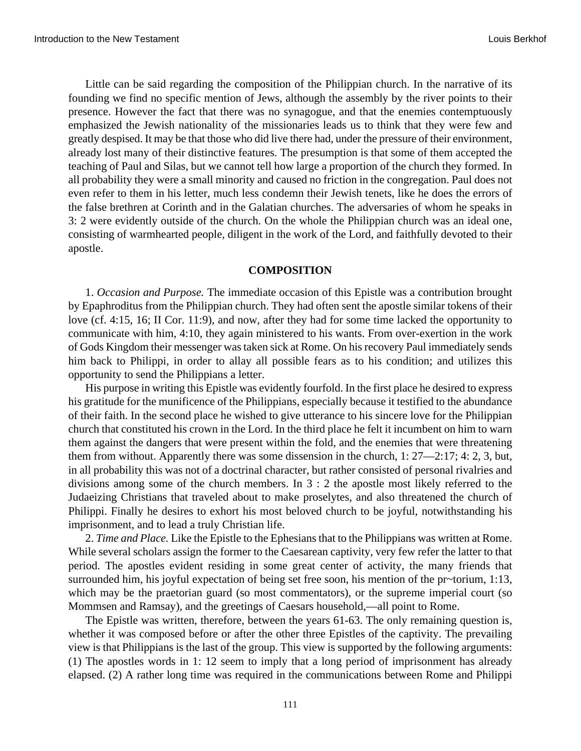Little can be said regarding the composition of the Philippian church. In the narrative of its founding we find no specific mention of Jews, although the assembly by the river points to their presence. However the fact that there was no synagogue, and that the enemies contemptuously emphasized the Jewish nationality of the missionaries leads us to think that they were few and greatly despised. It may be that those who did live there had, under the pressure of their environment, already lost many of their distinctive features. The presumption is that some of them accepted the teaching of Paul and Silas, but we cannot tell how large a proportion of the church they formed. In all probability they were a small minority and caused no friction in the congregation. Paul does not even refer to them in his letter, much less condemn their Jewish tenets, like he does the errors of the false brethren at Corinth and in the Galatian churches. The adversaries of whom he speaks in 3: 2 were evidently outside of the church. On the whole the Philippian church was an ideal one, consisting of warmhearted people, diligent in the work of the Lord, and faithfully devoted to their apostle.

### COMPOSITION

1. *Occasion and Purpose.* The immediate occasion of this Epistle was a contribution brought by Epaphroditus from the Philippian church. They had often sent the apostle similar tokens of their love (cf. 4:15, 16; II Cor. 11:9), and now, after they had for some time lacked the opportunity to communicate with him, 4:10, they again ministered to his wants. From over-exertion in the work of Gods Kingdom their messenger was taken sick at Rome. On his recovery Paul immediately sends him back to Philippi, in order to allay all possible fears as to his condition; and utilizes this opportunity to send the Philippians a letter.

His purpose in writing this Epistle was evidently fourfold. In the first place he desired to express his gratitude for the munificence of the Philippians, especially because it testified to the abundance of their faith. In the second place he wished to give utterance to his sincere love for the Philippian church that constituted his crown in the Lord. In the third place he felt it incumbent on him to warn them against the dangers that were present within the fold, and the enemies that were threatening them from without. Apparently there was some dissension in the church, 1: 27—2:17; 4: 2, 3, but, in all probability this was not of a doctrinal character, but rather consisted of personal rivalries and divisions among some of the church members. In 3 : 2 the apostle most likely referred to the Judaeizing Christians that traveled about to make proselytes, and also threatened the church of Philippi. Finally he desires to exhort his most beloved church to be joyful, notwithstanding his imprisonment, and to lead a truly Christian life.

2. *Time and Place.* Like the Epistle to the Ephesians that to the Philippians was written at Rome. While several scholars assign the former to the Caesarean captivity, very few refer the latter to that period. The apostles evident residing in some great center of activity, the many friends that surrounded him, his joyful expectation of being set free soon, his mention of the pr~torium, 1:13, which may be the praetorian guard (so most commentators), or the supreme imperial court (so Mommsen and Ramsay), and the greetings of Caesars household,—all point to Rome.

The Epistle was written, therefore, between the years 61-63. The only remaining question is, whether it was composed before or after the other three Epistles of the captivity. The prevailing view is that Philippians is the last of the group. This view is supported by the following arguments: (1) The apostles words in 1: 12 seem to imply that a long period of imprisonment has already elapsed. (2) A rather long time was required in the communications between Rome and Philippi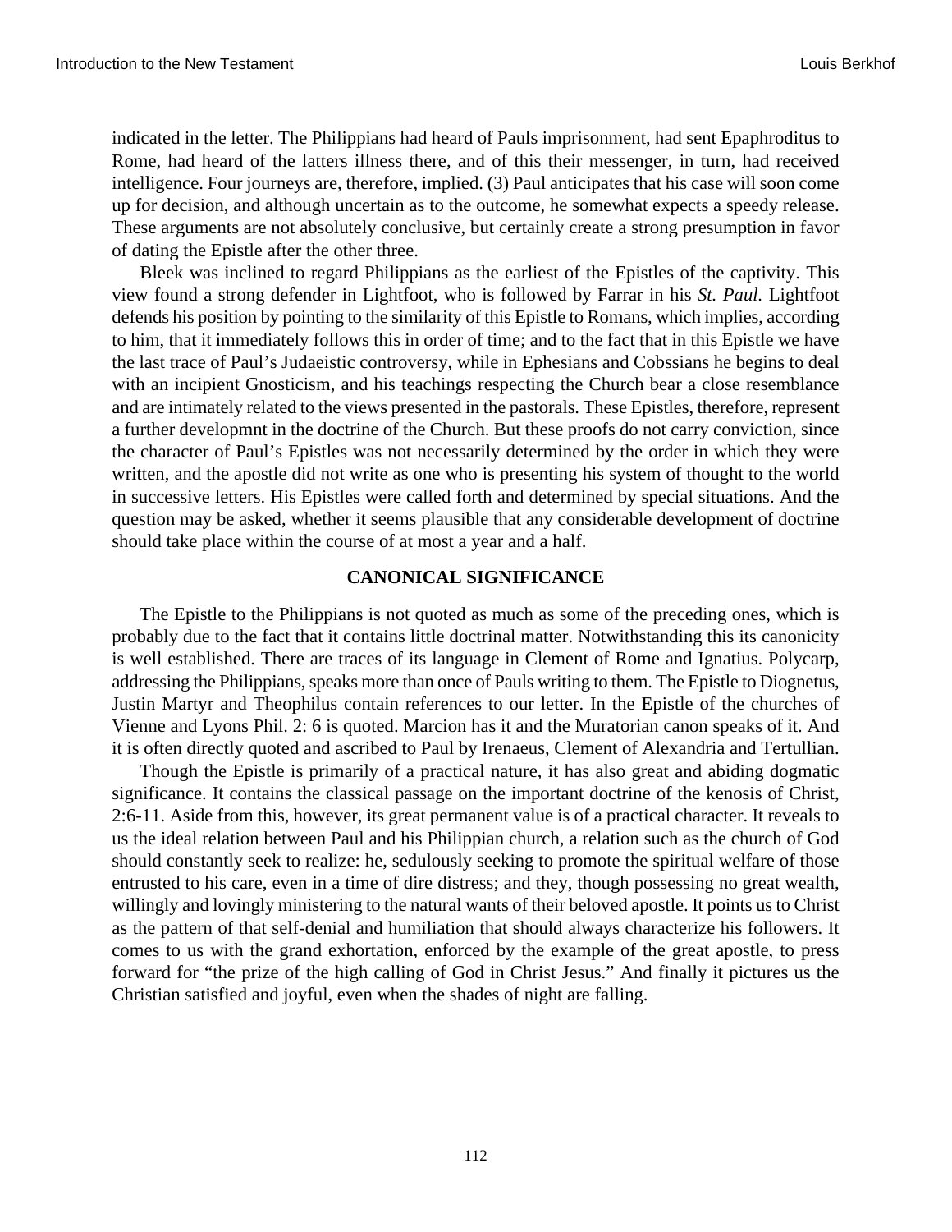indicated in the letter. The Philippians had heard of Pauls imprisonment, had sent Epaphroditus to Rome, had heard of the latters illness there, and of this their messenger, in turn, had received intelligence. Four journeys are, therefore, implied. (3) Paul anticipates that his case will soon come up for decision, and although uncertain as to the outcome, he somewhat expects a speedy release. These arguments are not absolutely conclusive, but certainly create a strong presumption in favor of dating the Epistle after the other three.

Bleek was inclined to regard Philippians as the earliest of the Epistles of the captivity. This view found a strong defender in Lightfoot, who is followed by Farrar in his *St. Paul.* Lightfoot defends his position by pointing to the similarity of this Epistle to Romans, which implies, according to him, that it immediately follows this in order of time; and to the fact that in this Epistle we have the last trace of Paul's Judaeistic controversy, while in Ephesians and Cobssians he begins to deal with an incipient Gnosticism, and his teachings respecting the Church bear a close resemblance and are intimately related to the views presented in the pastorals. These Epistles, therefore, represent a further developmnt in the doctrine of the Church. But these proofs do not carry conviction, since the character of Paul's Epistles was not necessarily determined by the order in which they were written, and the apostle did not write as one who is presenting his system of thought to the world in successive letters. His Epistles were called forth and determined by special situations. And the question may be asked, whether it seems plausible that any considerable development of doctrine should take place within the course of at most a year and a half.

## CANONICAL SIGNIFICANCE

The Epistle to the Philippians is not quoted as much as some of the preceding ones, which is probably due to the fact that it contains little doctrinal matter. Notwithstanding this its canonicity is well established. There are traces of its language in Clement of Rome and Ignatius. Polycarp, addressing the Philippians, speaks more than once of Pauls writing to them. The Epistle to Diognetus, Justin Martyr and Theophilus contain references to our letter. In the Epistle of the churches of Vienne and Lyons Phil. 2: 6 is quoted. Marcion has it and the Muratorian canon speaks of it. And it is often directly quoted and ascribed to Paul by Irenaeus, Clement of Alexandria and Tertullian.

Though the Epistle is primarily of a practical nature, it has also great and abiding dogmatic significance. It contains the classical passage on the important doctrine of the kenosis of Christ, 2:6-11. Aside from this, however, its great permanent value is of a practical character. It reveals to us the ideal relation between Paul and his Philippian church, a relation such as the church of God should constantly seek to realize: he, sedulously seeking to promote the spiritual welfare of those entrusted to his care, even in a time of dire distress; and they, though possessing no great wealth, willingly and lovingly ministering to the natural wants of their beloved apostle. It points us to Christ as the pattern of that self-denial and humiliation that should always characterize his followers. It comes to us with the grand exhortation, enforced by the example of the great apostle, to press forward for "the prize of the high calling of God in Christ Jesus." And finally it pictures us the Christian satisfied and joyful, even when the shades of night are falling.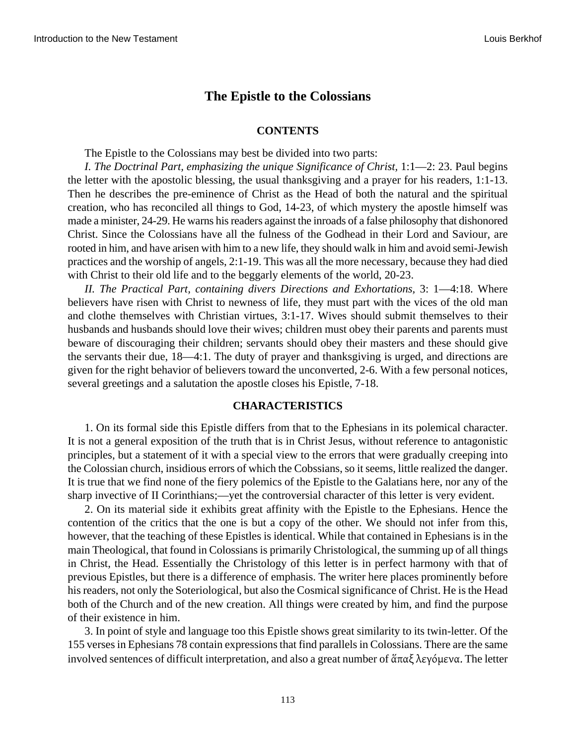## The Epistle to the Colossians

### CONTENTS

The Epistle to the Colossians may best be divided into two parts:

*I. The Doctrinal Part, emphasizing the unique Significance of Christ,* 1:1—2: 23. Paul begins the letter with the apostolic blessing, the usual thanksgiving and a prayer for his readers, 1:1-13. Then he describes the pre-eminence of Christ as the Head of both the natural and the spiritual creation, who has reconciled all things to God, 14-23, of which mystery the apostle himself was made a minister, 24-29. He warns his readers against the inroads of a false philosophy that dishonored Christ. Since the Colossians have all the fulness of the Godhead in their Lord and Saviour, are rooted in him, and have arisen with him to a new life, they should walk in him and avoid semi-Jewish practices and the worship of angels, 2:1-19. This was all the more necessary, because they had died with Christ to their old life and to the beggarly elements of the world, 20-23.

*II. The Practical Part, containing divers Directions and Exhortations,* 3: 1—4:18. Where believers have risen with Christ to newness of life, they must part with the vices of the old man and clothe themselves with Christian virtues, 3:1-17. Wives should submit themselves to their husbands and husbands should love their wives; children must obey their parents and parents must beware of discouraging their children; servants should obey their masters and these should give the servants their due, 18—4:1. The duty of prayer and thanksgiving is urged, and directions are given for the right behavior of believers toward the unconverted, 2-6. With a few personal notices, several greetings and a salutation the apostle closes his Epistle, 7-18.

### CHARACTERISTICS

1. On its formal side this Epistle differs from that to the Ephesians in its polemical character. It is not a general exposition of the truth that is in Christ Jesus, without reference to antagonistic principles, but a statement of it with a special view to the errors that were gradually creeping into the Colossian church, insidious errors of which the Cobssians, so it seems, little realized the danger. It is true that we find none of the fiery polemics of the Epistle to the Galatians here, nor any of the sharp invective of II Corinthians;—yet the controversial character of this letter is very evident.

2. On its material side it exhibits great affinity with the Epistle to the Ephesians. Hence the contention of the critics that the one is but a copy of the other. We should not infer from this, however, that the teaching of these Epistles is identical. While that contained in Ephesians is in the main Theological, that found in Colossians is primarily Christological, the summing up of all things in Christ, the Head. Essentially the Christology of this letter is in perfect harmony with that of previous Epistles, but there is a difference of emphasis. The writer here places prominently before his readers, not only the Soteriological, but also the Cosmical significance of Christ. He is the Head both of the Church and of the new creation. All things were created by him, and find the purpose of their existence in him.

3. In point of style and language too this Epistle shows great similarity to its twin-letter. Of the 155 verses in Ephesians 78 contain expressions that find parallels in Colossians. There are the same involved sentences of difficult interpretation, and also a great number of ἅπαξ λεγόμενα. The letter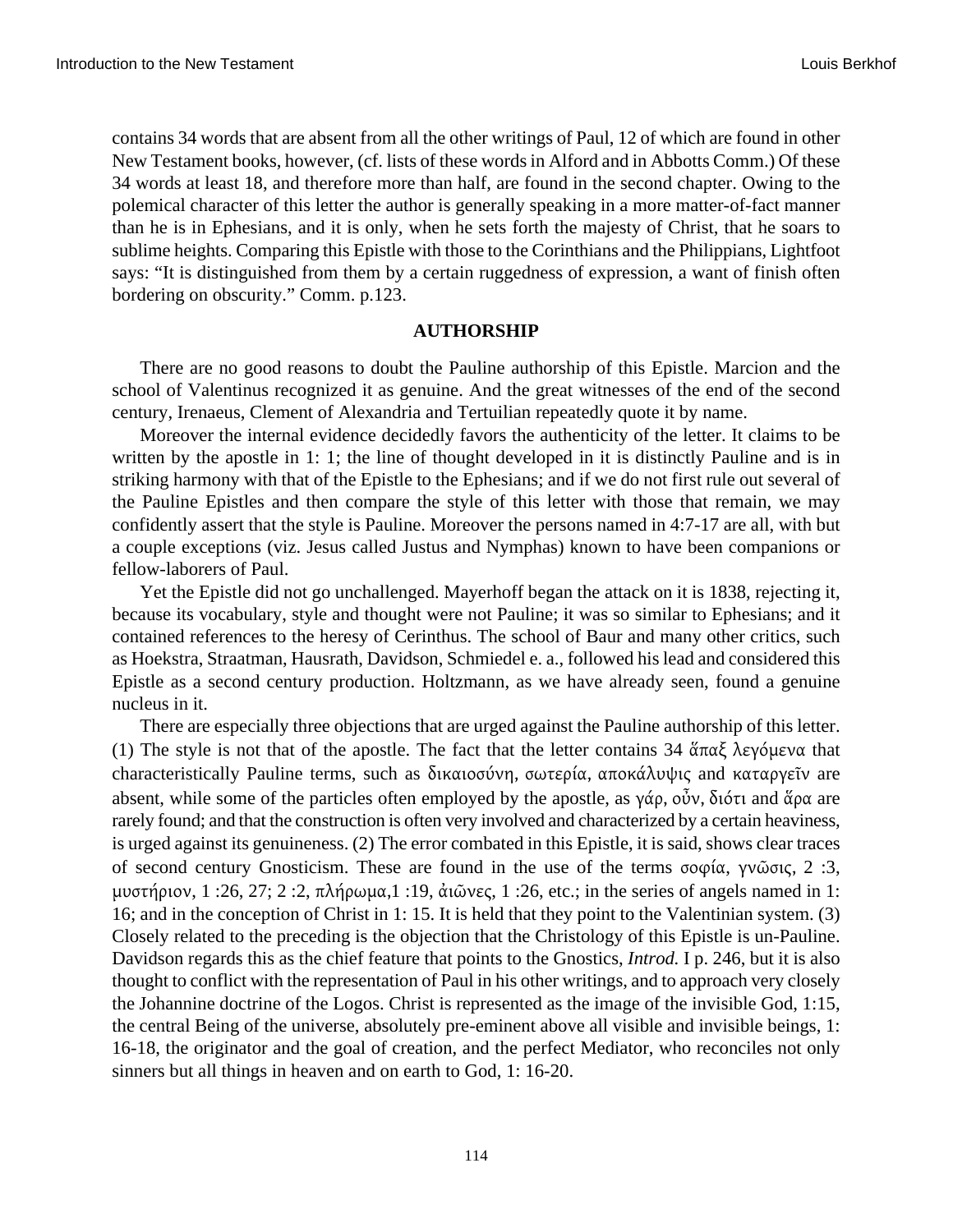contains 34 words that are absent from all the other writings of Paul, 12 of which are found in other New Testament books, however, (cf. lists of these words in Alford and in Abbotts Comm.) Of these 34 words at least 18, and therefore more than half, are found in the second chapter. Owing to the polemical character of this letter the author is generally speaking in a more matter-of-fact manner than he is in Ephesians, and it is only, when he sets forth the majesty of Christ, that he soars to sublime heights. Comparing this Epistle with those to the Corinthians and the Philippians, Lightfoot says: "It is distinguished from them by a certain ruggedness of expression, a want of finish often bordering on obscurity." Comm. p.123.

### AUTHORSHIP

There are no good reasons to doubt the Pauline authorship of this Epistle. Marcion and the school of Valentinus recognized it as genuine. And the great witnesses of the end of the second century, Irenaeus, Clement of Alexandria and Tertuilian repeatedly quote it by name.

Moreover the internal evidence decidedly favors the authenticity of the letter. It claims to be written by the apostle in 1: 1; the line of thought developed in it is distinctly Pauline and is in striking harmony with that of the Epistle to the Ephesians; and if we do not first rule out several of the Pauline Epistles and then compare the style of this letter with those that remain, we may confidently assert that the style is Pauline. Moreover the persons named in 4:7-17 are all, with but a couple exceptions (viz. Jesus called Justus and Nymphas) known to have been companions or fellow-laborers of Paul.

Yet the Epistle did not go unchallenged. Mayerhoff began the attack on it is 1838, rejecting it, because its vocabulary, style and thought were not Pauline; it was so similar to Ephesians; and it contained references to the heresy of Cerinthus. The school of Baur and many other critics, such as Hoekstra, Straatman, Hausrath, Davidson, Schmiedel e. a., followed his lead and considered this Epistle as a second century production. Holtzmann, as we have already seen, found a genuine nucleus in it.

There are especially three objections that are urged against the Pauline authorship of this letter. (1) The style is not that of the apostle. The fact that the letter contains 34 ἅπαξ λεγόμενα that characteristically Pauline terms, such as δικαιοσύνη, σωτερία, αποκάλυψις and καταργεῖν are absent, while some of the particles often employed by the apostle, as γάρ, οὖν, διότι and ἄρα are rarely found; and that the construction is often very involved and characterized by a certain heaviness, is urged against its genuineness. (2) The error combated in this Epistle, it is said, shows clear traces of second century Gnosticism. These are found in the use of the terms σοφία, γνῶσις, 2 :3, μυστήριον, 1 :26, 27; 2 :2, πλήρωμα,1 :19, ἀιῶνες, 1 :26, etc.; in the series of angels named in 1: 16; and in the conception of Christ in 1: 15. It is held that they point to the Valentinian system. (3) Closely related to the preceding is the objection that the Christology of this Epistle is un-Pauline. Davidson regards this as the chief feature that points to the Gnostics, *Introd.* I p. 246, but it is also thought to conflict with the representation of Paul in his other writings, and to approach very closely the Johannine doctrine of the Logos. Christ is represented as the image of the invisible God, 1:15, the central Being of the universe, absolutely pre-eminent above all visible and invisible beings, 1: 16-18, the originator and the goal of creation, and the perfect Mediator, who reconciles not only sinners but all things in heaven and on earth to God, 1: 16-20.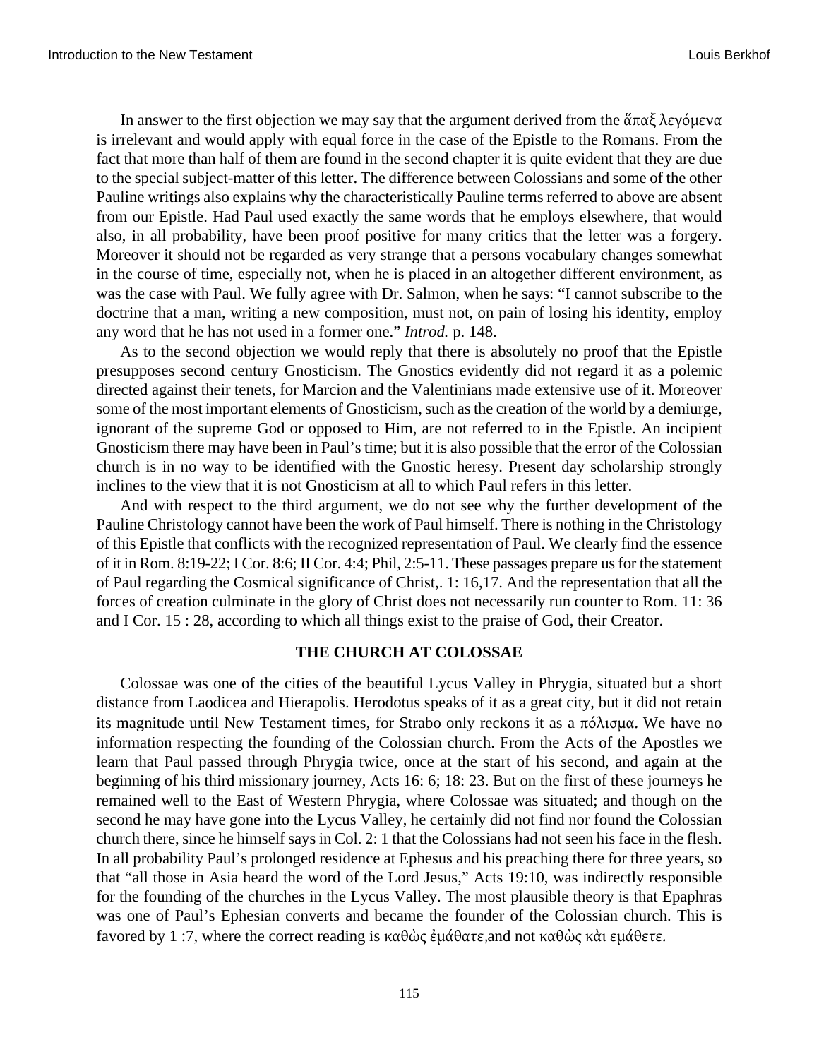In answer to the first objection we may say that the argument derived from the ἅπαξ λεγόμενα is irrelevant and would apply with equal force in the case of the Epistle to the Romans. From the fact that more than half of them are found in the second chapter it is quite evident that they are due to the special subject-matter of this letter. The difference between Colossians and some of the other Pauline writings also explains why the characteristically Pauline terms referred to above are absent from our Epistle. Had Paul used exactly the same words that he employs elsewhere, that would also, in all probability, have been proof positive for many critics that the letter was a forgery. Moreover it should not be regarded as very strange that a persons vocabulary changes somewhat in the course of time, especially not, when he is placed in an altogether different environment, as was the case with Paul. We fully agree with Dr. Salmon, when he says: "I cannot subscribe to the doctrine that a man, writing a new composition, must not, on pain of losing his identity, employ any word that he has not used in a former one." *Introd.* p. 148.

As to the second objection we would reply that there is absolutely no proof that the Epistle presupposes second century Gnosticism. The Gnostics evidently did not regard it as a polemic directed against their tenets, for Marcion and the Valentinians made extensive use of it. Moreover some of the most important elements of Gnosticism, such as the creation of the world by a demiurge, ignorant of the supreme God or opposed to Him, are not referred to in the Epistle. An incipient Gnosticism there may have been in Paul's time; but it is also possible that the error of the Colossian church is in no way to be identified with the Gnostic heresy. Present day scholarship strongly inclines to the view that it is not Gnosticism at all to which Paul refers in this letter.

And with respect to the third argument, we do not see why the further development of the Pauline Christology cannot have been the work of Paul himself. There is nothing in the Christology of this Epistle that conflicts with the recognized representation of Paul. We clearly find the essence of it in Rom. 8:19-22; I Cor. 8:6; II Cor. 4:4; Phil, 2:5-11. These passages prepare us for the statement of Paul regarding the Cosmical significance of Christ,. 1: 16,17. And the representation that all the forces of creation culminate in the glory of Christ does not necessarily run counter to Rom. 11: 36 and I Cor. 15 : 28, according to which all things exist to the praise of God, their Creator.

## THE CHURCH AT COLOSSAE

Colossae was one of the cities of the beautiful Lycus Valley in Phrygia, situated but a short distance from Laodicea and Hierapolis. Herodotus speaks of it as a great city, but it did not retain its magnitude until New Testament times, for Strabo only reckons it as a πόλισμα. We have no information respecting the founding of the Colossian church. From the Acts of the Apostles we learn that Paul passed through Phrygia twice, once at the start of his second, and again at the beginning of his third missionary journey, Acts 16: 6; 18: 23. But on the first of these journeys he remained well to the East of Western Phrygia, where Colossae was situated; and though on the second he may have gone into the Lycus Valley, he certainly did not find nor found the Colossian church there, since he himself says in Col. 2: 1 that the Colossians had not seen his face in the flesh. In all probability Paul's prolonged residence at Ephesus and his preaching there for three years, so that "all those in Asia heard the word of the Lord Jesus," Acts 19:10, was indirectly responsible for the founding of the churches in the Lycus Valley. The most plausible theory is that Epaphras was one of Paul's Ephesian converts and became the founder of the Colossian church. This is favored by 1 :7, where the correct reading is καθὼς ἐμάθατε,and not καθὼς κὰι εμάθετε.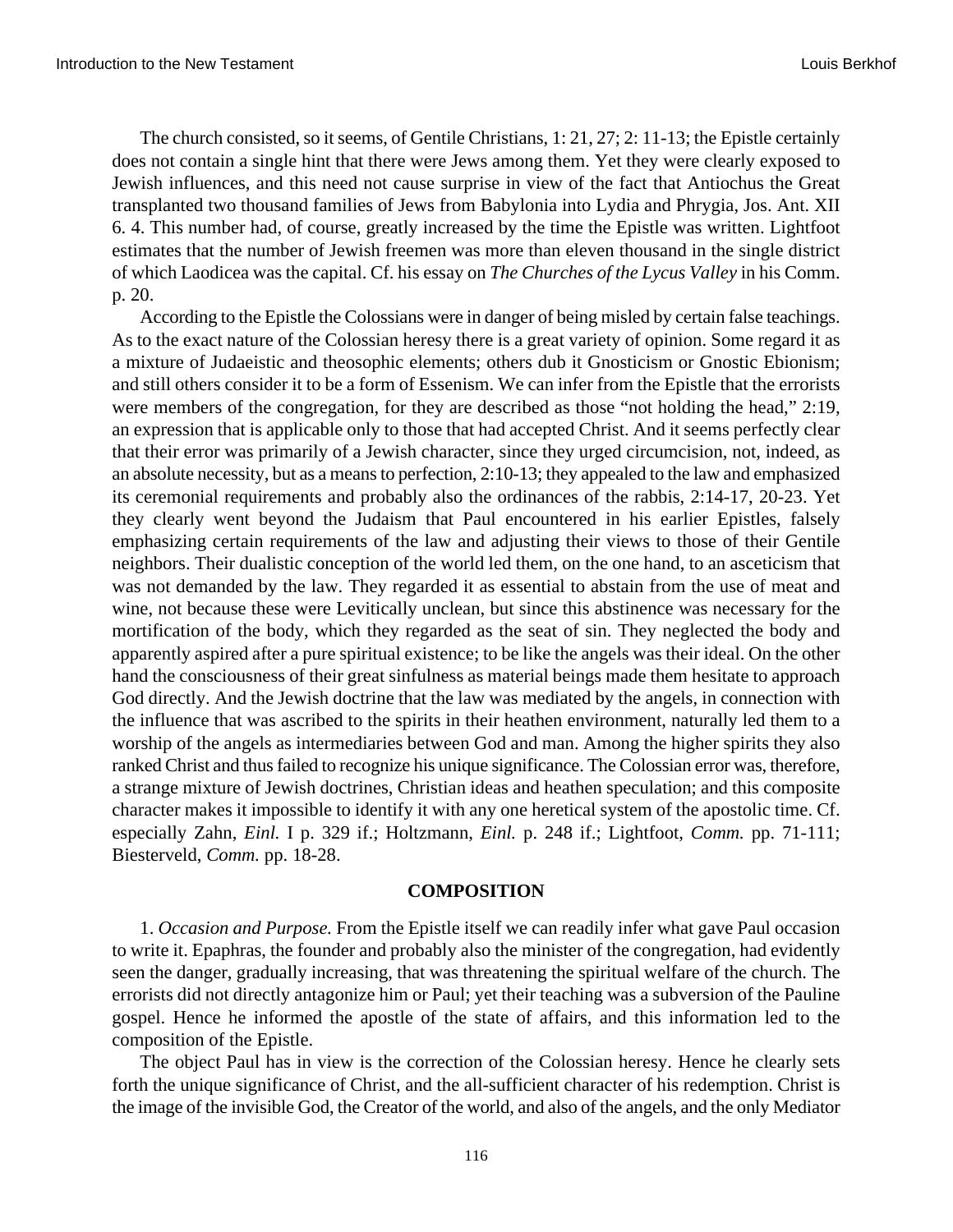The church consisted, so it seems, of Gentile Christians, 1: 21, 27; 2: 11-13; the Epistle certainly does not contain a single hint that there were Jews among them. Yet they were clearly exposed to Jewish influences, and this need not cause surprise in view of the fact that Antiochus the Great transplanted two thousand families of Jews from Babylonia into Lydia and Phrygia, Jos. Ant. XII 6. 4. This number had, of course, greatly increased by the time the Epistle was written. Lightfoot estimates that the number of Jewish freemen was more than eleven thousand in the single district of which Laodicea was the capital. Cf. his essay on *The Churches of the Lycus Valley* in his Comm. p. 20.

According to the Epistle the Colossians were in danger of being misled by certain false teachings. As to the exact nature of the Colossian heresy there is a great variety of opinion. Some regard it as a mixture of Judaeistic and theosophic elements; others dub it Gnosticism or Gnostic Ebionism; and still others consider it to be a form of Essenism. We can infer from the Epistle that the errorists were members of the congregation, for they are described as those "not holding the head," 2:19, an expression that is applicable only to those that had accepted Christ. And it seems perfectly clear that their error was primarily of a Jewish character, since they urged circumcision, not, indeed, as an absolute necessity, but as a means to perfection, 2:10-13; they appealed to the law and emphasized its ceremonial requirements and probably also the ordinances of the rabbis, 2:14-17, 20-23. Yet they clearly went beyond the Judaism that Paul encountered in his earlier Epistles, falsely emphasizing certain requirements of the law and adjusting their views to those of their Gentile neighbors. Their dualistic conception of the world led them, on the one hand, to an asceticism that was not demanded by the law. They regarded it as essential to abstain from the use of meat and wine, not because these were Levitically unclean, but since this abstinence was necessary for the mortification of the body, which they regarded as the seat of sin. They neglected the body and apparently aspired after a pure spiritual existence; to be like the angels was their ideal. On the other hand the consciousness of their great sinfulness as material beings made them hesitate to approach God directly. And the Jewish doctrine that the law was mediated by the angels, in connection with the influence that was ascribed to the spirits in their heathen environment, naturally led them to a worship of the angels as intermediaries between God and man. Among the higher spirits they also ranked Christ and thus failed to recognize his unique significance. The Colossian error was, therefore, a strange mixture of Jewish doctrines, Christian ideas and heathen speculation; and this composite character makes it impossible to identify it with any one heretical system of the apostolic time. Cf. especially Zahn, *Einl.* I p. 329 if.; Holtzmann, *Einl.* p. 248 if.; Lightfoot, *Comm.* pp. 71-111; Biesterveld, *Comm.* pp. 18-28.

## COMPOSITION

1. *Occasion and Purpose.* From the Epistle itself we can readily infer what gave Paul occasion to write it. Epaphras, the founder and probably also the minister of the congregation, had evidently seen the danger, gradually increasing, that was threatening the spiritual welfare of the church. The errorists did not directly antagonize him or Paul; yet their teaching was a subversion of the Pauline gospel. Hence he informed the apostle of the state of affairs, and this information led to the composition of the Epistle.

The object Paul has in view is the correction of the Colossian heresy. Hence he clearly sets forth the unique significance of Christ, and the all-sufficient character of his redemption. Christ is the image of the invisible God, the Creator of the world, and also of the angels, and the only Mediator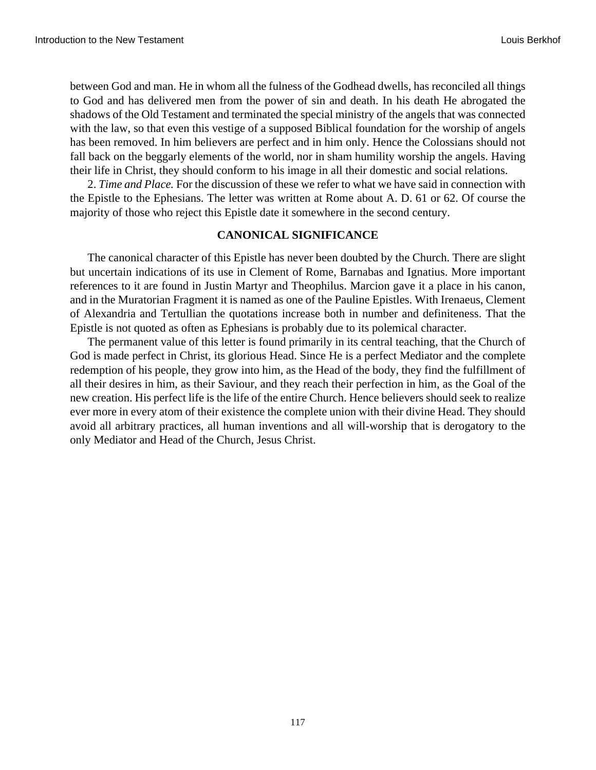between God and man. He in whom all the fulness of the Godhead dwells, has reconciled all things to God and has delivered men from the power of sin and death. In his death He abrogated the shadows of the Old Testament and terminated the special ministry of the angels that was connected with the law, so that even this vestige of a supposed Biblical foundation for the worship of angels has been removed. In him believers are perfect and in him only. Hence the Colossians should not fall back on the beggarly elements of the world, nor in sham humility worship the angels. Having their life in Christ, they should conform to his image in all their domestic and social relations.

2. *Time and Place.* For the discussion of these we refer to what we have said in connection with the Epistle to the Ephesians. The letter was written at Rome about A. D. 61 or 62. Of course the majority of those who reject this Epistle date it somewhere in the second century.

## CANONICAL SIGNIFICANCE

The canonical character of this Epistle has never been doubted by the Church. There are slight but uncertain indications of its use in Clement of Rome, Barnabas and Ignatius. More important references to it are found in Justin Martyr and Theophilus. Marcion gave it a place in his canon, and in the Muratorian Fragment it is named as one of the Pauline Epistles. With Irenaeus, Clement of Alexandria and Tertullian the quotations increase both in number and definiteness. That the Epistle is not quoted as often as Ephesians is probably due to its polemical character.

The permanent value of this letter is found primarily in its central teaching, that the Church of God is made perfect in Christ, its glorious Head. Since He is a perfect Mediator and the complete redemption of his people, they grow into him, as the Head of the body, they find the fulfillment of all their desires in him, as their Saviour, and they reach their perfection in him, as the Goal of the new creation. His perfect life is the life of the entire Church. Hence believers should seek to realize ever more in every atom of their existence the complete union with their divine Head. They should avoid all arbitrary practices, all human inventions and all will-worship that is derogatory to the only Mediator and Head of the Church, Jesus Christ.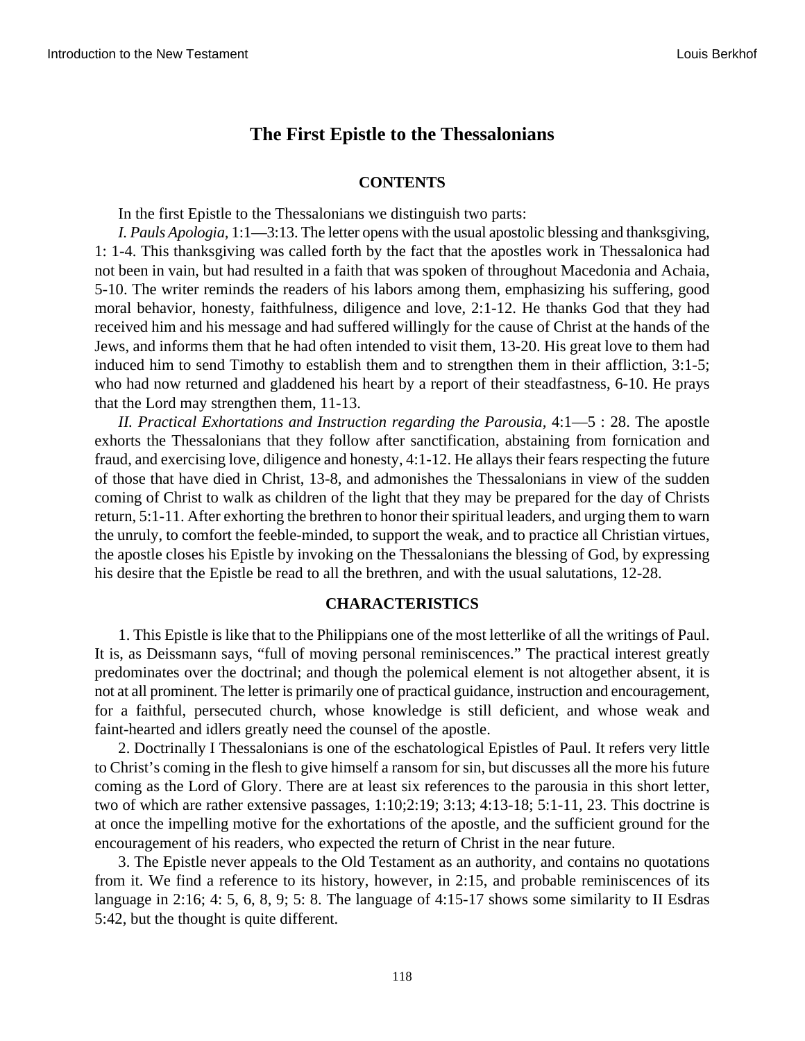# The First Epistle to the Thessalonians

## CONTENTS

In the first Epistle to the Thessalonians we distinguish two parts:

*I. Pauls Apologia,* 1:1—3:13. The letter opens with the usual apostolic blessing and thanksgiving, 1: 1-4. This thanksgiving was called forth by the fact that the apostles work in Thessalonica had not been in vain, but had resulted in a faith that was spoken of throughout Macedonia and Achaia, 5-10. The writer reminds the readers of his labors among them, emphasizing his suffering, good moral behavior, honesty, faithfulness, diligence and love, 2:1-12. He thanks God that they had received him and his message and had suffered willingly for the cause of Christ at the hands of the Jews, and informs them that he had often intended to visit them, 13-20. His great love to them had induced him to send Timothy to establish them and to strengthen them in their affliction, 3:1-5; who had now returned and gladdened his heart by a report of their steadfastness, 6-10. He prays that the Lord may strengthen them, 11-13.

*II. Practical Exhortations and Instruction regarding the Parousia,* 4:1—5 : 28. The apostle exhorts the Thessalonians that they follow after sanctification, abstaining from fornication and fraud, and exercising love, diligence and honesty, 4:1-12. He allays their fears respecting the future of those that have died in Christ, 13-8, and admonishes the Thessalonians in view of the sudden coming of Christ to walk as children of the light that they may be prepared for the day of Christs return, 5:1-11. After exhorting the brethren to honor their spiritual leaders, and urging them to warn the unruly, to comfort the feeble-minded, to support the weak, and to practice all Christian virtues, the apostle closes his Epistle by invoking on the Thessalonians the blessing of God, by expressing his desire that the Epistle be read to all the brethren, and with the usual salutations, 12-28.

## CHARACTERISTICS

1. This Epistle is like that to the Philippians one of the most letterlike of all the writings of Paul. It is, as Deissmann says, "full of moving personal reminiscences." The practical interest greatly predominates over the doctrinal; and though the polemical element is not altogether absent, it is not at all prominent. The letter is primarily one of practical guidance, instruction and encouragement, for a faithful, persecuted church, whose knowledge is still deficient, and whose weak and faint-hearted and idlers greatly need the counsel of the apostle.

2. Doctrinally I Thessalonians is one of the eschatological Epistles of Paul. It refers very little to Christ's coming in the flesh to give himself a ransom for sin, but discusses all the more his future coming as the Lord of Glory. There are at least six references to the parousia in this short letter, two of which are rather extensive passages, 1:10;2:19; 3:13; 4:13-18; 5:1-11, 23. This doctrine is at once the impelling motive for the exhortations of the apostle, and the sufficient ground for the encouragement of his readers, who expected the return of Christ in the near future.

3. The Epistle never appeals to the Old Testament as an authority, and contains no quotations from it. We find a reference to its history, however, in 2:15, and probable reminiscences of its language in 2:16; 4: 5, 6, 8, 9; 5: 8. The language of 4:15-17 shows some similarity to II Esdras 5:42, but the thought is quite different.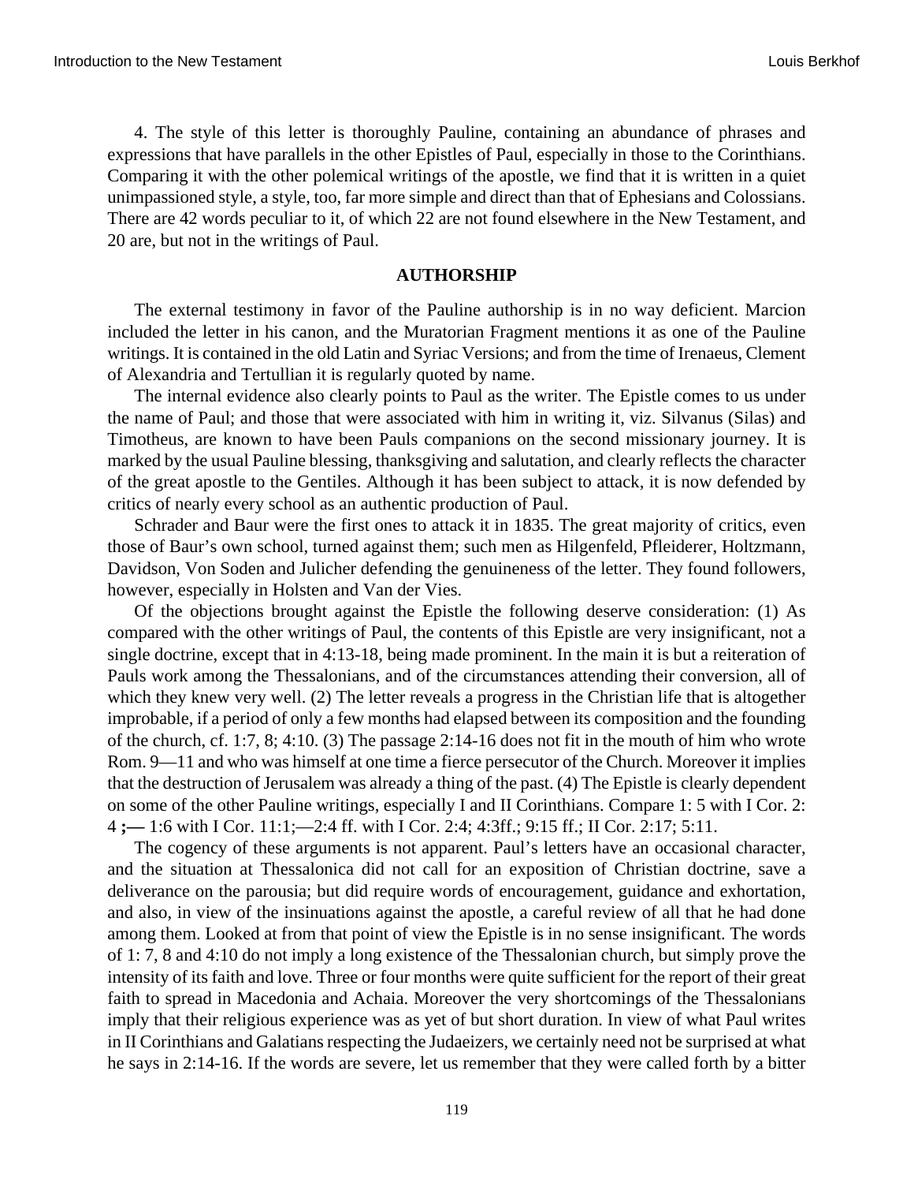4. The style of this letter is thoroughly Pauline, containing an abundance of phrases and expressions that have parallels in the other Epistles of Paul, especially in those to the Corinthians. Comparing it with the other polemical writings of the apostle, we find that it is written in a quiet unimpassioned style, a style, too, far more simple and direct than that of Ephesians and Colossians. There are 42 words peculiar to it, of which 22 are not found elsewhere in the New Testament, and 20 are, but not in the writings of Paul.

## AUTHORSHIP

The external testimony in favor of the Pauline authorship is in no way deficient. Marcion included the letter in his canon, and the Muratorian Fragment mentions it as one of the Pauline writings. It is contained in the old Latin and Syriac Versions; and from the time of Irenaeus, Clement of Alexandria and Tertullian it is regularly quoted by name.

The internal evidence also clearly points to Paul as the writer. The Epistle comes to us under the name of Paul; and those that were associated with him in writing it, viz. Silvanus (Silas) and Timotheus, are known to have been Pauls companions on the second missionary journey. It is marked by the usual Pauline blessing, thanksgiving and salutation, and clearly reflects the character of the great apostle to the Gentiles. Although it has been subject to attack, it is now defended by critics of nearly every school as an authentic production of Paul.

Schrader and Baur were the first ones to attack it in 1835. The great majority of critics, even those of Baur’s own school, turned against them; such men as Hilgenfeld, Pfleiderer, Holtzmann, Davidson, Von Soden and Julicher defending the genuineness of the letter. They found followers, however, especially in Holsten and Van der Vies.

Of the objections brought against the Epistle the following deserve consideration: (1) As compared with the other writings of Paul, the contents of this Epistle are very insignificant, not a single doctrine, except that in 4:13-18, being made prominent. In the main it is but a reiteration of Pauls work among the Thessalonians, and of the circumstances attending their conversion, all of which they knew very well. (2) The letter reveals a progress in the Christian life that is altogether improbable, if a period of only a few months had elapsed between its composition and the founding of the church, cf. 1:7, 8; 4:10. (3) The passage 2:14-16 does not fit in the mouth of him who wrote Rom. 9—11 and who was himself at one time a fierce persecutor of the Church. Moreover it implies that the destruction of Jerusalem was already a thing of the past. (4) The Epistle is clearly dependent on some of the other Pauline writings, especially I and II Corinthians. Compare 1: 5 with I Cor. 2: 4 **;—** 1:6 with I Cor. 11:1;—2:4 ff. with I Cor. 2:4; 4:3ff.; 9:15 ff.; II Cor. 2:17; 5:11.

The cogency of these arguments is not apparent. Paul’s letters have an occasional character, and the situation at Thessalonica did not call for an exposition of Christian doctrine, save a deliverance on the parousia; but did require words of encouragement, guidance and exhortation, and also, in view of the insinuations against the apostle, a careful review of all that he had done among them. Looked at from that point of view the Epistle is in no sense insignificant. The words of 1: 7, 8 and 4:10 do not imply a long existence of the Thessalonian church, but simply prove the intensity of its faith and love. Three or four months were quite sufficient for the report of their great faith to spread in Macedonia and Achaia. Moreover the very shortcomings of the Thessalonians imply that their religious experience was as yet of but short duration. In view of what Paul writes in II Corinthians and Galatians respecting the Judaeizers, we certainly need not be surprised at what he says in 2:14-16. If the words are severe, let us remember that they were called forth by a bitter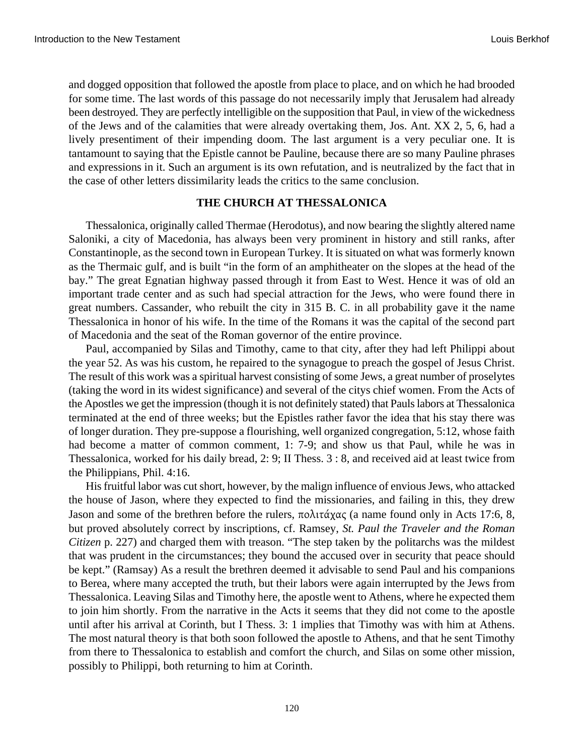and dogged opposition that followed the apostle from place to place, and on which he had brooded for some time. The last words of this passage do not necessarily imply that Jerusalem had already been destroyed. They are perfectly intelligible on the supposition that Paul, in view of the wickedness of the Jews and of the calamities that were already overtaking them, Jos. Ant. XX 2, 5, 6, had a lively presentiment of their impending doom. The last argument is a very peculiar one. It is tantamount to saying that the Epistle cannot be Pauline, because there are so many Pauline phrases and expressions in it. Such an argument is its own refutation, and is neutralized by the fact that in the case of other letters dissimilarity leads the critics to the same conclusion.

## THE CHURCH AT THESSALONICA

Thessalonica, originally called Thermae (Herodotus), and now bearing the slightly altered name Saloniki, a city of Macedonia, has always been very prominent in history and still ranks, after Constantinople, as the second town in European Turkey. It is situated on what was formerly known as the Thermaic gulf, and is built "in the form of an amphitheater on the slopes at the head of the bay." The great Egnatian highway passed through it from East to West. Hence it was of old an important trade center and as such had special attraction for the Jews, who were found there in great numbers. Cassander, who rebuilt the city in 315 B. C. in all probability gave it the name Thessalonica in honor of his wife. In the time of the Romans it was the capital of the second part of Macedonia and the seat of the Roman governor of the entire province.

Paul, accompanied by Silas and Timothy, came to that city, after they had left Philippi about the year 52. As was his custom, he repaired to the synagogue to preach the gospel of Jesus Christ. The result of this work was a spiritual harvest consisting of some Jews, a great number of proselytes (taking the word in its widest significance) and several of the citys chief women. From the Acts of the Apostles we get the impression (though it is not definitely stated) that Pauls labors at Thessalonica terminated at the end of three weeks; but the Epistles rather favor the idea that his stay there was of longer duration. They pre-suppose a flourishing, well organized congregation, 5:12, whose faith had become a matter of common comment, 1: 7-9; and show us that Paul, while he was in Thessalonica, worked for his daily bread, 2: 9; II Thess. 3 : 8, and received aid at least twice from the Philippians, Phil. 4:16.

His fruitful labor was cut short, however, by the malign influence of envious Jews, who attacked the house of Jason, where they expected to find the missionaries, and failing in this, they drew Jason and some of the brethren before the rulers, πολιτάχας (a name found only in Acts 17:6, 8, but proved absolutely correct by inscriptions, cf. Ramsey, *St. Paul the Traveler and the Roman Citizen* p. 227) and charged them with treason. "The step taken by the politarchs was the mildest that was prudent in the circumstances; they bound the accused over in security that peace should be kept." (Ramsay) As a result the brethren deemed it advisable to send Paul and his companions to Berea, where many accepted the truth, but their labors were again interrupted by the Jews from Thessalonica. Leaving Silas and Timothy here, the apostle went to Athens, where he expected them to join him shortly. From the narrative in the Acts it seems that they did not come to the apostle until after his arrival at Corinth, but I Thess. 3: 1 implies that Timothy was with him at Athens. The most natural theory is that both soon followed the apostle to Athens, and that he sent Timothy from there to Thessalonica to establish and comfort the church, and Silas on some other mission, possibly to Philippi, both returning to him at Corinth.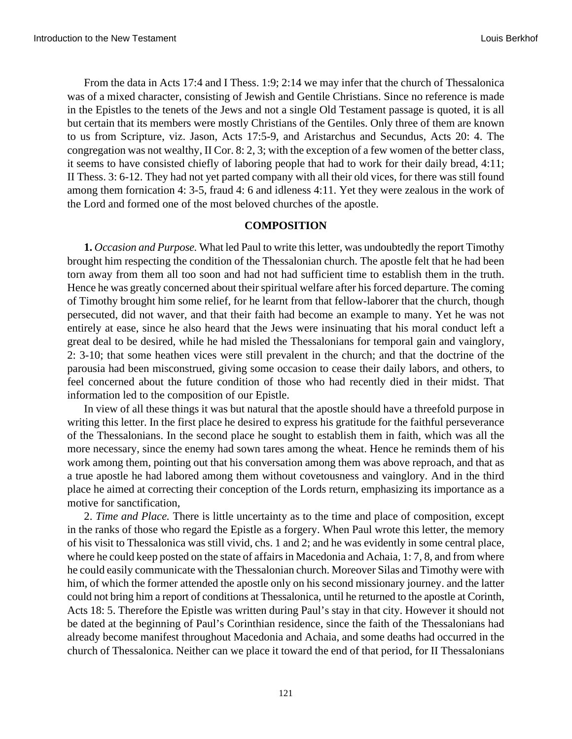From the data in Acts 17:4 and I Thess. 1:9; 2:14 we may infer that the church of Thessalonica was of a mixed character, consisting of Jewish and Gentile Christians. Since no reference is made in the Epistles to the tenets of the Jews and not a single Old Testament passage is quoted, it is all but certain that its members were mostly Christians of the Gentiles. Only three of them are known to us from Scripture, viz. Jason, Acts 17:5-9, and Aristarchus and Secundus, Acts 20: 4. The congregation was not wealthy, II Cor. 8: 2, 3; with the exception of a few women of the better class, it seems to have consisted chiefly of laboring people that had to work for their daily bread, 4:11; II Thess. 3: 6-12. They had not yet parted company with all their old vices, for there was still found among them fornication 4: 3-5, fraud 4: 6 and idleness 4:11. Yet they were zealous in the work of the Lord and formed one of the most beloved churches of the apostle.

## COMPOSITION

**1.** *Occasion and Purpose.* What led Paul to write this letter, was undoubtedly the report Timothy brought him respecting the condition of the Thessalonian church. The apostle felt that he had been torn away from them all too soon and had not had sufficient time to establish them in the truth. Hence he was greatly concerned about their spiritual welfare after his forced departure. The coming of Timothy brought him some relief, for he learnt from that fellow-laborer that the church, though persecuted, did not waver, and that their faith had become an example to many. Yet he was not entirely at ease, since he also heard that the Jews were insinuating that his moral conduct left a great deal to be desired, while he had misled the Thessalonians for temporal gain and vainglory, 2: 3-10; that some heathen vices were still prevalent in the church; and that the doctrine of the parousia had been misconstrued, giving some occasion to cease their daily labors, and others, to feel concerned about the future condition of those who had recently died in their midst. That information led to the composition of our Epistle.

In view of all these things it was but natural that the apostle should have a threefold purpose in writing this letter. In the first place he desired to express his gratitude for the faithful perseverance of the Thessalonians. In the second place he sought to establish them in faith, which was all the more necessary, since the enemy had sown tares among the wheat. Hence he reminds them of his work among them, pointing out that his conversation among them was above reproach, and that as a true apostle he had labored among them without covetousness and vainglory. And in the third place he aimed at correcting their conception of the Lords return, emphasizing its importance as a motive for sanctification,

2. *Time and Place.* There is little uncertainty as to the time and place of composition, except in the ranks of those who regard the Epistle as a forgery. When Paul wrote this letter, the memory of his visit to Thessalonica was still vivid, chs. 1 and 2; and he was evidently in some central place, where he could keep posted on the state of affairs in Macedonia and Achaia, 1: 7, 8, and from where he could easily communicate with the Thessalonian church. Moreover Silas and Timothy were with him, of which the former attended the apostle only on his second missionary journey. and the latter could not bring him a report of conditions at Thessalonica, until he returned to the apostle at Corinth, Acts 18: 5. Therefore the Epistle was written during Paul's stay in that city. However it should not be dated at the beginning of Paul's Corinthian residence, since the faith of the Thessalonians had already become manifest throughout Macedonia and Achaia, and some deaths had occurred in the church of Thessalonica. Neither can we place it toward the end of that period, for II Thessalonians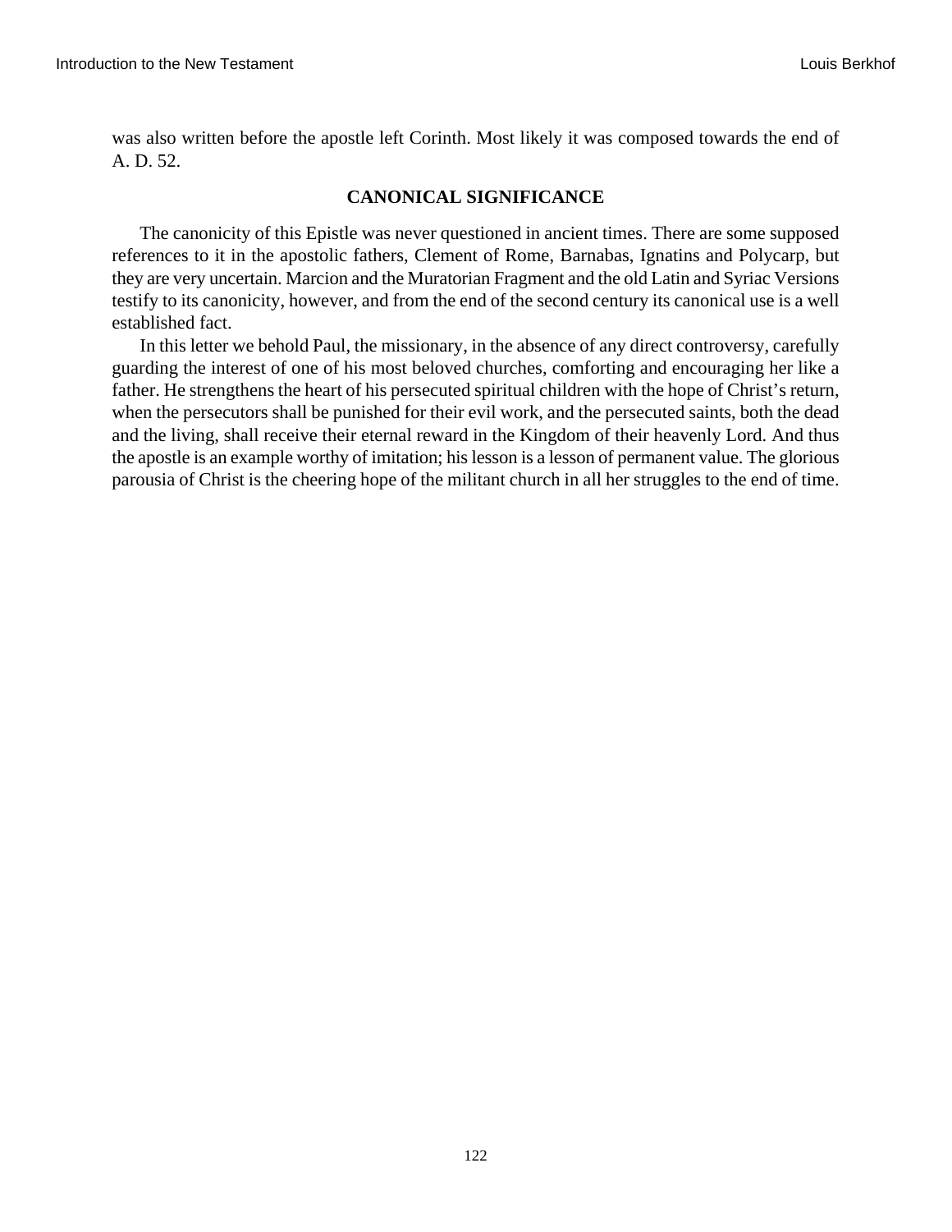was also written before the apostle left Corinth. Most likely it was composed towards the end of A. D. 52.

## CANONICAL SIGNIFICANCE

The canonicity of this Epistle was never questioned in ancient times. There are some supposed references to it in the apostolic fathers, Clement of Rome, Barnabas, Ignatins and Polycarp, but they are very uncertain. Marcion and the Muratorian Fragment and the old Latin and Syriac Versions testify to its canonicity, however, and from the end of the second century its canonical use is a well established fact.

In this letter we behold Paul, the missionary, in the absence of any direct controversy, carefully guarding the interest of one of his most beloved churches, comforting and encouraging her like a father. He strengthens the heart of his persecuted spiritual children with the hope of Christ's return, when the persecutors shall be punished for their evil work, and the persecuted saints, both the dead and the living, shall receive their eternal reward in the Kingdom of their heavenly Lord. And thus the apostle is an example worthy of imitation; his lesson is a lesson of permanent value. The glorious parousia of Christ is the cheering hope of the militant church in all her struggles to the end of time.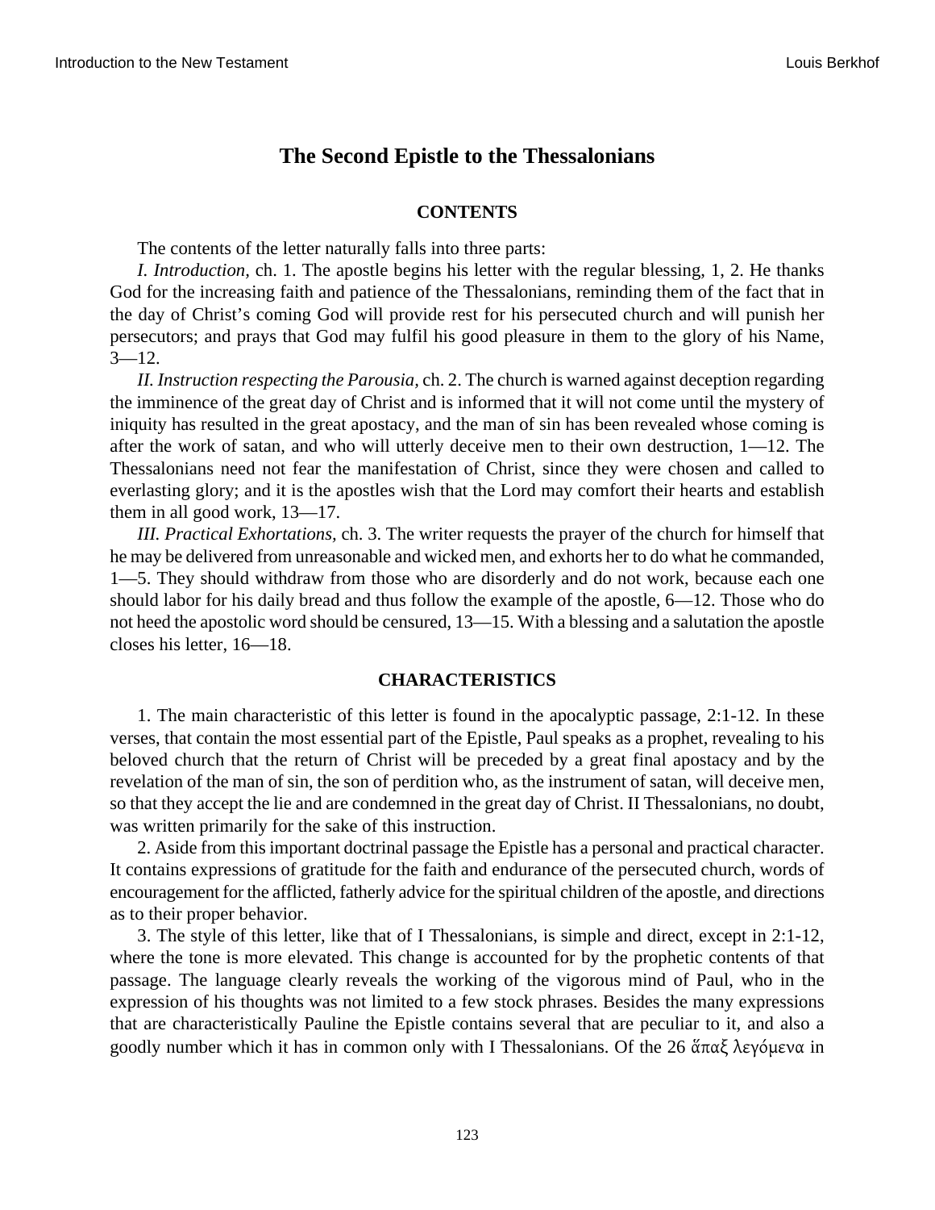## The Second Epistle to the Thessalonians

### CONTENTS

The contents of the letter naturally falls into three parts:

*I. Introduction,* ch. 1. The apostle begins his letter with the regular blessing, 1, 2. He thanks God for the increasing faith and patience of the Thessalonians, reminding them of the fact that in the day of Christ's coming God will provide rest for his persecuted church and will punish her persecutors; and prays that God may fulfil his good pleasure in them to the glory of his Name, 3—12.

*II. Instruction respecting the Parousia,* ch. 2. The church is warned against deception regarding the imminence of the great day of Christ and is informed that it will not come until the mystery of iniquity has resulted in the great apostacy, and the man of sin has been revealed whose coming is after the work of satan, and who will utterly deceive men to their own destruction, 1—12. The Thessalonians need not fear the manifestation of Christ, since they were chosen and called to everlasting glory; and it is the apostles wish that the Lord may comfort their hearts and establish them in all good work, 13—17.

*III. Practical Exhortations,* ch. 3. The writer requests the prayer of the church for himself that he may be delivered from unreasonable and wicked men, and exhorts her to do what he commanded, 1—5. They should withdraw from those who are disorderly and do not work, because each one should labor for his daily bread and thus follow the example of the apostle, 6—12. Those who do not heed the apostolic word should be censured, 13—15. With a blessing and a salutation the apostle closes his letter, 16—18.

### CHARACTERISTICS

1. The main characteristic of this letter is found in the apocalyptic passage, 2:1-12. In these verses, that contain the most essential part of the Epistle, Paul speaks as a prophet, revealing to his beloved church that the return of Christ will be preceded by a great final apostacy and by the revelation of the man of sin, the son of perdition who, as the instrument of satan, will deceive men, so that they accept the lie and are condemned in the great day of Christ. II Thessalonians, no doubt, was written primarily for the sake of this instruction.

2. Aside from this important doctrinal passage the Epistle has a personal and practical character. It contains expressions of gratitude for the faith and endurance of the persecuted church, words of encouragement for the afflicted, fatherly advice for the spiritual children of the apostle, and directions as to their proper behavior.

3. The style of this letter, like that of I Thessalonians, is simple and direct, except in 2:1-12, where the tone is more elevated. This change is accounted for by the prophetic contents of that passage. The language clearly reveals the working of the vigorous mind of Paul, who in the expression of his thoughts was not limited to a few stock phrases. Besides the many expressions that are characteristically Pauline the Epistle contains several that are peculiar to it, and also a goodly number which it has in common only with I Thessalonians. Of the 26 ἅπαξ λεγόμενα in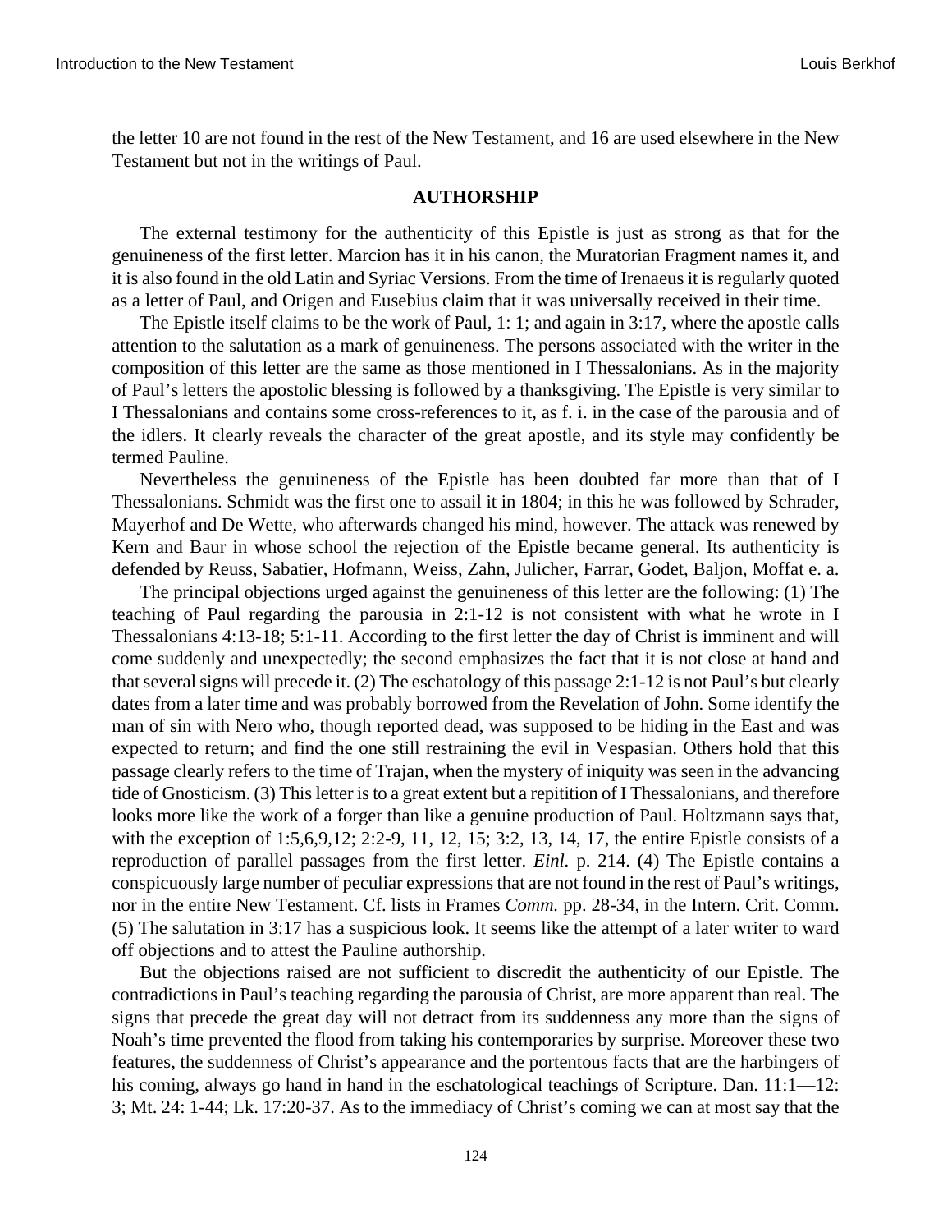the letter 10 are not found in the rest of the New Testament, and 16 are used elsewhere in the New Testament but not in the writings of Paul.

## AUTHORSHIP

The external testimony for the authenticity of this Epistle is just as strong as that for the genuineness of the first letter. Marcion has it in his canon, the Muratorian Fragment names it, and it is also found in the old Latin and Syriac Versions. From the time of Irenaeus it is regularly quoted as a letter of Paul, and Origen and Eusebius claim that it was universally received in their time.

The Epistle itself claims to be the work of Paul, 1: 1; and again in 3:17, where the apostle calls attention to the salutation as a mark of genuineness. The persons associated with the writer in the composition of this letter are the same as those mentioned in I Thessalonians. As in the majority of Paul's letters the apostolic blessing is followed by a thanksgiving. The Epistle is very similar to I Thessalonians and contains some cross-references to it, as f. i. in the case of the parousia and of the idlers. It clearly reveals the character of the great apostle, and its style may confidently be termed Pauline.

Nevertheless the genuineness of the Epistle has been doubted far more than that of I Thessalonians. Schmidt was the first one to assail it in 1804; in this he was followed by Schrader, Mayerhof and De Wette, who afterwards changed his mind, however. The attack was renewed by Kern and Baur in whose school the rejection of the Epistle became general. Its authenticity is defended by Reuss, Sabatier, Hofmann, Weiss, Zahn, Julicher, Farrar, Godet, Baljon, Moffat e. a.

The principal objections urged against the genuineness of this letter are the following: (1) The teaching of Paul regarding the parousia in 2:1-12 is not consistent with what he wrote in I Thessalonians 4:13-18; 5:1-11. According to the first letter the day of Christ is imminent and will come suddenly and unexpectedly; the second emphasizes the fact that it is not close at hand and that several signs will precede it. (2) The eschatology of this passage 2:1-12 is not Paul's but clearly dates from a later time and was probably borrowed from the Revelation of John. Some identify the man of sin with Nero who, though reported dead, was supposed to be hiding in the East and was expected to return; and find the one still restraining the evil in Vespasian. Others hold that this passage clearly refers to the time of Trajan, when the mystery of iniquity was seen in the advancing tide of Gnosticism. (3) This letter is to a great extent but a repitition of I Thessalonians, and therefore looks more like the work of a forger than like a genuine production of Paul. Holtzmann says that, with the exception of 1:5,6,9,12; 2:2-9, 11, 12, 15; 3:2, 13, 14, 17, the entire Epistle consists of a reproduction of parallel passages from the first letter. *Einl.* p. 214. (4) The Epistle contains a conspicuously large number of peculiar expressions that are not found in the rest of Paul's writings, nor in the entire New Testament. Cf. lists in Frames *Comm.* pp. 28-34, in the Intern. Crit. Comm. (5) The salutation in 3:17 has a suspicious look. It seems like the attempt of a later writer to ward off objections and to attest the Pauline authorship.

But the objections raised are not sufficient to discredit the authenticity of our Epistle. The contradictions in Paul's teaching regarding the parousia of Christ, are more apparent than real. The signs that precede the great day will not detract from its suddenness any more than the signs of Noah's time prevented the flood from taking his contemporaries by surprise. Moreover these two features, the suddenness of Christ's appearance and the portentous facts that are the harbingers of his coming, always go hand in hand in the eschatological teachings of Scripture. Dan. 11:1—12: 3; Mt. 24: 1-44; Lk. 17:20-37. As to the immediacy of Christ's coming we can at most say that the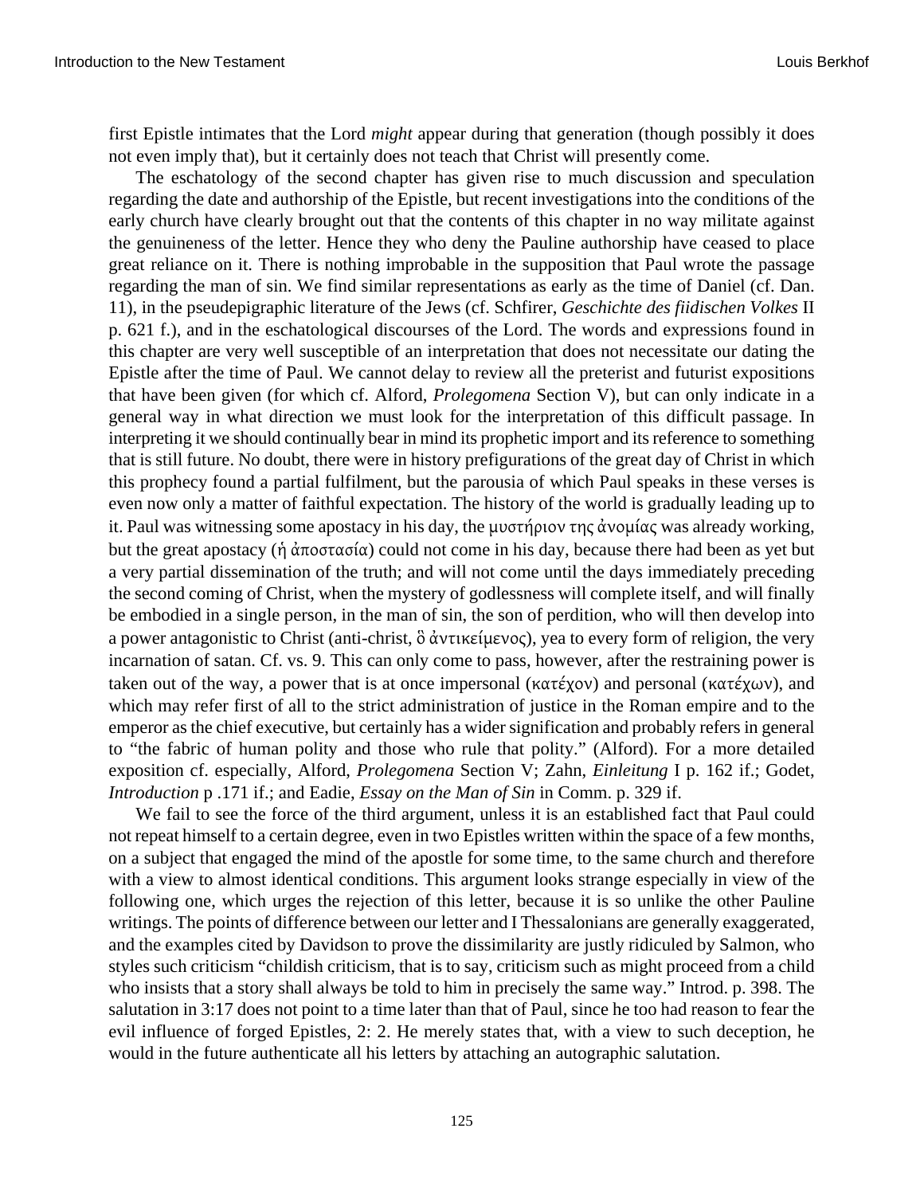first Epistle intimates that the Lord *might* appear during that generation (though possibly it does not even imply that), but it certainly does not teach that Christ will presently come.

The eschatology of the second chapter has given rise to much discussion and speculation regarding the date and authorship of the Epistle, but recent investigations into the conditions of the early church have clearly brought out that the contents of this chapter in no way militate against the genuineness of the letter. Hence they who deny the Pauline authorship have ceased to place great reliance on it. There is nothing improbable in the supposition that Paul wrote the passage regarding the man of sin. We find similar representations as early as the time of Daniel (cf. Dan. 11), in the pseudepigraphic literature of the Jews (cf. Schfirer, *Geschichte des fiidischen Volkes* II p. 621 f.), and in the eschatological discourses of the Lord. The words and expressions found in this chapter are very well susceptible of an interpretation that does not necessitate our dating the Epistle after the time of Paul. We cannot delay to review all the preterist and futurist expositions that have been given (for which cf. Alford, *Prolegomena* Section V), but can only indicate in a general way in what direction we must look for the interpretation of this difficult passage. In interpreting it we should continually bear in mind its prophetic import and its reference to something that is still future. No doubt, there were in history prefigurations of the great day of Christ in which this prophecy found a partial fulfilment, but the parousia of which Paul speaks in these verses is even now only a matter of faithful expectation. The history of the world is gradually leading up to it. Paul was witnessing some apostacy in his day, the μυστήριον της ἀνομίας was already working, but the great apostacy (ή ἀποστασία) could not come in his day, because there had been as yet but a very partial dissemination of the truth; and will not come until the days immediately preceding the second coming of Christ, when the mystery of godlessness will complete itself, and will finally be embodied in a single person, in the man of sin, the son of perdition, who will then develop into a power antagonistic to Christ (anti-christ, ὃ ἀντικείμενος), yea to every form of religion, the very incarnation of satan. Cf. vs. 9. This can only come to pass, however, after the restraining power is taken out of the way, a power that is at once impersonal (κατέχον) and personal (κατέχων), and which may refer first of all to the strict administration of justice in the Roman empire and to the emperor as the chief executive, but certainly has a wider signification and probably refers in general to "the fabric of human polity and those who rule that polity." (Alford). For a more detailed exposition cf. especially, Alford, *Prolegomena* Section V; Zahn, *Einleitung* I p. 162 if.; Godet, *Introduction* p .171 if.; and Eadie, *Essay on the Man of Sin* in Comm. p. 329 if.

We fail to see the force of the third argument, unless it is an established fact that Paul could not repeat himself to a certain degree, even in two Epistles written within the space of a few months, on a subject that engaged the mind of the apostle for some time, to the same church and therefore with a view to almost identical conditions. This argument looks strange especially in view of the following one, which urges the rejection of this letter, because it is so unlike the other Pauline writings. The points of difference between our letter and I Thessalonians are generally exaggerated, and the examples cited by Davidson to prove the dissimilarity are justly ridiculed by Salmon, who styles such criticism "childish criticism, that is to say, criticism such as might proceed from a child who insists that a story shall always be told to him in precisely the same way." Introd. p. 398. The salutation in 3:17 does not point to a time later than that of Paul, since he too had reason to fear the evil influence of forged Epistles, 2: 2. He merely states that, with a view to such deception, he would in the future authenticate all his letters by attaching an autographic salutation.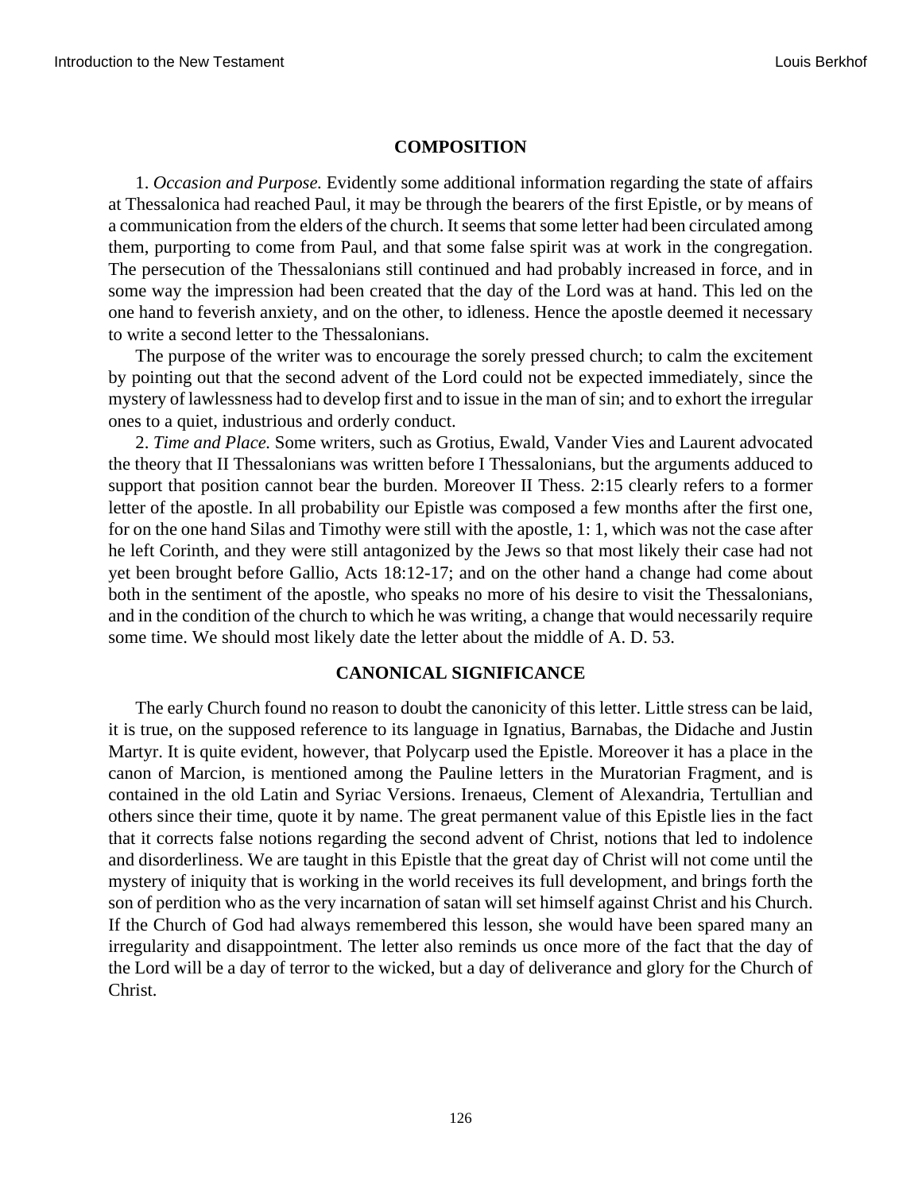## COMPOSITION

1. *Occasion and Purpose.* Evidently some additional information regarding the state of affairs at Thessalonica had reached Paul, it may be through the bearers of the first Epistle, or by means of a communication from the elders of the church. It seems that some letter had been circulated among them, purporting to come from Paul, and that some false spirit was at work in the congregation. The persecution of the Thessalonians still continued and had probably increased in force, and in some way the impression had been created that the day of the Lord was at hand. This led on the one hand to feverish anxiety, and on the other, to idleness. Hence the apostle deemed it necessary to write a second letter to the Thessalonians.

The purpose of the writer was to encourage the sorely pressed church; to calm the excitement by pointing out that the second advent of the Lord could not be expected immediately, since the mystery of lawlessness had to develop first and to issue in the man of sin; and to exhort the irregular ones to a quiet, industrious and orderly conduct.

2. *Time and Place.* Some writers, such as Grotius, Ewald, Vander Vies and Laurent advocated the theory that II Thessalonians was written before I Thessalonians, but the arguments adduced to support that position cannot bear the burden. Moreover II Thess. 2:15 clearly refers to a former letter of the apostle. In all probability our Epistle was composed a few months after the first one, for on the one hand Silas and Timothy were still with the apostle, 1: 1, which was not the case after he left Corinth, and they were still antagonized by the Jews so that most likely their case had not yet been brought before Gallio, Acts 18:12-17; and on the other hand a change had come about both in the sentiment of the apostle, who speaks no more of his desire to visit the Thessalonians, and in the condition of the church to which he was writing, a change that would necessarily require some time. We should most likely date the letter about the middle of A. D. 53.

## CANONICAL SIGNIFICANCE

The early Church found no reason to doubt the canonicity of this letter. Little stress can be laid, it is true, on the supposed reference to its language in Ignatius, Barnabas, the Didache and Justin Martyr. It is quite evident, however, that Polycarp used the Epistle. Moreover it has a place in the canon of Marcion, is mentioned among the Pauline letters in the Muratorian Fragment, and is contained in the old Latin and Syriac Versions. Irenaeus, Clement of Alexandria, Tertullian and others since their time, quote it by name. The great permanent value of this Epistle lies in the fact that it corrects false notions regarding the second advent of Christ, notions that led to indolence and disorderliness. We are taught in this Epistle that the great day of Christ will not come until the mystery of iniquity that is working in the world receives its full development, and brings forth the son of perdition who as the very incarnation of satan will set himself against Christ and his Church. If the Church of God had always remembered this lesson, she would have been spared many an irregularity and disappointment. The letter also reminds us once more of the fact that the day of the Lord will be a day of terror to the wicked, but a day of deliverance and glory for the Church of Christ.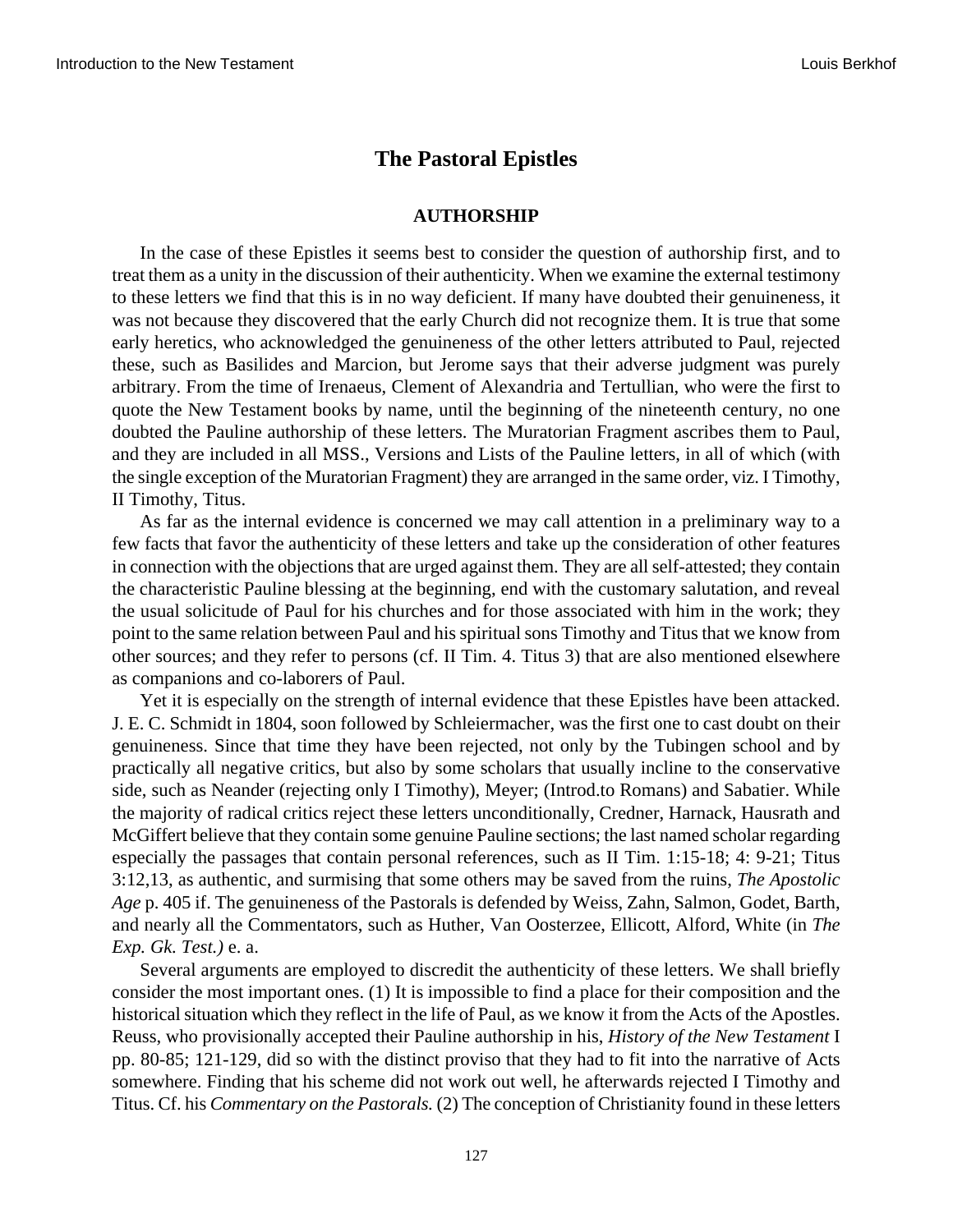## The Pastoral Epistles

### AUTHORSHIP

In the case of these Epistles it seems best to consider the question of authorship first, and to treat them as a unity in the discussion of their authenticity. When we examine the external testimony to these letters we find that this is in no way deficient. If many have doubted their genuineness, it was not because they discovered that the early Church did not recognize them. It is true that some early heretics, who acknowledged the genuineness of the other letters attributed to Paul, rejected these, such as Basilides and Marcion, but Jerome says that their adverse judgment was purely arbitrary. From the time of Irenaeus, Clement of Alexandria and Tertullian, who were the first to quote the New Testament books by name, until the beginning of the nineteenth century, no one doubted the Pauline authorship of these letters. The Muratorian Fragment ascribes them to Paul, and they are included in all MSS., Versions and Lists of the Pauline letters, in all of which (with the single exception of the Muratorian Fragment) they are arranged in the same order, viz. I Timothy, II Timothy, Titus.

As far as the internal evidence is concerned we may call attention in a preliminary way to a few facts that favor the authenticity of these letters and take up the consideration of other features in connection with the objections that are urged against them. They are all self-attested; they contain the characteristic Pauline blessing at the beginning, end with the customary salutation, and reveal the usual solicitude of Paul for his churches and for those associated with him in the work; they point to the same relation between Paul and his spiritual sons Timothy and Titus that we know from other sources; and they refer to persons (cf. II Tim. 4. Titus 3) that are also mentioned elsewhere as companions and co-laborers of Paul.

Yet it is especially on the strength of internal evidence that these Epistles have been attacked. J. E. C. Schmidt in 1804, soon followed by Schleiermacher, was the first one to cast doubt on their genuineness. Since that time they have been rejected, not only by the Tubingen school and by practically all negative critics, but also by some scholars that usually incline to the conservative side, such as Neander (rejecting only I Timothy), Meyer; (Introd.to Romans) and Sabatier. While the majority of radical critics reject these letters unconditionally, Credner, Harnack, Hausrath and McGiffert believe that they contain some genuine Pauline sections; the last named scholar regarding especially the passages that contain personal references, such as II Tim. 1:15-18; 4: 9-21; Titus 3:12,13, as authentic, and surmising that some others may be saved from the ruins, *The Apostolic Age* p. 405 if. The genuineness of the Pastorals is defended by Weiss, Zahn, Salmon, Godet, Barth, and nearly all the Commentators, such as Huther, Van Oosterzee, Ellicott, Alford, White (in *The Exp. Gk. Test.)* e. a.

Several arguments are employed to discredit the authenticity of these letters. We shall briefly consider the most important ones. (1) It is impossible to find a place for their composition and the historical situation which they reflect in the life of Paul, as we know it from the Acts of the Apostles. Reuss, who provisionally accepted their Pauline authorship in his, *History of the New Testament* I pp. 80-85; 121-129, did so with the distinct proviso that they had to fit into the narrative of Acts somewhere. Finding that his scheme did not work out well, he afterwards rejected I Timothy and Titus. Cf. his *Commentary on the Pastorals.* (2) The conception of Christianity found in these letters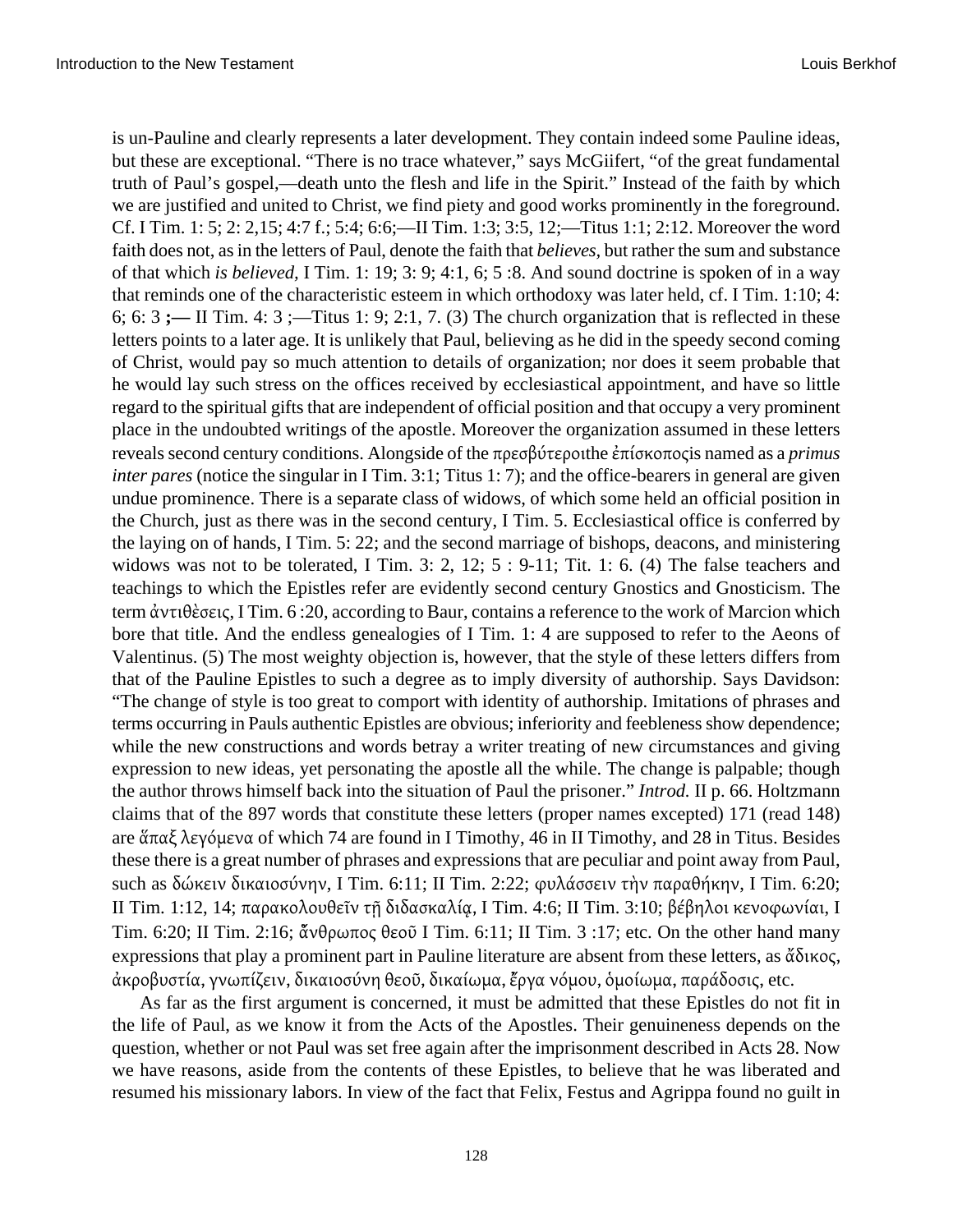is un-Pauline and clearly represents a later development. They contain indeed some Pauline ideas, but these are exceptional. "There is no trace whatever," says McGiifert, "of the great fundamental truth of Paul's gospel,—death unto the flesh and life in the Spirit." Instead of the faith by which we are justified and united to Christ, we find piety and good works prominently in the foreground. Cf. I Tim. 1: 5; 2: 2,15; 4:7 f.; 5:4; 6:6;—II Tim. 1:3; 3:5, 12;—Titus 1:1; 2:12. Moreover the word faith does not, as in the letters of Paul, denote the faith that *believes,* but rather the sum and substance of that which *is believed,* I Tim. 1: 19; 3: 9; 4:1, 6; 5 :8. And sound doctrine is spoken of in a way that reminds one of the characteristic esteem in which orthodoxy was later held, cf. I Tim. 1:10; 4: 6; 6: 3 **;—** II Tim. 4: 3 ;—Titus 1: 9; 2:1, 7. (3) The church organization that is reflected in these letters points to a later age. It is unlikely that Paul, believing as he did in the speedy second coming of Christ, would pay so much attention to details of organization; nor does it seem probable that he would lay such stress on the offices received by ecclesiastical appointment, and have so little regard to the spiritual gifts that are independent of official position and that occupy a very prominent place in the undoubted writings of the apostle. Moreover the organization assumed in these letters reveals second century conditions. Alongside of the πρεσβύτεροιthe ἐπίσκοποςis named as a *primus inter pares* (notice the singular in I Tim. 3:1; Titus 1: 7); and the office-bearers in general are given undue prominence. There is a separate class of widows, of which some held an official position in the Church, just as there was in the second century, I Tim. 5. Ecclesiastical office is conferred by the laying on of hands, I Tim. 5: 22; and the second marriage of bishops, deacons, and ministering widows was not to be tolerated, I Tim. 3: 2, 12; 5 : 9-11; Tit. 1: 6. (4) The false teachers and teachings to which the Epistles refer are evidently second century Gnostics and Gnosticism. The term ἀντιθὲσεις, I Tim. 6 :20, according to Baur, contains a reference to the work of Marcion which bore that title. And the endless genealogies of I Tim. 1: 4 are supposed to refer to the Aeons of Valentinus. (5) The most weighty objection is, however, that the style of these letters differs from that of the Pauline Epistles to such a degree as to imply diversity of authorship. Says Davidson: "The change of style is too great to comport with identity of authorship. Imitations of phrases and terms occurring in Pauls authentic Epistles are obvious; inferiority and feebleness show dependence; while the new constructions and words betray a writer treating of new circumstances and giving expression to new ideas, yet personating the apostle all the while. The change is palpable; though the author throws himself back into the situation of Paul the prisoner." *Introd.* II p. 66. Holtzmann claims that of the 897 words that constitute these letters (proper names excepted) 171 (read 148) are ἅπαξ λεγόμενα of which 74 are found in I Timothy, 46 in II Timothy, and 28 in Titus. Besides these there is a great number of phrases and expressions that are peculiar and point away from Paul, such as δώκειν δικαιοσύνην, I Tim. 6:11; II Tim. 2:22; φυλάσσειν τὴν παραθήκην, I Tim. 6:20; II Tim. 1:12, 14; παρακολουθεῖν τῇ διδασκαλίᾳ, I Tim. 4:6; II Tim. 3:10; βέβηλοι κενοφωνίαι, I Tim. 6:20; II Tim. 2:16; ἄνθρωπος θεοῦ I Tim. 6:11; II Tim. 3 :17; etc. On the other hand many expressions that play a prominent part in Pauline literature are absent from these letters, as ἄδικος, ἀκροβυστία, γνωπίζειν, δικαιοσύνη θεοῦ, δικαίωμα, ἔργα νόμου, ὁμοίωμα, παράδοσις, etc.

As far as the first argument is concerned, it must be admitted that these Epistles do not fit in the life of Paul, as we know it from the Acts of the Apostles. Their genuineness depends on the question, whether or not Paul was set free again after the imprisonment described in Acts 28. Now we have reasons, aside from the contents of these Epistles, to believe that he was liberated and resumed his missionary labors. In view of the fact that Felix, Festus and Agrippa found no guilt in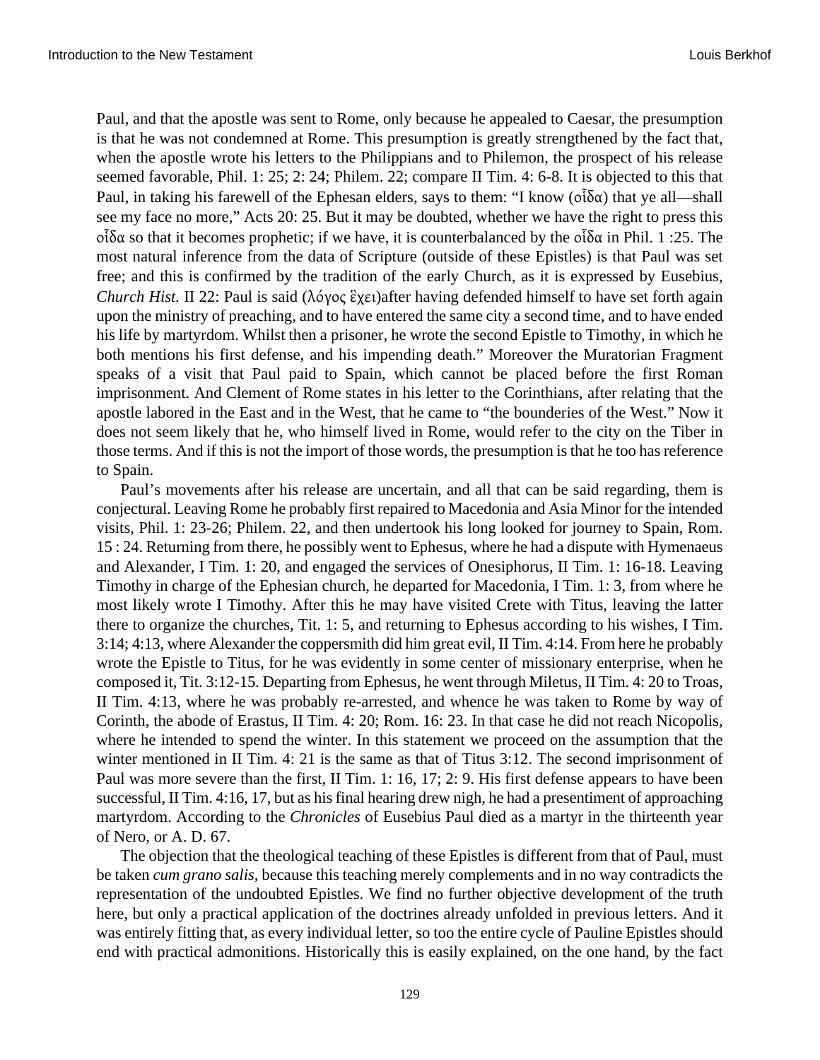Paul, and that the apostle was sent to Rome, only because he appealed to Caesar, the presumption is that he was not condemned at Rome. This presumption is greatly strengthened by the fact that, when the apostle wrote his letters to the Philippians and to Philemon, the prospect of his release seemed favorable, Phil. 1: 25; 2: 24; Philem. 22; compare II Tim. 4: 6-8. It is objected to this that Paul, in taking his farewell of the Ephesan elders, says to them: "I know (οἶδα) that ye all—shall see my face no more," Acts 20: 25. But it may be doubted, whether we have the right to press this οἶδα so that it becomes prophetic; if we have, it is counterbalanced by the οἶδα in Phil. 1 :25. The most natural inference from the data of Scripture (outside of these Epistles) is that Paul was set free; and this is confirmed by the tradition of the early Church, as it is expressed by Eusebius, *Church Hist.* II 22: Paul is said (λόγος ἔχει)after having defended himself to have set forth again upon the ministry of preaching, and to have entered the same city a second time, and to have ended his life by martyrdom. Whilst then a prisoner, he wrote the second Epistle to Timothy, in which he both mentions his first defense, and his impending death." Moreover the Muratorian Fragment speaks of a visit that Paul paid to Spain, which cannot be placed before the first Roman imprisonment. And Clement of Rome states in his letter to the Corinthians, after relating that the apostle labored in the East and in the West, that he came to "the bounderies of the West." Now it does not seem likely that he, who himself lived in Rome, would refer to the city on the Tiber in those terms. And if this is not the import of those words, the presumption is that he too has reference to Spain.

Paul's movements after his release are uncertain, and all that can be said regarding, them is conjectural. Leaving Rome he probably first repaired to Macedonia and Asia Minor for the intended visits, Phil. 1: 23-26; Philem. 22, and then undertook his long looked for journey to Spain, Rom. 15 : 24. Returning from there, he possibly went to Ephesus, where he had a dispute with Hymenaeus and Alexander, I Tim. 1: 20, and engaged the services of Onesiphorus, II Tim. 1: 16-18. Leaving Timothy in charge of the Ephesian church, he departed for Macedonia, I Tim. 1: 3, from where he most likely wrote I Timothy. After this he may have visited Crete with Titus, leaving the latter there to organize the churches, Tit. 1: 5, and returning to Ephesus according to his wishes, I Tim. 3:14; 4:13, where Alexander the coppersmith did him great evil, II Tim. 4:14. From here he probably wrote the Epistle to Titus, for he was evidently in some center of missionary enterprise, when he composed it, Tit. 3:12-15. Departing from Ephesus, he went through Miletus, II Tim. 4: 20 to Troas, II Tim. 4:13, where he was probably re-arrested, and whence he was taken to Rome by way of Corinth, the abode of Erastus, II Tim. 4: 20; Rom. 16: 23. In that case he did not reach Nicopolis, where he intended to spend the winter. In this statement we proceed on the assumption that the winter mentioned in II Tim. 4: 21 is the same as that of Titus 3:12. The second imprisonment of Paul was more severe than the first, II Tim. 1: 16, 17; 2: 9. His first defense appears to have been successful, II Tim. 4:16, 17, but as his final hearing drew nigh, he had a presentiment of approaching martyrdom. According to the *Chronicles* of Eusebius Paul died as a martyr in the thirteenth year of Nero, or A. D. 67.

The objection that the theological teaching of these Epistles is different from that of Paul, must be taken *cum grano salis*, because this teaching merely complements and in no way contradicts the representation of the undoubted Epistles. We find no further objective development of the truth here, but only a practical application of the doctrines already unfolded in previous letters. And it was entirely fitting that, as every individual letter, so too the entire cycle of Pauline Epistles should end with practical admonitions. Historically this is easily explained, on the one hand, by the fact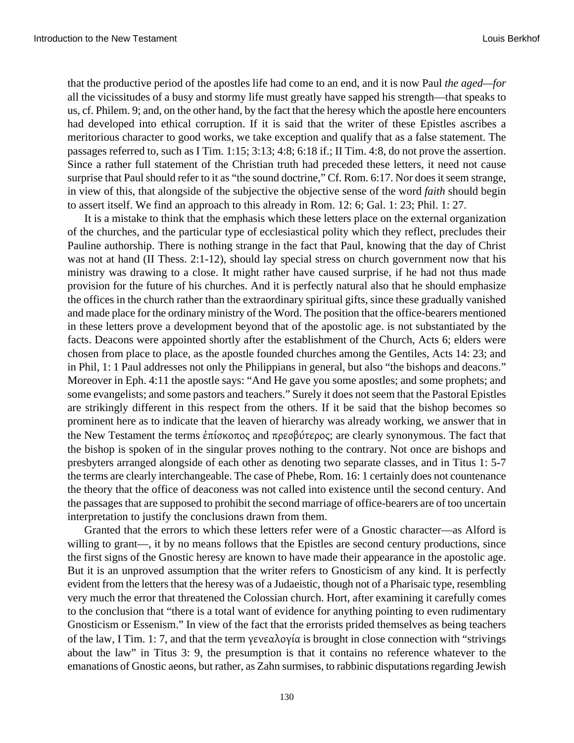that the productive period of the apostles life had come to an end, and it is now Paul *the aged—for* all the vicissitudes of a busy and stormy life must greatly have sapped his strength—that speaks to us, cf. Philem. 9; and, on the other hand, by the fact that the heresy which the apostle here encounters had developed into ethical corruption. If it is said that the writer of these Epistles ascribes a meritorious character to good works, we take exception and qualify that as a false statement. The passages referred to, such as I Tim. 1:15; 3:13; 4:8; 6:18 if.; II Tim. 4:8, do not prove the assertion. Since a rather full statement of the Christian truth had preceded these letters, it need not cause surprise that Paul should refer to it as "the sound doctrine," Cf. Rom. 6:17. Nor does it seem strange, in view of this, that alongside of the subjective the objective sense of the word *faith* should begin to assert itself. We find an approach to this already in Rom. 12: 6; Gal. 1: 23; Phil. 1: 27.

It is a mistake to think that the emphasis which these letters place on the external organization of the churches, and the particular type of ecclesiastical polity which they reflect, precludes their Pauline authorship. There is nothing strange in the fact that Paul, knowing that the day of Christ was not at hand (II Thess. 2:1-12), should lay special stress on church government now that his ministry was drawing to a close. It might rather have caused surprise, if he had not thus made provision for the future of his churches. And it is perfectly natural also that he should emphasize the offices in the church rather than the extraordinary spiritual gifts, since these gradually vanished and made place for the ordinary ministry of the Word. The position that the office-bearers mentioned in these letters prove a development beyond that of the apostolic age. is not substantiated by the facts. Deacons were appointed shortly after the establishment of the Church, Acts 6; elders were chosen from place to place, as the apostle founded churches among the Gentiles, Acts 14: 23; and in Phil, 1: 1 Paul addresses not only the Philippians in general, but also "the bishops and deacons." Moreover in Eph. 4:11 the apostle says: "And He gave you some apostles; and some prophets; and some evangelists; and some pastors and teachers." Surely it does not seem that the Pastoral Epistles are strikingly different in this respect from the others. If it be said that the bishop becomes so prominent here as to indicate that the leaven of hierarchy was already working, we answer that in the New Testament the terms ἐπίσκοπος and πρεσβύτερος; are clearly synonymous. The fact that the bishop is spoken of in the singular proves nothing to the contrary. Not once are bishops and presbyters arranged alongside of each other as denoting two separate classes, and in Titus 1: 5-7 the terms are clearly interchangeable. The case of Phebe, Rom. 16: 1 certainly does not countenance the theory that the office of deaconess was not called into existence until the second century. And the passages that are supposed to prohibit the second marriage of office-bearers are of too uncertain interpretation to justify the conclusions drawn from them.

Granted that the errors to which these letters refer were of a Gnostic character—as Alford is willing to grant—, it by no means follows that the Epistles are second century productions, since the first signs of the Gnostic heresy are known to have made their appearance in the apostolic age. But it is an unproved assumption that the writer refers to Gnosticism of any kind. It is perfectly evident from the letters that the heresy was of a Judaeistic, though not of a Pharisaic type, resembling very much the error that threatened the Colossian church. Hort, after examining it carefully comes to the conclusion that "there is a total want of evidence for anything pointing to even rudimentary Gnosticism or Essenism." In view of the fact that the errorists prided themselves as being teachers of the law, I Tim. 1: 7, and that the term γενεαλογία is brought in close connection with "strivings about the law" in Titus 3: 9, the presumption is that it contains no reference whatever to the emanations of Gnostic aeons, but rather, as Zahn surmises, to rabbinic disputations regarding Jewish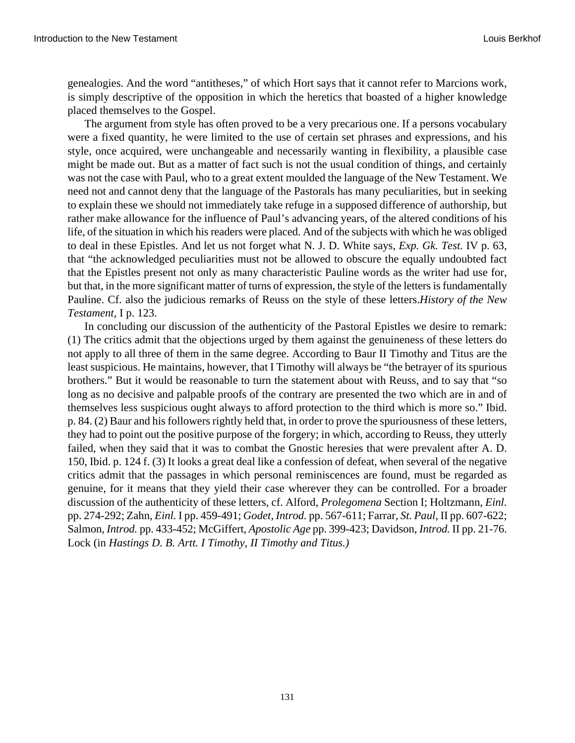genealogies. And the word “antitheses,” of which Hort says that it cannot refer to Marcions work, is simply descriptive of the opposition in which the heretics that boasted of a higher knowledge placed themselves to the Gospel.

The argument from style has often proved to be a very precarious one. If a persons vocabulary were a fixed quantity, he were limited to the use of certain set phrases and expressions, and his style, once acquired, were unchangeable and necessarily wanting in flexibility, a plausible case might be made out. But as a matter of fact such is not the usual condition of things, and certainly was not the case with Paul, who to a great extent moulded the language of the New Testament. We need not and cannot deny that the language of the Pastorals has many peculiarities, but in seeking to explain these we should not immediately take refuge in a supposed difference of authorship, but rather make allowance for the influence of Paul’s advancing years, of the altered conditions of his life, of the situation in which his readers were placed. And of the subjects with which he was obliged to deal in these Epistles. And let us not forget what N. J. D. White says, *Exp. Gk. Test.* IV p. 63, that “the acknowledged peculiarities must not be allowed to obscure the equally undoubted fact that the Epistles present not only as many characteristic Pauline words as the writer had use for, but that, in the more significant matter of turns of expression, the style of the letters is fundamentally Pauline. Cf. also the judicious remarks of Reuss on the style of these letters.*History of the New Testament,* I p. 123.

In concluding our discussion of the authenticity of the Pastoral Epistles we desire to remark: (1) The critics admit that the objections urged by them against the genuineness of these letters do not apply to all three of them in the same degree. According to Baur II Timothy and Titus are the least suspicious. He maintains, however, that I Timothy will always be “the betrayer of its spurious brothers.” But it would be reasonable to turn the statement about with Reuss, and to say that “so long as no decisive and palpable proofs of the contrary are presented the two which are in and of themselves less suspicious ought always to afford protection to the third which is more so.” Ibid. p. 84. (2) Baur and his followers rightly held that, in order to prove the spuriousness of these letters, they had to point out the positive purpose of the forgery; in which, according to Reuss, they utterly failed, when they said that it was to combat the Gnostic heresies that were prevalent after A. D. 150, Ibid. p. 124 f. (3) It looks a great deal like a confession of defeat, when several of the negative critics admit that the passages in which personal reminiscences are found, must be regarded as genuine, for it means that they yield their case wherever they can be controlled. For a broader discussion of the authenticity of these letters, cf. Alford, *Prolegomena* Section I; Holtzmann, *Einl.* pp. 274-292; Zahn, *Einl.* I pp. 459-491; *Godet, Introd.* pp. 567-611; Farrar, *St. Paul,* II pp. 607-622; Salmon, *Introd.* pp. 433-452; McGiffert, *Apostolic Age* pp. 399-423; Davidson, *Introd.* II pp. 21-76. Lock (in *Hastings D. B. Artt. I Timothy, II Timothy and Titus.)*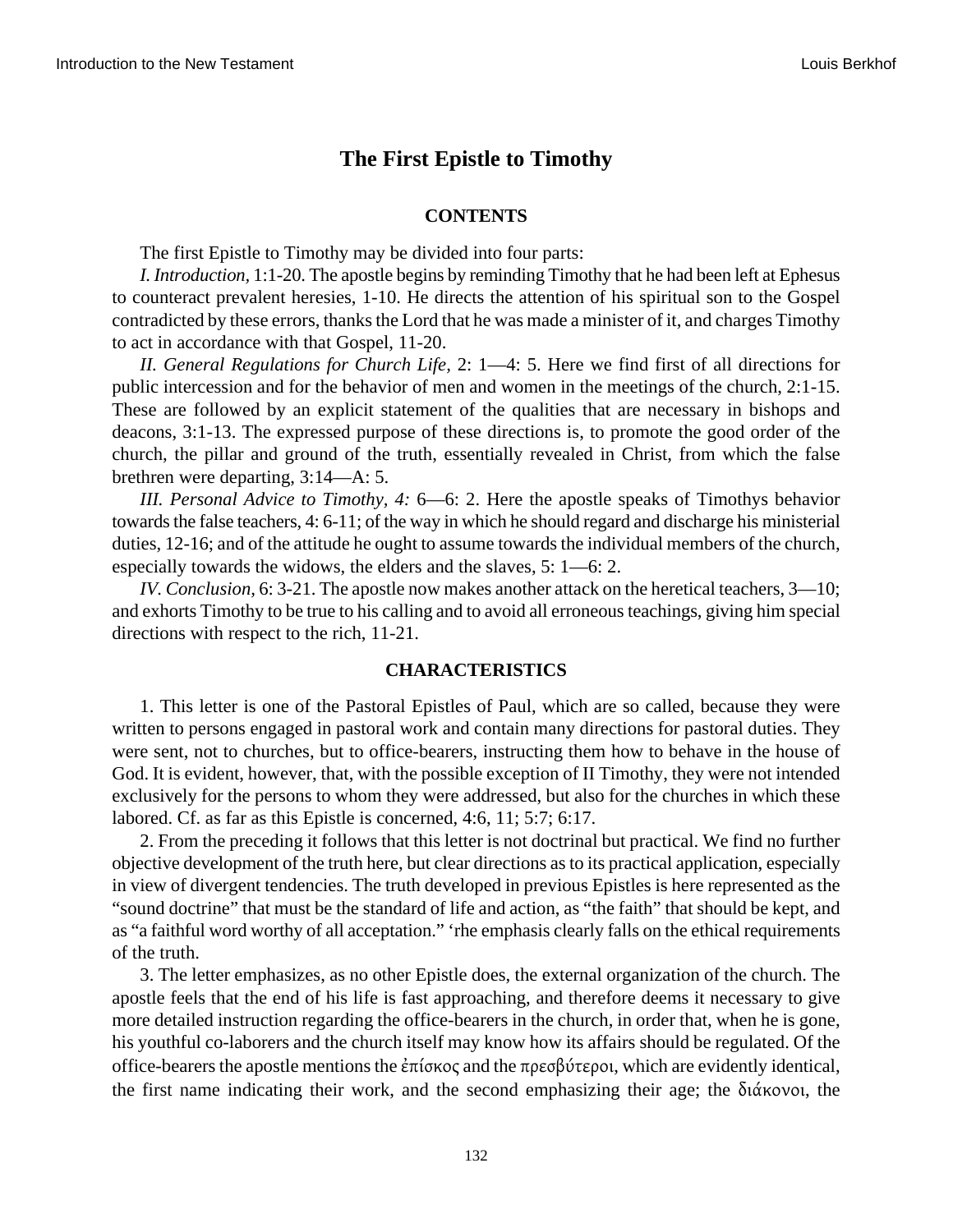# The First Epistle to Timothy

## CONTENTS

The first Epistle to Timothy may be divided into four parts:

*I. Introduction,* 1:1-20. The apostle begins by reminding Timothy that he had been left at Ephesus to counteract prevalent heresies, 1-10. He directs the attention of his spiritual son to the Gospel contradicted by these errors, thanks the Lord that he was made a minister of it, and charges Timothy to act in accordance with that Gospel, 11-20.

*II. General Regulations for Church Life,* 2: 1—4: 5. Here we find first of all directions for public intercession and for the behavior of men and women in the meetings of the church, 2:1-15. These are followed by an explicit statement of the qualities that are necessary in bishops and deacons, 3:1-13. The expressed purpose of these directions is, to promote the good order of the church, the pillar and ground of the truth, essentially revealed in Christ, from which the false brethren were departing, 3:14—A: 5.

*III. Personal Advice to Timothy, 4:* 6—6: 2. Here the apostle speaks of Timothys behavior towards the false teachers, 4: 6-11; of the way in which he should regard and discharge his ministerial duties, 12-16; and of the attitude he ought to assume towards the individual members of the church, especially towards the widows, the elders and the slaves, 5: 1—6: 2.

*IV. Conclusion,* 6: 3-21. The apostle now makes another attack on the heretical teachers, 3—10; and exhorts Timothy to be true to his calling and to avoid all erroneous teachings, giving him special directions with respect to the rich, 11-21.

## CHARACTERISTICS

1. This letter is one of the Pastoral Epistles of Paul, which are so called, because they were written to persons engaged in pastoral work and contain many directions for pastoral duties. They were sent, not to churches, but to office-bearers, instructing them how to behave in the house of God. It is evident, however, that, with the possible exception of II Timothy, they were not intended exclusively for the persons to whom they were addressed, but also for the churches in which these labored. Cf. as far as this Epistle is concerned, 4:6, 11; 5:7; 6:17.

2. From the preceding it follows that this letter is not doctrinal but practical. We find no further objective development of the truth here, but clear directions as to its practical application, especially in view of divergent tendencies. The truth developed in previous Epistles is here represented as the "sound doctrine" that must be the standard of life and action, as "the faith" that should be kept, and as "a faithful word worthy of all acceptation." 'rhe emphasis clearly falls on the ethical requirements of the truth.

3. The letter emphasizes, as no other Epistle does, the external organization of the church. The apostle feels that the end of his life is fast approaching, and therefore deems it necessary to give more detailed instruction regarding the office-bearers in the church, in order that, when he is gone, his youthful co-laborers and the church itself may know how its affairs should be regulated. Of the office-bearers the apostle mentions the ἐπίσκος and the πρεσβύτεροι, which are evidently identical, the first name indicating their work, and the second emphasizing their age; the διάκονοι, the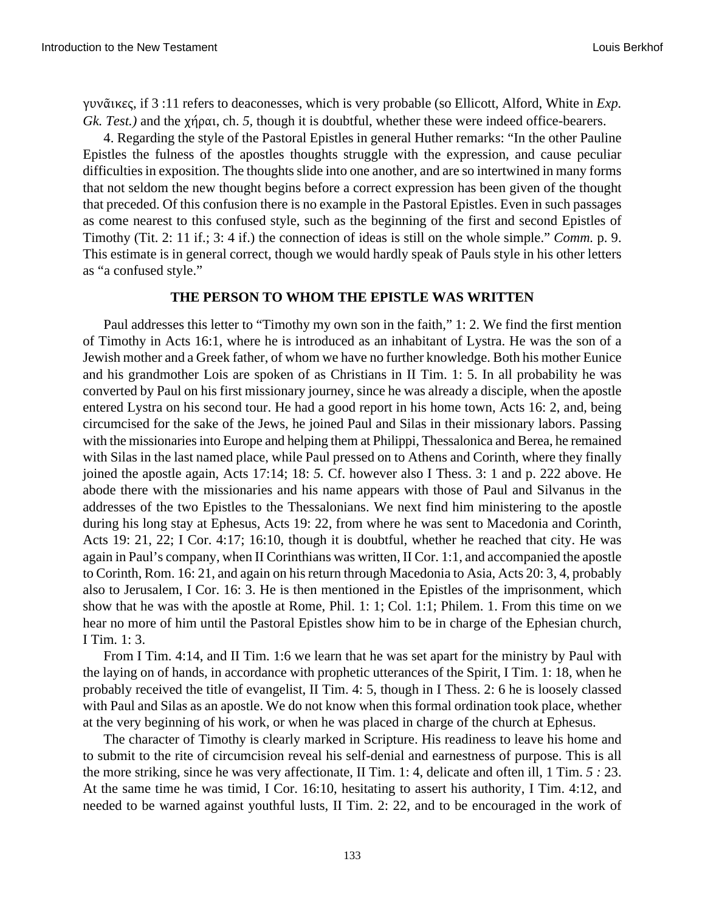γυναῖκες, if 3 :11 refers to deaconesses, which is very probable (so Ellicott, Alford, White in *Exp. Gk. Test.)* and the χήραι, ch. *5,* though it is doubtful, whether these were indeed office-bearers.

4. Regarding the style of the Pastoral Epistles in general Huther remarks: "In the other Pauline Epistles the fulness of the apostles thoughts struggle with the expression, and cause peculiar difficulties in exposition. The thoughts slide into one another, and are so intertwined in many forms that not seldom the new thought begins before a correct expression has been given of the thought that preceded. Of this confusion there is no example in the Pastoral Epistles. Even in such passages as come nearest to this confused style, such as the beginning of the first and second Epistles of Timothy (Tit. 2: 11 if.; 3: 4 if.) the connection of ideas is still on the whole simple." *Comm.* p. 9. This estimate is in general correct, though we would hardly speak of Pauls style in his other letters as "a confused style."

## THE PERSON TO WHOM THE EPISTLE WAS WRITTEN

Paul addresses this letter to "Timothy my own son in the faith," 1: 2. We find the first mention of Timothy in Acts 16:1, where he is introduced as an inhabitant of Lystra. He was the son of a Jewish mother and a Greek father, of whom we have no further knowledge. Both his mother Eunice and his grandmother Lois are spoken of as Christians in II Tim. 1: 5. In all probability he was converted by Paul on his first missionary journey, since he was already a disciple, when the apostle entered Lystra on his second tour. He had a good report in his home town, Acts 16: 2, and, being circumcised for the sake of the Jews, he joined Paul and Silas in their missionary labors. Passing with the missionaries into Europe and helping them at Philippi, Thessalonica and Berea, he remained with Silas in the last named place, while Paul pressed on to Athens and Corinth, where they finally joined the apostle again, Acts 17:14; 18: *5.* Cf. however also I Thess. 3: 1 and p. 222 above. He abode there with the missionaries and his name appears with those of Paul and Silvanus in the addresses of the two Epistles to the Thessalonians. We next find him ministering to the apostle during his long stay at Ephesus, Acts 19: 22, from where he was sent to Macedonia and Corinth, Acts 19: 21, 22; I Cor. 4:17; 16:10, though it is doubtful, whether he reached that city. He was again in Paul's company, when II Corinthians was written, II Cor. 1:1, and accompanied the apostle to Corinth, Rom. 16: 21, and again on his return through Macedonia to Asia, Acts 20: 3, 4, probably also to Jerusalem, I Cor. 16: 3. He is then mentioned in the Epistles of the imprisonment, which show that he was with the apostle at Rome, Phil. 1: 1; Col. 1:1; Philem. 1. From this time on we hear no more of him until the Pastoral Epistles show him to be in charge of the Ephesian church, I Tim. 1: 3.

From I Tim. 4:14, and II Tim. 1:6 we learn that he was set apart for the ministry by Paul with the laying on of hands, in accordance with prophetic utterances of the Spirit, I Tim. 1: 18, when he probably received the title of evangelist, II Tim. 4: 5, though in I Thess. 2: 6 he is loosely classed with Paul and Silas as an apostle. We do not know when this formal ordination took place, whether at the very beginning of his work, or when he was placed in charge of the church at Ephesus.

The character of Timothy is clearly marked in Scripture. His readiness to leave his home and to submit to the rite of circumcision reveal his self-denial and earnestness of purpose. This is all the more striking, since he was very affectionate, II Tim. 1: 4, delicate and often ill, 1 Tim. *5 :* 23. At the same time he was timid, I Cor. 16:10, hesitating to assert his authority, I Tim. 4:12, and needed to be warned against youthful lusts, II Tim. 2: 22, and to be encouraged in the work of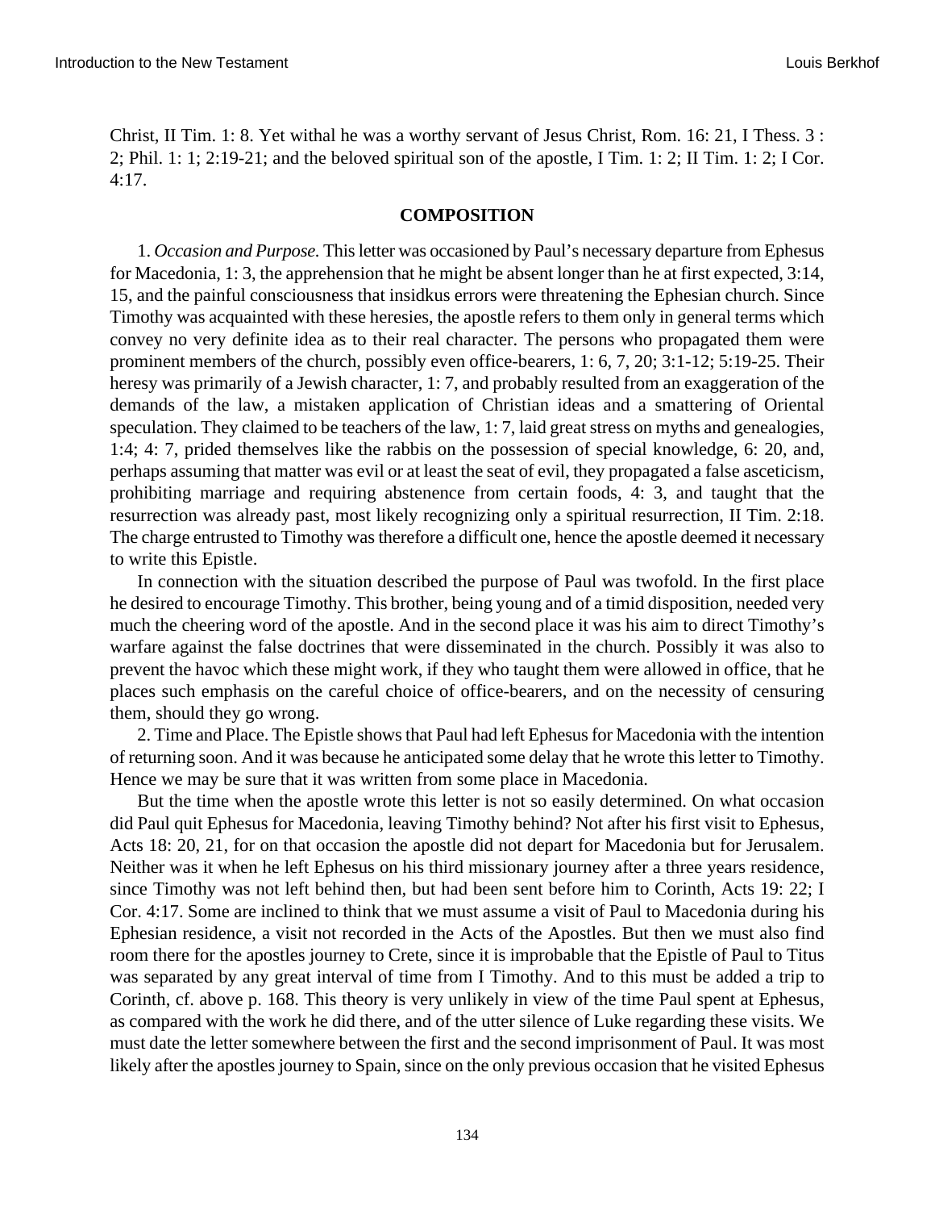Christ, II Tim. 1: 8. Yet withal he was a worthy servant of Jesus Christ, Rom. 16: 21, I Thess. 3 : 2; Phil. 1: 1; 2:19-21; and the beloved spiritual son of the apostle, I Tim. 1: 2; II Tim. 1: 2; I Cor. 4:17.

## COMPOSITION

1. *Occasion and Purpose.* This letter was occasioned by Paul's necessary departure from Ephesus for Macedonia, 1: 3, the apprehension that he might be absent longer than he at first expected, 3:14, 15, and the painful consciousness that insidkus errors were threatening the Ephesian church. Since Timothy was acquainted with these heresies, the apostle refers to them only in general terms which convey no very definite idea as to their real character. The persons who propagated them were prominent members of the church, possibly even office-bearers, 1: 6, 7, 20; 3:1-12; 5:19-25. Their heresy was primarily of a Jewish character, 1: 7, and probably resulted from an exaggeration of the demands of the law, a mistaken application of Christian ideas and a smattering of Oriental speculation. They claimed to be teachers of the law, 1: 7, laid great stress on myths and genealogies, 1:4; 4: 7, prided themselves like the rabbis on the possession of special knowledge, 6: 20, and, perhaps assuming that matter was evil or at least the seat of evil, they propagated a false asceticism, prohibiting marriage and requiring abstenence from certain foods, 4: 3, and taught that the resurrection was already past, most likely recognizing only a spiritual resurrection, II Tim. 2:18. The charge entrusted to Timothy was therefore a difficult one, hence the apostle deemed it necessary to write this Epistle.

In connection with the situation described the purpose of Paul was twofold. In the first place he desired to encourage Timothy. This brother, being young and of a timid disposition, needed very much the cheering word of the apostle. And in the second place it was his aim to direct Timothy's warfare against the false doctrines that were disseminated in the church. Possibly it was also to prevent the havoc which these might work, if they who taught them were allowed in office, that he places such emphasis on the careful choice of office-bearers, and on the necessity of censuring them, should they go wrong.

2. Time and Place. The Epistle shows that Paul had left Ephesus for Macedonia with the intention of returning soon. And it was because he anticipated some delay that he wrote this letter to Timothy. Hence we may be sure that it was written from some place in Macedonia.

But the time when the apostle wrote this letter is not so easily determined. On what occasion did Paul quit Ephesus for Macedonia, leaving Timothy behind? Not after his first visit to Ephesus, Acts 18: 20, 21, for on that occasion the apostle did not depart for Macedonia but for Jerusalem. Neither was it when he left Ephesus on his third missionary journey after a three years residence, since Timothy was not left behind then, but had been sent before him to Corinth, Acts 19: 22; I Cor. 4:17. Some are inclined to think that we must assume a visit of Paul to Macedonia during his Ephesian residence, a visit not recorded in the Acts of the Apostles. But then we must also find room there for the apostles journey to Crete, since it is improbable that the Epistle of Paul to Titus was separated by any great interval of time from I Timothy. And to this must be added a trip to Corinth, cf. above p. 168. This theory is very unlikely in view of the time Paul spent at Ephesus, as compared with the work he did there, and of the utter silence of Luke regarding these visits. We must date the letter somewhere between the first and the second imprisonment of Paul. It was most likely after the apostles journey to Spain, since on the only previous occasion that he visited Ephesus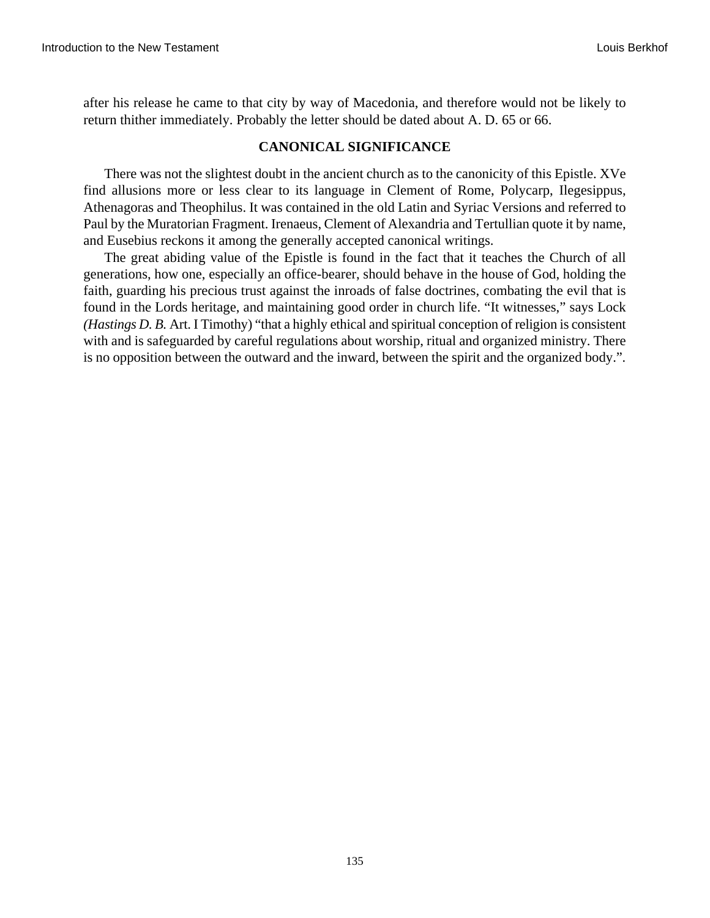after his release he came to that city by way of Macedonia, and therefore would not be likely to return thither immediately. Probably the letter should be dated about A. D. 65 or 66.

### CANONICAL SIGNIFICANCE

There was not the slightest doubt in the ancient church as to the canonicity of this Epistle. XVe find allusions more or less clear to its language in Clement of Rome, Polycarp, Ilegesippus, Athenagoras and Theophilus. It was contained in the old Latin and Syriac Versions and referred to Paul by the Muratorian Fragment. Irenaeus, Clement of Alexandria and Tertullian quote it by name, and Eusebius reckons it among the generally accepted canonical writings.

The great abiding value of the Epistle is found in the fact that it teaches the Church of all generations, how one, especially an office-bearer, should behave in the house of God, holding the faith, guarding his precious trust against the inroads of false doctrines, combating the evil that is found in the Lords heritage, and maintaining good order in church life. “It witnesses,” says Lock *(Hastings D. B.* Art. I Timothy) “that a highly ethical and spiritual conception of religion is consistent with and is safeguarded by careful regulations about worship, ritual and organized ministry. There is no opposition between the outward and the inward, between the spirit and the organized body.”.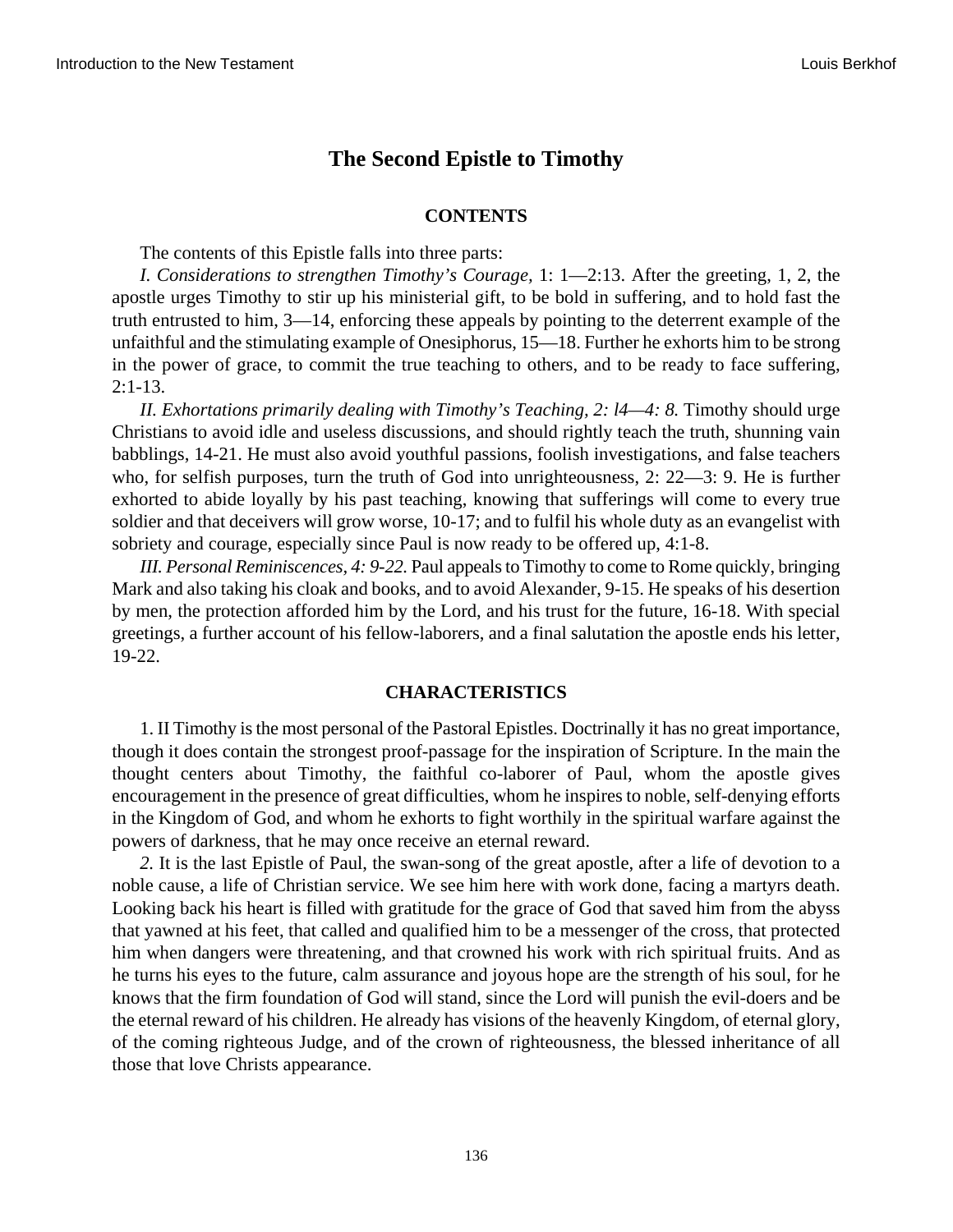# The Second Epistle to Timothy

## CONTENTS

The contents of this Epistle falls into three parts:

*I. Considerations to strengthen Timothy’s Courage,* 1: 1—2:13. After the greeting, 1, 2, the apostle urges Timothy to stir up his ministerial gift, to be bold in suffering, and to hold fast the truth entrusted to him, 3—14, enforcing these appeals by pointing to the deterrent example of the unfaithful and the stimulating example of Onesiphorus, 15—18. Further he exhorts him to be strong in the power of grace, to commit the true teaching to others, and to be ready to face suffering, 2:1-13.

*II. Exhortations primarily dealing with Timothy’s Teaching, 2: l4—4: 8.* Timothy should urge Christians to avoid idle and useless discussions, and should rightly teach the truth, shunning vain babblings, 14-21. He must also avoid youthful passions, foolish investigations, and false teachers who, for selfish purposes, turn the truth of God into unrighteousness, 2: 22—3: 9. He is further exhorted to abide loyally by his past teaching, knowing that sufferings will come to every true soldier and that deceivers will grow worse, 10-17; and to fulfil his whole duty as an evangelist with sobriety and courage, especially since Paul is now ready to be offered up, 4:1-8.

*III. Personal Reminiscences, 4: 9-22.* Paul appeals to Timothy to come to Rome quickly, bringing Mark and also taking his cloak and books, and to avoid Alexander, 9-15. He speaks of his desertion by men, the protection afforded him by the Lord, and his trust for the future, 16-18. With special greetings, a further account of his fellow-laborers, and a final salutation the apostle ends his letter, 19-22.

## CHARACTERISTICS

1. II Timothy is the most personal of the Pastoral Epistles. Doctrinally it has no great importance, though it does contain the strongest proof-passage for the inspiration of Scripture. In the main the thought centers about Timothy, the faithful co-laborer of Paul, whom the apostle gives encouragement in the presence of great difficulties, whom he inspires to noble, self-denying efforts in the Kingdom of God, and whom he exhorts to fight worthily in the spiritual warfare against the powers of darkness, that he may once receive an eternal reward.

*2.* It is the last Epistle of Paul, the swan-song of the great apostle, after a life of devotion to a noble cause, a life of Christian service. We see him here with work done, facing a martyrs death. Looking back his heart is filled with gratitude for the grace of God that saved him from the abyss that yawned at his feet, that called and qualified him to be a messenger of the cross, that protected him when dangers were threatening, and that crowned his work with rich spiritual fruits. And as he turns his eyes to the future, calm assurance and joyous hope are the strength of his soul, for he knows that the firm foundation of God will stand, since the Lord will punish the evil-doers and be the eternal reward of his children. He already has visions of the heavenly Kingdom, of eternal glory, of the coming righteous Judge, and of the crown of righteousness, the blessed inheritance of all those that love Christs appearance.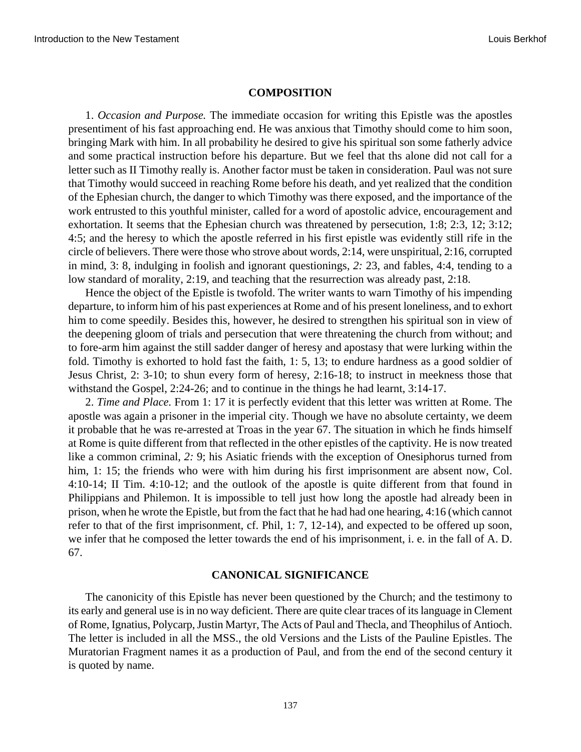### COMPOSITION

1. *Occasion and Purpose.* The immediate occasion for writing this Epistle was the apostles presentiment of his fast approaching end. He was anxious that Timothy should come to him soon, bringing Mark with him. In all probability he desired to give his spiritual son some fatherly advice and some practical instruction before his departure. But we feel that ths alone did not call for a letter such as II Timothy really is. Another factor must be taken in consideration. Paul was not sure that Timothy would succeed in reaching Rome before his death, and yet realized that the condition of the Ephesian church, the danger to which Timothy was there exposed, and the importance of the work entrusted to this youthful minister, called for a word of apostolic advice, encouragement and exhortation. It seems that the Ephesian church was threatened by persecution, 1:8; 2:3, 12; 3:12; 4:5; and the heresy to which the apostle referred in his first epistle was evidently still rife in the circle of believers. There were those who strove about words, 2:14, were unspiritual, 2:16, corrupted in mind, 3: 8, indulging in foolish and ignorant questionings, *2:* 23, and fables, 4:4, tending to a low standard of morality, 2:19, and teaching that the resurrection was already past, 2:18.

Hence the object of the Epistle is twofold. The writer wants to warn Timothy of his impending departure, to inform him of his past experiences at Rome and of his present loneliness, and to exhort him to come speedily. Besides this, however, he desired to strengthen his spiritual son in view of the deepening gloom of trials and persecution that were threatening the church from without; and to fore-arm him against the still sadder danger of heresy and apostasy that were lurking within the fold. Timothy is exhorted to hold fast the faith, 1: 5, 13; to endure hardness as a good soldier of Jesus Christ, 2: 3-10; to shun every form of heresy, 2:16-18; to instruct in meekness those that withstand the Gospel, 2:24-26; and to continue in the things he had learnt, 3:14-17.

2. *Time and Place.* From 1: 17 it is perfectly evident that this letter was written at Rome. The apostle was again a prisoner in the imperial city. Though we have no absolute certainty, we deem it probable that he was re-arrested at Troas in the year 67. The situation in which he finds himself at Rome is quite different from that reflected in the other epistles of the captivity. He is now treated like a common criminal, *2:* 9; his Asiatic friends with the exception of Onesiphorus turned from him, 1: 15; the friends who were with him during his first imprisonment are absent now, Col. 4:10-14; II Tim. 4:10-12; and the outlook of the apostle is quite different from that found in Philippians and Philemon. It is impossible to tell just how long the apostle had already been in prison, when he wrote the Epistle, but from the fact that he had had one hearing, 4:16 (which cannot refer to that of the first imprisonment, cf. Phil, 1: 7, 12-14), and expected to be offered up soon, we infer that he composed the letter towards the end of his imprisonment, i. e. in the fall of A. D. 67.

### CANONICAL SIGNIFICANCE

The canonicity of this Epistle has never been questioned by the Church; and the testimony to its early and general use is in no way deficient. There are quite clear traces of its language in Clement of Rome, Ignatius, Polycarp, Justin Martyr, The Acts of Paul and Thecla, and Theophilus of Antioch. The letter is included in all the MSS., the old Versions and the Lists of the Pauline Epistles. The Muratorian Fragment names it as a production of Paul, and from the end of the second century it is quoted by name.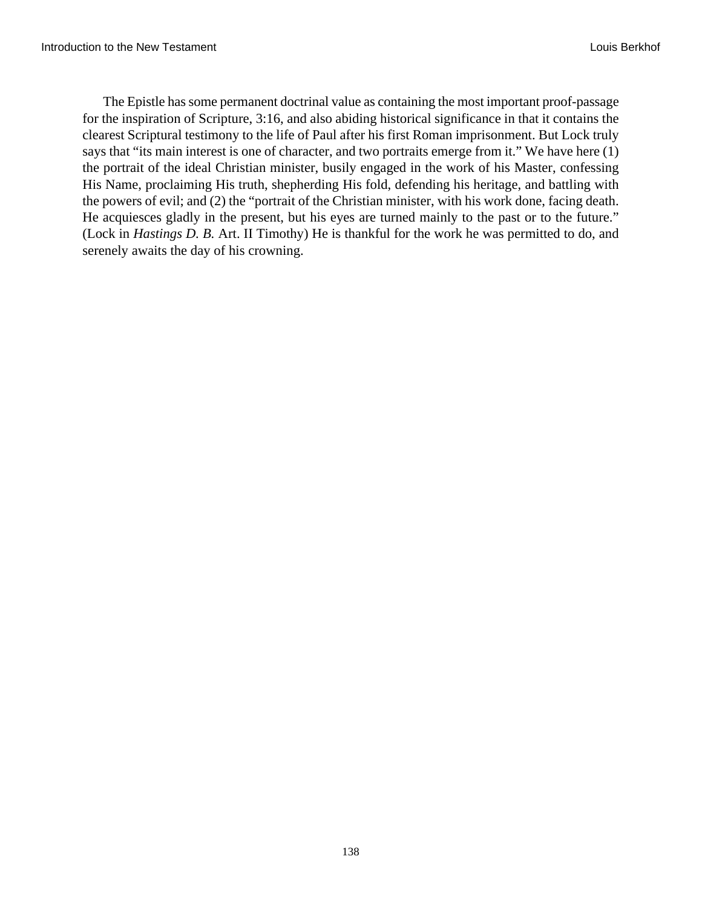The Epistle has some permanent doctrinal value as containing the most important proof-passage for the inspiration of Scripture, 3:16, and also abiding historical significance in that it contains the clearest Scriptural testimony to the life of Paul after his first Roman imprisonment. But Lock truly says that "its main interest is one of character, and two portraits emerge from it." We have here (1) the portrait of the ideal Christian minister, busily engaged in the work of his Master, confessing His Name, proclaiming His truth, shepherding His fold, defending his heritage, and battling with the powers of evil; and (2) the "portrait of the Christian minister, with his work done, facing death. He acquiesces gladly in the present, but his eyes are turned mainly to the past or to the future." (Lock in *Hastings D. B.* Art. II Timothy) He is thankful for the work he was permitted to do, and serenely awaits the day of his crowning.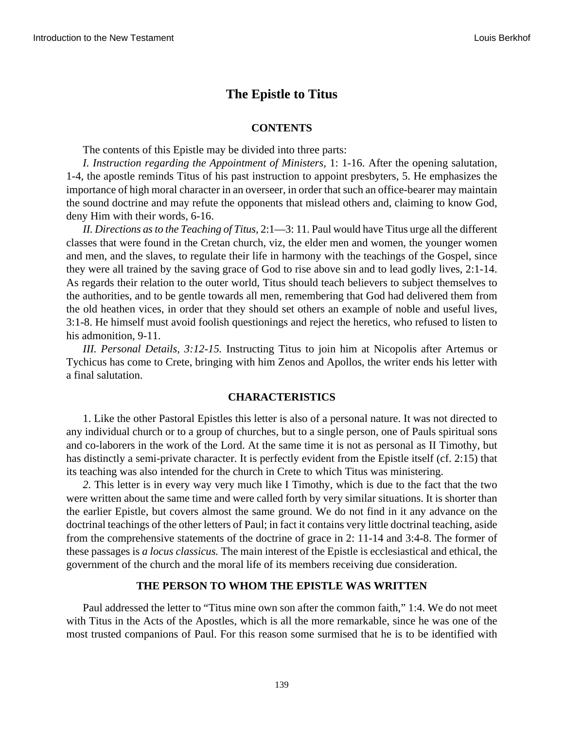# The Epistle to Titus

## CONTENTS

The contents of this Epistle may be divided into three parts:

*I. Instruction regarding the Appointment of Ministers,* 1: 1-16. After the opening salutation, 1-4, the apostle reminds Titus of his past instruction to appoint presbyters, 5. He emphasizes the importance of high moral character in an overseer, in order that such an office-bearer may maintain the sound doctrine and may refute the opponents that mislead others and, claiming to know God, deny Him with their words, 6-16.

*II. Directions as to the Teaching of Titus,* 2:1—3: 11. Paul would have Titus urge all the different classes that were found in the Cretan church, viz, the elder men and women, the younger women and men, and the slaves, to regulate their life in harmony with the teachings of the Gospel, since they were all trained by the saving grace of God to rise above sin and to lead godly lives, 2:1-14. As regards their relation to the outer world, Titus should teach believers to subject themselves to the authorities, and to be gentle towards all men, remembering that God had delivered them from the old heathen vices, in order that they should set others an example of noble and useful lives, 3:1-8. He himself must avoid foolish questionings and reject the heretics, who refused to listen to his admonition, 9-11.

*III. Personal Details, 3:12-15.* Instructing Titus to join him at Nicopolis after Artemus or Tychicus has come to Crete, bringing with him Zenos and Apollos, the writer ends his letter with a final salutation.

## CHARACTERISTICS

1. Like the other Pastoral Epistles this letter is also of a personal nature. It was not directed to any individual church or to a group of churches, but to a single person, one of Pauls spiritual sons and co-laborers in the work of the Lord. At the same time it is not as personal as II Timothy, but has distinctly a semi-private character. It is perfectly evident from the Epistle itself (cf. 2:15) that its teaching was also intended for the church in Crete to which Titus was ministering.

*2.* This letter is in every way very much like I Timothy, which is due to the fact that the two were written about the same time and were called forth by very similar situations. It is shorter than the earlier Epistle, but covers almost the same ground. We do not find in it any advance on the doctrinal teachings of the other letters of Paul; in fact it contains very little doctrinal teaching, aside from the comprehensive statements of the doctrine of grace in 2: 11-14 and 3:4-8. The former of these passages is *a locus classicus.* The main interest of the Epistle is ecclesiastical and ethical, the government of the church and the moral life of its members receiving due consideration.

## THE PERSON TO WHOM THE EPISTLE WAS WRITTEN

Paul addressed the letter to "Titus mine own son after the common faith," 1:4. We do not meet with Titus in the Acts of the Apostles, which is all the more remarkable, since he was one of the most trusted companions of Paul. For this reason some surmised that he is to be identified with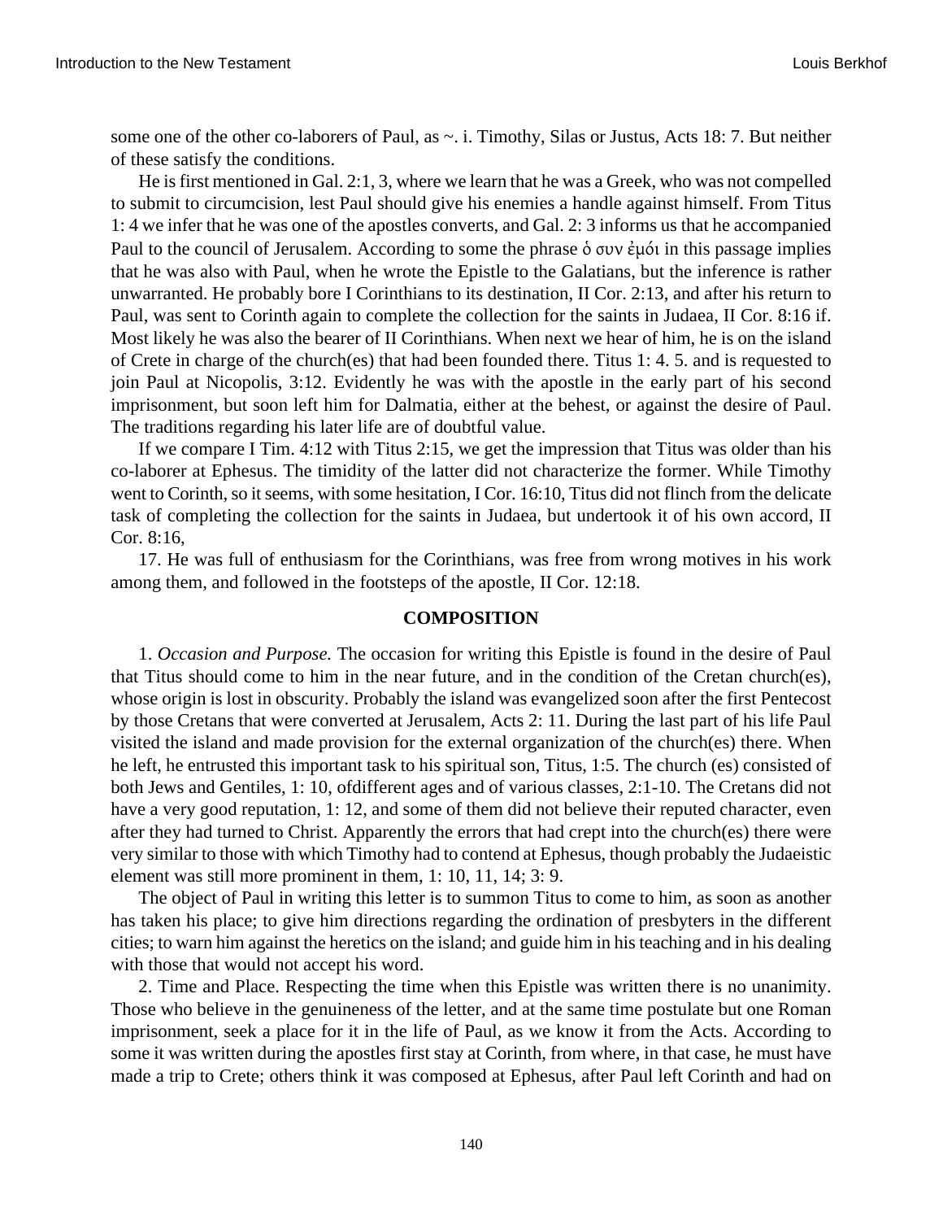some one of the other co-laborers of Paul, as ~. i. Timothy, Silas or Justus, Acts 18: 7. But neither of these satisfy the conditions.

He is first mentioned in Gal. 2:1, 3, where we learn that he was a Greek, who was not compelled to submit to circumcision, lest Paul should give his enemies a handle against himself. From Titus 1: 4 we infer that he was one of the apostles converts, and Gal. 2: 3 informs us that he accompanied Paul to the council of Jerusalem. According to some the phrase ὁ συν ἐμόι in this passage implies that he was also with Paul, when he wrote the Epistle to the Galatians, but the inference is rather unwarranted. He probably bore I Corinthians to its destination, II Cor. 2:13, and after his return to Paul, was sent to Corinth again to complete the collection for the saints in Judaea, II Cor. 8:16 if. Most likely he was also the bearer of II Corinthians. When next we hear of him, he is on the island of Crete in charge of the church(es) that had been founded there. Titus 1: 4. 5. and is requested to join Paul at Nicopolis, 3:12. Evidently he was with the apostle in the early part of his second imprisonment, but soon left him for Dalmatia, either at the behest, or against the desire of Paul. The traditions regarding his later life are of doubtful value.

If we compare I Tim. 4:12 with Titus 2:15, we get the impression that Titus was older than his co-laborer at Ephesus. The timidity of the latter did not characterize the former. While Timothy went to Corinth, so it seems, with some hesitation, I Cor. 16:10, Titus did not flinch from the delicate task of completing the collection for the saints in Judaea, but undertook it of his own accord, II Cor. 8:16,

17. He was full of enthusiasm for the Corinthians, was free from wrong motives in his work among them, and followed in the footsteps of the apostle, II Cor. 12:18.

## COMPOSITION

1. *Occasion and Purpose.* The occasion for writing this Epistle is found in the desire of Paul that Titus should come to him in the near future, and in the condition of the Cretan church(es), whose origin is lost in obscurity. Probably the island was evangelized soon after the first Pentecost by those Cretans that were converted at Jerusalem, Acts 2: 11. During the last part of his life Paul visited the island and made provision for the external organization of the church(es) there. When he left, he entrusted this important task to his spiritual son, Titus, 1:5. The church (es) consisted of both Jews and Gentiles, 1: 10, ofdifferent ages and of various classes, 2:1-10. The Cretans did not have a very good reputation, 1: 12, and some of them did not believe their reputed character, even after they had turned to Christ. Apparently the errors that had crept into the church(es) there were very similar to those with which Timothy had to contend at Ephesus, though probably the Judaeistic element was still more prominent in them, 1: 10, 11, 14; 3: 9.

The object of Paul in writing this letter is to summon Titus to come to him, as soon as another has taken his place; to give him directions regarding the ordination of presbyters in the different cities; to warn him against the heretics on the island; and guide him in his teaching and in his dealing with those that would not accept his word.

2. Time and Place. Respecting the time when this Epistle was written there is no unanimity. Those who believe in the genuineness of the letter, and at the same time postulate but one Roman imprisonment, seek a place for it in the life of Paul, as we know it from the Acts. According to some it was written during the apostles first stay at Corinth, from where, in that case, he must have made a trip to Crete; others think it was composed at Ephesus, after Paul left Corinth and had on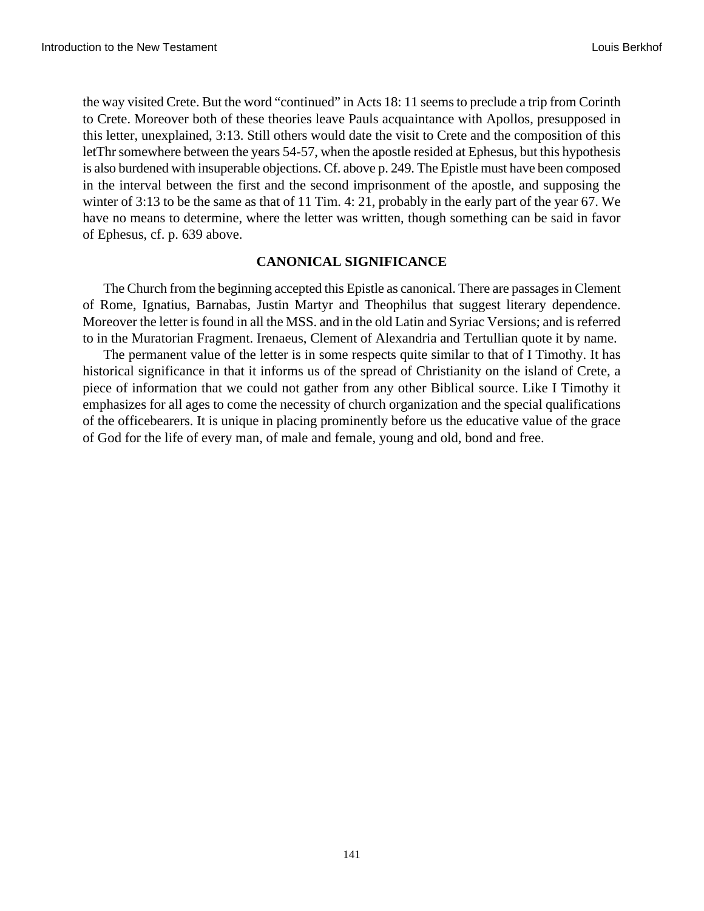the way visited Crete. But the word "continued" in Acts 18: 11 seems to preclude a trip from Corinth to Crete. Moreover both of these theories leave Pauls acquaintance with Apollos, presupposed in this letter, unexplained, 3:13. Still others would date the visit to Crete and the composition of this letThr somewhere between the years 54-57, when the apostle resided at Ephesus, but this hypothesis is also burdened with insuperable objections. Cf. above p. 249. The Epistle must have been composed in the interval between the first and the second imprisonment of the apostle, and supposing the winter of 3:13 to be the same as that of 11 Tim. 4: 21, probably in the early part of the year 67. We have no means to determine, where the letter was written, though something can be said in favor of Ephesus, cf. p. 639 above.

## CANONICAL SIGNIFICANCE

The Church from the beginning accepted this Epistle as canonical. There are passages in Clement of Rome, Ignatius, Barnabas, Justin Martyr and Theophilus that suggest literary dependence. Moreover the letter is found in all the MSS. and in the old Latin and Syriac Versions; and is referred to in the Muratorian Fragment. Irenaeus, Clement of Alexandria and Tertullian quote it by name.

The permanent value of the letter is in some respects quite similar to that of I Timothy. It has historical significance in that it informs us of the spread of Christianity on the island of Crete, a piece of information that we could not gather from any other Biblical source. Like I Timothy it emphasizes for all ages to come the necessity of church organization and the special qualifications of the officebearers. It is unique in placing prominently before us the educative value of the grace of God for the life of every man, of male and female, young and old, bond and free.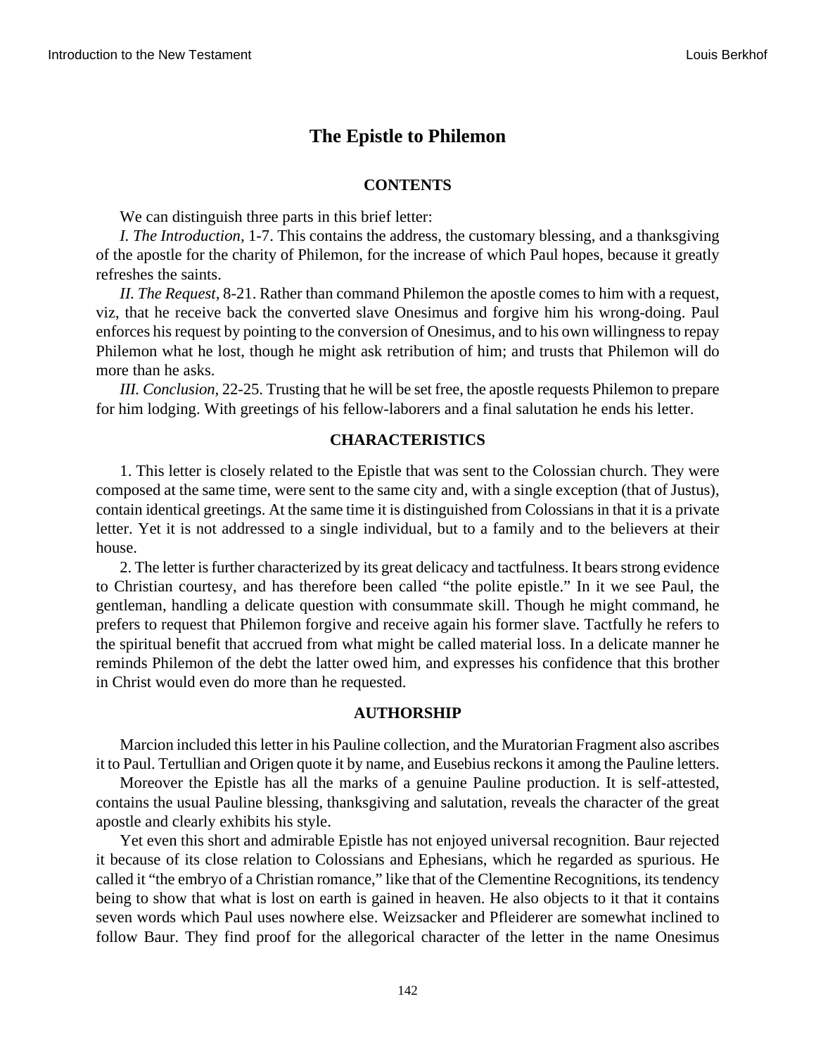# The Epistle to Philemon

## CONTENTS

We can distinguish three parts in this brief letter:

*I. The Introduction,* 1-7. This contains the address, the customary blessing, and a thanksgiving of the apostle for the charity of Philemon, for the increase of which Paul hopes, because it greatly refreshes the saints.

*II. The Request,* 8-21. Rather than command Philemon the apostle comes to him with a request, viz, that he receive back the converted slave Onesimus and forgive him his wrong-doing. Paul enforces his request by pointing to the conversion of Onesimus, and to his own willingness to repay Philemon what he lost, though he might ask retribution of him; and trusts that Philemon will do more than he asks.

*III. Conclusion,* 22-25. Trusting that he will be set free, the apostle requests Philemon to prepare for him lodging. With greetings of his fellow-laborers and a final salutation he ends his letter.

## CHARACTERISTICS

1. This letter is closely related to the Epistle that was sent to the Colossian church. They were composed at the same time, were sent to the same city and, with a single exception (that of Justus), contain identical greetings. At the same time it is distinguished from Colossians in that it is a private letter. Yet it is not addressed to a single individual, but to a family and to the believers at their house.

2. The letter is further characterized by its great delicacy and tactfulness. It bears strong evidence to Christian courtesy, and has therefore been called "the polite epistle." In it we see Paul, the gentleman, handling a delicate question with consummate skill. Though he might command, he prefers to request that Philemon forgive and receive again his former slave. Tactfully he refers to the spiritual benefit that accrued from what might be called material loss. In a delicate manner he reminds Philemon of the debt the latter owed him, and expresses his confidence that this brother in Christ would even do more than he requested.

## AUTHORSHIP

Marcion included this letter in his Pauline collection, and the Muratorian Fragment also ascribes it to Paul. Tertullian and Origen quote it by name, and Eusebius reckons it among the Pauline letters.

Moreover the Epistle has all the marks of a genuine Pauline production. It is self-attested, contains the usual Pauline blessing, thanksgiving and salutation, reveals the character of the great apostle and clearly exhibits his style.

Yet even this short and admirable Epistle has not enjoyed universal recognition. Baur rejected it because of its close relation to Colossians and Ephesians, which he regarded as spurious. He called it "the embryo of a Christian romance," like that of the Clementine Recognitions, its tendency being to show that what is lost on earth is gained in heaven. He also objects to it that it contains seven words which Paul uses nowhere else. Weizsacker and Pfleiderer are somewhat inclined to follow Baur. They find proof for the allegorical character of the letter in the name Onesimus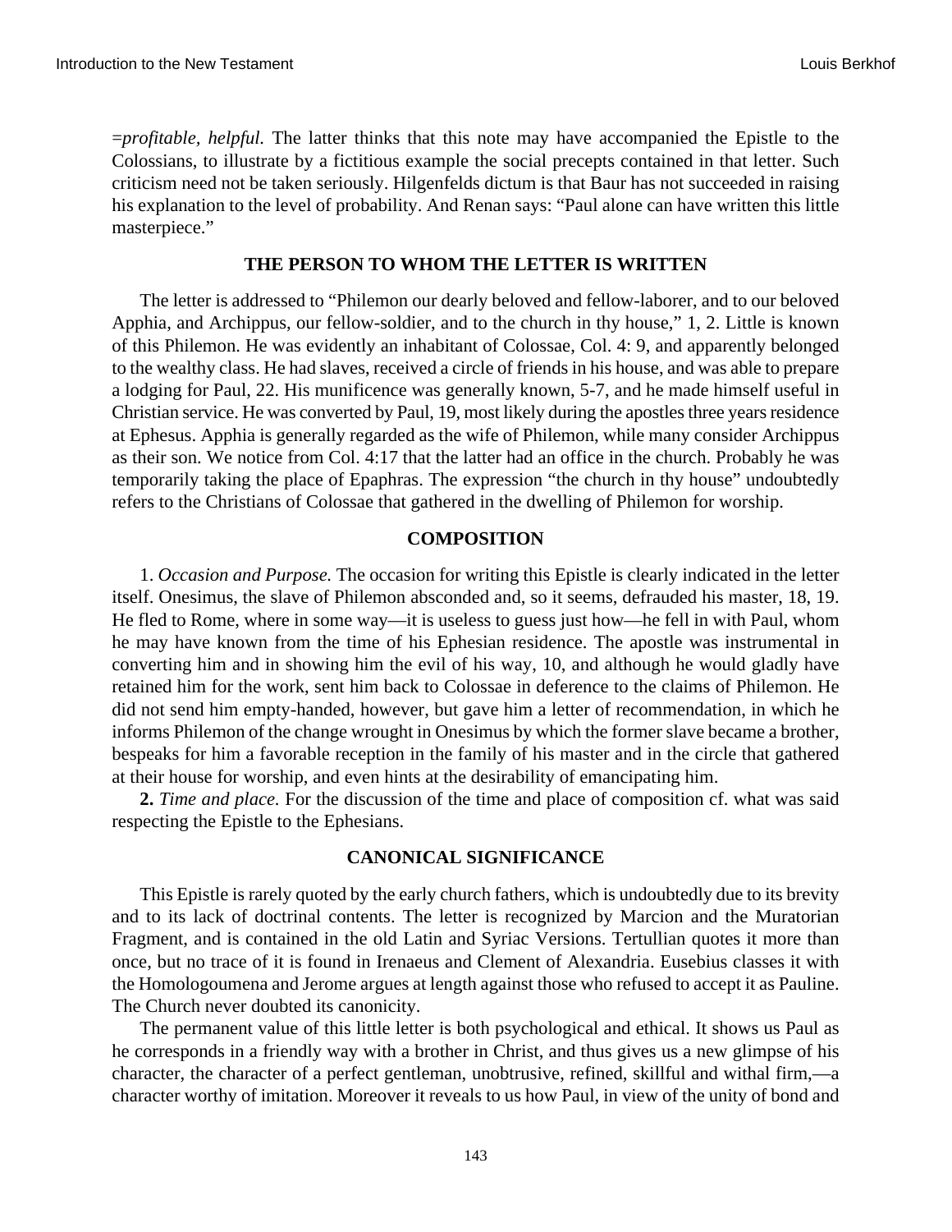=*profitable, helpful.* The latter thinks that this note may have accompanied the Epistle to the Colossians, to illustrate by a fictitious example the social precepts contained in that letter. Such criticism need not be taken seriously. Hilgenfelds dictum is that Baur has not succeeded in raising his explanation to the level of probability. And Renan says: "Paul alone can have written this little masterpiece."

## THE PERSON TO WHOM THE LETTER IS WRITTEN

The letter is addressed to "Philemon our dearly beloved and fellow-laborer, and to our beloved Apphia, and Archippus, our fellow-soldier, and to the church in thy house," 1, 2. Little is known of this Philemon. He was evidently an inhabitant of Colossae, Col. 4: 9, and apparently belonged to the wealthy class. He had slaves, received a circle of friends in his house, and was able to prepare a lodging for Paul, 22. His munificence was generally known, 5-7, and he made himself useful in Christian service. He was converted by Paul, 19, most likely during the apostles three years residence at Ephesus. Apphia is generally regarded as the wife of Philemon, while many consider Archippus as their son. We notice from Col. 4:17 that the latter had an office in the church. Probably he was temporarily taking the place of Epaphras. The expression "the church in thy house" undoubtedly refers to the Christians of Colossae that gathered in the dwelling of Philemon for worship.

## COMPOSITION

1. *Occasion and Purpose.* The occasion for writing this Epistle is clearly indicated in the letter itself. Onesimus, the slave of Philemon absconded and, so it seems, defrauded his master, 18, 19. He fled to Rome, where in some way—it is useless to guess just how—he fell in with Paul, whom he may have known from the time of his Ephesian residence. The apostle was instrumental in converting him and in showing him the evil of his way, 10, and although he would gladly have retained him for the work, sent him back to Colossae in deference to the claims of Philemon. He did not send him empty-handed, however, but gave him a letter of recommendation, in which he informs Philemon of the change wrought in Onesimus by which the former slave became a brother, bespeaks for him a favorable reception in the family of his master and in the circle that gathered at their house for worship, and even hints at the desirability of emancipating him.

**2.** *Time and place.* For the discussion of the time and place of composition cf. what was said respecting the Epistle to the Ephesians.

## CANONICAL SIGNIFICANCE

This Epistle is rarely quoted by the early church fathers, which is undoubtedly due to its brevity and to its lack of doctrinal contents. The letter is recognized by Marcion and the Muratorian Fragment, and is contained in the old Latin and Syriac Versions. Tertullian quotes it more than once, but no trace of it is found in Irenaeus and Clement of Alexandria. Eusebius classes it with the Homologoumena and Jerome argues at length against those who refused to accept it as Pauline. The Church never doubted its canonicity.

The permanent value of this little letter is both psychological and ethical. It shows us Paul as he corresponds in a friendly way with a brother in Christ, and thus gives us a new glimpse of his character, the character of a perfect gentleman, unobtrusive, refined, skillful and withal firm,—a character worthy of imitation. Moreover it reveals to us how Paul, in view of the unity of bond and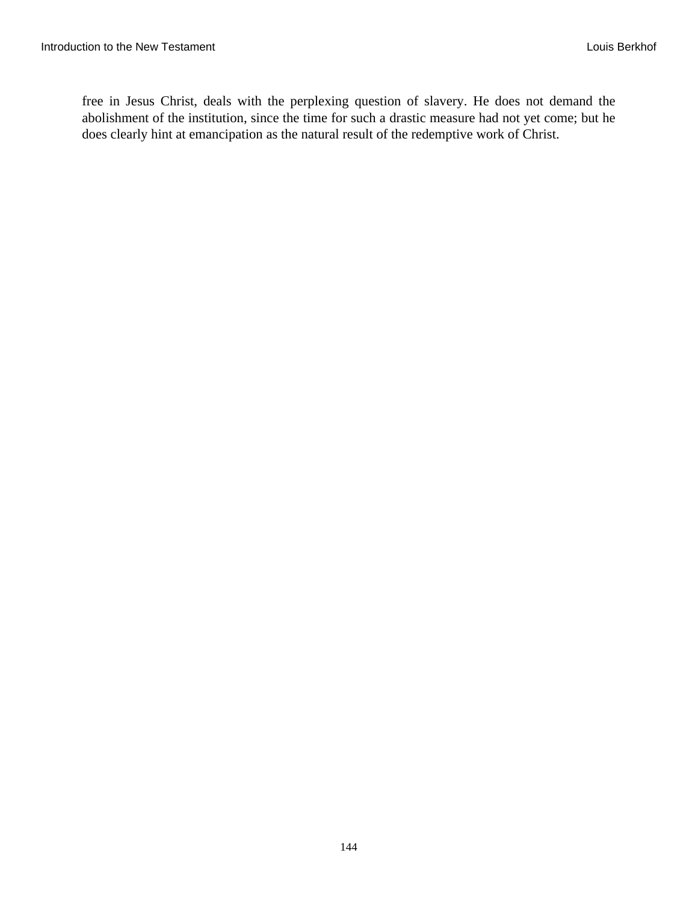free in Jesus Christ, deals with the perplexing question of slavery. He does not demand the abolishment of the institution, since the time for such a drastic measure had not yet come; but he does clearly hint at emancipation as the natural result of the redemptive work of Christ.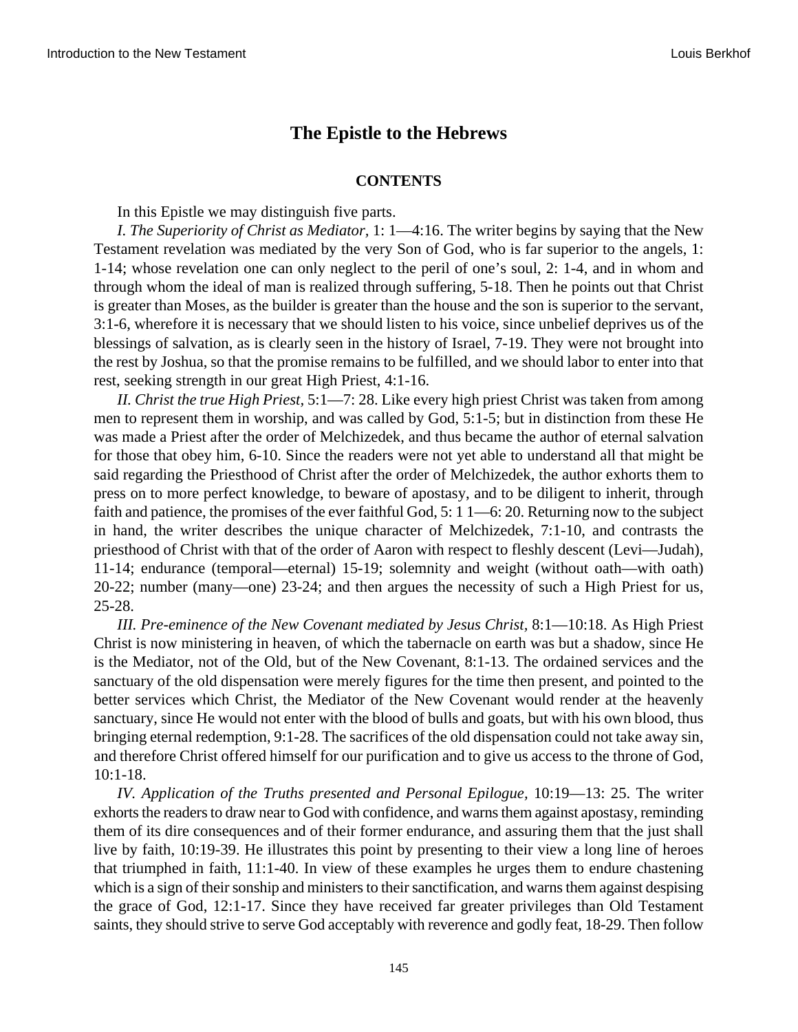## The Epistle to the Hebrews

### CONTENTS

In this Epistle we may distinguish five parts.

*I. The Superiority of Christ as Mediator,* 1: 1—4:16. The writer begins by saying that the New Testament revelation was mediated by the very Son of God, who is far superior to the angels, 1: 1-14; whose revelation one can only neglect to the peril of one's soul, 2: 1-4, and in whom and through whom the ideal of man is realized through suffering, 5-18. Then he points out that Christ is greater than Moses, as the builder is greater than the house and the son is superior to the servant, 3:1-6, wherefore it is necessary that we should listen to his voice, since unbelief deprives us of the blessings of salvation, as is clearly seen in the history of Israel, 7-19. They were not brought into the rest by Joshua, so that the promise remains to be fulfilled, and we should labor to enter into that rest, seeking strength in our great High Priest, 4:1-16.

*II. Christ the true High Priest,* 5:1—7: 28. Like every high priest Christ was taken from among men to represent them in worship, and was called by God, 5:1-5; but in distinction from these He was made a Priest after the order of Melchizedek, and thus became the author of eternal salvation for those that obey him, 6-10. Since the readers were not yet able to understand all that might be said regarding the Priesthood of Christ after the order of Melchizedek, the author exhorts them to press on to more perfect knowledge, to beware of apostasy, and to be diligent to inherit, through faith and patience, the promises of the ever faithful God, 5: 1 1—6: 20. Returning now to the subject in hand, the writer describes the unique character of Melchizedek, 7:1-10, and contrasts the priesthood of Christ with that of the order of Aaron with respect to fleshly descent (Levi—Judah), 11-14; endurance (temporal—eternal) 15-19; solemnity and weight (without oath—with oath) 20-22; number (many—one) 23-24; and then argues the necessity of such a High Priest for us, 25-28.

*III. Pre-eminence of the New Covenant mediated by Jesus Christ,* 8:1—10:18. As High Priest Christ is now ministering in heaven, of which the tabernacle on earth was but a shadow, since He is the Mediator, not of the Old, but of the New Covenant, 8:1-13. The ordained services and the sanctuary of the old dispensation were merely figures for the time then present, and pointed to the better services which Christ, the Mediator of the New Covenant would render at the heavenly sanctuary, since He would not enter with the blood of bulls and goats, but with his own blood, thus bringing eternal redemption, 9:1-28. The sacrifices of the old dispensation could not take away sin, and therefore Christ offered himself for our purification and to give us access to the throne of God, 10:1-18.

*IV. Application of the Truths presented and Personal Epilogue,* 10:19—13: 25. The writer exhorts the readers to draw near to God with confidence, and warns them against apostasy, reminding them of its dire consequences and of their former endurance, and assuring them that the just shall live by faith, 10:19-39. He illustrates this point by presenting to their view a long line of heroes that triumphed in faith, 11:1-40. In view of these examples he urges them to endure chastening which is a sign of their sonship and ministers to their sanctification, and warns them against despising the grace of God, 12:1-17. Since they have received far greater privileges than Old Testament saints, they should strive to serve God acceptably with reverence and godly feat, 18-29. Then follow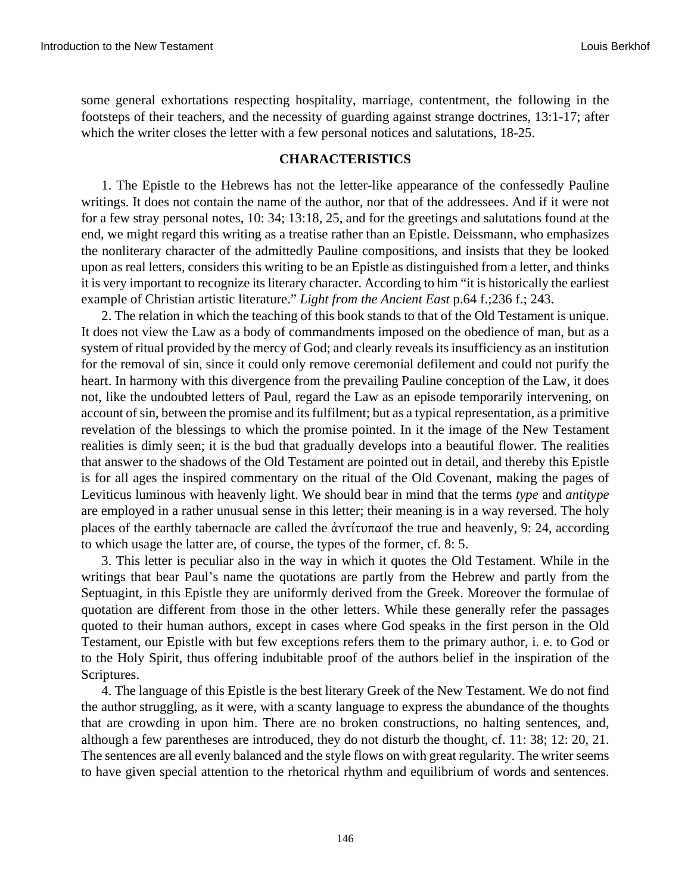some general exhortations respecting hospitality, marriage, contentment, the following in the footsteps of their teachers, and the necessity of guarding against strange doctrines, 13:1-17; after which the writer closes the letter with a few personal notices and salutations, 18-25.

## CHARACTERISTICS

1. The Epistle to the Hebrews has not the letter-like appearance of the confessedly Pauline writings. It does not contain the name of the author, nor that of the addressees. And if it were not for a few stray personal notes, 10: 34; 13:18, 25, and for the greetings and salutations found at the end, we might regard this writing as a treatise rather than an Epistle. Deissmann, who emphasizes the nonliterary character of the admittedly Pauline compositions, and insists that they be looked upon as real letters, considers this writing to be an Epistle as distinguished from a letter, and thinks it is very important to recognize its literary character. According to him "it is historically the earliest example of Christian artistic literature." *Light from the Ancient East* p.64 f.;236 f.; 243.

2. The relation in which the teaching of this book stands to that of the Old Testament is unique. It does not view the Law as a body of commandments imposed on the obedience of man, but as a system of ritual provided by the mercy of God; and clearly reveals its insufficiency as an institution for the removal of sin, since it could only remove ceremonial defilement and could not purify the heart. In harmony with this divergence from the prevailing Pauline conception of the Law, it does not, like the undoubted letters of Paul, regard the Law as an episode temporarily intervening, on account of sin, between the promise and its fulfilment; but as a typical representation, as a primitive revelation of the blessings to which the promise pointed. In it the image of the New Testament realities is dimly seen; it is the bud that gradually develops into a beautiful flower. The realities that answer to the shadows of the Old Testament are pointed out in detail, and thereby this Epistle is for all ages the inspired commentary on the ritual of the Old Covenant, making the pages of Leviticus luminous with heavenly light. We should bear in mind that the terms *type* and *antitype* are employed in a rather unusual sense in this letter; their meaning is in a way reversed. The holy places of the earthly tabernacle are called the ἀντίτυπαof the true and heavenly, 9: 24, according to which usage the latter are, of course, the types of the former, cf. 8: 5.

3. This letter is peculiar also in the way in which it quotes the Old Testament. While in the writings that bear Paul's name the quotations are partly from the Hebrew and partly from the Septuagint, in this Epistle they are uniformly derived from the Greek. Moreover the formulae of quotation are different from those in the other letters. While these generally refer the passages quoted to their human authors, except in cases where God speaks in the first person in the Old Testament, our Epistle with but few exceptions refers them to the primary author, i. e. to God or to the Holy Spirit, thus offering indubitable proof of the authors belief in the inspiration of the Scriptures.

4. The language of this Epistle is the best literary Greek of the New Testament. We do not find the author struggling, as it were, with a scanty language to express the abundance of the thoughts that are crowding in upon him. There are no broken constructions, no halting sentences, and, although a few parentheses are introduced, they do not disturb the thought, cf. 11: 38; 12: 20, 21. The sentences are all evenly balanced and the style flows on with great regularity. The writer seems to have given special attention to the rhetorical rhythm and equilibrium of words and sentences.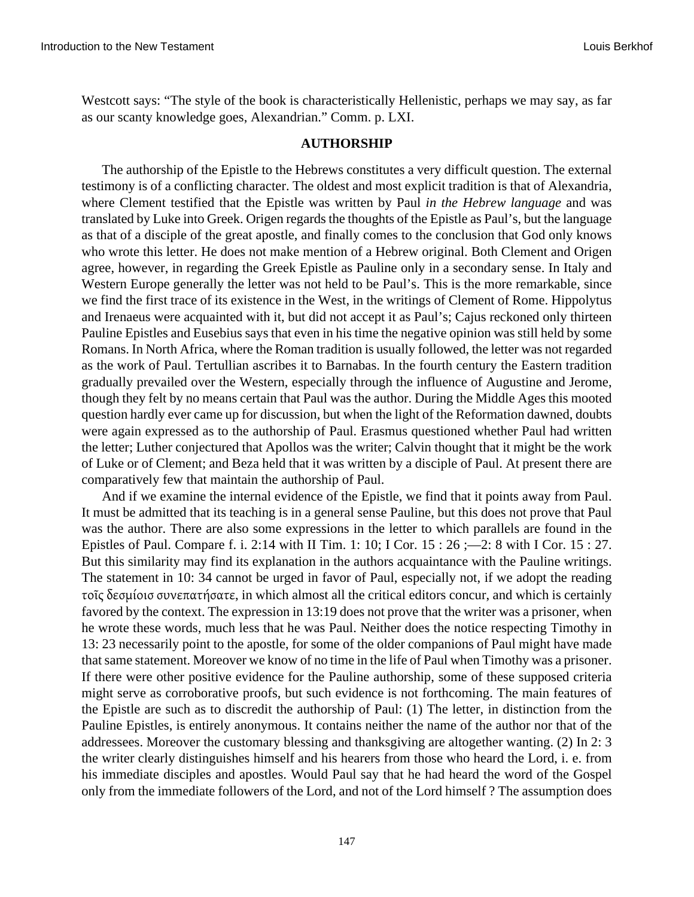Westcott says: “The style of the book is characteristically Hellenistic, perhaps we may say, as far as our scanty knowledge goes, Alexandrian.” Comm. p. LXI.

## AUTHORSHIP

The authorship of the Epistle to the Hebrews constitutes a very difficult question. The external testimony is of a conflicting character. The oldest and most explicit tradition is that of Alexandria, where Clement testified that the Epistle was written by Paul *in the Hebrew language* and was translated by Luke into Greek. Origen regards the thoughts of the Epistle as Paul’s, but the language as that of a disciple of the great apostle, and finally comes to the conclusion that God only knows who wrote this letter. He does not make mention of a Hebrew original. Both Clement and Origen agree, however, in regarding the Greek Epistle as Pauline only in a secondary sense. In Italy and Western Europe generally the letter was not held to be Paul’s. This is the more remarkable, since we find the first trace of its existence in the West, in the writings of Clement of Rome. Hippolytus and Irenaeus were acquainted with it, but did not accept it as Paul’s; Cajus reckoned only thirteen Pauline Epistles and Eusebius says that even in his time the negative opinion was still held by some Romans. In North Africa, where the Roman tradition is usually followed, the letter was not regarded as the work of Paul. Tertullian ascribes it to Barnabas. In the fourth century the Eastern tradition gradually prevailed over the Western, especially through the influence of Augustine and Jerome, though they felt by no means certain that Paul was the author. During the Middle Ages this mooted question hardly ever came up for discussion, but when the light of the Reformation dawned, doubts were again expressed as to the authorship of Paul. Erasmus questioned whether Paul had written the letter; Luther conjectured that Apollos was the writer; Calvin thought that it might be the work of Luke or of Clement; and Beza held that it was written by a disciple of Paul. At present there are comparatively few that maintain the authorship of Paul.

And if we examine the internal evidence of the Epistle, we find that it points away from Paul. It must be admitted that its teaching is in a general sense Pauline, but this does not prove that Paul was the author. There are also some expressions in the letter to which parallels are found in the Epistles of Paul. Compare f. i. 2:14 with II Tim. 1: 10; I Cor. 15 : 26 ;—2: 8 with I Cor. 15 : 27. But this similarity may find its explanation in the authors acquaintance with the Pauline writings. The statement in 10: 34 cannot be urged in favor of Paul, especially not, if we adopt the reading τοῖς δεσμίοισ συνεπατήσατε, in which almost all the critical editors concur, and which is certainly favored by the context. The expression in 13:19 does not prove that the writer was a prisoner, when he wrote these words, much less that he was Paul. Neither does the notice respecting Timothy in 13: 23 necessarily point to the apostle, for some of the older companions of Paul might have made that same statement. Moreover we know of no time in the life of Paul when Timothy was a prisoner. If there were other positive evidence for the Pauline authorship, some of these supposed criteria might serve as corroborative proofs, but such evidence is not forthcoming. The main features of the Epistle are such as to discredit the authorship of Paul: (1) The letter, in distinction from the Pauline Epistles, is entirely anonymous. It contains neither the name of the author nor that of the addressees. Moreover the customary blessing and thanksgiving are altogether wanting. (2) In 2: 3 the writer clearly distinguishes himself and his hearers from those who heard the Lord, i. e. from his immediate disciples and apostles. Would Paul say that he had heard the word of the Gospel only from the immediate followers of the Lord, and not of the Lord himself ? The assumption does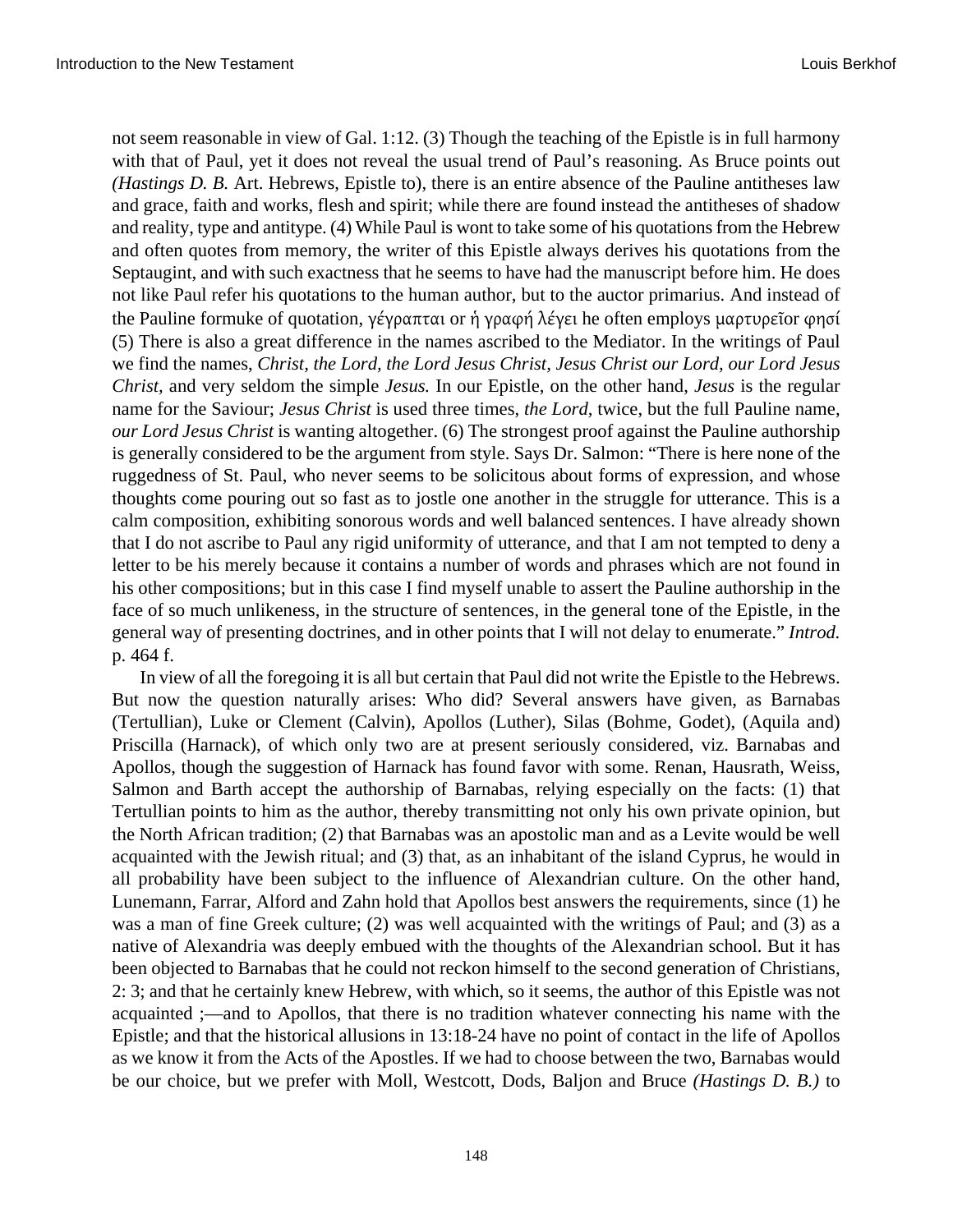not seem reasonable in view of Gal. 1:12. (3) Though the teaching of the Epistle is in full harmony with that of Paul, yet it does not reveal the usual trend of Paul's reasoning. As Bruce points out *(Hastings D. B.* Art. Hebrews, Epistle to), there is an entire absence of the Pauline antitheses law and grace, faith and works, flesh and spirit; while there are found instead the antitheses of shadow and reality, type and antitype. (4) While Paul is wont to take some of his quotations from the Hebrew and often quotes from memory, the writer of this Epistle always derives his quotations from the Septaugint, and with such exactness that he seems to have had the manuscript before him. He does not like Paul refer his quotations to the human author, but to the auctor primarius. And instead of the Pauline formuke of quotation, γέγραπται or ἡ γραφή λέγει he often employs μαρτυρεῖor φησί (5) There is also a great difference in the names ascribed to the Mediator. In the writings of Paul we find the names, *Christ, the Lord, the Lord Jesus Christ, Jesus Christ our Lord, our Lord Jesus Christ,* and very seldom the simple *Jesus.* In our Epistle, on the other hand, *Jesus* is the regular name for the Saviour; *Jesus Christ* is used three times, *the Lord,* twice, but the full Pauline name, *our Lord Jesus Christ* is wanting altogether. (6) The strongest proof against the Pauline authorship is generally considered to be the argument from style. Says Dr. Salmon: "There is here none of the ruggedness of St. Paul, who never seems to be solicitous about forms of expression, and whose thoughts come pouring out so fast as to jostle one another in the struggle for utterance. This is a calm composition, exhibiting sonorous words and well balanced sentences. I have already shown that I do not ascribe to Paul any rigid uniformity of utterance, and that I am not tempted to deny a letter to be his merely because it contains a number of words and phrases which are not found in his other compositions; but in this case I find myself unable to assert the Pauline authorship in the face of so much unlikeness, in the structure of sentences, in the general tone of the Epistle, in the general way of presenting doctrines, and in other points that I will not delay to enumerate." *Introd.* p. 464 f.

In view of all the foregoing it is all but certain that Paul did not write the Epistle to the Hebrews. But now the question naturally arises: Who did? Several answers have given, as Barnabas (Tertullian), Luke or Clement (Calvin), Apollos (Luther), Silas (Bohme, Godet), (Aquila and) Priscilla (Harnack), of which only two are at present seriously considered, viz. Barnabas and Apollos, though the suggestion of Harnack has found favor with some. Renan, Hausrath, Weiss, Salmon and Barth accept the authorship of Barnabas, relying especially on the facts: (1) that Tertullian points to him as the author, thereby transmitting not only his own private opinion, but the North African tradition; (2) that Barnabas was an apostolic man and as a Levite would be well acquainted with the Jewish ritual; and (3) that, as an inhabitant of the island Cyprus, he would in all probability have been subject to the influence of Alexandrian culture. On the other hand, Lunemann, Farrar, Alford and Zahn hold that Apollos best answers the requirements, since (1) he was a man of fine Greek culture; (2) was well acquainted with the writings of Paul; and (3) as a native of Alexandria was deeply embued with the thoughts of the Alexandrian school. But it has been objected to Barnabas that he could not reckon himself to the second generation of Christians, 2: 3; and that he certainly knew Hebrew, with which, so it seems, the author of this Epistle was not acquainted ;—and to Apollos, that there is no tradition whatever connecting his name with the Epistle; and that the historical allusions in 13:18-24 have no point of contact in the life of Apollos as we know it from the Acts of the Apostles. If we had to choose between the two, Barnabas would be our choice, but we prefer with Moll, Westcott, Dods, Baljon and Bruce *(Hastings D. B.)* to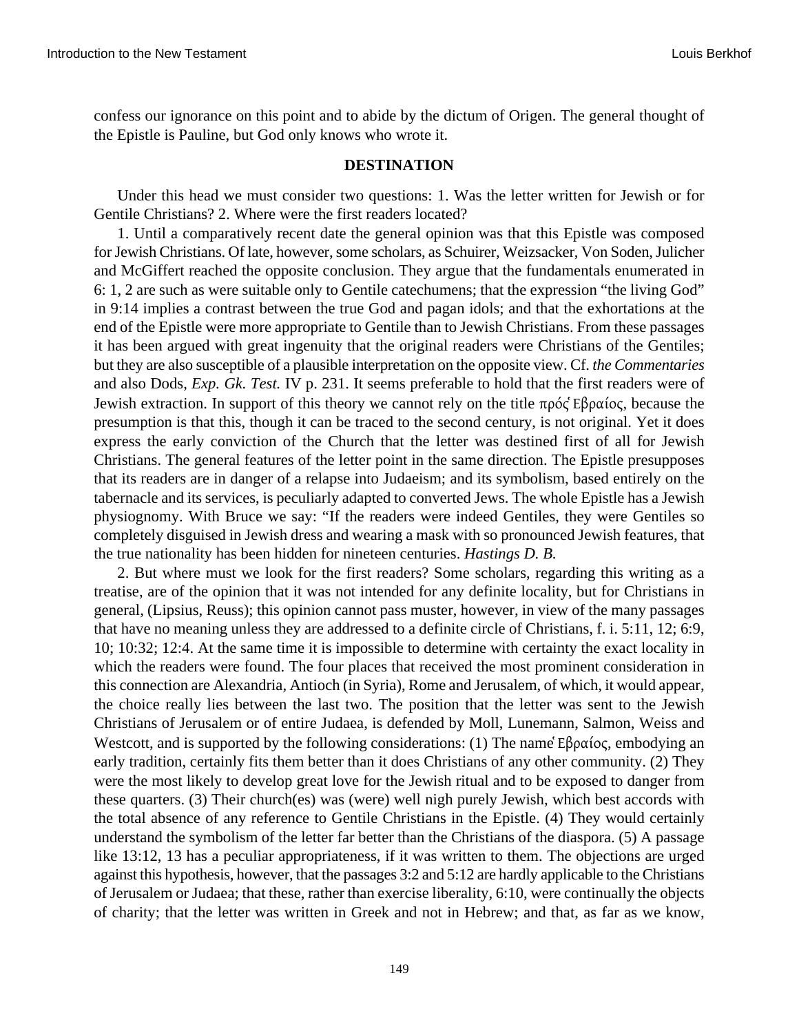confess our ignorance on this point and to abide by the dictum of Origen. The general thought of the Epistle is Pauline, but God only knows who wrote it.

## DESTINATION

Under this head we must consider two questions: 1. Was the letter written for Jewish or for Gentile Christians? 2. Where were the first readers located?

1. Until a comparatively recent date the general opinion was that this Epistle was composed for Jewish Christians. Of late, however, some scholars, as Schuirer, Weizsacker, Von Soden, Julicher and McGiffert reached the opposite conclusion. They argue that the fundamentals enumerated in 6: 1, 2 are such as were suitable only to Gentile catechumens; that the expression "the living God" in 9:14 implies a contrast between the true God and pagan idols; and that the exhortations at the end of the Epistle were more appropriate to Gentile than to Jewish Christians. From these passages it has been argued with great ingenuity that the original readers were Christians of the Gentiles; but they are also susceptible of a plausible interpretation on the opposite view. Cf. *the Commentaries* and also Dods, *Exp. Gk. Test.* IV p. 231. It seems preferable to hold that the first readers were of Jewish extraction. In support of this theory we cannot rely on the title πρός Ἑβραίος, because the presumption is that this, though it can be traced to the second century, is not original. Yet it does express the early conviction of the Church that the letter was destined first of all for Jewish Christians. The general features of the letter point in the same direction. The Epistle presupposes that its readers are in danger of a relapse into Judaeism; and its symbolism, based entirely on the tabernacle and its services, is peculiarly adapted to converted Jews. The whole Epistle has a Jewish physiognomy. With Bruce we say: "If the readers were indeed Gentiles, they were Gentiles so completely disguised in Jewish dress and wearing a mask with so pronounced Jewish features, that the true nationality has been hidden for nineteen centuries. *Hastings D. B.*

2. But where must we look for the first readers? Some scholars, regarding this writing as a treatise, are of the opinion that it was not intended for any definite locality, but for Christians in general, (Lipsius, Reuss); this opinion cannot pass muster, however, in view of the many passages that have no meaning unless they are addressed to a definite circle of Christians, f. i. 5:11, 12; 6:9, 10; 10:32; 12:4. At the same time it is impossible to determine with certainty the exact locality in which the readers were found. The four places that received the most prominent consideration in this connection are Alexandria, Antioch (in Syria), Rome and Jerusalem, of which, it would appear, the choice really lies between the last two. The position that the letter was sent to the Jewish Christians of Jerusalem or of entire Judaea, is defended by Moll, Lunemann, Salmon, Weiss and Westcott, and is supported by the following considerations: (1) The name Ἑβραίος, embodying an early tradition, certainly fits them better than it does Christians of any other community. (2) They were the most likely to develop great love for the Jewish ritual and to be exposed to danger from these quarters. (3) Their church(es) was (were) well nigh purely Jewish, which best accords with the total absence of any reference to Gentile Christians in the Epistle. (4) They would certainly understand the symbolism of the letter far better than the Christians of the diaspora. (5) A passage like 13:12, 13 has a peculiar appropriateness, if it was written to them. The objections are urged against this hypothesis, however, that the passages 3:2 and 5:12 are hardly applicable to the Christians of Jerusalem or Judaea; that these, rather than exercise liberality, 6:10, were continually the objects of charity; that the letter was written in Greek and not in Hebrew; and that, as far as we know,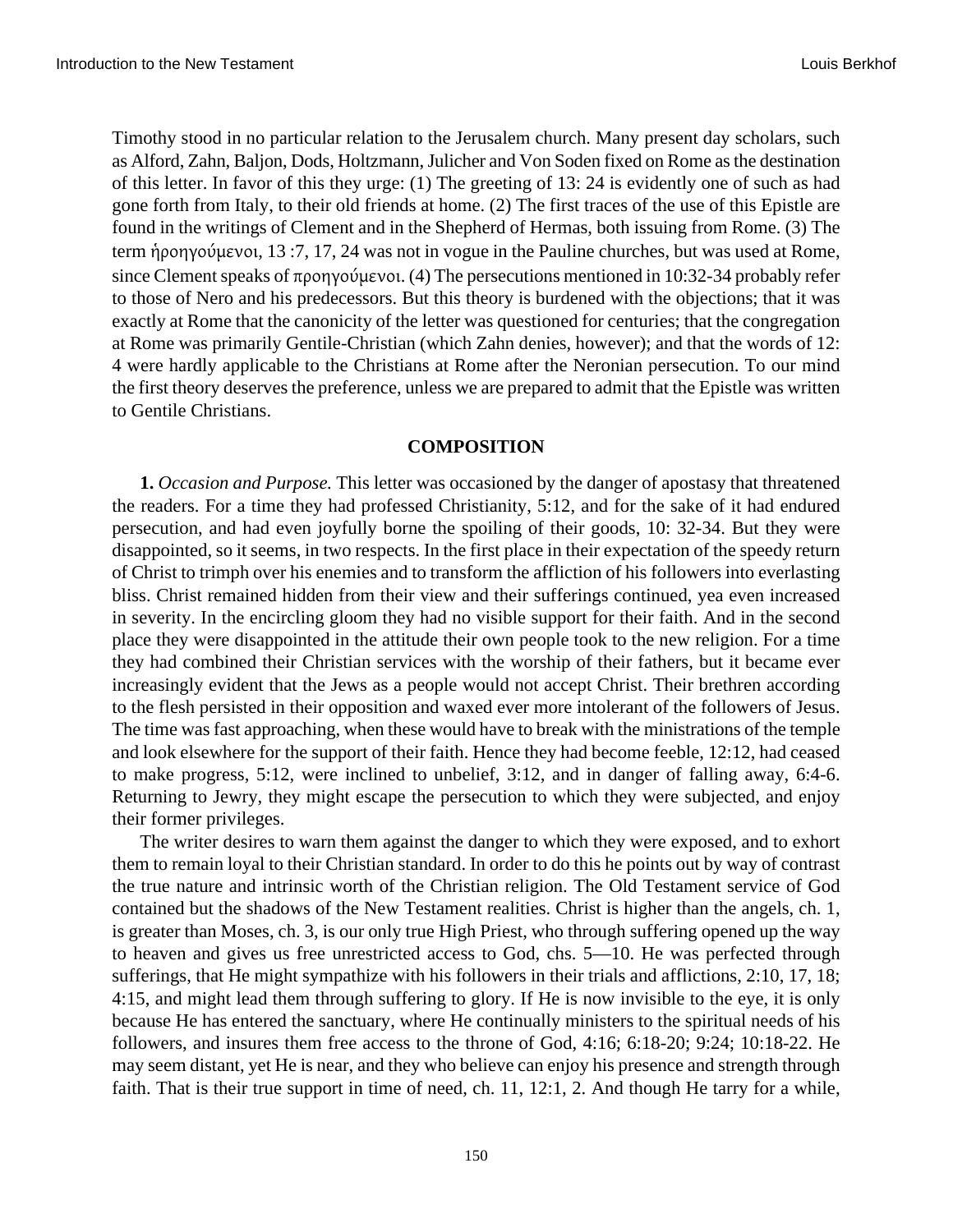Timothy stood in no particular relation to the Jerusalem church. Many present day scholars, such as Alford, Zahn, Baljon, Dods, Holtzmann, Julicher and Von Soden fixed on Rome as the destination of this letter. In favor of this they urge: (1) The greeting of 13: 24 is evidently one of such as had gone forth from Italy, to their old friends at home. (2) The first traces of the use of this Epistle are found in the writings of Clement and in the Shepherd of Hermas, both issuing from Rome. (3) The term ἡροηγούμενοι, 13 :7, 17, 24 was not in vogue in the Pauline churches, but was used at Rome, since Clement speaks of προηγούμενοι. (4) The persecutions mentioned in 10:32-34 probably refer to those of Nero and his predecessors. But this theory is burdened with the objections; that it was exactly at Rome that the canonicity of the letter was questioned for centuries; that the congregation at Rome was primarily Gentile-Christian (which Zahn denies, however); and that the words of 12: 4 were hardly applicable to the Christians at Rome after the Neronian persecution. To our mind the first theory deserves the preference, unless we are prepared to admit that the Epistle was written to Gentile Christians.

## COMPOSITION

**1.** *Occasion and Purpose.* This letter was occasioned by the danger of apostasy that threatened the readers. For a time they had professed Christianity, 5:12, and for the sake of it had endured persecution, and had even joyfully borne the spoiling of their goods, 10: 32-34. But they were disappointed, so it seems, in two respects. In the first place in their expectation of the speedy return of Christ to trimph over his enemies and to transform the affliction of his followers into everlasting bliss. Christ remained hidden from their view and their sufferings continued, yea even increased in severity. In the encircling gloom they had no visible support for their faith. And in the second place they were disappointed in the attitude their own people took to the new religion. For a time they had combined their Christian services with the worship of their fathers, but it became ever increasingly evident that the Jews as a people would not accept Christ. Their brethren according to the flesh persisted in their opposition and waxed ever more intolerant of the followers of Jesus. The time was fast approaching, when these would have to break with the ministrations of the temple and look elsewhere for the support of their faith. Hence they had become feeble, 12:12, had ceased to make progress, 5:12, were inclined to unbelief, 3:12, and in danger of falling away, 6:4-6. Returning to Jewry, they might escape the persecution to which they were subjected, and enjoy their former privileges.

The writer desires to warn them against the danger to which they were exposed, and to exhort them to remain loyal to their Christian standard. In order to do this he points out by way of contrast the true nature and intrinsic worth of the Christian religion. The Old Testament service of God contained but the shadows of the New Testament realities. Christ is higher than the angels, ch. 1, is greater than Moses, ch. 3, is our only true High Priest, who through suffering opened up the way to heaven and gives us free unrestricted access to God, chs. 5—10. He was perfected through sufferings, that He might sympathize with his followers in their trials and afflictions, 2:10, 17, 18; 4:15, and might lead them through suffering to glory. If He is now invisible to the eye, it is only because He has entered the sanctuary, where He continually ministers to the spiritual needs of his followers, and insures them free access to the throne of God, 4:16; 6:18-20; 9:24; 10:18-22. He may seem distant, yet He is near, and they who believe can enjoy his presence and strength through faith. That is their true support in time of need, ch. 11, 12:1, 2. And though He tarry for a while,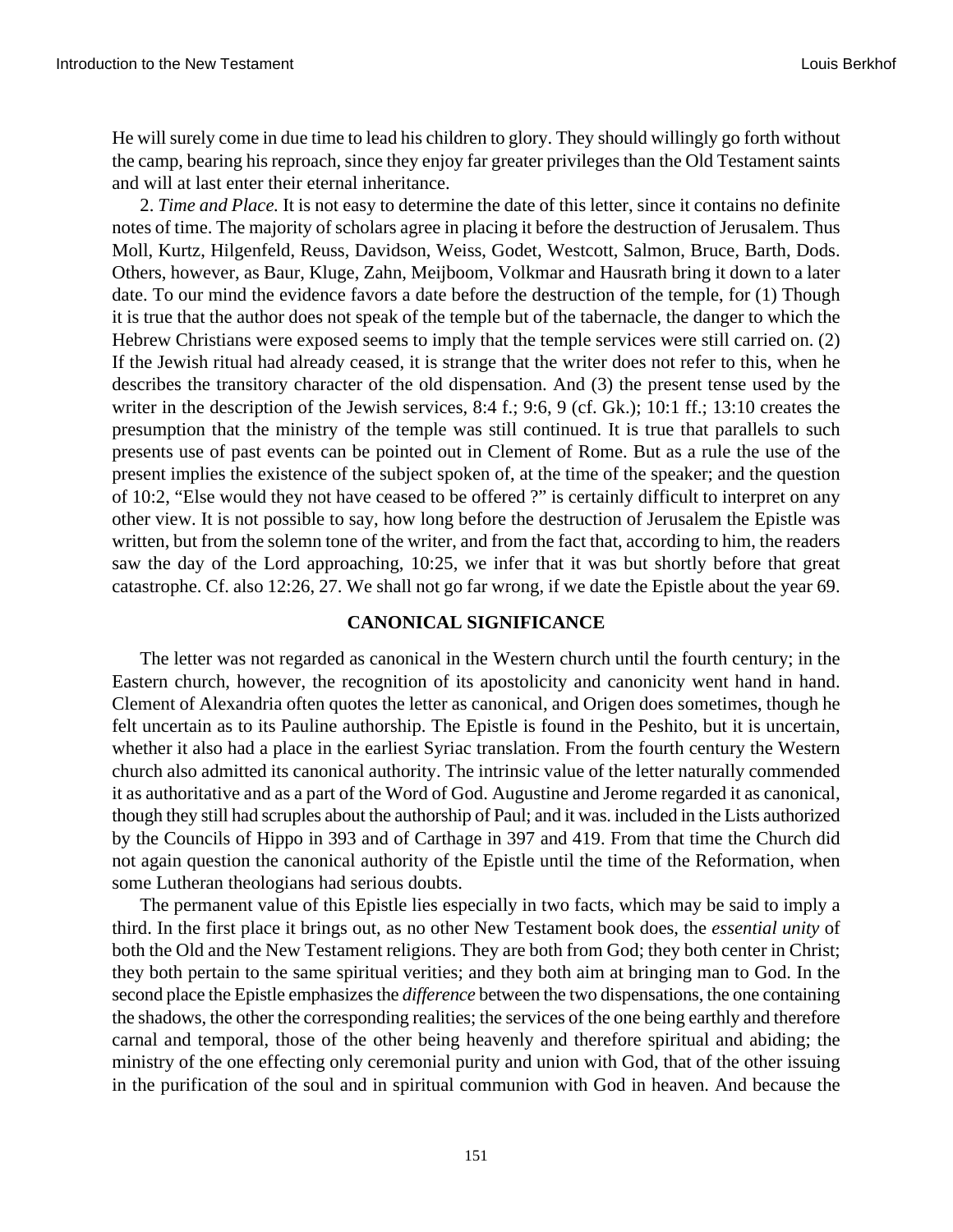He will surely come in due time to lead his children to glory. They should willingly go forth without the camp, bearing his reproach, since they enjoy far greater privileges than the Old Testament saints and will at last enter their eternal inheritance.

2. *Time and Place.* It is not easy to determine the date of this letter, since it contains no definite notes of time. The majority of scholars agree in placing it before the destruction of Jerusalem. Thus Moll, Kurtz, Hilgenfeld, Reuss, Davidson, Weiss, Godet, Westcott, Salmon, Bruce, Barth, Dods. Others, however, as Baur, Kluge, Zahn, Meijboom, Volkmar and Hausrath bring it down to a later date. To our mind the evidence favors a date before the destruction of the temple, for (1) Though it is true that the author does not speak of the temple but of the tabernacle, the danger to which the Hebrew Christians were exposed seems to imply that the temple services were still carried on. (2) If the Jewish ritual had already ceased, it is strange that the writer does not refer to this, when he describes the transitory character of the old dispensation. And (3) the present tense used by the writer in the description of the Jewish services, 8:4 f.; 9:6, 9 (cf. Gk.); 10:1 ff.; 13:10 creates the presumption that the ministry of the temple was still continued. It is true that parallels to such presents use of past events can be pointed out in Clement of Rome. But as a rule the use of the present implies the existence of the subject spoken of, at the time of the speaker; and the question of 10:2, "Else would they not have ceased to be offered ?" is certainly difficult to interpret on any other view. It is not possible to say, how long before the destruction of Jerusalem the Epistle was written, but from the solemn tone of the writer, and from the fact that, according to him, the readers saw the day of the Lord approaching, 10:25, we infer that it was but shortly before that great catastrophe. Cf. also 12:26, 27. We shall not go far wrong, if we date the Epistle about the year 69.

## CANONICAL SIGNIFICANCE

The letter was not regarded as canonical in the Western church until the fourth century; in the Eastern church, however, the recognition of its apostolicity and canonicity went hand in hand. Clement of Alexandria often quotes the letter as canonical, and Origen does sometimes, though he felt uncertain as to its Pauline authorship. The Epistle is found in the Peshito, but it is uncertain, whether it also had a place in the earliest Syriac translation. From the fourth century the Western church also admitted its canonical authority. The intrinsic value of the letter naturally commended it as authoritative and as a part of the Word of God. Augustine and Jerome regarded it as canonical, though they still had scruples about the authorship of Paul; and it was. included in the Lists authorized by the Councils of Hippo in 393 and of Carthage in 397 and 419. From that time the Church did not again question the canonical authority of the Epistle until the time of the Reformation, when some Lutheran theologians had serious doubts.

The permanent value of this Epistle lies especially in two facts, which may be said to imply a third. In the first place it brings out, as no other New Testament book does, the *essential unity* of both the Old and the New Testament religions. They are both from God; they both center in Christ; they both pertain to the same spiritual verities; and they both aim at bringing man to God. In the second place the Epistle emphasizes the *difference* between the two dispensations, the one containing the shadows, the other the corresponding realities; the services of the one being earthly and therefore carnal and temporal, those of the other being heavenly and therefore spiritual and abiding; the ministry of the one effecting only ceremonial purity and union with God, that of the other issuing in the purification of the soul and in spiritual communion with God in heaven. And because the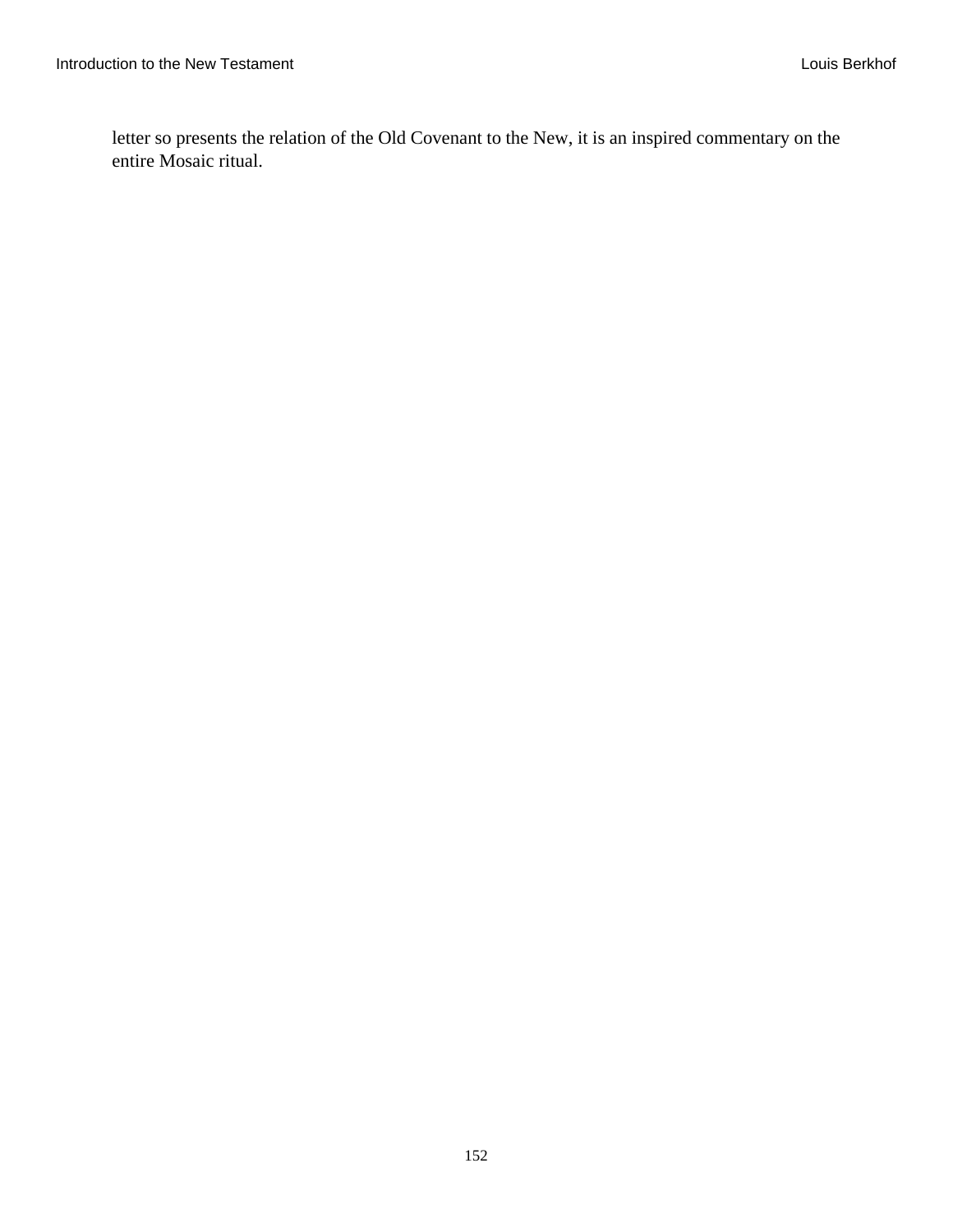letter so presents the relation of the Old Covenant to the New, it is an inspired commentary on the entire Mosaic ritual.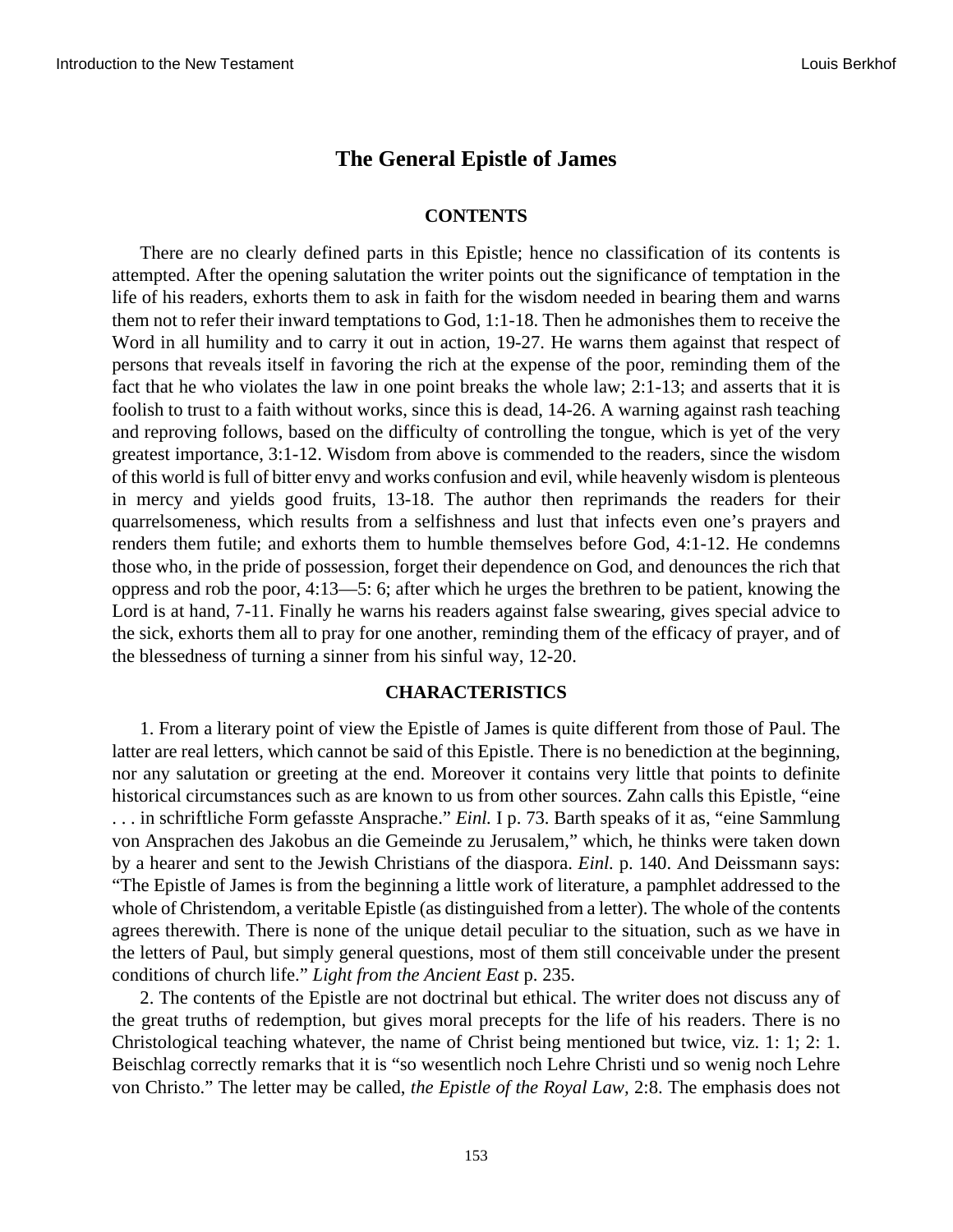# The General Epistle of James

## CONTENTS

There are no clearly defined parts in this Epistle; hence no classification of its contents is attempted. After the opening salutation the writer points out the significance of temptation in the life of his readers, exhorts them to ask in faith for the wisdom needed in bearing them and warns them not to refer their inward temptations to God, 1:1-18. Then he admonishes them to receive the Word in all humility and to carry it out in action, 19-27. He warns them against that respect of persons that reveals itself in favoring the rich at the expense of the poor, reminding them of the fact that he who violates the law in one point breaks the whole law; 2:1-13; and asserts that it is foolish to trust to a faith without works, since this is dead, 14-26. A warning against rash teaching and reproving follows, based on the difficulty of controlling the tongue, which is yet of the very greatest importance, 3:1-12. Wisdom from above is commended to the readers, since the wisdom of this world is full of bitter envy and works confusion and evil, while heavenly wisdom is plenteous in mercy and yields good fruits, 13-18. The author then reprimands the readers for their quarrelsomeness, which results from a selfishness and lust that infects even one's prayers and renders them futile; and exhorts them to humble themselves before God, 4:1-12. He condemns those who, in the pride of possession, forget their dependence on God, and denounces the rich that oppress and rob the poor, 4:13—5: 6; after which he urges the brethren to be patient, knowing the Lord is at hand, 7-11. Finally he warns his readers against false swearing, gives special advice to the sick, exhorts them all to pray for one another, reminding them of the efficacy of prayer, and of the blessedness of turning a sinner from his sinful way, 12-20.

## CHARACTERISTICS

1. From a literary point of view the Epistle of James is quite different from those of Paul. The latter are real letters, which cannot be said of this Epistle. There is no benediction at the beginning, nor any salutation or greeting at the end. Moreover it contains very little that points to definite historical circumstances such as are known to us from other sources. Zahn calls this Epistle, "eine . . . in schriftliche Form gefasste Ansprache." *Einl.* I p. 73. Barth speaks of it as, "eine Sammlung von Ansprachen des Jakobus an die Gemeinde zu Jerusalem," which, he thinks were taken down by a hearer and sent to the Jewish Christians of the diaspora. *Einl.* p. 140. And Deissmann says: "The Epistle of James is from the beginning a little work of literature, a pamphlet addressed to the whole of Christendom, a veritable Epistle (as distinguished from a letter). The whole of the contents agrees therewith. There is none of the unique detail peculiar to the situation, such as we have in the letters of Paul, but simply general questions, most of them still conceivable under the present conditions of church life." *Light from the Ancient East* p. 235.

2. The contents of the Epistle are not doctrinal but ethical. The writer does not discuss any of the great truths of redemption, but gives moral precepts for the life of his readers. There is no Christological teaching whatever, the name of Christ being mentioned but twice, viz. 1: 1; 2: 1. Beischlag correctly remarks that it is "so wesentlich noch Lehre Christi und so wenig noch Lehre von Christo." The letter may be called, *the Epistle of the Royal Law,* 2:8. The emphasis does not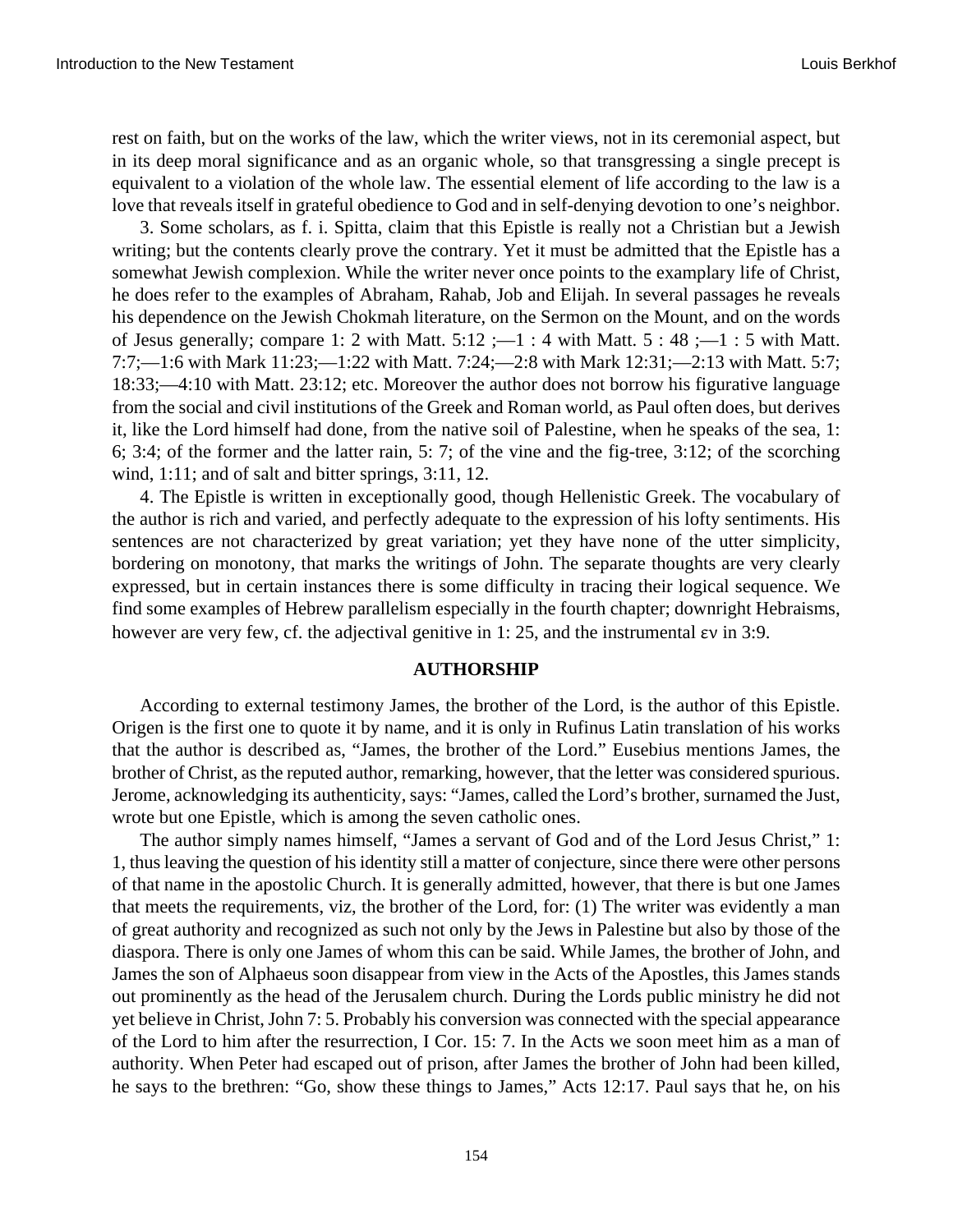rest on faith, but on the works of the law, which the writer views, not in its ceremonial aspect, but in its deep moral significance and as an organic whole, so that transgressing a single precept is equivalent to a violation of the whole law. The essential element of life according to the law is a love that reveals itself in grateful obedience to God and in self-denying devotion to one's neighbor.

3. Some scholars, as f. i. Spitta, claim that this Epistle is really not a Christian but a Jewish writing; but the contents clearly prove the contrary. Yet it must be admitted that the Epistle has a somewhat Jewish complexion. While the writer never once points to the examplary life of Christ, he does refer to the examples of Abraham, Rahab, Job and Elijah. In several passages he reveals his dependence on the Jewish Chokmah literature, on the Sermon on the Mount, and on the words of Jesus generally; compare 1: 2 with Matt. 5:12 ;—1 : 4 with Matt. 5 : 48 ;—1 : 5 with Matt. 7:7;—1:6 with Mark 11:23;—1:22 with Matt. 7:24;—2:8 with Mark 12:31;—2:13 with Matt. 5:7; 18:33;—4:10 with Matt. 23:12; etc. Moreover the author does not borrow his figurative language from the social and civil institutions of the Greek and Roman world, as Paul often does, but derives it, like the Lord himself had done, from the native soil of Palestine, when he speaks of the sea, 1: 6; 3:4; of the former and the latter rain, 5: 7; of the vine and the fig-tree, 3:12; of the scorching wind, 1:11; and of salt and bitter springs, 3:11, 12.

4. The Epistle is written in exceptionally good, though Hellenistic Greek. The vocabulary of the author is rich and varied, and perfectly adequate to the expression of his lofty sentiments. His sentences are not characterized by great variation; yet they have none of the utter simplicity, bordering on monotony, that marks the writings of John. The separate thoughts are very clearly expressed, but in certain instances there is some difficulty in tracing their logical sequence. We find some examples of Hebrew parallelism especially in the fourth chapter; downright Hebraisms, however are very few, cf. the adjectival genitive in 1: 25, and the instrumental εν in 3:9.

## AUTHORSHIP

According to external testimony James, the brother of the Lord, is the author of this Epistle. Origen is the first one to quote it by name, and it is only in Rufinus Latin translation of his works that the author is described as, "James, the brother of the Lord." Eusebius mentions James, the brother of Christ, as the reputed author, remarking, however, that the letter was considered spurious. Jerome, acknowledging its authenticity, says: "James, called the Lord's brother, surnamed the Just, wrote but one Epistle, which is among the seven catholic ones.

The author simply names himself, "James a servant of God and of the Lord Jesus Christ," 1: 1, thus leaving the question of his identity still a matter of conjecture, since there were other persons of that name in the apostolic Church. It is generally admitted, however, that there is but one James that meets the requirements, viz, the brother of the Lord, for: (1) The writer was evidently a man of great authority and recognized as such not only by the Jews in Palestine but also by those of the diaspora. There is only one James of whom this can be said. While James, the brother of John, and James the son of Alphaeus soon disappear from view in the Acts of the Apostles, this James stands out prominently as the head of the Jerusalem church. During the Lords public ministry he did not yet believe in Christ, John 7: 5. Probably his conversion was connected with the special appearance of the Lord to him after the resurrection, I Cor. 15: 7. In the Acts we soon meet him as a man of authority. When Peter had escaped out of prison, after James the brother of John had been killed, he says to the brethren: "Go, show these things to James," Acts 12:17. Paul says that he, on his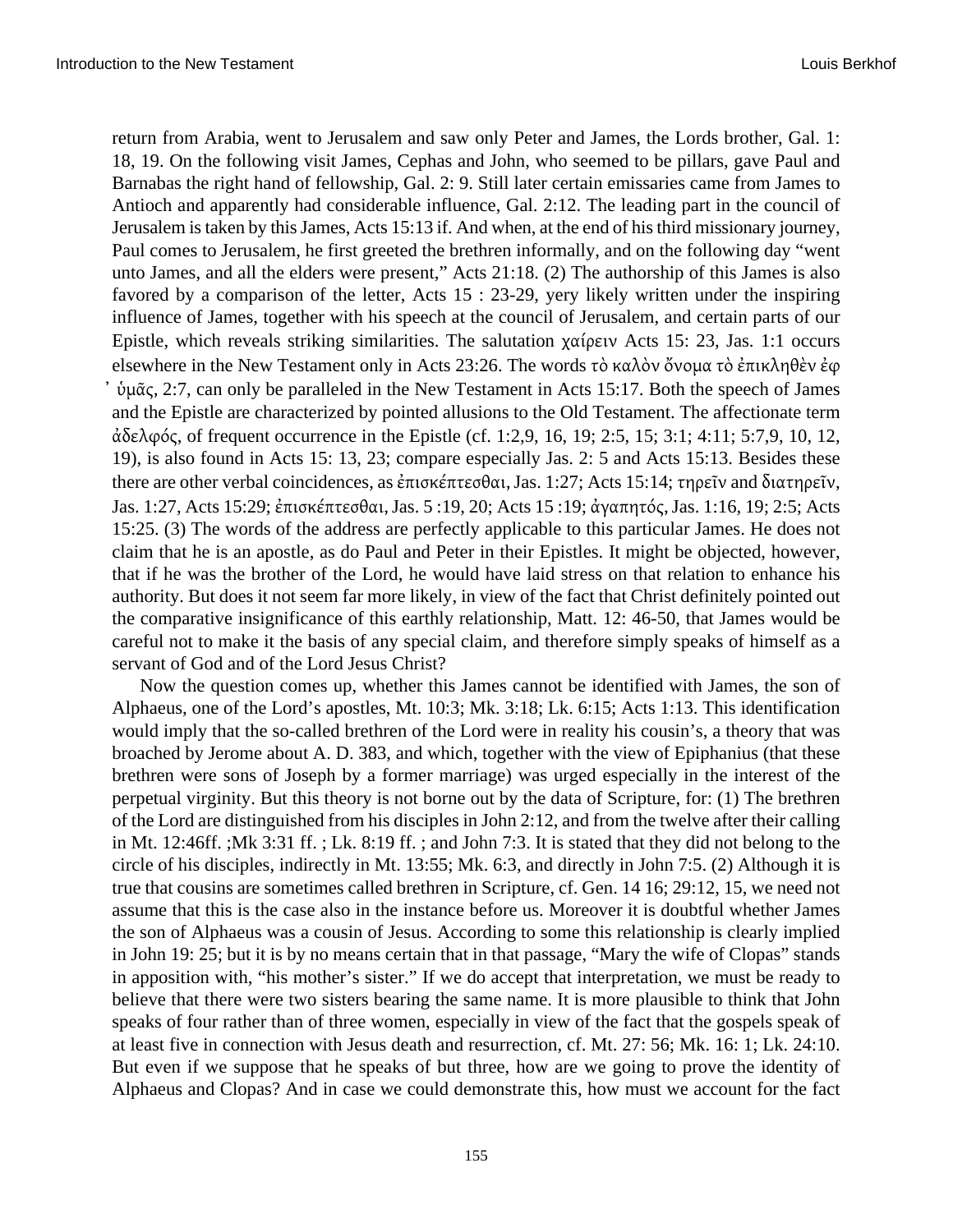return from Arabia, went to Jerusalem and saw only Peter and James, the Lords brother, Gal. 1: 18, 19. On the following visit James, Cephas and John, who seemed to be pillars, gave Paul and Barnabas the right hand of fellowship, Gal. 2: 9. Still later certain emissaries came from James to Antioch and apparently had considerable influence, Gal. 2:12. The leading part in the council of Jerusalem is taken by this James, Acts 15:13 if. And when, at the end of his third missionary journey, Paul comes to Jerusalem, he first greeted the brethren informally, and on the following day "went unto James, and all the elders were present," Acts 21:18. (2) The authorship of this James is also favored by a comparison of the letter, Acts 15 : 23-29, yery likely written under the inspiring influence of James, together with his speech at the council of Jerusalem, and certain parts of our Epistle, which reveals striking similarities. The salutation χαίρειν Acts 15: 23, Jas. 1:1 occurs elsewhere in the New Testament only in Acts 23:26. The words τὸ καλὸν ὄνομα τὸ ἐπικληθὲν ἐφ ᾽ ὑμᾶς, 2:7, can only be paralleled in the New Testament in Acts 15:17. Both the speech of James and the Epistle are characterized by pointed allusions to the Old Testament. The affectionate term ἀδελφός, of frequent occurrence in the Epistle (cf. 1:2,9, 16, 19; 2:5, 15; 3:1; 4:11; 5:7,9, 10, 12, 19), is also found in Acts 15: 13, 23; compare especially Jas. 2: 5 and Acts 15:13. Besides these there are other verbal coincidences, as ἐπισκέπτεσθαι, Jas. 1:27; Acts 15:14; τηρεῖν and διατηρεῖν, Jas. 1:27, Acts 15:29; ἐπισκέπτεσθαι, Jas. 5 :19, 20; Acts 15 :19; ἀγαπητός, Jas. 1:16, 19; 2:5; Acts 15:25. (3) The words of the address are perfectly applicable to this particular James. He does not claim that he is an apostle, as do Paul and Peter in their Epistles. It might be objected, however, that if he was the brother of the Lord, he would have laid stress on that relation to enhance his authority. But does it not seem far more likely, in view of the fact that Christ definitely pointed out the comparative insignificance of this earthly relationship, Matt. 12: 46-50, that James would be careful not to make it the basis of any special claim, and therefore simply speaks of himself as a servant of God and of the Lord Jesus Christ?

Now the question comes up, whether this James cannot be identified with James, the son of Alphaeus, one of the Lord's apostles, Mt. 10:3; Mk. 3:18; Lk. 6:15; Acts 1:13. This identification would imply that the so-called brethren of the Lord were in reality his cousin's, a theory that was broached by Jerome about A. D. 383, and which, together with the view of Epiphanius (that these brethren were sons of Joseph by a former marriage) was urged especially in the interest of the perpetual virginity. But this theory is not borne out by the data of Scripture, for: (1) The brethren of the Lord are distinguished from his disciples in John 2:12, and from the twelve after their calling in Mt. 12:46ff. ;Mk 3:31 ff. ; Lk. 8:19 ff. ; and John 7:3. It is stated that they did not belong to the circle of his disciples, indirectly in Mt. 13:55; Mk. 6:3, and directly in John 7:5. (2) Although it is true that cousins are sometimes called brethren in Scripture, cf. Gen. 14 16; 29:12, 15, we need not assume that this is the case also in the instance before us. Moreover it is doubtful whether James the son of Alphaeus was a cousin of Jesus. According to some this relationship is clearly implied in John 19: 25; but it is by no means certain that in that passage, "Mary the wife of Clopas" stands in apposition with, "his mother's sister." If we do accept that interpretation, we must be ready to believe that there were two sisters bearing the same name. It is more plausible to think that John speaks of four rather than of three women, especially in view of the fact that the gospels speak of at least five in connection with Jesus death and resurrection, cf. Mt. 27: 56; Mk. 16: 1; Lk. 24:10. But even if we suppose that he speaks of but three, how are we going to prove the identity of Alphaeus and Clopas? And in case we could demonstrate this, how must we account for the fact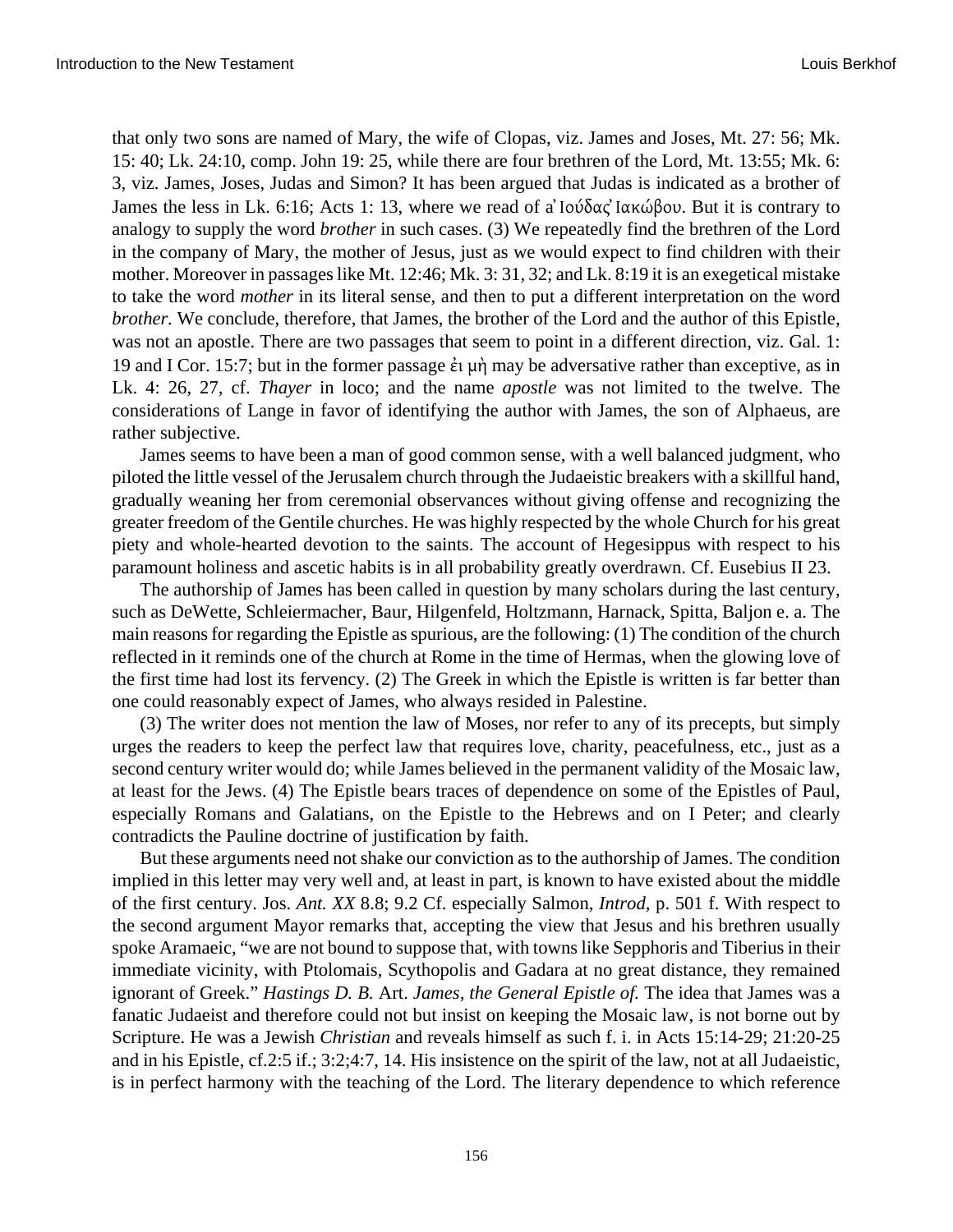that only two sons are named of Mary, the wife of Clopas, viz. James and Joses, Mt. 27: 56; Mk. 15: 40; Lk. 24:10, comp. John 19: 25, while there are four brethren of the Lord, Mt. 13:55; Mk. 6: 3, viz. James, Joses, Judas and Simon? It has been argued that Judas is indicated as a brother of James the less in Lk. 6:16; Acts 1: 13, where we read of αʼ Ιούδας Ιακώβου. But it is contrary to analogy to supply the word *brother* in such cases. (3) We repeatedly find the brethren of the Lord in the company of Mary, the mother of Jesus, just as we would expect to find children with their mother. Moreover in passages like Mt. 12:46; Mk. 3: 31, 32; and Lk. 8:19 it is an exegetical mistake to take the word *mother* in its literal sense, and then to put a different interpretation on the word *brother*. We conclude, therefore, that James, the brother of the Lord and the author of this Epistle, was not an apostle. There are two passages that seem to point in a different direction, viz. Gal. 1: 19 and I Cor. 15:7; but in the former passage ἐι μὴ may be adversative rather than exceptive, as in Lk. 4: 26, 27, cf. *Thayer* in loco; and the name *apostle* was not limited to the twelve. The considerations of Lange in favor of identifying the author with James, the son of Alphaeus, are rather subjective.

James seems to have been a man of good common sense, with a well balanced judgment, who piloted the little vessel of the Jerusalem church through the Judaeistic breakers with a skillful hand, gradually weaning her from ceremonial observances without giving offense and recognizing the greater freedom of the Gentile churches. He was highly respected by the whole Church for his great piety and whole-hearted devotion to the saints. The account of Hegesippus with respect to his paramount holiness and ascetic habits is in all probability greatly overdrawn. Cf. Eusebius II 23.

The authorship of James has been called in question by many scholars during the last century, such as DeWette, Schleiermacher, Baur, Hilgenfeld, Holtzmann, Harnack, Spitta, Baljon e. a. The main reasons for regarding the Epistle as spurious, are the following: (1) The condition of the church reflected in it reminds one of the church at Rome in the time of Hermas, when the glowing love of the first time had lost its fervency. (2) The Greek in which the Epistle is written is far better than one could reasonably expect of James, who always resided in Palestine.

(3) The writer does not mention the law of Moses, nor refer to any of its precepts, but simply urges the readers to keep the perfect law that requires love, charity, peacefulness, etc., just as a second century writer would do; while James believed in the permanent validity of the Mosaic law, at least for the Jews. (4) The Epistle bears traces of dependence on some of the Epistles of Paul, especially Romans and Galatians, on the Epistle to the Hebrews and on I Peter; and clearly contradicts the Pauline doctrine of justification by faith.

But these arguments need not shake our conviction as to the authorship of James. The condition implied in this letter may very well and, at least in part, is known to have existed about the middle of the first century. Jos. *Ant. XX* 8.8; 9.2 Cf. especially Salmon, *Introd*, p. 501 f. With respect to the second argument Mayor remarks that, accepting the view that Jesus and his brethren usually spoke Aramaeic, "we are not bound to suppose that, with towns like Sepphoris and Tiberius in their immediate vicinity, with Ptolomais, Scythopolis and Gadara at no great distance, they remained ignorant of Greek." *Hastings D. B.* Art. *James, the General Epistle of.* The idea that James was a fanatic Judaeist and therefore could not but insist on keeping the Mosaic law, is not borne out by Scripture. He was a Jewish *Christian* and reveals himself as such f. i. in Acts 15:14-29; 21:20-25 and in his Epistle, cf.2:5 if.; 3:2;4:7, 14. His insistence on the spirit of the law, not at all Judaeistic, is in perfect harmony with the teaching of the Lord. The literary dependence to which reference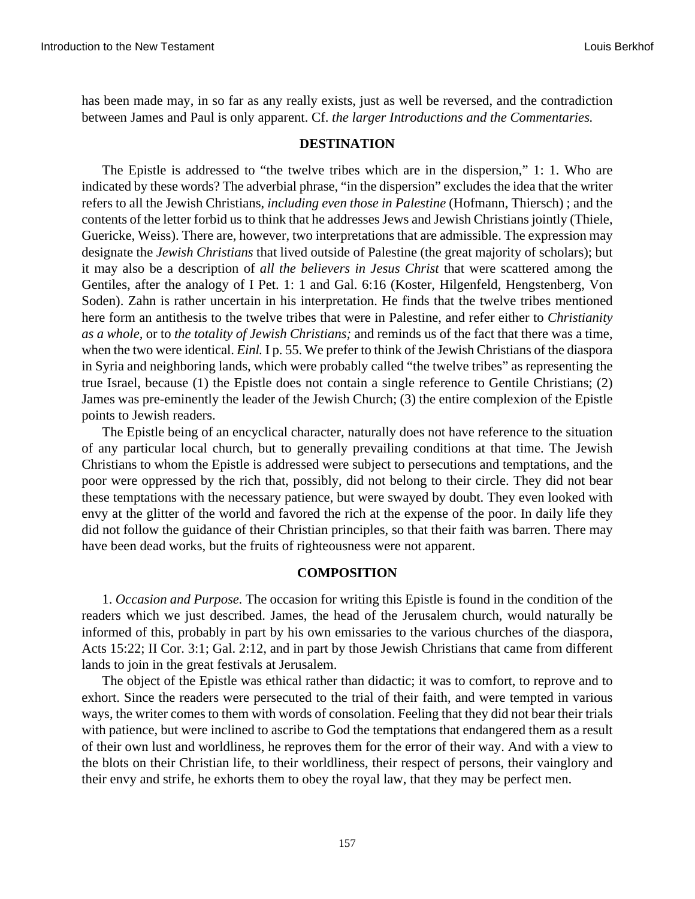has been made may, in so far as any really exists, just as well be reversed, and the contradiction between James and Paul is only apparent. Cf. *the larger Introductions and the Commentaries.*

## DESTINATION

The Epistle is addressed to "the twelve tribes which are in the dispersion," 1: 1. Who are indicated by these words? The adverbial phrase, "in the dispersion" excludes the idea that the writer refers to all the Jewish Christians, *including even those in Palestine* (Hofmann, Thiersch) ; and the contents of the letter forbid us to think that he addresses Jews and Jewish Christians jointly (Thiele, Guericke, Weiss). There are, however, two interpretations that are admissible. The expression may designate the *Jewish Christians* that lived outside of Palestine (the great majority of scholars); but it may also be a description of *all the believers in Jesus Christ* that were scattered among the Gentiles, after the analogy of I Pet. 1: 1 and Gal. 6:16 (Koster, Hilgenfeld, Hengstenberg, Von Soden). Zahn is rather uncertain in his interpretation. He finds that the twelve tribes mentioned here form an antithesis to the twelve tribes that were in Palestine, and refer either to *Christianity as a whole*, or to *the totality of Jewish Christians;* and reminds us of the fact that there was a time, when the two were identical. *Einl.* I p. 55. We prefer to think of the Jewish Christians of the diaspora in Syria and neighboring lands, which were probably called "the twelve tribes" as representing the true Israel, because (1) the Epistle does not contain a single reference to Gentile Christians; (2) James was pre-eminently the leader of the Jewish Church; (3) the entire complexion of the Epistle points to Jewish readers.

The Epistle being of an encyclical character, naturally does not have reference to the situation of any particular local church, but to generally prevailing conditions at that time. The Jewish Christians to whom the Epistle is addressed were subject to persecutions and temptations, and the poor were oppressed by the rich that, possibly, did not belong to their circle. They did not bear these temptations with the necessary patience, but were swayed by doubt. They even looked with envy at the glitter of the world and favored the rich at the expense of the poor. In daily life they did not follow the guidance of their Christian principles, so that their faith was barren. There may have been dead works, but the fruits of righteousness were not apparent.

## COMPOSITION

1. *Occasion and Purpose.* The occasion for writing this Epistle is found in the condition of the readers which we just described. James, the head of the Jerusalem church, would naturally be informed of this, probably in part by his own emissaries to the various churches of the diaspora, Acts 15:22; II Cor. 3:1; Gal. 2:12, and in part by those Jewish Christians that came from different lands to join in the great festivals at Jerusalem.

The object of the Epistle was ethical rather than didactic; it was to comfort, to reprove and to exhort. Since the readers were persecuted to the trial of their faith, and were tempted in various ways, the writer comes to them with words of consolation. Feeling that they did not bear their trials with patience, but were inclined to ascribe to God the temptations that endangered them as a result of their own lust and worldliness, he reproves them for the error of their way. And with a view to the blots on their Christian life, to their worldliness, their respect of persons, their vainglory and their envy and strife, he exhorts them to obey the royal law, that they may be perfect men.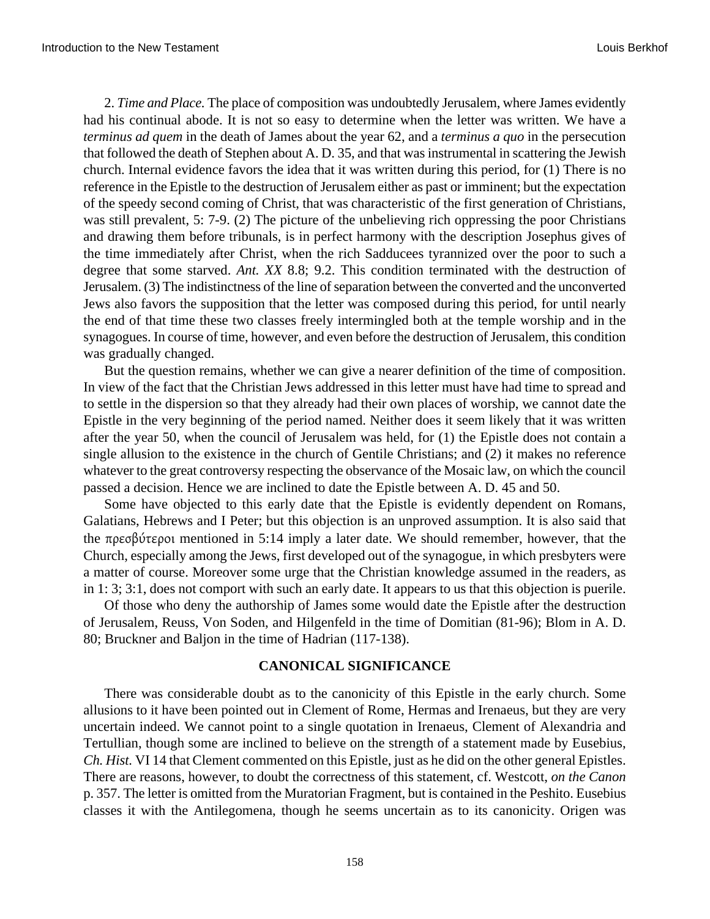2. *Time and Place.* The place of composition was undoubtedly Jerusalem, where James evidently had his continual abode. It is not so easy to determine when the letter was written. We have a *terminus ad quem* in the death of James about the year 62, and a *terminus a quo* in the persecution that followed the death of Stephen about A. D. 35, and that was instrumental in scattering the Jewish church. Internal evidence favors the idea that it was written during this period, for (1) There is no reference in the Epistle to the destruction of Jerusalem either as past or imminent; but the expectation of the speedy second coming of Christ, that was characteristic of the first generation of Christians, was still prevalent, 5: 7-9. (2) The picture of the unbelieving rich oppressing the poor Christians and drawing them before tribunals, is in perfect harmony with the description Josephus gives of the time immediately after Christ, when the rich Sadducees tyrannized over the poor to such a degree that some starved. *Ant. XX* 8.8; 9.2. This condition terminated with the destruction of Jerusalem. (3) The indistinctness of the line of separation between the converted and the unconverted Jews also favors the supposition that the letter was composed during this period, for until nearly the end of that time these two classes freely intermingled both at the temple worship and in the synagogues. In course of time, however, and even before the destruction of Jerusalem, this condition was gradually changed.

But the question remains, whether we can give a nearer definition of the time of composition. In view of the fact that the Christian Jews addressed in this letter must have had time to spread and to settle in the dispersion so that they already had their own places of worship, we cannot date the Epistle in the very beginning of the period named. Neither does it seem likely that it was written after the year 50, when the council of Jerusalem was held, for (1) the Epistle does not contain a single allusion to the existence in the church of Gentile Christians; and (2) it makes no reference whatever to the great controversy respecting the observance of the Mosaic law, on which the council passed a decision. Hence we are inclined to date the Epistle between A. D. 45 and 50.

Some have objected to this early date that the Epistle is evidently dependent on Romans, Galatians, Hebrews and I Peter; but this objection is an unproved assumption. It is also said that the πρεσβύτεροι mentioned in 5:14 imply a later date. We should remember, however, that the Church, especially among the Jews, first developed out of the synagogue, in which presbyters were a matter of course. Moreover some urge that the Christian knowledge assumed in the readers, as in 1: 3; 3:1, does not comport with such an early date. It appears to us that this objection is puerile.

Of those who deny the authorship of James some would date the Epistle after the destruction of Jerusalem, Reuss, Von Soden, and Hilgenfeld in the time of Domitian (81-96); Blom in A. D. 80; Bruckner and Baljon in the time of Hadrian (117-138).

## CANONICAL SIGNIFICANCE

There was considerable doubt as to the canonicity of this Epistle in the early church. Some allusions to it have been pointed out in Clement of Rome, Hermas and Irenaeus, but they are very uncertain indeed. We cannot point to a single quotation in Irenaeus, Clement of Alexandria and Tertullian, though some are inclined to believe on the strength of a statement made by Eusebius, *Ch. Hist.* VI 14 that Clement commented on this Epistle, just as he did on the other general Epistles. There are reasons, however, to doubt the correctness of this statement, cf. Westcott, *on the Canon* p. 357. The letter is omitted from the Muratorian Fragment, but is contained in the Peshito. Eusebius classes it with the Antilegomena, though he seems uncertain as to its canonicity. Origen was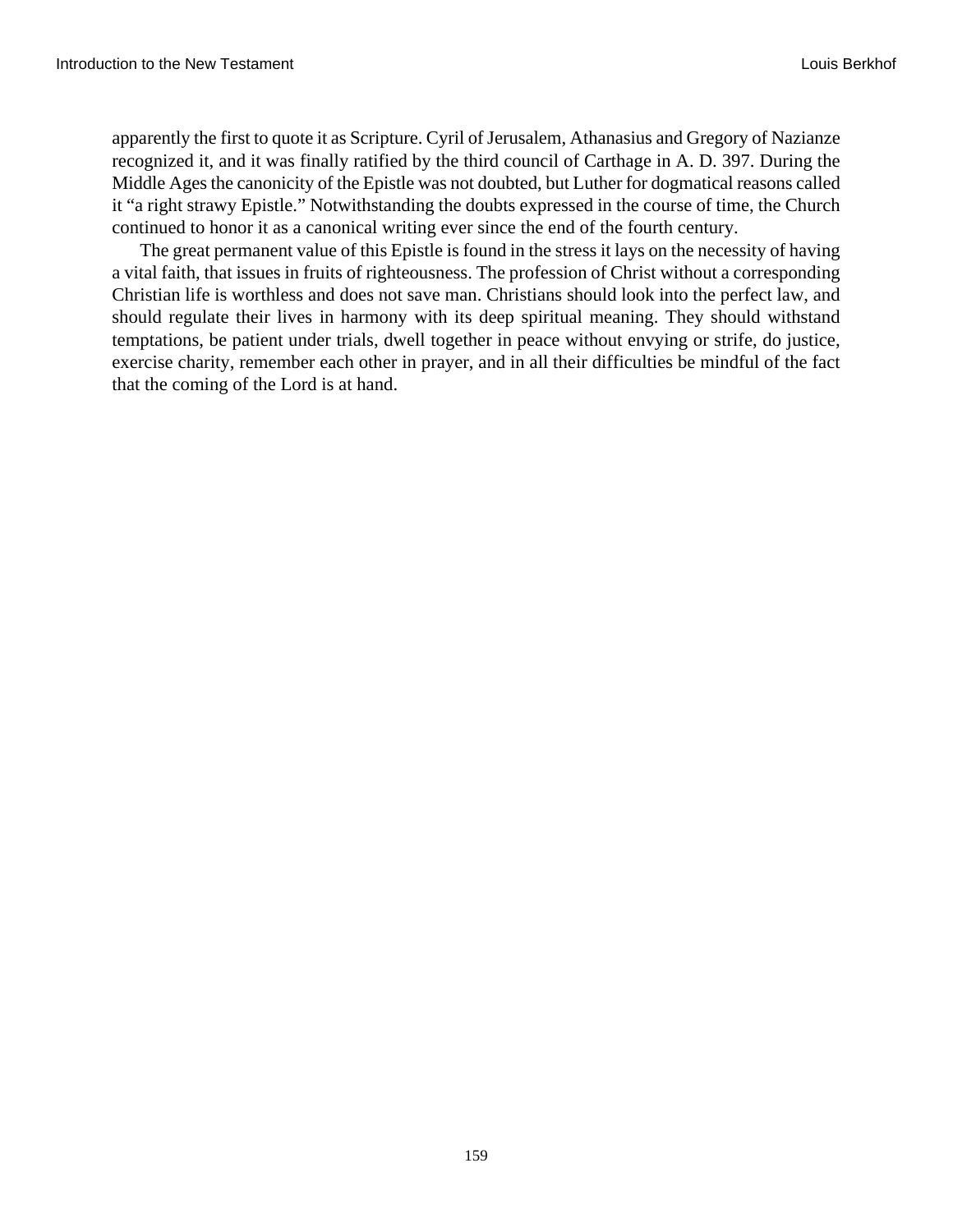apparently the first to quote it as Scripture. Cyril of Jerusalem, Athanasius and Gregory of Nazianze recognized it, and it was finally ratified by the third council of Carthage in A. D. 397. During the Middle Ages the canonicity of the Epistle was not doubted, but Luther for dogmatical reasons called it "a right strawy Epistle." Notwithstanding the doubts expressed in the course of time, the Church continued to honor it as a canonical writing ever since the end of the fourth century.

The great permanent value of this Epistle is found in the stress it lays on the necessity of having a vital faith, that issues in fruits of righteousness. The profession of Christ without a corresponding Christian life is worthless and does not save man. Christians should look into the perfect law, and should regulate their lives in harmony with its deep spiritual meaning. They should withstand temptations, be patient under trials, dwell together in peace without envying or strife, do justice, exercise charity, remember each other in prayer, and in all their difficulties be mindful of the fact that the coming of the Lord is at hand.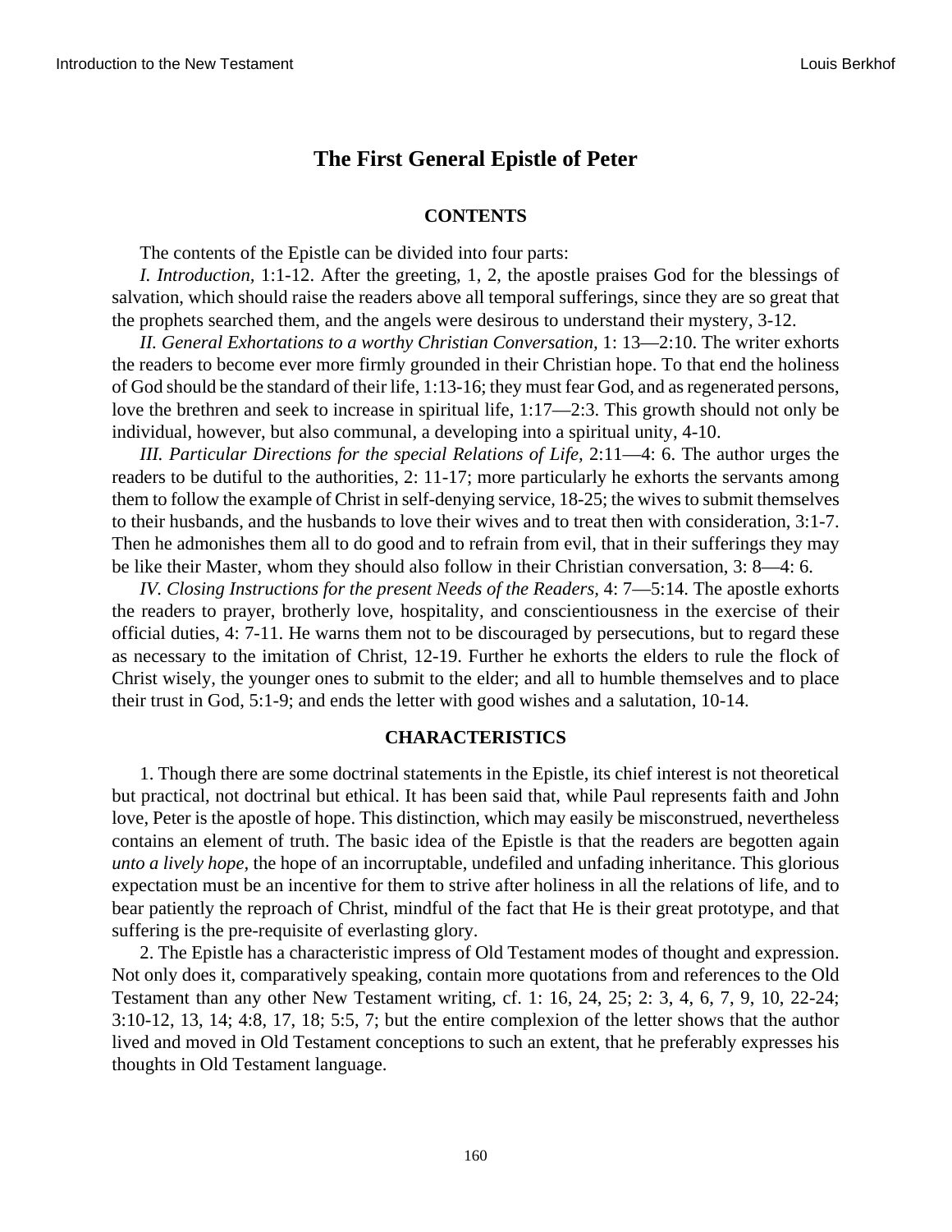## The First General Epistle of Peter

### CONTENTS

The contents of the Epistle can be divided into four parts:

*I. Introduction,* 1:1-12. After the greeting, 1, 2, the apostle praises God for the blessings of salvation, which should raise the readers above all temporal sufferings, since they are so great that the prophets searched them, and the angels were desirous to understand their mystery, 3-12.

*II. General Exhortations to a worthy Christian Conversation,* 1: 13—2:10. The writer exhorts the readers to become ever more firmly grounded in their Christian hope. To that end the holiness of God should be the standard of their life, 1:13-16; they must fear God, and as regenerated persons, love the brethren and seek to increase in spiritual life, 1:17—2:3. This growth should not only be individual, however, but also communal, a developing into a spiritual unity, 4-10.

*III. Particular Directions for the special Relations of Life,* 2:11—4: 6. The author urges the readers to be dutiful to the authorities, 2: 11-17; more particularly he exhorts the servants among them to follow the example of Christ in self-denying service, 18-25; the wives to submit themselves to their husbands, and the husbands to love their wives and to treat then with consideration, 3:1-7. Then he admonishes them all to do good and to refrain from evil, that in their sufferings they may be like their Master, whom they should also follow in their Christian conversation, 3: 8—4: 6.

*IV. Closing Instructions for the present Needs of the Readers,* 4: 7—5:14. The apostle exhorts the readers to prayer, brotherly love, hospitality, and conscientiousness in the exercise of their official duties, 4: 7-11. He warns them not to be discouraged by persecutions, but to regard these as necessary to the imitation of Christ, 12-19. Further he exhorts the elders to rule the flock of Christ wisely, the younger ones to submit to the elder; and all to humble themselves and to place their trust in God, 5:1-9; and ends the letter with good wishes and a salutation, 10-14.

### CHARACTERISTICS

1. Though there are some doctrinal statements in the Epistle, its chief interest is not theoretical but practical, not doctrinal but ethical. It has been said that, while Paul represents faith and John love, Peter is the apostle of hope. This distinction, which may easily be misconstrued, nevertheless contains an element of truth. The basic idea of the Epistle is that the readers are begotten again *unto a lively hope,* the hope of an incorruptable, undefiled and unfading inheritance. This glorious expectation must be an incentive for them to strive after holiness in all the relations of life, and to bear patiently the reproach of Christ, mindful of the fact that He is their great prototype, and that suffering is the pre-requisite of everlasting glory.

2. The Epistle has a characteristic impress of Old Testament modes of thought and expression. Not only does it, comparatively speaking, contain more quotations from and references to the Old Testament than any other New Testament writing, cf. 1: 16, 24, 25; 2: 3, 4, 6, 7, 9, 10, 22-24; 3:10-12, 13, 14; 4:8, 17, 18; 5:5, 7; but the entire complexion of the letter shows that the author lived and moved in Old Testament conceptions to such an extent, that he preferably expresses his thoughts in Old Testament language.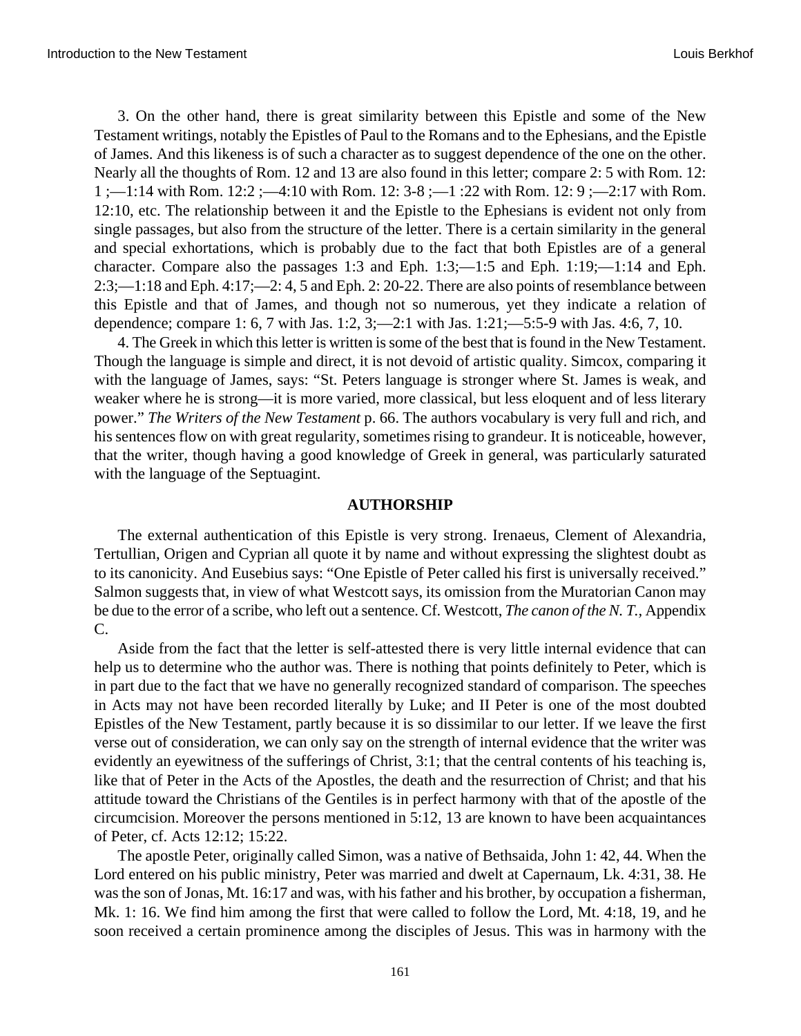3. On the other hand, there is great similarity between this Epistle and some of the New Testament writings, notably the Epistles of Paul to the Romans and to the Ephesians, and the Epistle of James. And this likeness is of such a character as to suggest dependence of the one on the other. Nearly all the thoughts of Rom. 12 and 13 are also found in this letter; compare 2: 5 with Rom. 12: 1 ;—1:14 with Rom. 12:2 ;—4:10 with Rom. 12: 3-8 ;—1 :22 with Rom. 12: 9 ;—2:17 with Rom. 12:10, etc. The relationship between it and the Epistle to the Ephesians is evident not only from single passages, but also from the structure of the letter. There is a certain similarity in the general and special exhortations, which is probably due to the fact that both Epistles are of a general character. Compare also the passages 1:3 and Eph. 1:3;—1:5 and Eph. 1:19;—1:14 and Eph. 2:3;—1:18 and Eph. 4:17;—2: 4, 5 and Eph. 2: 20-22. There are also points of resemblance between this Epistle and that of James, and though not so numerous, yet they indicate a relation of dependence; compare 1: 6, 7 with Jas. 1:2, 3;—2:1 with Jas. 1:21;—5:5-9 with Jas. 4:6, 7, 10.

4. The Greek in which this letter is written is some of the best that is found in the New Testament. Though the language is simple and direct, it is not devoid of artistic quality. Simcox, comparing it with the language of James, says: "St. Peters language is stronger where St. James is weak, and weaker where he is strong—it is more varied, more classical, but less eloquent and of less literary power." *The Writers of the New Testament* p. 66. The authors vocabulary is very full and rich, and his sentences flow on with great regularity, sometimes rising to grandeur. It is noticeable, however, that the writer, though having a good knowledge of Greek in general, was particularly saturated with the language of the Septuagint.

## AUTHORSHIP

The external authentication of this Epistle is very strong. Irenaeus, Clement of Alexandria, Tertullian, Origen and Cyprian all quote it by name and without expressing the slightest doubt as to its canonicity. And Eusebius says: "One Epistle of Peter called his first is universally received." Salmon suggests that, in view of what Westcott says, its omission from the Muratorian Canon may be due to the error of a scribe, who left out a sentence. Cf. Westcott, *The canon of the N. T.,* Appendix C.

Aside from the fact that the letter is self-attested there is very little internal evidence that can help us to determine who the author was. There is nothing that points definitely to Peter, which is in part due to the fact that we have no generally recognized standard of comparison. The speeches in Acts may not have been recorded literally by Luke; and II Peter is one of the most doubted Epistles of the New Testament, partly because it is so dissimilar to our letter. If we leave the first verse out of consideration, we can only say on the strength of internal evidence that the writer was evidently an eyewitness of the sufferings of Christ, 3:1; that the central contents of his teaching is, like that of Peter in the Acts of the Apostles, the death and the resurrection of Christ; and that his attitude toward the Christians of the Gentiles is in perfect harmony with that of the apostle of the circumcision. Moreover the persons mentioned in 5:12, 13 are known to have been acquaintances of Peter, cf. Acts 12:12; 15:22.

The apostle Peter, originally called Simon, was a native of Bethsaida, John 1: 42, 44. When the Lord entered on his public ministry, Peter was married and dwelt at Capernaum, Lk. 4:31, 38. He was the son of Jonas, Mt. 16:17 and was, with his father and his brother, by occupation a fisherman, Mk. 1: 16. We find him among the first that were called to follow the Lord, Mt. 4:18, 19, and he soon received a certain prominence among the disciples of Jesus. This was in harmony with the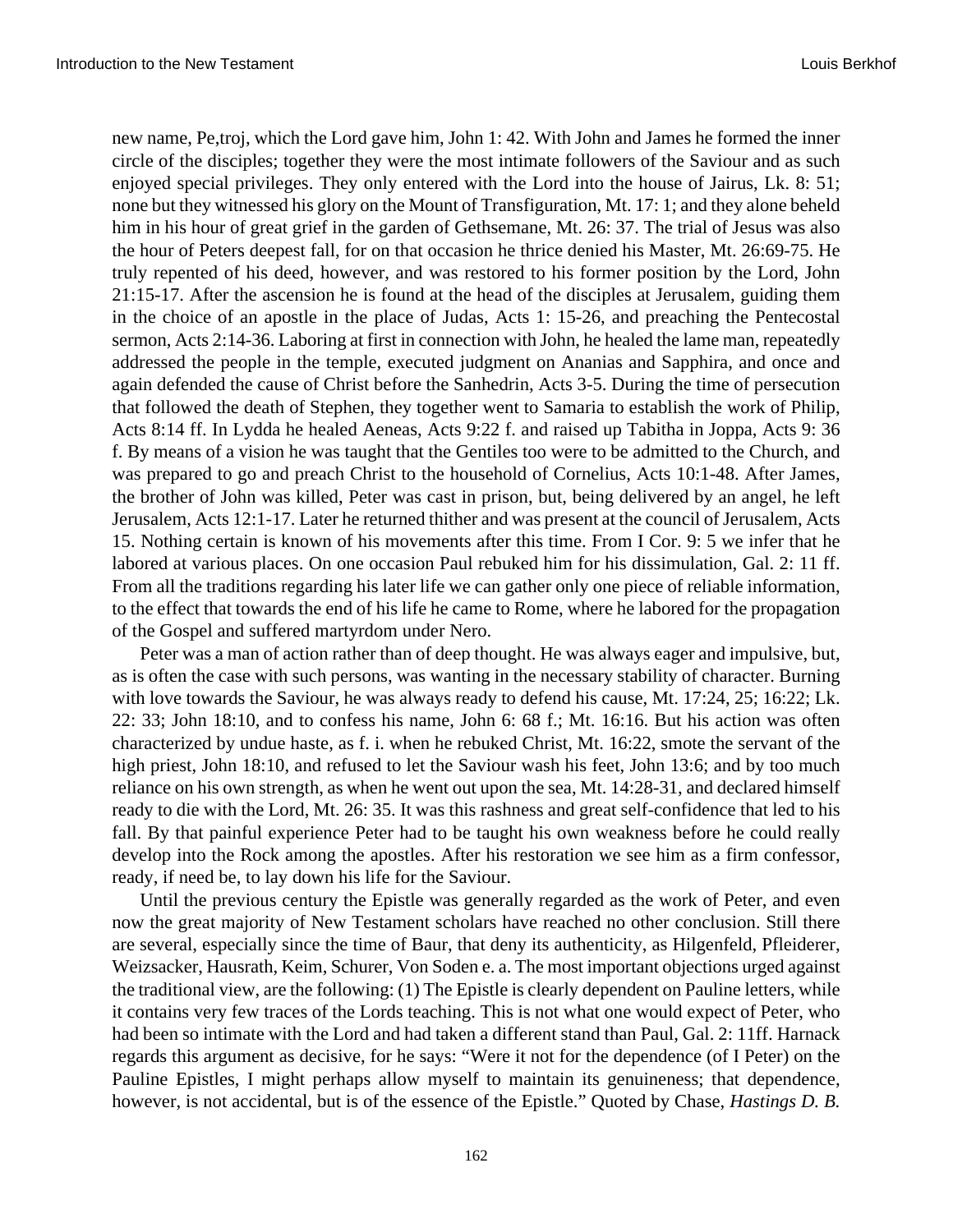new name, Pe,troj, which the Lord gave him, John 1: 42. With John and James he formed the inner circle of the disciples; together they were the most intimate followers of the Saviour and as such enjoyed special privileges. They only entered with the Lord into the house of Jairus, Lk. 8: 51; none but they witnessed his glory on the Mount of Transfiguration, Mt. 17: 1; and they alone beheld him in his hour of great grief in the garden of Gethsemane, Mt. 26: 37. The trial of Jesus was also the hour of Peters deepest fall, for on that occasion he thrice denied his Master, Mt. 26:69-75. He truly repented of his deed, however, and was restored to his former position by the Lord, John 21:15-17. After the ascension he is found at the head of the disciples at Jerusalem, guiding them in the choice of an apostle in the place of Judas, Acts 1: 15-26, and preaching the Pentecostal sermon, Acts 2:14-36. Laboring at first in connection with John, he healed the lame man, repeatedly addressed the people in the temple, executed judgment on Ananias and Sapphira, and once and again defended the cause of Christ before the Sanhedrin, Acts 3-5. During the time of persecution that followed the death of Stephen, they together went to Samaria to establish the work of Philip, Acts 8:14 ff. In Lydda he healed Aeneas, Acts 9:22 f. and raised up Tabitha in Joppa, Acts 9: 36 f. By means of a vision he was taught that the Gentiles too were to be admitted to the Church, and was prepared to go and preach Christ to the household of Cornelius, Acts 10:1-48. After James, the brother of John was killed, Peter was cast in prison, but, being delivered by an angel, he left Jerusalem, Acts 12:1-17. Later he returned thither and was present at the council of Jerusalem, Acts 15. Nothing certain is known of his movements after this time. From I Cor. 9: 5 we infer that he labored at various places. On one occasion Paul rebuked him for his dissimulation, Gal. 2: 11 ff. From all the traditions regarding his later life we can gather only one piece of reliable information, to the effect that towards the end of his life he came to Rome, where he labored for the propagation of the Gospel and suffered martyrdom under Nero.

Peter was a man of action rather than of deep thought. He was always eager and impulsive, but, as is often the case with such persons, was wanting in the necessary stability of character. Burning with love towards the Saviour, he was always ready to defend his cause, Mt. 17:24, 25; 16:22; Lk. 22: 33; John 18:10, and to confess his name, John 6: 68 f.; Mt. 16:16. But his action was often characterized by undue haste, as f. i. when he rebuked Christ, Mt. 16:22, smote the servant of the high priest, John 18:10, and refused to let the Saviour wash his feet, John 13:6; and by too much reliance on his own strength, as when he went out upon the sea, Mt. 14:28-31, and declared himself ready to die with the Lord, Mt. 26: 35. It was this rashness and great self-confidence that led to his fall. By that painful experience Peter had to be taught his own weakness before he could really develop into the Rock among the apostles. After his restoration we see him as a firm confessor, ready, if need be, to lay down his life for the Saviour.

Until the previous century the Epistle was generally regarded as the work of Peter, and even now the great majority of New Testament scholars have reached no other conclusion. Still there are several, especially since the time of Baur, that deny its authenticity, as Hilgenfeld, Pfleiderer, Weizsacker, Hausrath, Keim, Schurer, Von Soden e. a. The most important objections urged against the traditional view, are the following: (1) The Epistle is clearly dependent on Pauline letters, while it contains very few traces of the Lords teaching. This is not what one would expect of Peter, who had been so intimate with the Lord and had taken a different stand than Paul, Gal. 2: 11ff. Harnack regards this argument as decisive, for he says: "Were it not for the dependence (of I Peter) on the Pauline Epistles, I might perhaps allow myself to maintain its genuineness; that dependence, however, is not accidental, but is of the essence of the Epistle." Quoted by Chase, *Hastings D. B.*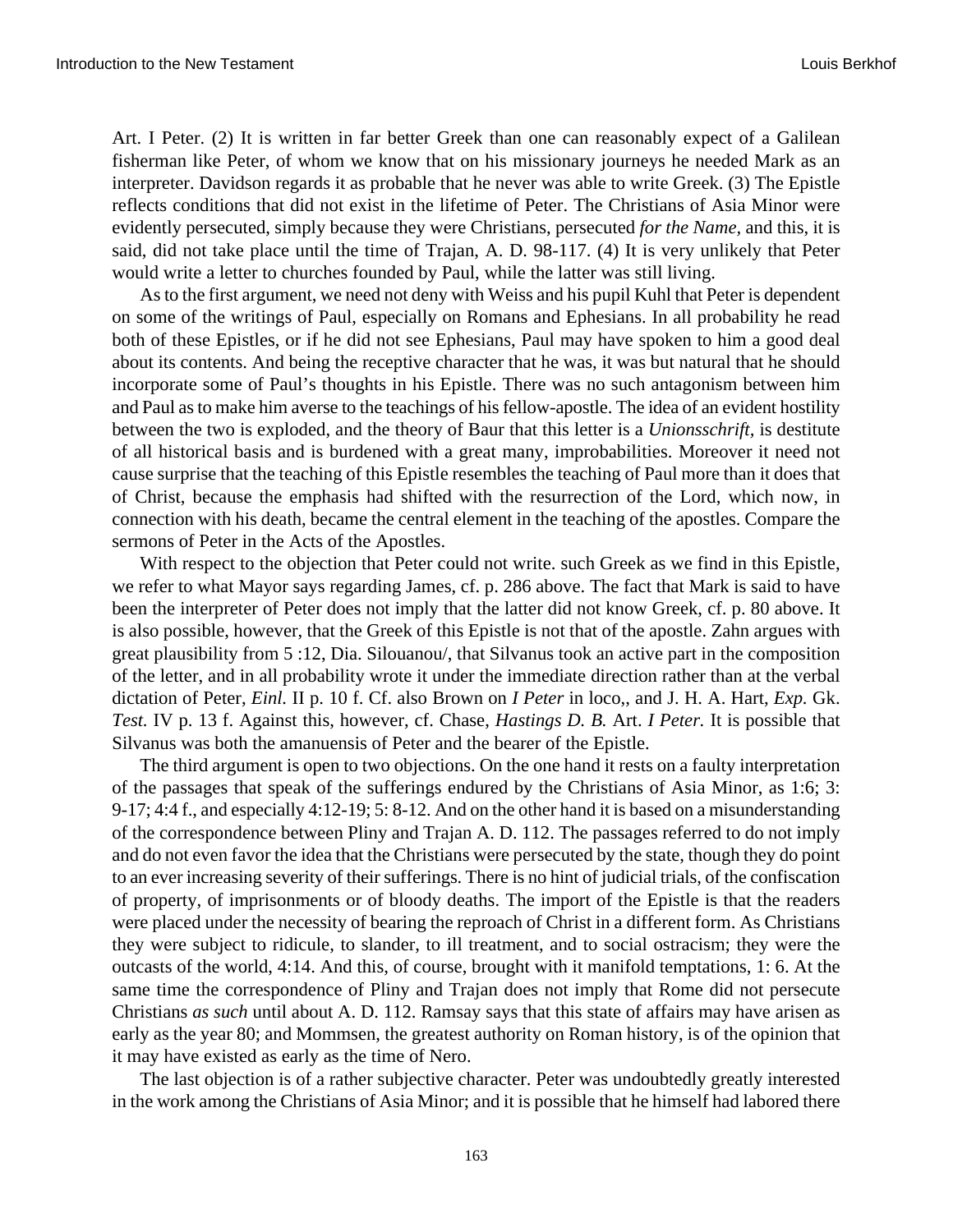Art. I Peter. (2) It is written in far better Greek than one can reasonably expect of a Galilean fisherman like Peter, of whom we know that on his missionary journeys he needed Mark as an interpreter. Davidson regards it as probable that he never was able to write Greek. (3) The Epistle reflects conditions that did not exist in the lifetime of Peter. The Christians of Asia Minor were evidently persecuted, simply because they were Christians, persecuted *for the Name*, and this, it is said, did not take place until the time of Trajan, A. D. 98-117. (4) It is very unlikely that Peter would write a letter to churches founded by Paul, while the latter was still living.

As to the first argument, we need not deny with Weiss and his pupil Kuhl that Peter is dependent on some of the writings of Paul, especially on Romans and Ephesians. In all probability he read both of these Epistles, or if he did not see Ephesians, Paul may have spoken to him a good deal about its contents. And being the receptive character that he was, it was but natural that he should incorporate some of Paul's thoughts in his Epistle. There was no such antagonism between him and Paul as to make him averse to the teachings of his fellow-apostle. The idea of an evident hostility between the two is exploded, and the theory of Baur that this letter is a *Unionsschrift*, is destitute of all historical basis and is burdened with a great many, improbabilities. Moreover it need not cause surprise that the teaching of this Epistle resembles the teaching of Paul more than it does that of Christ, because the emphasis had shifted with the resurrection of the Lord, which now, in connection with his death, became the central element in the teaching of the apostles. Compare the sermons of Peter in the Acts of the Apostles.

With respect to the objection that Peter could not write. such Greek as we find in this Epistle, we refer to what Mayor says regarding James, cf. p. 286 above. The fact that Mark is said to have been the interpreter of Peter does not imply that the latter did not know Greek, cf. p. 80 above. It is also possible, however, that the Greek of this Epistle is not that of the apostle. Zahn argues with great plausibility from 5 :12, Dia. Silouanou/, that Silvanus took an active part in the composition of the letter, and in all probability wrote it under the immediate direction rather than at the verbal dictation of Peter, *Einl.* II p. 10 f. Cf. also Brown on *I Peter* in loco,, and J. H. A. Hart, *Exp.* Gk. *Test.* IV p. 13 f. Against this, however, cf. Chase, *Hastings D. B.* Art. *I Peter.* It is possible that Silvanus was both the amanuensis of Peter and the bearer of the Epistle.

The third argument is open to two objections. On the one hand it rests on a faulty interpretation of the passages that speak of the sufferings endured by the Christians of Asia Minor, as 1:6; 3: 9-17; 4:4 f., and especially 4:12-19; 5: 8-12. And on the other hand it is based on a misunderstanding of the correspondence between Pliny and Trajan A. D. 112. The passages referred to do not imply and do not even favor the idea that the Christians were persecuted by the state, though they do point to an ever increasing severity of their sufferings. There is no hint of judicial trials, of the confiscation of property, of imprisonments or of bloody deaths. The import of the Epistle is that the readers were placed under the necessity of bearing the reproach of Christ in a different form. As Christians they were subject to ridicule, to slander, to ill treatment, and to social ostracism; they were the outcasts of the world, 4:14. And this, of course, brought with it manifold temptations, 1: 6. At the same time the correspondence of Pliny and Trajan does not imply that Rome did not persecute Christians *as such* until about A. D. 112. Ramsay says that this state of affairs may have arisen as early as the year 80; and Mommsen, the greatest authority on Roman history, is of the opinion that it may have existed as early as the time of Nero.

The last objection is of a rather subjective character. Peter was undoubtedly greatly interested in the work among the Christians of Asia Minor; and it is possible that he himself had labored there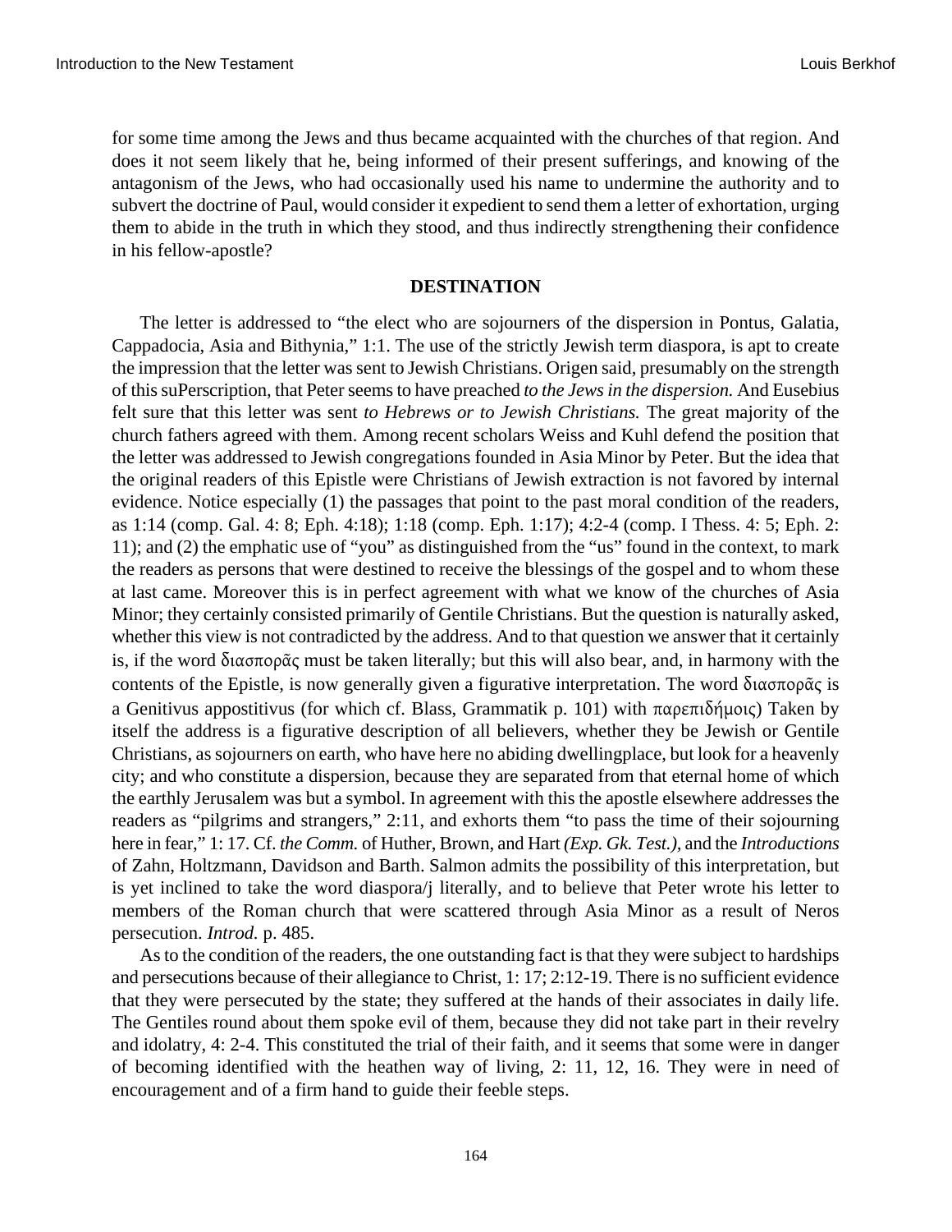for some time among the Jews and thus became acquainted with the churches of that region. And does it not seem likely that he, being informed of their present sufferings, and knowing of the antagonism of the Jews, who had occasionally used his name to undermine the authority and to subvert the doctrine of Paul, would consider it expedient to send them a letter of exhortation, urging them to abide in the truth in which they stood, and thus indirectly strengthening their confidence in his fellow-apostle?

## DESTINATION

The letter is addressed to “the elect who are sojourners of the dispersion in Pontus, Galatia, Cappadocia, Asia and Bithynia,” 1:1. The use of the strictly Jewish term diaspora, is apt to create the impression that the letter was sent to Jewish Christians. Origen said, presumably on the strength of this suPerscription, that Peter seems to have preached *to the Jews in the dispersion.* And Eusebius felt sure that this letter was sent *to Hebrews or to Jewish Christians.* The great majority of the church fathers agreed with them. Among recent scholars Weiss and Kuhl defend the position that the letter was addressed to Jewish congregations founded in Asia Minor by Peter. But the idea that the original readers of this Epistle were Christians of Jewish extraction is not favored by internal evidence. Notice especially (1) the passages that point to the past moral condition of the readers, as 1:14 (comp. Gal. 4: 8; Eph. 4:18); 1:18 (comp. Eph. 1:17); 4:2-4 (comp. I Thess. 4: 5; Eph. 2: 11); and (2) the emphatic use of “you” as distinguished from the “us” found in the context, to mark the readers as persons that were destined to receive the blessings of the gospel and to whom these at last came. Moreover this is in perfect agreement with what we know of the churches of Asia Minor; they certainly consisted primarily of Gentile Christians. But the question is naturally asked, whether this view is not contradicted by the address. And to that question we answer that it certainly is, if the word διασπορᾶς must be taken literally; but this will also bear, and, in harmony with the contents of the Epistle, is now generally given a figurative interpretation. The word διασπορᾶς is a Genitivus appostitivus (for which cf. Blass, Grammatik p. 101) with παρεπιδήμοις) Taken by itself the address is a figurative description of all believers, whether they be Jewish or Gentile Christians, as sojourners on earth, who have here no abiding dwellingplace, but look for a heavenly city; and who constitute a dispersion, because they are separated from that eternal home of which the earthly Jerusalem was but a symbol. In agreement with this the apostle elsewhere addresses the readers as “pilgrims and strangers,” 2:11, and exhorts them “to pass the time of their sojourning here in fear,” 1: 17. Cf. *the Comm.* of Huther, Brown, and Hart *(Exp. Gk. Test.),* and the *Introductions* of Zahn, Holtzmann, Davidson and Barth. Salmon admits the possibility of this interpretation, but is yet inclined to take the word diaspora/j literally, and to believe that Peter wrote his letter to members of the Roman church that were scattered through Asia Minor as a result of Neros persecution. *Introd.* p. 485.

As to the condition of the readers, the one outstanding fact is that they were subject to hardships and persecutions because of their allegiance to Christ, 1: 17; 2:12-19. There is no sufficient evidence that they were persecuted by the state; they suffered at the hands of their associates in daily life. The Gentiles round about them spoke evil of them, because they did not take part in their revelry and idolatry, 4: 2-4. This constituted the trial of their faith, and it seems that some were in danger of becoming identified with the heathen way of living, 2: 11, 12, 16. They were in need of encouragement and of a firm hand to guide their feeble steps.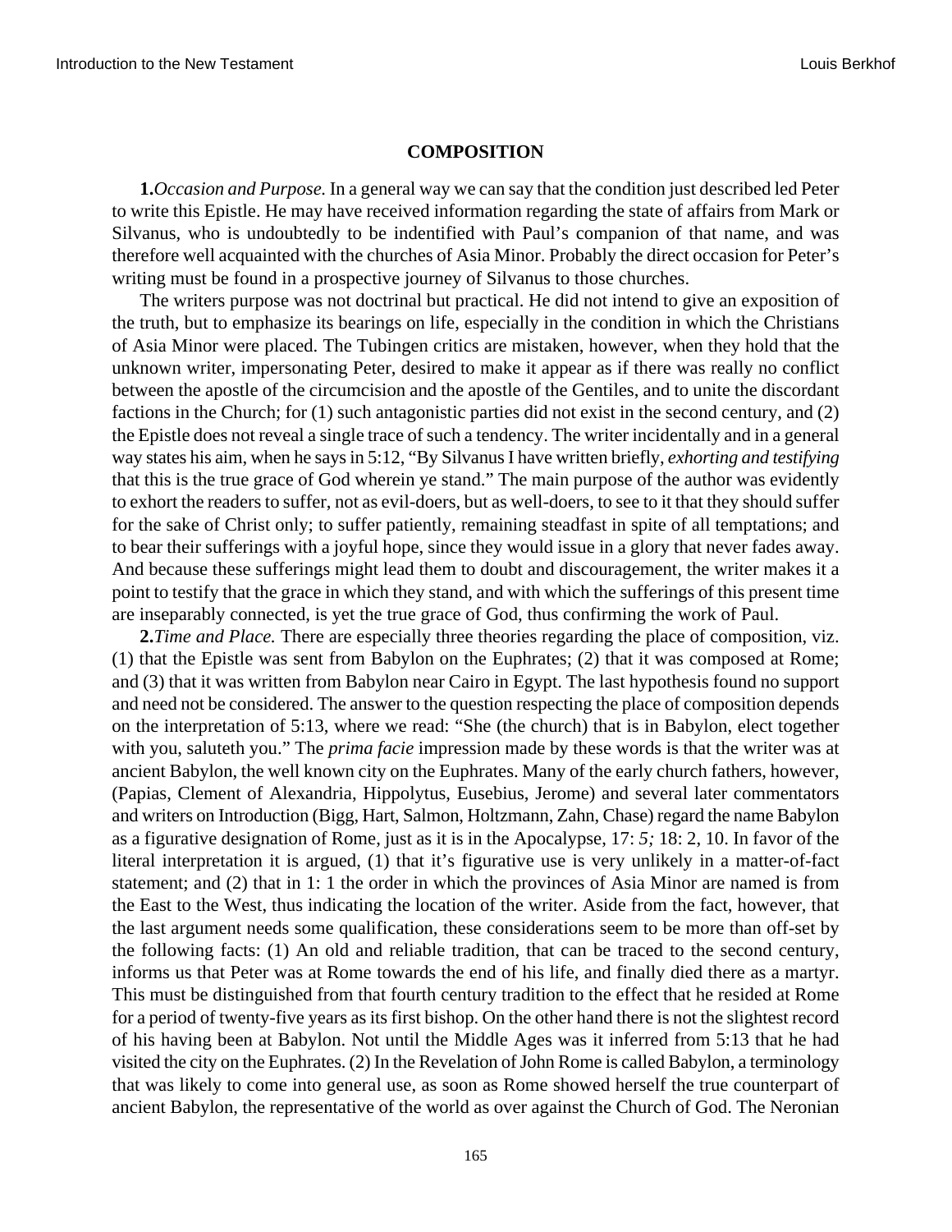## COMPOSITION

**1.***Occasion and Purpose.* In a general way we can say that the condition just described led Peter to write this Epistle. He may have received information regarding the state of affairs from Mark or Silvanus, who is undoubtedly to be indentified with Paul's companion of that name, and was therefore well acquainted with the churches of Asia Minor. Probably the direct occasion for Peter's writing must be found in a prospective journey of Silvanus to those churches.

The writers purpose was not doctrinal but practical. He did not intend to give an exposition of the truth, but to emphasize its bearings on life, especially in the condition in which the Christians of Asia Minor were placed. The Tubingen critics are mistaken, however, when they hold that the unknown writer, impersonating Peter, desired to make it appear as if there was really no conflict between the apostle of the circumcision and the apostle of the Gentiles, and to unite the discordant factions in the Church; for (1) such antagonistic parties did not exist in the second century, and (2) the Epistle does not reveal a single trace of such a tendency. The writer incidentally and in a general way states his aim, when he says in 5:12, "By Silvanus I have written briefly, *exhorting and testifying* that this is the true grace of God wherein ye stand." The main purpose of the author was evidently to exhort the readers to suffer, not as evil-doers, but as well-doers, to see to it that they should suffer for the sake of Christ only; to suffer patiently, remaining steadfast in spite of all temptations; and to bear their sufferings with a joyful hope, since they would issue in a glory that never fades away. And because these sufferings might lead them to doubt and discouragement, the writer makes it a point to testify that the grace in which they stand, and with which the sufferings of this present time are inseparably connected, is yet the true grace of God, thus confirming the work of Paul.

**2.***Time and Place.* There are especially three theories regarding the place of composition, viz. (1) that the Epistle was sent from Babylon on the Euphrates; (2) that it was composed at Rome; and (3) that it was written from Babylon near Cairo in Egypt. The last hypothesis found no support and need not be considered. The answer to the question respecting the place of composition depends on the interpretation of 5:13, where we read: "She (the church) that is in Babylon, elect together with you, saluteth you." The *prima facie* impression made by these words is that the writer was at ancient Babylon, the well known city on the Euphrates. Many of the early church fathers, however, (Papias, Clement of Alexandria, Hippolytus, Eusebius, Jerome) and several later commentators and writers on Introduction (Bigg, Hart, Salmon, Holtzmann, Zahn, Chase) regard the name Babylon as a figurative designation of Rome, just as it is in the Apocalypse, 17: *5;* 18: 2, 10. In favor of the literal interpretation it is argued, (1) that it's figurative use is very unlikely in a matter-of-fact statement; and (2) that in 1: 1 the order in which the provinces of Asia Minor are named is from the East to the West, thus indicating the location of the writer. Aside from the fact, however, that the last argument needs some qualification, these considerations seem to be more than off-set by the following facts: (1) An old and reliable tradition, that can be traced to the second century, informs us that Peter was at Rome towards the end of his life, and finally died there as a martyr. This must be distinguished from that fourth century tradition to the effect that he resided at Rome for a period of twenty-five years as its first bishop. On the other hand there is not the slightest record of his having been at Babylon. Not until the Middle Ages was it inferred from 5:13 that he had visited the city on the Euphrates. (2) In the Revelation of John Rome is called Babylon, a terminology that was likely to come into general use, as soon as Rome showed herself the true counterpart of ancient Babylon, the representative of the world as over against the Church of God. The Neronian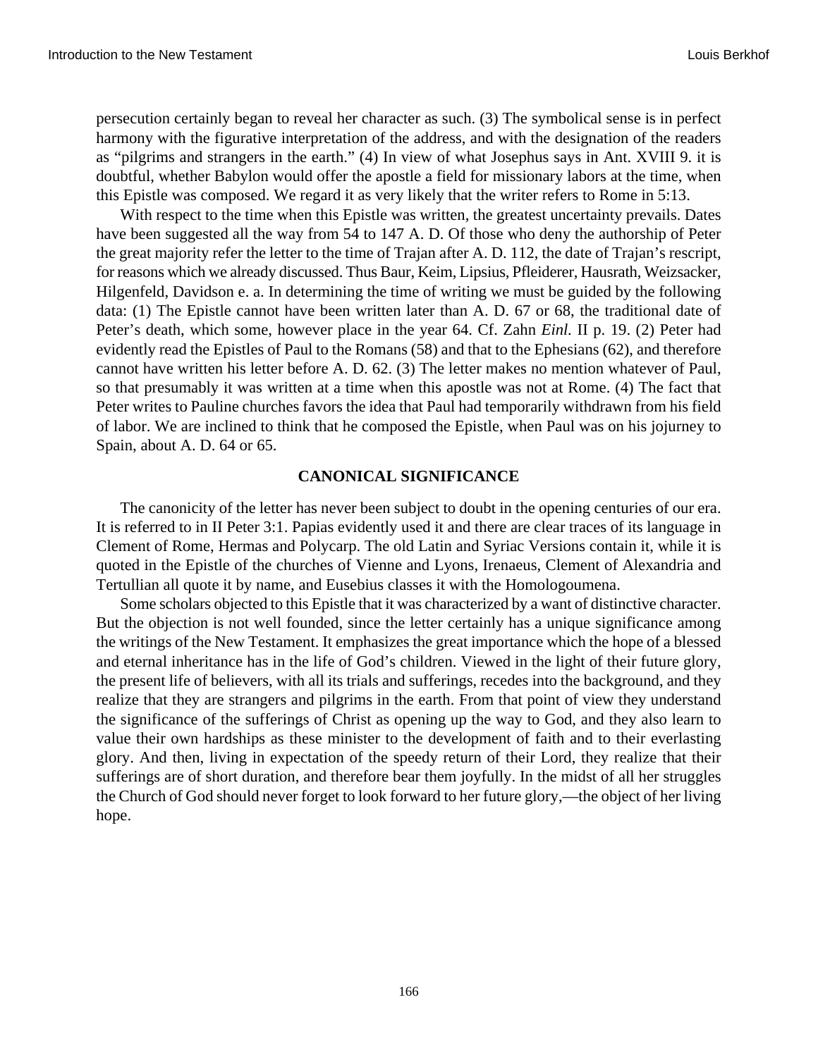persecution certainly began to reveal her character as such. (3) The symbolical sense is in perfect harmony with the figurative interpretation of the address, and with the designation of the readers as "pilgrims and strangers in the earth." (4) In view of what Josephus says in Ant. XVIII 9. it is doubtful, whether Babylon would offer the apostle a field for missionary labors at the time, when this Epistle was composed. We regard it as very likely that the writer refers to Rome in 5:13.

With respect to the time when this Epistle was written, the greatest uncertainty prevails. Dates have been suggested all the way from 54 to 147 A. D. Of those who deny the authorship of Peter the great majority refer the letter to the time of Trajan after A. D. 112, the date of Trajan's rescript, for reasons which we already discussed. Thus Baur, Keim, Lipsius, Pfleiderer, Hausrath, Weizsacker, Hilgenfeld, Davidson e. a. In determining the time of writing we must be guided by the following data: (1) The Epistle cannot have been written later than A. D. 67 or 68, the traditional date of Peter's death, which some, however place in the year 64. Cf. Zahn *Einl.* II p. 19. (2) Peter had evidently read the Epistles of Paul to the Romans (58) and that to the Ephesians (62), and therefore cannot have written his letter before A. D. 62. (3) The letter makes no mention whatever of Paul, so that presumably it was written at a time when this apostle was not at Rome. (4) The fact that Peter writes to Pauline churches favors the idea that Paul had temporarily withdrawn from his field of labor. We are inclined to think that he composed the Epistle, when Paul was on his jojurney to Spain, about A. D. 64 or 65.

## CANONICAL SIGNIFICANCE

The canonicity of the letter has never been subject to doubt in the opening centuries of our era. It is referred to in II Peter 3:1. Papias evidently used it and there are clear traces of its language in Clement of Rome, Hermas and Polycarp. The old Latin and Syriac Versions contain it, while it is quoted in the Epistle of the churches of Vienne and Lyons, Irenaeus, Clement of Alexandria and Tertullian all quote it by name, and Eusebius classes it with the Homologoumena.

Some scholars objected to this Epistle that it was characterized by a want of distinctive character. But the objection is not well founded, since the letter certainly has a unique significance among the writings of the New Testament. It emphasizes the great importance which the hope of a blessed and eternal inheritance has in the life of God's children. Viewed in the light of their future glory, the present life of believers, with all its trials and sufferings, recedes into the background, and they realize that they are strangers and pilgrims in the earth. From that point of view they understand the significance of the sufferings of Christ as opening up the way to God, and they also learn to value their own hardships as these minister to the development of faith and to their everlasting glory. And then, living in expectation of the speedy return of their Lord, they realize that their sufferings are of short duration, and therefore bear them joyfully. In the midst of all her struggles the Church of God should never forget to look forward to her future glory,—the object of her living hope.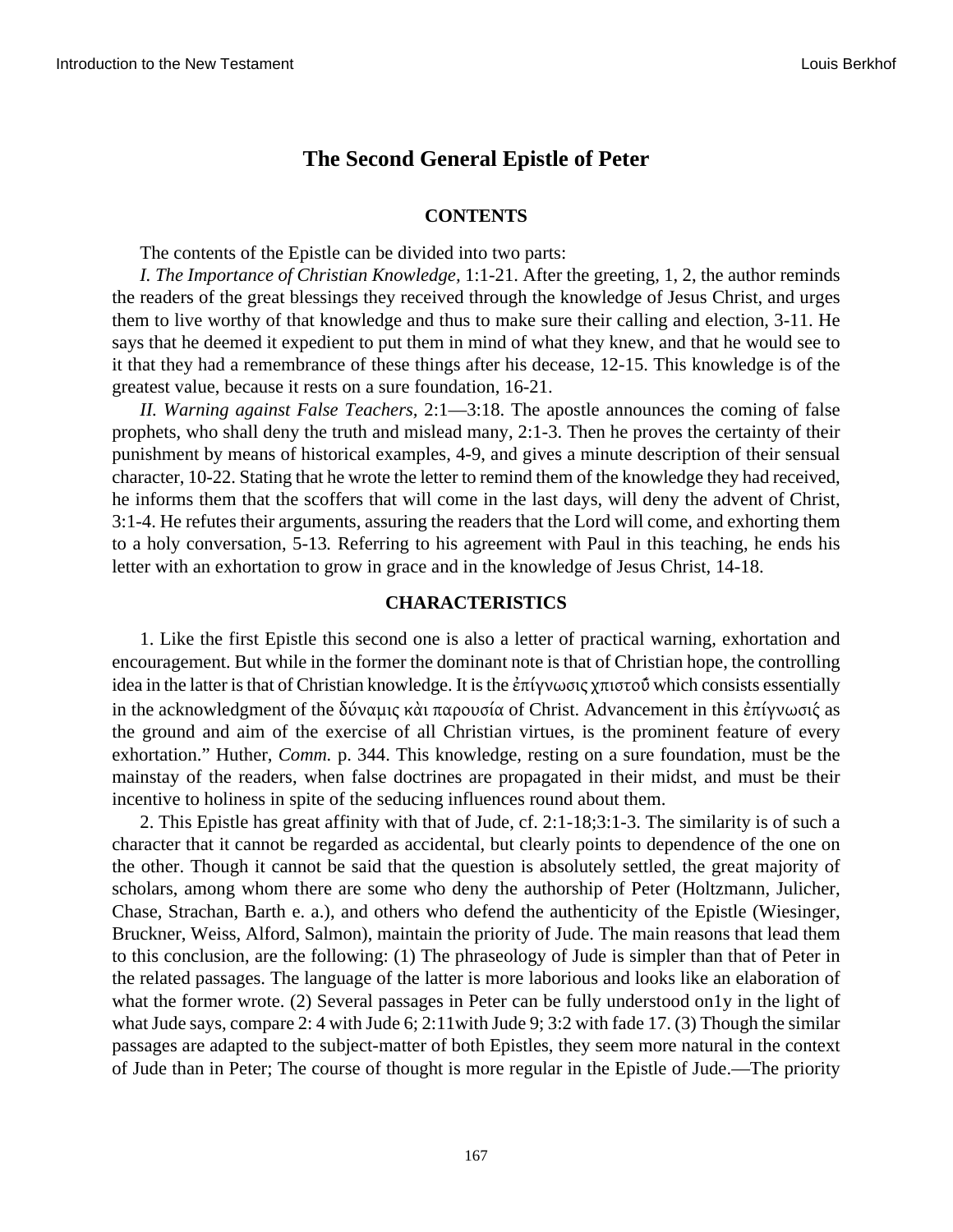## The Second General Epistle of Peter

### CONTENTS

The contents of the Epistle can be divided into two parts:

*I. The Importance of Christian Knowledge,* 1:1-21. After the greeting, 1, 2, the author reminds the readers of the great blessings they received through the knowledge of Jesus Christ, and urges them to live worthy of that knowledge and thus to make sure their calling and election, 3-11. He says that he deemed it expedient to put them in mind of what they knew, and that he would see to it that they had a remembrance of these things after his decease, 12-15. This knowledge is of the greatest value, because it rests on a sure foundation, 16-21.

*II. Warning against False Teachers,* 2:1—3:18. The apostle announces the coming of false prophets, who shall deny the truth and mislead many, 2:1-3. Then he proves the certainty of their punishment by means of historical examples, 4-9, and gives a minute description of their sensual character, 10-22. Stating that he wrote the letter to remind them of the knowledge they had received, he informs them that the scoffers that will come in the last days, will deny the advent of Christ, 3:1-4. He refutes their arguments, assuring the readers that the Lord will come, and exhorting them to a holy conversation, 5-13. Referring to his agreement with Paul in this teaching, he ends his letter with an exhortation to grow in grace and in the knowledge of Jesus Christ, 14-18.

### CHARACTERISTICS

1. Like the first Epistle this second one is also a letter of practical warning, exhortation and encouragement. But while in the former the dominant note is that of Christian hope, the controlling idea in the latter is that of Christian knowledge. It is the ἐπίγνωσις χπιστοῦ which consists essentially in the acknowledgment of the δύναμις κὰι παρουσία of Christ. Advancement in this ἐπίγνωσιζ as the ground and aim of the exercise of all Christian virtues, is the prominent feature of every exhortation." Huther, *Comm.* p. 344. This knowledge, resting on a sure foundation, must be the mainstay of the readers, when false doctrines are propagated in their midst, and must be their incentive to holiness in spite of the seducing influences round about them.

2. This Epistle has great affinity with that of Jude, cf. 2:1-18;3:1-3. The similarity is of such a character that it cannot be regarded as accidental, but clearly points to dependence of the one on the other. Though it cannot be said that the question is absolutely settled, the great majority of scholars, among whom there are some who deny the authorship of Peter (Holtzmann, Julicher, Chase, Strachan, Barth e. a.), and others who defend the authenticity of the Epistle (Wiesinger, Bruckner, Weiss, Alford, Salmon), maintain the priority of Jude. The main reasons that lead them to this conclusion, are the following: (1) The phraseology of Jude is simpler than that of Peter in the related passages. The language of the latter is more laborious and looks like an elaboration of what the former wrote. (2) Several passages in Peter can be fully understood on1y in the light of what Jude says, compare 2: 4 with Jude 6; 2:11with Jude 9; 3:2 with fade 17. (3) Though the similar passages are adapted to the subject-matter of both Epistles, they seem more natural in the context of Jude than in Peter; The course of thought is more regular in the Epistle of Jude.—The priority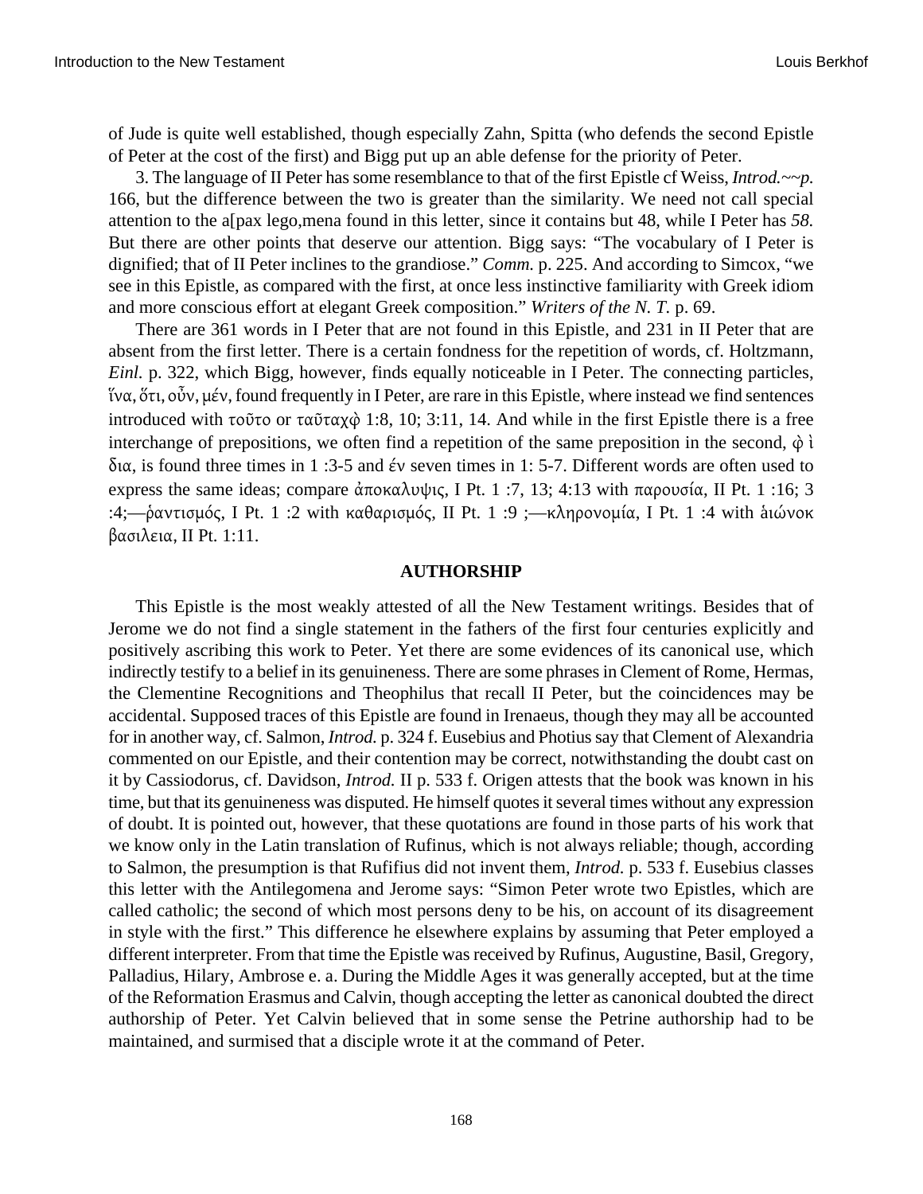of Jude is quite well established, though especially Zahn, Spitta (who defends the second Epistle of Peter at the cost of the first) and Bigg put up an able defense for the priority of Peter.

3. The language of II Peter has some resemblance to that of the first Epistle cf Weiss, *Introd.~~p.* 166, but the difference between the two is greater than the similarity. We need not call special attention to the a[pax lego,mena found in this letter, since it contains but 48, while I Peter has *58.* But there are other points that deserve our attention. Bigg says: "The vocabulary of I Peter is dignified; that of II Peter inclines to the grandiose." *Comm.* p. 225. And according to Simcox, "we see in this Epistle, as compared with the first, at once less instinctive familiarity with Greek idiom and more conscious effort at elegant Greek composition." *Writers of the N. T.* p. 69.

There are 361 words in I Peter that are not found in this Epistle, and 231 in II Peter that are absent from the first letter. There is a certain fondness for the repetition of words, cf. Holtzmann, *Einl.* p. 322, which Bigg, however, finds equally noticeable in I Peter. The connecting particles, ἵνα, ὅτι, οὖν, μέν, found frequently in I Peter, are rare in this Epistle, where instead we find sentences introduced with τοῦτο or ταῦταχῷ 1:8, 10; 3:11, 14. And while in the first Epistle there is a free interchange of prepositions, we often find a repetition of the same preposition in the second, ῷ ὶ δια, is found three times in 1 :3-5 and ἑν seven times in 1: 5-7. Different words are often used to express the same ideas; compare ἀποκαλυψις, I Pt. 1 :7, 13; 4:13 with παρουσία, II Pt. 1 :16; 3 :4;—ῥαντισμός, I Pt. 1 :2 with καθαρισμός, II Pt. 1 :9 ;—κληρονομία, I Pt. 1 :4 with ἀιώνοκ βασιλεια, II Pt. 1:11.

## AUTHORSHIP

This Epistle is the most weakly attested of all the New Testament writings. Besides that of Jerome we do not find a single statement in the fathers of the first four centuries explicitly and positively ascribing this work to Peter. Yet there are some evidences of its canonical use, which indirectly testify to a belief in its genuineness. There are some phrases in Clement of Rome, Hermas, the Clementine Recognitions and Theophilus that recall II Peter, but the coincidences may be accidental. Supposed traces of this Epistle are found in Irenaeus, though they may all be accounted for in another way, cf. Salmon, *Introd.* p. 324 f. Eusebius and Photius say that Clement of Alexandria commented on our Epistle, and their contention may be correct, notwithstanding the doubt cast on it by Cassiodorus, cf. Davidson, *Introd.* II p. 533 f. Origen attests that the book was known in his time, but that its genuineness was disputed. He himself quotes it several times without any expression of doubt. It is pointed out, however, that these quotations are found in those parts of his work that we know only in the Latin translation of Rufinus, which is not always reliable; though, according to Salmon, the presumption is that Rufifius did not invent them, *Introd.* p. 533 f. Eusebius classes this letter with the Antilegomena and Jerome says: "Simon Peter wrote two Epistles, which are called catholic; the second of which most persons deny to be his, on account of its disagreement in style with the first." This difference he elsewhere explains by assuming that Peter employed a different interpreter. From that time the Epistle was received by Rufinus, Augustine, Basil, Gregory, Palladius, Hilary, Ambrose e. a. During the Middle Ages it was generally accepted, but at the time of the Reformation Erasmus and Calvin, though accepting the letter as canonical doubted the direct authorship of Peter. Yet Calvin believed that in some sense the Petrine authorship had to be maintained, and surmised that a disciple wrote it at the command of Peter.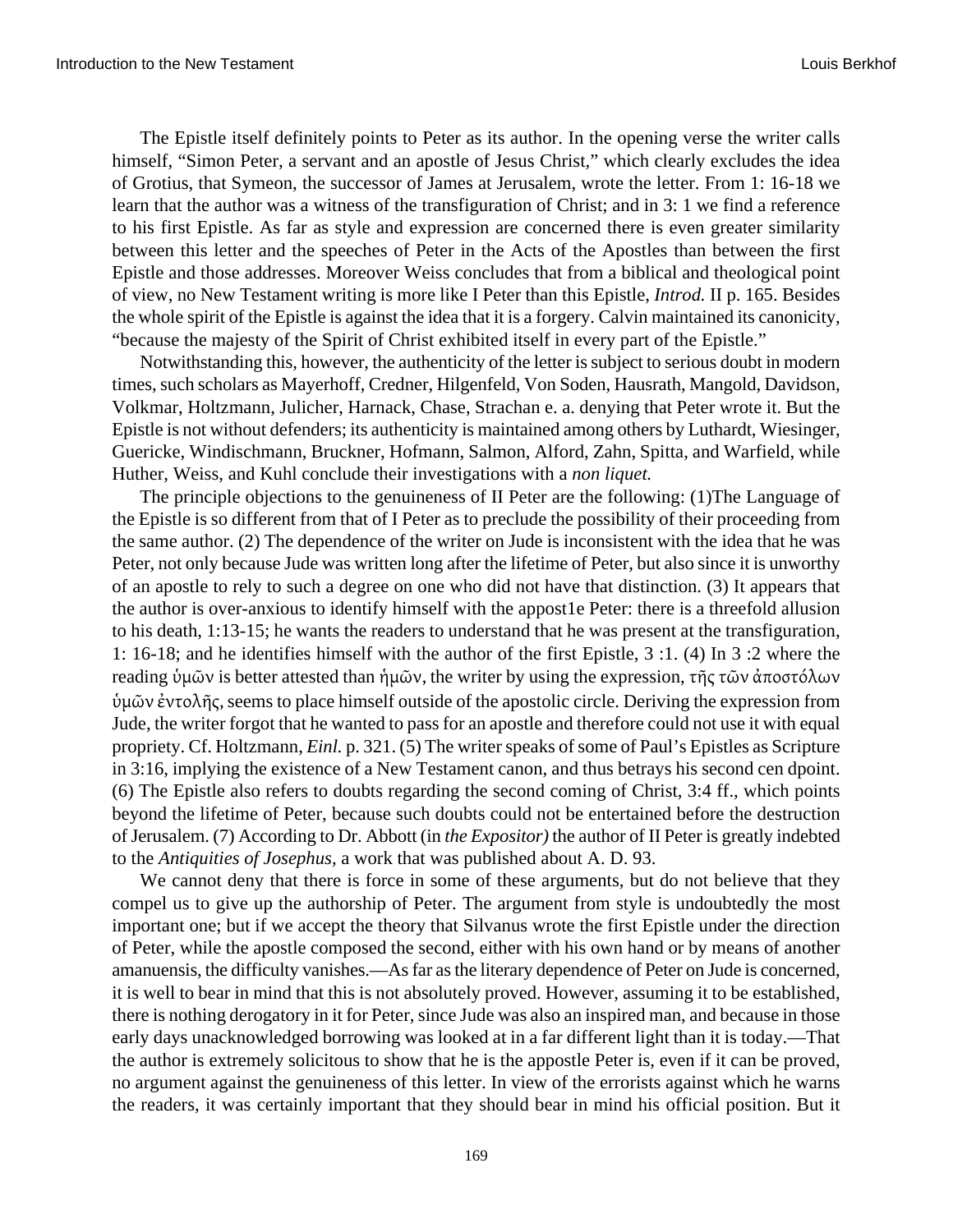The Epistle itself definitely points to Peter as its author. In the opening verse the writer calls himself, "Simon Peter, a servant and an apostle of Jesus Christ," which clearly excludes the idea of Grotius, that Symeon, the successor of James at Jerusalem, wrote the letter. From 1: 16-18 we learn that the author was a witness of the transfiguration of Christ; and in 3: 1 we find a reference to his first Epistle. As far as style and expression are concerned there is even greater similarity between this letter and the speeches of Peter in the Acts of the Apostles than between the first Epistle and those addresses. Moreover Weiss concludes that from a biblical and theological point of view, no New Testament writing is more like I Peter than this Epistle, *Introd.* II p. 165. Besides the whole spirit of the Epistle is against the idea that it is a forgery. Calvin maintained its canonicity, "because the majesty of the Spirit of Christ exhibited itself in every part of the Epistle."

Notwithstanding this, however, the authenticity of the letter is subject to serious doubt in modern times, such scholars as Mayerhoff, Credner, Hilgenfeld, Von Soden, Hausrath, Mangold, Davidson, Volkmar, Holtzmann, Julicher, Harnack, Chase, Strachan e. a. denying that Peter wrote it. But the Epistle is not without defenders; its authenticity is maintained among others by Luthardt, Wiesinger, Guericke, Windischmann, Bruckner, Hofmann, Salmon, Alford, Zahn, Spitta, and Warfield, while Huther, Weiss, and Kuhl conclude their investigations with a *non liquet.*

The principle objections to the genuineness of II Peter are the following: (1)The Language of the Epistle is so different from that of I Peter as to preclude the possibility of their proceeding from the same author. (2) The dependence of the writer on Jude is inconsistent with the idea that he was Peter, not only because Jude was written long after the lifetime of Peter, but also since it is unworthy of an apostle to rely to such a degree on one who did not have that distinction. (3) It appears that the author is over-anxious to identify himself with the appost1e Peter: there is a threefold allusion to his death, 1:13-15; he wants the readers to understand that he was present at the transfiguration, 1: 16-18; and he identifies himself with the author of the first Epistle, 3 :1. (4) In 3 :2 where the reading ὑμῶν is better attested than ἡμῶν, the writer by using the expression, τῆς τῶν ἀποστόλων ὑμῶν ἐντολῆς, seems to place himself outside of the apostolic circle. Deriving the expression from Jude, the writer forgot that he wanted to pass for an apostle and therefore could not use it with equal propriety. Cf. Holtzmann, *Einl.* p. 321. (5) The writer speaks of some of Paul's Epistles as Scripture in 3:16, implying the existence of a New Testament canon, and thus betrays his second cen dpoint. (6) The Epistle also refers to doubts regarding the second coming of Christ, 3:4 ff., which points beyond the lifetime of Peter, because such doubts could not be entertained before the destruction of Jerusalem. (7) According to Dr. Abbott (in *the Expositor)* the author of II Peter is greatly indebted to the *Antiquities of Josephus,* a work that was published about A. D. 93.

We cannot deny that there is force in some of these arguments, but do not believe that they compel us to give up the authorship of Peter. The argument from style is undoubtedly the most important one; but if we accept the theory that Silvanus wrote the first Epistle under the direction of Peter, while the apostle composed the second, either with his own hand or by means of another amanuensis, the difficulty vanishes.—As far as the literary dependence of Peter on Jude is concerned, it is well to bear in mind that this is not absolutely proved. However, assuming it to be established, there is nothing derogatory in it for Peter, since Jude was also an inspired man, and because in those early days unacknowledged borrowing was looked at in a far different light than it is today.—That the author is extremely solicitous to show that he is the apostle Peter is, even if it can be proved, no argument against the genuineness of this letter. In view of the errorists against which he warns the readers, it was certainly important that they should bear in mind his official position. But it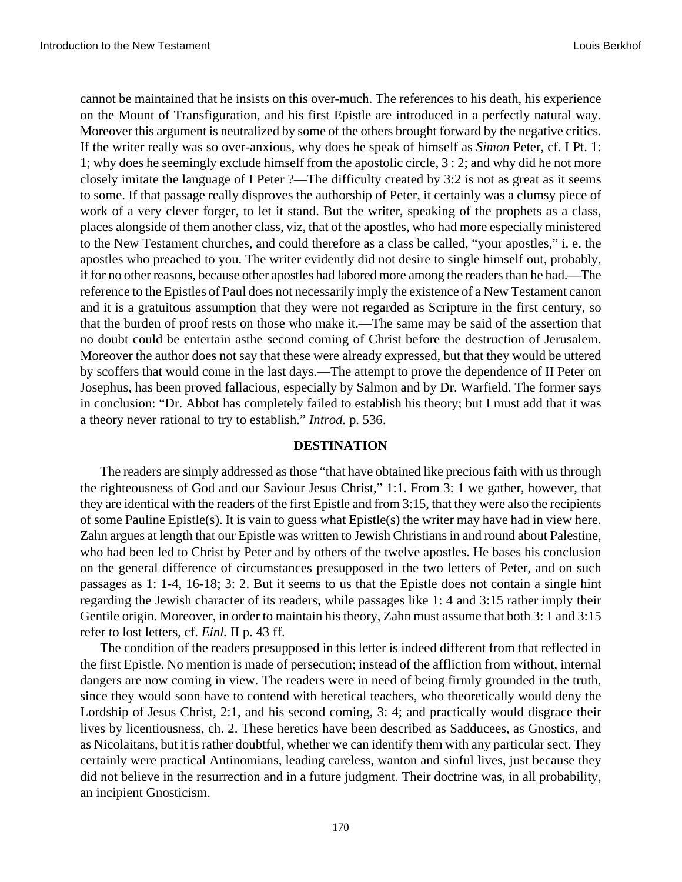cannot be maintained that he insists on this over-much. The references to his death, his experience on the Mount of Transfiguration, and his first Epistle are introduced in a perfectly natural way. Moreover this argument is neutralized by some of the others brought forward by the negative critics. If the writer really was so over-anxious, why does he speak of himself as *Simon* Peter, cf. I Pt. 1: 1; why does he seemingly exclude himself from the apostolic circle, 3 : 2; and why did he not more closely imitate the language of I Peter ?—The difficulty created by 3:2 is not as great as it seems to some. If that passage really disproves the authorship of Peter, it certainly was a clumsy piece of work of a very clever forger, to let it stand. But the writer, speaking of the prophets as a class, places alongside of them another class, viz, that of the apostles, who had more especially ministered to the New Testament churches, and could therefore as a class be called, "your apostles," i. e. the apostles who preached to you. The writer evidently did not desire to single himself out, probably, if for no other reasons, because other apostles had labored more among the readers than he had.—The reference to the Epistles of Paul does not necessarily imply the existence of a New Testament canon and it is a gratuitous assumption that they were not regarded as Scripture in the first century, so that the burden of proof rests on those who make it.—The same may be said of the assertion that no doubt could be entertain asthe second coming of Christ before the destruction of Jerusalem. Moreover the author does not say that these were already expressed, but that they would be uttered by scoffers that would come in the last days.—The attempt to prove the dependence of II Peter on Josephus, has been proved fallacious, especially by Salmon and by Dr. Warfield. The former says in conclusion: "Dr. Abbot has completely failed to establish his theory; but I must add that it was a theory never rational to try to establish." *Introd.* p. 536.

## DESTINATION

The readers are simply addressed as those "that have obtained like precious faith with us through the righteousness of God and our Saviour Jesus Christ," 1:1. From 3: 1 we gather, however, that they are identical with the readers of the first Epistle and from 3:15, that they were also the recipients of some Pauline Epistle(s). It is vain to guess what Epistle(s) the writer may have had in view here. Zahn argues at length that our Epistle was written to Jewish Christians in and round about Palestine, who had been led to Christ by Peter and by others of the twelve apostles. He bases his conclusion on the general difference of circumstances presupposed in the two letters of Peter, and on such passages as 1: 1-4, 16-18; 3: 2. But it seems to us that the Epistle does not contain a single hint regarding the Jewish character of its readers, while passages like 1: 4 and 3:15 rather imply their Gentile origin. Moreover, in order to maintain his theory, Zahn must assume that both 3: 1 and 3:15 refer to lost letters, cf. *Einl.* II p. 43 ff.

The condition of the readers presupposed in this letter is indeed different from that reflected in the first Epistle. No mention is made of persecution; instead of the affliction from without, internal dangers are now coming in view. The readers were in need of being firmly grounded in the truth, since they would soon have to contend with heretical teachers, who theoretically would deny the Lordship of Jesus Christ, 2:1, and his second coming, 3: 4; and practically would disgrace their lives by licentiousness, ch. 2. These heretics have been described as Sadducees, as Gnostics, and as Nicolaitans, but it is rather doubtful, whether we can identify them with any particular sect. They certainly were practical Antinomians, leading careless, wanton and sinful lives, just because they did not believe in the resurrection and in a future judgment. Their doctrine was, in all probability, an incipient Gnosticism.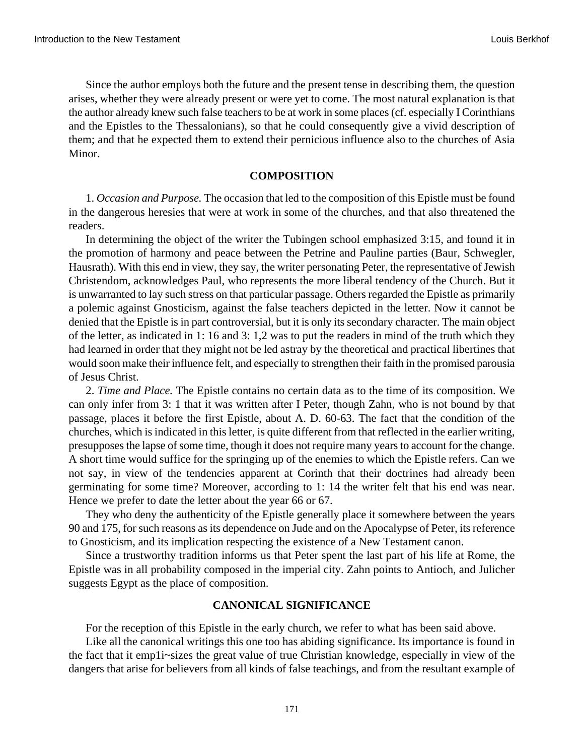Since the author employs both the future and the present tense in describing them, the question arises, whether they were already present or were yet to come. The most natural explanation is that the author already knew such false teachers to be at work in some places (cf. especially I Corinthians and the Epistles to the Thessalonians), so that he could consequently give a vivid description of them; and that he expected them to extend their pernicious influence also to the churches of Asia Minor.

## COMPOSITION

1. *Occasion and Purpose.* The occasion that led to the composition of this Epistle must be found in the dangerous heresies that were at work in some of the churches, and that also threatened the readers.

In determining the object of the writer the Tubingen school emphasized 3:15, and found it in the promotion of harmony and peace between the Petrine and Pauline parties (Baur, Schwegler, Hausrath). With this end in view, they say, the writer personating Peter, the representative of Jewish Christendom, acknowledges Paul, who represents the more liberal tendency of the Church. But it is unwarranted to lay such stress on that particular passage. Others regarded the Epistle as primarily a polemic against Gnosticism, against the false teachers depicted in the letter. Now it cannot be denied that the Epistle is in part controversial, but it is only its secondary character. The main object of the letter, as indicated in 1: 16 and 3: 1,2 was to put the readers in mind of the truth which they had learned in order that they might not be led astray by the theoretical and practical libertines that would soon make their influence felt, and especially to strengthen their faith in the promised parousia of Jesus Christ.

2. *Time and Place.* The Epistle contains no certain data as to the time of its composition. We can only infer from 3: 1 that it was written after I Peter, though Zahn, who is not bound by that passage, places it before the first Epistle, about A. D. 60-63. The fact that the condition of the churches, which is indicated in this letter, is quite different from that reflected in the earlier writing, presupposes the lapse of some time, though it does not require many years to account for the change. A short time would suffice for the springing up of the enemies to which the Epistle refers. Can we not say, in view of the tendencies apparent at Corinth that their doctrines had already been germinating for some time? Moreover, according to 1: 14 the writer felt that his end was near. Hence we prefer to date the letter about the year 66 or 67.

They who deny the authenticity of the Epistle generally place it somewhere between the years 90 and 175, for such reasons as its dependence on Jude and on the Apocalypse of Peter, its reference to Gnosticism, and its implication respecting the existence of a New Testament canon.

Since a trustworthy tradition informs us that Peter spent the last part of his life at Rome, the Epistle was in all probability composed in the imperial city. Zahn points to Antioch, and Julicher suggests Egypt as the place of composition.

## CANONICAL SIGNIFICANCE

For the reception of this Epistle in the early church, we refer to what has been said above.

Like all the canonical writings this one too has abiding significance. Its importance is found in the fact that it emp1i~sizes the great value of true Christian knowledge, especially in view of the dangers that arise for believers from all kinds of false teachings, and from the resultant example of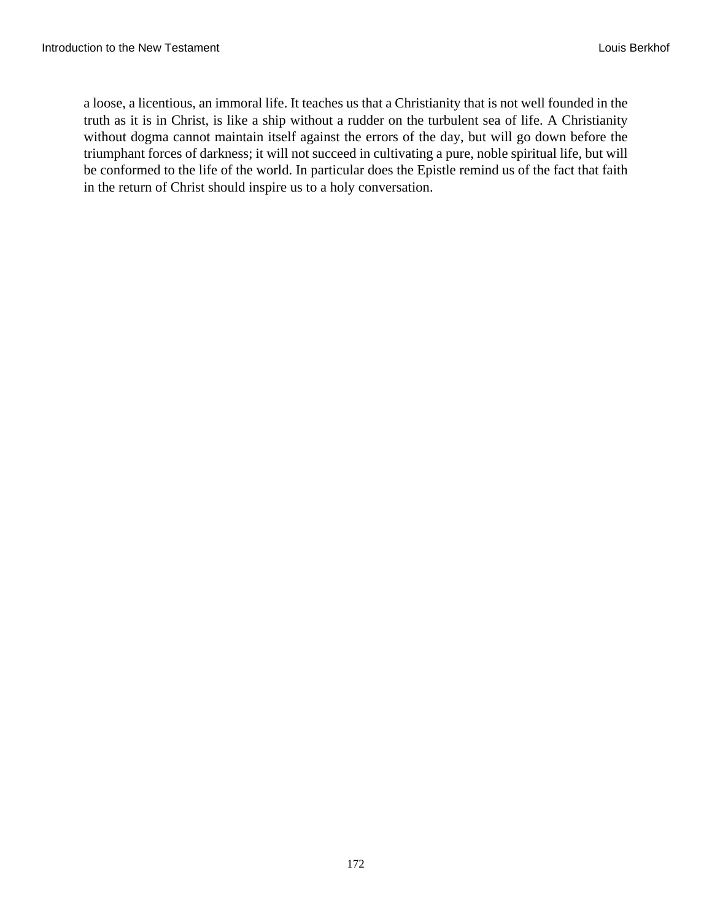a loose, a licentious, an immoral life. It teaches us that a Christianity that is not well founded in the truth as it is in Christ, is like a ship without a rudder on the turbulent sea of life. A Christianity without dogma cannot maintain itself against the errors of the day, but will go down before the triumphant forces of darkness; it will not succeed in cultivating a pure, noble spiritual life, but will be conformed to the life of the world. In particular does the Epistle remind us of the fact that faith in the return of Christ should inspire us to a holy conversation.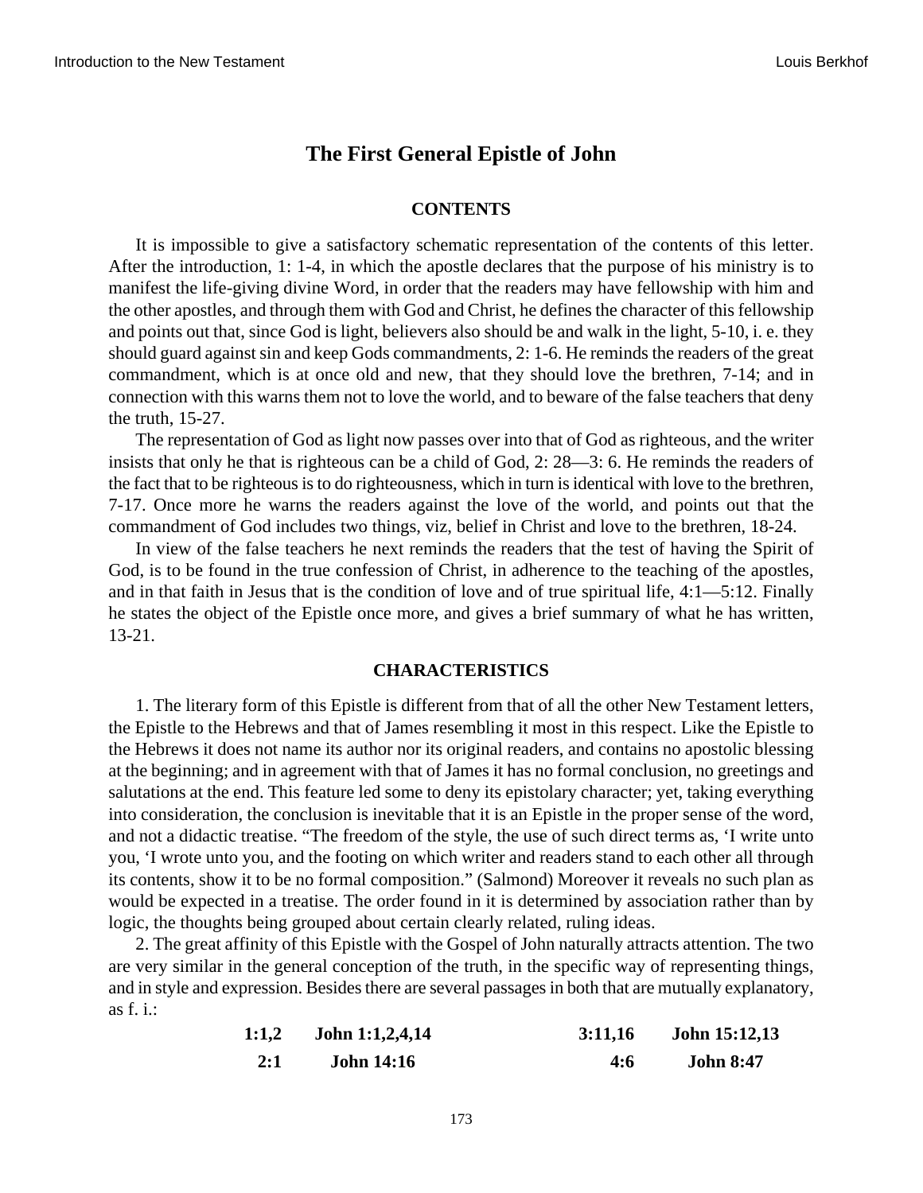## The First General Epistle of John

### CONTENTS

It is impossible to give a satisfactory schematic representation of the contents of this letter. After the introduction, 1: 1-4, in which the apostle declares that the purpose of his ministry is to manifest the life-giving divine Word, in order that the readers may have fellowship with him and the other apostles, and through them with God and Christ, he defines the character of this fellowship and points out that, since God is light, believers also should be and walk in the light, 5-10, i. e. they should guard against sin and keep Gods commandments, 2: 1-6. He reminds the readers of the great commandment, which is at once old and new, that they should love the brethren, 7-14; and in connection with this warns them not to love the world, and to beware of the false teachers that deny the truth, 15-27.

The representation of God as light now passes over into that of God as righteous, and the writer insists that only he that is righteous can be a child of God, 2: 28—3: 6. He reminds the readers of the fact that to be righteous is to do righteousness, which in turn is identical with love to the brethren, 7-17. Once more he warns the readers against the love of the world, and points out that the commandment of God includes two things, viz, belief in Christ and love to the brethren, 18-24.

In view of the false teachers he next reminds the readers that the test of having the Spirit of God, is to be found in the true confession of Christ, in adherence to the teaching of the apostles, and in that faith in Jesus that is the condition of love and of true spiritual life, 4:1—5:12. Finally he states the object of the Epistle once more, and gives a brief summary of what he has written, 13-21.

### CHARACTERISTICS

1. The literary form of this Epistle is different from that of all the other New Testament letters, the Epistle to the Hebrews and that of James resembling it most in this respect. Like the Epistle to the Hebrews it does not name its author nor its original readers, and contains no apostolic blessing at the beginning; and in agreement with that of James it has no formal conclusion, no greetings and salutations at the end. This feature led some to deny its epistolary character; yet, taking everything into consideration, the conclusion is inevitable that it is an Epistle in the proper sense of the word, and not a didactic treatise. “The freedom of the style, the use of such direct terms as, ‘I write unto you, ‘I wrote unto you, and the footing on which writer and readers stand to each other all through its contents, show it to be no formal composition.” (Salmond) Moreover it reveals no such plan as would be expected in a treatise. The order found in it is determined by association rather than by logic, the thoughts being grouped about certain clearly related, ruling ideas.

2. The great affinity of this Epistle with the Gospel of John naturally attracts attention. The two are very similar in the general conception of the truth, in the specific way of representing things, and in style and expression. Besides there are several passages in both that are mutually explanatory, as f. i.:

| | | | |
|---|---|---|---|
| **1:1,2** | **John 1:1,2,4,14** | **3:11,16** | **John 15:12,13** |
| **2:1** | **John 14:16** | **4:6** | **John 8:47** |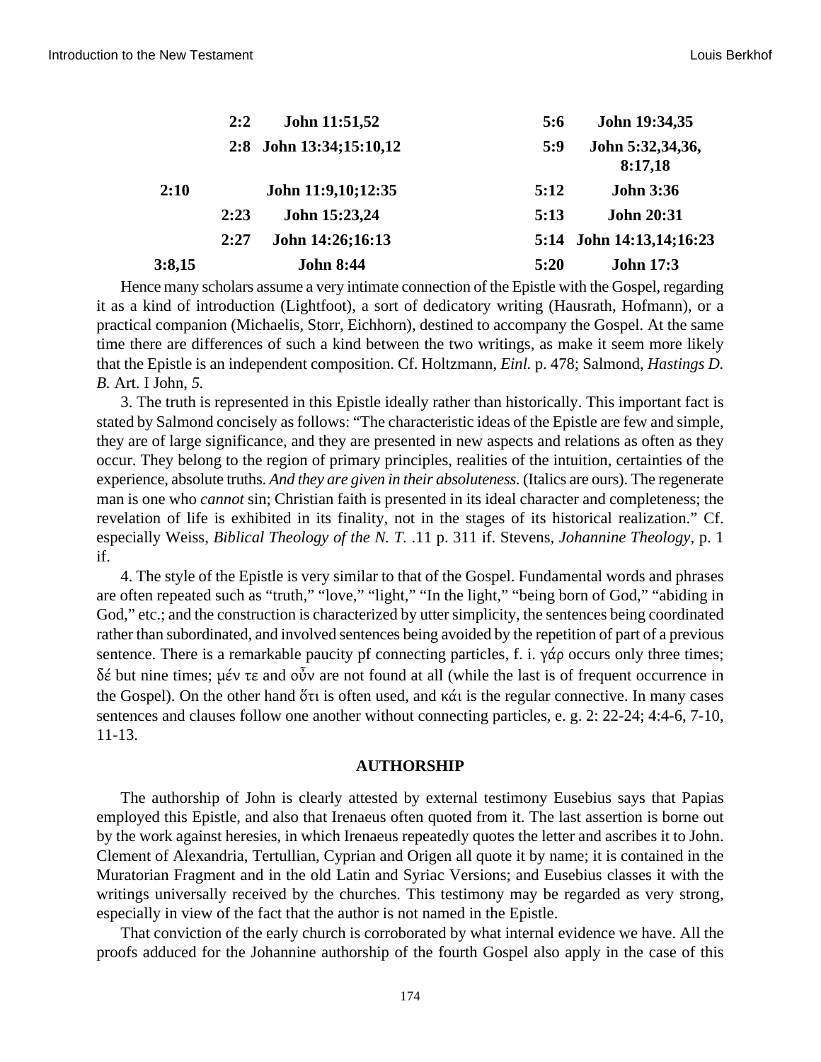| | | | |
|---|---|---|---|
| 2:2 | John 11:51,52 | 5:6 | John 19:34,35 |
| 2:8 | John 13:34;15:10,12 | 5:9 | John 5:32,34,36, 8:17,18 |
| 2:10 | John 11:9,10;12:35 | 5:12 | John 3:36 |
| 2:23 | John 15:23,24 | 5:13 | John 20:31 |
| 2:27 | John 14:26;16:13 | 5:14 | John 14:13,14;16:23 |
| 3:8,15 | John 8:44 | 5:20 | John 17:3 |

Hence many scholars assume a very intimate connection of the Epistle with the Gospel, regarding it as a kind of introduction (Lightfoot), a sort of dedicatory writing (Hausrath, Hofmann), or a practical companion (Michaelis, Storr, Eichhorn), destined to accompany the Gospel. At the same time there are differences of such a kind between the two writings, as make it seem more likely that the Epistle is an independent composition. Cf. Holtzmann, *Einl.* p. 478; Salmond, *Hastings D. B.* Art. I John, *5.*

3. The truth is represented in this Epistle ideally rather than historically. This important fact is stated by Salmond concisely as follows: "The characteristic ideas of the Epistle are few and simple, they are of large significance, and they are presented in new aspects and relations as often as they occur. They belong to the region of primary principles, realities of the intuition, certainties of the experience, absolute truths. *And they are given in their absoluteness.* (Italics are ours). The regenerate man is one who *cannot* sin; Christian faith is presented in its ideal character and completeness; the revelation of life is exhibited in its finality, not in the stages of its historical realization." Cf. especially Weiss, *Biblical Theology of the N. T.* .11 p. 311 if. Stevens, *Johannine Theology*, p. 1 if.

4. The style of the Epistle is very similar to that of the Gospel. Fundamental words and phrases are often repeated such as "truth," "love," "light," "In the light," "being born of God," "abiding in God," etc.; and the construction is characterized by utter simplicity, the sentences being coordinated rather than subordinated, and involved sentences being avoided by the repetition of part of a previous sentence. There is a remarkable paucity pf connecting particles, f. i. γάρ occurs only three times; δέ but nine times; μέν τε and οὖν are not found at all (while the last is of frequent occurrence in the Gospel). On the other hand ὅτι is often used, and κάι is the regular connective. In many cases sentences and clauses follow one another without connecting particles, e. g. 2: 22-24; 4:4-6, 7-10, 11-13.

### AUTHORSHIP

The authorship of John is clearly attested by external testimony Eusebius says that Papias employed this Epistle, and also that Irenaeus often quoted from it. The last assertion is borne out by the work against heresies, in which Irenaeus repeatedly quotes the letter and ascribes it to John. Clement of Alexandria, Tertullian, Cyprian and Origen all quote it by name; it is contained in the Muratorian Fragment and in the old Latin and Syriac Versions; and Eusebius classes it with the writings universally received by the churches. This testimony may be regarded as very strong, especially in view of the fact that the author is not named in the Epistle.

That conviction of the early church is corroborated by what internal evidence we have. All the proofs adduced for the Johannine authorship of the fourth Gospel also apply in the case of this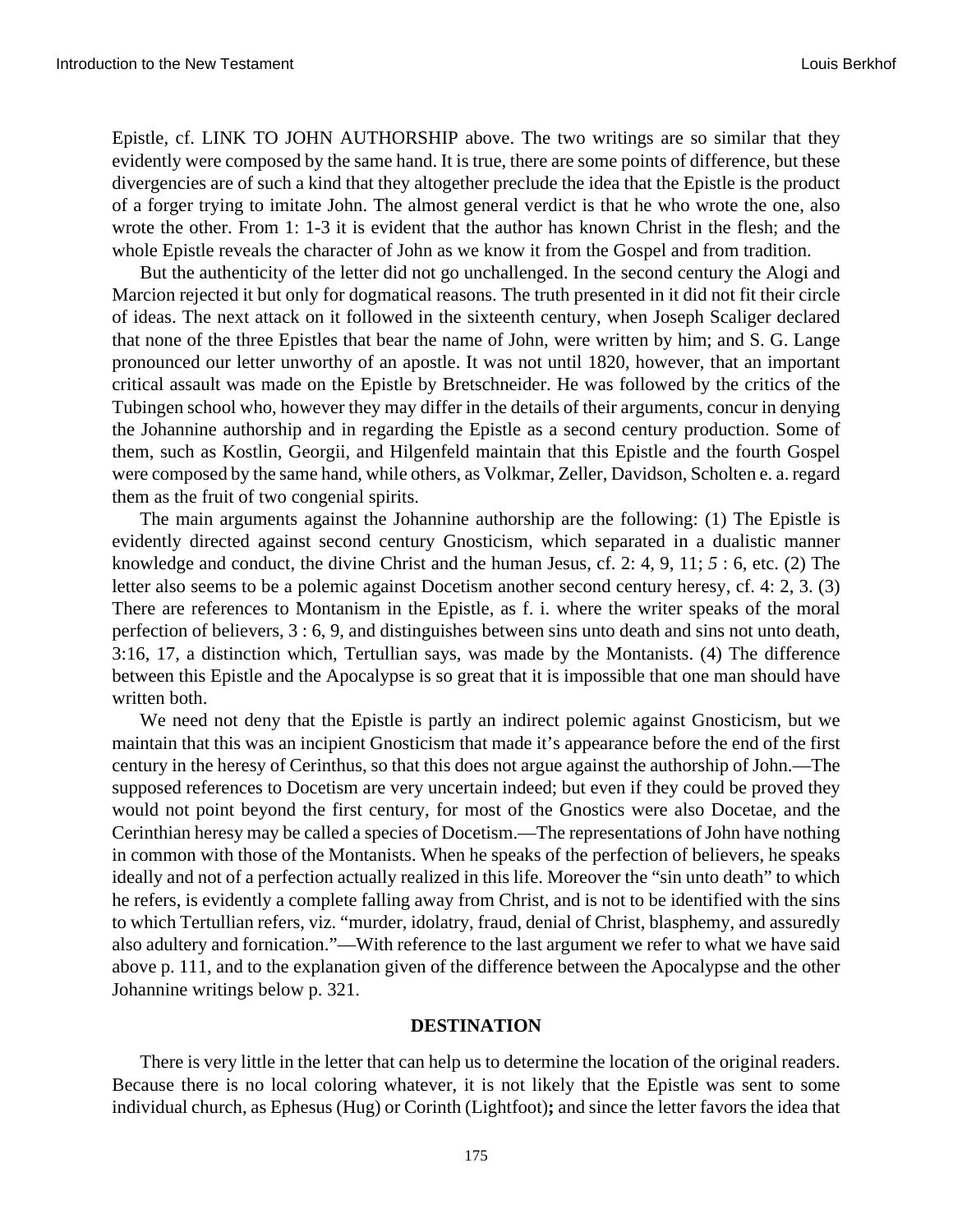Epistle, cf. LINK TO JOHN AUTHORSHIP above. The two writings are so similar that they evidently were composed by the same hand. It is true, there are some points of difference, but these divergencies are of such a kind that they altogether preclude the idea that the Epistle is the product of a forger trying to imitate John. The almost general verdict is that he who wrote the one, also wrote the other. From 1: 1-3 it is evident that the author has known Christ in the flesh; and the whole Epistle reveals the character of John as we know it from the Gospel and from tradition.

But the authenticity of the letter did not go unchallenged. In the second century the Alogi and Marcion rejected it but only for dogmatical reasons. The truth presented in it did not fit their circle of ideas. The next attack on it followed in the sixteenth century, when Joseph Scaliger declared that none of the three Epistles that bear the name of John, were written by him; and S. G. Lange pronounced our letter unworthy of an apostle. It was not until 1820, however, that an important critical assault was made on the Epistle by Bretschneider. He was followed by the critics of the Tubingen school who, however they may differ in the details of their arguments, concur in denying the Johannine authorship and in regarding the Epistle as a second century production. Some of them, such as Kostlin, Georgii, and Hilgenfeld maintain that this Epistle and the fourth Gospel were composed by the same hand, while others, as Volkmar, Zeller, Davidson, Scholten e. a. regard them as the fruit of two congenial spirits.

The main arguments against the Johannine authorship are the following: (1) The Epistle is evidently directed against second century Gnosticism, which separated in a dualistic manner knowledge and conduct, the divine Christ and the human Jesus, cf. 2: 4, 9, 11; *5* : 6, etc. (2) The letter also seems to be a polemic against Docetism another second century heresy, cf. 4: 2, 3. (3) There are references to Montanism in the Epistle, as f. i. where the writer speaks of the moral perfection of believers, 3 : 6, 9, and distinguishes between sins unto death and sins not unto death, 3:16, 17, a distinction which, Tertullian says, was made by the Montanists. (4) The difference between this Epistle and the Apocalypse is so great that it is impossible that one man should have written both.

We need not deny that the Epistle is partly an indirect polemic against Gnosticism, but we maintain that this was an incipient Gnosticism that made it's appearance before the end of the first century in the heresy of Cerinthus, so that this does not argue against the authorship of John.—The supposed references to Docetism are very uncertain indeed; but even if they could be proved they would not point beyond the first century, for most of the Gnostics were also Docetae, and the Cerinthian heresy may be called a species of Docetism.—The representations of John have nothing in common with those of the Montanists. When he speaks of the perfection of believers, he speaks ideally and not of a perfection actually realized in this life. Moreover the "sin unto death" to which he refers, is evidently a complete falling away from Christ, and is not to be identified with the sins to which Tertullian refers, viz. "murder, idolatry, fraud, denial of Christ, blasphemy, and assuredly also adultery and fornication."—With reference to the last argument we refer to what we have said above p. 111, and to the explanation given of the difference between the Apocalypse and the other Johannine writings below p. 321.

## DESTINATION

There is very little in the letter that can help us to determine the location of the original readers. Because there is no local coloring whatever, it is not likely that the Epistle was sent to some individual church, as Ephesus (Hug) or Corinth (Lightfoot)**;** and since the letter favors the idea that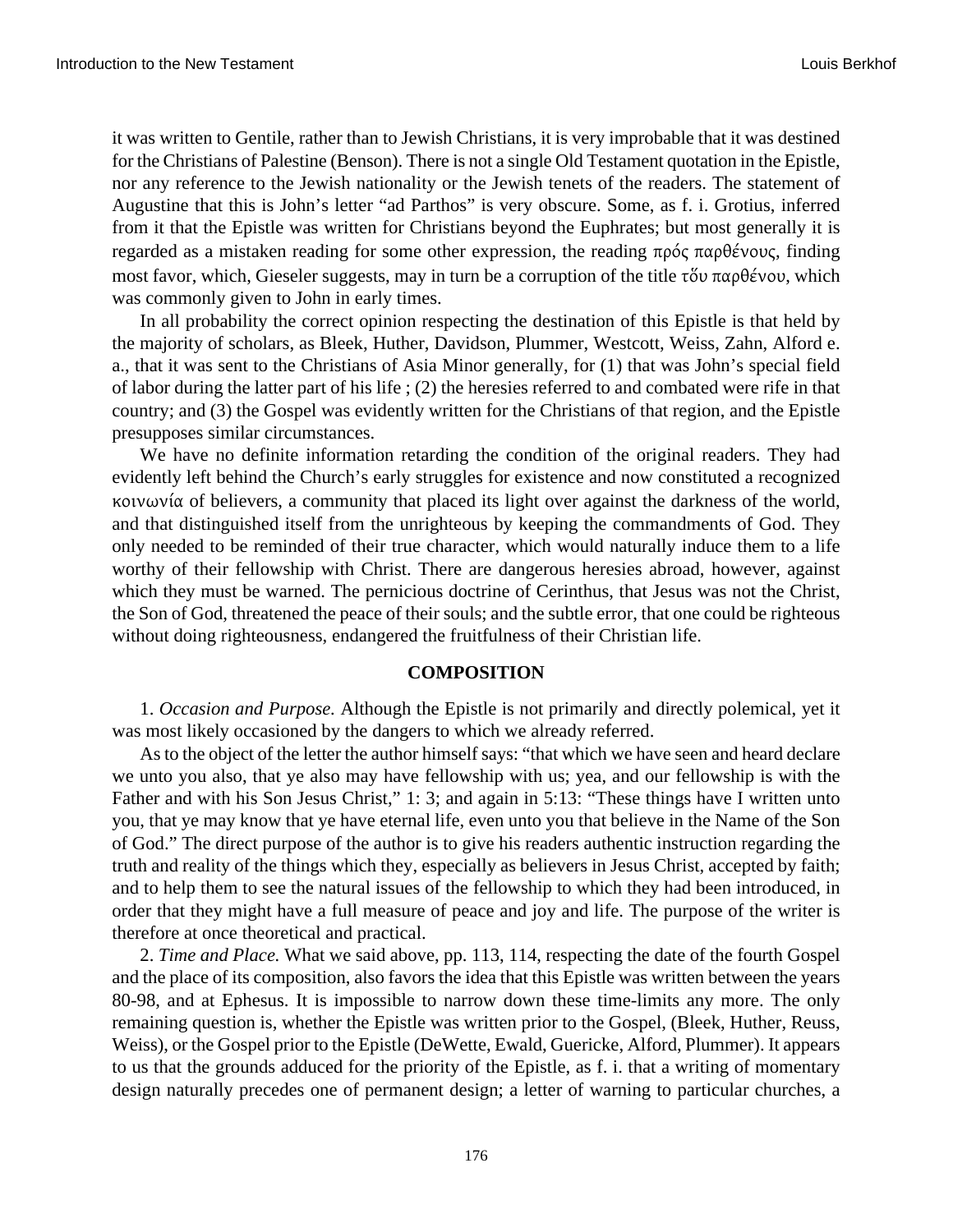it was written to Gentile, rather than to Jewish Christians, it is very improbable that it was destined for the Christians of Palestine (Benson). There is not a single Old Testament quotation in the Epistle, nor any reference to the Jewish nationality or the Jewish tenets of the readers. The statement of Augustine that this is John's letter "ad Parthos" is very obscure. Some, as f. i. Grotius, inferred from it that the Epistle was written for Christians beyond the Euphrates; but most generally it is regarded as a mistaken reading for some other expression, the reading πρός παρθένους, finding most favor, which, Gieseler suggests, may in turn be a corruption of the title τὄυ παρθένου, which was commonly given to John in early times.

In all probability the correct opinion respecting the destination of this Epistle is that held by the majority of scholars, as Bleek, Huther, Davidson, Plummer, Westcott, Weiss, Zahn, Alford e. a., that it was sent to the Christians of Asia Minor generally, for (1) that was John's special field of labor during the latter part of his life ; (2) the heresies referred to and combated were rife in that country; and (3) the Gospel was evidently written for the Christians of that region, and the Epistle presupposes similar circumstances.

We have no definite information retarding the condition of the original readers. They had evidently left behind the Church's early struggles for existence and now constituted a recognized κοινωνία of believers, a community that placed its light over against the darkness of the world, and that distinguished itself from the unrighteous by keeping the commandments of God. They only needed to be reminded of their true character, which would naturally induce them to a life worthy of their fellowship with Christ. There are dangerous heresies abroad, however, against which they must be warned. The pernicious doctrine of Cerinthus, that Jesus was not the Christ, the Son of God, threatened the peace of their souls; and the subtle error, that one could be righteous without doing righteousness, endangered the fruitfulness of their Christian life.

## COMPOSITION

1. *Occasion and Purpose.* Although the Epistle is not primarily and directly polemical, yet it was most likely occasioned by the dangers to which we already referred.

As to the object of the letter the author himself says: "that which we have seen and heard declare we unto you also, that ye also may have fellowship with us; yea, and our fellowship is with the Father and with his Son Jesus Christ," 1: 3; and again in 5:13: "These things have I written unto you, that ye may know that ye have eternal life, even unto you that believe in the Name of the Son of God." The direct purpose of the author is to give his readers authentic instruction regarding the truth and reality of the things which they, especially as believers in Jesus Christ, accepted by faith; and to help them to see the natural issues of the fellowship to which they had been introduced, in order that they might have a full measure of peace and joy and life. The purpose of the writer is therefore at once theoretical and practical.

2. *Time and Place.* What we said above, pp. 113, 114, respecting the date of the fourth Gospel and the place of its composition, also favors the idea that this Epistle was written between the years 80-98, and at Ephesus. It is impossible to narrow down these time-limits any more. The only remaining question is, whether the Epistle was written prior to the Gospel, (Bleek, Huther, Reuss, Weiss), or the Gospel prior to the Epistle (DeWette, Ewald, Guericke, Alford, Plummer). It appears to us that the grounds adduced for the priority of the Epistle, as f. i. that a writing of momentary design naturally precedes one of permanent design; a letter of warning to particular churches, a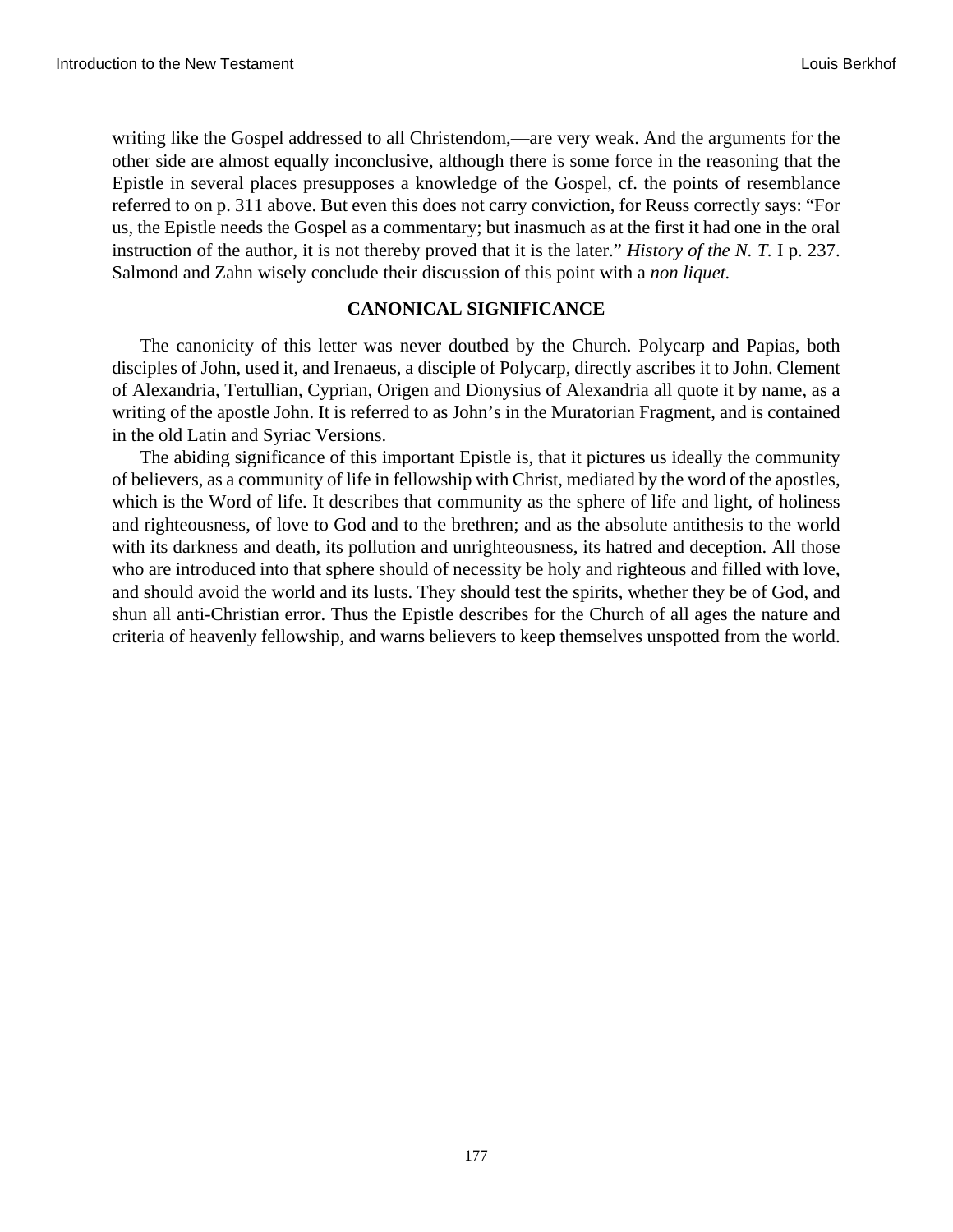writing like the Gospel addressed to all Christendom,—are very weak. And the arguments for the other side are almost equally inconclusive, although there is some force in the reasoning that the Epistle in several places presupposes a knowledge of the Gospel, cf. the points of resemblance referred to on p. 311 above. But even this does not carry conviction, for Reuss correctly says: “For us, the Epistle needs the Gospel as a commentary; but inasmuch as at the first it had one in the oral instruction of the author, it is not thereby proved that it is the later.” *History of the N. T.* I p. 237. Salmond and Zahn wisely conclude their discussion of this point with a *non liquet.*

## CANONICAL SIGNIFICANCE

The canonicity of this letter was never doutbed by the Church. Polycarp and Papias, both disciples of John, used it, and Irenaeus, a disciple of Polycarp, directly ascribes it to John. Clement of Alexandria, Tertullian, Cyprian, Origen and Dionysius of Alexandria all quote it by name, as a writing of the apostle John. It is referred to as John’s in the Muratorian Fragment, and is contained in the old Latin and Syriac Versions.

The abiding significance of this important Epistle is, that it pictures us ideally the community of believers, as a community of life in fellowship with Christ, mediated by the word of the apostles, which is the Word of life. It describes that community as the sphere of life and light, of holiness and righteousness, of love to God and to the brethren; and as the absolute antithesis to the world with its darkness and death, its pollution and unrighteousness, its hatred and deception. All those who are introduced into that sphere should of necessity be holy and righteous and filled with love, and should avoid the world and its lusts. They should test the spirits, whether they be of God, and shun all anti-Christian error. Thus the Epistle describes for the Church of all ages the nature and criteria of heavenly fellowship, and warns believers to keep themselves unspotted from the world.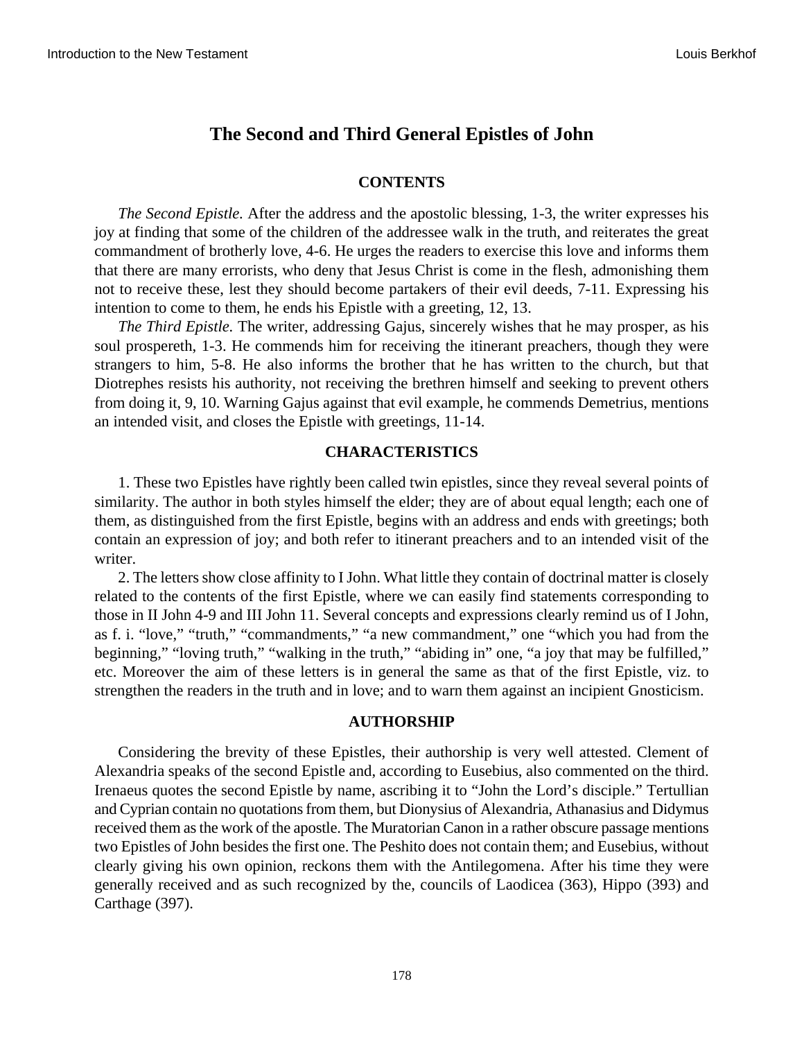# The Second and Third General Epistles of John

## CONTENTS

*The Second Epistle.* After the address and the apostolic blessing, 1-3, the writer expresses his joy at finding that some of the children of the addressee walk in the truth, and reiterates the great commandment of brotherly love, 4-6. He urges the readers to exercise this love and informs them that there are many errorists, who deny that Jesus Christ is come in the flesh, admonishing them not to receive these, lest they should become partakers of their evil deeds, 7-11. Expressing his intention to come to them, he ends his Epistle with a greeting, 12, 13.

*The Third Epistle.* The writer, addressing Gajus, sincerely wishes that he may prosper, as his soul prospereth, 1-3. He commends him for receiving the itinerant preachers, though they were strangers to him, 5-8. He also informs the brother that he has written to the church, but that Diotrephes resists his authority, not receiving the brethren himself and seeking to prevent others from doing it, 9, 10. Warning Gajus against that evil example, he commends Demetrius, mentions an intended visit, and closes the Epistle with greetings, 11-14.

## CHARACTERISTICS

1. These two Epistles have rightly been called twin epistles, since they reveal several points of similarity. The author in both styles himself the elder; they are of about equal length; each one of them, as distinguished from the first Epistle, begins with an address and ends with greetings; both contain an expression of joy; and both refer to itinerant preachers and to an intended visit of the writer.

2. The letters show close affinity to I John. What little they contain of doctrinal matter is closely related to the contents of the first Epistle, where we can easily find statements corresponding to those in II John 4-9 and III John 11. Several concepts and expressions clearly remind us of I John, as f. i. "love," "truth," "commandments," "a new commandment," one "which you had from the beginning," "loving truth," "walking in the truth," "abiding in" one, "a joy that may be fulfilled," etc. Moreover the aim of these letters is in general the same as that of the first Epistle, viz. to strengthen the readers in the truth and in love; and to warn them against an incipient Gnosticism.

## AUTHORSHIP

Considering the brevity of these Epistles, their authorship is very well attested. Clement of Alexandria speaks of the second Epistle and, according to Eusebius, also commented on the third. Irenaeus quotes the second Epistle by name, ascribing it to "John the Lord's disciple." Tertullian and Cyprian contain no quotations from them, but Dionysius of Alexandria, Athanasius and Didymus received them as the work of the apostle. The Muratorian Canon in a rather obscure passage mentions two Epistles of John besides the first one. The Peshito does not contain them; and Eusebius, without clearly giving his own opinion, reckons them with the Antilegomena. After his time they were generally received and as such recognized by the, councils of Laodicea (363), Hippo (393) and Carthage (397).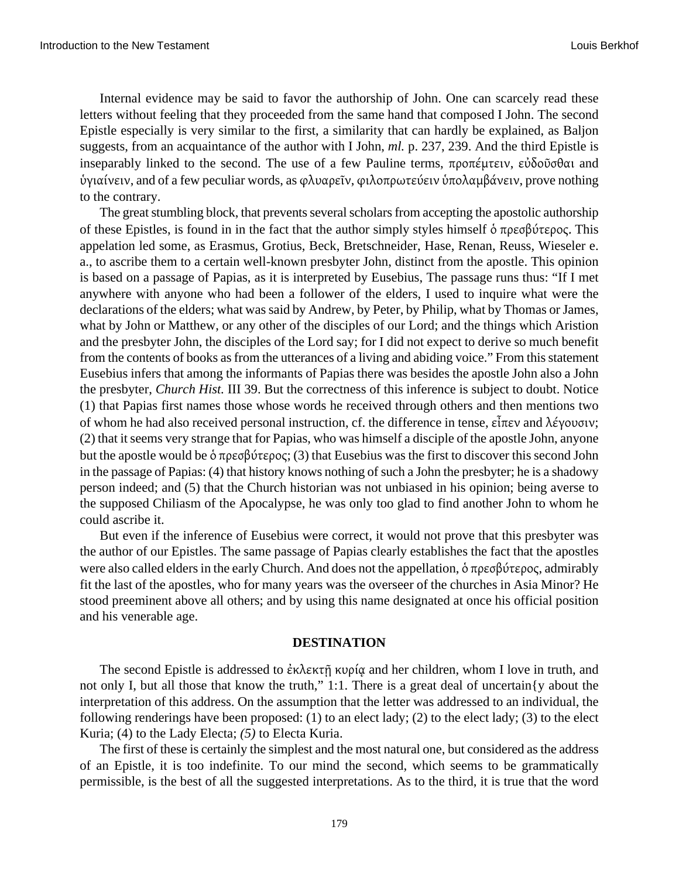Internal evidence may be said to favor the authorship of John. One can scarcely read these letters without feeling that they proceeded from the same hand that composed I John. The second Epistle especially is very similar to the first, a similarity that can hardly be explained, as Baljon suggests, from an acquaintance of the author with I John, *ml.* p. 237, 239. And the third Epistle is inseparably linked to the second. The use of a few Pauline terms, προπέμπειν, εὐδοῦσθαι and ὑγιαίνειν, and of a few peculiar words, as φλυαρεῖν, φιλοπρωτεύειν ὑπολαμβάνειν, prove nothing to the contrary.

The great stumbling block, that prevents several scholars from accepting the apostolic authorship of these Epistles, is found in in the fact that the author simply styles himself ὁ πρεσβύτερος. This appelation led some, as Erasmus, Grotius, Beck, Bretschneider, Hase, Renan, Reuss, Wieseler e. a., to ascribe them to a certain well-known presbyter John, distinct from the apostle. This opinion is based on a passage of Papias, as it is interpreted by Eusebius, The passage runs thus: "If I met anywhere with anyone who had been a follower of the elders, I used to inquire what were the declarations of the elders; what was said by Andrew, by Peter, by Philip, what by Thomas or James, what by John or Matthew, or any other of the disciples of our Lord; and the things which Aristion and the presbyter John, the disciples of the Lord say; for I did not expect to derive so much benefit from the contents of books as from the utterances of a living and abiding voice." From this statement Eusebius infers that among the informants of Papias there was besides the apostle John also a John the presbyter, *Church Hist.* III 39. But the correctness of this inference is subject to doubt. Notice (1) that Papias first names those whose words he received through others and then mentions two of whom he had also received personal instruction, cf. the difference in tense, εἶπεν and λέγουσιν; (2) that it seems very strange that for Papias, who was himself a disciple of the apostle John, anyone but the apostle would be ὁ πρεσβύτερος; (3) that Eusebius was the first to discover this second John in the passage of Papias: (4) that history knows nothing of such a John the presbyter; he is a shadowy person indeed; and (5) that the Church historian was not unbiased in his opinion; being averse to the supposed Chiliasm of the Apocalypse, he was only too glad to find another John to whom he could ascribe it.

But even if the inference of Eusebius were correct, it would not prove that this presbyter was the author of our Epistles. The same passage of Papias clearly establishes the fact that the apostles were also called elders in the early Church. And does not the appellation, ὁ πρεσβύτερος, admirably fit the last of the apostles, who for many years was the overseer of the churches in Asia Minor? He stood preeminent above all others; and by using this name designated at once his official position and his venerable age.

### DESTINATION

The second Epistle is addressed to ἐκλεκτῇ κυρίᾳ and her children, whom I love in truth, and not only I, but all those that know the truth," 1:1. There is a great deal of uncertain{y about the interpretation of this address. On the assumption that the letter was addressed to an individual, the following renderings have been proposed: (1) to an elect lady; (2) to the elect lady; (3) to the elect Kuria; (4) to the Lady Electa; *(5)* to Electa Kuria.

The first of these is certainly the simplest and the most natural one, but considered as the address of an Epistle, it is too indefinite. To our mind the second, which seems to be grammatically permissible, is the best of all the suggested interpretations. As to the third, it is true that the word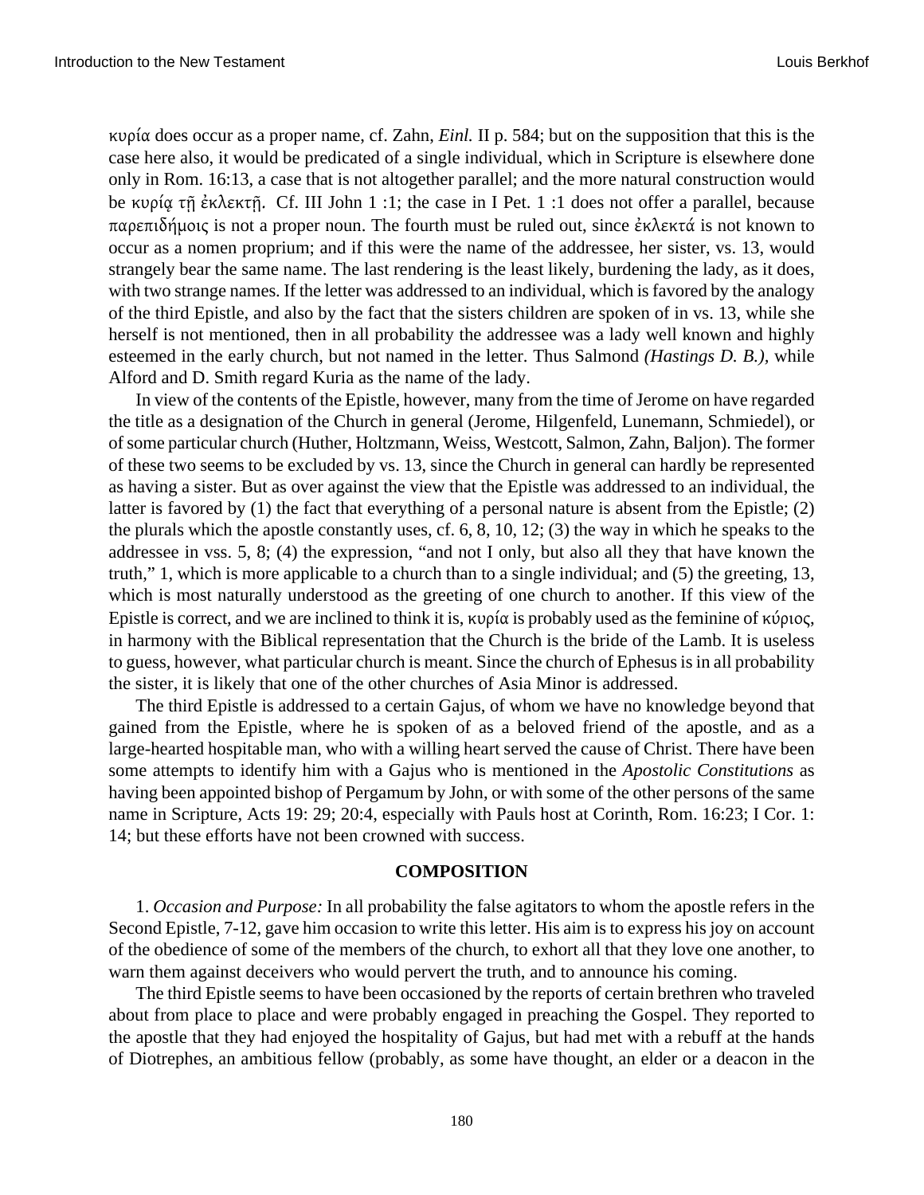κυρία does occur as a proper name, cf. Zahn, *Einl.* II p. 584; but on the supposition that this is the case here also, it would be predicated of a single individual, which in Scripture is elsewhere done only in Rom. 16:13, a case that is not altogether parallel; and the more natural construction would be κυρίᾳ τῇ ἐκλεκτῇ. Cf. III John 1 :1; the case in I Pet. 1 :1 does not offer a parallel, because παρεπιδήμοις is not a proper noun. The fourth must be ruled out, since ἐκλεκτά is not known to occur as a nomen proprium; and if this were the name of the addressee, her sister, vs. 13, would strangely bear the same name. The last rendering is the least likely, burdening the lady, as it does, with two strange names. If the letter was addressed to an individual, which is favored by the analogy of the third Epistle, and also by the fact that the sisters children are spoken of in vs. 13, while she herself is not mentioned, then in all probability the addressee was a lady well known and highly esteemed in the early church, but not named in the letter. Thus Salmond *(Hastings D. B.)*, while Alford and D. Smith regard Kuria as the name of the lady.

In view of the contents of the Epistle, however, many from the time of Jerome on have regarded the title as a designation of the Church in general (Jerome, Hilgenfeld, Lunemann, Schmiedel), or of some particular church (Huther, Holtzmann, Weiss, Westcott, Salmon, Zahn, Baljon). The former of these two seems to be excluded by vs. 13, since the Church in general can hardly be represented as having a sister. But as over against the view that the Epistle was addressed to an individual, the latter is favored by (1) the fact that everything of a personal nature is absent from the Epistle; (2) the plurals which the apostle constantly uses, cf. 6, 8, 10, 12; (3) the way in which he speaks to the addressee in vss. 5, 8; (4) the expression, "and not I only, but also all they that have known the truth," 1, which is more applicable to a church than to a single individual; and (5) the greeting, 13, which is most naturally understood as the greeting of one church to another. If this view of the Epistle is correct, and we are inclined to think it is, κυρία is probably used as the feminine of κύριος, in harmony with the Biblical representation that the Church is the bride of the Lamb. It is useless to guess, however, what particular church is meant. Since the church of Ephesus is in all probability the sister, it is likely that one of the other churches of Asia Minor is addressed.

The third Epistle is addressed to a certain Gajus, of whom we have no knowledge beyond that gained from the Epistle, where he is spoken of as a beloved friend of the apostle, and as a large-hearted hospitable man, who with a willing heart served the cause of Christ. There have been some attempts to identify him with a Gajus who is mentioned in the *Apostolic Constitutions* as having been appointed bishop of Pergamum by John, or with some of the other persons of the same name in Scripture, Acts 19: 29; 20:4, especially with Pauls host at Corinth, Rom. 16:23; I Cor. 1: 14; but these efforts have not been crowned with success.

## COMPOSITION

1. *Occasion and Purpose:* In all probability the false agitators to whom the apostle refers in the Second Epistle, 7-12, gave him occasion to write this letter. His aim is to express his joy on account of the obedience of some of the members of the church, to exhort all that they love one another, to warn them against deceivers who would pervert the truth, and to announce his coming.

The third Epistle seems to have been occasioned by the reports of certain brethren who traveled about from place to place and were probably engaged in preaching the Gospel. They reported to the apostle that they had enjoyed the hospitality of Gajus, but had met with a rebuff at the hands of Diotrephes, an ambitious fellow (probably, as some have thought, an elder or a deacon in the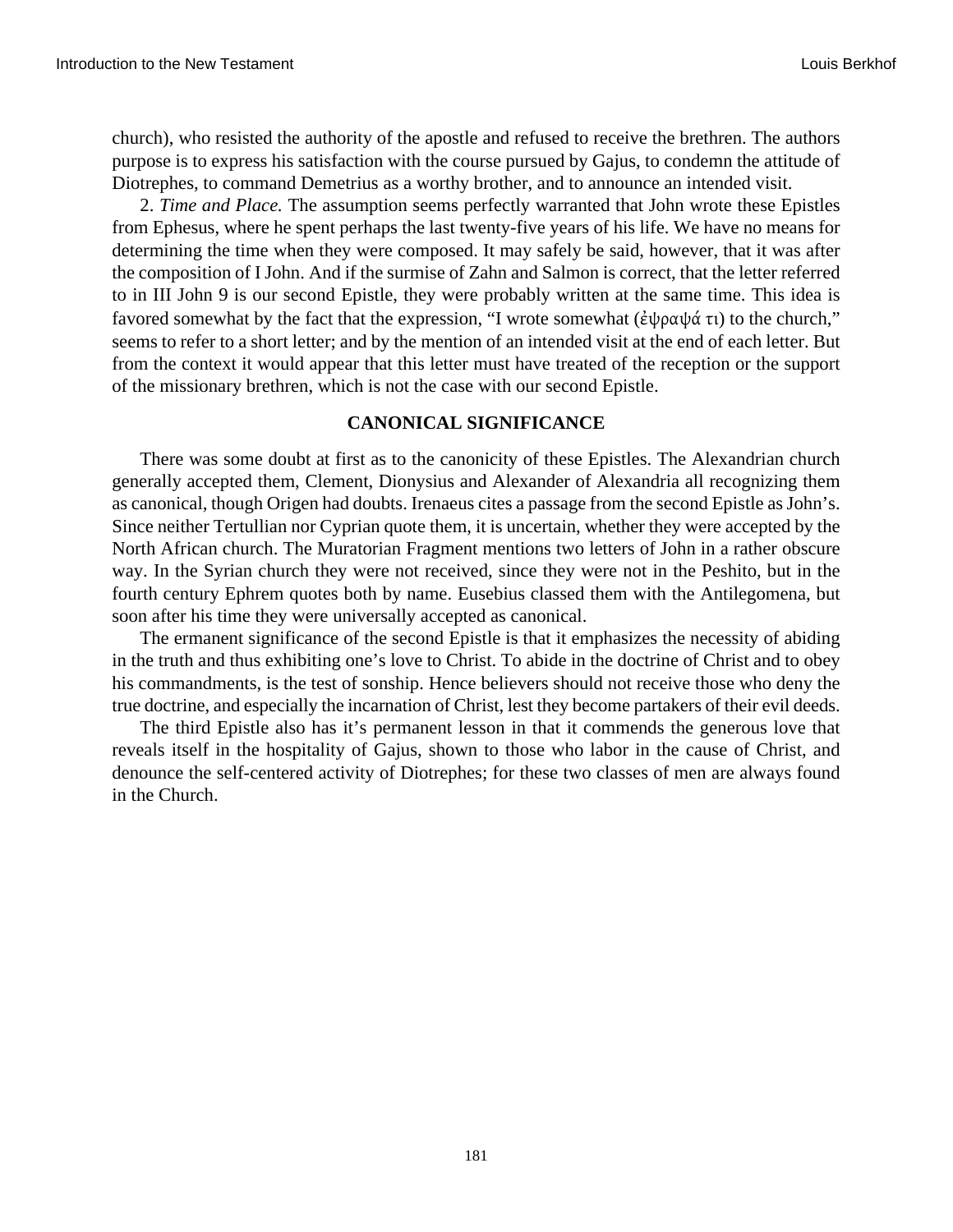church), who resisted the authority of the apostle and refused to receive the brethren. The authors purpose is to express his satisfaction with the course pursued by Gajus, to condemn the attitude of Diotrephes, to command Demetrius as a worthy brother, and to announce an intended visit.

2. *Time and Place.* The assumption seems perfectly warranted that John wrote these Epistles from Ephesus, where he spent perhaps the last twenty-five years of his life. We have no means for determining the time when they were composed. It may safely be said, however, that it was after the composition of I John. And if the surmise of Zahn and Salmon is correct, that the letter referred to in III John 9 is our second Epistle, they were probably written at the same time. This idea is favored somewhat by the fact that the expression, “I wrote somewhat (ἐψραψά τι) to the church,” seems to refer to a short letter; and by the mention of an intended visit at the end of each letter. But from the context it would appear that this letter must have treated of the reception or the support of the missionary brethren, which is not the case with our second Epistle.

### CANONICAL SIGNIFICANCE

There was some doubt at first as to the canonicity of these Epistles. The Alexandrian church generally accepted them, Clement, Dionysius and Alexander of Alexandria all recognizing them as canonical, though Origen had doubts. Irenaeus cites a passage from the second Epistle as John’s. Since neither Tertullian nor Cyprian quote them, it is uncertain, whether they were accepted by the North African church. The Muratorian Fragment mentions two letters of John in a rather obscure way. In the Syrian church they were not received, since they were not in the Peshito, but in the fourth century Ephrem quotes both by name. Eusebius classed them with the Antilegomena, but soon after his time they were universally accepted as canonical.

The ermanent significance of the second Epistle is that it emphasizes the necessity of abiding in the truth and thus exhibiting one’s love to Christ. To abide in the doctrine of Christ and to obey his commandments, is the test of sonship. Hence believers should not receive those who deny the true doctrine, and especially the incarnation of Christ, lest they become partakers of their evil deeds.

The third Epistle also has it’s permanent lesson in that it commends the generous love that reveals itself in the hospitality of Gajus, shown to those who labor in the cause of Christ, and denounce the self-centered activity of Diotrephes; for these two classes of men are always found in the Church.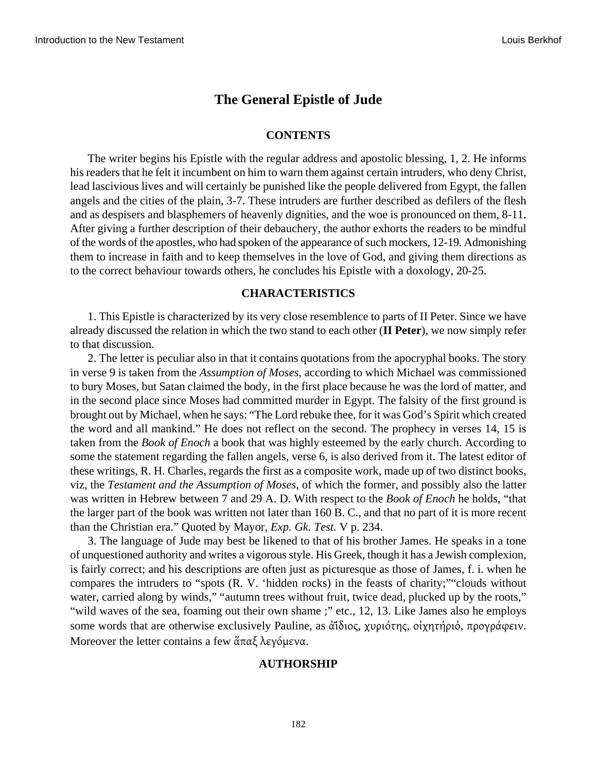# The General Epistle of Jude

## CONTENTS

The writer begins his Epistle with the regular address and apostolic blessing, 1, 2. He informs his readers that he felt it incumbent on him to warn them against certain intruders, who deny Christ, lead lascivious lives and will certainly be punished like the people delivered from Egypt, the fallen angels and the cities of the plain, 3-7. These intruders are further described as defilers of the flesh and as despisers and blasphemers of heavenly dignities, and the woe is pronounced on them, 8-11. After giving a further description of their debauchery, the author exhorts the readers to be mindful of the words of the apostles, who had spoken of the appearance of such mockers, 12-19. Admonishing them to increase in faith and to keep themselves in the love of God, and giving them directions as to the correct behaviour towards others, he concludes his Epistle with a doxology, 20-25.

## CHARACTERISTICS

1. This Epistle is characterized by its very close resemblence to parts of II Peter. Since we have already discussed the relation in which the two stand to each other (**II Peter**), we now simply refer to that discussion.

2. The letter is peculiar also in that it contains quotations from the apocryphal books. The story in verse 9 is taken from the *Assumption of Moses*, according to which Michael was commissioned to bury Moses, but Satan claimed the body, in the first place because he was the lord of matter, and in the second place since Moses had committed murder in Egypt. The falsity of the first ground is brought out by Michael, when he says: "The Lord rebuke thee, for it was God's Spirit which created the word and all mankind." He does not reflect on the second. The prophecy in verses 14, 15 is taken from the *Book of Enoch* a book that was highly esteemed by the early church. According to some the statement regarding the fallen angels, verse 6, is also derived from it. The latest editor of these writings, R. H. Charles, regards the first as a composite work, made up of two distinct books, viz, the *Testament and the Assumption of Moses*, of which the former, and possibly also the latter was written in Hebrew between 7 and 29 A. D. With respect to the *Book of Enoch* he holds, "that the larger part of the book was written not later than 160 B. C., and that no part of it is more recent than the Christian era." Quoted by Mayor, *Exp. Gk. Test.* V p. 234.

3. The language of Jude may best be likened to that of his brother James. He speaks in a tone of unquestioned authority and writes a vigorous style. His Greek, though it has a Jewish complexion, is fairly correct; and his descriptions are often just as picturesque as those of James, f. i. when he compares the intruders to "spots (R. V. 'hidden rocks) in the feasts of charity;""clouds without water, carried along by winds," "autumn trees without fruit, twice dead, plucked up by the roots," "wild waves of the sea, foaming out their own shame ;" etc., 12, 13. Like James also he employs some words that are otherwise exclusively Pauline, as ἀΐδιος, χυριότης, οἰχητήριὀ, προγράφειν. Moreover the letter contains a few ἅπαξ λεγόμενα.

## AUTHORSHIP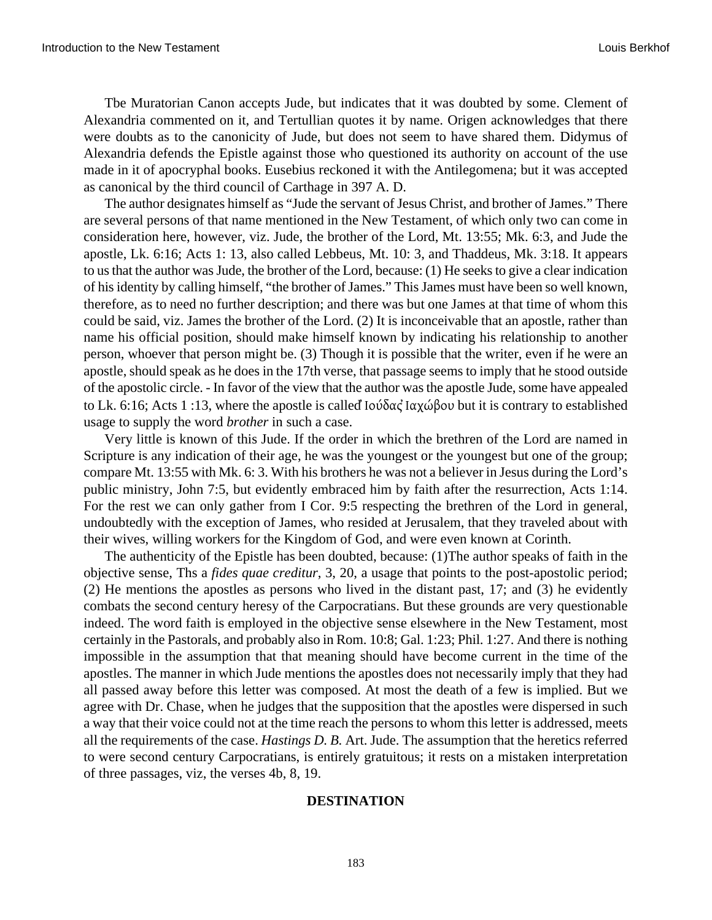Tbe Muratorian Canon accepts Jude, but indicates that it was doubted by some. Clement of Alexandria commented on it, and Tertullian quotes it by name. Origen acknowledges that there were doubts as to the canonicity of Jude, but does not seem to have shared them. Didymus of Alexandria defends the Epistle against those who questioned its authority on account of the use made in it of apocryphal books. Eusebius reckoned it with the Antilegomena; but it was accepted as canonical by the third council of Carthage in 397 A. D.

The author designates himself as "Jude the servant of Jesus Christ, and brother of James." There are several persons of that name mentioned in the New Testament, of which only two can come in consideration here, however, viz. Jude, the brother of the Lord, Mt. 13:55; Mk. 6:3, and Jude the apostle, Lk. 6:16; Acts 1: 13, also called Lebbeus, Mt. 10: 3, and Thaddeus, Mk. 3:18. It appears to us that the author was Jude, the brother of the Lord, because: (1) He seeks to give a clear indication of his identity by calling himself, "the brother of James." This James must have been so well known, therefore, as to need no further description; and there was but one James at that time of whom this could be said, viz. James the brother of the Lord. (2) It is inconceivable that an apostle, rather than name his official position, should make himself known by indicating his relationship to another person, whoever that person might be. (3) Though it is possible that the writer, even if he were an apostle, should speak as he does in the 17th verse, that passage seems to imply that he stood outside of the apostolic circle. - In favor of the view that the author was the apostle Jude, some have appealed to Lk. 6:16; Acts 1 :13, where the apostle is called Ἰούδας Ἰαχώβου but it is contrary to established usage to supply the word *brother* in such a case.

Very little is known of this Jude. If the order in which the brethren of the Lord are named in Scripture is any indication of their age, he was the youngest or the youngest but one of the group; compare Mt. 13:55 with Mk. 6: 3. With his brothers he was not a believer in Jesus during the Lord's public ministry, John 7:5, but evidently embraced him by faith after the resurrection, Acts 1:14. For the rest we can only gather from I Cor. 9:5 respecting the brethren of the Lord in general, undoubtedly with the exception of James, who resided at Jerusalem, that they traveled about with their wives, willing workers for the Kingdom of God, and were even known at Corinth.

The authenticity of the Epistle has been doubted, because: (1)The author speaks of faith in the objective sense, Ths a *fides quae creditur*, 3, 20, a usage that points to the post-apostolic period; (2) He mentions the apostles as persons who lived in the distant past, 17; and (3) he evidently combats the second century heresy of the Carpocratians. But these grounds are very questionable indeed. The word faith is employed in the objective sense elsewhere in the New Testament, most certainly in the Pastorals, and probably also in Rom. 10:8; Gal. 1:23; Phil. 1:27. And there is nothing impossible in the assumption that that meaning should have become current in the time of the apostles. The manner in which Jude mentions the apostles does not necessarily imply that they had all passed away before this letter was composed. At most the death of a few is implied. But we agree with Dr. Chase, when he judges that the supposition that the apostles were dispersed in such a way that their voice could not at the time reach the persons to whom this letter is addressed, meets all the requirements of the case. *Hastings D. B.* Art. Jude. The assumption that the heretics referred to were second century Carpocratians, is entirely gratuitous; it rests on a mistaken interpretation of three passages, viz, the verses 4b, 8, 19.

## DESTINATION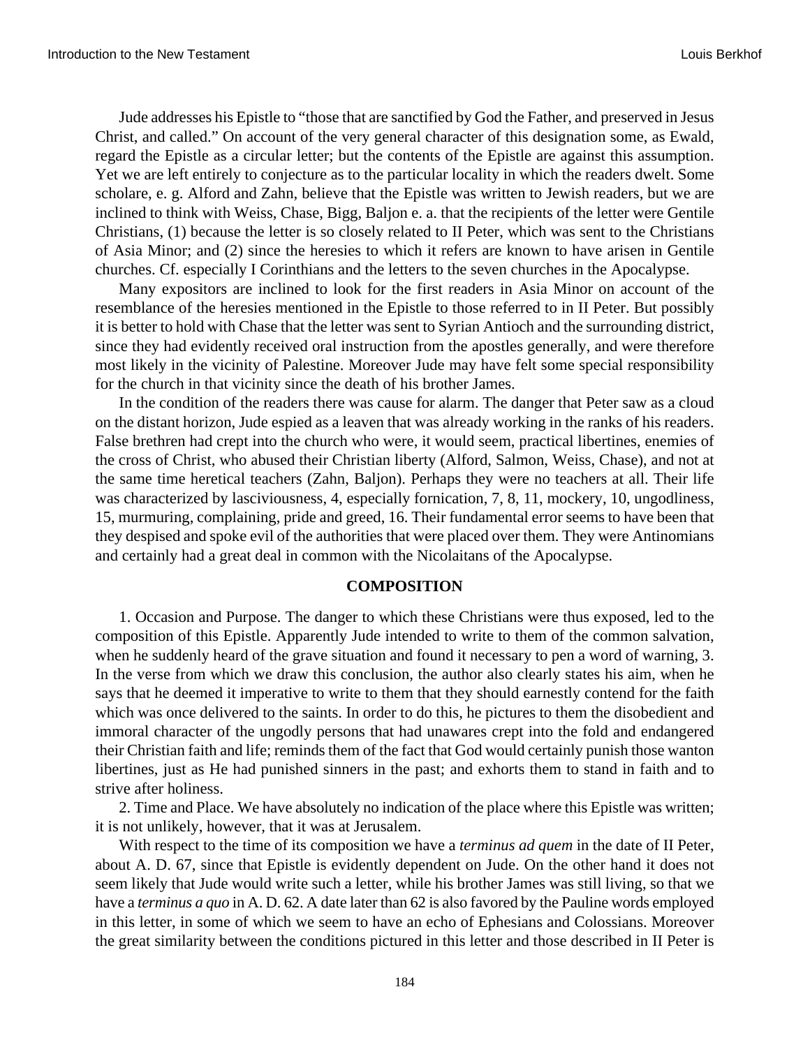Jude addresses his Epistle to “those that are sanctified by God the Father, and preserved in Jesus Christ, and called.” On account of the very general character of this designation some, as Ewald, regard the Epistle as a circular letter; but the contents of the Epistle are against this assumption. Yet we are left entirely to conjecture as to the particular locality in which the readers dwelt. Some scholare, e. g. Alford and Zahn, believe that the Epistle was written to Jewish readers, but we are inclined to think with Weiss, Chase, Bigg, Baljon e. a. that the recipients of the letter were Gentile Christians, (1) because the letter is so closely related to II Peter, which was sent to the Christians of Asia Minor; and (2) since the heresies to which it refers are known to have arisen in Gentile churches. Cf. especially I Corinthians and the letters to the seven churches in the Apocalypse.

Many expositors are inclined to look for the first readers in Asia Minor on account of the resemblance of the heresies mentioned in the Epistle to those referred to in II Peter. But possibly it is better to hold with Chase that the letter was sent to Syrian Antioch and the surrounding district, since they had evidently received oral instruction from the apostles generally, and were therefore most likely in the vicinity of Palestine. Moreover Jude may have felt some special responsibility for the church in that vicinity since the death of his brother James.

In the condition of the readers there was cause for alarm. The danger that Peter saw as a cloud on the distant horizon, Jude espied as a leaven that was already working in the ranks of his readers. False brethren had crept into the church who were, it would seem, practical libertines, enemies of the cross of Christ, who abused their Christian liberty (Alford, Salmon, Weiss, Chase), and not at the same time heretical teachers (Zahn, Baljon). Perhaps they were no teachers at all. Their life was characterized by lasciviousness, 4, especially fornication, 7, 8, 11, mockery, 10, ungodliness, 15, murmuring, complaining, pride and greed, 16. Their fundamental error seems to have been that they despised and spoke evil of the authorities that were placed over them. They were Antinomians and certainly had a great deal in common with the Nicolaitans of the Apocalypse.

## COMPOSITION

1. Occasion and Purpose. The danger to which these Christians were thus exposed, led to the composition of this Epistle. Apparently Jude intended to write to them of the common salvation, when he suddenly heard of the grave situation and found it necessary to pen a word of warning, 3. In the verse from which we draw this conclusion, the author also clearly states his aim, when he says that he deemed it imperative to write to them that they should earnestly contend for the faith which was once delivered to the saints. In order to do this, he pictures to them the disobedient and immoral character of the ungodly persons that had unawares crept into the fold and endangered their Christian faith and life; reminds them of the fact that God would certainly punish those wanton libertines, just as He had punished sinners in the past; and exhorts them to stand in faith and to strive after holiness.

2. Time and Place. We have absolutely no indication of the place where this Epistle was written; it is not unlikely, however, that it was at Jerusalem.

With respect to the time of its composition we have a *terminus ad quem* in the date of II Peter, about A. D. 67, since that Epistle is evidently dependent on Jude. On the other hand it does not seem likely that Jude would write such a letter, while his brother James was still living, so that we have a *terminus a quo* in A. D. 62. A date later than 62 is also favored by the Pauline words employed in this letter, in some of which we seem to have an echo of Ephesians and Colossians. Moreover the great similarity between the conditions pictured in this letter and those described in II Peter is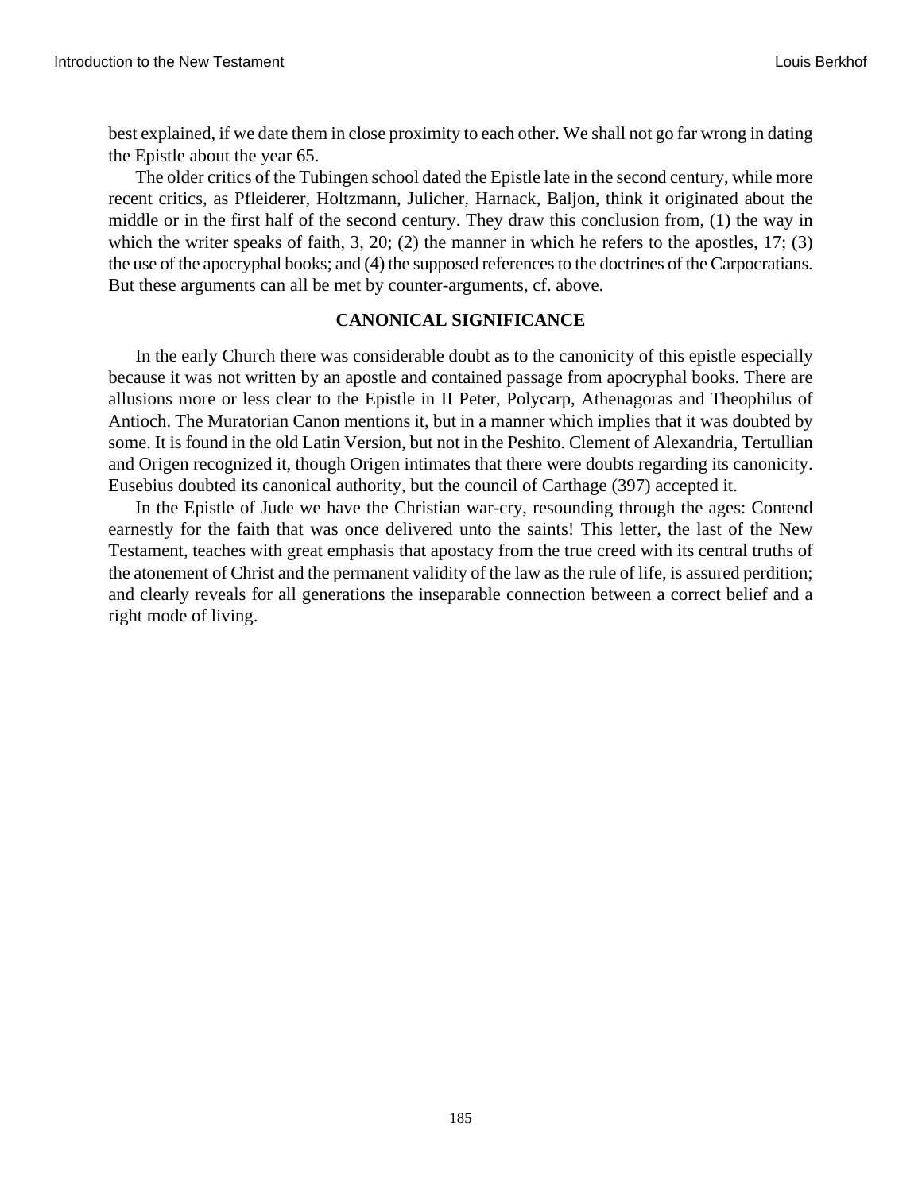best explained, if we date them in close proximity to each other. We shall not go far wrong in dating the Epistle about the year 65.

The older critics of the Tubingen school dated the Epistle late in the second century, while more recent critics, as Pfleiderer, Holtzmann, Julicher, Harnack, Baljon, think it originated about the middle or in the first half of the second century. They draw this conclusion from, (1) the way in which the writer speaks of faith, 3, 20; (2) the manner in which he refers to the apostles, 17; (3) the use of the apocryphal books; and (4) the supposed references to the doctrines of the Carpocratians. But these arguments can all be met by counter-arguments, cf. above.

### CANONICAL SIGNIFICANCE

In the early Church there was considerable doubt as to the canonicity of this epistle especially because it was not written by an apostle and contained passage from apocryphal books. There are allusions more or less clear to the Epistle in II Peter, Polycarp, Athenagoras and Theophilus of Antioch. The Muratorian Canon mentions it, but in a manner which implies that it was doubted by some. It is found in the old Latin Version, but not in the Peshito. Clement of Alexandria, Tertullian and Origen recognized it, though Origen intimates that there were doubts regarding its canonicity. Eusebius doubted its canonical authority, but the council of Carthage (397) accepted it.

In the Epistle of Jude we have the Christian war-cry, resounding through the ages: Contend earnestly for the faith that was once delivered unto the saints! This letter, the last of the New Testament, teaches with great emphasis that apostacy from the true creed with its central truths of the atonement of Christ and the permanent validity of the law as the rule of life, is assured perdition; and clearly reveals for all generations the inseparable connection between a correct belief and a right mode of living.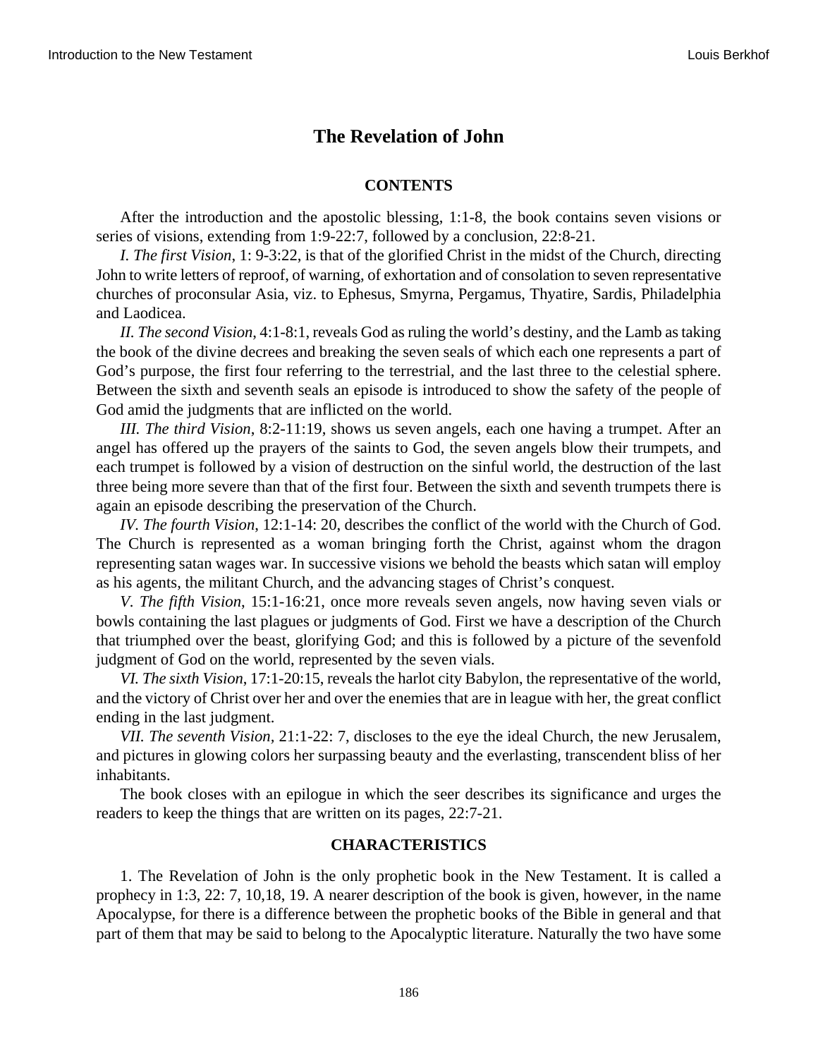# The Revelation of John

## CONTENTS

After the introduction and the apostolic blessing, 1:1-8, the book contains seven visions or series of visions, extending from 1:9-22:7, followed by a conclusion, 22:8-21.

*I. The first Vision*, 1: 9-3:22, is that of the glorified Christ in the midst of the Church, directing John to write letters of reproof, of warning, of exhortation and of consolation to seven representative churches of proconsular Asia, viz. to Ephesus, Smyrna, Pergamus, Thyatire, Sardis, Philadelphia and Laodicea.

*II. The second Vision*, 4:1-8:1, reveals God as ruling the world's destiny, and the Lamb as taking the book of the divine decrees and breaking the seven seals of which each one represents a part of God's purpose, the first four referring to the terrestrial, and the last three to the celestial sphere. Between the sixth and seventh seals an episode is introduced to show the safety of the people of God amid the judgments that are inflicted on the world.

*III. The third Vision*, 8:2-11:19, shows us seven angels, each one having a trumpet. After an angel has offered up the prayers of the saints to God, the seven angels blow their trumpets, and each trumpet is followed by a vision of destruction on the sinful world, the destruction of the last three being more severe than that of the first four. Between the sixth and seventh trumpets there is again an episode describing the preservation of the Church.

*IV. The fourth Vision*, 12:1-14: 20, describes the conflict of the world with the Church of God. The Church is represented as a woman bringing forth the Christ, against whom the dragon representing satan wages war. In successive visions we behold the beasts which satan will employ as his agents, the militant Church, and the advancing stages of Christ's conquest.

*V. The fifth Vision*, 15:1-16:21, once more reveals seven angels, now having seven vials or bowls containing the last plagues or judgments of God. First we have a description of the Church that triumphed over the beast, glorifying God; and this is followed by a picture of the sevenfold judgment of God on the world, represented by the seven vials.

*VI. The sixth Vision*, 17:1-20:15, reveals the harlot city Babylon, the representative of the world, and the victory of Christ over her and over the enemies that are in league with her, the great conflict ending in the last judgment.

*VII. The seventh Vision*, 21:1-22: 7, discloses to the eye the ideal Church, the new Jerusalem, and pictures in glowing colors her surpassing beauty and the everlasting, transcendent bliss of her inhabitants.

The book closes with an epilogue in which the seer describes its significance and urges the readers to keep the things that are written on its pages, 22:7-21.

## CHARACTERISTICS

1. The Revelation of John is the only prophetic book in the New Testament. It is called a prophecy in 1:3, 22: 7, 10,18, 19. A nearer description of the book is given, however, in the name Apocalypse, for there is a difference between the prophetic books of the Bible in general and that part of them that may be said to belong to the Apocalyptic literature. Naturally the two have some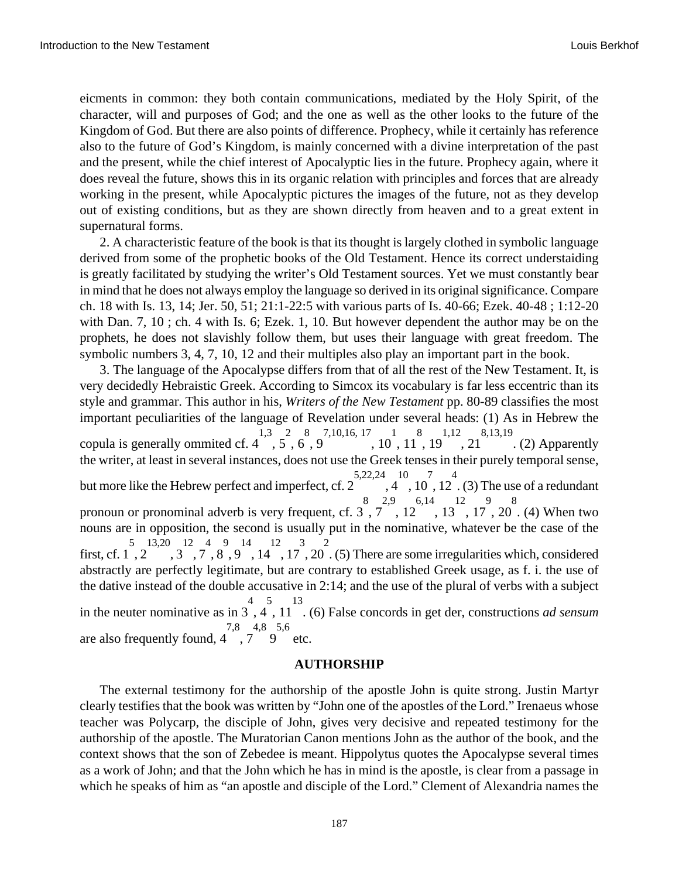eicments in common: they both contain communications, mediated by the Holy Spirit, of the character, will and purposes of God; and the one as well as the other looks to the future of the Kingdom of God. But there are also points of difference. Prophecy, while it certainly has reference also to the future of God's Kingdom, is mainly concerned with a divine interpretation of the past and the present, while the chief interest of Apocalyptic lies in the future. Prophecy again, where it does reveal the future, shows this in its organic relation with principles and forces that are already working in the present, while Apocalyptic pictures the images of the future, not as they develop out of existing conditions, but as they are shown directly from heaven and to a great extent in supernatural forms.

2. A characteristic feature of the book is that its thought is largely clothed in symbolic language derived from some of the prophetic books of the Old Testament. Hence its correct understaiding is greatly facilitated by studying the writer's Old Testament sources. Yet we must constantly bear in mind that he does not always employ the language so derived in its original significance. Compare ch. 18 with Is. 13, 14; Jer. 50, 51; 21:1-22:5 with various parts of Is. 40-66; Ezek. 40-48 ; 1:12-20 with Dan. 7, 10 ; ch. 4 with Is. 6; Ezek. 1, 10. But however dependent the author may be on the prophets, he does not slavishly follow them, but uses their language with great freedom. The symbolic numbers 3, 4, 7, 10, 12 and their multiples also play an important part in the book.

3. The language of the Apocalypse differs from that of all the rest of the New Testament. It, is very decidedly Hebraistic Greek. According to Simcox its vocabulary is far less eccentric than its style and grammar. This author in his, *Writers of the New Testament* pp. 80-89 classifies the most important peculiarities of the language of Revelation under several heads: (1) As in Hebrew the copula is generally ommited cf. 4[1,3], 5[2], 6[8], 9[7,10,16, 17], 10[1], 11[8], 19[1,12], 21[8,13,19]. (2) Apparently the writer, at least in several instances, does not use the Greek tenses in their purely temporal sense, but more like the Hebrew perfect and imperfect, cf. 2[5,22,24], 4[10], 10[7], 12[4]. (3) The use of a redundant pronoun or pronominal adverb is very frequent, cf. 3[8], 7[2,9], 12[6,14], 13[12], 17[9], 20[8]. (4) When two nouns are in opposition, the second is usually put in the nominative, whatever be the case of the first, cf. 1[5], 2[13,20], 3[12], 7[4], 8[9], 9[14], 14[12], 17[3], 20[2]. (5) There are some irregularities which, considered abstractly are perfectly legitimate, but are contrary to established Greek usage, as f. i. the use of the dative instead of the double accusative in 2:14; and the use of the plural of verbs with a subject in the neuter nominative as in 3[4], 4[5], 11[13]. (6) False concords in get der, constructions *ad sensum* are also frequently found, 4[7,8], 7[4,8] 9[5,6] etc.

## AUTHORSHIP

The external testimony for the authorship of the apostle John is quite strong. Justin Martyr clearly testifies that the book was written by "John one of the apostles of the Lord." Irenaeus whose teacher was Polycarp, the disciple of John, gives very decisive and repeated testimony for the authorship of the apostle. The Muratorian Canon mentions John as the author of the book, and the context shows that the son of Zebedee is meant. Hippolytus quotes the Apocalypse several times as a work of John; and that the John which he has in mind is the apostle, is clear from a passage in which he speaks of him as "an apostle and disciple of the Lord." Clement of Alexandria names the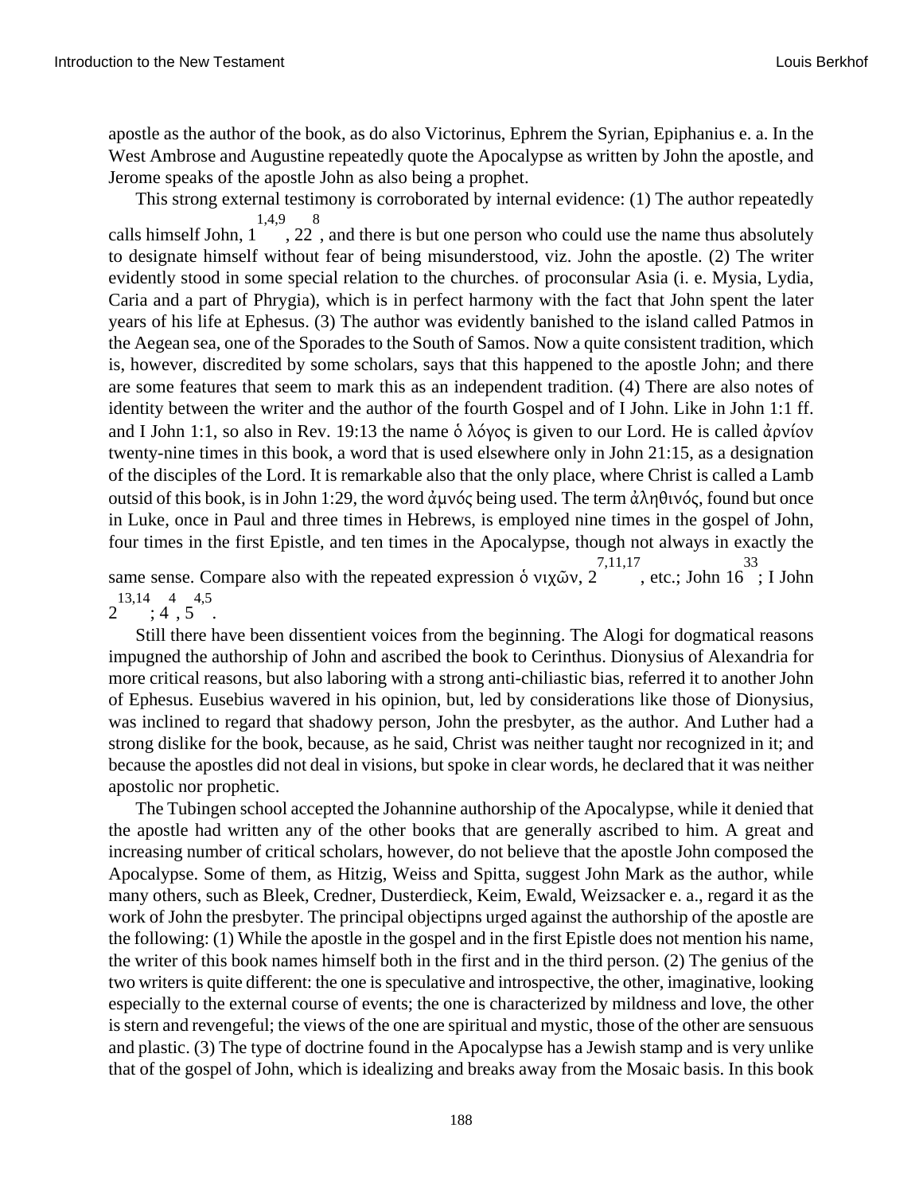apostle as the author of the book, as do also Victorinus, Ephrem the Syrian, Epiphanius e. a. In the West Ambrose and Augustine repeatedly quote the Apocalypse as written by John the apostle, and Jerome speaks of the apostle John as also being a prophet.

This strong external testimony is corroborated by internal evidence: (1) The author repeatedly calls himself John, 1[1,4,9], 22[8], and there is but one person who could use the name thus absolutely to designate himself without fear of being misunderstood, viz. John the apostle. (2) The writer evidently stood in some special relation to the churches. of proconsular Asia (i. e. Mysia, Lydia, Caria and a part of Phrygia), which is in perfect harmony with the fact that John spent the later years of his life at Ephesus. (3) The author was evidently banished to the island called Patmos in the Aegean sea, one of the Sporades to the South of Samos. Now a quite consistent tradition, which is, however, discredited by some scholars, says that this happened to the apostle John; and there are some features that seem to mark this as an independent tradition. (4) There are also notes of identity between the writer and the author of the fourth Gospel and of I John. Like in John 1:1 ff. and I John 1:1, so also in Rev. 19:13 the name ὁ λόγος is given to our Lord. He is called ἀρνίον twenty-nine times in this book, a word that is used elsewhere only in John 21:15, as a designation of the disciples of the Lord. It is remarkable also that the only place, where Christ is called a Lamb outsid of this book, is in John 1:29, the word ἀμνός being used. The term ἀληθινός, found but once in Luke, once in Paul and three times in Hebrews, is employed nine times in the gospel of John, four times in the first Epistle, and ten times in the Apocalypse, though not always in exactly the same sense. Compare also with the repeated expression ὁ νιχῶν, 2[7,11,17], etc.; John 16[33]; I John 2[13,14]; 4[4], 5[4,5].

Still there have been dissentient voices from the beginning. The Alogi for dogmatical reasons impugned the authorship of John and ascribed the book to Cerinthus. Dionysius of Alexandria for more critical reasons, but also laboring with a strong anti-chiliastic bias, referred it to another John of Ephesus. Eusebius wavered in his opinion, but, led by considerations like those of Dionysius, was inclined to regard that shadowy person, John the presbyter, as the author. And Luther had a strong dislike for the book, because, as he said, Christ was neither taught nor recognized in it; and because the apostles did not deal in visions, but spoke in clear words, he declared that it was neither apostolic nor prophetic.

The Tubingen school accepted the Johannine authorship of the Apocalypse, while it denied that the apostle had written any of the other books that are generally ascribed to him. A great and increasing number of critical scholars, however, do not believe that the apostle John composed the Apocalypse. Some of them, as Hitzig, Weiss and Spitta, suggest John Mark as the author, while many others, such as Bleek, Credner, Dusterdieck, Keim, Ewald, Weizsacker e. a., regard it as the work of John the presbyter. The principal objectipns urged against the authorship of the apostle are the following: (1) While the apostle in the gospel and in the first Epistle does not mention his name, the writer of this book names himself both in the first and in the third person. (2) The genius of the two writers is quite different: the one is speculative and introspective, the other, imaginative, looking especially to the external course of events; the one is characterized by mildness and love, the other is stern and revengeful; the views of the one are spiritual and mystic, those of the other are sensuous and plastic. (3) The type of doctrine found in the Apocalypse has a Jewish stamp and is very unlike that of the gospel of John, which is idealizing and breaks away from the Mosaic basis. In this book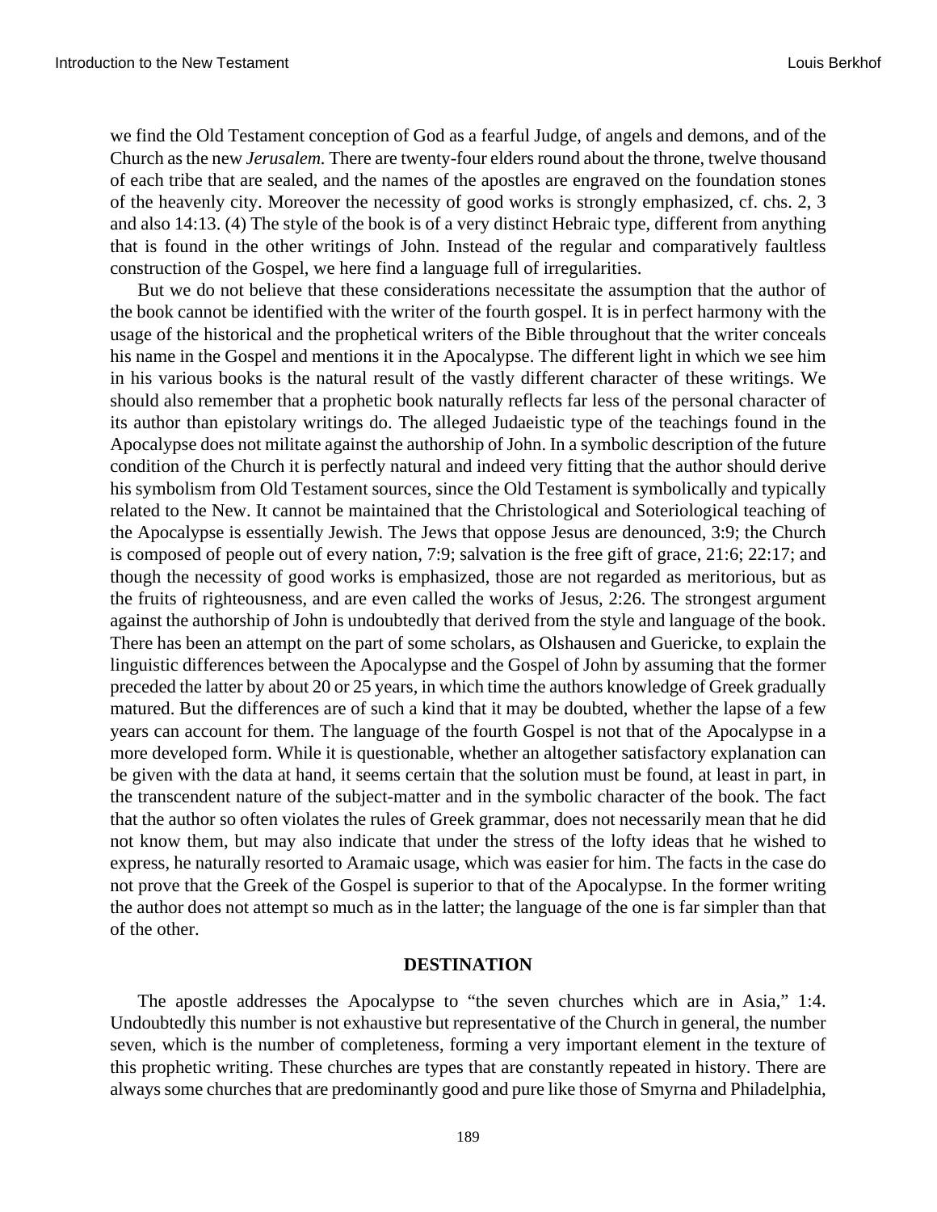we find the Old Testament conception of God as a fearful Judge, of angels and demons, and of the Church as the new *Jerusalem.* There are twenty-four elders round about the throne, twelve thousand of each tribe that are sealed, and the names of the apostles are engraved on the foundation stones of the heavenly city. Moreover the necessity of good works is strongly emphasized, cf. chs. 2, 3 and also 14:13. (4) The style of the book is of a very distinct Hebraic type, different from anything that is found in the other writings of John. Instead of the regular and comparatively faultless construction of the Gospel, we here find a language full of irregularities.

But we do not believe that these considerations necessitate the assumption that the author of the book cannot be identified with the writer of the fourth gospel. It is in perfect harmony with the usage of the historical and the prophetical writers of the Bible throughout that the writer conceals his name in the Gospel and mentions it in the Apocalypse. The different light in which we see him in his various books is the natural result of the vastly different character of these writings. We should also remember that a prophetic book naturally reflects far less of the personal character of its author than epistolary writings do. The alleged Judaeistic type of the teachings found in the Apocalypse does not militate against the authorship of John. In a symbolic description of the future condition of the Church it is perfectly natural and indeed very fitting that the author should derive his symbolism from Old Testament sources, since the Old Testament is symbolically and typically related to the New. It cannot be maintained that the Christological and Soteriological teaching of the Apocalypse is essentially Jewish. The Jews that oppose Jesus are denounced, 3:9; the Church is composed of people out of every nation, 7:9; salvation is the free gift of grace, 21:6; 22:17; and though the necessity of good works is emphasized, those are not regarded as meritorious, but as the fruits of righteousness, and are even called the works of Jesus, 2:26. The strongest argument against the authorship of John is undoubtedly that derived from the style and language of the book. There has been an attempt on the part of some scholars, as Olshausen and Guericke, to explain the linguistic differences between the Apocalypse and the Gospel of John by assuming that the former preceded the latter by about 20 or 25 years, in which time the authors knowledge of Greek gradually matured. But the differences are of such a kind that it may be doubted, whether the lapse of a few years can account for them. The language of the fourth Gospel is not that of the Apocalypse in a more developed form. While it is questionable, whether an altogether satisfactory explanation can be given with the data at hand, it seems certain that the solution must be found, at least in part, in the transcendent nature of the subject-matter and in the symbolic character of the book. The fact that the author so often violates the rules of Greek grammar, does not necessarily mean that he did not know them, but may also indicate that under the stress of the lofty ideas that he wished to express, he naturally resorted to Aramaic usage, which was easier for him. The facts in the case do not prove that the Greek of the Gospel is superior to that of the Apocalypse. In the former writing the author does not attempt so much as in the latter; the language of the one is far simpler than that of the other.

## DESTINATION

The apostle addresses the Apocalypse to "the seven churches which are in Asia," 1:4. Undoubtedly this number is not exhaustive but representative of the Church in general, the number seven, which is the number of completeness, forming a very important element in the texture of this prophetic writing. These churches are types that are constantly repeated in history. There are always some churches that are predominantly good and pure like those of Smyrna and Philadelphia,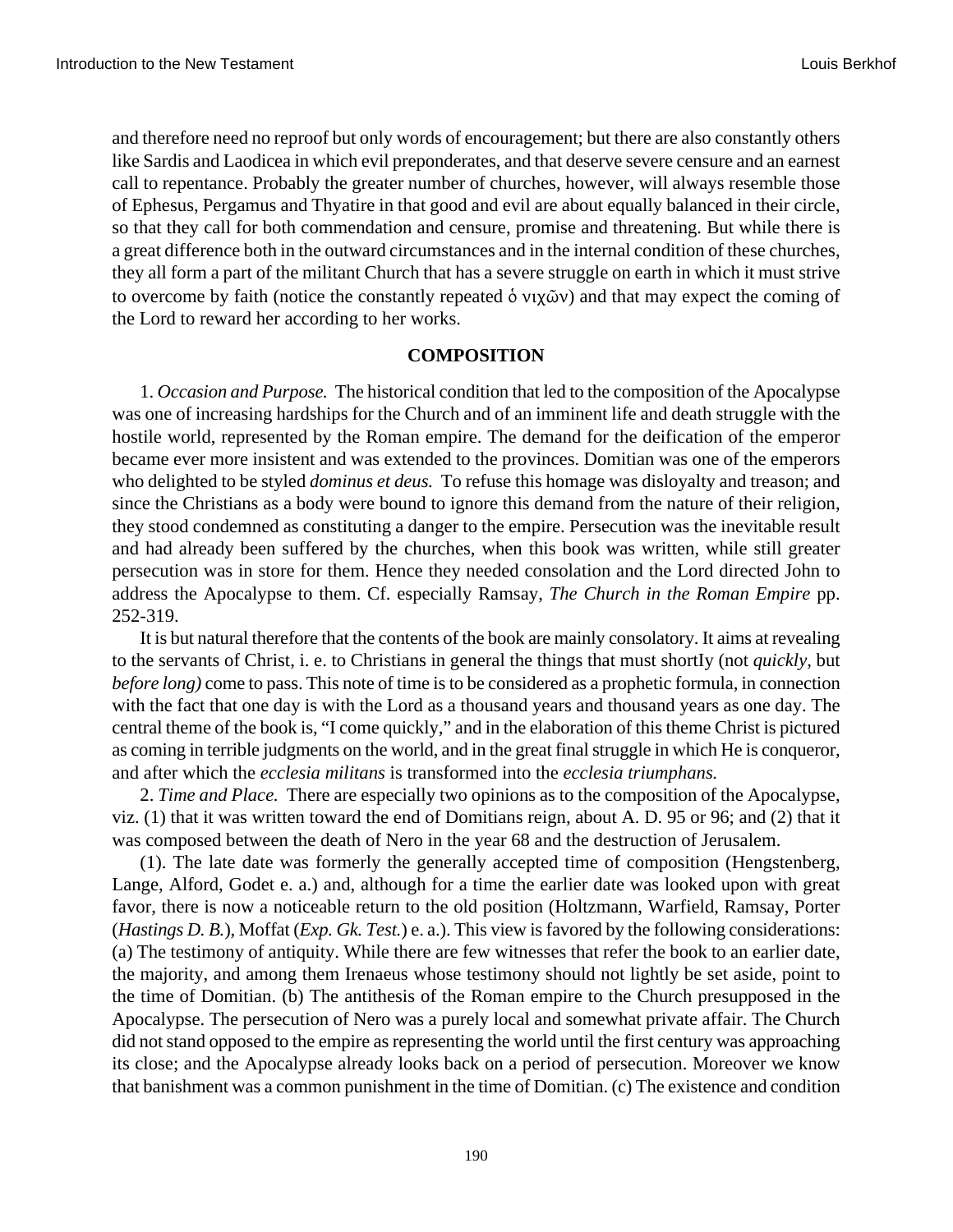and therefore need no reproof but only words of encouragement; but there are also constantly others like Sardis and Laodicea in which evil preponderates, and that deserve severe censure and an earnest call to repentance. Probably the greater number of churches, however, will always resemble those of Ephesus, Pergamus and Thyatire in that good and evil are about equally balanced in their circle, so that they call for both commendation and censure, promise and threatening. But while there is a great difference both in the outward circumstances and in the internal condition of these churches, they all form a part of the militant Church that has a severe struggle on earth in which it must strive to overcome by faith (notice the constantly repeated ὁ νιχῶν) and that may expect the coming of the Lord to reward her according to her works.

### COMPOSITION

1. *Occasion and Purpose.* The historical condition that led to the composition of the Apocalypse was one of increasing hardships for the Church and of an imminent life and death struggle with the hostile world, represented by the Roman empire. The demand for the deification of the emperor became ever more insistent and was extended to the provinces. Domitian was one of the emperors who delighted to be styled *dominus et deus.* To refuse this homage was disloyalty and treason; and since the Christians as a body were bound to ignore this demand from the nature of their religion, they stood condemned as constituting a danger to the empire. Persecution was the inevitable result and had already been suffered by the churches, when this book was written, while still greater persecution was in store for them. Hence they needed consolation and the Lord directed John to address the Apocalypse to them. Cf. especially Ramsay, *The Church in the Roman Empire* pp. 252-319.

It is but natural therefore that the contents of the book are mainly consolatory. It aims at revealing to the servants of Christ, i. e. to Christians in general the things that must shortly (not *quickly*, but *before long)* come to pass. This note of time is to be considered as a prophetic formula, in connection with the fact that one day is with the Lord as a thousand years and thousand years as one day. The central theme of the book is, "I come quickly," and in the elaboration of this theme Christ is pictured as coming in terrible judgments on the world, and in the great final struggle in which He is conqueror, and after which the *ecclesia militans* is transformed into the *ecclesia triumphans.*

2. *Time and Place.* There are especially two opinions as to the composition of the Apocalypse, viz. (1) that it was written toward the end of Domitians reign, about A. D. 95 or 96; and (2) that it was composed between the death of Nero in the year 68 and the destruction of Jerusalem.

(1). The late date was formerly the generally accepted time of composition (Hengstenberg, Lange, Alford, Godet e. a.) and, although for a time the earlier date was looked upon with great favor, there is now a noticeable return to the old position (Holtzmann, Warfield, Ramsay, Porter (*Hastings D. B.*), Moffat (*Exp. Gk. Test.*) e. a.). This view is favored by the following considerations: (a) The testimony of antiquity. While there are few witnesses that refer the book to an earlier date, the majority, and among them Irenaeus whose testimony should not lightly be set aside, point to the time of Domitian. (b) The antithesis of the Roman empire to the Church presupposed in the Apocalypse. The persecution of Nero was a purely local and somewhat private affair. The Church did not stand opposed to the empire as representing the world until the first century was approaching its close; and the Apocalypse already looks back on a period of persecution. Moreover we know that banishment was a common punishment in the time of Domitian. (c) The existence and condition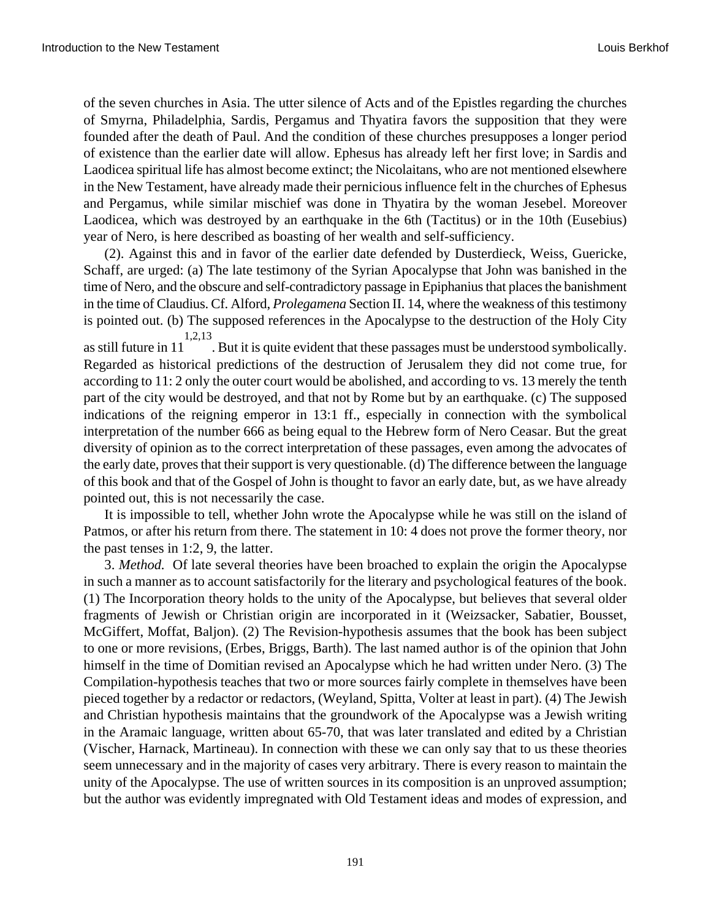of the seven churches in Asia. The utter silence of Acts and of the Epistles regarding the churches of Smyrna, Philadelphia, Sardis, Pergamus and Thyatira favors the supposition that they were founded after the death of Paul. And the condition of these churches presupposes a longer period of existence than the earlier date will allow. Ephesus has already left her first love; in Sardis and Laodicea spiritual life has almost become extinct; the Nicolaitans, who are not mentioned elsewhere in the New Testament, have already made their pernicious influence felt in the churches of Ephesus and Pergamus, while similar mischief was done in Thyatira by the woman Jesebel. Moreover Laodicea, which was destroyed by an earthquake in the 6th (Tactitus) or in the 10th (Eusebius) year of Nero, is here described as boasting of her wealth and self-sufficiency.

(2). Against this and in favor of the earlier date defended by Dusterdieck, Weiss, Guericke, Schaff, are urged: (a) The late testimony of the Syrian Apocalypse that John was banished in the time of Nero, and the obscure and self-contradictory passage in Epiphanius that places the banishment in the time of Claudius. Cf. Alford, *Prolegamena* Section II. 14, where the weakness of this testimony is pointed out. (b) The supposed references in the Apocalypse to the destruction of the Holy City as still future in 11[1,2,13]. But it is quite evident that these passages must be understood symbolically. Regarded as historical predictions of the destruction of Jerusalem they did not come true, for according to 11: 2 only the outer court would be abolished, and according to vs. 13 merely the tenth part of the city would be destroyed, and that not by Rome but by an earthquake. (c) The supposed indications of the reigning emperor in 13:1 ff., especially in connection with the symbolical interpretation of the number 666 as being equal to the Hebrew form of Nero Ceasar. But the great diversity of opinion as to the correct interpretation of these passages, even among the advocates of the early date, proves that their support is very questionable. (d) The difference between the language of this book and that of the Gospel of John is thought to favor an early date, but, as we have already pointed out, this is not necessarily the case.

It is impossible to tell, whether John wrote the Apocalypse while he was still on the island of Patmos, or after his return from there. The statement in 10: 4 does not prove the former theory, nor the past tenses in 1:2, 9, the latter.

3. *Method.* Of late several theories have been broached to explain the origin the Apocalypse in such a manner as to account satisfactorily for the literary and psychological features of the book. (1) The Incorporation theory holds to the unity of the Apocalypse, but believes that several older fragments of Jewish or Christian origin are incorporated in it (Weizsacker, Sabatier, Bousset, McGiffert, Moffat, Baljon). (2) The Revision-hypothesis assumes that the book has been subject to one or more revisions, (Erbes, Briggs, Barth). The last named author is of the opinion that John himself in the time of Domitian revised an Apocalypse which he had written under Nero. (3) The Compilation-hypothesis teaches that two or more sources fairly complete in themselves have been pieced together by a redactor or redactors, (Weyland, Spitta, Volter at least in part). (4) The Jewish and Christian hypothesis maintains that the groundwork of the Apocalypse was a Jewish writing in the Aramaic language, written about 65-70, that was later translated and edited by a Christian (Vischer, Harnack, Martineau). In connection with these we can only say that to us these theories seem unnecessary and in the majority of cases very arbitrary. There is every reason to maintain the unity of the Apocalypse. The use of written sources in its composition is an unproved assumption; but the author was evidently impregnated with Old Testament ideas and modes of expression, and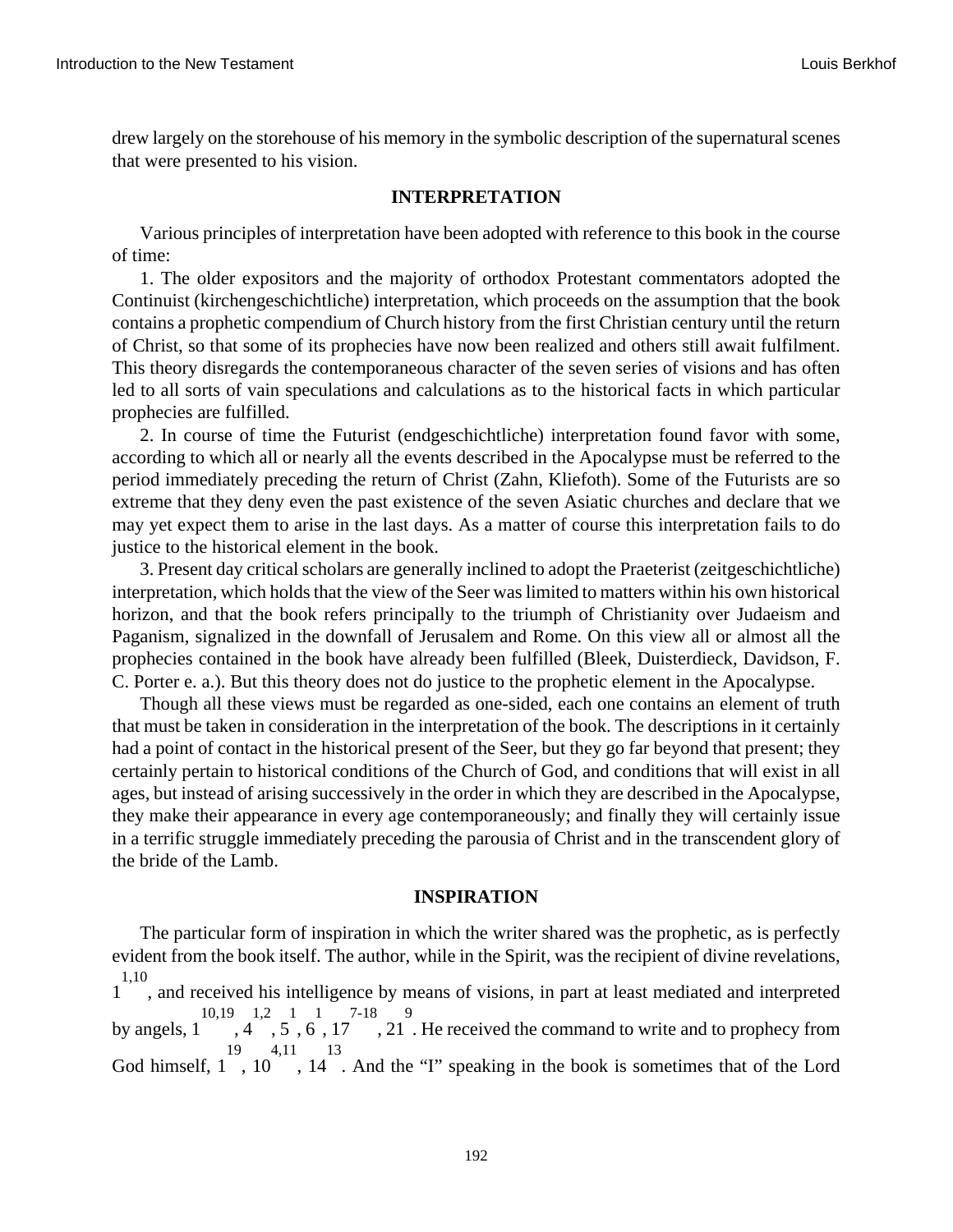drew largely on the storehouse of his memory in the symbolic description of the supernatural scenes that were presented to his vision.

### INTERPRETATION

Various principles of interpretation have been adopted with reference to this book in the course of time:

1. The older expositors and the majority of orthodox Protestant commentators adopted the Continuist (kirchengeschichtliche) interpretation, which proceeds on the assumption that the book contains a prophetic compendium of Church history from the first Christian century until the return of Christ, so that some of its prophecies have now been realized and others still await fulfilment. This theory disregards the contemporaneous character of the seven series of visions and has often led to all sorts of vain speculations and calculations as to the historical facts in which particular prophecies are fulfilled.

2. In course of time the Futurist (endgeschichtliche) interpretation found favor with some, according to which all or nearly all the events described in the Apocalypse must be referred to the period immediately preceding the return of Christ (Zahn, Kliefoth). Some of the Futurists are so extreme that they deny even the past existence of the seven Asiatic churches and declare that we may yet expect them to arise in the last days. As a matter of course this interpretation fails to do justice to the historical element in the book.

3. Present day critical scholars are generally inclined to adopt the Praeterist (zeitgeschichtliche) interpretation, which holds that the view of the Seer was limited to matters within his own historical horizon, and that the book refers principally to the triumph of Christianity over Judaeism and Paganism, signalized in the downfall of Jerusalem and Rome. On this view all or almost all the prophecies contained in the book have already been fulfilled (Bleek, Duisterdieck, Davidson, F. C. Porter e. a.). But this theory does not do justice to the prophetic element in the Apocalypse.

Though all these views must be regarded as one-sided, each one contains an element of truth that must be taken in consideration in the interpretation of the book. The descriptions in it certainly had a point of contact in the historical present of the Seer, but they go far beyond that present; they certainly pertain to historical conditions of the Church of God, and conditions that will exist in all ages, but instead of arising successively in the order in which they are described in the Apocalypse, they make their appearance in every age contemporaneously; and finally they will certainly issue in a terrific struggle immediately preceding the parousia of Christ and in the transcendent glory of the bride of the Lamb.

### INSPIRATION

The particular form of inspiration in which the writer shared was the prophetic, as is perfectly evident from the book itself. The author, while in the Spirit, was the recipient of divine revelations, 1:1,10, and received his intelligence by means of visions, in part at least mediated and interpreted by angels, 1:10,19, 4:1,2, 5:1, 6:1, 17:7-18, 21:9. He received the command to write and to prophecy from God himself, 1:19, 10:4,11, 14:13. And the “I” speaking in the book is sometimes that of the Lord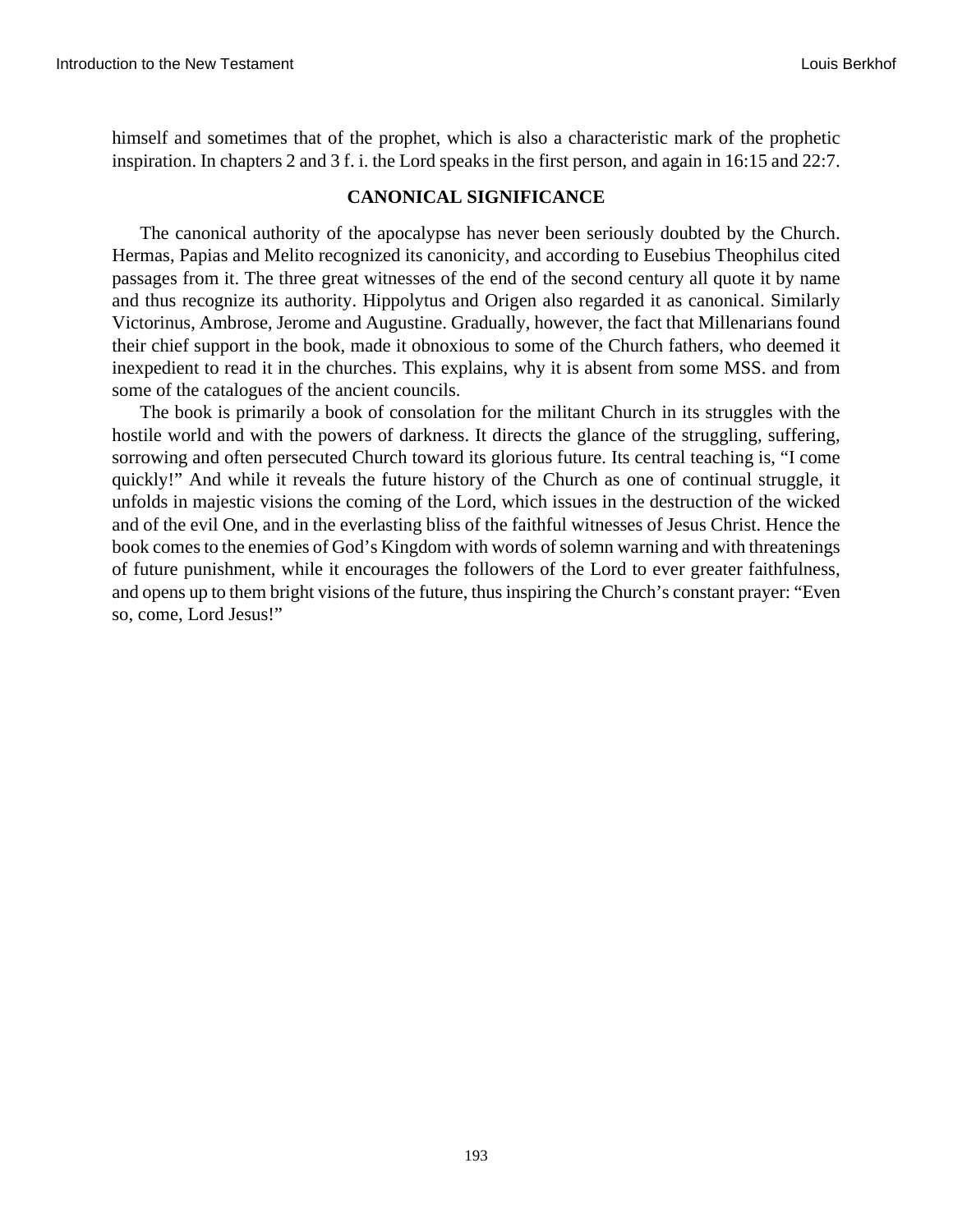himself and sometimes that of the prophet, which is also a characteristic mark of the prophetic inspiration. In chapters 2 and 3 f. i. the Lord speaks in the first person, and again in 16:15 and 22:7.

## CANONICAL SIGNIFICANCE

The canonical authority of the apocalypse has never been seriously doubted by the Church. Hermas, Papias and Melito recognized its canonicity, and according to Eusebius Theophilus cited passages from it. The three great witnesses of the end of the second century all quote it by name and thus recognize its authority. Hippolytus and Origen also regarded it as canonical. Similarly Victorinus, Ambrose, Jerome and Augustine. Gradually, however, the fact that Millenarians found their chief support in the book, made it obnoxious to some of the Church fathers, who deemed it inexpedient to read it in the churches. This explains, why it is absent from some MSS. and from some of the catalogues of the ancient councils.

The book is primarily a book of consolation for the militant Church in its struggles with the hostile world and with the powers of darkness. It directs the glance of the struggling, suffering, sorrowing and often persecuted Church toward its glorious future. Its central teaching is, "I come quickly!" And while it reveals the future history of the Church as one of continual struggle, it unfolds in majestic visions the coming of the Lord, which issues in the destruction of the wicked and of the evil One, and in the everlasting bliss of the faithful witnesses of Jesus Christ. Hence the book comes to the enemies of God's Kingdom with words of solemn warning and with threatenings of future punishment, while it encourages the followers of the Lord to ever greater faithfulness, and opens up to them bright visions of the future, thus inspiring the Church's constant prayer: "Even so, come, Lord Jesus!"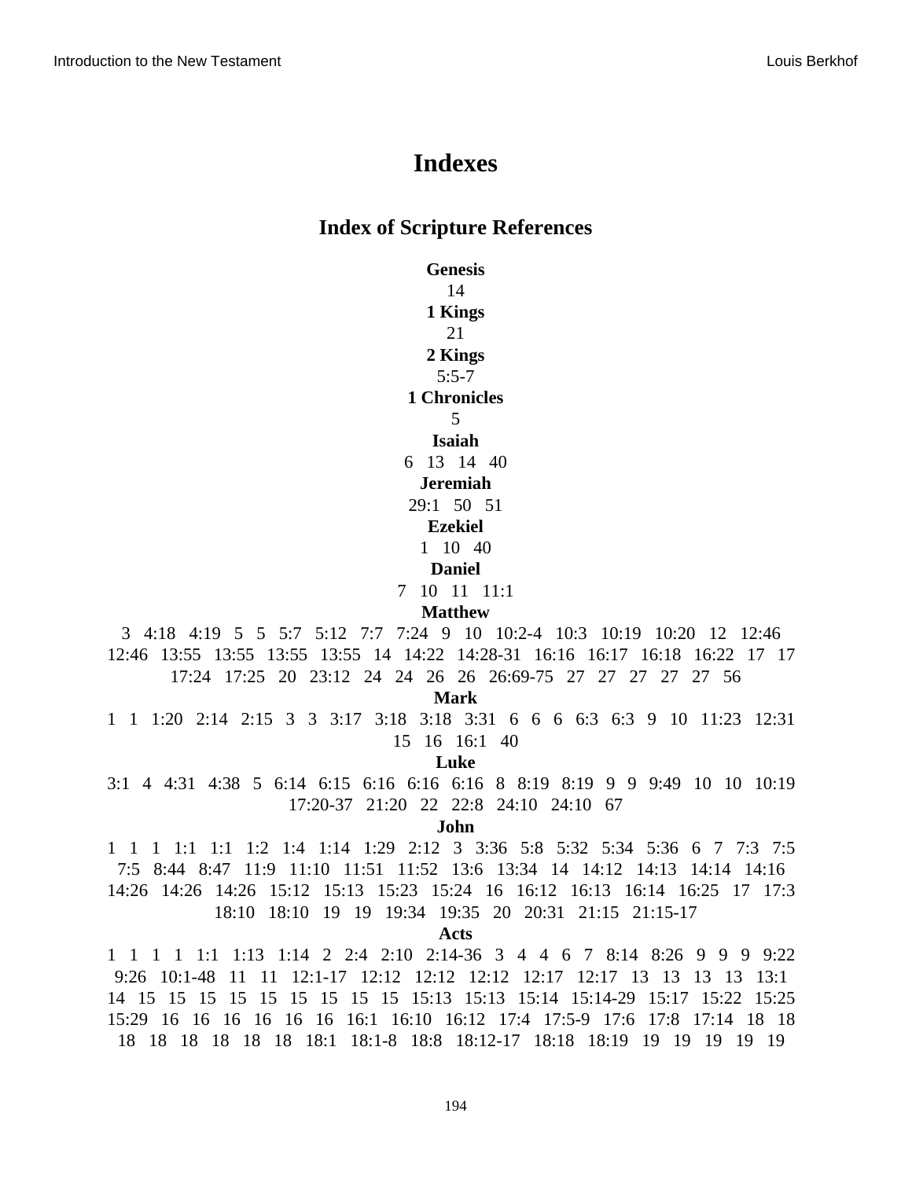# Indexes

## Index of Scripture References

**Genesis**
14
**1 Kings**
21
**2 Kings**
5:5-7
**1 Chronicles**
5
**Isaiah**
6   13   14   40
**Jeremiah**
29:1   50   51
**Ezekiel**
1   10   40
**Daniel**
7   10   11   11:1
**Matthew**
3   4:18   4:19   5   5   5:7   5:12   7:7   7:24   9   10   10:2-4   10:3   10:19   10:20   12   12:46   12:46   13:55   13:55   13:55   13:55   14   14:22   14:28-31   16:16   16:17   16:18   16:22   17   17   17:24   17:25   20   23:12   24   24   26   26   26:69-75   27   27   27   27   27   56
**Mark**
1   1   1:20   2:14   2:15   3   3   3:17   3:18   3:18   3:31   6   6   6   6:3   6:3   9   10   11:23   12:31   15   16   16:1   40
**Luke**
3:1   4   4:31   4:38   5   6:14   6:15   6:16   6:16   6:16   8   8:19   8:19   9   9   9:49   10   10   10:19   17:20-37   21:20   22   22:8   24:10   24:10   67
**John**
1   1   1   1:1   1:1   1:2   1:4   1:14   1:29   2:12   3   3:36   5:8   5:32   5:34   5:36   6   7   7:3   7:5   7:5   8:44   8:47   11:9   11:10   11:51   11:52   13:6   13:34   14   14:12   14:13   14:14   14:16   14:26   14:26   14:26   15:12   15:13   15:23   15:24   16   16:12   16:13   16:14   16:25   17   17:3   18:10   18:10   19   19   19:34   19:35   20   20:31   21:15   21:15-17
**Acts**
1   1   1   1   1:1   1:13   1:14   2   2:4   2:10   2:14-36   3   4   4   6   7   8:14   8:26   9   9   9   9:22   9:26   10:1-48   11   11   12:1-17   12:12   12:12   12:12   12:17   12:17   13   13   13   13   13:1   14   15   15   15   15   15   15   15   15   15   15:13   15:13   15:14   15:14-29   15:17   15:22   15:25   15:29   16   16   16   16   16   16   16:1   16:10   16:12   17:4   17:5-9   17:6   17:8   17:14   18   18   18   18   18   18   18   18   18:1   18:1-8   18:8   18:12-17   18:18   18:19   19   19   19   19   19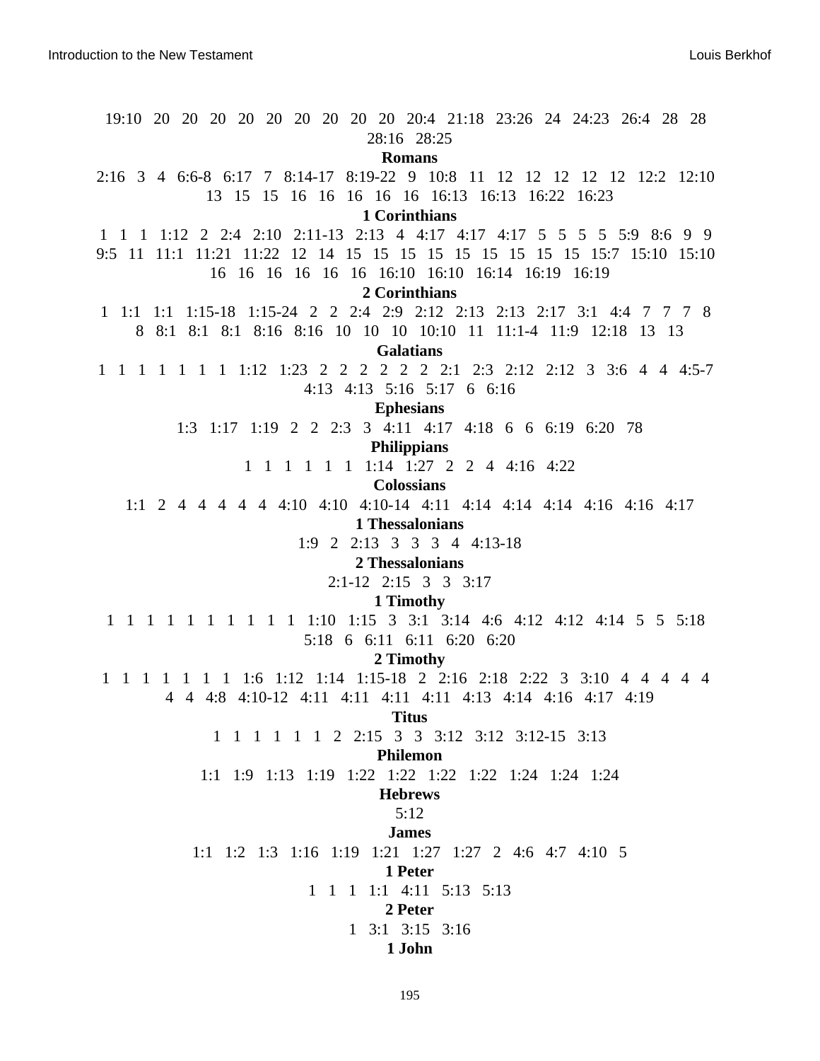19:10   20   20   20   20   20   20   20   20   20   20:4   21:18   23:26   24   24:23   26:4   28   28   28:16   28:25

**Romans**

2:16   3   4   6:6-8   6:17   7   8:14-17   8:19-22   9   10:8   11   12   12   12   12   12   12:2   12:10   13   15   15   16   16   16   16   16   16:13   16:13   16:22   16:23

**1 Corinthians**

1   1   1   1:12   2   2:4   2:10   2:11-13   2:13   4   4:17   4:17   4:17   5   5   5   5   5:9   8:6   9   9   9:5   11   11:1   11:21   11:22   12   14   15   15   15   15   15   15   15   15   15   15:7   15:10   15:10   16   16   16   16   16   16   16:10   16:10   16:14   16:19   16:19

**2 Corinthians**

1   1:1   1:1   1:15-18   1:15-24   2   2   2:4   2:9   2:12   2:13   2:13   2:17   3:1   4:4   7   7   7   8   8   8:1   8:1   8:1   8:16   8:16   10   10   10   10:10   11   11:1-4   11:9   12:18   13   13

**Galatians**

1   1   1   1   1   1   1   1:12   1:23   2   2   2   2   2   2   2:1   2:3   2:12   2:12   3   3:6   4   4   4:5-7   4:13   4:13   5:16   5:17   6   6:16

**Ephesians**

1:3   1:17   1:19   2   2   2:3   3   4:11   4:17   4:18   6   6   6:19   6:20   78

**Philippians**

1   1   1   1   1   1   1:14   1:27   2   2   4   4:16   4:22

**Colossians**

1:1   2   4   4   4   4   4   4:10   4:10   4:10-14   4:11   4:14   4:14   4:14   4:16   4:16   4:17

**1 Thessalonians**

1:9   2   2:13   3   3   3   4   4:13-18

**2 Thessalonians**

2:1-12   2:15   3   3   3:17

**1 Timothy**

1   1   1   1   1   1   1   1   1   1   1:10   1:15   3   3:1   3:14   4:6   4:12   4:12   4:14   5   5   5:18   5:18   6   6:11   6:11   6:20   6:20

**2 Timothy**

1   1   1   1   1   1   1   1:6   1:12   1:14   1:15-18   2   2:16   2:18   2:22   3   3:10   4   4   4   4   4   4   4   4:8   4:10-12   4:11   4:11   4:11   4:11   4:13   4:14   4:16   4:17   4:19

**Titus**

1   1   1   1   1   1   2   2:15   3   3   3:12   3:12   3:12-15   3:13

**Philemon**

1:1   1:9   1:13   1:19   1:22   1:22   1:22   1:22   1:24   1:24   1:24

**Hebrews**

5:12

**James**

1:1   1:2   1:3   1:16   1:19   1:21   1:27   1:27   2   4:6   4:7   4:10   5

**1 Peter**

1   1   1   1:1   4:11   5:13   5:13

**2 Peter**

1   3:1   3:15   3:16

**1 John**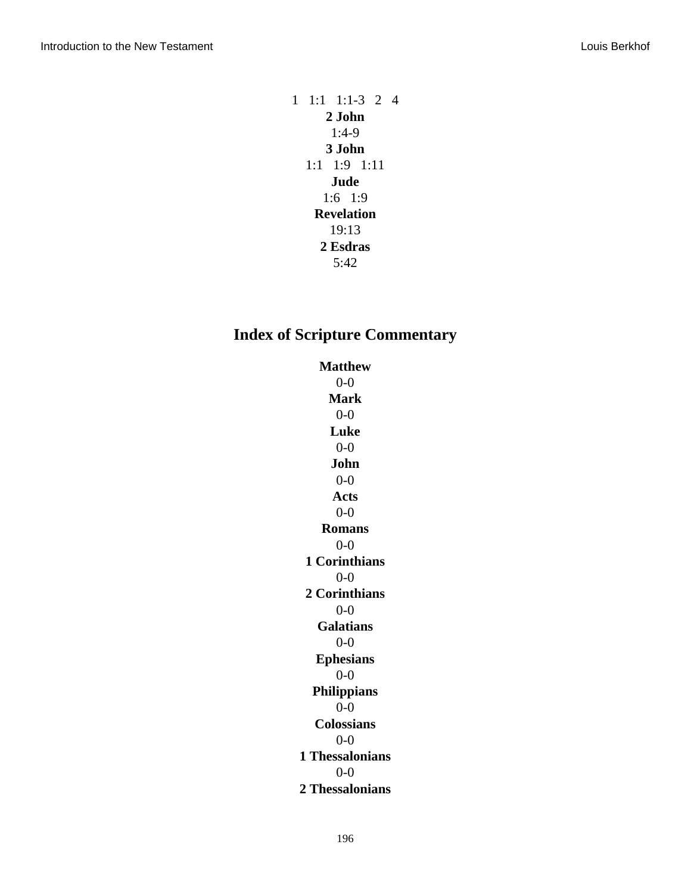1   1:1   1:1-3   2   4

**2 John**

1:4-9

**3 John**

1:1   1:9   1:11

**Jude**

1:6   1:9

**Revelation**

19:13

**2 Esdras**

5:42

## Index of Scripture Commentary

**Matthew**

0-0

**Mark**

0-0

**Luke**

0-0

**John**

0-0

**Acts**

0-0

**Romans**

0-0

**1 Corinthians**

0-0

**2 Corinthians**

0-0

**Galatians**

0-0

**Ephesians**

0-0

**Philippians**

0-0

**Colossians**

0-0

**1 Thessalonians**

0-0

**2 Thessalonians**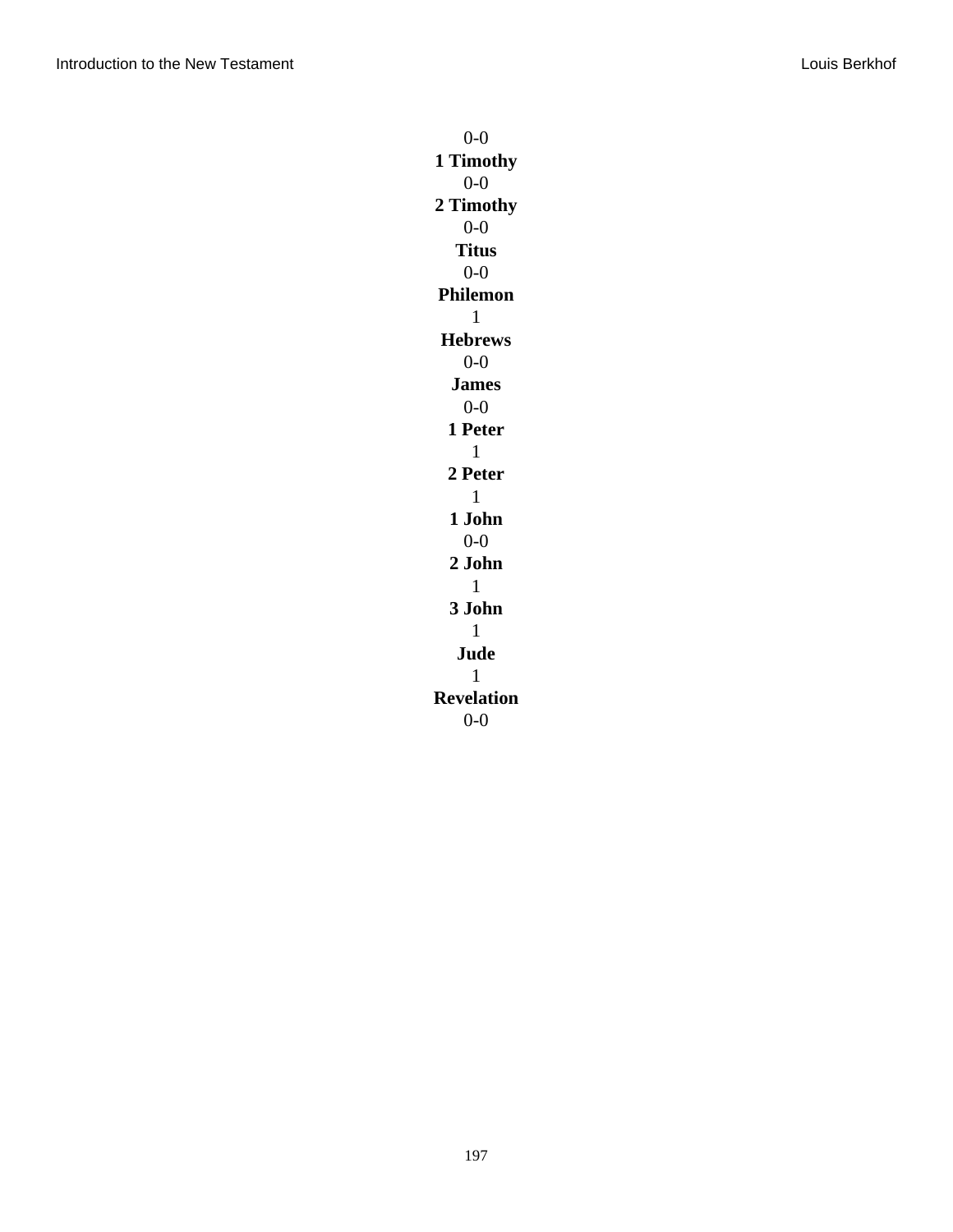0-0

**1 Timothy**

0-0

**2 Timothy**

0-0

**Titus**

0-0

**Philemon**

1

**Hebrews**

0-0

**James**

0-0

**1 Peter**

1

**2 Peter**

1

**1 John**

0-0

**2 John**

1

**3 John**

1

**Jude**

1

**Revelation**

0-0